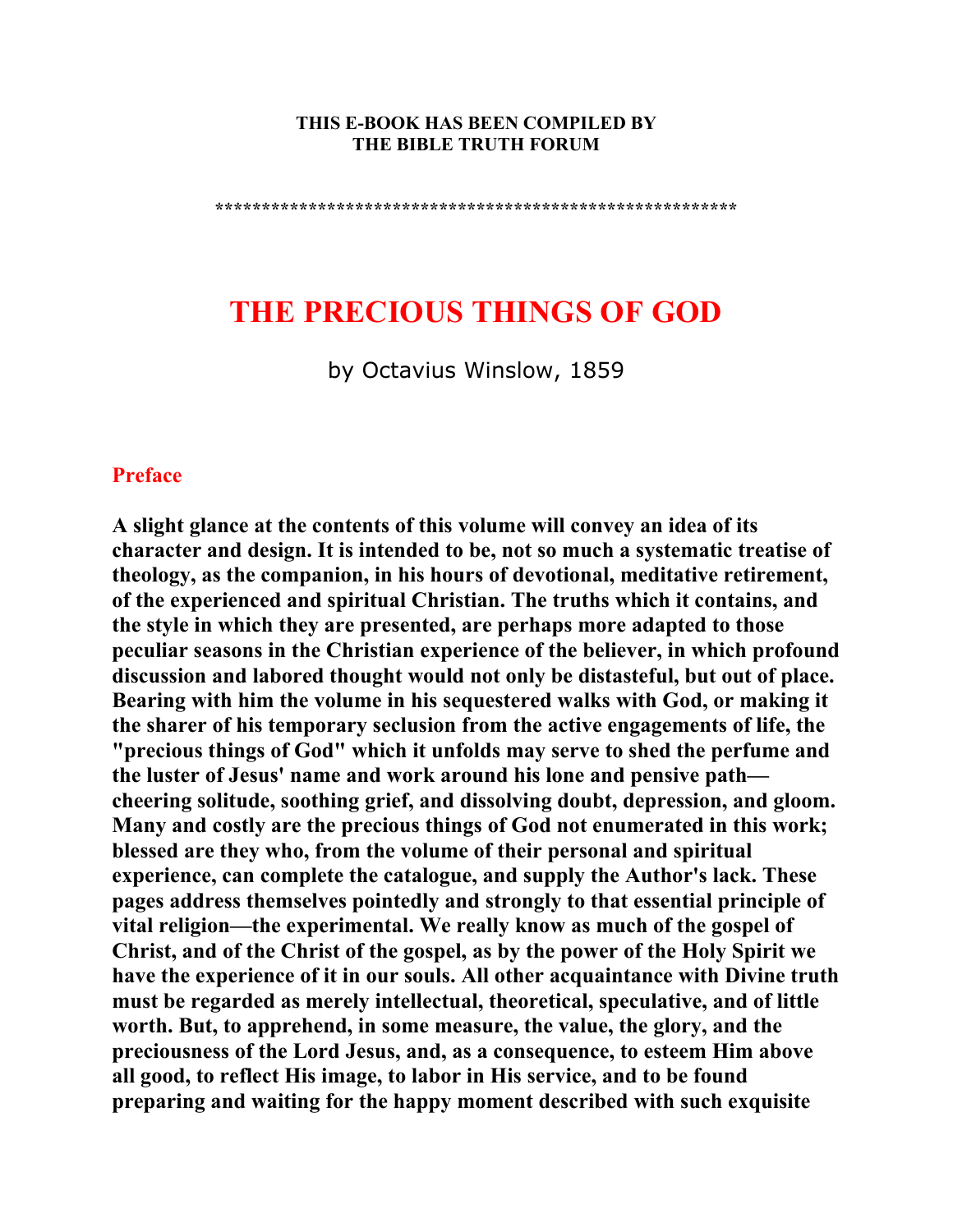**THIS E-BOOK HAS BEEN COMPILED BY THE BIBLE TRUTH FORUM**

*******************************************************

# THE PRECIOUS THINGS OF GOD

by Octavius Winslow, 1859

## Preface

**A slight glance at the contents of this volume will convey an idea of its character and design. It is intended to be, not so much a systematic treatise of theology, as the companion, in his hours of devotional, meditative retirement, of the experienced and spiritual Christian. The truths which it contains, and the style in which they are presented, are perhaps more adapted to those peculiar seasons in the Christian experience of the believer, in which profound discussion and labored thought would not only be distasteful, but out of place. Bearing with him the volume in his sequestered walks with God, or making it the sharer of his temporary seclusion from the active engagements of life, the "precious things of God" which it unfolds may serve to shed the perfume and the luster of Jesus' name and work around his lone and pensive path—cheering solitude, soothing grief, and dissolving doubt, depression, and gloom. Many and costly are the precious things of God not enumerated in this work; blessed are they who, from the volume of their personal and spiritual experience, can complete the catalogue, and supply the Author's lack. These pages address themselves pointedly and strongly to that essential principle of vital religion—the experimental. We really know as much of the gospel of Christ, and of the Christ of the gospel, as by the power of the Holy Spirit we have the experience of it in our souls. All other acquaintance with Divine truth must be regarded as merely intellectual, theoretical, speculative, and of little worth. But, to apprehend, in some measure, the value, the glory, and the preciousness of the Lord Jesus, and, as a consequence, to esteem Him above all good, to reflect His image, to labor in His service, and to be found preparing and waiting for the happy moment described with such exquisite**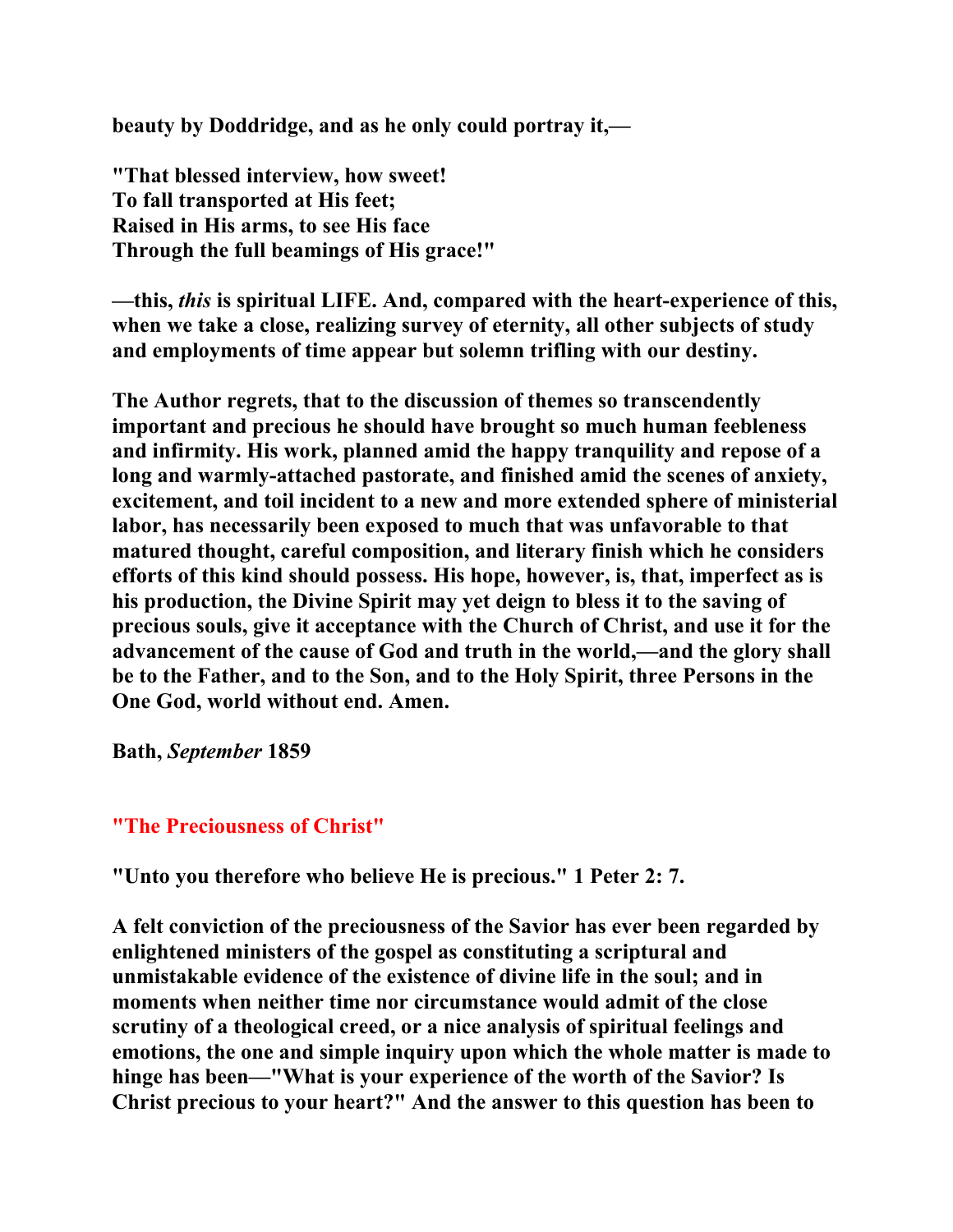**beauty by Doddridge, and as he only could portray it,—**

**"That blessed interview, how sweet!**
**To fall transported at His feet;**
**Raised in His arms, to see His face**
**Through the full beamings of His grace!"**

**—this, *this* is spiritual LIFE. And, compared with the heart-experience of this, when we take a close, realizing survey of eternity, all other subjects of study and employments of time appear but solemn trifling with our destiny.**

**The Author regrets, that to the discussion of themes so transcendently important and precious he should have brought so much human feebleness and infirmity. His work, planned amid the happy tranquility and repose of a long and warmly-attached pastorate, and finished amid the scenes of anxiety, excitement, and toil incident to a new and more extended sphere of ministerial labor, has necessarily been exposed to much that was unfavorable to that matured thought, careful composition, and literary finish which he considers efforts of this kind should possess. His hope, however, is, that, imperfect as is his production, the Divine Spirit may yet deign to bless it to the saving of precious souls, give it acceptance with the Church of Christ, and use it for the advancement of the cause of God and truth in the world,—and the glory shall be to the Father, and to the Son, and to the Holy Spirit, three Persons in the One God, world without end. Amen.**

**Bath, *September* 1859**

## "The Preciousness of Christ"

**"Unto you therefore who believe He is precious." 1 Peter 2: 7.**

**A felt conviction of the preciousness of the Savior has ever been regarded by enlightened ministers of the gospel as constituting a scriptural and unmistakable evidence of the existence of divine life in the soul; and in moments when neither time nor circumstance would admit of the close scrutiny of a theological creed, or a nice analysis of spiritual feelings and emotions, the one and simple inquiry upon which the whole matter is made to hinge has been—"What is your experience of the worth of the Savior? Is Christ precious to your heart?" And the answer to this question has been to**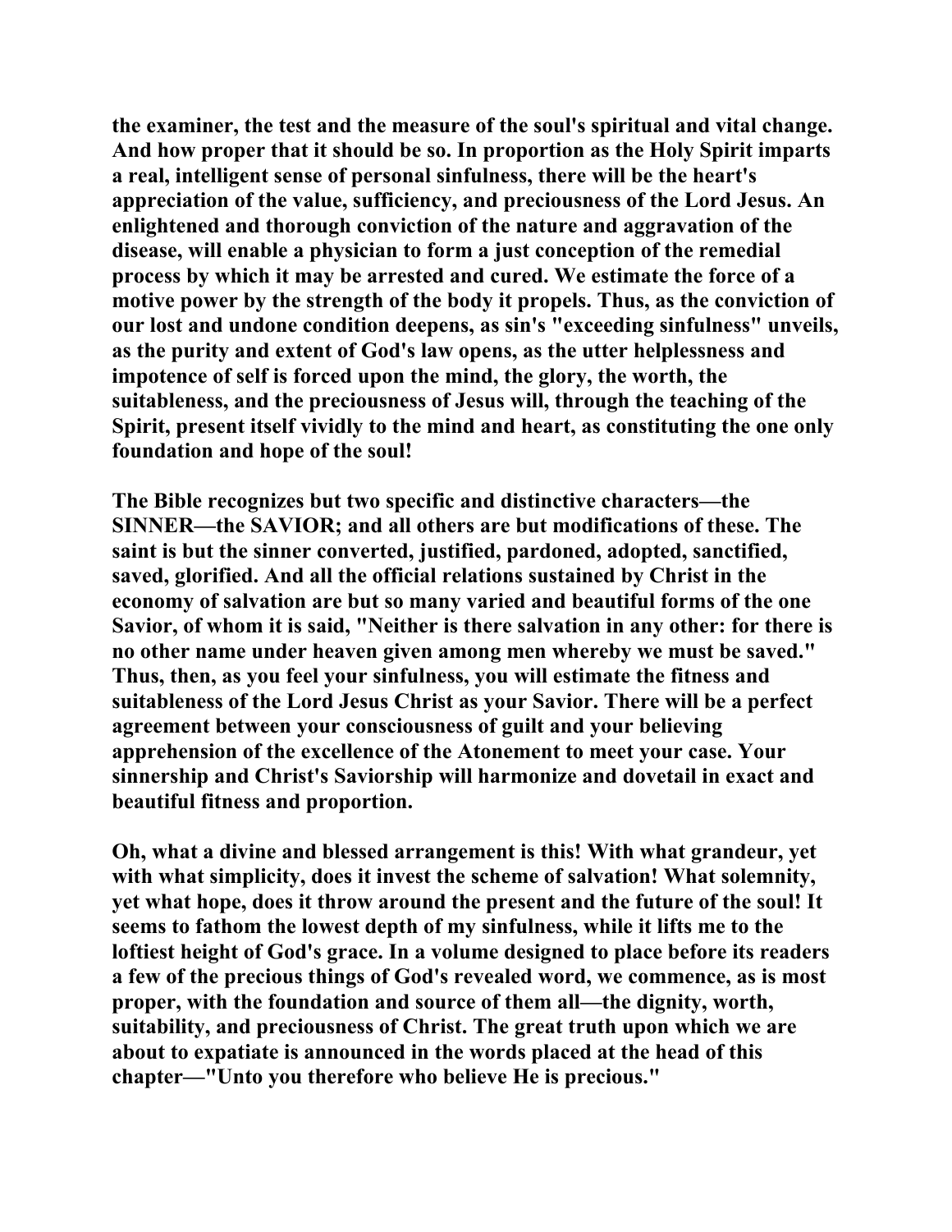the examiner, the test and the measure of the soul's spiritual and vital change. And how proper that it should be so. In proportion as the Holy Spirit imparts a real, intelligent sense of personal sinfulness, there will be the heart's appreciation of the value, sufficiency, and preciousness of the Lord Jesus. An enlightened and thorough conviction of the nature and aggravation of the disease, will enable a physician to form a just conception of the remedial process by which it may be arrested and cured. We estimate the force of a motive power by the strength of the body it propels. Thus, as the conviction of our lost and undone condition deepens, as sin's "exceeding sinfulness" unveils, as the purity and extent of God's law opens, as the utter helplessness and impotence of self is forced upon the mind, the glory, the worth, the suitableness, and the preciousness of Jesus will, through the teaching of the Spirit, present itself vividly to the mind and heart, as constituting the one only foundation and hope of the soul!

The Bible recognizes but two specific and distinctive characters—the SINNER—the SAVIOR; and all others are but modifications of these. The saint is but the sinner converted, justified, pardoned, adopted, sanctified, saved, glorified. And all the official relations sustained by Christ in the economy of salvation are but so many varied and beautiful forms of the one Savior, of whom it is said, "Neither is there salvation in any other: for there is no other name under heaven given among men whereby we must be saved." Thus, then, as you feel your sinfulness, you will estimate the fitness and suitableness of the Lord Jesus Christ as your Savior. There will be a perfect agreement between your consciousness of guilt and your believing apprehension of the excellence of the Atonement to meet your case. Your sinnership and Christ's Saviorship will harmonize and dovetail in exact and beautiful fitness and proportion.

Oh, what a divine and blessed arrangement is this! With what grandeur, yet with what simplicity, does it invest the scheme of salvation! What solemnity, yet what hope, does it throw around the present and the future of the soul! It seems to fathom the lowest depth of my sinfulness, while it lifts me to the loftiest height of God's grace. In a volume designed to place before its readers a few of the precious things of God's revealed word, we commence, as is most proper, with the foundation and source of them all—the dignity, worth, suitability, and preciousness of Christ. The great truth upon which we are about to expatiate is announced in the words placed at the head of this chapter—"Unto you therefore who believe He is precious."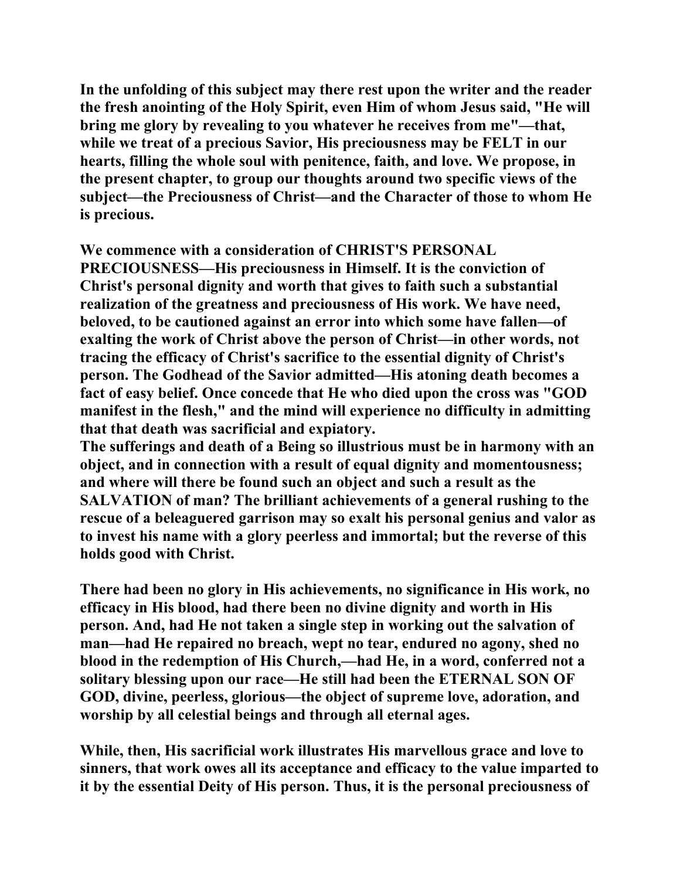**In the unfolding of this subject may there rest upon the writer and the reader the fresh anointing of the Holy Spirit, even Him of whom Jesus said, "He will bring me glory by revealing to you whatever he receives from me"—that, while we treat of a precious Savior, His preciousness may be FELT in our hearts, filling the whole soul with penitence, faith, and love. We propose, in the present chapter, to group our thoughts around two specific views of the subject—the Preciousness of Christ—and the Character of those to whom He is precious.**

**We commence with a consideration of CHRIST'S PERSONAL PRECIOUSNESS—His preciousness in Himself. It is the conviction of Christ's personal dignity and worth that gives to faith such a substantial realization of the greatness and preciousness of His work. We have need, beloved, to be cautioned against an error into which some have fallen—of exalting the work of Christ above the person of Christ—in other words, not tracing the efficacy of Christ's sacrifice to the essential dignity of Christ's person. The Godhead of the Savior admitted—His atoning death becomes a fact of easy belief. Once concede that He who died upon the cross was "GOD manifest in the flesh," and the mind will experience no difficulty in admitting that that death was sacrificial and expiatory.**

**The sufferings and death of a Being so illustrious must be in harmony with an object, and in connection with a result of equal dignity and momentousness; and where will there be found such an object and such a result as the SALVATION of man? The brilliant achievements of a general rushing to the rescue of a beleaguered garrison may so exalt his personal genius and valor as to invest his name with a glory peerless and immortal; but the reverse of this holds good with Christ.**

**There had been no glory in His achievements, no significance in His work, no efficacy in His blood, had there been no divine dignity and worth in His person. And, had He not taken a single step in working out the salvation of man—had He repaired no breach, wept no tear, endured no agony, shed no blood in the redemption of His Church,—had He, in a word, conferred not a solitary blessing upon our race—He still had been the ETERNAL SON OF GOD, divine, peerless, glorious—the object of supreme love, adoration, and worship by all celestial beings and through all eternal ages.**

**While, then, His sacrificial work illustrates His marvellous grace and love to sinners, that work owes all its acceptance and efficacy to the value imparted to it by the essential Deity of His person. Thus, it is the personal preciousness of**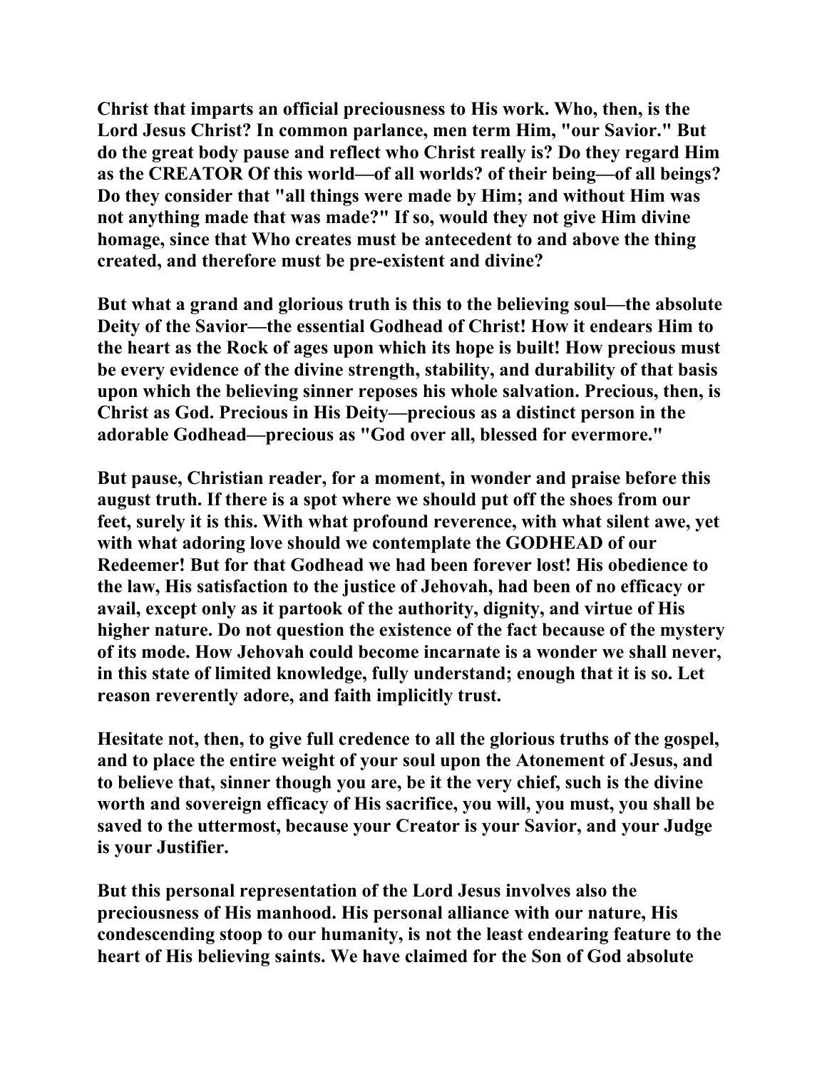Christ that imparts an official preciousness to His work. Who, then, is the Lord Jesus Christ? In common parlance, men term Him, "our Savior." But do the great body pause and reflect who Christ really is? Do they regard Him as the CREATOR Of this world—of all worlds? of their being—of all beings? Do they consider that "all things were made by Him; and without Him was not anything made that was made?" If so, would they not give Him divine homage, since that Who creates must be antecedent to and above the thing created, and therefore must be pre-existent and divine?

But what a grand and glorious truth is this to the believing soul—the absolute Deity of the Savior—the essential Godhead of Christ! How it endears Him to the heart as the Rock of ages upon which its hope is built! How precious must be every evidence of the divine strength, stability, and durability of that basis upon which the believing sinner reposes his whole salvation. Precious, then, is Christ as God. Precious in His Deity—precious as a distinct person in the adorable Godhead—precious as "God over all, blessed for evermore."

But pause, Christian reader, for a moment, in wonder and praise before this august truth. If there is a spot where we should put off the shoes from our feet, surely it is this. With what profound reverence, with what silent awe, yet with what adoring love should we contemplate the GODHEAD of our Redeemer! But for that Godhead we had been forever lost! His obedience to the law, His satisfaction to the justice of Jehovah, had been of no efficacy or avail, except only as it partook of the authority, dignity, and virtue of His higher nature. Do not question the existence of the fact because of the mystery of its mode. How Jehovah could become incarnate is a wonder we shall never, in this state of limited knowledge, fully understand; enough that it is so. Let reason reverently adore, and faith implicitly trust.

Hesitate not, then, to give full credence to all the glorious truths of the gospel, and to place the entire weight of your soul upon the Atonement of Jesus, and to believe that, sinner though you are, be it the very chief, such is the divine worth and sovereign efficacy of His sacrifice, you will, you must, you shall be saved to the uttermost, because your Creator is your Savior, and your Judge is your Justifier.

But this personal representation of the Lord Jesus involves also the preciousness of His manhood. His personal alliance with our nature, His condescending stoop to our humanity, is not the least endearing feature to the heart of His believing saints. We have claimed for the Son of God absolute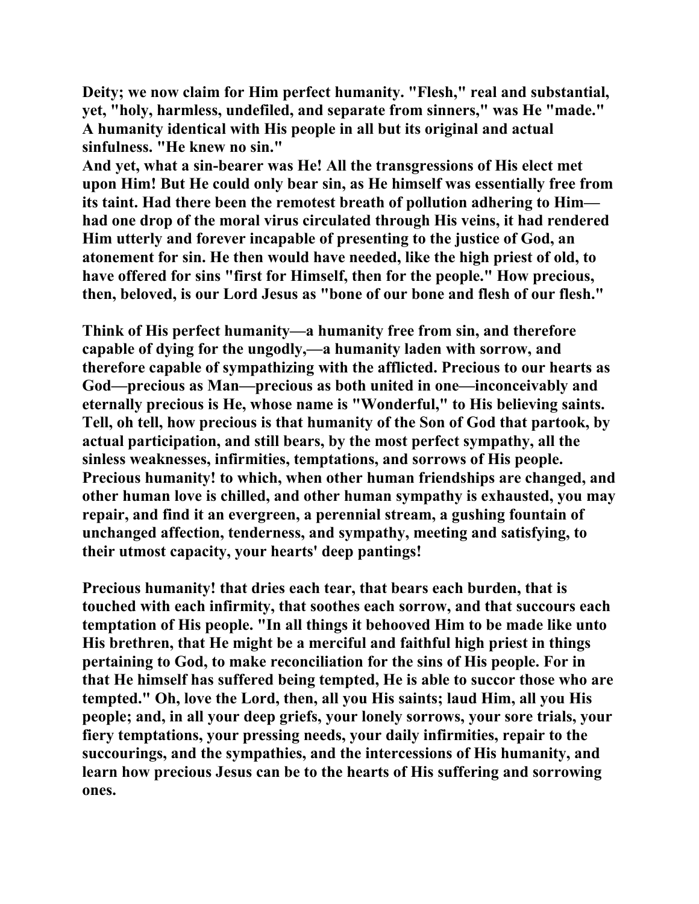**Deity; we now claim for Him perfect humanity. "Flesh," real and substantial, yet, "holy, harmless, undefiled, and separate from sinners," was He "made." A humanity identical with His people in all but its original and actual sinfulness. "He knew no sin."**
**And yet, what a sin-bearer was He! All the transgressions of His elect met upon Him! But He could only bear sin, as He himself was essentially free from its taint. Had there been the remotest breath of pollution adhering to Him—had one drop of the moral virus circulated through His veins, it had rendered Him utterly and forever incapable of presenting to the justice of God, an atonement for sin. He then would have needed, like the high priest of old, to have offered for sins "first for Himself, then for the people." How precious, then, beloved, is our Lord Jesus as "bone of our bone and flesh of our flesh."**

**Think of His perfect humanity—a humanity free from sin, and therefore capable of dying for the ungodly,—a humanity laden with sorrow, and therefore capable of sympathizing with the afflicted. Precious to our hearts as God—precious as Man—precious as both united in one—inconceivably and eternally precious is He, whose name is "Wonderful," to His believing saints. Tell, oh tell, how precious is that humanity of the Son of God that partook, by actual participation, and still bears, by the most perfect sympathy, all the sinless weaknesses, infirmities, temptations, and sorrows of His people. Precious humanity! to which, when other human friendships are changed, and other human love is chilled, and other human sympathy is exhausted, you may repair, and find it an evergreen, a perennial stream, a gushing fountain of unchanged affection, tenderness, and sympathy, meeting and satisfying, to their utmost capacity, your hearts' deep pantings!**

**Precious humanity! that dries each tear, that bears each burden, that is touched with each infirmity, that soothes each sorrow, and that succours each temptation of His people. "In all things it behooved Him to be made like unto His brethren, that He might be a merciful and faithful high priest in things pertaining to God, to make reconciliation for the sins of His people. For in that He himself has suffered being tempted, He is able to succor those who are tempted." Oh, love the Lord, then, all you His saints; laud Him, all you His people; and, in all your deep griefs, your lonely sorrows, your sore trials, your fiery temptations, your pressing needs, your daily infirmities, repair to the succourings, and the sympathies, and the intercessions of His humanity, and learn how precious Jesus can be to the hearts of His suffering and sorrowing ones.**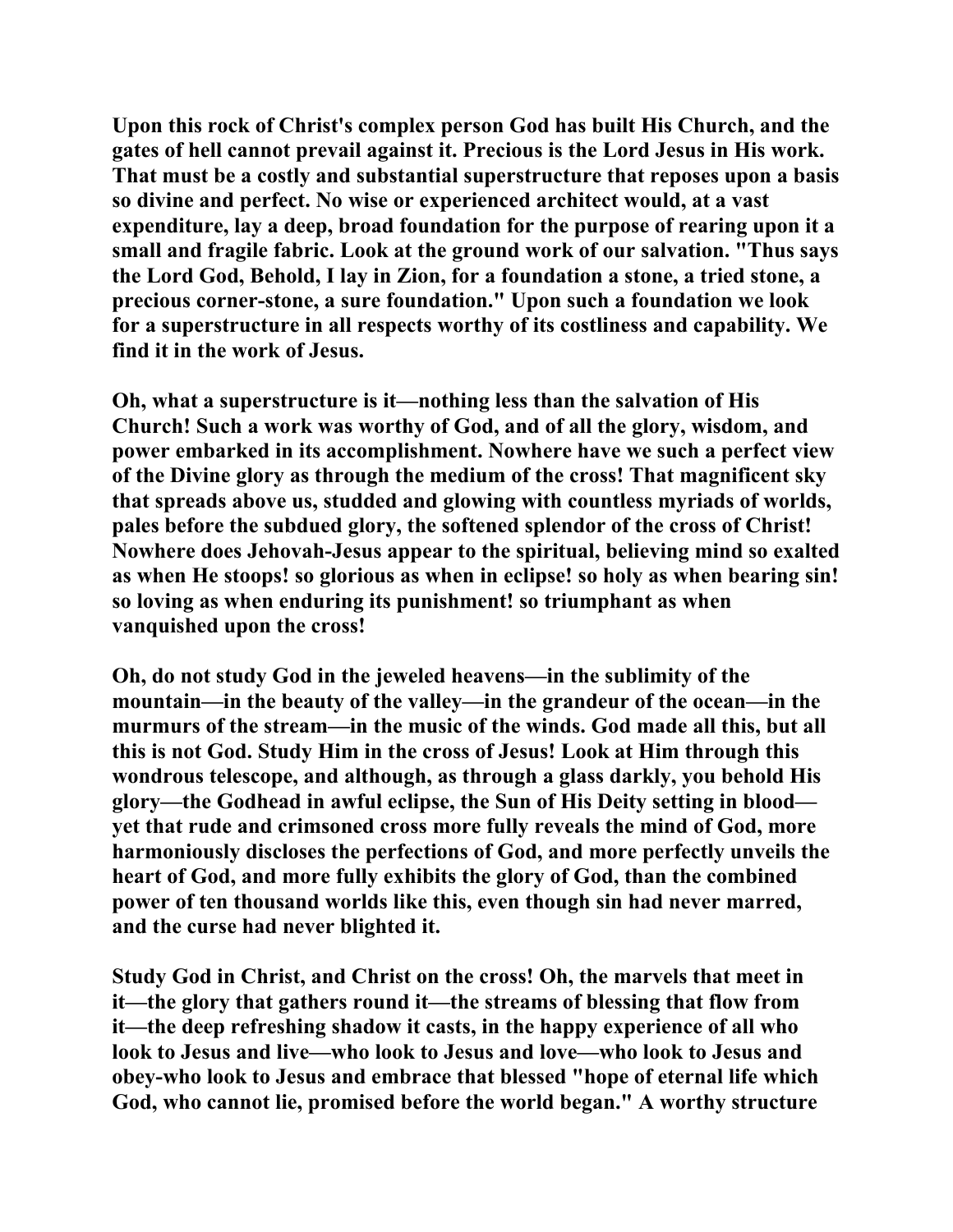Upon this rock of Christ's complex person God has built His Church, and the gates of hell cannot prevail against it. Precious is the Lord Jesus in His work. That must be a costly and substantial superstructure that reposes upon a basis so divine and perfect. No wise or experienced architect would, at a vast expenditure, lay a deep, broad foundation for the purpose of rearing upon it a small and fragile fabric. Look at the ground work of our salvation. "Thus says the Lord God, Behold, I lay in Zion, for a foundation a stone, a tried stone, a precious corner-stone, a sure foundation." Upon such a foundation we look for a superstructure in all respects worthy of its costliness and capability. We find it in the work of Jesus.

Oh, what a superstructure is it—nothing less than the salvation of His Church! Such a work was worthy of God, and of all the glory, wisdom, and power embarked in its accomplishment. Nowhere have we such a perfect view of the Divine glory as through the medium of the cross! That magnificent sky that spreads above us, studded and glowing with countless myriads of worlds, pales before the subdued glory, the softened splendor of the cross of Christ! Nowhere does Jehovah-Jesus appear to the spiritual, believing mind so exalted as when He stoops! so glorious as when in eclipse! so holy as when bearing sin! so loving as when enduring its punishment! so triumphant as when vanquished upon the cross!

Oh, do not study God in the jeweled heavens—in the sublimity of the mountain—in the beauty of the valley—in the grandeur of the ocean—in the murmurs of the stream—in the music of the winds. God made all this, but all this is not God. Study Him in the cross of Jesus! Look at Him through this wondrous telescope, and although, as through a glass darkly, you behold His glory—the Godhead in awful eclipse, the Sun of His Deity setting in blood—yet that rude and crimsoned cross more fully reveals the mind of God, more harmoniously discloses the perfections of God, and more perfectly unveils the heart of God, and more fully exhibits the glory of God, than the combined power of ten thousand worlds like this, even though sin had never marred, and the curse had never blighted it.

Study God in Christ, and Christ on the cross! Oh, the marvels that meet in it—the glory that gathers round it—the streams of blessing that flow from it—the deep refreshing shadow it casts, in the happy experience of all who look to Jesus and live—who look to Jesus and love—who look to Jesus and obey-who look to Jesus and embrace that blessed "hope of eternal life which God, who cannot lie, promised before the world began." A worthy structure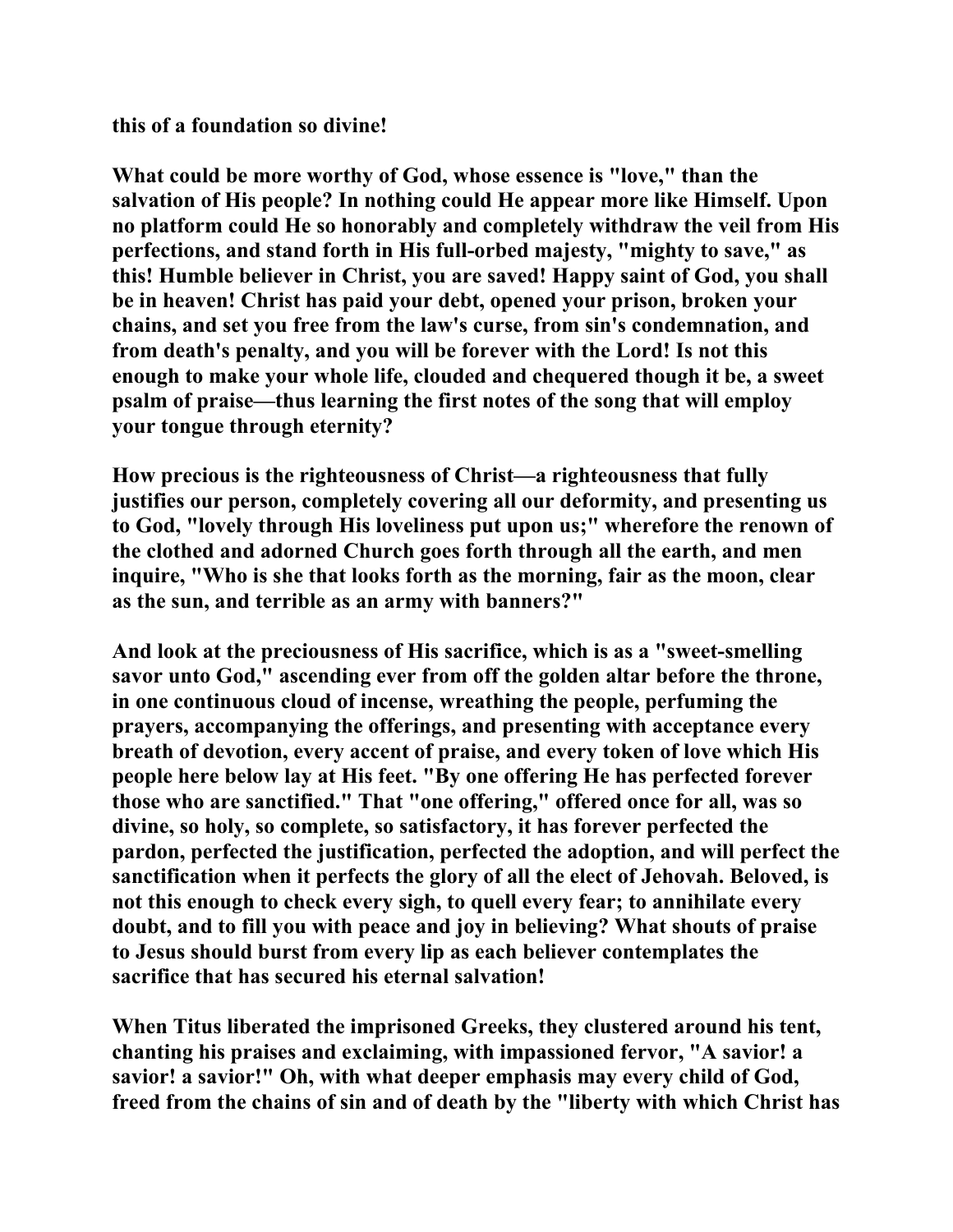this of a foundation so divine!

What could be more worthy of God, whose essence is "love," than the salvation of His people? In nothing could He appear more like Himself. Upon no platform could He so honorably and completely withdraw the veil from His perfections, and stand forth in His full-orbed majesty, "mighty to save," as this! Humble believer in Christ, you are saved! Happy saint of God, you shall be in heaven! Christ has paid your debt, opened your prison, broken your chains, and set you free from the law's curse, from sin's condemnation, and from death's penalty, and you will be forever with the Lord! Is not this enough to make your whole life, clouded and chequered though it be, a sweet psalm of praise—thus learning the first notes of the song that will employ your tongue through eternity?

How precious is the righteousness of Christ—a righteousness that fully justifies our person, completely covering all our deformity, and presenting us to God, "lovely through His loveliness put upon us;" wherefore the renown of the clothed and adorned Church goes forth through all the earth, and men inquire, "Who is she that looks forth as the morning, fair as the moon, clear as the sun, and terrible as an army with banners?"

And look at the preciousness of His sacrifice, which is as a "sweet-smelling savor unto God," ascending ever from off the golden altar before the throne, in one continuous cloud of incense, wreathing the people, perfuming the prayers, accompanying the offerings, and presenting with acceptance every breath of devotion, every accent of praise, and every token of love which His people here below lay at His feet. "By one offering He has perfected forever those who are sanctified." That "one offering," offered once for all, was so divine, so holy, so complete, so satisfactory, it has forever perfected the pardon, perfected the justification, perfected the adoption, and will perfect the sanctification when it perfects the glory of all the elect of Jehovah. Beloved, is not this enough to check every sigh, to quell every fear; to annihilate every doubt, and to fill you with peace and joy in believing? What shouts of praise to Jesus should burst from every lip as each believer contemplates the sacrifice that has secured his eternal salvation!

When Titus liberated the imprisoned Greeks, they clustered around his tent, chanting his praises and exclaiming, with impassioned fervor, "A savior! a savior! a savior!" Oh, with what deeper emphasis may every child of God, freed from the chains of sin and of death by the "liberty with which Christ has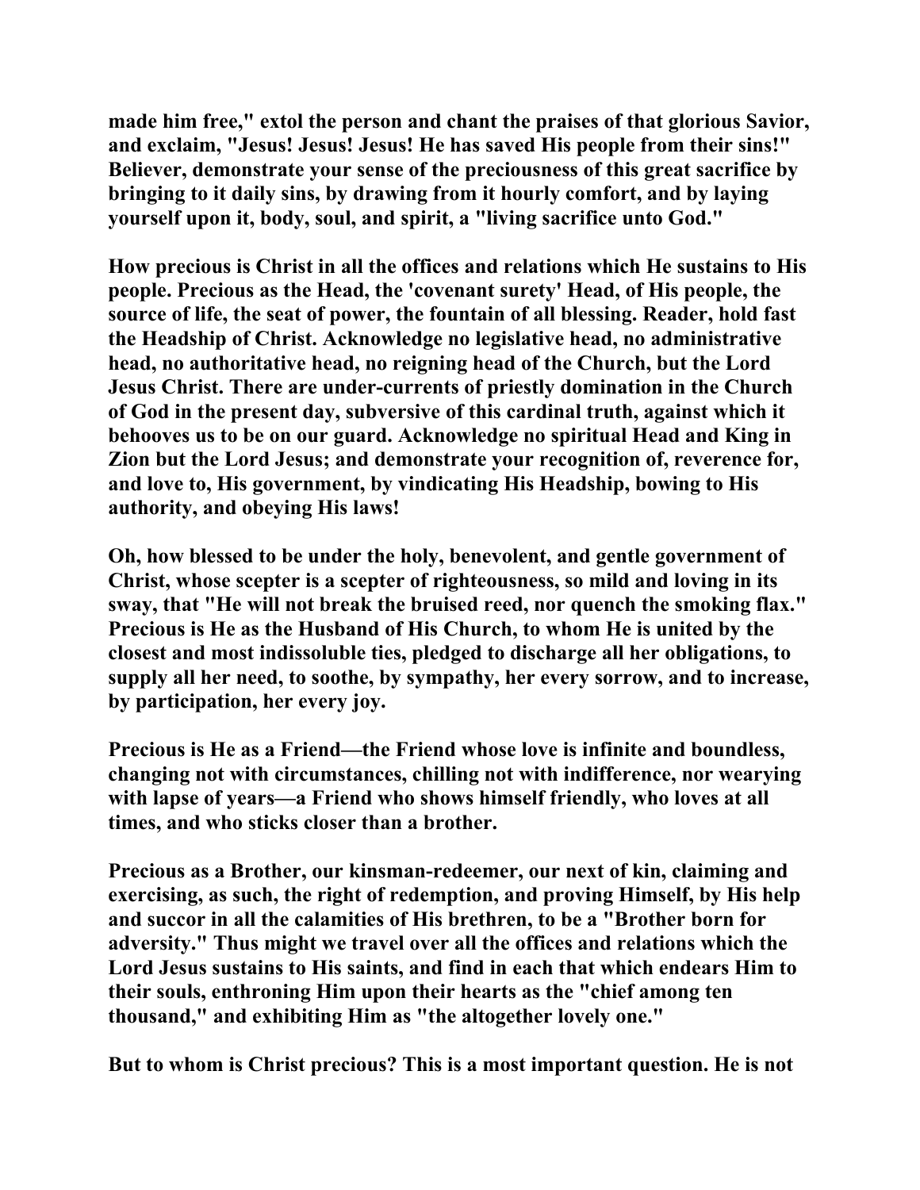**made him free," extol the person and chant the praises of that glorious Savior, and exclaim, "Jesus! Jesus! Jesus! He has saved His people from their sins!" Believer, demonstrate your sense of the preciousness of this great sacrifice by bringing to it daily sins, by drawing from it hourly comfort, and by laying yourself upon it, body, soul, and spirit, a "living sacrifice unto God."**

**How precious is Christ in all the offices and relations which He sustains to His people. Precious as the Head, the 'covenant surety' Head, of His people, the source of life, the seat of power, the fountain of all blessing. Reader, hold fast the Headship of Christ. Acknowledge no legislative head, no administrative head, no authoritative head, no reigning head of the Church, but the Lord Jesus Christ. There are under-currents of priestly domination in the Church of God in the present day, subversive of this cardinal truth, against which it behooves us to be on our guard. Acknowledge no spiritual Head and King in Zion but the Lord Jesus; and demonstrate your recognition of, reverence for, and love to, His government, by vindicating His Headship, bowing to His authority, and obeying His laws!**

**Oh, how blessed to be under the holy, benevolent, and gentle government of Christ, whose scepter is a scepter of righteousness, so mild and loving in its sway, that "He will not break the bruised reed, nor quench the smoking flax." Precious is He as the Husband of His Church, to whom He is united by the closest and most indissoluble ties, pledged to discharge all her obligations, to supply all her need, to soothe, by sympathy, her every sorrow, and to increase, by participation, her every joy.**

**Precious is He as a Friend—the Friend whose love is infinite and boundless, changing not with circumstances, chilling not with indifference, nor wearying with lapse of years—a Friend who shows himself friendly, who loves at all times, and who sticks closer than a brother.**

**Precious as a Brother, our kinsman-redeemer, our next of kin, claiming and exercising, as such, the right of redemption, and proving Himself, by His help and succor in all the calamities of His brethren, to be a "Brother born for adversity." Thus might we travel over all the offices and relations which the Lord Jesus sustains to His saints, and find in each that which endears Him to their souls, enthroning Him upon their hearts as the "chief among ten thousand," and exhibiting Him as "the altogether lovely one."**

**But to whom is Christ precious? This is a most important question. He is not**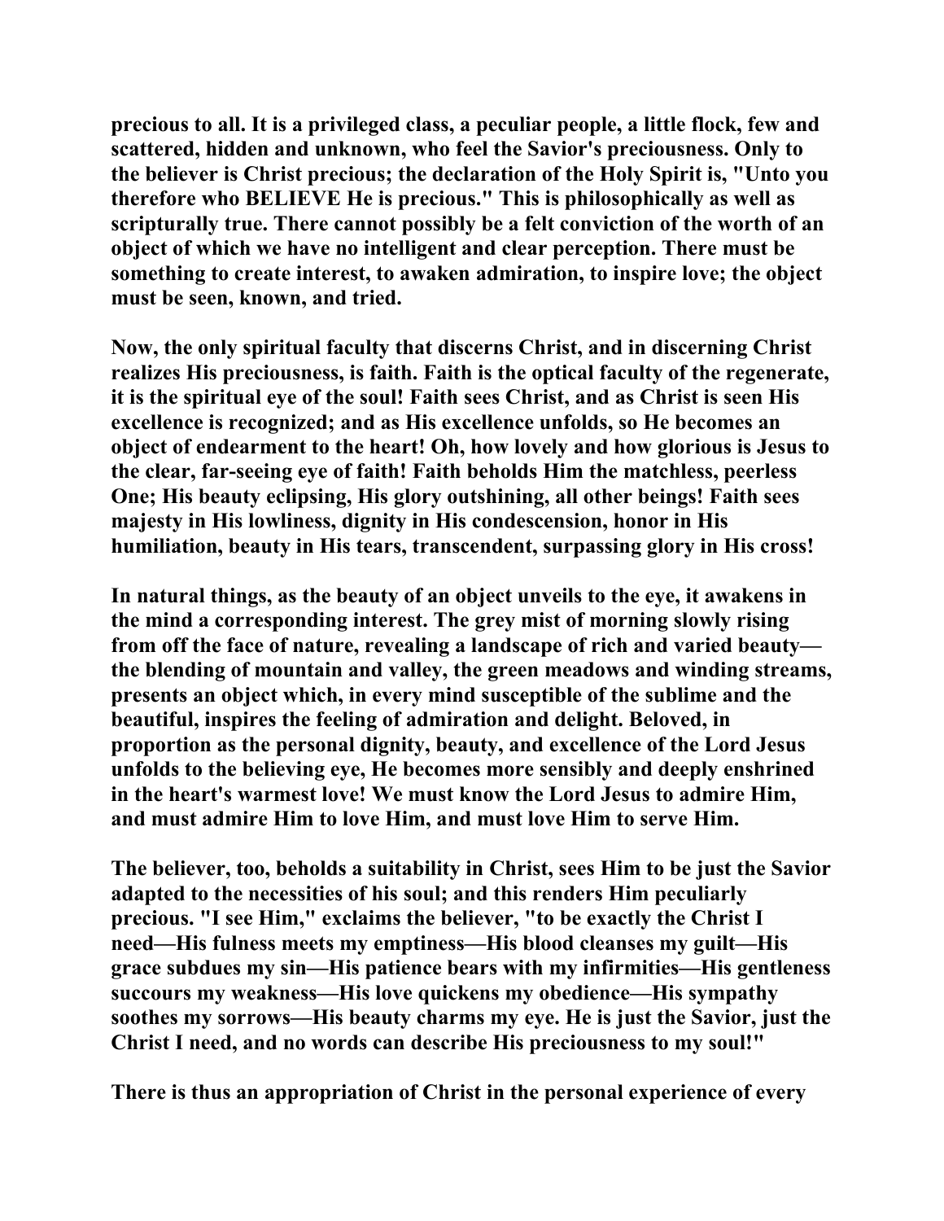precious to all. It is a privileged class, a peculiar people, a little flock, few and scattered, hidden and unknown, who feel the Savior's preciousness. Only to the believer is Christ precious; the declaration of the Holy Spirit is, "Unto you therefore who BELIEVE He is precious." This is philosophically as well as scripturally true. There cannot possibly be a felt conviction of the worth of an object of which we have no intelligent and clear perception. There must be something to create interest, to awaken admiration, to inspire love; the object must be seen, known, and tried.

Now, the only spiritual faculty that discerns Christ, and in discerning Christ realizes His preciousness, is faith. Faith is the optical faculty of the regenerate, it is the spiritual eye of the soul! Faith sees Christ, and as Christ is seen His excellence is recognized; and as His excellence unfolds, so He becomes an object of endearment to the heart! Oh, how lovely and how glorious is Jesus to the clear, far-seeing eye of faith! Faith beholds Him the matchless, peerless One; His beauty eclipsing, His glory outshining, all other beings! Faith sees majesty in His lowliness, dignity in His condescension, honor in His humiliation, beauty in His tears, transcendent, surpassing glory in His cross!

In natural things, as the beauty of an object unveils to the eye, it awakens in the mind a corresponding interest. The grey mist of morning slowly rising from off the face of nature, revealing a landscape of rich and varied beauty—the blending of mountain and valley, the green meadows and winding streams, presents an object which, in every mind susceptible of the sublime and the beautiful, inspires the feeling of admiration and delight. Beloved, in proportion as the personal dignity, beauty, and excellence of the Lord Jesus unfolds to the believing eye, He becomes more sensibly and deeply enshrined in the heart's warmest love! We must know the Lord Jesus to admire Him, and must admire Him to love Him, and must love Him to serve Him.

The believer, too, beholds a suitability in Christ, sees Him to be just the Savior adapted to the necessities of his soul; and this renders Him peculiarly precious. "I see Him," exclaims the believer, "to be exactly the Christ I need—His fulness meets my emptiness—His blood cleanses my guilt—His grace subdues my sin—His patience bears with my infirmities—His gentleness succours my weakness—His love quickens my obedience—His sympathy soothes my sorrows—His beauty charms my eye. He is just the Savior, just the Christ I need, and no words can describe His preciousness to my soul!"

There is thus an appropriation of Christ in the personal experience of every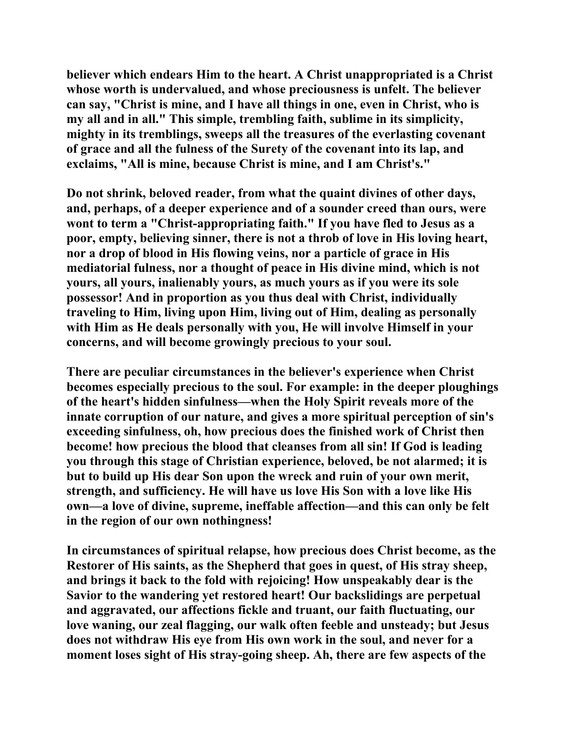believer which endears Him to the heart. A Christ unappropriated is a Christ whose worth is undervalued, and whose preciousness is unfelt. The believer can say, "Christ is mine, and I have all things in one, even in Christ, who is my all and in all." This simple, trembling faith, sublime in its simplicity, mighty in its tremblings, sweeps all the treasures of the everlasting covenant of grace and all the fulness of the Surety of the covenant into its lap, and exclaims, "All is mine, because Christ is mine, and I am Christ's."

Do not shrink, beloved reader, from what the quaint divines of other days, and, perhaps, of a deeper experience and of a sounder creed than ours, were wont to term a "Christ-appropriating faith." If you have fled to Jesus as a poor, empty, believing sinner, there is not a throb of love in His loving heart, nor a drop of blood in His flowing veins, nor a particle of grace in His mediatorial fulness, nor a thought of peace in His divine mind, which is not yours, all yours, inalienably yours, as much yours as if you were its sole possessor! And in proportion as you thus deal with Christ, individually traveling to Him, living upon Him, living out of Him, dealing as personally with Him as He deals personally with you, He will involve Himself in your concerns, and will become growingly precious to your soul.

There are peculiar circumstances in the believer's experience when Christ becomes especially precious to the soul. For example: in the deeper ploughings of the heart's hidden sinfulness—when the Holy Spirit reveals more of the innate corruption of our nature, and gives a more spiritual perception of sin's exceeding sinfulness, oh, how precious does the finished work of Christ then become! how precious the blood that cleanses from all sin! If God is leading you through this stage of Christian experience, beloved, be not alarmed; it is but to build up His dear Son upon the wreck and ruin of your own merit, strength, and sufficiency. He will have us love His Son with a love like His own—a love of divine, supreme, ineffable affection—and this can only be felt in the region of our own nothingness!

In circumstances of spiritual relapse, how precious does Christ become, as the Restorer of His saints, as the Shepherd that goes in quest, of His stray sheep, and brings it back to the fold with rejoicing! How unspeakably dear is the Savior to the wandering yet restored heart! Our backslidings are perpetual and aggravated, our affections fickle and truant, our faith fluctuating, our love waning, our zeal flagging, our walk often feeble and unsteady; but Jesus does not withdraw His eye from His own work in the soul, and never for a moment loses sight of His stray-going sheep. Ah, there are few aspects of the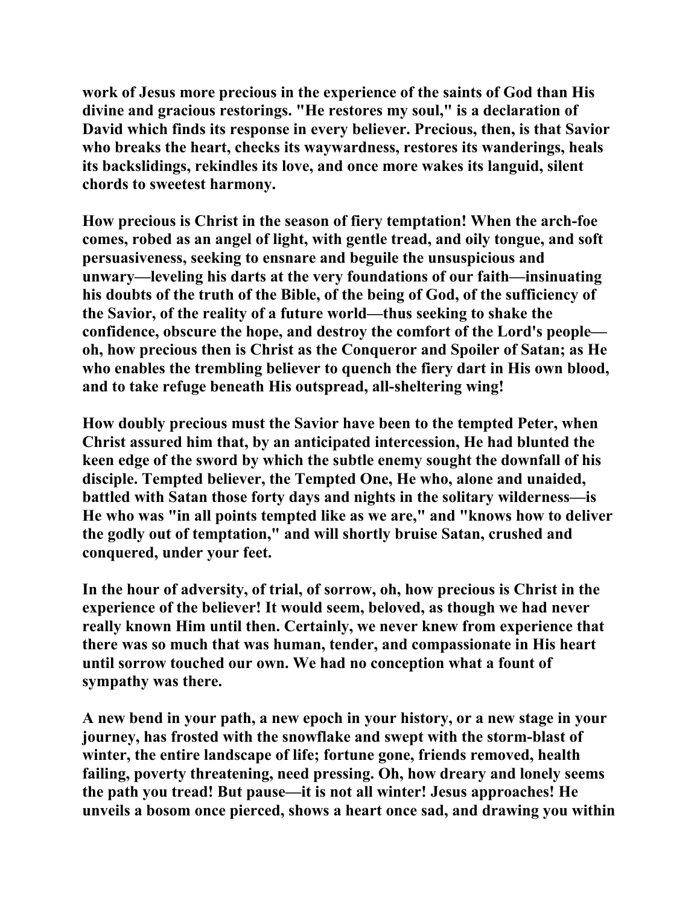work of Jesus more precious in the experience of the saints of God than His divine and gracious restorings. "He restores my soul," is a declaration of David which finds its response in every believer. Precious, then, is that Savior who breaks the heart, checks its waywardness, restores its wanderings, heals its backslidings, rekindles its love, and once more wakes its languid, silent chords to sweetest harmony.

How precious is Christ in the season of fiery temptation! When the arch-foe comes, robed as an angel of light, with gentle tread, and oily tongue, and soft persuasiveness, seeking to ensnare and beguile the unsuspicious and unwary—leveling his darts at the very foundations of our faith—insinuating his doubts of the truth of the Bible, of the being of God, of the sufficiency of the Savior, of the reality of a future world—thus seeking to shake the confidence, obscure the hope, and destroy the comfort of the Lord's people—oh, how precious then is Christ as the Conqueror and Spoiler of Satan; as He who enables the trembling believer to quench the fiery dart in His own blood, and to take refuge beneath His outspread, all-sheltering wing!

How doubly precious must the Savior have been to the tempted Peter, when Christ assured him that, by an anticipated intercession, He had blunted the keen edge of the sword by which the subtle enemy sought the downfall of his disciple. Tempted believer, the Tempted One, He who, alone and unaided, battled with Satan those forty days and nights in the solitary wilderness—is He who was "in all points tempted like as we are," and "knows how to deliver the godly out of temptation," and will shortly bruise Satan, crushed and conquered, under your feet.

In the hour of adversity, of trial, of sorrow, oh, how precious is Christ in the experience of the believer! It would seem, beloved, as though we had never really known Him until then. Certainly, we never knew from experience that there was so much that was human, tender, and compassionate in His heart until sorrow touched our own. We had no conception what a fount of sympathy was there.

A new bend in your path, a new epoch in your history, or a new stage in your journey, has frosted with the snowflake and swept with the storm-blast of winter, the entire landscape of life; fortune gone, friends removed, health failing, poverty threatening, need pressing. Oh, how dreary and lonely seems the path you tread! But pause—it is not all winter! Jesus approaches! He unveils a bosom once pierced, shows a heart once sad, and drawing you within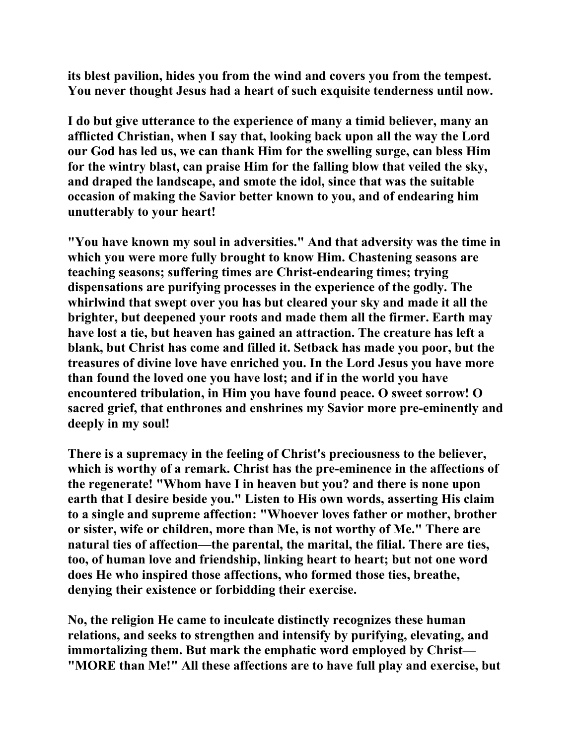**its blest pavilion, hides you from the wind and covers you from the tempest. You never thought Jesus had a heart of such exquisite tenderness until now.**

**I do but give utterance to the experience of many a timid believer, many an afflicted Christian, when I say that, looking back upon all the way the Lord our God has led us, we can thank Him for the swelling surge, can bless Him for the wintry blast, can praise Him for the falling blow that veiled the sky, and draped the landscape, and smote the idol, since that was the suitable occasion of making the Savior better known to you, and of endearing him unutterably to your heart!**

**"You have known my soul in adversities." And that adversity was the time in which you were more fully brought to know Him. Chastening seasons are teaching seasons; suffering times are Christ-endearing times; trying dispensations are purifying processes in the experience of the godly. The whirlwind that swept over you has but cleared your sky and made it all the brighter, but deepened your roots and made them all the firmer. Earth may have lost a tie, but heaven has gained an attraction. The creature has left a blank, but Christ has come and filled it. Setback has made you poor, but the treasures of divine love have enriched you. In the Lord Jesus you have more than found the loved one you have lost; and if in the world you have encountered tribulation, in Him you have found peace. O sweet sorrow! O sacred grief, that enthrones and enshrines my Savior more pre-eminently and deeply in my soul!**

**There is a supremacy in the feeling of Christ's preciousness to the believer, which is worthy of a remark. Christ has the pre-eminence in the affections of the regenerate! "Whom have I in heaven but you? and there is none upon earth that I desire beside you." Listen to His own words, asserting His claim to a single and supreme affection: "Whoever loves father or mother, brother or sister, wife or children, more than Me, is not worthy of Me." There are natural ties of affection—the parental, the marital, the filial. There are ties, too, of human love and friendship, linking heart to heart; but not one word does He who inspired those affections, who formed those ties, breathe, denying their existence or forbidding their exercise.**

**No, the religion He came to inculcate distinctly recognizes these human relations, and seeks to strengthen and intensify by purifying, elevating, and immortalizing them. But mark the emphatic word employed by Christ—"MORE than Me!" All these affections are to have full play and exercise, but**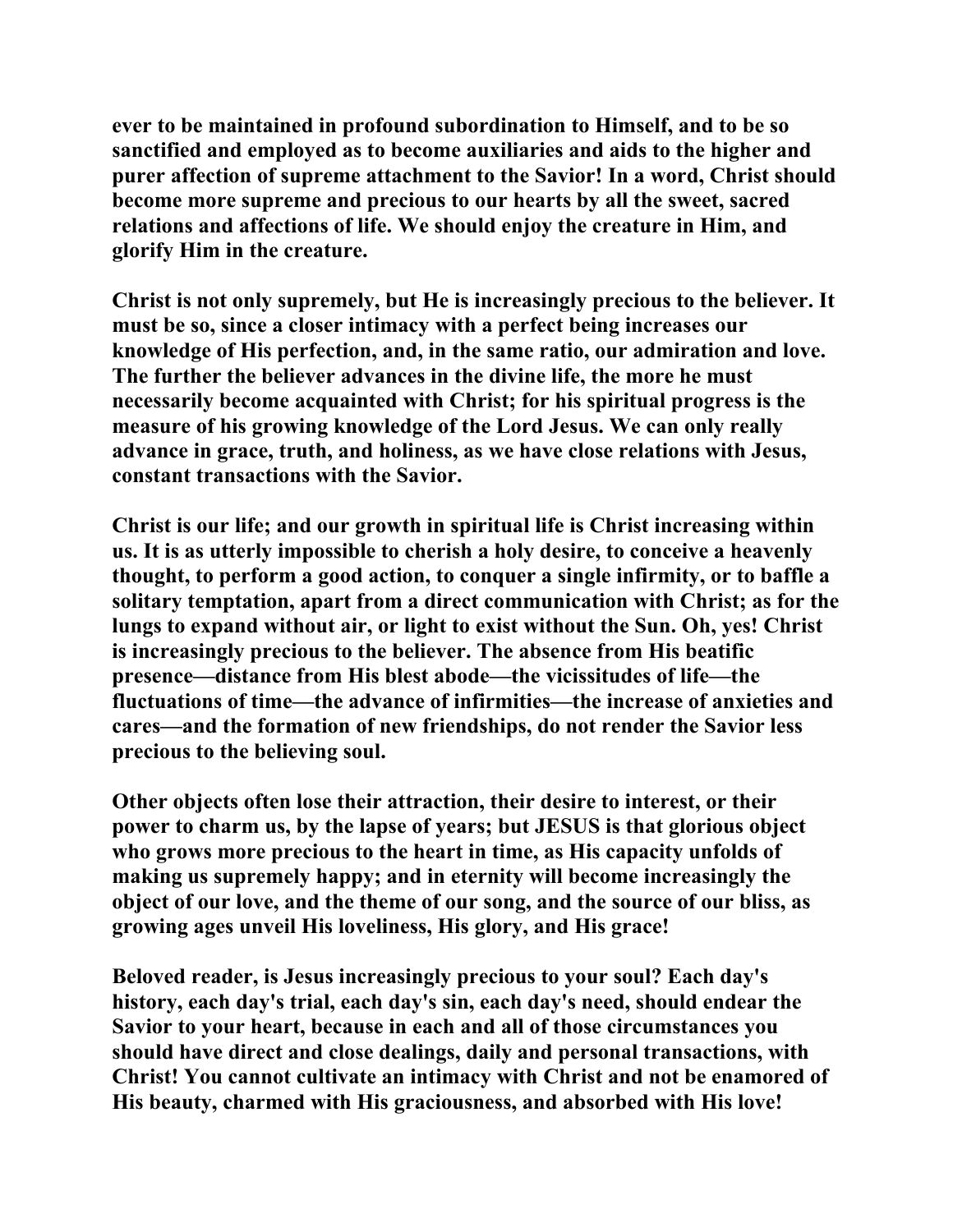**ever to be maintained in profound subordination to Himself, and to be so sanctified and employed as to become auxiliaries and aids to the higher and purer affection of supreme attachment to the Savior! In a word, Christ should become more supreme and precious to our hearts by all the sweet, sacred relations and affections of life. We should enjoy the creature in Him, and glorify Him in the creature.**

**Christ is not only supremely, but He is increasingly precious to the believer. It must be so, since a closer intimacy with a perfect being increases our knowledge of His perfection, and, in the same ratio, our admiration and love. The further the believer advances in the divine life, the more he must necessarily become acquainted with Christ; for his spiritual progress is the measure of his growing knowledge of the Lord Jesus. We can only really advance in grace, truth, and holiness, as we have close relations with Jesus, constant transactions with the Savior.**

**Christ is our life; and our growth in spiritual life is Christ increasing within us. It is as utterly impossible to cherish a holy desire, to conceive a heavenly thought, to perform a good action, to conquer a single infirmity, or to baffle a solitary temptation, apart from a direct communication with Christ; as for the lungs to expand without air, or light to exist without the Sun. Oh, yes! Christ is increasingly precious to the believer. The absence from His beatific presence—distance from His blest abode—the vicissitudes of life—the fluctuations of time—the advance of infirmities—the increase of anxieties and cares—and the formation of new friendships, do not render the Savior less precious to the believing soul.**

**Other objects often lose their attraction, their desire to interest, or their power to charm us, by the lapse of years; but JESUS is that glorious object who grows more precious to the heart in time, as His capacity unfolds of making us supremely happy; and in eternity will become increasingly the object of our love, and the theme of our song, and the source of our bliss, as growing ages unveil His loveliness, His glory, and His grace!**

**Beloved reader, is Jesus increasingly precious to your soul? Each day's history, each day's trial, each day's sin, each day's need, should endear the Savior to your heart, because in each and all of those circumstances you should have direct and close dealings, daily and personal transactions, with Christ! You cannot cultivate an intimacy with Christ and not be enamored of His beauty, charmed with His graciousness, and absorbed with His love!**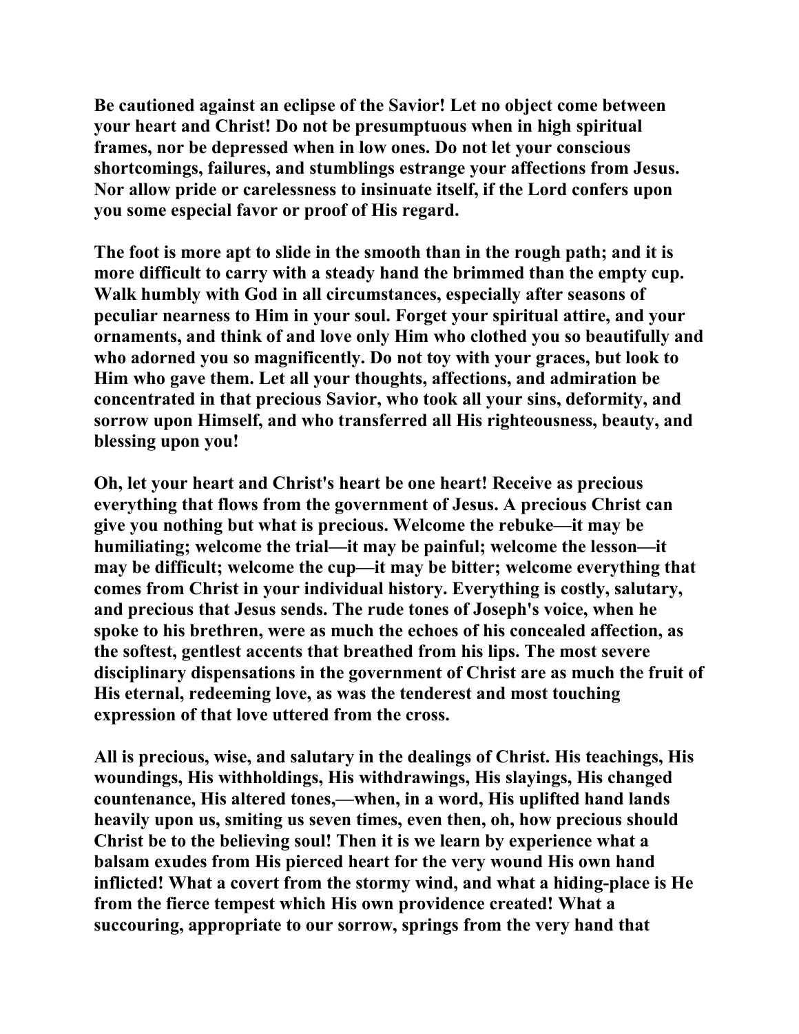Be cautioned against an eclipse of the Savior! Let no object come between your heart and Christ! Do not be presumptuous when in high spiritual frames, nor be depressed when in low ones. Do not let your conscious shortcomings, failures, and stumblings estrange your affections from Jesus. Nor allow pride or carelessness to insinuate itself, if the Lord confers upon you some especial favor or proof of His regard.

The foot is more apt to slide in the smooth than in the rough path; and it is more difficult to carry with a steady hand the brimmed than the empty cup. Walk humbly with God in all circumstances, especially after seasons of peculiar nearness to Him in your soul. Forget your spiritual attire, and your ornaments, and think of and love only Him who clothed you so beautifully and who adorned you so magnificently. Do not toy with your graces, but look to Him who gave them. Let all your thoughts, affections, and admiration be concentrated in that precious Savior, who took all your sins, deformity, and sorrow upon Himself, and who transferred all His righteousness, beauty, and blessing upon you!

Oh, let your heart and Christ's heart be one heart! Receive as precious everything that flows from the government of Jesus. A precious Christ can give you nothing but what is precious. Welcome the rebuke—it may be humiliating; welcome the trial—it may be painful; welcome the lesson—it may be difficult; welcome the cup—it may be bitter; welcome everything that comes from Christ in your individual history. Everything is costly, salutary, and precious that Jesus sends. The rude tones of Joseph's voice, when he spoke to his brethren, were as much the echoes of his concealed affection, as the softest, gentlest accents that breathed from his lips. The most severe disciplinary dispensations in the government of Christ are as much the fruit of His eternal, redeeming love, as was the tenderest and most touching expression of that love uttered from the cross.

All is precious, wise, and salutary in the dealings of Christ. His teachings, His woundings, His withholdings, His withdrawings, His slayings, His changed countenance, His altered tones,—when, in a word, His uplifted hand lands heavily upon us, smiting us seven times, even then, oh, how precious should Christ be to the believing soul! Then it is we learn by experience what a balsam exudes from His pierced heart for the very wound His own hand inflicted! What a covert from the stormy wind, and what a hiding-place is He from the fierce tempest which His own providence created! What a succouring, appropriate to our sorrow, springs from the very hand that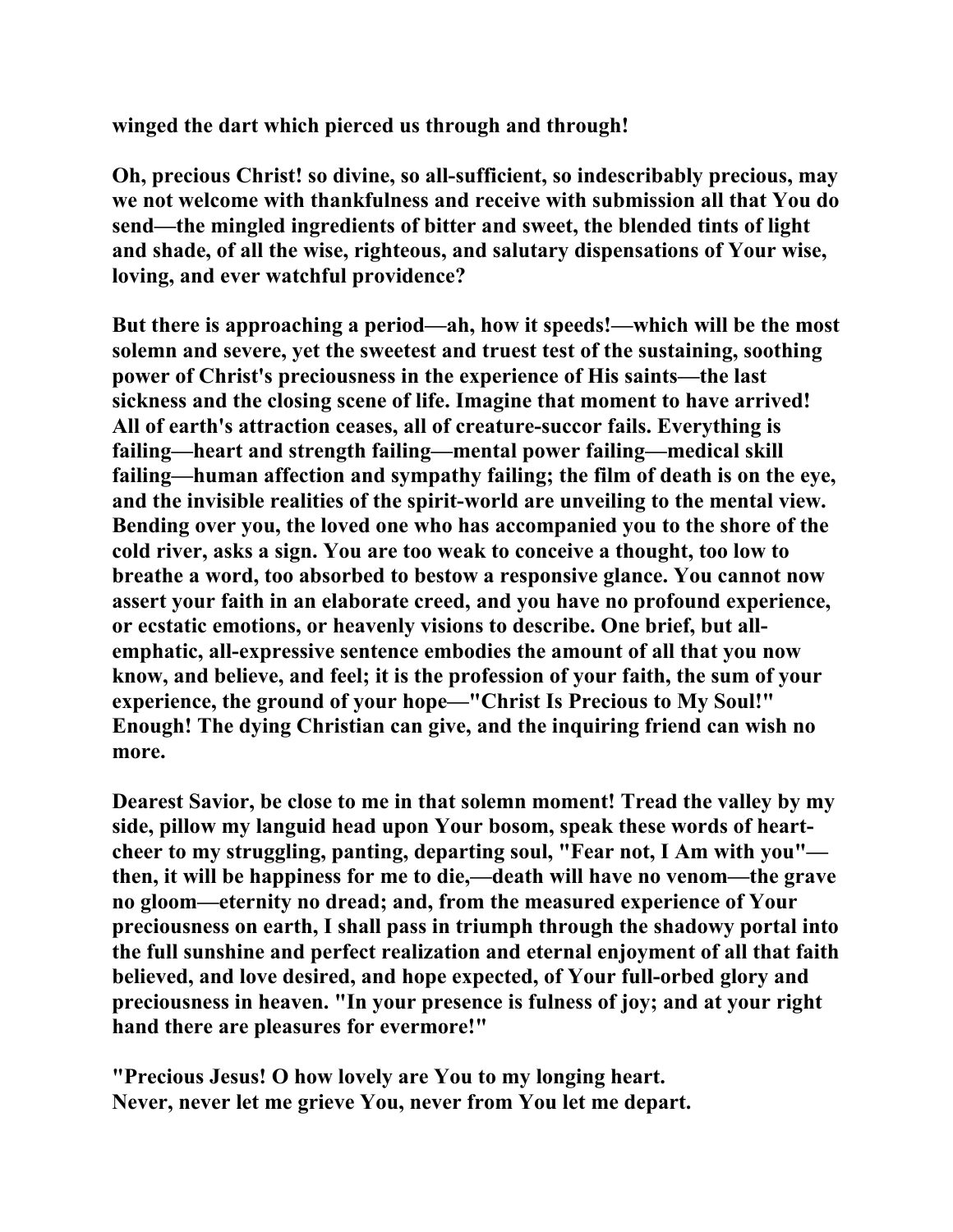**winged the dart which pierced us through and through!**

**Oh, precious Christ! so divine, so all-sufficient, so indescribably precious, may we not welcome with thankfulness and receive with submission all that You do send—the mingled ingredients of bitter and sweet, the blended tints of light and shade, of all the wise, righteous, and salutary dispensations of Your wise, loving, and ever watchful providence?**

**But there is approaching a period—ah, how it speeds!—which will be the most solemn and severe, yet the sweetest and truest test of the sustaining, soothing power of Christ's preciousness in the experience of His saints—the last sickness and the closing scene of life. Imagine that moment to have arrived! All of earth's attraction ceases, all of creature-succor fails. Everything is failing—heart and strength failing—mental power failing—medical skill failing—human affection and sympathy failing; the film of death is on the eye, and the invisible realities of the spirit-world are unveiling to the mental view. Bending over you, the loved one who has accompanied you to the shore of the cold river, asks a sign. You are too weak to conceive a thought, too low to breathe a word, too absorbed to bestow a responsive glance. You cannot now assert your faith in an elaborate creed, and you have no profound experience, or ecstatic emotions, or heavenly visions to describe. One brief, but all-emphatic, all-expressive sentence embodies the amount of all that you now know, and believe, and feel; it is the profession of your faith, the sum of your experience, the ground of your hope—"Christ Is Precious to My Soul!" Enough! The dying Christian can give, and the inquiring friend can wish no more.**

**Dearest Savior, be close to me in that solemn moment! Tread the valley by my side, pillow my languid head upon Your bosom, speak these words of heart-cheer to my struggling, panting, departing soul, "Fear not, I Am with you"—then, it will be happiness for me to die,—death will have no venom—the grave no gloom—eternity no dread; and, from the measured experience of Your preciousness on earth, I shall pass in triumph through the shadowy portal into the full sunshine and perfect realization and eternal enjoyment of all that faith believed, and love desired, and hope expected, of Your full-orbed glory and preciousness in heaven. "In your presence is fulness of joy; and at your right hand there are pleasures for evermore!"**

**"Precious Jesus! O how lovely are You to my longing heart.
Never, never let me grieve You, never from You let me depart.**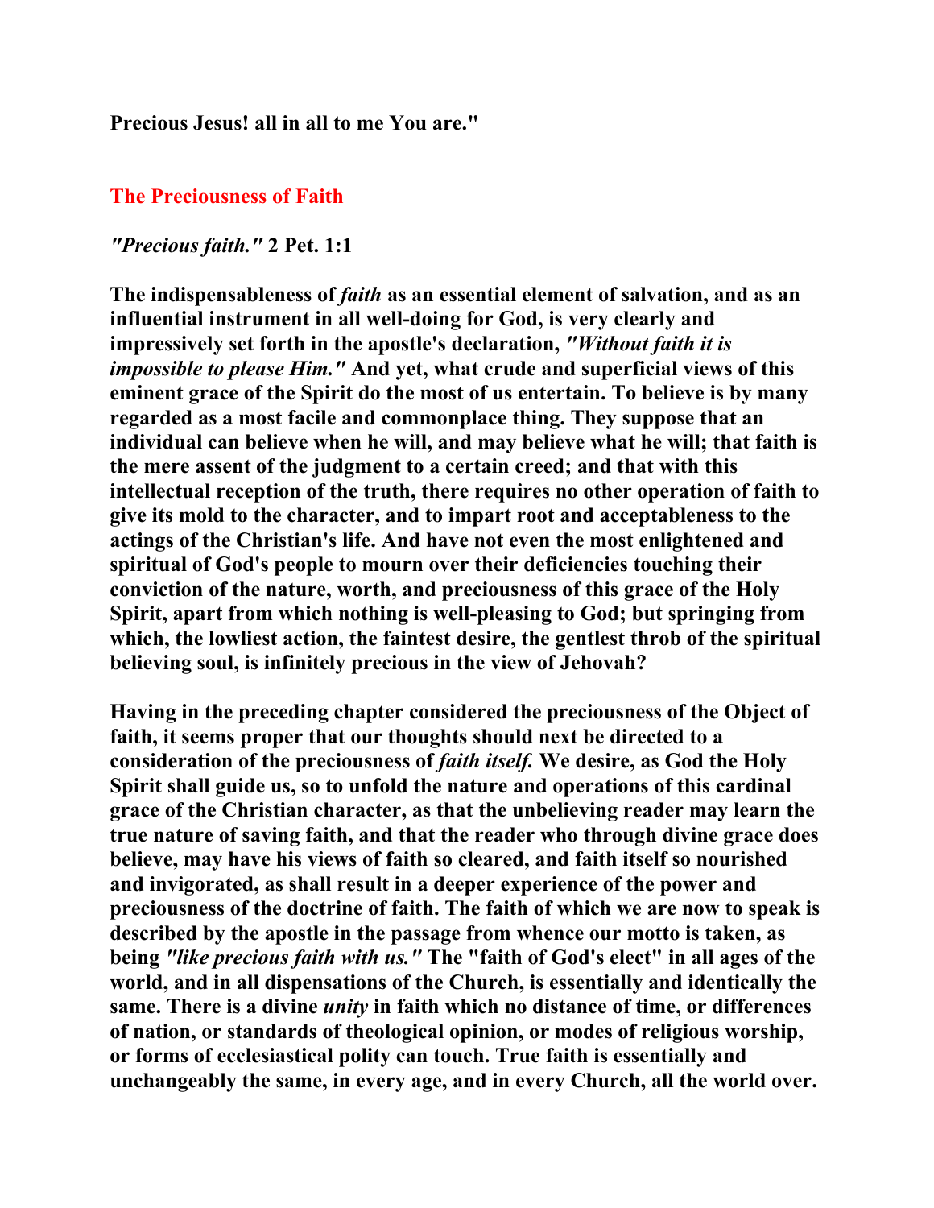**Precious Jesus! all in all to me You are."**

## The Preciousness of Faith

***"Precious faith."* 2 Pet. 1:1**

**The indispensableness of *faith* as an essential element of salvation, and as an influential instrument in all well-doing for God, is very clearly and impressively set forth in the apostle's declaration, *"Without faith it is impossible to please Him."* And yet, what crude and superficial views of this eminent grace of the Spirit do the most of us entertain. To believe is by many regarded as a most facile and commonplace thing. They suppose that an individual can believe when he will, and may believe what he will; that faith is the mere assent of the judgment to a certain creed; and that with this intellectual reception of the truth, there requires no other operation of faith to give its mold to the character, and to impart root and acceptableness to the actings of the Christian's life. And have not even the most enlightened and spiritual of God's people to mourn over their deficiencies touching their conviction of the nature, worth, and preciousness of this grace of the Holy Spirit, apart from which nothing is well-pleasing to God; but springing from which, the lowliest action, the faintest desire, the gentlest throb of the spiritual believing soul, is infinitely precious in the view of Jehovah?**

**Having in the preceding chapter considered the preciousness of the Object of faith, it seems proper that our thoughts should next be directed to a consideration of the preciousness of *faith itself.* We desire, as God the Holy Spirit shall guide us, so to unfold the nature and operations of this cardinal grace of the Christian character, as that the unbelieving reader may learn the true nature of saving faith, and that the reader who through divine grace does believe, may have his views of faith so cleared, and faith itself so nourished and invigorated, as shall result in a deeper experience of the power and preciousness of the doctrine of faith. The faith of which we are now to speak is described by the apostle in the passage from whence our motto is taken, as being *"like precious faith with us."* The "faith of God's elect" in all ages of the world, and in all dispensations of the Church, is essentially and identically the same. There is a divine *unity* in faith which no distance of time, or differences of nation, or standards of theological opinion, or modes of religious worship, or forms of ecclesiastical polity can touch. True faith is essentially and unchangeably the same, in every age, and in every Church, all the world over.**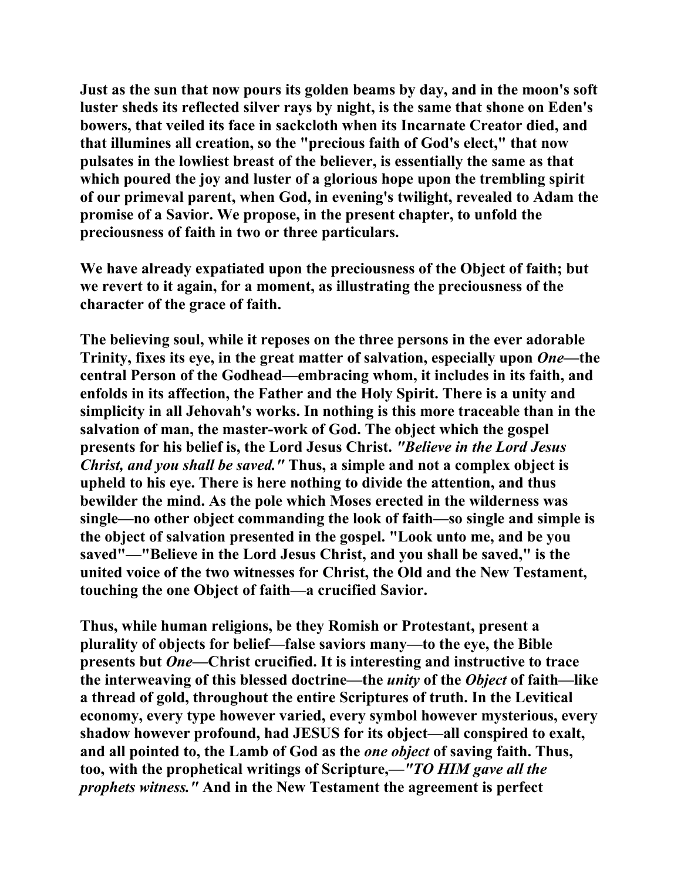Just as the sun that now pours its golden beams by day, and in the moon's soft luster sheds its reflected silver rays by night, is the same that shone on Eden's bowers, that veiled its face in sackcloth when its Incarnate Creator died, and that illumines all creation, so the "precious faith of God's elect," that now pulsates in the lowliest breast of the believer, is essentially the same as that which poured the joy and luster of a glorious hope upon the trembling spirit of our primeval parent, when God, in evening's twilight, revealed to Adam the promise of a Savior. We propose, in the present chapter, to unfold the preciousness of faith in two or three particulars.

We have already expatiated upon the preciousness of the Object of faith; but we revert to it again, for a moment, as illustrating the preciousness of the character of the grace of faith.

The believing soul, while it reposes on the three persons in the ever adorable Trinity, fixes its eye, in the great matter of salvation, especially upon *One*—the central Person of the Godhead—embracing whom, it includes in its faith, and enfolds in its affection, the Father and the Holy Spirit. There is a unity and simplicity in all Jehovah's works. In nothing is this more traceable than in the salvation of man, the master-work of God. The object which the gospel presents for his belief is, the Lord Jesus Christ. *"Believe in the Lord Jesus Christ, and you shall be saved."* Thus, a simple and not a complex object is upheld to his eye. There is here nothing to divide the attention, and thus bewilder the mind. As the pole which Moses erected in the wilderness was single—no other object commanding the look of faith—so single and simple is the object of salvation presented in the gospel. "Look unto me, and be you saved"—"Believe in the Lord Jesus Christ, and you shall be saved," is the united voice of the two witnesses for Christ, the Old and the New Testament, touching the one Object of faith—a crucified Savior.

Thus, while human religions, be they Romish or Protestant, present a plurality of objects for belief—false saviors many—to the eye, the Bible presents but *One*—Christ crucified. It is interesting and instructive to trace the interweaving of this blessed doctrine—the *unity* of the *Object* of faith—like a thread of gold, throughout the entire Scriptures of truth. In the Levitical economy, every type however varied, every symbol however mysterious, every shadow however profound, had JESUS for its object—all conspired to exalt, and all pointed to, the Lamb of God as the *one object* of saving faith. Thus, too, with the prophetical writings of Scripture,—*"TO HIM gave all the prophets witness."* And in the New Testament the agreement is perfect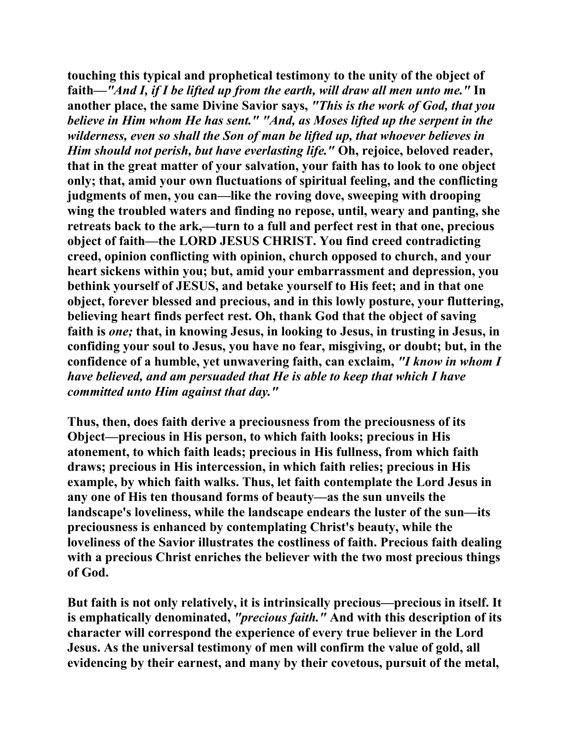**touching this typical and prophetical testimony to the unity of the object of faith—*"And I, if I be lifted up from the earth, will draw all men unto me."* In another place, the same Divine Savior says, *"This is the work of God, that you believe in Him whom He has sent." "And, as Moses lifted up the serpent in the wilderness, even so shall the Son of man be lifted up, that whoever believes in Him should not perish, but have everlasting life."* Oh, rejoice, beloved reader, that in the great matter of your salvation, your faith has to look to one object only; that, amid your own fluctuations of spiritual feeling, and the conflicting judgments of men, you can—like the roving dove, sweeping with drooping wing the troubled waters and finding no repose, until, weary and panting, she retreats back to the ark,—turn to a full and perfect rest in that one, precious object of faith—the LORD JESUS CHRIST. You find creed contradicting creed, opinion conflicting with opinion, church opposed to church, and your heart sickens within you; but, amid your embarrassment and depression, you bethink yourself of JESUS, and betake yourself to His feet; and in that one object, forever blessed and precious, and in this lowly posture, your fluttering, believing heart finds perfect rest. Oh, thank God that the object of saving faith is *one;* that, in knowing Jesus, in looking to Jesus, in trusting in Jesus, in confiding your soul to Jesus, you have no fear, misgiving, or doubt; but, in the confidence of a humble, yet unwavering faith, can exclaim, *"I know in whom I have believed, and am persuaded that He is able to keep that which I have committed unto Him against that day."***

**Thus, then, does faith derive a preciousness from the preciousness of its Object—precious in His person, to which faith looks; precious in His atonement, to which faith leads; precious in His fullness, from which faith draws; precious in His intercession, in which faith relies; precious in His example, by which faith walks. Thus, let faith contemplate the Lord Jesus in any one of His ten thousand forms of beauty—as the sun unveils the landscape's loveliness, while the landscape endears the luster of the sun—its preciousness is enhanced by contemplating Christ's beauty, while the loveliness of the Savior illustrates the costliness of faith. Precious faith dealing with a precious Christ enriches the believer with the two most precious things of God.**

**But faith is not only relatively, it is intrinsically precious—precious in itself. It is emphatically denominated, *"precious faith."* And with this description of its character will correspond the experience of every true believer in the Lord Jesus. As the universal testimony of men will confirm the value of gold, all evidencing by their earnest, and many by their covetous, pursuit of the metal,**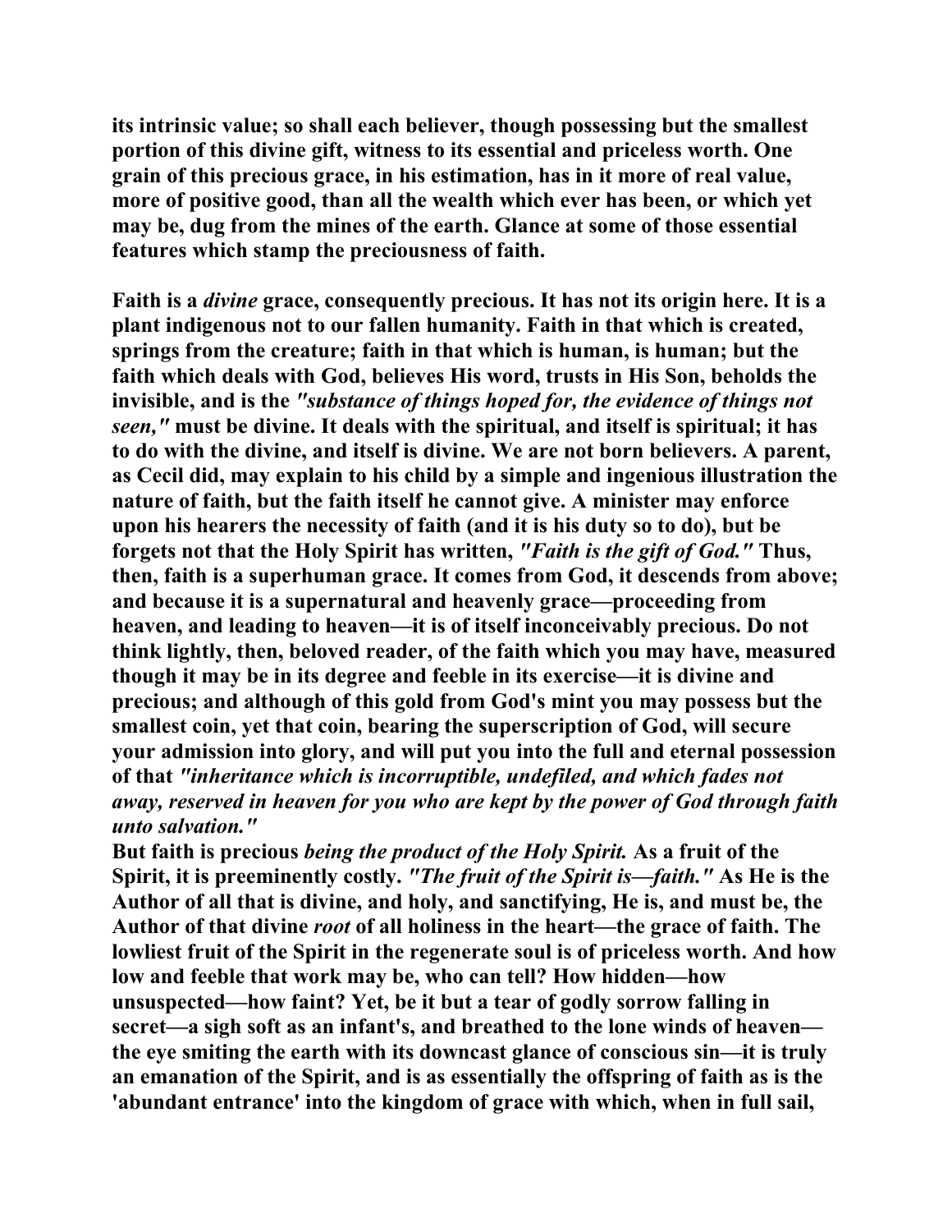its intrinsic value; so shall each believer, though possessing but the smallest portion of this divine gift, witness to its essential and priceless worth. One grain of this precious grace, in his estimation, has in it more of real value, more of positive good, than all the wealth which ever has been, or which yet may be, dug from the mines of the earth. Glance at some of those essential features which stamp the preciousness of faith.

Faith is a *divine* grace, consequently precious. It has not its origin here. It is a plant indigenous not to our fallen humanity. Faith in that which is created, springs from the creature; faith in that which is human, is human; but the faith which deals with God, believes His word, trusts in His Son, beholds the invisible, and is the *"substance of things hoped for, the evidence of things not seen,"* must be divine. It deals with the spiritual, and itself is spiritual; it has to do with the divine, and itself is divine. We are not born believers. A parent, as Cecil did, may explain to his child by a simple and ingenious illustration the nature of faith, but the faith itself he cannot give. A minister may enforce upon his hearers the necessity of faith (and it is his duty so to do), but be forgets not that the Holy Spirit has written, *"Faith is the gift of God."* Thus, then, faith is a superhuman grace. It comes from God, it descends from above; and because it is a supernatural and heavenly grace—proceeding from heaven, and leading to heaven—it is of itself inconceivably precious. Do not think lightly, then, beloved reader, of the faith which you may have, measured though it may be in its degree and feeble in its exercise—it is divine and precious; and although of this gold from God's mint you may possess but the smallest coin, yet that coin, bearing the superscription of God, will secure your admission into glory, and will put you into the full and eternal possession of that *"inheritance which is incorruptible, undefiled, and which fades not away, reserved in heaven for you who are kept by the power of God through faith unto salvation."*

But faith is precious *being the product of the Holy Spirit.* As a fruit of the Spirit, it is preeminently costly. *"The fruit of the Spirit is—faith."* As He is the Author of all that is divine, and holy, and sanctifying, He is, and must be, the Author of that divine *root* of all holiness in the heart—the grace of faith. The lowliest fruit of the Spirit in the regenerate soul is of priceless worth. And how low and feeble that work may be, who can tell? How hidden—how unsuspected—how faint? Yet, be it but a tear of godly sorrow falling in secret—a sigh soft as an infant's, and breathed to the lone winds of heaven—the eye smiting the earth with its downcast glance of conscious sin—it is truly an emanation of the Spirit, and is as essentially the offspring of faith as is the 'abundant entrance' into the kingdom of grace with which, when in full sail,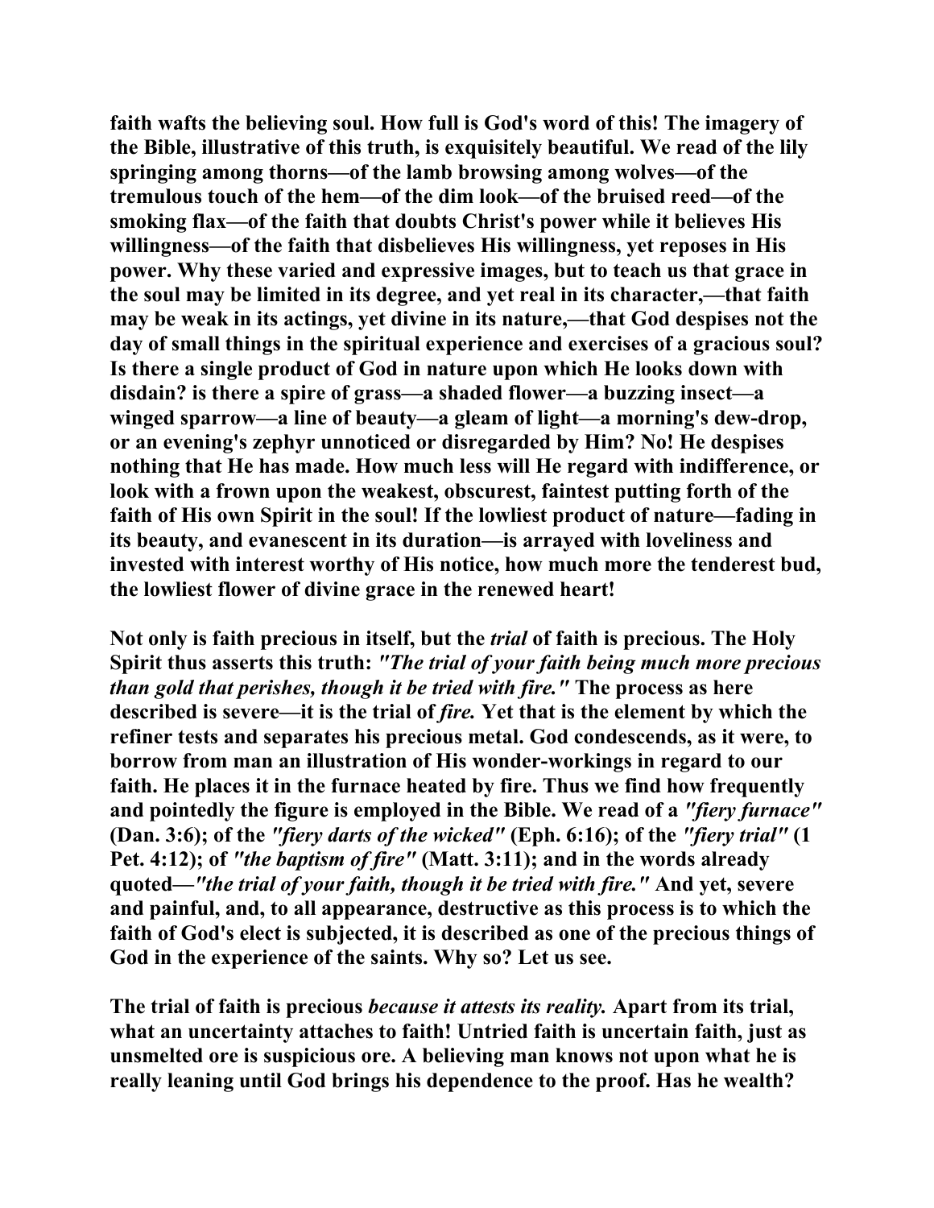faith wafts the believing soul. How full is God's word of this! The imagery of the Bible, illustrative of this truth, is exquisitely beautiful. We read of the lily springing among thorns—of the lamb browsing among wolves—of the tremulous touch of the hem—of the dim look—of the bruised reed—of the smoking flax—of the faith that doubts Christ's power while it believes His willingness—of the faith that disbelieves His willingness, yet reposes in His power. Why these varied and expressive images, but to teach us that grace in the soul may be limited in its degree, and yet real in its character,—that faith may be weak in its actings, yet divine in its nature,—that God despises not the day of small things in the spiritual experience and exercises of a gracious soul? Is there a single product of God in nature upon which He looks down with disdain? is there a spire of grass—a shaded flower—a buzzing insect—a winged sparrow—a line of beauty—a gleam of light—a morning's dew-drop, or an evening's zephyr unnoticed or disregarded by Him? No! He despises nothing that He has made. How much less will He regard with indifference, or look with a frown upon the weakest, obscurest, faintest putting forth of the faith of His own Spirit in the soul! If the lowliest product of nature—fading in its beauty, and evanescent in its duration—is arrayed with loveliness and invested with interest worthy of His notice, how much more the tenderest bud, the lowliest flower of divine grace in the renewed heart!

Not only is faith precious in itself, but the *trial* of faith is precious. The Holy Spirit thus asserts this truth: *"The trial of your faith being much more precious than gold that perishes, though it be tried with fire."* The process as here described is severe—it is the trial of *fire.* Yet that is the element by which the refiner tests and separates his precious metal. God condescends, as it were, to borrow from man an illustration of His wonder-workings in regard to our faith. He places it in the furnace heated by fire. Thus we find how frequently and pointedly the figure is employed in the Bible. We read of a *"fiery furnace"* (Dan. 3:6); of the *"fiery darts of the wicked"* (Eph. 6:16); of the *"fiery trial"* (1 Pet. 4:12); of *"the baptism of fire"* (Matt. 3:11); and in the words already quoted—*"the trial of your faith, though it be tried with fire."* And yet, severe and painful, and, to all appearance, destructive as this process is to which the faith of God's elect is subjected, it is described as one of the precious things of God in the experience of the saints. Why so? Let us see.

The trial of faith is precious *because it attests its reality.* Apart from its trial, what an uncertainty attaches to faith! Untried faith is uncertain faith, just as unsmelted ore is suspicious ore. A believing man knows not upon what he is really leaning until God brings his dependence to the proof. Has he wealth?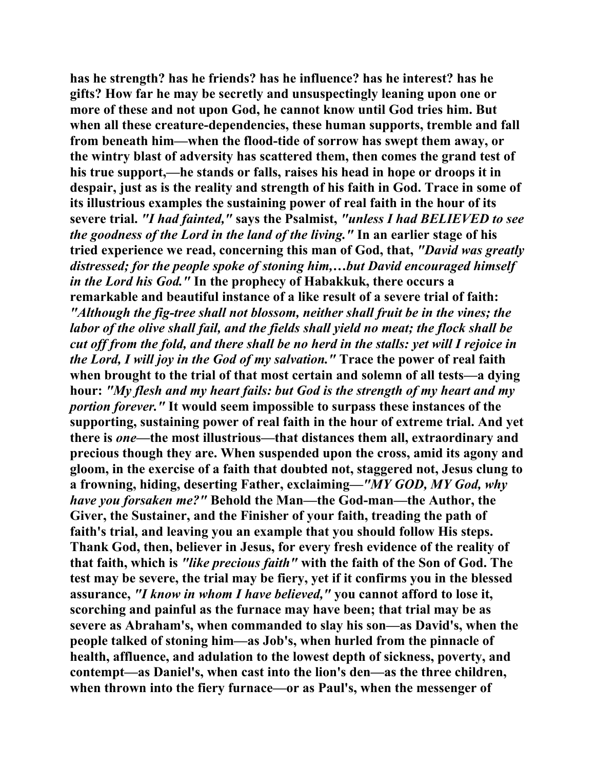has he strength? has he friends? has he influence? has he interest? has he gifts? How far he may be secretly and unsuspectingly leaning upon one or more of these and not upon God, he cannot know until God tries him. But when all these creature-dependencies, these human supports, tremble and fall from beneath him—when the flood-tide of sorrow has swept them away, or the wintry blast of adversity has scattered them, then comes the grand test of his true support,—he stands or falls, raises his head in hope or droops it in despair, just as is the reality and strength of his faith in God. Trace in some of its illustrious examples the sustaining power of real faith in the hour of its severe trial. *"I had fainted,"* says the Psalmist, *"unless I had BELIEVED to see the goodness of the Lord in the land of the living."* In an earlier stage of his tried experience we read, concerning this man of God, that, *"David was greatly distressed; for the people spoke of stoning him,…but David encouraged himself in the Lord his God."* In the prophecy of Habakkuk, there occurs a remarkable and beautiful instance of a like result of a severe trial of faith: *"Although the fig-tree shall not blossom, neither shall fruit be in the vines; the labor of the olive shall fail, and the fields shall yield no meat; the flock shall be cut off from the fold, and there shall be no herd in the stalls: yet will I rejoice in the Lord, I will joy in the God of my salvation."* Trace the power of real faith when brought to the trial of that most certain and solemn of all tests—a dying hour: *"My flesh and my heart fails: but God is the strength of my heart and my portion forever."* It would seem impossible to surpass these instances of the supporting, sustaining power of real faith in the hour of extreme trial. And yet there is *one*—the most illustrious—that distances them all, extraordinary and precious though they are. When suspended upon the cross, amid its agony and gloom, in the exercise of a faith that doubted not, staggered not, Jesus clung to a frowning, hiding, deserting Father, exclaiming—*"MY GOD, MY God, why have you forsaken me?"* Behold the Man—the God-man—the Author, the Giver, the Sustainer, and the Finisher of your faith, treading the path of faith's trial, and leaving you an example that you should follow His steps. Thank God, then, believer in Jesus, for every fresh evidence of the reality of that faith, which is *"like precious faith"* with the faith of the Son of God. The test may be severe, the trial may be fiery, yet if it confirms you in the blessed assurance, *"I know in whom I have believed,"* you cannot afford to lose it, scorching and painful as the furnace may have been; that trial may be as severe as Abraham's, when commanded to slay his son—as David's, when the people talked of stoning him—as Job's, when hurled from the pinnacle of health, affluence, and adulation to the lowest depth of sickness, poverty, and contempt—as Daniel's, when cast into the lion's den—as the three children, when thrown into the fiery furnace—or as Paul's, when the messenger of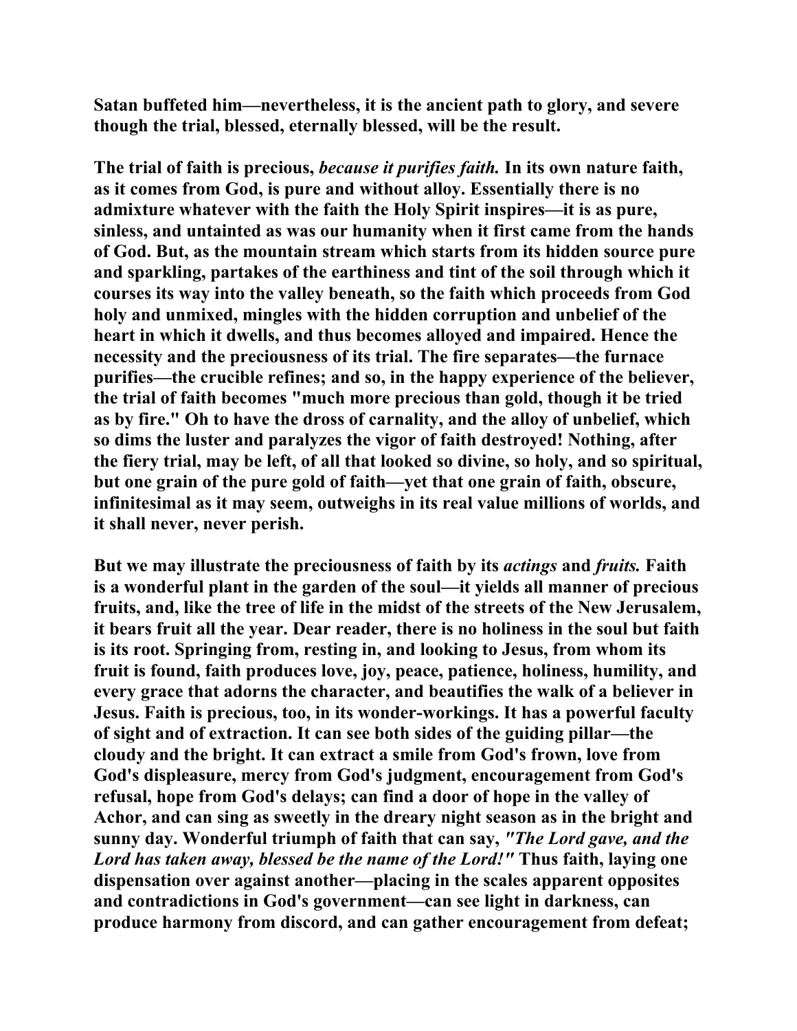**Satan buffeted him—nevertheless, it is the ancient path to glory, and severe though the trial, blessed, eternally blessed, will be the result.**

**The trial of faith is precious, *because it purifies faith.* In its own nature faith, as it comes from God, is pure and without alloy. Essentially there is no admixture whatever with the faith the Holy Spirit inspires—it is as pure, sinless, and untainted as was our humanity when it first came from the hands of God. But, as the mountain stream which starts from its hidden source pure and sparkling, partakes of the earthiness and tint of the soil through which it courses its way into the valley beneath, so the faith which proceeds from God holy and unmixed, mingles with the hidden corruption and unbelief of the heart in which it dwells, and thus becomes alloyed and impaired. Hence the necessity and the preciousness of its trial. The fire separates—the furnace purifies—the crucible refines; and so, in the happy experience of the believer, the trial of faith becomes "much more precious than gold, though it be tried as by fire." Oh to have the dross of carnality, and the alloy of unbelief, which so dims the luster and paralyzes the vigor of faith destroyed! Nothing, after the fiery trial, may be left, of all that looked so divine, so holy, and so spiritual, but one grain of the pure gold of faith—yet that one grain of faith, obscure, infinitesimal as it may seem, outweighs in its real value millions of worlds, and it shall never, never perish.**

**But we may illustrate the preciousness of faith by its *actings* and *fruits.* Faith is a wonderful plant in the garden of the soul—it yields all manner of precious fruits, and, like the tree of life in the midst of the streets of the New Jerusalem, it bears fruit all the year. Dear reader, there is no holiness in the soul but faith is its root. Springing from, resting in, and looking to Jesus, from whom its fruit is found, faith produces love, joy, peace, patience, holiness, humility, and every grace that adorns the character, and beautifies the walk of a believer in Jesus. Faith is precious, too, in its wonder-workings. It has a powerful faculty of sight and of extraction. It can see both sides of the guiding pillar—the cloudy and the bright. It can extract a smile from God's frown, love from God's displeasure, mercy from God's judgment, encouragement from God's refusal, hope from God's delays; can find a door of hope in the valley of Achor, and can sing as sweetly in the dreary night season as in the bright and sunny day. Wonderful triumph of faith that can say, *"The Lord gave, and the Lord has taken away, blessed be the name of the Lord!"* Thus faith, laying one dispensation over against another—placing in the scales apparent opposites and contradictions in God's government—can see light in darkness, can produce harmony from discord, and can gather encouragement from defeat;**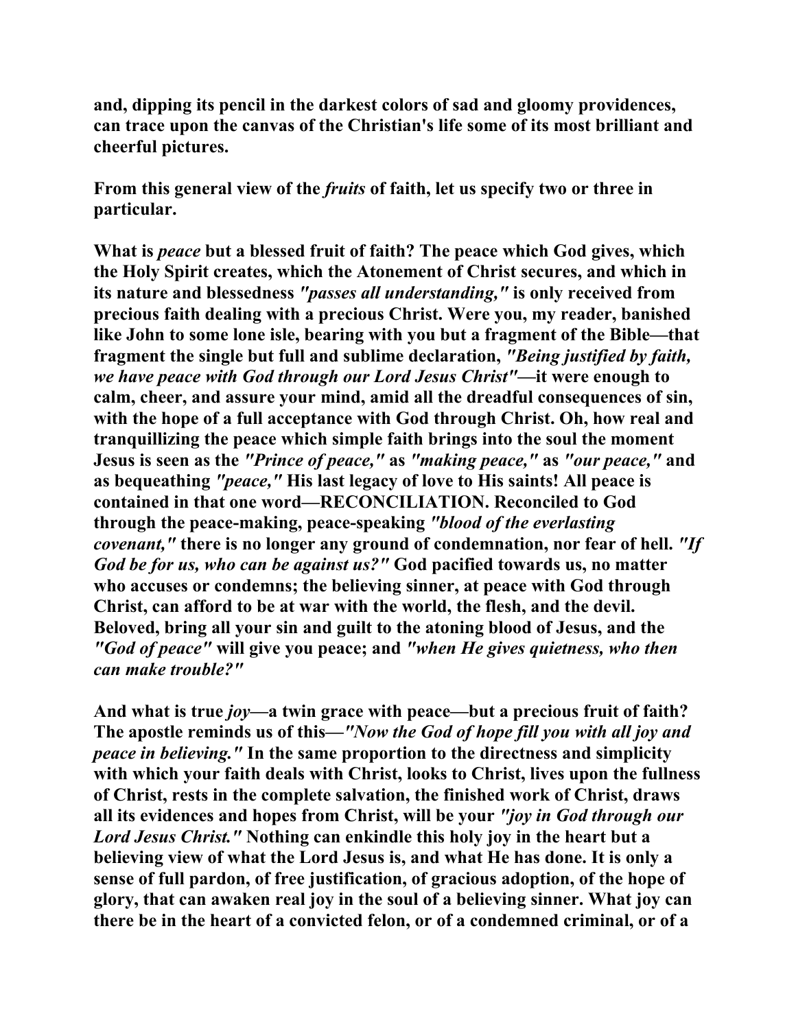**and, dipping its pencil in the darkest colors of sad and gloomy providences, can trace upon the canvas of the Christian's life some of its most brilliant and cheerful pictures.**

**From this general view of the *fruits* of faith, let us specify two or three in particular.**

**What is *peace* but a blessed fruit of faith? The peace which God gives, which the Holy Spirit creates, which the Atonement of Christ secures, and which in its nature and blessedness *"passes all understanding,"* is only received from precious faith dealing with a precious Christ. Were you, my reader, banished like John to some lone isle, bearing with you but a fragment of the Bible—that fragment the single but full and sublime declaration, *"Being justified by faith, we have peace with God through our Lord Jesus Christ"*—it were enough to calm, cheer, and assure your mind, amid all the dreadful consequences of sin, with the hope of a full acceptance with God through Christ. Oh, how real and tranquillizing the peace which simple faith brings into the soul the moment Jesus is seen as the *"Prince of peace,"* as *"making peace,"* as *"our peace,"* and as bequeathing *"peace,"* His last legacy of love to His saints! All peace is contained in that one word—RECONCILIATION. Reconciled to God through the peace-making, peace-speaking *"blood of the everlasting covenant,"* there is no longer any ground of condemnation, nor fear of hell. *"If God be for us, who can be against us?"* God pacified towards us, no matter who accuses or condemns; the believing sinner, at peace with God through Christ, can afford to be at war with the world, the flesh, and the devil. Beloved, bring all your sin and guilt to the atoning blood of Jesus, and the *"God of peace"* will give you peace; and *"when He gives quietness, who then can make trouble?"***

**And what is true *joy*—a twin grace with peace—but a precious fruit of faith? The apostle reminds us of this—*"Now the God of hope fill you with all joy and peace in believing."* In the same proportion to the directness and simplicity with which your faith deals with Christ, looks to Christ, lives upon the fullness of Christ, rests in the complete salvation, the finished work of Christ, draws all its evidences and hopes from Christ, will be your *"joy in God through our Lord Jesus Christ."* Nothing can enkindle this holy joy in the heart but a believing view of what the Lord Jesus is, and what He has done. It is only a sense of full pardon, of free justification, of gracious adoption, of the hope of glory, that can awaken real joy in the soul of a believing sinner. What joy can there be in the heart of a convicted felon, or of a condemned criminal, or of a**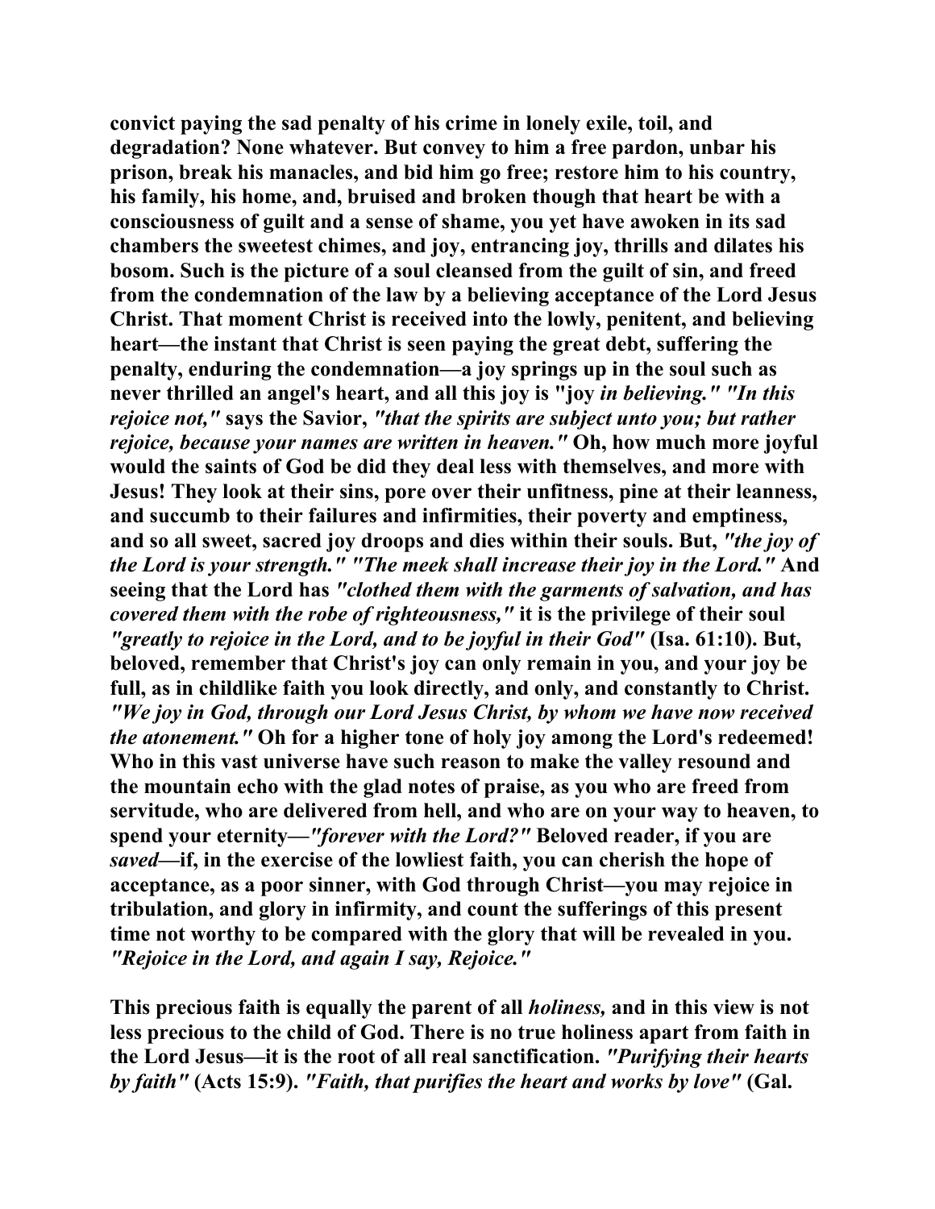**convict paying the sad penalty of his crime in lonely exile, toil, and degradation? None whatever. But convey to him a free pardon, unbar his prison, break his manacles, and bid him go free; restore him to his country, his family, his home, and, bruised and broken though that heart be with a consciousness of guilt and a sense of shame, you yet have awoken in its sad chambers the sweetest chimes, and joy, entrancing joy, thrills and dilates his bosom. Such is the picture of a soul cleansed from the guilt of sin, and freed from the condemnation of the law by a believing acceptance of the Lord Jesus Christ. That moment Christ is received into the lowly, penitent, and believing heart—the instant that Christ is seen paying the great debt, suffering the penalty, enduring the condemnation—a joy springs up in the soul such as never thrilled an angel's heart, and all this joy is "joy *in believing." "In this rejoice not,"* says the Savior, *"that the spirits are subject unto you; but rather rejoice, because your names are written in heaven."* Oh, how much more joyful would the saints of God be did they deal less with themselves, and more with Jesus! They look at their sins, pore over their unfitness, pine at their leanness, and succumb to their failures and infirmities, their poverty and emptiness, and so all sweet, sacred joy droops and dies within their souls. But, *"the joy of the Lord is your strength." "The meek shall increase their joy in the Lord."* And seeing that the Lord has *"clothed them with the garments of salvation, and has covered them with the robe of righteousness,"* it is the privilege of their soul *"greatly to rejoice in the Lord, and to be joyful in their God"* (Isa. 61:10). But, beloved, remember that Christ's joy can only remain in you, and your joy be full, as in childlike faith you look directly, and only, and constantly to Christ. *"We joy in God, through our Lord Jesus Christ, by whom we have now received the atonement."* Oh for a higher tone of holy joy among the Lord's redeemed! Who in this vast universe have such reason to make the valley resound and the mountain echo with the glad notes of praise, as you who are freed from servitude, who are delivered from hell, and who are on your way to heaven, to spend your eternity—*"forever with the Lord?"* Beloved reader, if you are *saved*—if, in the exercise of the lowliest faith, you can cherish the hope of acceptance, as a poor sinner, with God through Christ—you may rejoice in tribulation, and glory in infirmity, and count the sufferings of this present time not worthy to be compared with the glory that will be revealed in you. *"Rejoice in the Lord, and again I say, Rejoice."***

**This precious faith is equally the parent of all *holiness,* and in this view is not less precious to the child of God. There is no true holiness apart from faith in the Lord Jesus—it is the root of all real sanctification. *"Purifying their hearts by faith"* (Acts 15:9). *"Faith, that purifies the heart and works by love"* (Gal.**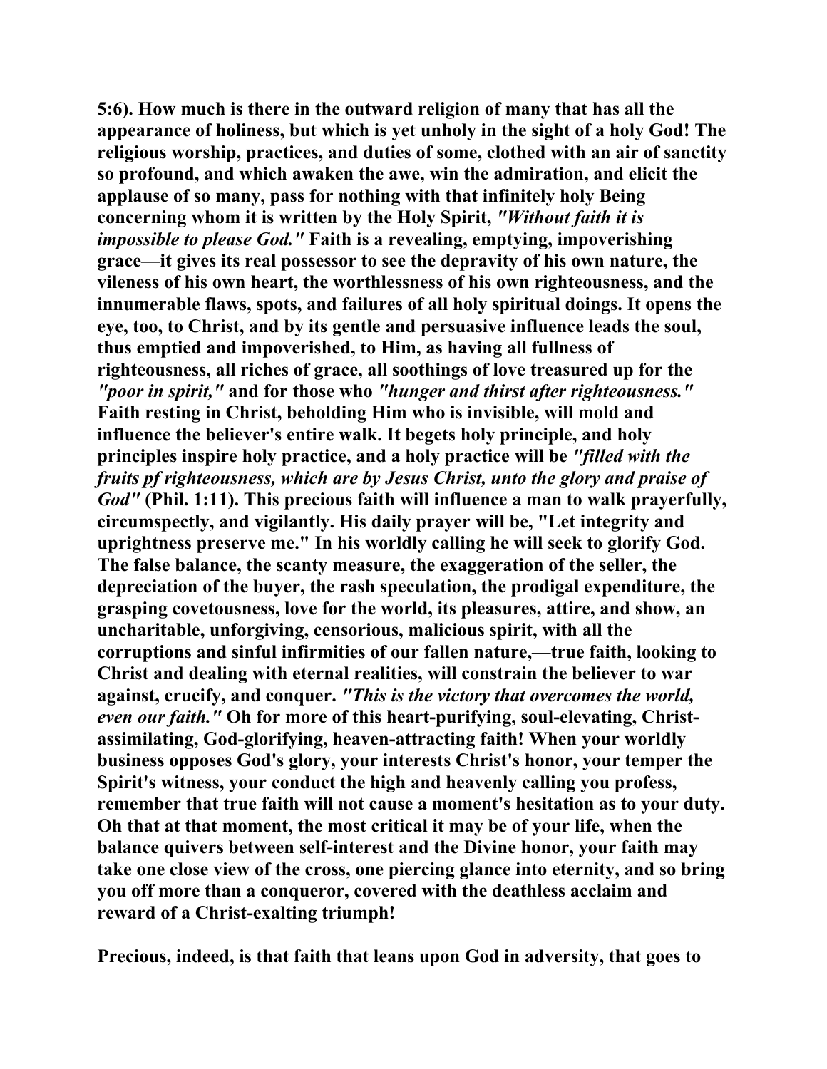**5:6). How much is there in the outward religion of many that has all the appearance of holiness, but which is yet unholy in the sight of a holy God! The religious worship, practices, and duties of some, clothed with an air of sanctity so profound, and which awaken the awe, win the admiration, and elicit the applause of so many, pass for nothing with that infinitely holy Being concerning whom it is written by the Holy Spirit, *"Without faith it is impossible to please God."* Faith is a revealing, emptying, impoverishing grace—it gives its real possessor to see the depravity of his own nature, the vileness of his own heart, the worthlessness of his own righteousness, and the innumerable flaws, spots, and failures of all holy spiritual doings. It opens the eye, too, to Christ, and by its gentle and persuasive influence leads the soul, thus emptied and impoverished, to Him, as having all fullness of righteousness, all riches of grace, all soothings of love treasured up for the *"poor in spirit,"* and for those who *"hunger and thirst after righteousness."* Faith resting in Christ, beholding Him who is invisible, will mold and influence the believer's entire walk. It begets holy principle, and holy principles inspire holy practice, and a holy practice will be *"filled with the fruits pf righteousness, which are by Jesus Christ, unto the glory and praise of God"* (Phil. 1:11). This precious faith will influence a man to walk prayerfully, circumspectly, and vigilantly. His daily prayer will be, "Let integrity and uprightness preserve me." In his worldly calling he will seek to glorify God. The false balance, the scanty measure, the exaggeration of the seller, the depreciation of the buyer, the rash speculation, the prodigal expenditure, the grasping covetousness, love for the world, its pleasures, attire, and show, an uncharitable, unforgiving, censorious, malicious spirit, with all the corruptions and sinful infirmities of our fallen nature,—true faith, looking to Christ and dealing with eternal realities, will constrain the believer to war against, crucify, and conquer. *"This is the victory that overcomes the world, even our faith."* Oh for more of this heart-purifying, soul-elevating, Christ-assimilating, God-glorifying, heaven-attracting faith! When your worldly business opposes God's glory, your interests Christ's honor, your temper the Spirit's witness, your conduct the high and heavenly calling you profess, remember that true faith will not cause a moment's hesitation as to your duty. Oh that at that moment, the most critical it may be of your life, when the balance quivers between self-interest and the Divine honor, your faith may take one close view of the cross, one piercing glance into eternity, and so bring you off more than a conqueror, covered with the deathless acclaim and reward of a Christ-exalting triumph!**

**Precious, indeed, is that faith that leans upon God in adversity, that goes to**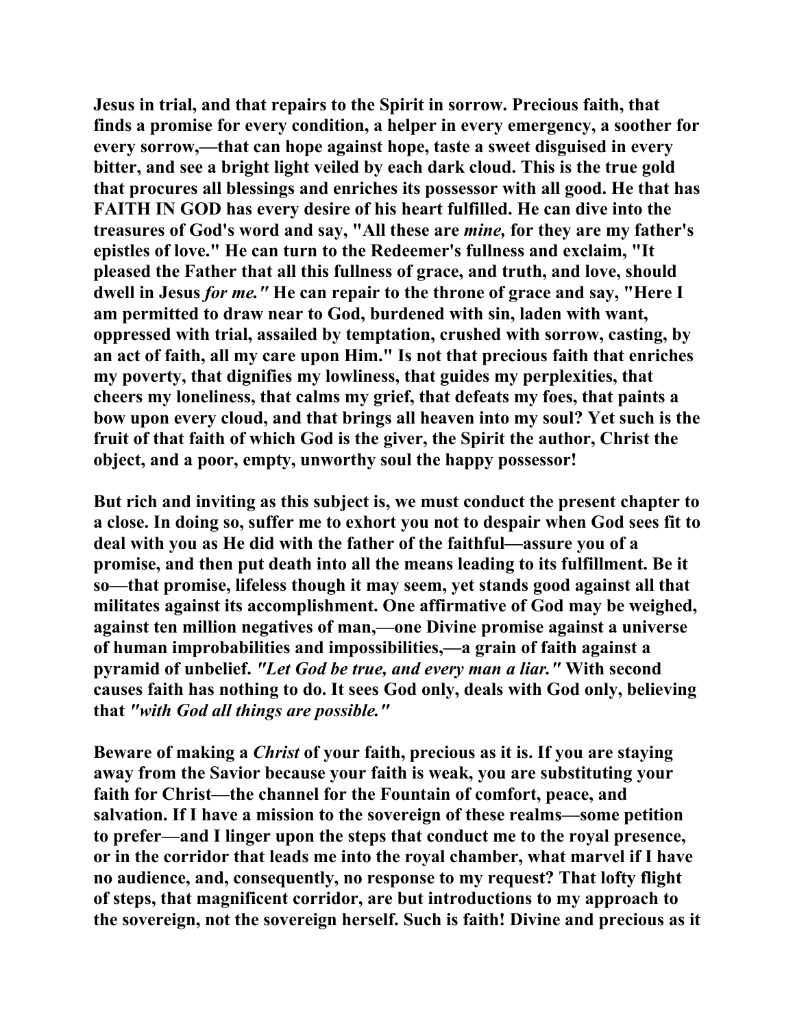Jesus in trial, and that repairs to the Spirit in sorrow. Precious faith, that finds a promise for every condition, a helper in every emergency, a soother for every sorrow,—that can hope against hope, taste a sweet disguised in every bitter, and see a bright light veiled by each dark cloud. This is the true gold that procures all blessings and enriches its possessor with all good. He that has FAITH IN GOD has every desire of his heart fulfilled. He can dive into the treasures of God's word and say, "All these are *mine,* for they are my father's epistles of love." He can turn to the Redeemer's fullness and exclaim, "It pleased the Father that all this fullness of grace, and truth, and love, should dwell in Jesus *for me."* He can repair to the throne of grace and say, "Here I am permitted to draw near to God, burdened with sin, laden with want, oppressed with trial, assailed by temptation, crushed with sorrow, casting, by an act of faith, all my care upon Him." Is not that precious faith that enriches my poverty, that dignifies my lowliness, that guides my perplexities, that cheers my loneliness, that calms my grief, that defeats my foes, that paints a bow upon every cloud, and that brings all heaven into my soul? Yet such is the fruit of that faith of which God is the giver, the Spirit the author, Christ the object, and a poor, empty, unworthy soul the happy possessor!

But rich and inviting as this subject is, we must conduct the present chapter to a close. In doing so, suffer me to exhort you not to despair when God sees fit to deal with you as He did with the father of the faithful—assure you of a promise, and then put death into all the means leading to its fulfillment. Be it so—that promise, lifeless though it may seem, yet stands good against all that militates against its accomplishment. One affirmative of God may be weighed, against ten million negatives of man,—one Divine promise against a universe of human improbabilities and impossibilities,—a grain of faith against a pyramid of unbelief. *"Let God be true, and every man a liar."* With second causes faith has nothing to do. It sees God only, deals with God only, believing that *"with God all things are possible."*

Beware of making a *Christ* of your faith, precious as it is. If you are staying away from the Savior because your faith is weak, you are substituting your faith for Christ—the channel for the Fountain of comfort, peace, and salvation. If I have a mission to the sovereign of these realms—some petition to prefer—and I linger upon the steps that conduct me to the royal presence, or in the corridor that leads me into the royal chamber, what marvel if I have no audience, and, consequently, no response to my request? That lofty flight of steps, that magnificent corridor, are but introductions to my approach to the sovereign, not the sovereign herself. Such is faith! Divine and precious as it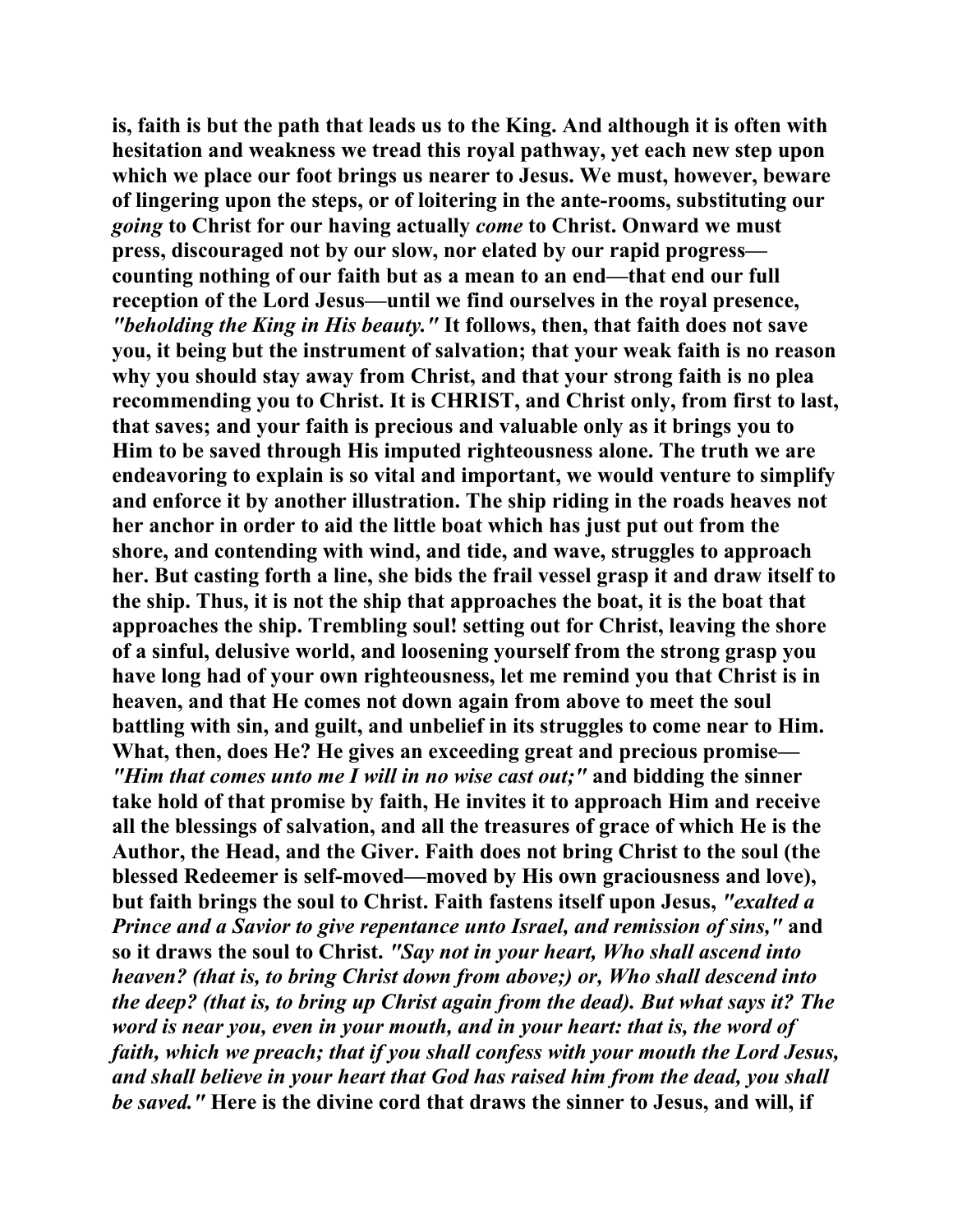is, faith is but the path that leads us to the King. And although it is often with hesitation and weakness we tread this royal pathway, yet each new step upon which we place our foot brings us nearer to Jesus. We must, however, beware of lingering upon the steps, or of loitering in the ante-rooms, substituting our *going* to Christ for our having actually *come* to Christ. Onward we must press, discouraged not by our slow, nor elated by our rapid progress—counting nothing of our faith but as a mean to an end—that end our full reception of the Lord Jesus—until we find ourselves in the royal presence, *"beholding the King in His beauty."* It follows, then, that faith does not save you, it being but the instrument of salvation; that your weak faith is no reason why you should stay away from Christ, and that your strong faith is no plea recommending you to Christ. It is CHRIST, and Christ only, from first to last, that saves; and your faith is precious and valuable only as it brings you to Him to be saved through His imputed righteousness alone. The truth we are endeavoring to explain is so vital and important, we would venture to simplify and enforce it by another illustration. The ship riding in the roads heaves not her anchor in order to aid the little boat which has just put out from the shore, and contending with wind, and tide, and wave, struggles to approach her. But casting forth a line, she bids the frail vessel grasp it and draw itself to the ship. Thus, it is not the ship that approaches the boat, it is the boat that approaches the ship. Trembling soul! setting out for Christ, leaving the shore of a sinful, delusive world, and loosening yourself from the strong grasp you have long had of your own righteousness, let me remind you that Christ is in heaven, and that He comes not down again from above to meet the soul battling with sin, and guilt, and unbelief in its struggles to come near to Him. What, then, does He? He gives an exceeding great and precious promise—*"Him that comes unto me I will in no wise cast out;"* and bidding the sinner take hold of that promise by faith, He invites it to approach Him and receive all the blessings of salvation, and all the treasures of grace of which He is the Author, the Head, and the Giver. Faith does not bring Christ to the soul (the blessed Redeemer is self-moved—moved by His own graciousness and love), but faith brings the soul to Christ. Faith fastens itself upon Jesus, *"exalted a Prince and a Savior to give repentance unto Israel, and remission of sins,"* and so it draws the soul to Christ. *"Say not in your heart, Who shall ascend into heaven? (that is, to bring Christ down from above;) or, Who shall descend into the deep? (that is, to bring up Christ again from the dead). But what says it? The word is near you, even in your mouth, and in your heart: that is, the word of faith, which we preach; that if you shall confess with your mouth the Lord Jesus, and shall believe in your heart that God has raised him from the dead, you shall be saved."* Here is the divine cord that draws the sinner to Jesus, and will, if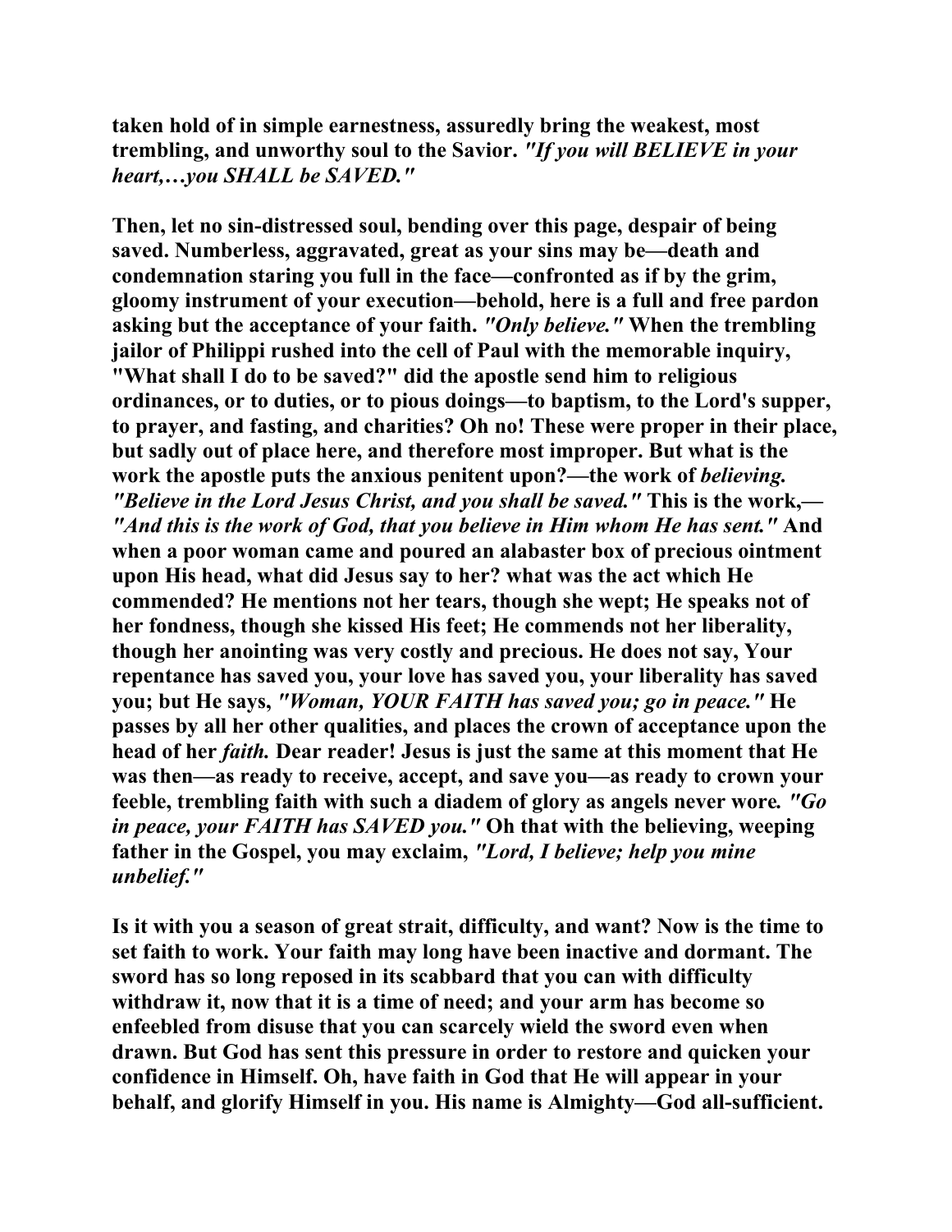**taken hold of in simple earnestness, assuredly bring the weakest, most trembling, and unworthy soul to the Savior.** ***"If you will BELIEVE in your heart,…you SHALL be SAVED."***

**Then, let no sin-distressed soul, bending over this page, despair of being saved. Numberless, aggravated, great as your sins may be—death and condemnation staring you full in the face—confronted as if by the grim, gloomy instrument of your execution—behold, here is a full and free pardon asking but the acceptance of your faith.** ***"Only believe."*** **When the trembling jailor of Philippi rushed into the cell of Paul with the memorable inquiry, "What shall I do to be saved?" did the apostle send him to religious ordinances, or to duties, or to pious doings—to baptism, to the Lord's supper, to prayer, and fasting, and charities? Oh no! These were proper in their place, but sadly out of place here, and therefore most improper. But what is the work the apostle puts the anxious penitent upon?—the work of** ***believing. "Believe in the Lord Jesus Christ, and you shall be saved."*** **This is the work,—** ***"And this is the work of God, that you believe in Him whom He has sent."*** **And when a poor woman came and poured an alabaster box of precious ointment upon His head, what did Jesus say to her? what was the act which He commended? He mentions not her tears, though she wept; He speaks not of her fondness, though she kissed His feet; He commends not her liberality, though her anointing was very costly and precious. He does not say, Your repentance has saved you, your love has saved you, your liberality has saved you; but He says,** ***"Woman, YOUR FAITH has saved you; go in peace."*** **He passes by all her other qualities, and places the crown of acceptance upon the head of her** ***faith.*** **Dear reader! Jesus is just the same at this moment that He was then—as ready to receive, accept, and save you—as ready to crown your feeble, trembling faith with such a diadem of glory as angels never wore.** ***"Go in peace, your FAITH has SAVED you."*** **Oh that with the believing, weeping father in the Gospel, you may exclaim,** ***"Lord, I believe; help you mine unbelief."***

**Is it with you a season of great strait, difficulty, and want? Now is the time to set faith to work. Your faith may long have been inactive and dormant. The sword has so long reposed in its scabbard that you can with difficulty withdraw it, now that it is a time of need; and your arm has become so enfeebled from disuse that you can scarcely wield the sword even when drawn. But God has sent this pressure in order to restore and quicken your confidence in Himself. Oh, have faith in God that He will appear in your behalf, and glorify Himself in you. His name is Almighty—God all-sufficient.**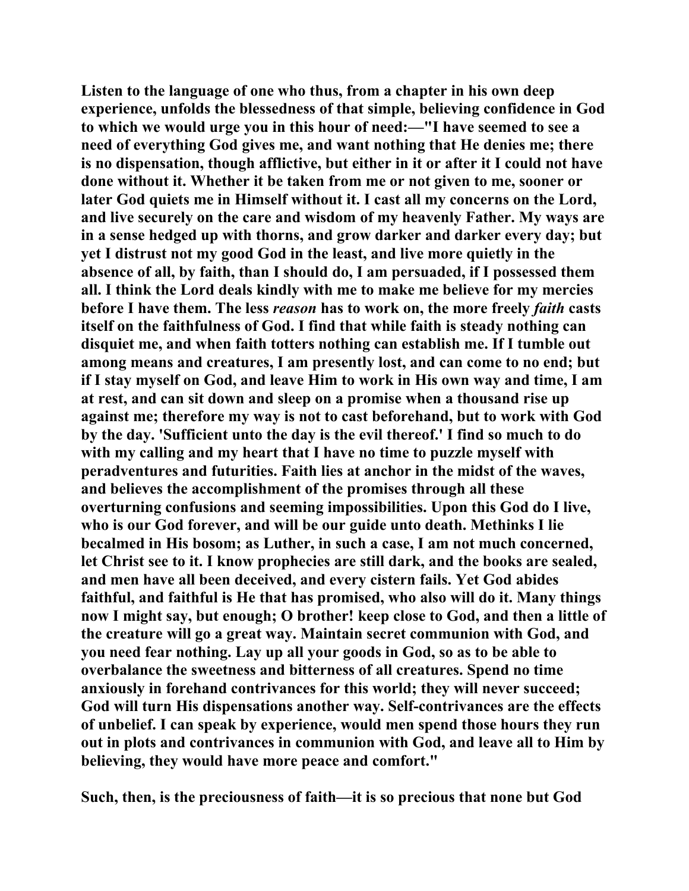Listen to the language of one who thus, from a chapter in his own deep experience, unfolds the blessedness of that simple, believing confidence in God to which we would urge you in this hour of need:—"I have seemed to see a need of everything God gives me, and want nothing that He denies me; there is no dispensation, though afflictive, but either in it or after it I could not have done without it. Whether it be taken from me or not given to me, sooner or later God quiets me in Himself without it. I cast all my concerns on the Lord, and live securely on the care and wisdom of my heavenly Father. My ways are in a sense hedged up with thorns, and grow darker and darker every day; but yet I distrust not my good God in the least, and live more quietly in the absence of all, by faith, than I should do, I am persuaded, if I possessed them all. I think the Lord deals kindly with me to make me believe for my mercies before I have them. The less *reason* has to work on, the more freely *faith* casts itself on the faithfulness of God. I find that while faith is steady nothing can disquiet me, and when faith totters nothing can establish me. If I tumble out among means and creatures, I am presently lost, and can come to no end; but if I stay myself on God, and leave Him to work in His own way and time, I am at rest, and can sit down and sleep on a promise when a thousand rise up against me; therefore my way is not to cast beforehand, but to work with God by the day. 'Sufficient unto the day is the evil thereof.' I find so much to do with my calling and my heart that I have no time to puzzle myself with peradventures and futurities. Faith lies at anchor in the midst of the waves, and believes the accomplishment of the promises through all these overturning confusions and seeming impossibilities. Upon this God do I live, who is our God forever, and will be our guide unto death. Methinks I lie becalmed in His bosom; as Luther, in such a case, I am not much concerned, let Christ see to it. I know prophecies are still dark, and the books are sealed, and men have all been deceived, and every cistern fails. Yet God abides faithful, and faithful is He that has promised, who also will do it. Many things now I might say, but enough; O brother! keep close to God, and then a little of the creature will go a great way. Maintain secret communion with God, and you need fear nothing. Lay up all your goods in God, so as to be able to overbalance the sweetness and bitterness of all creatures. Spend no time anxiously in forehand contrivances for this world; they will never succeed; God will turn His dispensations another way. Self-contrivances are the effects of unbelief. I can speak by experience, would men spend those hours they run out in plots and contrivances in communion with God, and leave all to Him by believing, they would have more peace and comfort."

Such, then, is the preciousness of faith—it is so precious that none but God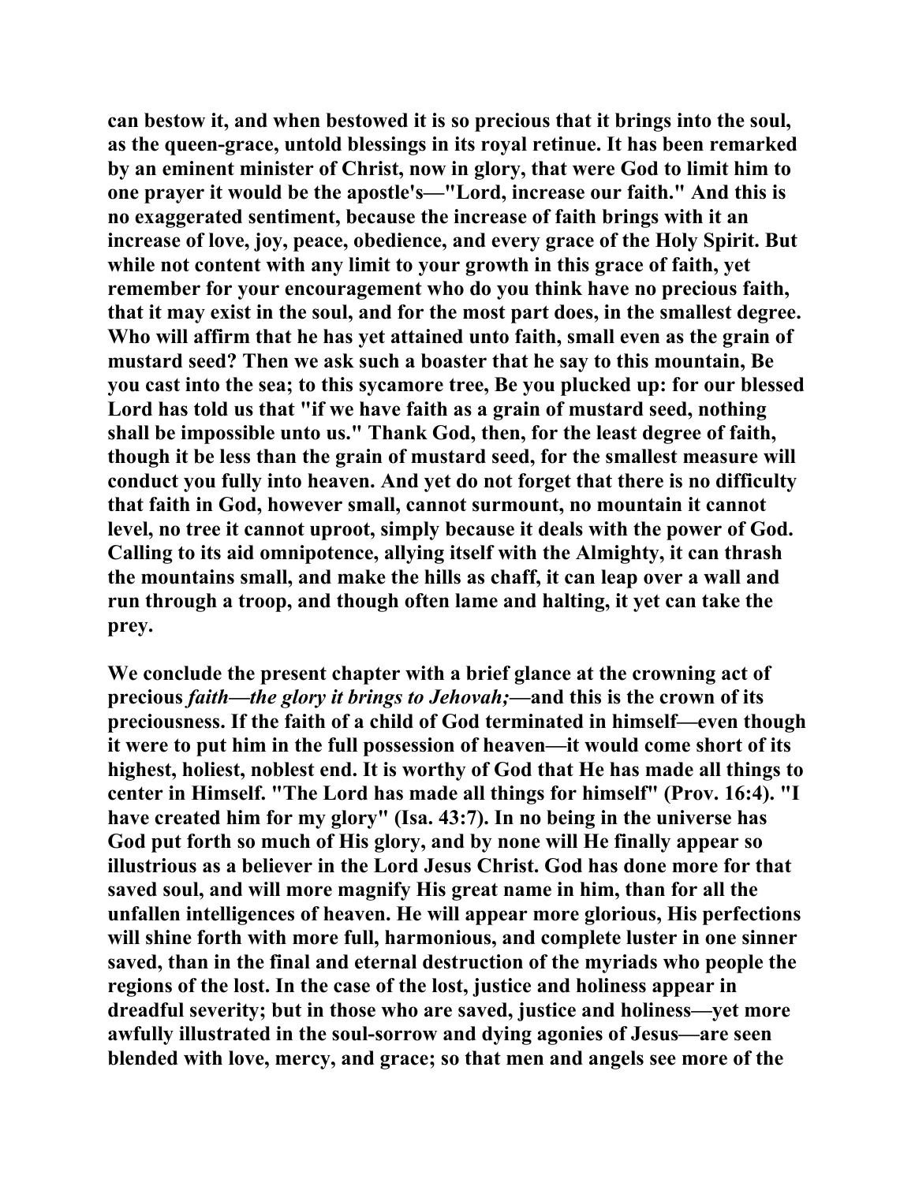can bestow it, and when bestowed it is so precious that it brings into the soul, as the queen-grace, untold blessings in its royal retinue. It has been remarked by an eminent minister of Christ, now in glory, that were God to limit him to one prayer it would be the apostle's—"Lord, increase our faith." And this is no exaggerated sentiment, because the increase of faith brings with it an increase of love, joy, peace, obedience, and every grace of the Holy Spirit. But while not content with any limit to your growth in this grace of faith, yet remember for your encouragement who do you think have no precious faith, that it may exist in the soul, and for the most part does, in the smallest degree. Who will affirm that he has yet attained unto faith, small even as the grain of mustard seed? Then we ask such a boaster that he say to this mountain, Be you cast into the sea; to this sycamore tree, Be you plucked up: for our blessed Lord has told us that "if we have faith as a grain of mustard seed, nothing shall be impossible unto us." Thank God, then, for the least degree of faith, though it be less than the grain of mustard seed, for the smallest measure will conduct you fully into heaven. And yet do not forget that there is no difficulty that faith in God, however small, cannot surmount, no mountain it cannot level, no tree it cannot uproot, simply because it deals with the power of God. Calling to its aid omnipotence, allying itself with the Almighty, it can thrash the mountains small, and make the hills as chaff, it can leap over a wall and run through a troop, and though often lame and halting, it yet can take the prey.

We conclude the present chapter with a brief glance at the crowning act of precious *faith—the glory it brings to Jehovah;*—and this is the crown of its preciousness. If the faith of a child of God terminated in himself—even though it were to put him in the full possession of heaven—it would come short of its highest, holiest, noblest end. It is worthy of God that He has made all things to center in Himself. "The Lord has made all things for himself" (Prov. 16:4). "I have created him for my glory" (Isa. 43:7). In no being in the universe has God put forth so much of His glory, and by none will He finally appear so illustrious as a believer in the Lord Jesus Christ. God has done more for that saved soul, and will more magnify His great name in him, than for all the unfallen intelligences of heaven. He will appear more glorious, His perfections will shine forth with more full, harmonious, and complete luster in one sinner saved, than in the final and eternal destruction of the myriads who people the regions of the lost. In the case of the lost, justice and holiness appear in dreadful severity; but in those who are saved, justice and holiness—yet more awfully illustrated in the soul-sorrow and dying agonies of Jesus—are seen blended with love, mercy, and grace; so that men and angels see more of the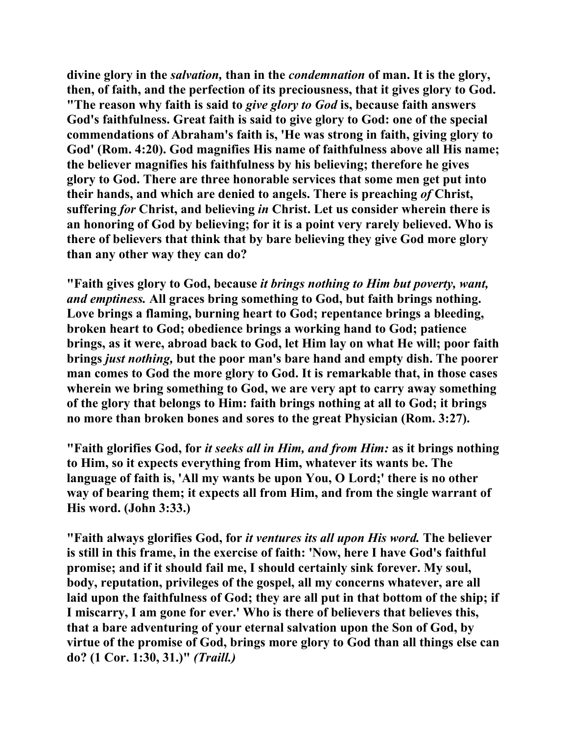**divine glory in the *salvation,* than in the *condemnation* of man. It is the glory, then, of faith, and the perfection of its preciousness, that it gives glory to God. "The reason why faith is said to *give glory to God* is, because faith answers God's faithfulness. Great faith is said to give glory to God: one of the special commendations of Abraham's faith is, 'He was strong in faith, giving glory to God' (Rom. 4:20). God magnifies His name of faithfulness above all His name; the believer magnifies his faithfulness by his believing; therefore he gives glory to God. There are three honorable services that some men get put into their hands, and which are denied to angels. There is preaching *of* Christ, suffering *for* Christ, and believing *in* Christ. Let us consider wherein there is an honoring of God by believing; for it is a point very rarely believed. Who is there of believers that think that by bare believing they give God more glory than any other way they can do?**

**"Faith gives glory to God, because *it brings nothing to Him but poverty, want, and emptiness.* All graces bring something to God, but faith brings nothing. Love brings a flaming, burning heart to God; repentance brings a bleeding, broken heart to God; obedience brings a working hand to God; patience brings, as it were, abroad back to God, let Him lay on what He will; poor faith brings *just nothing,* but the poor man's bare hand and empty dish. The poorer man comes to God the more glory to God. It is remarkable that, in those cases wherein we bring something to God, we are very apt to carry away something of the glory that belongs to Him: faith brings nothing at all to God; it brings no more than broken bones and sores to the great Physician (Rom. 3:27).**

**"Faith glorifies God, for *it seeks all in Him, and from Him:* as it brings nothing to Him, so it expects everything from Him, whatever its wants be. The language of faith is, 'All my wants be upon You, O Lord;' there is no other way of bearing them; it expects all from Him, and from the single warrant of His word. (John 3:33.)**

**"Faith always glorifies God, for *it ventures its all upon His word.* The believer is still in this frame, in the exercise of faith: 'Now, here I have God's faithful promise; and if it should fail me, I should certainly sink forever. My soul, body, reputation, privileges of the gospel, all my concerns whatever, are all laid upon the faithfulness of God; they are all put in that bottom of the ship; if I miscarry, I am gone for ever.' Who is there of believers that believes this, that a bare adventuring of your eternal salvation upon the Son of God, by virtue of the promise of God, brings more glory to God than all things else can do? (1 Cor. 1:30, 31.)" *(Traill.)***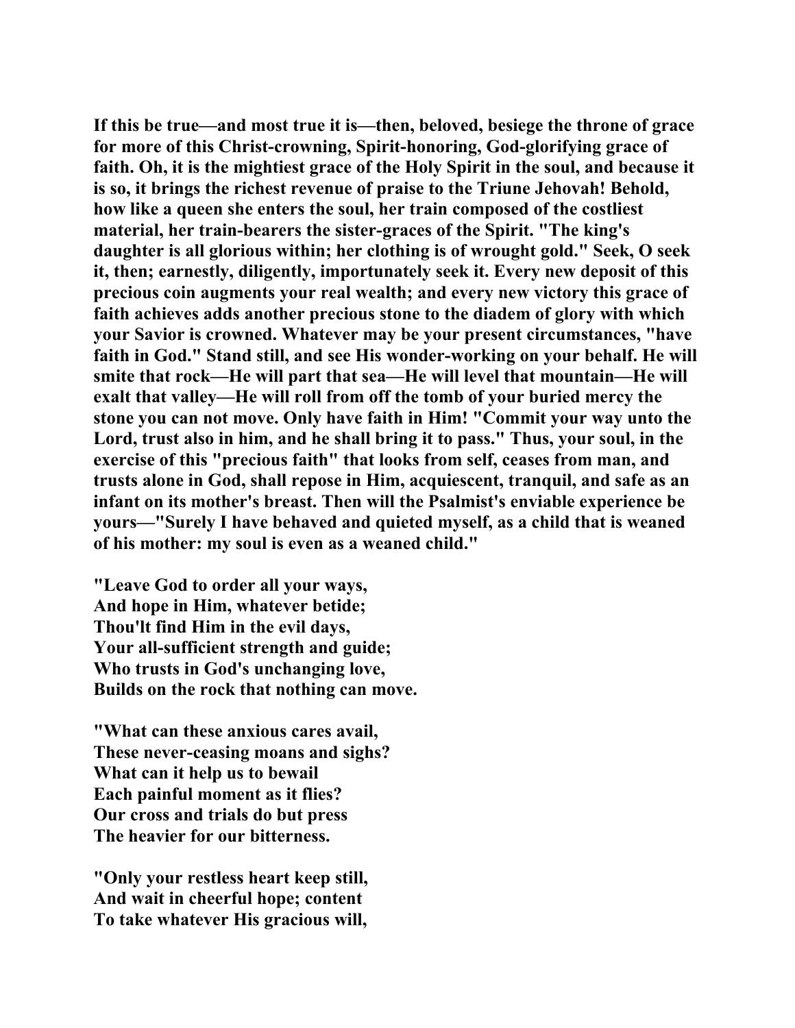**If this be true—and most true it is—then, beloved, besiege the throne of grace for more of this Christ-crowning, Spirit-honoring, God-glorifying grace of faith. Oh, it is the mightiest grace of the Holy Spirit in the soul, and because it is so, it brings the richest revenue of praise to the Triune Jehovah! Behold, how like a queen she enters the soul, her train composed of the costliest material, her train-bearers the sister-graces of the Spirit. "The king's daughter is all glorious within; her clothing is of wrought gold." Seek, O seek it, then; earnestly, diligently, importunately seek it. Every new deposit of this precious coin augments your real wealth; and every new victory this grace of faith achieves adds another precious stone to the diadem of glory with which your Savior is crowned. Whatever may be your present circumstances, "have faith in God." Stand still, and see His wonder-working on your behalf. He will smite that rock—He will part that sea—He will level that mountain—He will exalt that valley—He will roll from off the tomb of your buried mercy the stone you can not move. Only have faith in Him! "Commit your way unto the Lord, trust also in him, and he shall bring it to pass." Thus, your soul, in the exercise of this "precious faith" that looks from self, ceases from man, and trusts alone in God, shall repose in Him, acquiescent, tranquil, and safe as an infant on its mother's breast. Then will the Psalmist's enviable experience be yours—"Surely I have behaved and quieted myself, as a child that is weaned of his mother: my soul is even as a weaned child."**

**"Leave God to order all your ways,**
**And hope in Him, whatever betide;**
**Thou'lt find Him in the evil days,**
**Your all-sufficient strength and guide;**
**Who trusts in God's unchanging love,**
**Builds on the rock that nothing can move.**

**"What can these anxious cares avail,**
**These never-ceasing moans and sighs?**
**What can it help us to bewail**
**Each painful moment as it flies?**
**Our cross and trials do but press**
**The heavier for our bitterness.**

**"Only your restless heart keep still,**
**And wait in cheerful hope; content**
**To take whatever His gracious will,**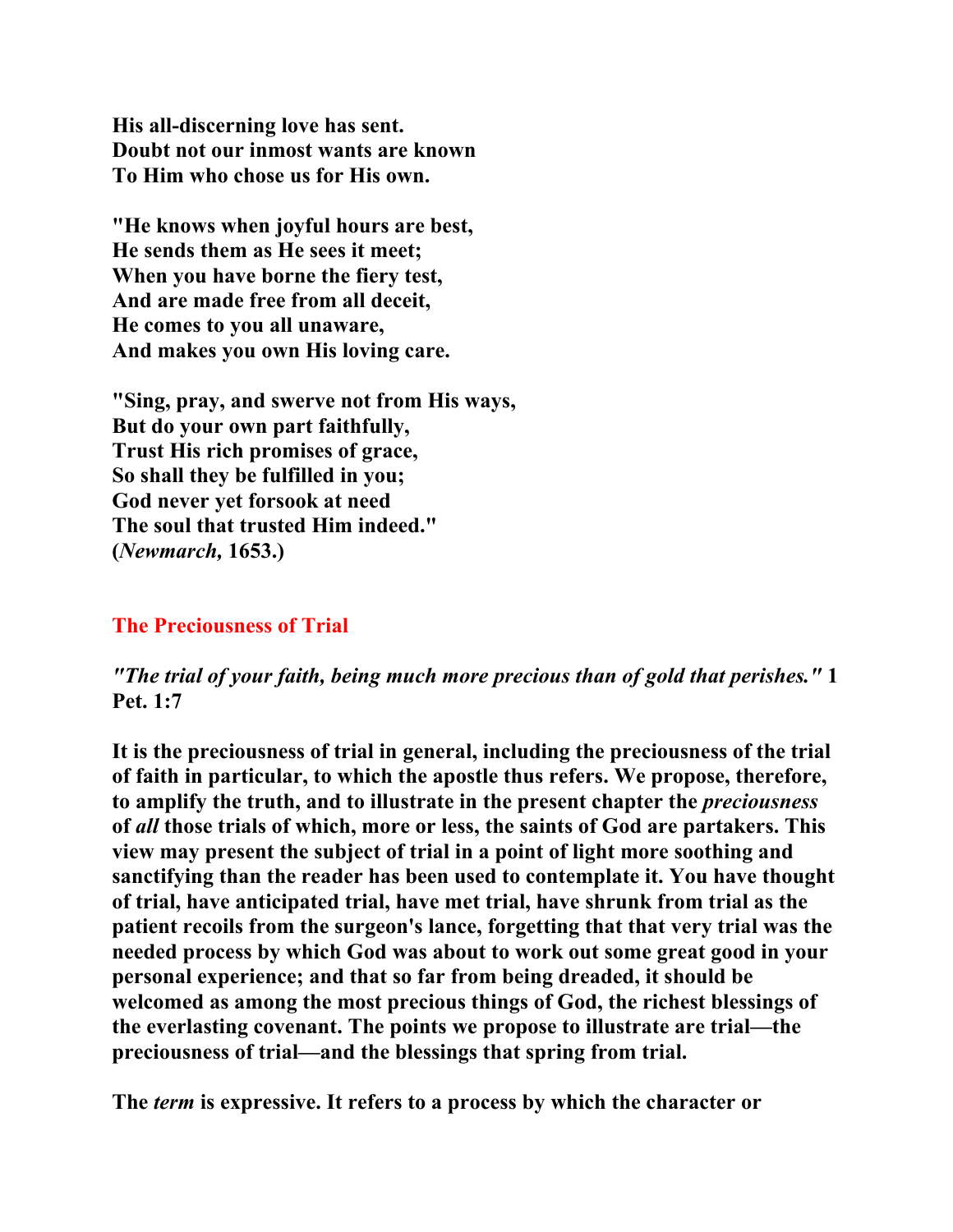His all-discerning love has sent.
Doubt not our inmost wants are known
To Him who chose us for His own.

"He knows when joyful hours are best,
He sends them as He sees it meet;
When you have borne the fiery test,
And are made free from all deceit,
He comes to you all unaware,
And makes you own His loving care.

"Sing, pray, and swerve not from His ways,
But do your own part faithfully,
Trust His rich promises of grace,
So shall they be fulfilled in you;
God never yet forsook at need
The soul that trusted Him indeed."
(*Newmarch,* 1653.)

## The Preciousness of Trial

*"The trial of your faith, being much more precious than of gold that perishes."* 1 Pet. 1:7

It is the preciousness of trial in general, including the preciousness of the trial of faith in particular, to which the apostle thus refers. We propose, therefore, to amplify the truth, and to illustrate in the present chapter the *preciousness* of *all* those trials of which, more or less, the saints of God are partakers. This view may present the subject of trial in a point of light more soothing and sanctifying than the reader has been used to contemplate it. You have thought of trial, have anticipated trial, have met trial, have shrunk from trial as the patient recoils from the surgeon's lance, forgetting that that very trial was the needed process by which God was about to work out some great good in your personal experience; and that so far from being dreaded, it should be welcomed as among the most precious things of God, the richest blessings of the everlasting covenant. The points we propose to illustrate are trial—the preciousness of trial—and the blessings that spring from trial.

The *term* is expressive. It refers to a process by which the character or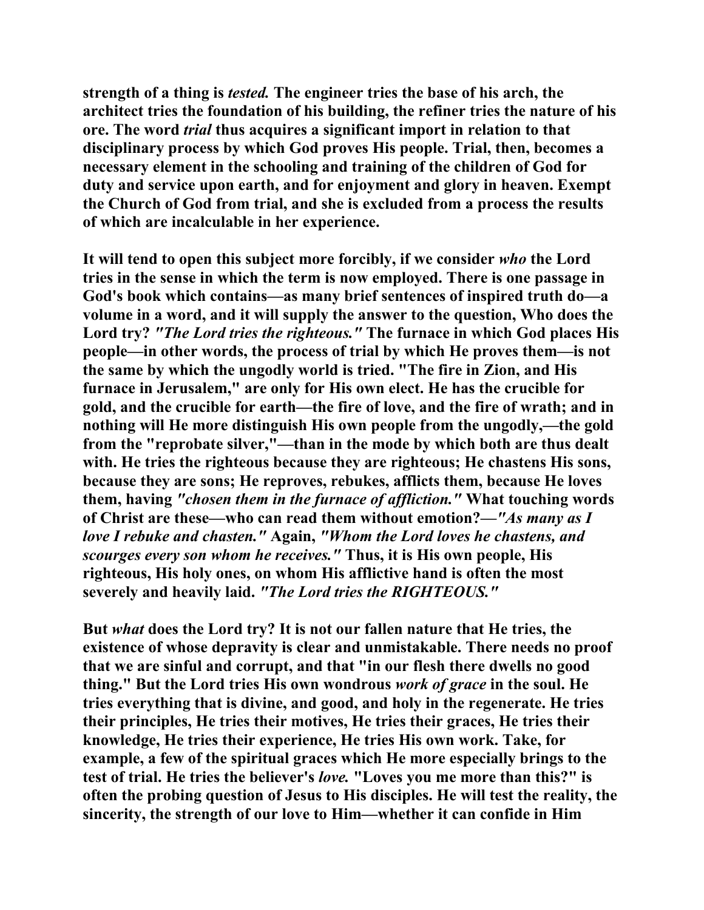strength of a thing is *tested.* The engineer tries the base of his arch, the architect tries the foundation of his building, the refiner tries the nature of his ore. The word *trial* thus acquires a significant import in relation to that disciplinary process by which God proves His people. Trial, then, becomes a necessary element in the schooling and training of the children of God for duty and service upon earth, and for enjoyment and glory in heaven. Exempt the Church of God from trial, and she is excluded from a process the results of which are incalculable in her experience.

It will tend to open this subject more forcibly, if we consider *who* the Lord tries in the sense in which the term is now employed. There is one passage in God's book which contains—as many brief sentences of inspired truth do—a volume in a word, and it will supply the answer to the question, Who does the Lord try? *"The Lord tries the righteous."* The furnace in which God places His people—in other words, the process of trial by which He proves them—is not the same by which the ungodly world is tried. "The fire in Zion, and His furnace in Jerusalem," are only for His own elect. He has the crucible for gold, and the crucible for earth—the fire of love, and the fire of wrath; and in nothing will He more distinguish His own people from the ungodly,—the gold from the "reprobate silver,"—than in the mode by which both are thus dealt with. He tries the righteous because they are righteous; He chastens His sons, because they are sons; He reproves, rebukes, afflicts them, because He loves them, having *"chosen them in the furnace of affliction."* What touching words of Christ are these—who can read them without emotion?—*"As many as I love I rebuke and chasten."* Again, *"Whom the Lord loves he chastens, and scourges every son whom he receives."* Thus, it is His own people, His righteous, His holy ones, on whom His afflictive hand is often the most severely and heavily laid. *"The Lord tries the RIGHTEOUS."*

But *what* does the Lord try? It is not our fallen nature that He tries, the existence of whose depravity is clear and unmistakable. There needs no proof that we are sinful and corrupt, and that "in our flesh there dwells no good thing." But the Lord tries His own wondrous *work of grace* in the soul. He tries everything that is divine, and good, and holy in the regenerate. He tries their principles, He tries their motives, He tries their graces, He tries their knowledge, He tries their experience, He tries His own work. Take, for example, a few of the spiritual graces which He more especially brings to the test of trial. He tries the believer's *love.* "Loves you me more than this?" is often the probing question of Jesus to His disciples. He will test the reality, the sincerity, the strength of our love to Him—whether it can confide in Him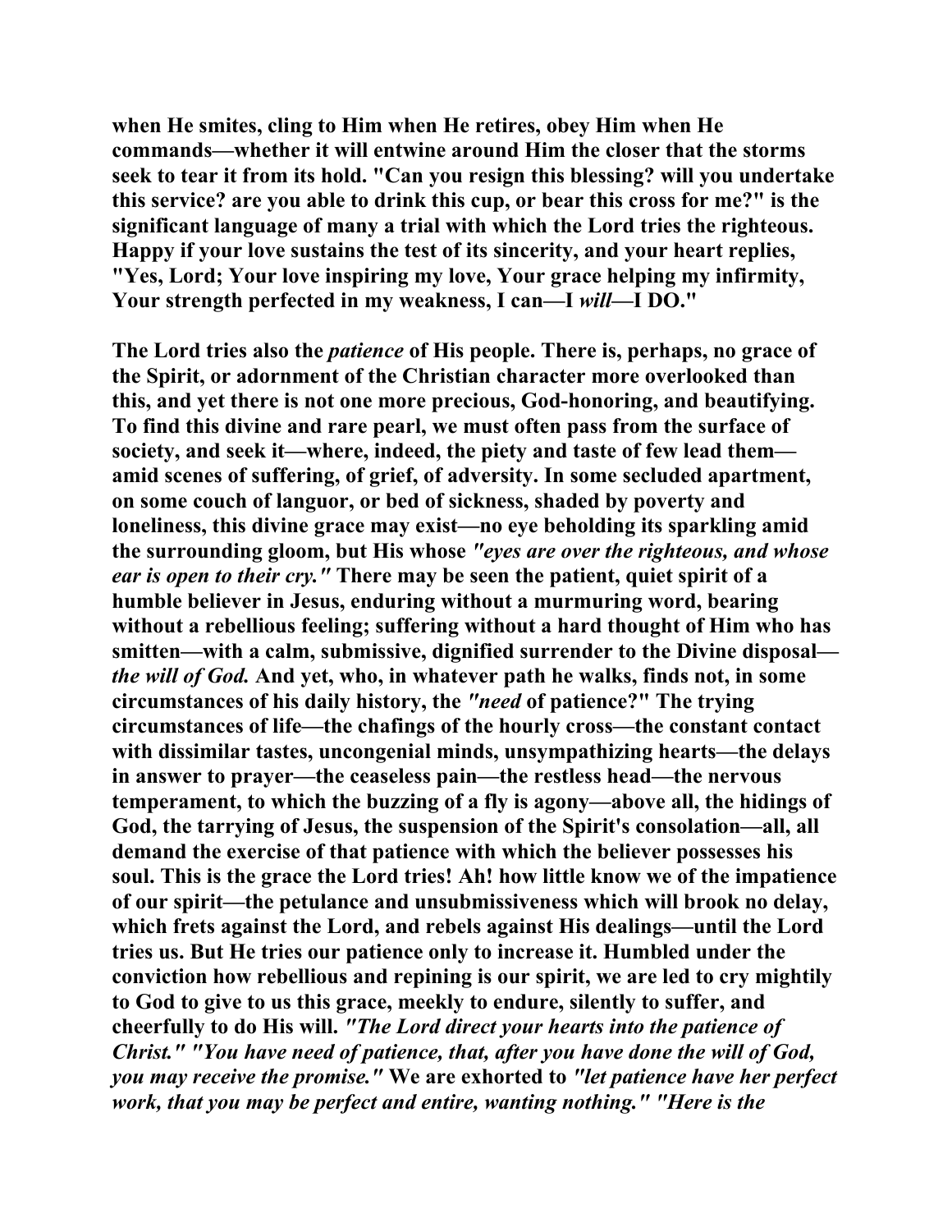when He smites, cling to Him when He retires, obey Him when He commands—whether it will entwine around Him the closer that the storms seek to tear it from its hold. "Can you resign this blessing? will you undertake this service? are you able to drink this cup, or bear this cross for me?" is the significant language of many a trial with which the Lord tries the righteous. Happy if your love sustains the test of its sincerity, and your heart replies, "Yes, Lord; Your love inspiring my love, Your grace helping my infirmity, Your strength perfected in my weakness, I can—I *will*—I DO."

The Lord tries also the *patience* of His people. There is, perhaps, no grace of the Spirit, or adornment of the Christian character more overlooked than this, and yet there is not one more precious, God-honoring, and beautifying. To find this divine and rare pearl, we must often pass from the surface of society, and seek it—where, indeed, the piety and taste of few lead them—amid scenes of suffering, of grief, of adversity. In some secluded apartment, on some couch of languor, or bed of sickness, shaded by poverty and loneliness, this divine grace may exist—no eye beholding its sparkling amid the surrounding gloom, but His whose *"eyes are over the righteous, and whose ear is open to their cry."* There may be seen the patient, quiet spirit of a humble believer in Jesus, enduring without a murmuring word, bearing without a rebellious feeling; suffering without a hard thought of Him who has smitten—with a calm, submissive, dignified surrender to the Divine disposal—*the will of God.* And yet, who, in whatever path he walks, finds not, in some circumstances of his daily history, the *"need* of patience?" The trying circumstances of life—the chafings of the hourly cross—the constant contact with dissimilar tastes, uncongenial minds, unsympathizing hearts—the delays in answer to prayer—the ceaseless pain—the restless head—the nervous temperament, to which the buzzing of a fly is agony—above all, the hidings of God, the tarrying of Jesus, the suspension of the Spirit's consolation—all, all demand the exercise of that patience with which the believer possesses his soul. This is the grace the Lord tries! Ah! how little know we of the impatience of our spirit—the petulance and unsubmissiveness which will brook no delay, which frets against the Lord, and rebels against His dealings—until the Lord tries us. But He tries our patience only to increase it. Humbled under the conviction how rebellious and repining is our spirit, we are led to cry mightily to God to give to us this grace, meekly to endure, silently to suffer, and cheerfully to do His will. *"The Lord direct your hearts into the patience of Christ." "You have need of patience, that, after you have done the will of God, you may receive the promise."* We are exhorted to *"let patience have her perfect work, that you may be perfect and entire, wanting nothing." "Here is the*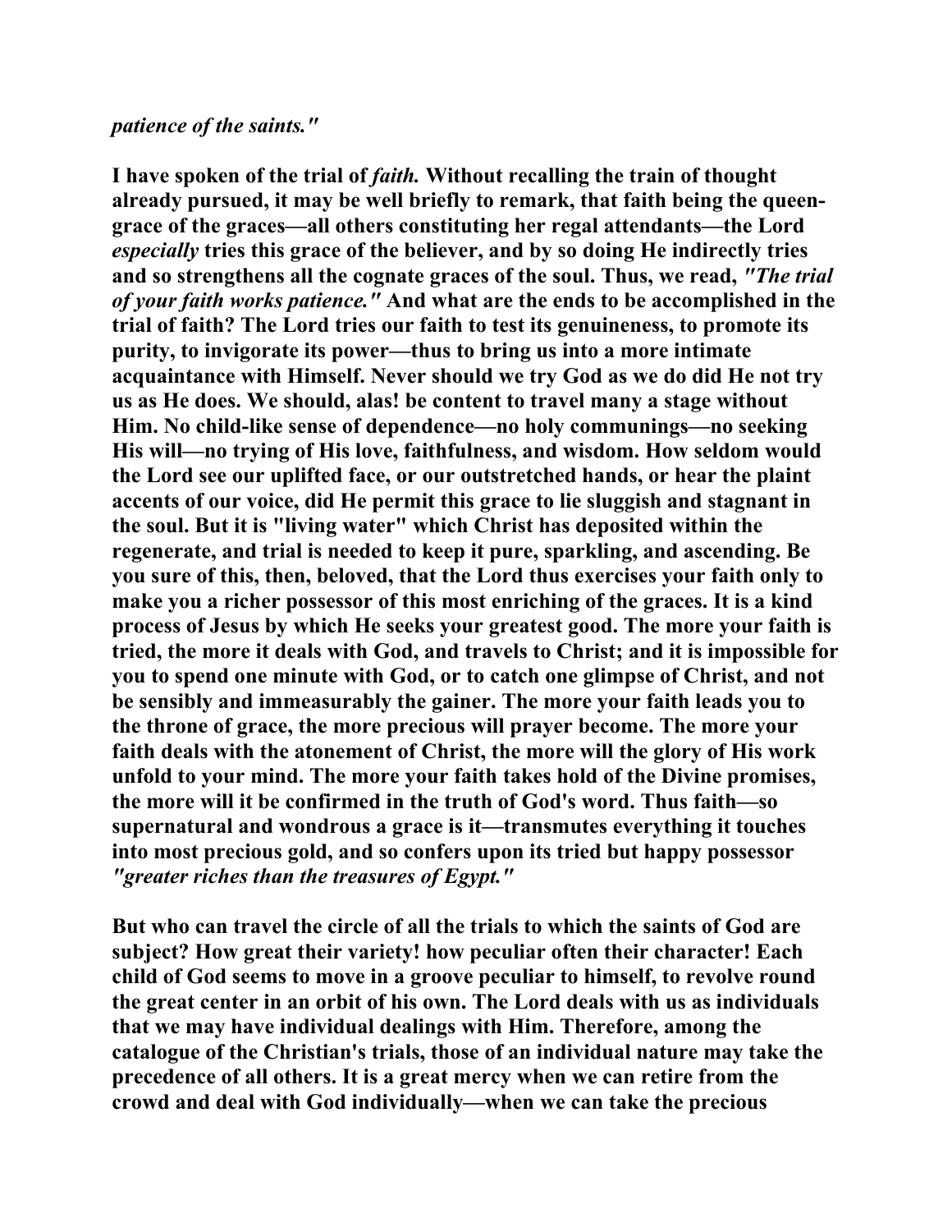*patience of the saints."*

**I have spoken of the trial of *faith.* Without recalling the train of thought already pursued, it may be well briefly to remark, that faith being the queen-grace of the graces—all others constituting her regal attendants—the Lord *especially* tries this grace of the believer, and by so doing He indirectly tries and so strengthens all the cognate graces of the soul. Thus, we read, *"The trial of your faith works patience."* And what are the ends to be accomplished in the trial of faith? The Lord tries our faith to test its genuineness, to promote its purity, to invigorate its power—thus to bring us into a more intimate acquaintance with Himself. Never should we try God as we do did He not try us as He does. We should, alas! be content to travel many a stage without Him. No child-like sense of dependence—no holy communings—no seeking His will—no trying of His love, faithfulness, and wisdom. How seldom would the Lord see our uplifted face, or our outstretched hands, or hear the plaint accents of our voice, did He permit this grace to lie sluggish and stagnant in the soul. But it is "living water" which Christ has deposited within the regenerate, and trial is needed to keep it pure, sparkling, and ascending. Be you sure of this, then, beloved, that the Lord thus exercises your faith only to make you a richer possessor of this most enriching of the graces. It is a kind process of Jesus by which He seeks your greatest good. The more your faith is tried, the more it deals with God, and travels to Christ; and it is impossible for you to spend one minute with God, or to catch one glimpse of Christ, and not be sensibly and immeasurably the gainer. The more your faith leads you to the throne of grace, the more precious will prayer become. The more your faith deals with the atonement of Christ, the more will the glory of His work unfold to your mind. The more your faith takes hold of the Divine promises, the more will it be confirmed in the truth of God's word. Thus faith—so supernatural and wondrous a grace is it—transmutes everything it touches into most precious gold, and so confers upon its tried but happy possessor *"greater riches than the treasures of Egypt."***

**But who can travel the circle of all the trials to which the saints of God are subject? How great their variety! how peculiar often their character! Each child of God seems to move in a groove peculiar to himself, to revolve round the great center in an orbit of his own. The Lord deals with us as individuals that we may have individual dealings with Him. Therefore, among the catalogue of the Christian's trials, those of an individual nature may take the precedence of all others. It is a great mercy when we can retire from the crowd and deal with God individually—when we can take the precious**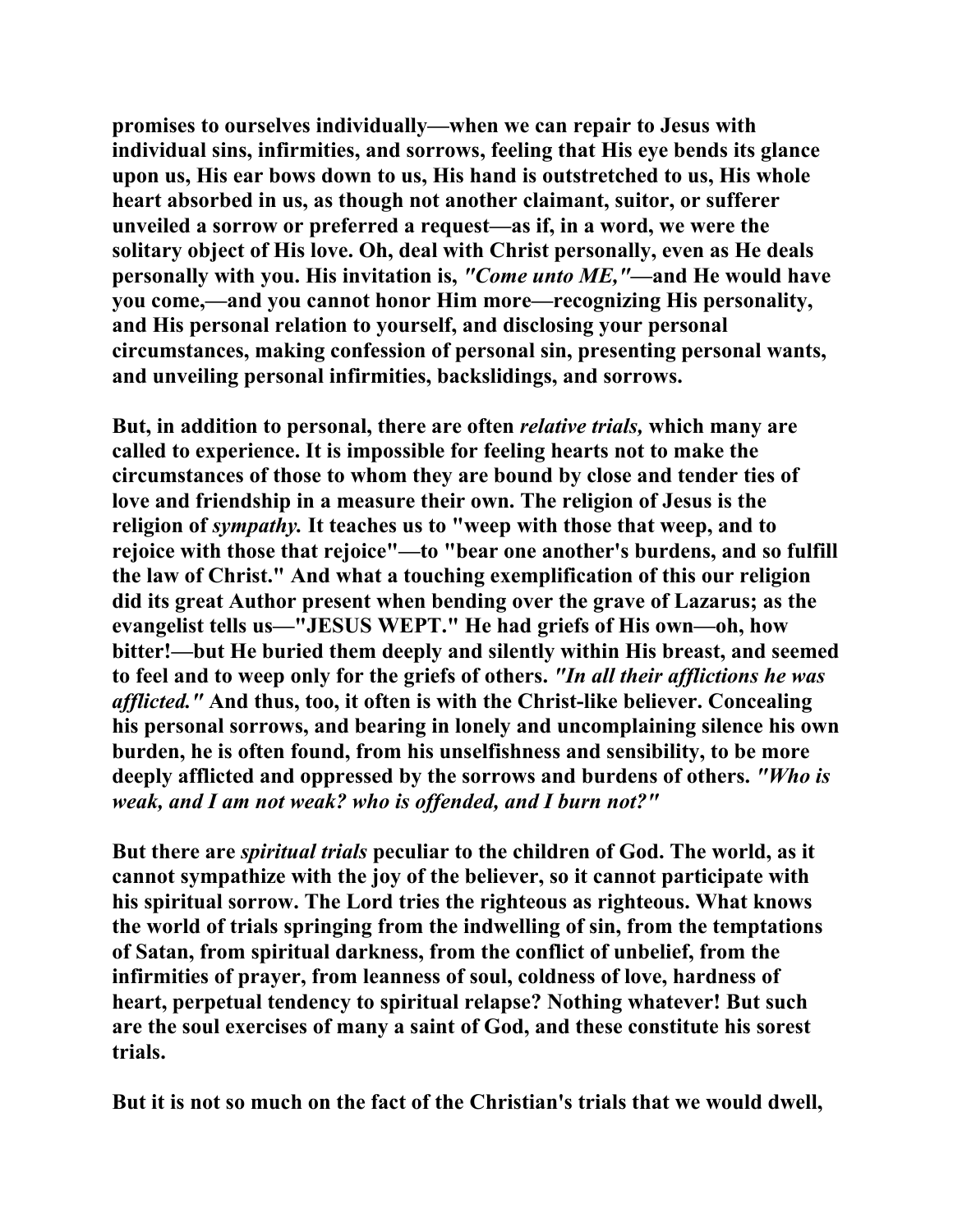**promises to ourselves individually—when we can repair to Jesus with individual sins, infirmities, and sorrows, feeling that His eye bends its glance upon us, His ear bows down to us, His hand is outstretched to us, His whole heart absorbed in us, as though not another claimant, suitor, or sufferer unveiled a sorrow or preferred a request—as if, in a word, we were the solitary object of His love. Oh, deal with Christ personally, even as He deals personally with you. His invitation is, *"Come unto ME,"*—and He would have you come,—and you cannot honor Him more—recognizing His personality, and His personal relation to yourself, and disclosing your personal circumstances, making confession of personal sin, presenting personal wants, and unveiling personal infirmities, backslidings, and sorrows.**

**But, in addition to personal, there are often *relative trials,* which many are called to experience. It is impossible for feeling hearts not to make the circumstances of those to whom they are bound by close and tender ties of love and friendship in a measure their own. The religion of Jesus is the religion of *sympathy.* It teaches us to "weep with those that weep, and to rejoice with those that rejoice"—to "bear one another's burdens, and so fulfill the law of Christ." And what a touching exemplification of this our religion did its great Author present when bending over the grave of Lazarus; as the evangelist tells us—"JESUS WEPT." He had griefs of His own—oh, how bitter!—but He buried them deeply and silently within His breast, and seemed to feel and to weep only for the griefs of others. *"In all their afflictions he was afflicted."* And thus, too, it often is with the Christ-like believer. Concealing his personal sorrows, and bearing in lonely and uncomplaining silence his own burden, he is often found, from his unselfishness and sensibility, to be more deeply afflicted and oppressed by the sorrows and burdens of others. *"Who is weak, and I am not weak? who is offended, and I burn not?"***

**But there are *spiritual trials* peculiar to the children of God. The world, as it cannot sympathize with the joy of the believer, so it cannot participate with his spiritual sorrow. The Lord tries the righteous as righteous. What knows the world of trials springing from the indwelling of sin, from the temptations of Satan, from spiritual darkness, from the conflict of unbelief, from the infirmities of prayer, from leanness of soul, coldness of love, hardness of heart, perpetual tendency to spiritual relapse? Nothing whatever! But such are the soul exercises of many a saint of God, and these constitute his sorest trials.**

**But it is not so much on the fact of the Christian's trials that we would dwell,**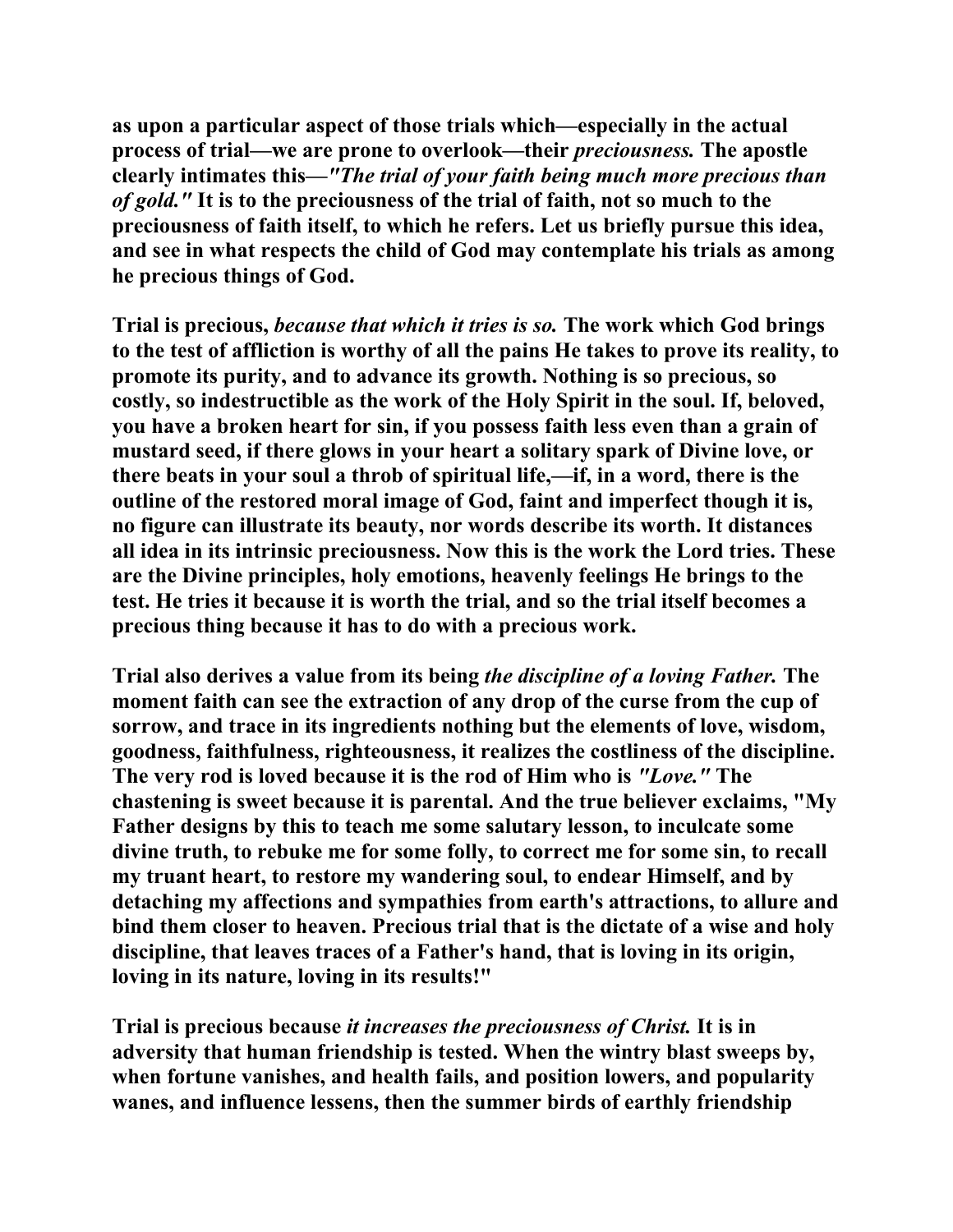as upon a particular aspect of those trials which—especially in the actual process of trial—we are prone to overlook—their *preciousness.* The apostle clearly intimates this—*"The trial of your faith being much more precious than of gold."* It is to the preciousness of the trial of faith, not so much to the preciousness of faith itself, to which he refers. Let us briefly pursue this idea, and see in what respects the child of God may contemplate his trials as among he precious things of God.

Trial is precious, *because that which it tries is so.* The work which God brings to the test of affliction is worthy of all the pains He takes to prove its reality, to promote its purity, and to advance its growth. Nothing is so precious, so costly, so indestructible as the work of the Holy Spirit in the soul. If, beloved, you have a broken heart for sin, if you possess faith less even than a grain of mustard seed, if there glows in your heart a solitary spark of Divine love, or there beats in your soul a throb of spiritual life,—if, in a word, there is the outline of the restored moral image of God, faint and imperfect though it is, no figure can illustrate its beauty, nor words describe its worth. It distances all idea in its intrinsic preciousness. Now this is the work the Lord tries. These are the Divine principles, holy emotions, heavenly feelings He brings to the test. He tries it because it is worth the trial, and so the trial itself becomes a precious thing because it has to do with a precious work.

Trial also derives a value from its being *the discipline of a loving Father.* The moment faith can see the extraction of any drop of the curse from the cup of sorrow, and trace in its ingredients nothing but the elements of love, wisdom, goodness, faithfulness, righteousness, it realizes the costliness of the discipline. The very rod is loved because it is the rod of Him who is *"Love."* The chastening is sweet because it is parental. And the true believer exclaims, "My Father designs by this to teach me some salutary lesson, to inculcate some divine truth, to rebuke me for some folly, to correct me for some sin, to recall my truant heart, to restore my wandering soul, to endear Himself, and by detaching my affections and sympathies from earth's attractions, to allure and bind them closer to heaven. Precious trial that is the dictate of a wise and holy discipline, that leaves traces of a Father's hand, that is loving in its origin, loving in its nature, loving in its results!"

Trial is precious because *it increases the preciousness of Christ.* It is in adversity that human friendship is tested. When the wintry blast sweeps by, when fortune vanishes, and health fails, and position lowers, and popularity wanes, and influence lessens, then the summer birds of earthly friendship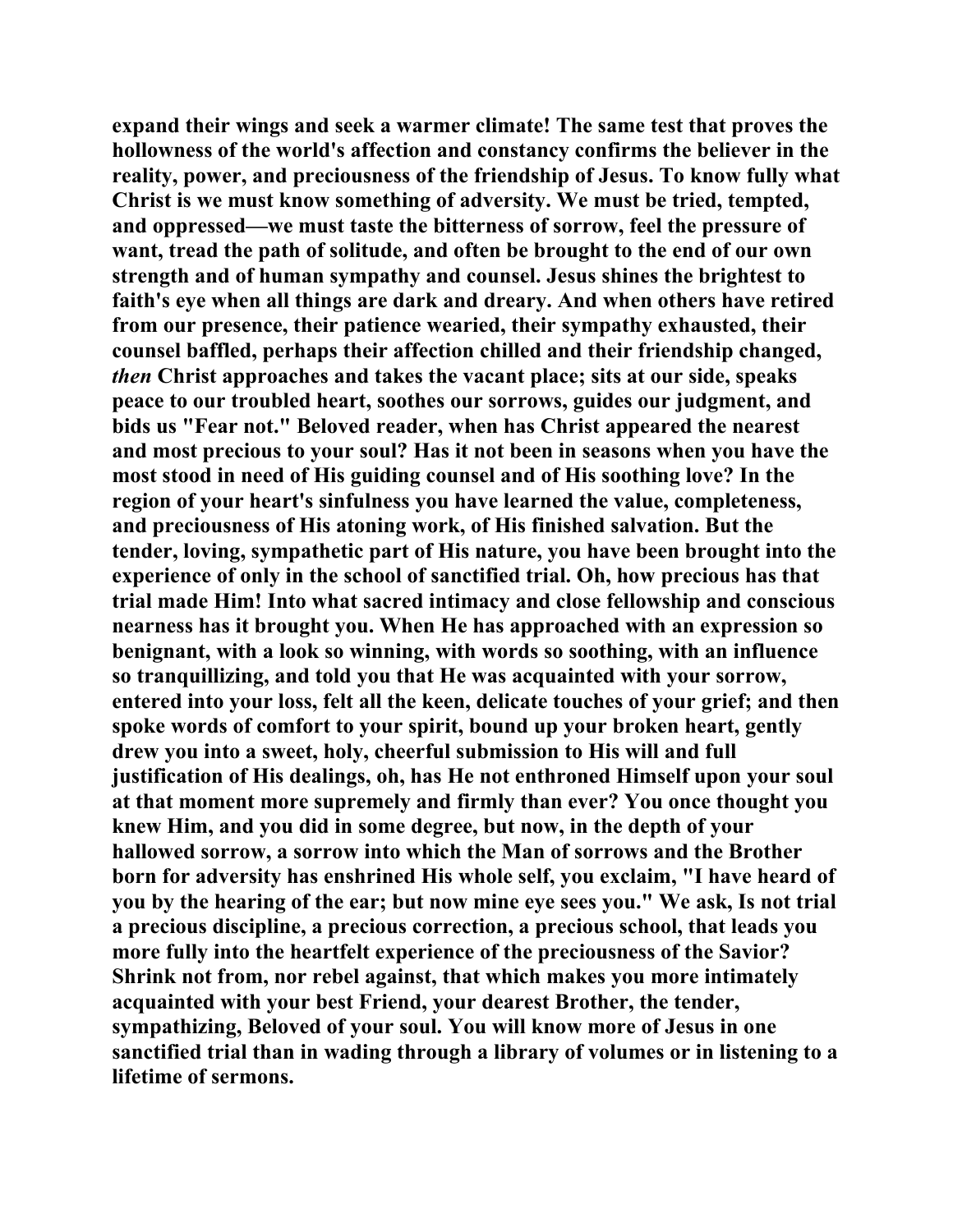expand their wings and seek a warmer climate! The same test that proves the hollowness of the world's affection and constancy confirms the believer in the reality, power, and preciousness of the friendship of Jesus. To know fully what Christ is we must know something of adversity. We must be tried, tempted, and oppressed—we must taste the bitterness of sorrow, feel the pressure of want, tread the path of solitude, and often be brought to the end of our own strength and of human sympathy and counsel. Jesus shines the brightest to faith's eye when all things are dark and dreary. And when others have retired from our presence, their patience wearied, their sympathy exhausted, their counsel baffled, perhaps their affection chilled and their friendship changed, *then* Christ approaches and takes the vacant place; sits at our side, speaks peace to our troubled heart, soothes our sorrows, guides our judgment, and bids us "Fear not." Beloved reader, when has Christ appeared the nearest and most precious to your soul? Has it not been in seasons when you have the most stood in need of His guiding counsel and of His soothing love? In the region of your heart's sinfulness you have learned the value, completeness, and preciousness of His atoning work, of His finished salvation. But the tender, loving, sympathetic part of His nature, you have been brought into the experience of only in the school of sanctified trial. Oh, how precious has that trial made Him! Into what sacred intimacy and close fellowship and conscious nearness has it brought you. When He has approached with an expression so benignant, with a look so winning, with words so soothing, with an influence so tranquillizing, and told you that He was acquainted with your sorrow, entered into your loss, felt all the keen, delicate touches of your grief; and then spoke words of comfort to your spirit, bound up your broken heart, gently drew you into a sweet, holy, cheerful submission to His will and full justification of His dealings, oh, has He not enthroned Himself upon your soul at that moment more supremely and firmly than ever? You once thought you knew Him, and you did in some degree, but now, in the depth of your hallowed sorrow, a sorrow into which the Man of sorrows and the Brother born for adversity has enshrined His whole self, you exclaim, "I have heard of you by the hearing of the ear; but now mine eye sees you." We ask, Is not trial a precious discipline, a precious correction, a precious school, that leads you more fully into the heartfelt experience of the preciousness of the Savior? Shrink not from, nor rebel against, that which makes you more intimately acquainted with your best Friend, your dearest Brother, the tender, sympathizing, Beloved of your soul. You will know more of Jesus in one sanctified trial than in wading through a library of volumes or in listening to a lifetime of sermons.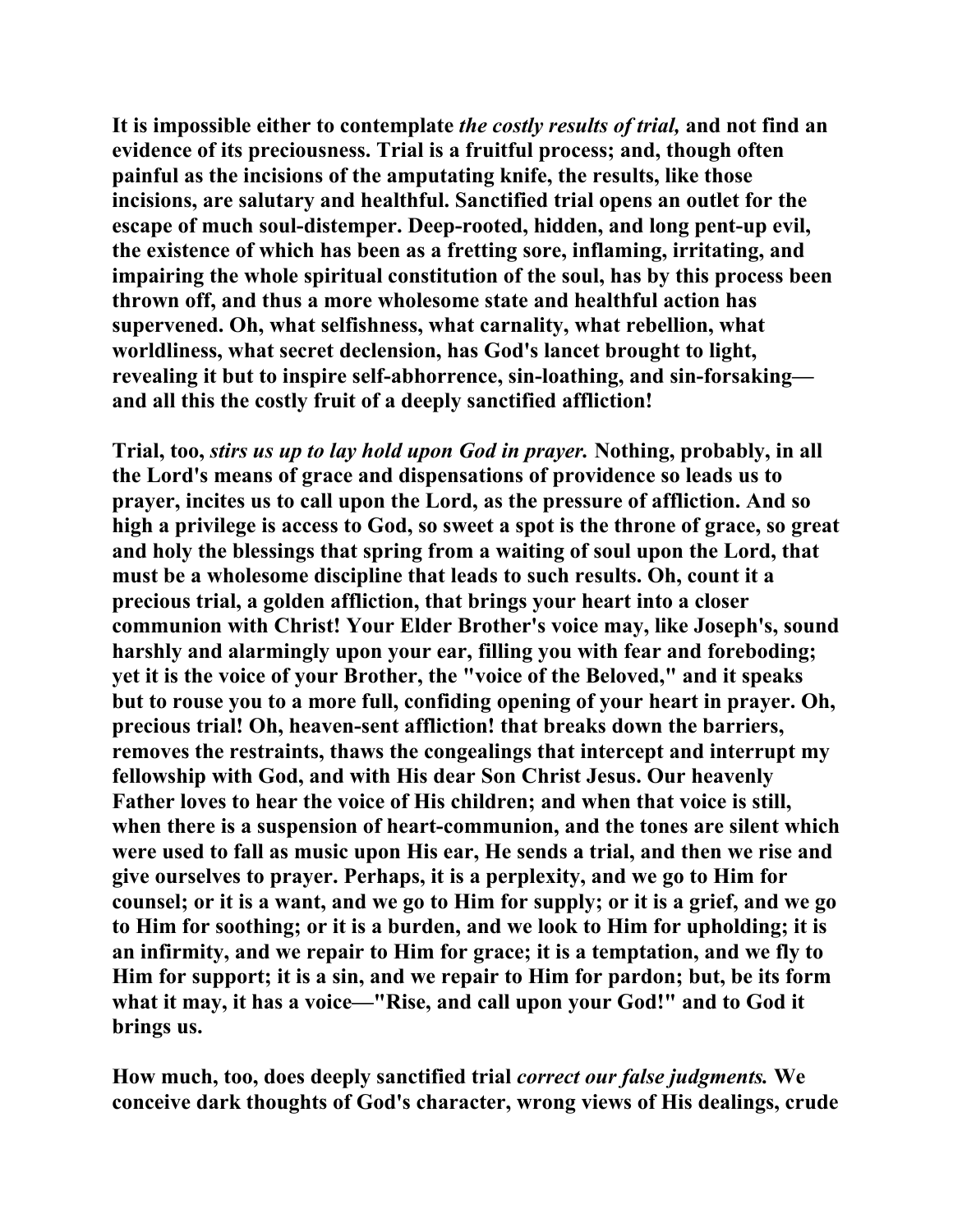**It is impossible either to contemplate *the costly results of trial,* and not find an evidence of its preciousness. Trial is a fruitful process; and, though often painful as the incisions of the amputating knife, the results, like those incisions, are salutary and healthful. Sanctified trial opens an outlet for the escape of much soul-distemper. Deep-rooted, hidden, and long pent-up evil, the existence of which has been as a fretting sore, inflaming, irritating, and impairing the whole spiritual constitution of the soul, has by this process been thrown off, and thus a more wholesome state and healthful action has supervened. Oh, what selfishness, what carnality, what rebellion, what worldliness, what secret declension, has God's lancet brought to light, revealing it but to inspire self-abhorrence, sin-loathing, and sin-forsaking—and all this the costly fruit of a deeply sanctified affliction!**

**Trial, too, *stirs us up to lay hold upon God in prayer.* Nothing, probably, in all the Lord's means of grace and dispensations of providence so leads us to prayer, incites us to call upon the Lord, as the pressure of affliction. And so high a privilege is access to God, so sweet a spot is the throne of grace, so great and holy the blessings that spring from a waiting of soul upon the Lord, that must be a wholesome discipline that leads to such results. Oh, count it a precious trial, a golden affliction, that brings your heart into a closer communion with Christ! Your Elder Brother's voice may, like Joseph's, sound harshly and alarmingly upon your ear, filling you with fear and foreboding; yet it is the voice of your Brother, the "voice of the Beloved," and it speaks but to rouse you to a more full, confiding opening of your heart in prayer. Oh, precious trial! Oh, heaven-sent affliction! that breaks down the barriers, removes the restraints, thaws the congealings that intercept and interrupt my fellowship with God, and with His dear Son Christ Jesus. Our heavenly Father loves to hear the voice of His children; and when that voice is still, when there is a suspension of heart-communion, and the tones are silent which were used to fall as music upon His ear, He sends a trial, and then we rise and give ourselves to prayer. Perhaps, it is a perplexity, and we go to Him for counsel; or it is a want, and we go to Him for supply; or it is a grief, and we go to Him for soothing; or it is a burden, and we look to Him for upholding; it is an infirmity, and we repair to Him for grace; it is a temptation, and we fly to Him for support; it is a sin, and we repair to Him for pardon; but, be its form what it may, it has a voice—"Rise, and call upon your God!" and to God it brings us.**

**How much, too, does deeply sanctified trial *correct our false judgments.* We conceive dark thoughts of God's character, wrong views of His dealings, crude**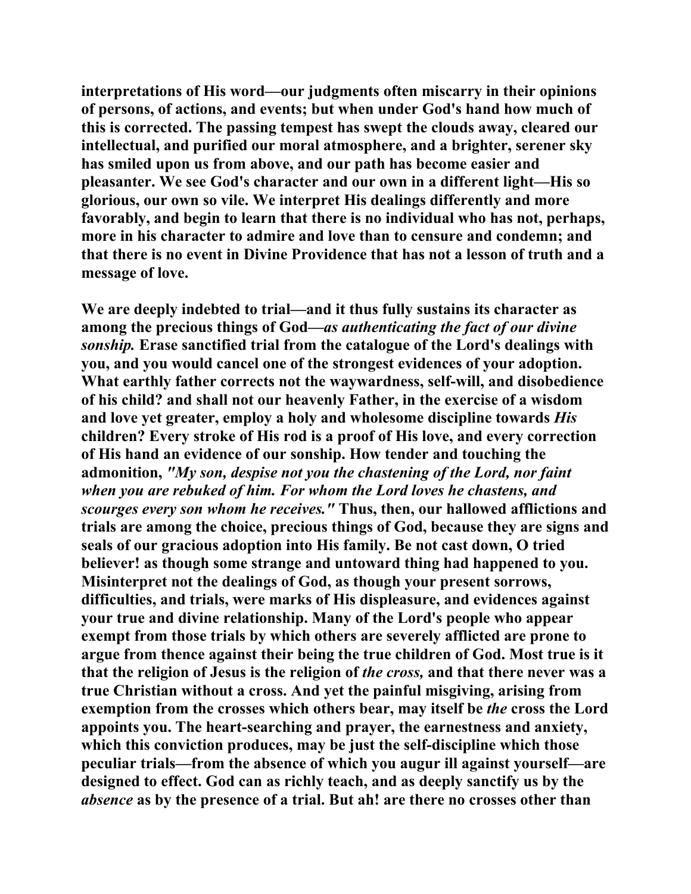**interpretations of His word—our judgments often miscarry in their opinions of persons, of actions, and events; but when under God's hand how much of this is corrected. The passing tempest has swept the clouds away, cleared our intellectual, and purified our moral atmosphere, and a brighter, serener sky has smiled upon us from above, and our path has become easier and pleasanter. We see God's character and our own in a different light—His so glorious, our own so vile. We interpret His dealings differently and more favorably, and begin to learn that there is no individual who has not, perhaps, more in his character to admire and love than to censure and condemn; and that there is no event in Divine Providence that has not a lesson of truth and a message of love.**

**We are deeply indebted to trial—and it thus fully sustains its character as among the precious things of God—*as authenticating the fact of our divine sonship.* Erase sanctified trial from the catalogue of the Lord's dealings with you, and you would cancel one of the strongest evidences of your adoption. What earthly father corrects not the waywardness, self-will, and disobedience of his child? and shall not our heavenly Father, in the exercise of a wisdom and love yet greater, employ a holy and wholesome discipline towards *His* children? Every stroke of His rod is a proof of His love, and every correction of His hand an evidence of our sonship. How tender and touching the admonition, *"My son, despise not you the chastening of the Lord, nor faint when you are rebuked of him. For whom the Lord loves he chastens, and scourges every son whom he receives."* Thus, then, our hallowed afflictions and trials are among the choice, precious things of God, because they are signs and seals of our gracious adoption into His family. Be not cast down, O tried believer! as though some strange and untoward thing had happened to you. Misinterpret not the dealings of God, as though your present sorrows, difficulties, and trials, were marks of His displeasure, and evidences against your true and divine relationship. Many of the Lord's people who appear exempt from those trials by which others are severely afflicted are prone to argue from thence against their being the true children of God. Most true is it that the religion of Jesus is the religion of *the cross,* and that there never was a true Christian without a cross. And yet the painful misgiving, arising from exemption from the crosses which others bear, may itself be *the* cross the Lord appoints you. The heart-searching and prayer, the earnestness and anxiety, which this conviction produces, may be just the self-discipline which those peculiar trials—from the absence of which you augur ill against yourself—are designed to effect. God can as richly teach, and as deeply sanctify us by the *absence* as by the presence of a trial. But ah! are there no crosses other than**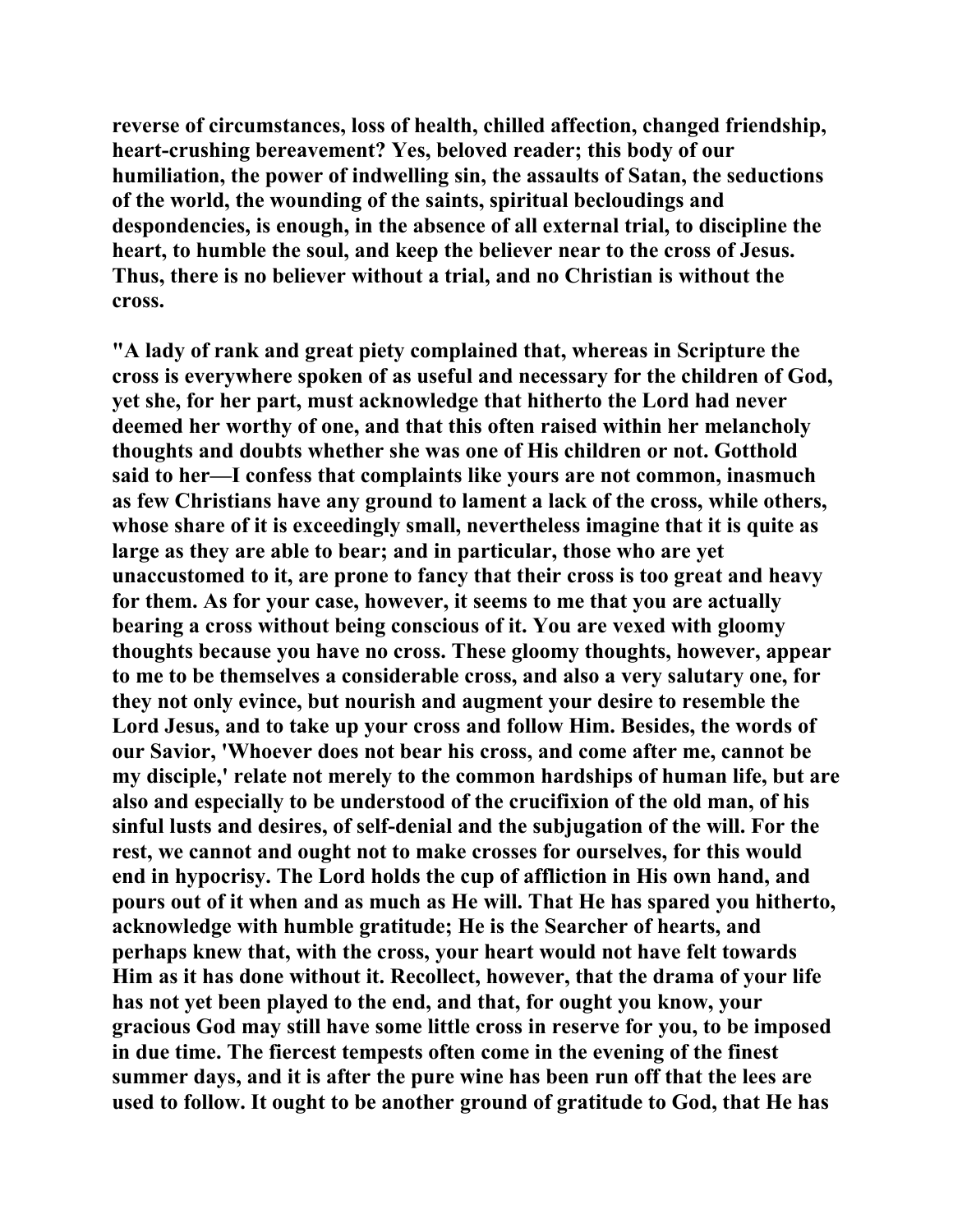reverse of circumstances, loss of health, chilled affection, changed friendship, heart-crushing bereavement? Yes, beloved reader; this body of our humiliation, the power of indwelling sin, the assaults of Satan, the seductions of the world, the wounding of the saints, spiritual becloudings and despondencies, is enough, in the absence of all external trial, to discipline the heart, to humble the soul, and keep the believer near to the cross of Jesus. Thus, there is no believer without a trial, and no Christian is without the cross.

"A lady of rank and great piety complained that, whereas in Scripture the cross is everywhere spoken of as useful and necessary for the children of God, yet she, for her part, must acknowledge that hitherto the Lord had never deemed her worthy of one, and that this often raised within her melancholy thoughts and doubts whether she was one of His children or not. Gotthold said to her—I confess that complaints like yours are not common, inasmuch as few Christians have any ground to lament a lack of the cross, while others, whose share of it is exceedingly small, nevertheless imagine that it is quite as large as they are able to bear; and in particular, those who are yet unaccustomed to it, are prone to fancy that their cross is too great and heavy for them. As for your case, however, it seems to me that you are actually bearing a cross without being conscious of it. You are vexed with gloomy thoughts because you have no cross. These gloomy thoughts, however, appear to me to be themselves a considerable cross, and also a very salutary one, for they not only evince, but nourish and augment your desire to resemble the Lord Jesus, and to take up your cross and follow Him. Besides, the words of our Savior, 'Whoever does not bear his cross, and come after me, cannot be my disciple,' relate not merely to the common hardships of human life, but are also and especially to be understood of the crucifixion of the old man, of his sinful lusts and desires, of self-denial and the subjugation of the will. For the rest, we cannot and ought not to make crosses for ourselves, for this would end in hypocrisy. The Lord holds the cup of affliction in His own hand, and pours out of it when and as much as He will. That He has spared you hitherto, acknowledge with humble gratitude; He is the Searcher of hearts, and perhaps knew that, with the cross, your heart would not have felt towards Him as it has done without it. Recollect, however, that the drama of your life has not yet been played to the end, and that, for ought you know, your gracious God may still have some little cross in reserve for you, to be imposed in due time. The fiercest tempests often come in the evening of the finest summer days, and it is after the pure wine has been run off that the lees are used to follow. It ought to be another ground of gratitude to God, that He has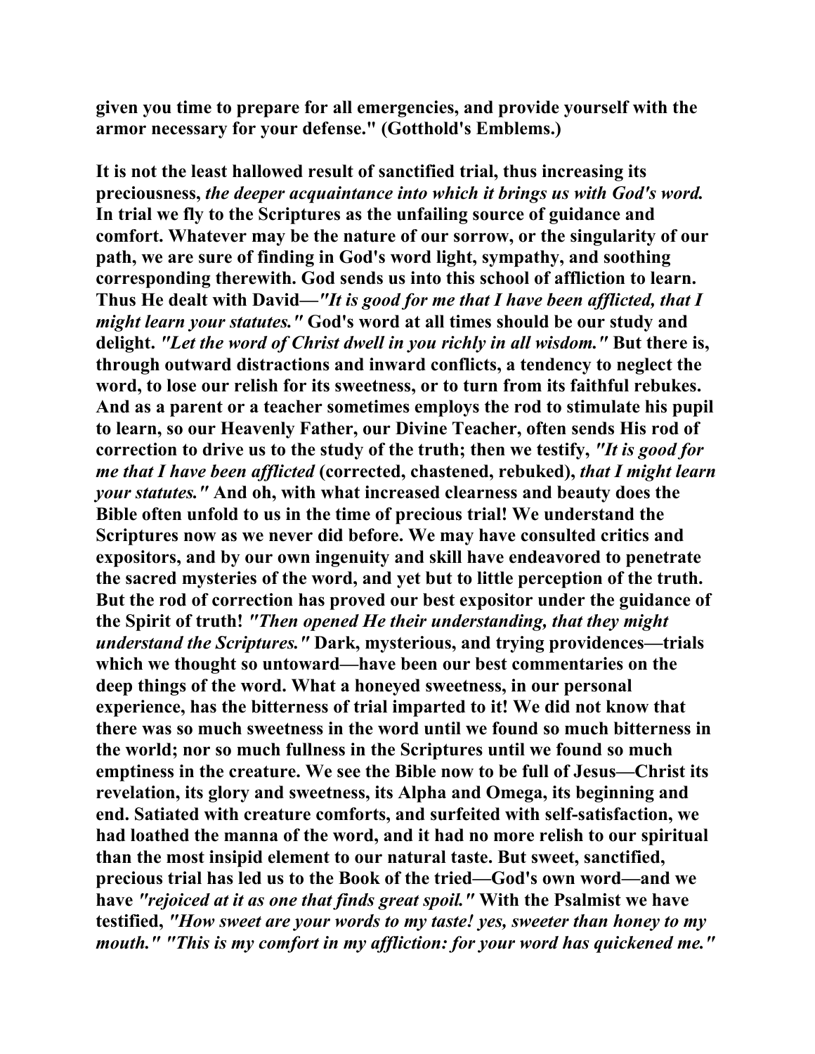**given you time to prepare for all emergencies, and provide yourself with the armor necessary for your defense." (Gotthold's Emblems.)**

**It is not the least hallowed result of sanctified trial, thus increasing its preciousness, *the deeper acquaintance into which it brings us with God's word.* In trial we fly to the Scriptures as the unfailing source of guidance and comfort. Whatever may be the nature of our sorrow, or the singularity of our path, we are sure of finding in God's word light, sympathy, and soothing corresponding therewith. God sends us into this school of affliction to learn. Thus He dealt with David—*"It is good for me that I have been afflicted, that I might learn your statutes."* God's word at all times should be our study and delight. *"Let the word of Christ dwell in you richly in all wisdom."* But there is, through outward distractions and inward conflicts, a tendency to neglect the word, to lose our relish for its sweetness, or to turn from its faithful rebukes. And as a parent or a teacher sometimes employs the rod to stimulate his pupil to learn, so our Heavenly Father, our Divine Teacher, often sends His rod of correction to drive us to the study of the truth; then we testify, *"It is good for me that I have been afflicted* (corrected, chastened, rebuked), *that I might learn your statutes."* And oh, with what increased clearness and beauty does the Bible often unfold to us in the time of precious trial! We understand the Scriptures now as we never did before. We may have consulted critics and expositors, and by our own ingenuity and skill have endeavored to penetrate the sacred mysteries of the word, and yet but to little perception of the truth. But the rod of correction has proved our best expositor under the guidance of the Spirit of truth! *"Then opened He their understanding, that they might understand the Scriptures."* Dark, mysterious, and trying providences—trials which we thought so untoward—have been our best commentaries on the deep things of the word. What a honeyed sweetness, in our personal experience, has the bitterness of trial imparted to it! We did not know that there was so much sweetness in the word until we found so much bitterness in the world; nor so much fullness in the Scriptures until we found so much emptiness in the creature. We see the Bible now to be full of Jesus—Christ its revelation, its glory and sweetness, its Alpha and Omega, its beginning and end. Satiated with creature comforts, and surfeited with self-satisfaction, we had loathed the manna of the word, and it had no more relish to our spiritual than the most insipid element to our natural taste. But sweet, sanctified, precious trial has led us to the Book of the tried—God's own word—and we have *"rejoiced at it as one that finds great spoil."* With the Psalmist we have testified, *"How sweet are your words to my taste! yes, sweeter than honey to my mouth." "This is my comfort in my affliction: for your word has quickened me."***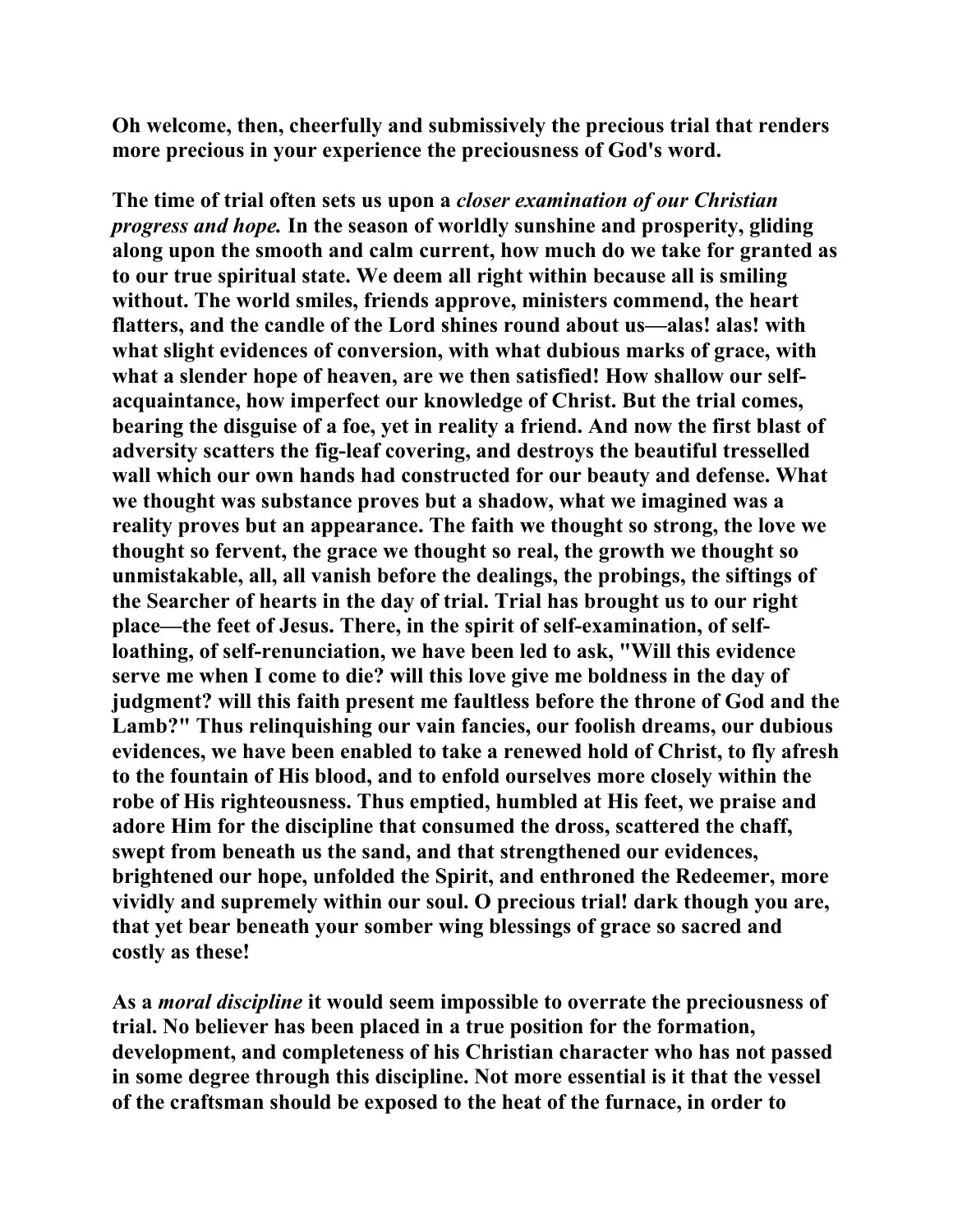Oh welcome, then, cheerfully and submissively the precious trial that renders more precious in your experience the preciousness of God's word.

The time of trial often sets us upon a *closer examination of our Christian progress and hope.* In the season of worldly sunshine and prosperity, gliding along upon the smooth and calm current, how much do we take for granted as to our true spiritual state. We deem all right within because all is smiling without. The world smiles, friends approve, ministers commend, the heart flatters, and the candle of the Lord shines round about us—alas! alas! with what slight evidences of conversion, with what dubious marks of grace, with what a slender hope of heaven, are we then satisfied! How shallow our self-acquaintance, how imperfect our knowledge of Christ. But the trial comes, bearing the disguise of a foe, yet in reality a friend. And now the first blast of adversity scatters the fig-leaf covering, and destroys the beautiful tresselled wall which our own hands had constructed for our beauty and defense. What we thought was substance proves but a shadow, what we imagined was a reality proves but an appearance. The faith we thought so strong, the love we thought so fervent, the grace we thought so real, the growth we thought so unmistakable, all, all vanish before the dealings, the probings, the siftings of the Searcher of hearts in the day of trial. Trial has brought us to our right place—the feet of Jesus. There, in the spirit of self-examination, of self-loathing, of self-renunciation, we have been led to ask, "Will this evidence serve me when I come to die? will this love give me boldness in the day of judgment? will this faith present me faultless before the throne of God and the Lamb?" Thus relinquishing our vain fancies, our foolish dreams, our dubious evidences, we have been enabled to take a renewed hold of Christ, to fly afresh to the fountain of His blood, and to enfold ourselves more closely within the robe of His righteousness. Thus emptied, humbled at His feet, we praise and adore Him for the discipline that consumed the dross, scattered the chaff, swept from beneath us the sand, and that strengthened our evidences, brightened our hope, unfolded the Spirit, and enthroned the Redeemer, more vividly and supremely within our soul. O precious trial! dark though you are, that yet bear beneath your somber wing blessings of grace so sacred and costly as these!

As a *moral discipline* it would seem impossible to overrate the preciousness of trial. No believer has been placed in a true position for the formation, development, and completeness of his Christian character who has not passed in some degree through this discipline. Not more essential is it that the vessel of the craftsman should be exposed to the heat of the furnace, in order to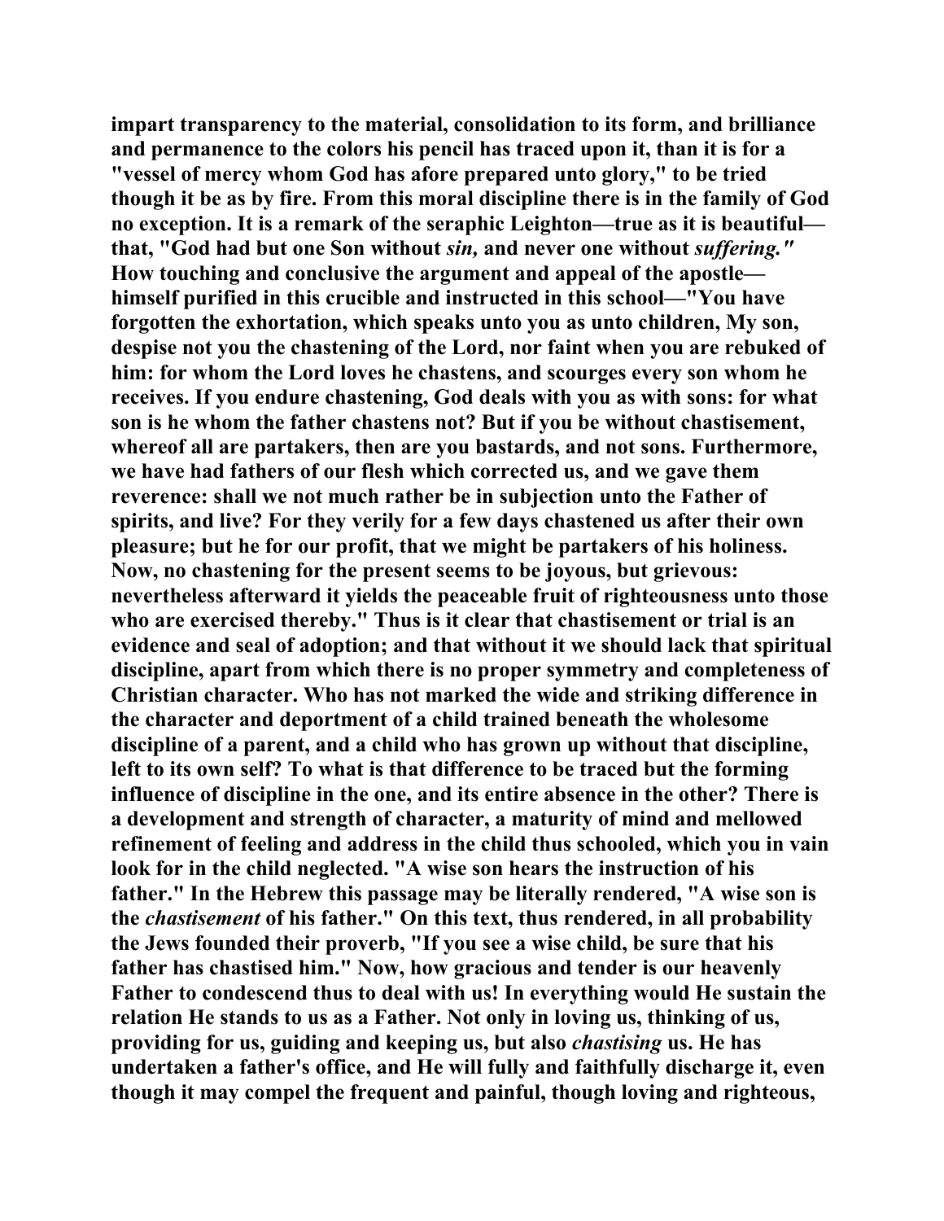impart transparency to the material, consolidation to its form, and brilliance and permanence to the colors his pencil has traced upon it, than it is for a "vessel of mercy whom God has afore prepared unto glory," to be tried though it be as by fire. From this moral discipline there is in the family of God no exception. It is a remark of the seraphic Leighton—true as it is beautiful—that, "God had but one Son without *sin,* and never one without *suffering."* How touching and conclusive the argument and appeal of the apostle—himself purified in this crucible and instructed in this school—"You have forgotten the exhortation, which speaks unto you as unto children, My son, despise not you the chastening of the Lord, nor faint when you are rebuked of him: for whom the Lord loves he chastens, and scourges every son whom he receives. If you endure chastening, God deals with you as with sons: for what son is he whom the father chastens not? But if you be without chastisement, whereof all are partakers, then are you bastards, and not sons. Furthermore, we have had fathers of our flesh which corrected us, and we gave them reverence: shall we not much rather be in subjection unto the Father of spirits, and live? For they verily for a few days chastened us after their own pleasure; but he for our profit, that we might be partakers of his holiness. Now, no chastening for the present seems to be joyous, but grievous: nevertheless afterward it yields the peaceable fruit of righteousness unto those who are exercised thereby." Thus is it clear that chastisement or trial is an evidence and seal of adoption; and that without it we should lack that spiritual discipline, apart from which there is no proper symmetry and completeness of Christian character. Who has not marked the wide and striking difference in the character and deportment of a child trained beneath the wholesome discipline of a parent, and a child who has grown up without that discipline, left to its own self? To what is that difference to be traced but the forming influence of discipline in the one, and its entire absence in the other? There is a development and strength of character, a maturity of mind and mellowed refinement of feeling and address in the child thus schooled, which you in vain look for in the child neglected. "A wise son hears the instruction of his father." In the Hebrew this passage may be literally rendered, "A wise son is the *chastisement* of his father." On this text, thus rendered, in all probability the Jews founded their proverb, "If you see a wise child, be sure that his father has chastised him." Now, how gracious and tender is our heavenly Father to condescend thus to deal with us! In everything would He sustain the relation He stands to us as a Father. Not only in loving us, thinking of us, providing for us, guiding and keeping us, but also *chastising* us. He has undertaken a father's office, and He will fully and faithfully discharge it, even though it may compel the frequent and painful, though loving and righteous,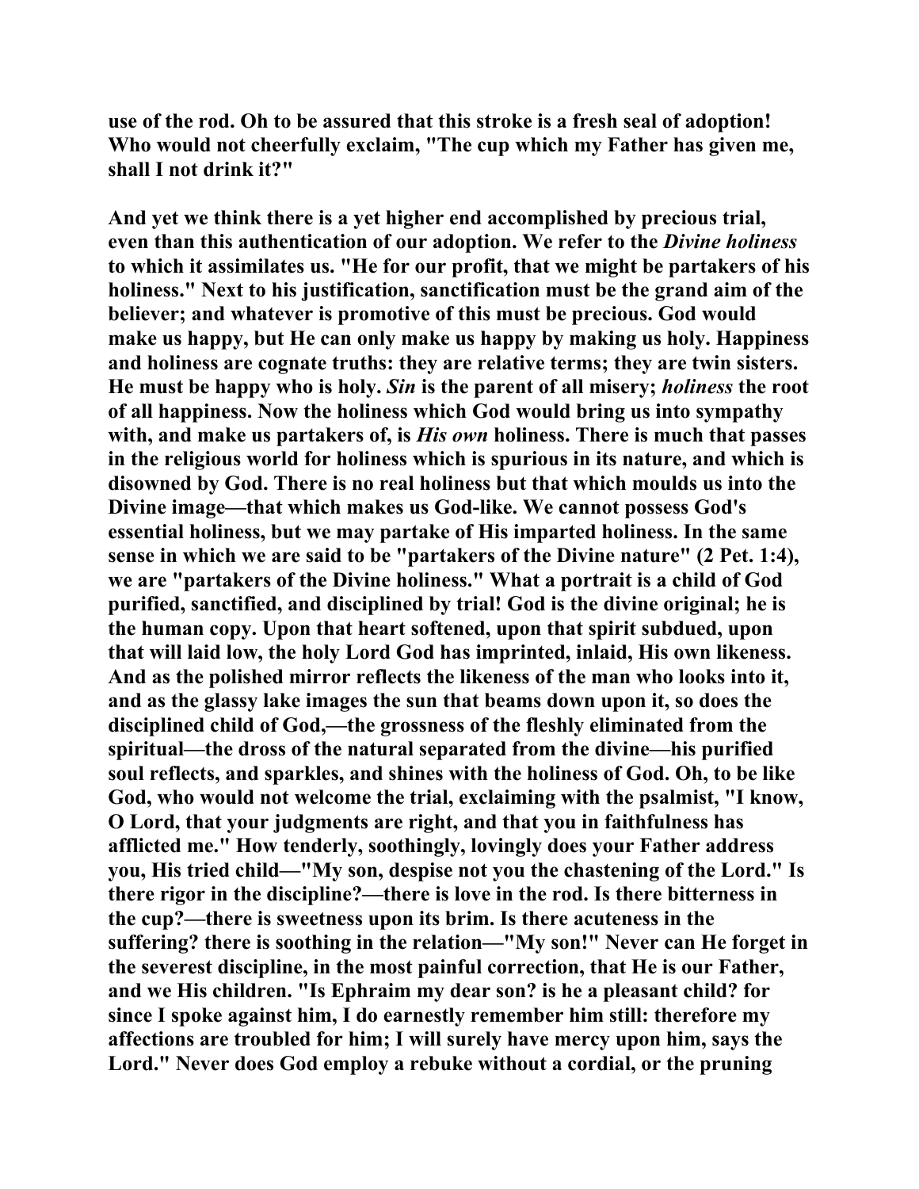**use of the rod. Oh to be assured that this stroke is a fresh seal of adoption! Who would not cheerfully exclaim, "The cup which my Father has given me, shall I not drink it?"**

**And yet we think there is a yet higher end accomplished by precious trial, even than this authentication of our adoption. We refer to the *Divine holiness* to which it assimilates us. "He for our profit, that we might be partakers of his holiness." Next to his justification, sanctification must be the grand aim of the believer; and whatever is promotive of this must be precious. God would make us happy, but He can only make us happy by making us holy. Happiness and holiness are cognate truths: they are relative terms; they are twin sisters. He must be happy who is holy. *Sin* is the parent of all misery; *holiness* the root of all happiness. Now the holiness which God would bring us into sympathy with, and make us partakers of, is *His own* holiness. There is much that passes in the religious world for holiness which is spurious in its nature, and which is disowned by God. There is no real holiness but that which moulds us into the Divine image—that which makes us God-like. We cannot possess God's essential holiness, but we may partake of His imparted holiness. In the same sense in which we are said to be "partakers of the Divine nature" (2 Pet. 1:4), we are "partakers of the Divine holiness." What a portrait is a child of God purified, sanctified, and disciplined by trial! God is the divine original; he is the human copy. Upon that heart softened, upon that spirit subdued, upon that will laid low, the holy Lord God has imprinted, inlaid, His own likeness. And as the polished mirror reflects the likeness of the man who looks into it, and as the glassy lake images the sun that beams down upon it, so does the disciplined child of God,—the grossness of the fleshly eliminated from the spiritual—the dross of the natural separated from the divine—his purified soul reflects, and sparkles, and shines with the holiness of God. Oh, to be like God, who would not welcome the trial, exclaiming with the psalmist, "I know, O Lord, that your judgments are right, and that you in faithfulness has afflicted me." How tenderly, soothingly, lovingly does your Father address you, His tried child—"My son, despise not you the chastening of the Lord." Is there rigor in the discipline?—there is love in the rod. Is there bitterness in the cup?—there is sweetness upon its brim. Is there acuteness in the suffering? there is soothing in the relation—"My son!" Never can He forget in the severest discipline, in the most painful correction, that He is our Father, and we His children. "Is Ephraim my dear son? is he a pleasant child? for since I spoke against him, I do earnestly remember him still: therefore my affections are troubled for him; I will surely have mercy upon him, says the Lord." Never does God employ a rebuke without a cordial, or the pruning**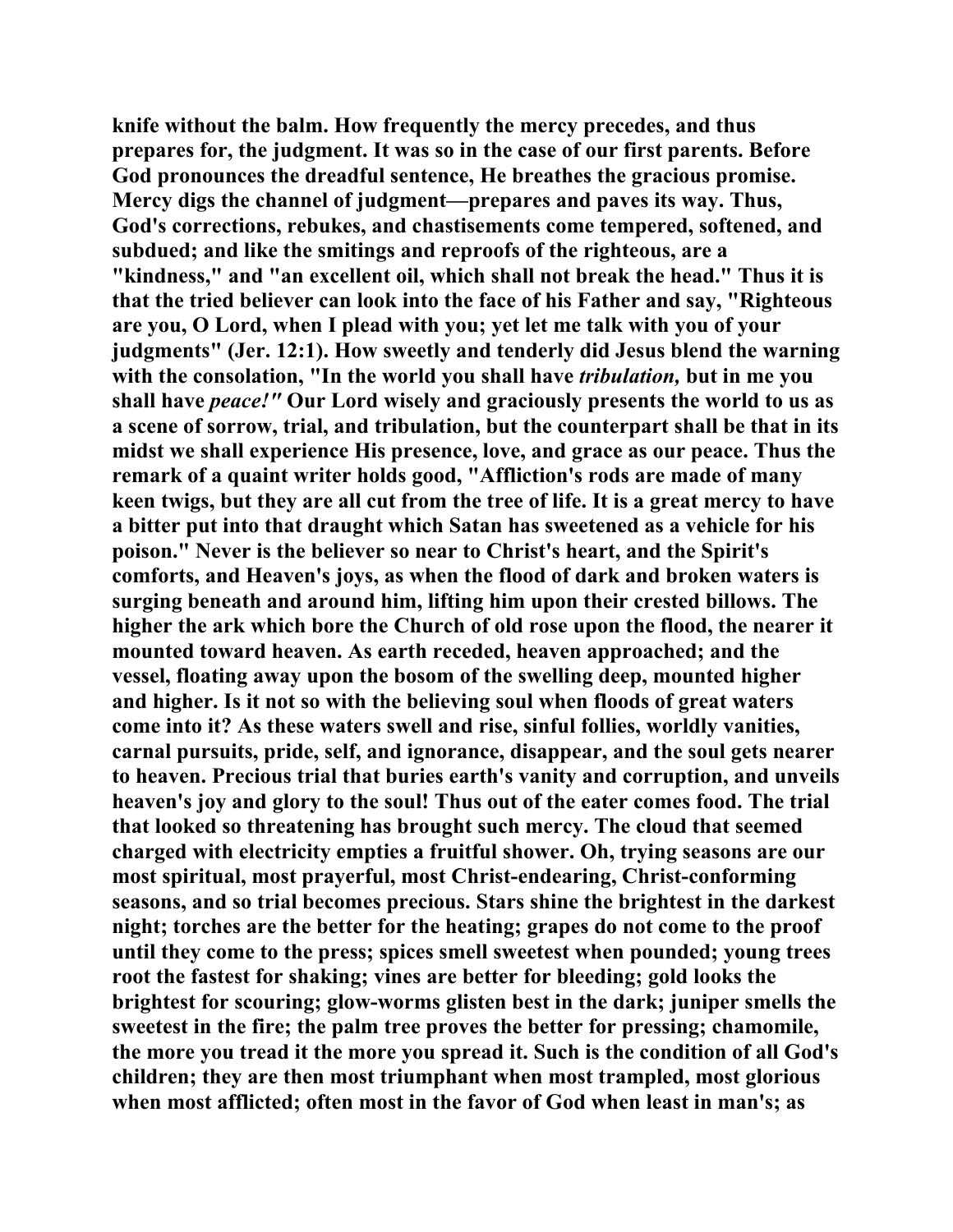knife without the balm. How frequently the mercy precedes, and thus prepares for, the judgment. It was so in the case of our first parents. Before God pronounces the dreadful sentence, He breathes the gracious promise. Mercy digs the channel of judgment—prepares and paves its way. Thus, God's corrections, rebukes, and chastisements come tempered, softened, and subdued; and like the smitings and reproofs of the righteous, are a "kindness," and "an excellent oil, which shall not break the head." Thus it is that the tried believer can look into the face of his Father and say, "Righteous are you, O Lord, when I plead with you; yet let me talk with you of your judgments" (Jer. 12:1). How sweetly and tenderly did Jesus blend the warning with the consolation, "In the world you shall have *tribulation,* but in me you shall have *peace!"* Our Lord wisely and graciously presents the world to us as a scene of sorrow, trial, and tribulation, but the counterpart shall be that in its midst we shall experience His presence, love, and grace as our peace. Thus the remark of a quaint writer holds good, "Affliction's rods are made of many keen twigs, but they are all cut from the tree of life. It is a great mercy to have a bitter put into that draught which Satan has sweetened as a vehicle for his poison." Never is the believer so near to Christ's heart, and the Spirit's comforts, and Heaven's joys, as when the flood of dark and broken waters is surging beneath and around him, lifting him upon their crested billows. The higher the ark which bore the Church of old rose upon the flood, the nearer it mounted toward heaven. As earth receded, heaven approached; and the vessel, floating away upon the bosom of the swelling deep, mounted higher and higher. Is it not so with the believing soul when floods of great waters come into it? As these waters swell and rise, sinful follies, worldly vanities, carnal pursuits, pride, self, and ignorance, disappear, and the soul gets nearer to heaven. Precious trial that buries earth's vanity and corruption, and unveils heaven's joy and glory to the soul! Thus out of the eater comes food. The trial that looked so threatening has brought such mercy. The cloud that seemed charged with electricity empties a fruitful shower. Oh, trying seasons are our most spiritual, most prayerful, most Christ-endearing, Christ-conforming seasons, and so trial becomes precious. Stars shine the brightest in the darkest night; torches are the better for the heating; grapes do not come to the proof until they come to the press; spices smell sweetest when pounded; young trees root the fastest for shaking; vines are better for bleeding; gold looks the brightest for scouring; glow-worms glisten best in the dark; juniper smells the sweetest in the fire; the palm tree proves the better for pressing; chamomile, the more you tread it the more you spread it. Such is the condition of all God's children; they are then most triumphant when most trampled, most glorious when most afflicted; often most in the favor of God when least in man's; as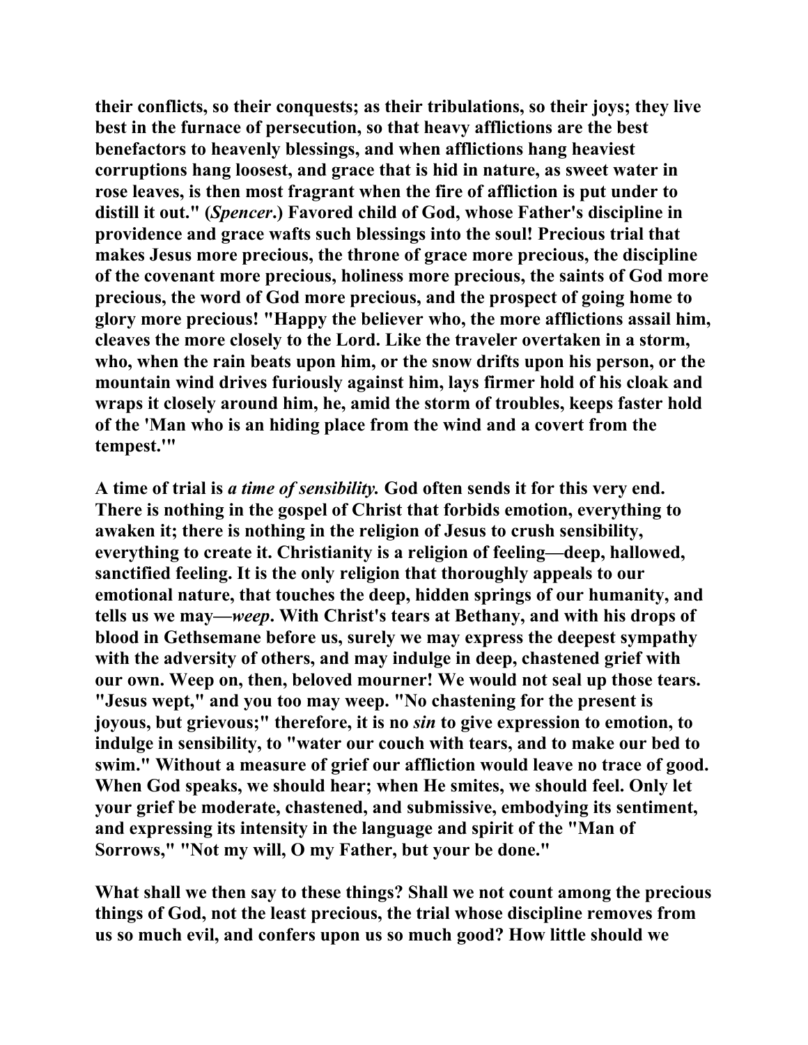their conflicts, so their conquests; as their tribulations, so their joys; they live best in the furnace of persecution, so that heavy afflictions are the best benefactors to heavenly blessings, and when afflictions hang heaviest corruptions hang loosest, and grace that is hid in nature, as sweet water in rose leaves, is then most fragrant when the fire of affliction is put under to distill it out." (*Spencer*.) Favored child of God, whose Father's discipline in providence and grace wafts such blessings into the soul! Precious trial that makes Jesus more precious, the throne of grace more precious, the discipline of the covenant more precious, holiness more precious, the saints of God more precious, the word of God more precious, and the prospect of going home to glory more precious! "Happy the believer who, the more afflictions assail him, cleaves the more closely to the Lord. Like the traveler overtaken in a storm, who, when the rain beats upon him, or the snow drifts upon his person, or the mountain wind drives furiously against him, lays firmer hold of his cloak and wraps it closely around him, he, amid the storm of troubles, keeps faster hold of the 'Man who is an hiding place from the wind and a covert from the tempest.'"

A time of trial is *a time of sensibility.* God often sends it for this very end. There is nothing in the gospel of Christ that forbids emotion, everything to awaken it; there is nothing in the religion of Jesus to crush sensibility, everything to create it. Christianity is a religion of feeling—deep, hallowed, sanctified feeling. It is the only religion that thoroughly appeals to our emotional nature, that touches the deep, hidden springs of our humanity, and tells us we may—*weep*. With Christ's tears at Bethany, and with his drops of blood in Gethsemane before us, surely we may express the deepest sympathy with the adversity of others, and may indulge in deep, chastened grief with our own. Weep on, then, beloved mourner! We would not seal up those tears. "Jesus wept," and you too may weep. "No chastening for the present is joyous, but grievous;" therefore, it is no *sin* to give expression to emotion, to indulge in sensibility, to "water our couch with tears, and to make our bed to swim." Without a measure of grief our affliction would leave no trace of good. When God speaks, we should hear; when He smites, we should feel. Only let your grief be moderate, chastened, and submissive, embodying its sentiment, and expressing its intensity in the language and spirit of the "Man of Sorrows," "Not my will, O my Father, but your be done."

What shall we then say to these things? Shall we not count among the precious things of God, not the least precious, the trial whose discipline removes from us so much evil, and confers upon us so much good? How little should we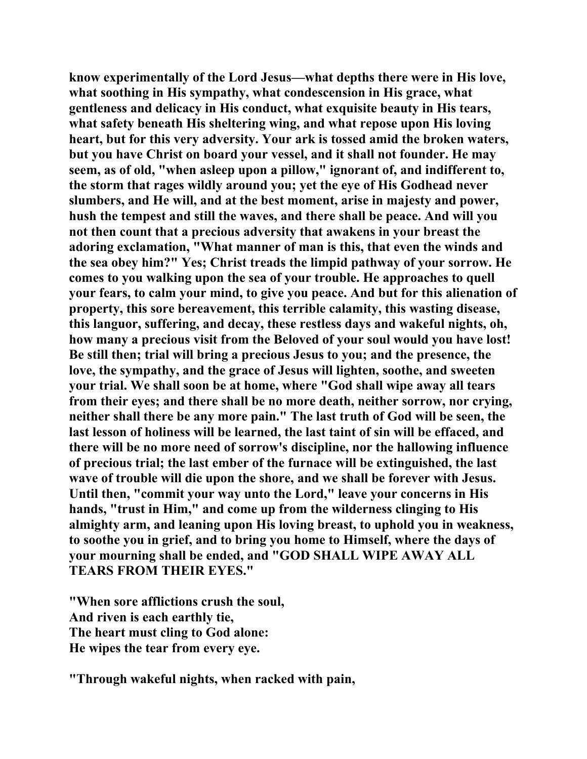**know experimentally of the Lord Jesus—what depths there were in His love, what soothing in His sympathy, what condescension in His grace, what gentleness and delicacy in His conduct, what exquisite beauty in His tears, what safety beneath His sheltering wing, and what repose upon His loving heart, but for this very adversity. Your ark is tossed amid the broken waters, but you have Christ on board your vessel, and it shall not founder. He may seem, as of old, "when asleep upon a pillow," ignorant of, and indifferent to, the storm that rages wildly around you; yet the eye of His Godhead never slumbers, and He will, and at the best moment, arise in majesty and power, hush the tempest and still the waves, and there shall be peace. And will you not then count that a precious adversity that awakens in your breast the adoring exclamation, "What manner of man is this, that even the winds and the sea obey him?" Yes; Christ treads the limpid pathway of your sorrow. He comes to you walking upon the sea of your trouble. He approaches to quell your fears, to calm your mind, to give you peace. And but for this alienation of property, this sore bereavement, this terrible calamity, this wasting disease, this languor, suffering, and decay, these restless days and wakeful nights, oh, how many a precious visit from the Beloved of your soul would you have lost! Be still then; trial will bring a precious Jesus to you; and the presence, the love, the sympathy, and the grace of Jesus will lighten, soothe, and sweeten your trial. We shall soon be at home, where "God shall wipe away all tears from their eyes; and there shall be no more death, neither sorrow, nor crying, neither shall there be any more pain." The last truth of God will be seen, the last lesson of holiness will be learned, the last taint of sin will be effaced, and there will be no more need of sorrow's discipline, nor the hallowing influence of precious trial; the last ember of the furnace will be extinguished, the last wave of trouble will die upon the shore, and we shall be forever with Jesus. Until then, "commit your way unto the Lord," leave your concerns in His hands, "trust in Him," and come up from the wilderness clinging to His almighty arm, and leaning upon His loving breast, to uphold you in weakness, to soothe you in grief, and to bring you home to Himself, where the days of your mourning shall be ended, and "GOD SHALL WIPE AWAY ALL TEARS FROM THEIR EYES."**

**"When sore afflictions crush the soul,
And riven is each earthly tie,
The heart must cling to God alone:
He wipes the tear from every eye.**

**"Through wakeful nights, when racked with pain,**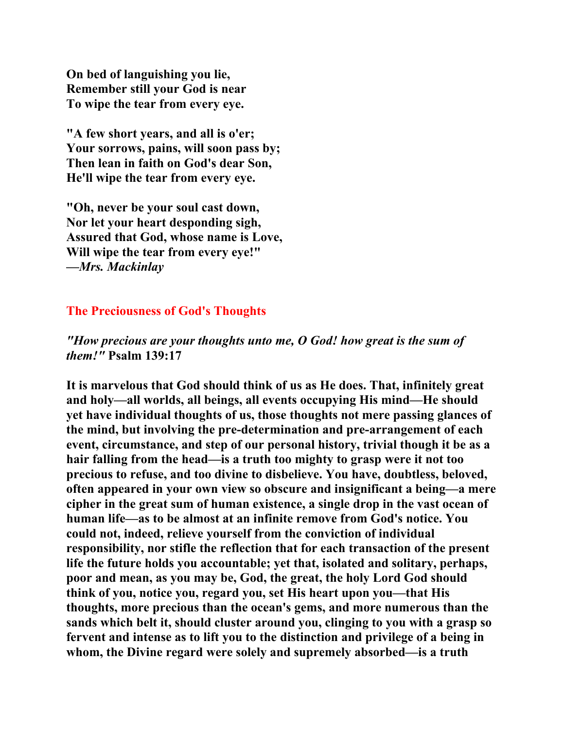**On bed of languishing you lie,**
**Remember still your God is near**
**To wipe the tear from every eye.**

**"A few short years, and all is o'er;**
**Your sorrows, pains, will soon pass by;**
**Then lean in faith on God's dear Son,**
**He'll wipe the tear from every eye.**

**"Oh, never be your soul cast down,**
**Nor let your heart desponding sigh,**
**Assured that God, whose name is Love,**
**Will wipe the tear from every eye!"**
**—*Mrs. Mackinlay***

## The Preciousness of God's Thoughts

***"How precious are your thoughts unto me, O God! how great is the sum of them!"* Psalm 139:17**

**It is marvelous that God should think of us as He does. That, infinitely great and holy—all worlds, all beings, all events occupying His mind—He should yet have individual thoughts of us, those thoughts not mere passing glances of the mind, but involving the pre-determination and pre-arrangement of each event, circumstance, and step of our personal history, trivial though it be as a hair falling from the head—is a truth too mighty to grasp were it not too precious to refuse, and too divine to disbelieve. You have, doubtless, beloved, often appeared in your own view so obscure and insignificant a being—a mere cipher in the great sum of human existence, a single drop in the vast ocean of human life—as to be almost at an infinite remove from God's notice. You could not, indeed, relieve yourself from the conviction of individual responsibility, nor stifle the reflection that for each transaction of the present life the future holds you accountable; yet that, isolated and solitary, perhaps, poor and mean, as you may be, God, the great, the holy Lord God should think of you, notice you, regard you, set His heart upon you—that His thoughts, more precious than the ocean's gems, and more numerous than the sands which belt it, should cluster around you, clinging to you with a grasp so fervent and intense as to lift you to the distinction and privilege of a being in whom, the Divine regard were solely and supremely absorbed—is a truth**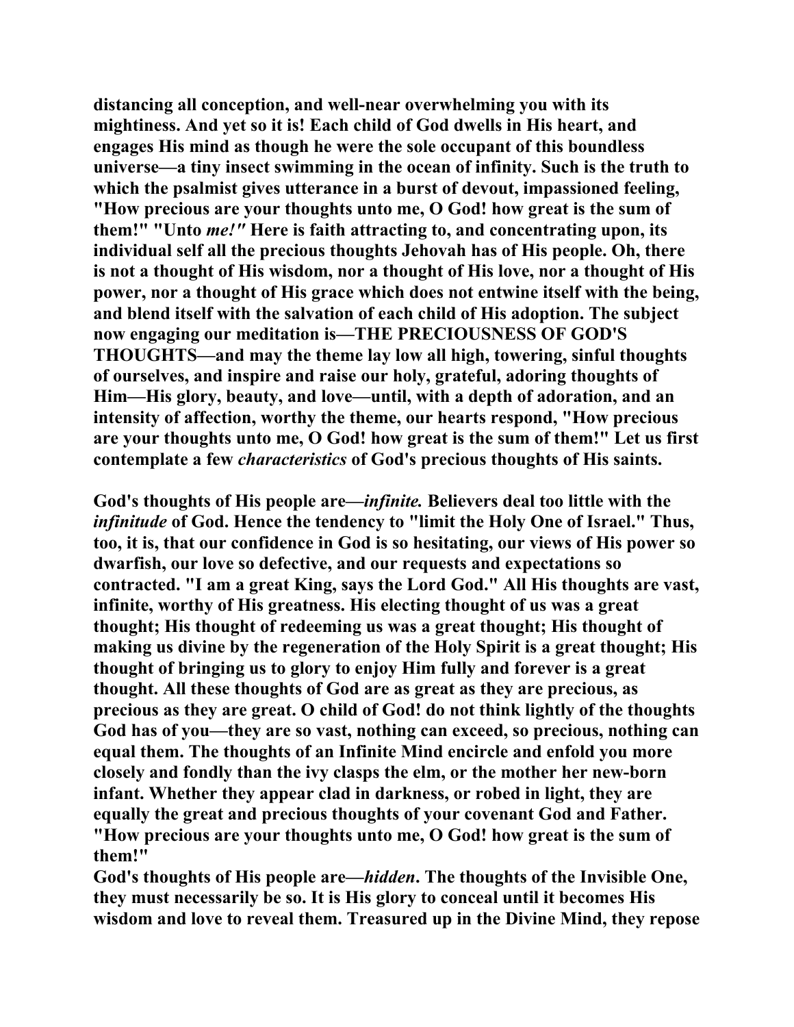**distancing all conception, and well-near overwhelming you with its mightiness. And yet so it is! Each child of God dwells in His heart, and engages His mind as though he were the sole occupant of this boundless universe—a tiny insect swimming in the ocean of infinity. Such is the truth to which the psalmist gives utterance in a burst of devout, impassioned feeling, "How precious are your thoughts unto me, O God! how great is the sum of them!" "Unto *me!"* Here is faith attracting to, and concentrating upon, its individual self all the precious thoughts Jehovah has of His people. Oh, there is not a thought of His wisdom, nor a thought of His love, nor a thought of His power, nor a thought of His grace which does not entwine itself with the being, and blend itself with the salvation of each child of His adoption. The subject now engaging our meditation is—THE PRECIOUSNESS OF GOD'S THOUGHTS—and may the theme lay low all high, towering, sinful thoughts of ourselves, and inspire and raise our holy, grateful, adoring thoughts of Him—His glory, beauty, and love—until, with a depth of adoration, and an intensity of affection, worthy the theme, our hearts respond, "How precious are your thoughts unto me, O God! how great is the sum of them!" Let us first contemplate a few *characteristics* of God's precious thoughts of His saints.**

**God's thoughts of His people are—*infinite.* Believers deal too little with the *infinitude* of God. Hence the tendency to "limit the Holy One of Israel." Thus, too, it is, that our confidence in God is so hesitating, our views of His power so dwarfish, our love so defective, and our requests and expectations so contracted. "I am a great King, says the Lord God." All His thoughts are vast, infinite, worthy of His greatness. His electing thought of us was a great thought; His thought of redeeming us was a great thought; His thought of making us divine by the regeneration of the Holy Spirit is a great thought; His thought of bringing us to glory to enjoy Him fully and forever is a great thought. All these thoughts of God are as great as they are precious, as precious as they are great. O child of God! do not think lightly of the thoughts God has of you—they are so vast, nothing can exceed, so precious, nothing can equal them. The thoughts of an Infinite Mind encircle and enfold you more closely and fondly than the ivy clasps the elm, or the mother her new-born infant. Whether they appear clad in darkness, or robed in light, they are equally the great and precious thoughts of your covenant God and Father. "How precious are your thoughts unto me, O God! how great is the sum of them!"**

**God's thoughts of His people are—*hidden*. The thoughts of the Invisible One, they must necessarily be so. It is His glory to conceal until it becomes His wisdom and love to reveal them. Treasured up in the Divine Mind, they repose**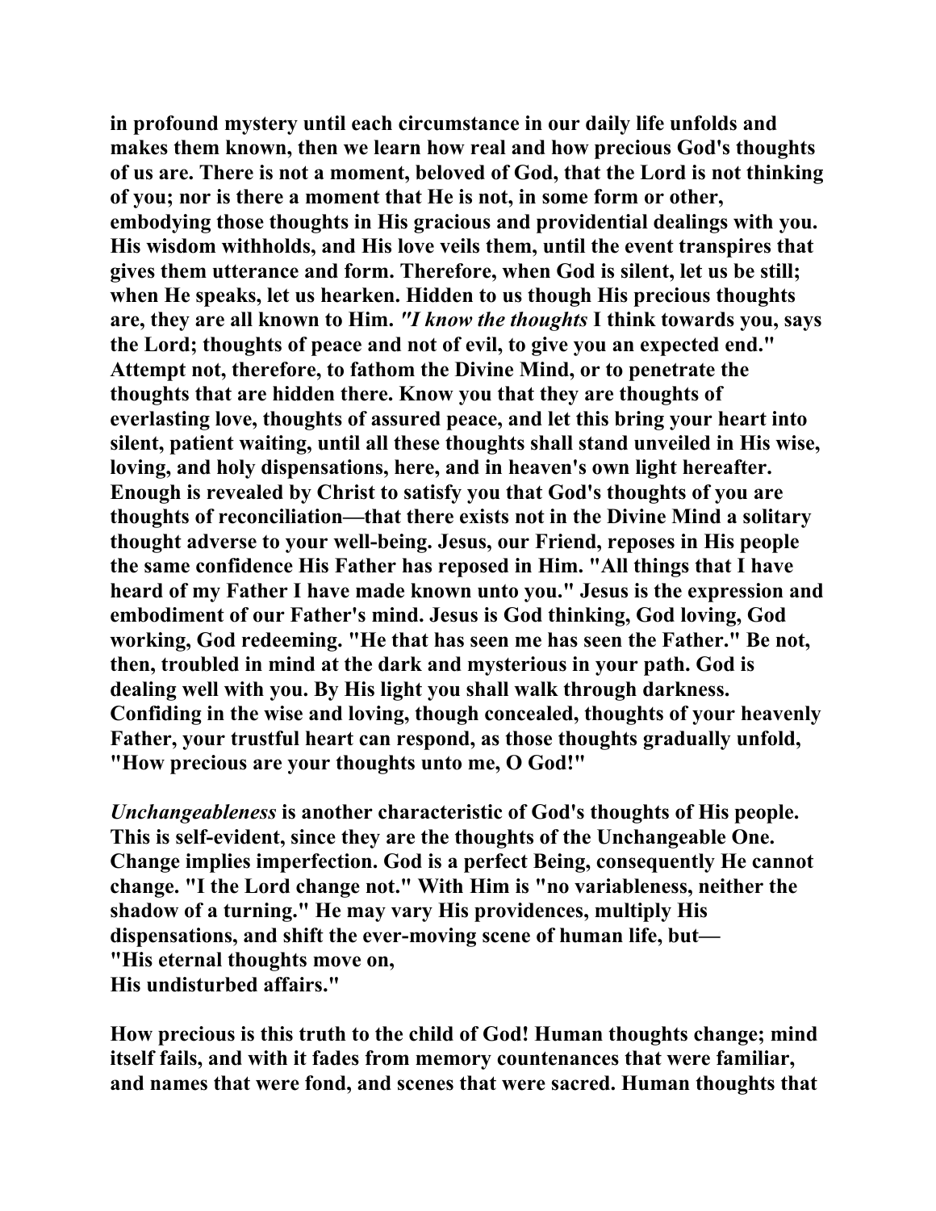in profound mystery until each circumstance in our daily life unfolds and makes them known, then we learn how real and how precious God's thoughts of us are. There is not a moment, beloved of God, that the Lord is not thinking of you; nor is there a moment that He is not, in some form or other, embodying those thoughts in His gracious and providential dealings with you. His wisdom withholds, and His love veils them, until the event transpires that gives them utterance and form. Therefore, when God is silent, let us be still; when He speaks, let us hearken. Hidden to us though His precious thoughts are, they are all known to Him. *"I know the thoughts* I think towards you, says the Lord; thoughts of peace and not of evil, to give you an expected end." Attempt not, therefore, to fathom the Divine Mind, or to penetrate the thoughts that are hidden there. Know you that they are thoughts of everlasting love, thoughts of assured peace, and let this bring your heart into silent, patient waiting, until all these thoughts shall stand unveiled in His wise, loving, and holy dispensations, here, and in heaven's own light hereafter. Enough is revealed by Christ to satisfy you that God's thoughts of you are thoughts of reconciliation—that there exists not in the Divine Mind a solitary thought adverse to your well-being. Jesus, our Friend, reposes in His people the same confidence His Father has reposed in Him. "All things that I have heard of my Father I have made known unto you." Jesus is the expression and embodiment of our Father's mind. Jesus is God thinking, God loving, God working, God redeeming. "He that has seen me has seen the Father." Be not, then, troubled in mind at the dark and mysterious in your path. God is dealing well with you. By His light you shall walk through darkness. Confiding in the wise and loving, though concealed, thoughts of your heavenly Father, your trustful heart can respond, as those thoughts gradually unfold, "How precious are your thoughts unto me, O God!"

*Unchangeableness* is another characteristic of God's thoughts of His people. This is self-evident, since they are the thoughts of the Unchangeable One. Change implies imperfection. God is a perfect Being, consequently He cannot change. "I the Lord change not." With Him is "no variableness, neither the shadow of a turning." He may vary His providences, multiply His dispensations, and shift the ever-moving scene of human life, but—
"His eternal thoughts move on,
His undisturbed affairs."

How precious is this truth to the child of God! Human thoughts change; mind itself fails, and with it fades from memory countenances that were familiar, and names that were fond, and scenes that were sacred. Human thoughts that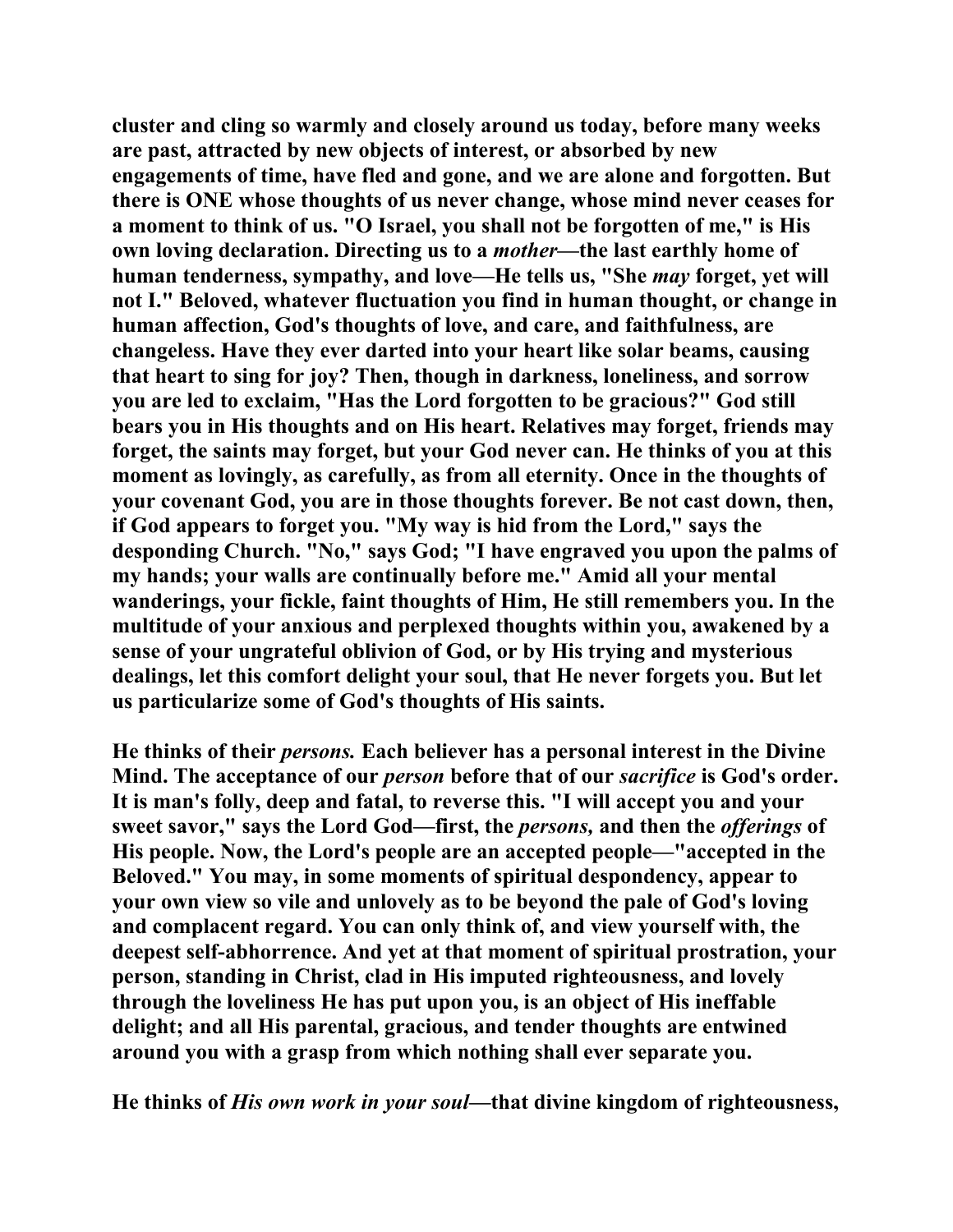cluster and cling so warmly and closely around us today, before many weeks are past, attracted by new objects of interest, or absorbed by new engagements of time, have fled and gone, and we are alone and forgotten. But there is ONE whose thoughts of us never change, whose mind never ceases for a moment to think of us. "O Israel, you shall not be forgotten of me," is His own loving declaration. Directing us to a *mother*—the last earthly home of human tenderness, sympathy, and love—He tells us, "She *may* forget, yet will not I." Beloved, whatever fluctuation you find in human thought, or change in human affection, God's thoughts of love, and care, and faithfulness, are changeless. Have they ever darted into your heart like solar beams, causing that heart to sing for joy? Then, though in darkness, loneliness, and sorrow you are led to exclaim, "Has the Lord forgotten to be gracious?" God still bears you in His thoughts and on His heart. Relatives may forget, friends may forget, the saints may forget, but your God never can. He thinks of you at this moment as lovingly, as carefully, as from all eternity. Once in the thoughts of your covenant God, you are in those thoughts forever. Be not cast down, then, if God appears to forget you. "My way is hid from the Lord," says the desponding Church. "No," says God; "I have engraved you upon the palms of my hands; your walls are continually before me." Amid all your mental wanderings, your fickle, faint thoughts of Him, He still remembers you. In the multitude of your anxious and perplexed thoughts within you, awakened by a sense of your ungrateful oblivion of God, or by His trying and mysterious dealings, let this comfort delight your soul, that He never forgets you. But let us particularize some of God's thoughts of His saints.

He thinks of their *persons.* Each believer has a personal interest in the Divine Mind. The acceptance of our *person* before that of our *sacrifice* is God's order. It is man's folly, deep and fatal, to reverse this. "I will accept you and your sweet savor," says the Lord God—first, the *persons,* and then the *offerings* of His people. Now, the Lord's people are an accepted people—"accepted in the Beloved." You may, in some moments of spiritual despondency, appear to your own view so vile and unlovely as to be beyond the pale of God's loving and complacent regard. You can only think of, and view yourself with, the deepest self-abhorrence. And yet at that moment of spiritual prostration, your person, standing in Christ, clad in His imputed righteousness, and lovely through the loveliness He has put upon you, is an object of His ineffable delight; and all His parental, gracious, and tender thoughts are entwined around you with a grasp from which nothing shall ever separate you.

He thinks of *His own work in your soul*—that divine kingdom of righteousness,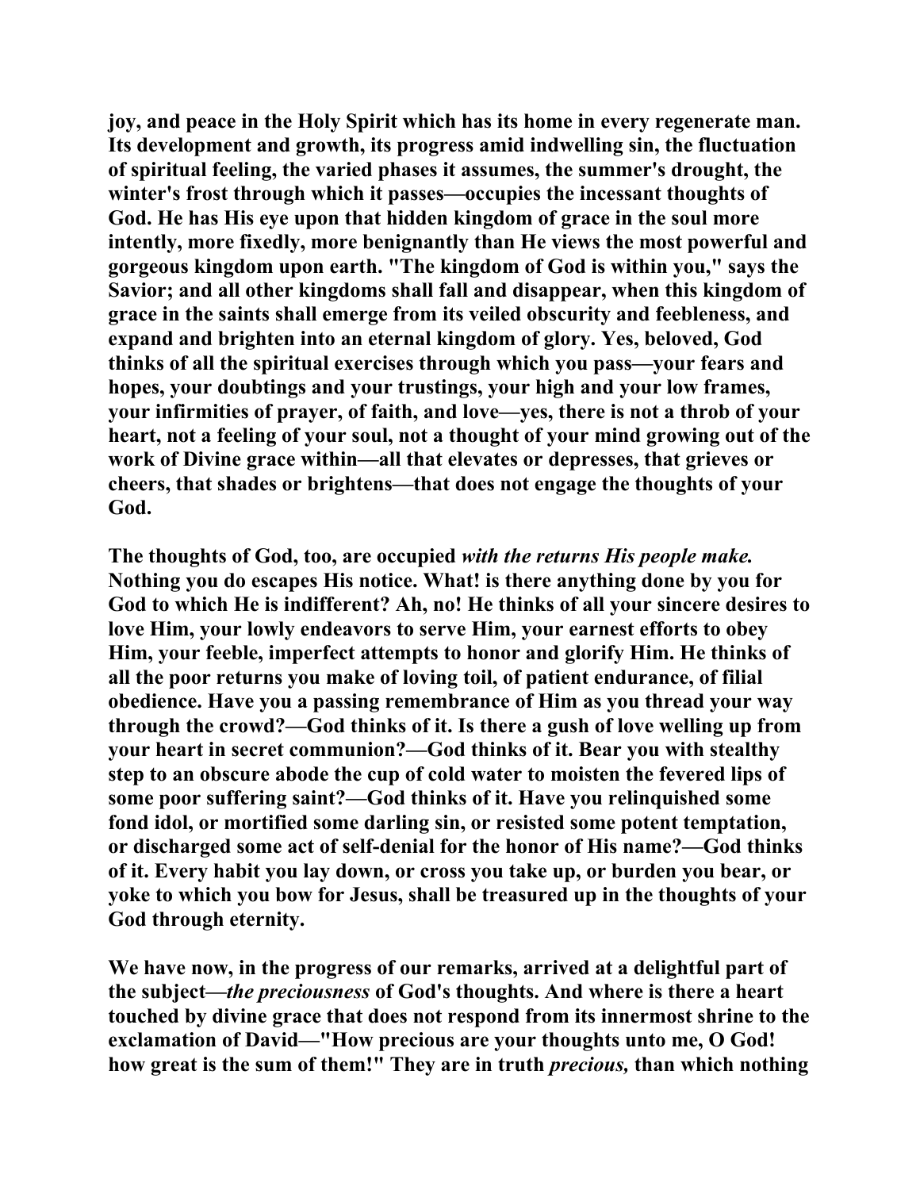joy, and peace in the Holy Spirit which has its home in every regenerate man. Its development and growth, its progress amid indwelling sin, the fluctuation of spiritual feeling, the varied phases it assumes, the summer's drought, the winter's frost through which it passes—occupies the incessant thoughts of God. He has His eye upon that hidden kingdom of grace in the soul more intently, more fixedly, more benignantly than He views the most powerful and gorgeous kingdom upon earth. "The kingdom of God is within you," says the Savior; and all other kingdoms shall fall and disappear, when this kingdom of grace in the saints shall emerge from its veiled obscurity and feebleness, and expand and brighten into an eternal kingdom of glory. Yes, beloved, God thinks of all the spiritual exercises through which you pass—your fears and hopes, your doubtings and your trustings, your high and your low frames, your infirmities of prayer, of faith, and love—yes, there is not a throb of your heart, not a feeling of your soul, not a thought of your mind growing out of the work of Divine grace within—all that elevates or depresses, that grieves or cheers, that shades or brightens—that does not engage the thoughts of your God.

The thoughts of God, too, are occupied *with the returns His people make.* Nothing you do escapes His notice. What! is there anything done by you for God to which He is indifferent? Ah, no! He thinks of all your sincere desires to love Him, your lowly endeavors to serve Him, your earnest efforts to obey Him, your feeble, imperfect attempts to honor and glorify Him. He thinks of all the poor returns you make of loving toil, of patient endurance, of filial obedience. Have you a passing remembrance of Him as you thread your way through the crowd?—God thinks of it. Is there a gush of love welling up from your heart in secret communion?—God thinks of it. Bear you with stealthy step to an obscure abode the cup of cold water to moisten the fevered lips of some poor suffering saint?—God thinks of it. Have you relinquished some fond idol, or mortified some darling sin, or resisted some potent temptation, or discharged some act of self-denial for the honor of His name?—God thinks of it. Every habit you lay down, or cross you take up, or burden you bear, or yoke to which you bow for Jesus, shall be treasured up in the thoughts of your God through eternity.

We have now, in the progress of our remarks, arrived at a delightful part of the subject—*the preciousness* of God's thoughts. And where is there a heart touched by divine grace that does not respond from its innermost shrine to the exclamation of David—"How precious are your thoughts unto me, O God! how great is the sum of them!" They are in truth *precious,* than which nothing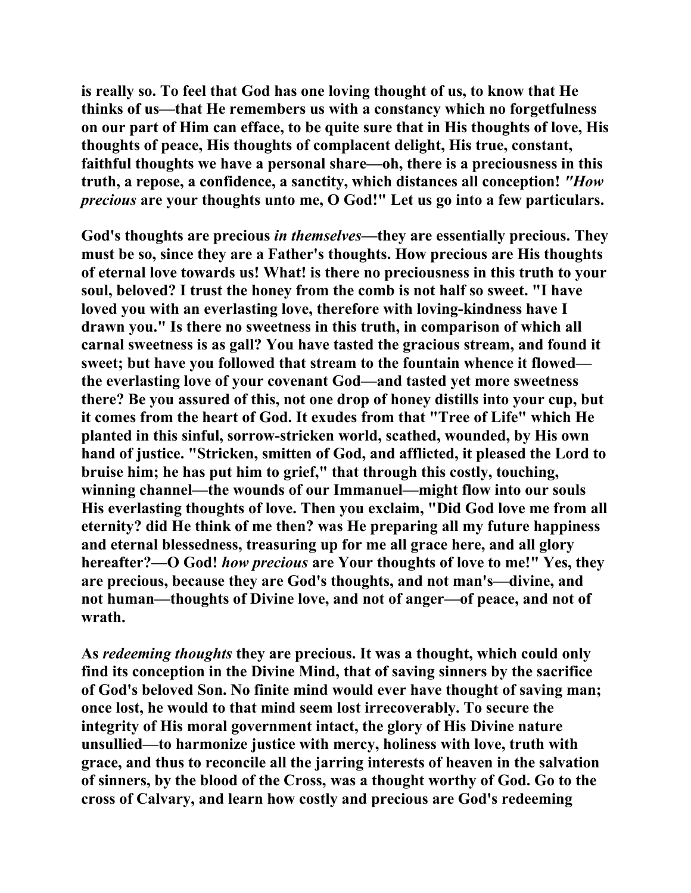is really so. To feel that God has one loving thought of us, to know that He thinks of us—that He remembers us with a constancy which no forgetfulness on our part of Him can efface, to be quite sure that in His thoughts of love, His thoughts of peace, His thoughts of complacent delight, His true, constant, faithful thoughts we have a personal share—oh, there is a preciousness in this truth, a repose, a confidence, a sanctity, which distances all conception! *"How precious* are your thoughts unto me, O God!" Let us go into a few particulars.

God's thoughts are precious *in themselves*—they are essentially precious. They must be so, since they are a Father's thoughts. How precious are His thoughts of eternal love towards us! What! is there no preciousness in this truth to your soul, beloved? I trust the honey from the comb is not half so sweet. "I have loved you with an everlasting love, therefore with loving-kindness have I drawn you." Is there no sweetness in this truth, in comparison of which all carnal sweetness is as gall? You have tasted the gracious stream, and found it sweet; but have you followed that stream to the fountain whence it flowed—the everlasting love of your covenant God—and tasted yet more sweetness there? Be you assured of this, not one drop of honey distills into your cup, but it comes from the heart of God. It exudes from that "Tree of Life" which He planted in this sinful, sorrow-stricken world, scathed, wounded, by His own hand of justice. "Stricken, smitten of God, and afflicted, it pleased the Lord to bruise him; he has put him to grief," that through this costly, touching, winning channel—the wounds of our Immanuel—might flow into our souls His everlasting thoughts of love. Then you exclaim, "Did God love me from all eternity? did He think of me then? was He preparing all my future happiness and eternal blessedness, treasuring up for me all grace here, and all glory hereafter?—O God! *how precious* are Your thoughts of love to me!" Yes, they are precious, because they are God's thoughts, and not man's—divine, and not human—thoughts of Divine love, and not of anger—of peace, and not of wrath.

As *redeeming thoughts* they are precious. It was a thought, which could only find its conception in the Divine Mind, that of saving sinners by the sacrifice of God's beloved Son. No finite mind would ever have thought of saving man; once lost, he would to that mind seem lost irrecoverably. To secure the integrity of His moral government intact, the glory of His Divine nature unsullied—to harmonize justice with mercy, holiness with love, truth with grace, and thus to reconcile all the jarring interests of heaven in the salvation of sinners, by the blood of the Cross, was a thought worthy of God. Go to the cross of Calvary, and learn how costly and precious are God's redeeming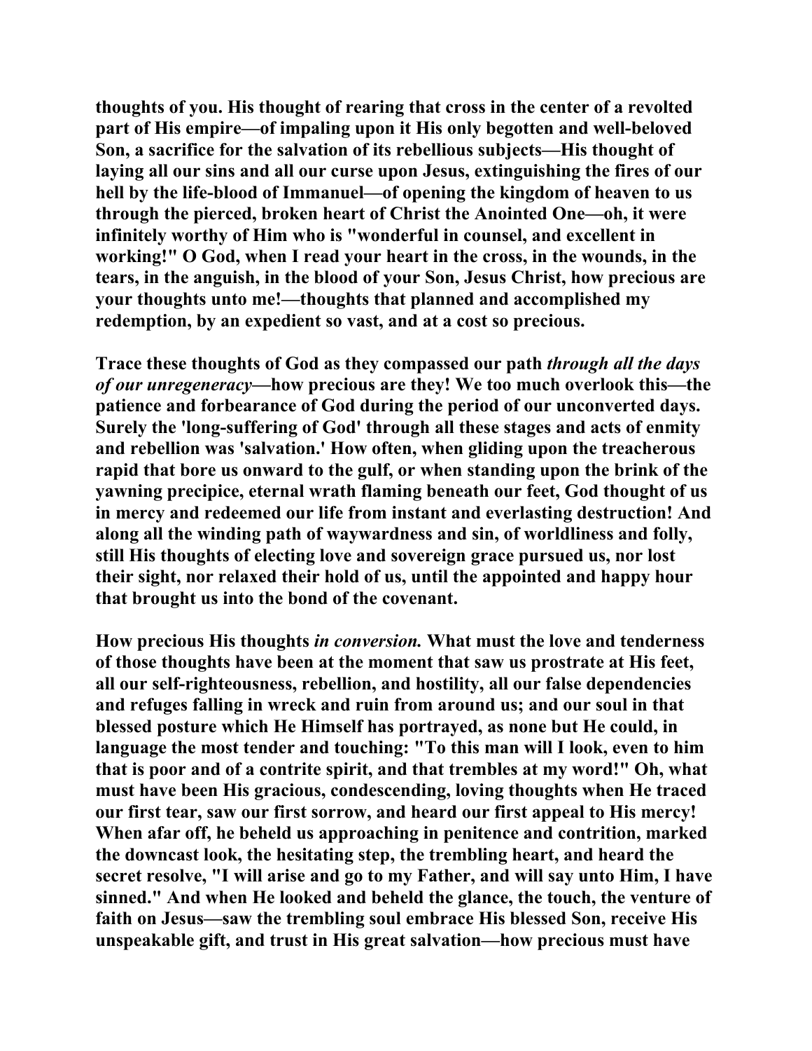thoughts of you. His thought of rearing that cross in the center of a revolted part of His empire—of impaling upon it His only begotten and well-beloved Son, a sacrifice for the salvation of its rebellious subjects—His thought of laying all our sins and all our curse upon Jesus, extinguishing the fires of our hell by the life-blood of Immanuel—of opening the kingdom of heaven to us through the pierced, broken heart of Christ the Anointed One—oh, it were infinitely worthy of Him who is "wonderful in counsel, and excellent in working!" O God, when I read your heart in the cross, in the wounds, in the tears, in the anguish, in the blood of your Son, Jesus Christ, how precious are your thoughts unto me!—thoughts that planned and accomplished my redemption, by an expedient so vast, and at a cost so precious.

Trace these thoughts of God as they compassed our path *through all the days of our unregeneracy*—how precious are they! We too much overlook this—the patience and forbearance of God during the period of our unconverted days. Surely the 'long-suffering of God' through all these stages and acts of enmity and rebellion was 'salvation.' How often, when gliding upon the treacherous rapid that bore us onward to the gulf, or when standing upon the brink of the yawning precipice, eternal wrath flaming beneath our feet, God thought of us in mercy and redeemed our life from instant and everlasting destruction! And along all the winding path of waywardness and sin, of worldliness and folly, still His thoughts of electing love and sovereign grace pursued us, nor lost their sight, nor relaxed their hold of us, until the appointed and happy hour that brought us into the bond of the covenant.

How precious His thoughts *in conversion.* What must the love and tenderness of those thoughts have been at the moment that saw us prostrate at His feet, all our self-righteousness, rebellion, and hostility, all our false dependencies and refuges falling in wreck and ruin from around us; and our soul in that blessed posture which He Himself has portrayed, as none but He could, in language the most tender and touching: "To this man will I look, even to him that is poor and of a contrite spirit, and that trembles at my word!" Oh, what must have been His gracious, condescending, loving thoughts when He traced our first tear, saw our first sorrow, and heard our first appeal to His mercy! When afar off, he beheld us approaching in penitence and contrition, marked the downcast look, the hesitating step, the trembling heart, and heard the secret resolve, "I will arise and go to my Father, and will say unto Him, I have sinned." And when He looked and beheld the glance, the touch, the venture of faith on Jesus—saw the trembling soul embrace His blessed Son, receive His unspeakable gift, and trust in His great salvation—how precious must have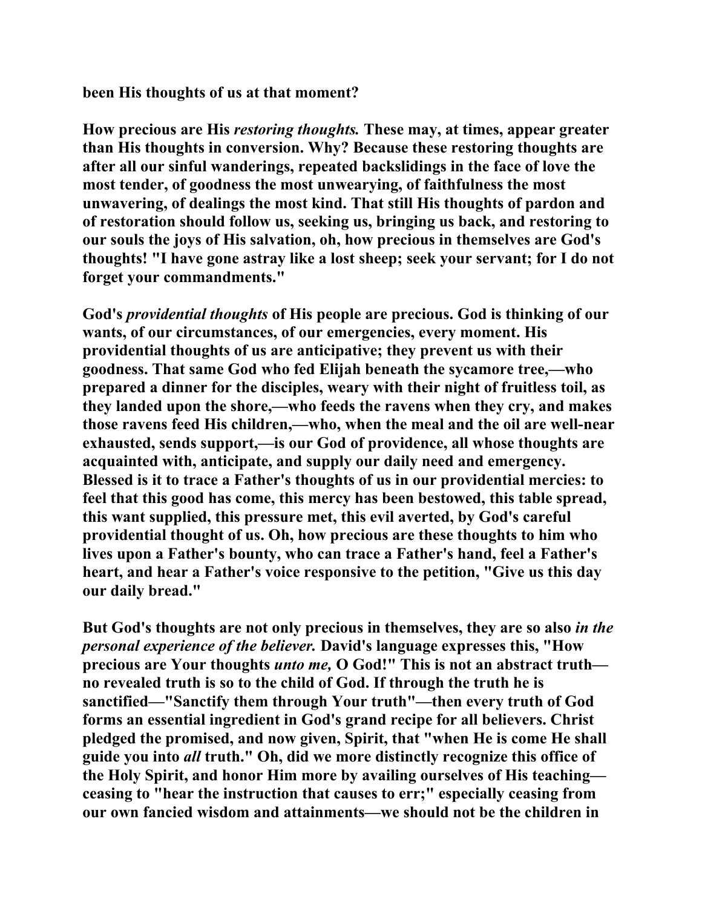**been His thoughts of us at that moment?**

**How precious are His *restoring thoughts.* These may, at times, appear greater than His thoughts in conversion. Why? Because these restoring thoughts are after all our sinful wanderings, repeated backslidings in the face of love the most tender, of goodness the most unwearying, of faithfulness the most unwavering, of dealings the most kind. That still His thoughts of pardon and of restoration should follow us, seeking us, bringing us back, and restoring to our souls the joys of His salvation, oh, how precious in themselves are God's thoughts! "I have gone astray like a lost sheep; seek your servant; for I do not forget your commandments."**

**God's *providential thoughts* of His people are precious. God is thinking of our wants, of our circumstances, of our emergencies, every moment. His providential thoughts of us are anticipative; they prevent us with their goodness. That same God who fed Elijah beneath the sycamore tree,—who prepared a dinner for the disciples, weary with their night of fruitless toil, as they landed upon the shore,—who feeds the ravens when they cry, and makes those ravens feed His children,—who, when the meal and the oil are well-near exhausted, sends support,—is our God of providence, all whose thoughts are acquainted with, anticipate, and supply our daily need and emergency. Blessed is it to trace a Father's thoughts of us in our providential mercies: to feel that this good has come, this mercy has been bestowed, this table spread, this want supplied, this pressure met, this evil averted, by God's careful providential thought of us. Oh, how precious are these thoughts to him who lives upon a Father's bounty, who can trace a Father's hand, feel a Father's heart, and hear a Father's voice responsive to the petition, "Give us this day our daily bread."**

**But God's thoughts are not only precious in themselves, they are so also *in the personal experience of the believer.* David's language expresses this, "How precious are Your thoughts *unto me,* O God!" This is not an abstract truth—no revealed truth is so to the child of God. If through the truth he is sanctified—"Sanctify them through Your truth"—then every truth of God forms an essential ingredient in God's grand recipe for all believers. Christ pledged the promised, and now given, Spirit, that "when He is come He shall guide you into *all* truth." Oh, did we more distinctly recognize this office of the Holy Spirit, and honor Him more by availing ourselves of His teaching—ceasing to "hear the instruction that causes to err;" especially ceasing from our own fancied wisdom and attainments—we should not be the children in**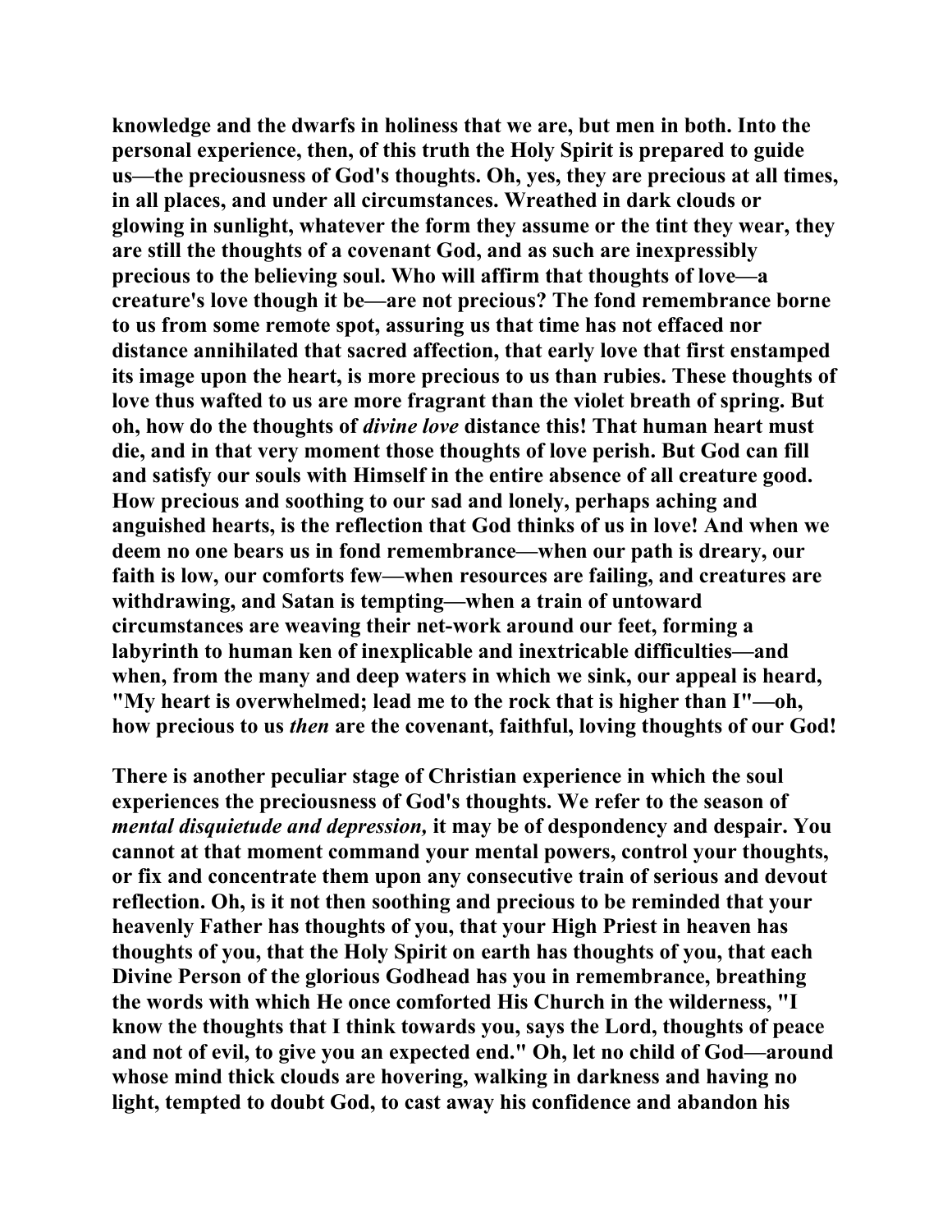knowledge and the dwarfs in holiness that we are, but men in both. Into the personal experience, then, of this truth the Holy Spirit is prepared to guide us—the preciousness of God's thoughts. Oh, yes, they are precious at all times, in all places, and under all circumstances. Wreathed in dark clouds or glowing in sunlight, whatever the form they assume or the tint they wear, they are still the thoughts of a covenant God, and as such are inexpressibly precious to the believing soul. Who will affirm that thoughts of love—a creature's love though it be—are not precious? The fond remembrance borne to us from some remote spot, assuring us that time has not effaced nor distance annihilated that sacred affection, that early love that first enstamped its image upon the heart, is more precious to us than rubies. These thoughts of love thus wafted to us are more fragrant than the violet breath of spring. But oh, how do the thoughts of *divine love* distance this! That human heart must die, and in that very moment those thoughts of love perish. But God can fill and satisfy our souls with Himself in the entire absence of all creature good. How precious and soothing to our sad and lonely, perhaps aching and anguished hearts, is the reflection that God thinks of us in love! And when we deem no one bears us in fond remembrance—when our path is dreary, our faith is low, our comforts few—when resources are failing, and creatures are withdrawing, and Satan is tempting—when a train of untoward circumstances are weaving their net-work around our feet, forming a labyrinth to human ken of inexplicable and inextricable difficulties—and when, from the many and deep waters in which we sink, our appeal is heard, "My heart is overwhelmed; lead me to the rock that is higher than I"—oh, how precious to us *then* are the covenant, faithful, loving thoughts of our God!

There is another peculiar stage of Christian experience in which the soul experiences the preciousness of God's thoughts. We refer to the season of *mental disquietude and depression,* it may be of despondency and despair. You cannot at that moment command your mental powers, control your thoughts, or fix and concentrate them upon any consecutive train of serious and devout reflection. Oh, is it not then soothing and precious to be reminded that your heavenly Father has thoughts of you, that your High Priest in heaven has thoughts of you, that the Holy Spirit on earth has thoughts of you, that each Divine Person of the glorious Godhead has you in remembrance, breathing the words with which He once comforted His Church in the wilderness, "I know the thoughts that I think towards you, says the Lord, thoughts of peace and not of evil, to give you an expected end." Oh, let no child of God—around whose mind thick clouds are hovering, walking in darkness and having no light, tempted to doubt God, to cast away his confidence and abandon his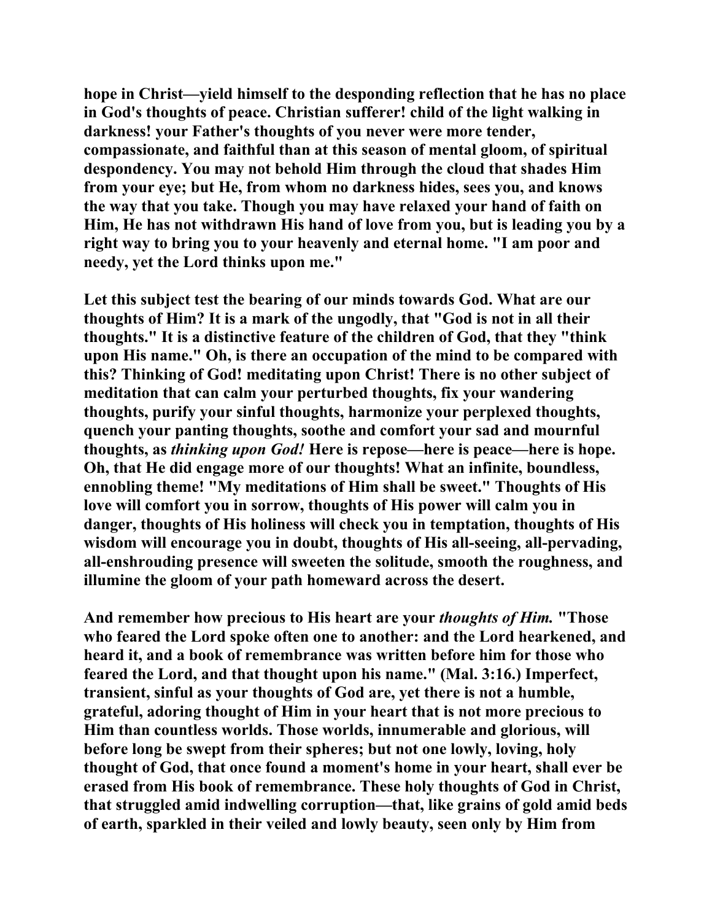hope in Christ—yield himself to the desponding reflection that he has no place in God's thoughts of peace. Christian sufferer! child of the light walking in darkness! your Father's thoughts of you never were more tender, compassionate, and faithful than at this season of mental gloom, of spiritual despondency. You may not behold Him through the cloud that shades Him from your eye; but He, from whom no darkness hides, sees you, and knows the way that you take. Though you may have relaxed your hand of faith on Him, He has not withdrawn His hand of love from you, but is leading you by a right way to bring you to your heavenly and eternal home. "I am poor and needy, yet the Lord thinks upon me."

Let this subject test the bearing of our minds towards God. What are our thoughts of Him? It is a mark of the ungodly, that "God is not in all their thoughts." It is a distinctive feature of the children of God, that they "think upon His name." Oh, is there an occupation of the mind to be compared with this? Thinking of God! meditating upon Christ! There is no other subject of meditation that can calm your perturbed thoughts, fix your wandering thoughts, purify your sinful thoughts, harmonize your perplexed thoughts, quench your panting thoughts, soothe and comfort your sad and mournful thoughts, as *thinking upon God!* Here is repose—here is peace—here is hope. Oh, that He did engage more of our thoughts! What an infinite, boundless, ennobling theme! "My meditations of Him shall be sweet." Thoughts of His love will comfort you in sorrow, thoughts of His power will calm you in danger, thoughts of His holiness will check you in temptation, thoughts of His wisdom will encourage you in doubt, thoughts of His all-seeing, all-pervading, all-enshrouding presence will sweeten the solitude, smooth the roughness, and illumine the gloom of your path homeward across the desert.

And remember how precious to His heart are your *thoughts of Him.* "Those who feared the Lord spoke often one to another: and the Lord hearkened, and heard it, and a book of remembrance was written before him for those who feared the Lord, and that thought upon his name." (Mal. 3:16.) Imperfect, transient, sinful as your thoughts of God are, yet there is not a humble, grateful, adoring thought of Him in your heart that is not more precious to Him than countless worlds. Those worlds, innumerable and glorious, will before long be swept from their spheres; but not one lowly, loving, holy thought of God, that once found a moment's home in your heart, shall ever be erased from His book of remembrance. These holy thoughts of God in Christ, that struggled amid indwelling corruption—that, like grains of gold amid beds of earth, sparkled in their veiled and lowly beauty, seen only by Him from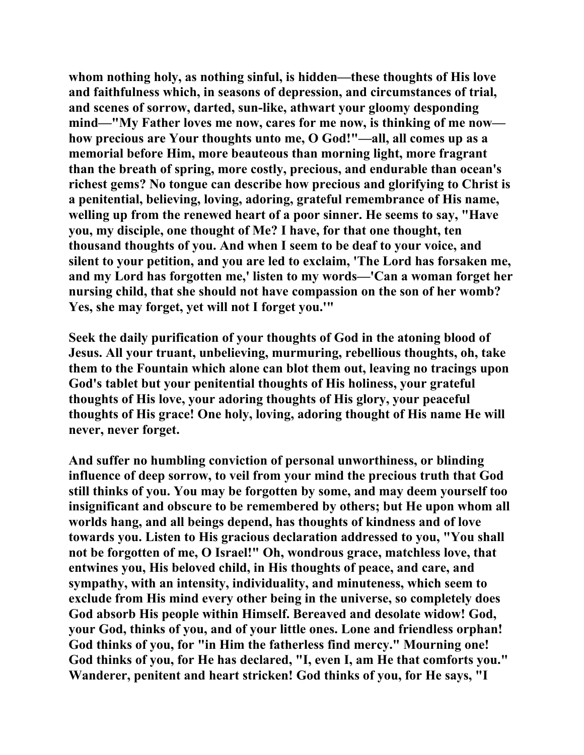whom nothing holy, as nothing sinful, is hidden—these thoughts of His love and faithfulness which, in seasons of depression, and circumstances of trial, and scenes of sorrow, darted, sun-like, athwart your gloomy desponding mind—"My Father loves me now, cares for me now, is thinking of me now—how precious are Your thoughts unto me, O God!"—all, all comes up as a memorial before Him, more beauteous than morning light, more fragrant than the breath of spring, more costly, precious, and endurable than ocean's richest gems? No tongue can describe how precious and glorifying to Christ is a penitential, believing, loving, adoring, grateful remembrance of His name, welling up from the renewed heart of a poor sinner. He seems to say, "Have you, my disciple, one thought of Me? I have, for that one thought, ten thousand thoughts of you. And when I seem to be deaf to your voice, and silent to your petition, and you are led to exclaim, 'The Lord has forsaken me, and my Lord has forgotten me,' listen to my words—'Can a woman forget her nursing child, that she should not have compassion on the son of her womb? Yes, she may forget, yet will not I forget you.'"

Seek the daily purification of your thoughts of God in the atoning blood of Jesus. All your truant, unbelieving, murmuring, rebellious thoughts, oh, take them to the Fountain which alone can blot them out, leaving no tracings upon God's tablet but your penitential thoughts of His holiness, your grateful thoughts of His love, your adoring thoughts of His glory, your peaceful thoughts of His grace! One holy, loving, adoring thought of His name He will never, never forget.

And suffer no humbling conviction of personal unworthiness, or blinding influence of deep sorrow, to veil from your mind the precious truth that God still thinks of you. You may be forgotten by some, and may deem yourself too insignificant and obscure to be remembered by others; but He upon whom all worlds hang, and all beings depend, has thoughts of kindness and of love towards you. Listen to His gracious declaration addressed to you, "You shall not be forgotten of me, O Israel!" Oh, wondrous grace, matchless love, that entwines you, His beloved child, in His thoughts of peace, and care, and sympathy, with an intensity, individuality, and minuteness, which seem to exclude from His mind every other being in the universe, so completely does God absorb His people within Himself. Bereaved and desolate widow! God, your God, thinks of you, and of your little ones. Lone and friendless orphan! God thinks of you, for "in Him the fatherless find mercy." Mourning one! God thinks of you, for He has declared, "I, even I, am He that comforts you." Wanderer, penitent and heart stricken! God thinks of you, for He says, "I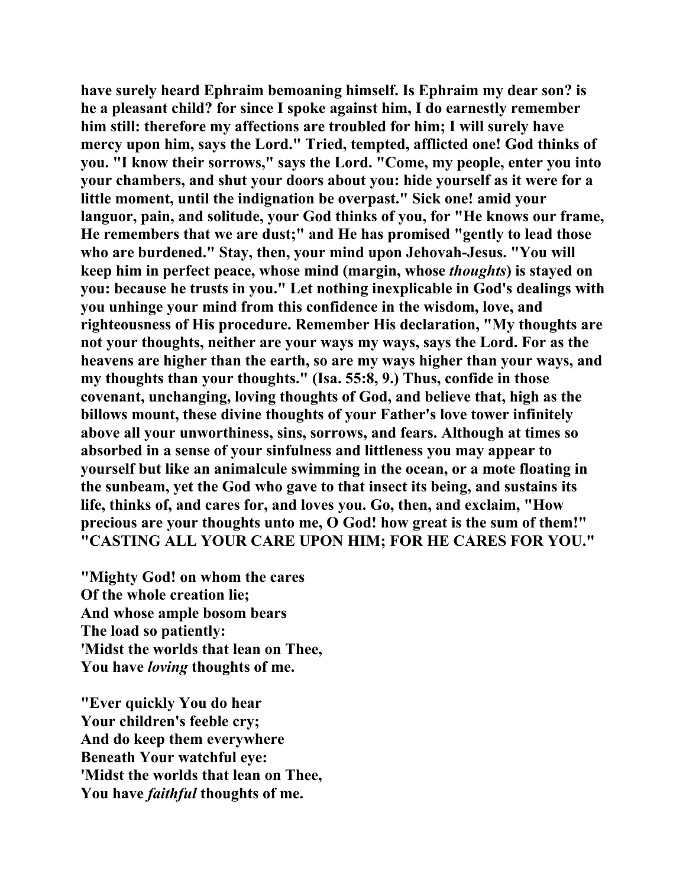**have surely heard Ephraim bemoaning himself. Is Ephraim my dear son? is he a pleasant child? for since I spoke against him, I do earnestly remember him still: therefore my affections are troubled for him; I will surely have mercy upon him, says the Lord." Tried, tempted, afflicted one! God thinks of you. "I know their sorrows," says the Lord. "Come, my people, enter you into your chambers, and shut your doors about you: hide yourself as it were for a little moment, until the indignation be overpast." Sick one! amid your languor, pain, and solitude, your God thinks of you, for "He knows our frame, He remembers that we are dust;" and He has promised "gently to lead those who are burdened." Stay, then, your mind upon Jehovah-Jesus. "You will keep him in perfect peace, whose mind (margin, whose *thoughts*) is stayed on you: because he trusts in you." Let nothing inexplicable in God's dealings with you unhinge your mind from this confidence in the wisdom, love, and righteousness of His procedure. Remember His declaration, "My thoughts are not your thoughts, neither are your ways my ways, says the Lord. For as the heavens are higher than the earth, so are my ways higher than your ways, and my thoughts than your thoughts." (Isa. 55:8, 9.) Thus, confide in those covenant, unchanging, loving thoughts of God, and believe that, high as the billows mount, these divine thoughts of your Father's love tower infinitely above all your unworthiness, sins, sorrows, and fears. Although at times so absorbed in a sense of your sinfulness and littleness you may appear to yourself but like an animalcule swimming in the ocean, or a mote floating in the sunbeam, yet the God who gave to that insect its being, and sustains its life, thinks of, and cares for, and loves you. Go, then, and exclaim, "How precious are your thoughts unto me, O God! how great is the sum of them!" "CASTING ALL YOUR CARE UPON HIM; FOR HE CARES FOR YOU."**

**"Mighty God! on whom the cares**
**Of the whole creation lie;**
**And whose ample bosom bears**
**The load so patiently:**
**'Midst the worlds that lean on Thee,**
**You have *loving* thoughts of me.**

**"Ever quickly You do hear**
**Your children's feeble cry;**
**And do keep them everywhere**
**Beneath Your watchful eye:**
**'Midst the worlds that lean on Thee,**
**You have *faithful* thoughts of me.**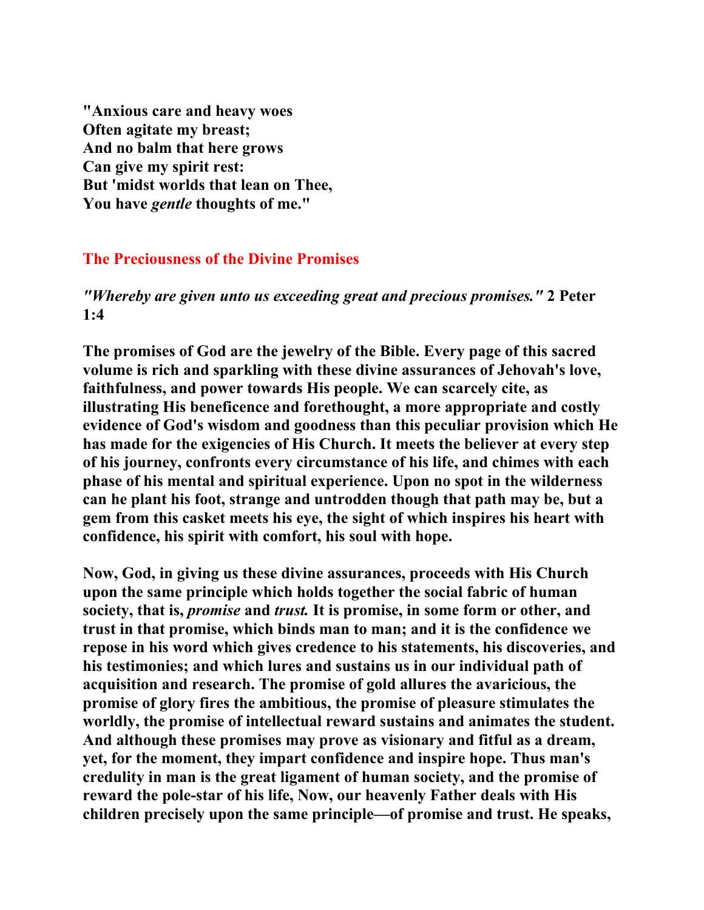**"Anxious care and heavy woes**
**Often agitate my breast;**
**And no balm that here grows**
**Can give my spirit rest:**
**But 'midst worlds that lean on Thee,**
**You have *gentle* thoughts of me."**

## The Preciousness of the Divine Promises

***"Whereby are given unto us exceeding great and precious promises."* 2 Peter 1:4**

**The promises of God are the jewelry of the Bible. Every page of this sacred volume is rich and sparkling with these divine assurances of Jehovah's love, faithfulness, and power towards His people. We can scarcely cite, as illustrating His beneficence and forethought, a more appropriate and costly evidence of God's wisdom and goodness than this peculiar provision which He has made for the exigencies of His Church. It meets the believer at every step of his journey, confronts every circumstance of his life, and chimes with each phase of his mental and spiritual experience. Upon no spot in the wilderness can he plant his foot, strange and untrodden though that path may be, but a gem from this casket meets his eye, the sight of which inspires his heart with confidence, his spirit with comfort, his soul with hope.**

**Now, God, in giving us these divine assurances, proceeds with His Church upon the same principle which holds together the social fabric of human society, that is, *promise* and *trust.* It is promise, in some form or other, and trust in that promise, which binds man to man; and it is the confidence we repose in his word which gives credence to his statements, his discoveries, and his testimonies; and which lures and sustains us in our individual path of acquisition and research. The promise of gold allures the avaricious, the promise of glory fires the ambitious, the promise of pleasure stimulates the worldly, the promise of intellectual reward sustains and animates the student. And although these promises may prove as visionary and fitful as a dream, yet, for the moment, they impart confidence and inspire hope. Thus man's credulity in man is the great ligament of human society, and the promise of reward the pole-star of his life, Now, our heavenly Father deals with His children precisely upon the same principle—of promise and trust. He speaks,**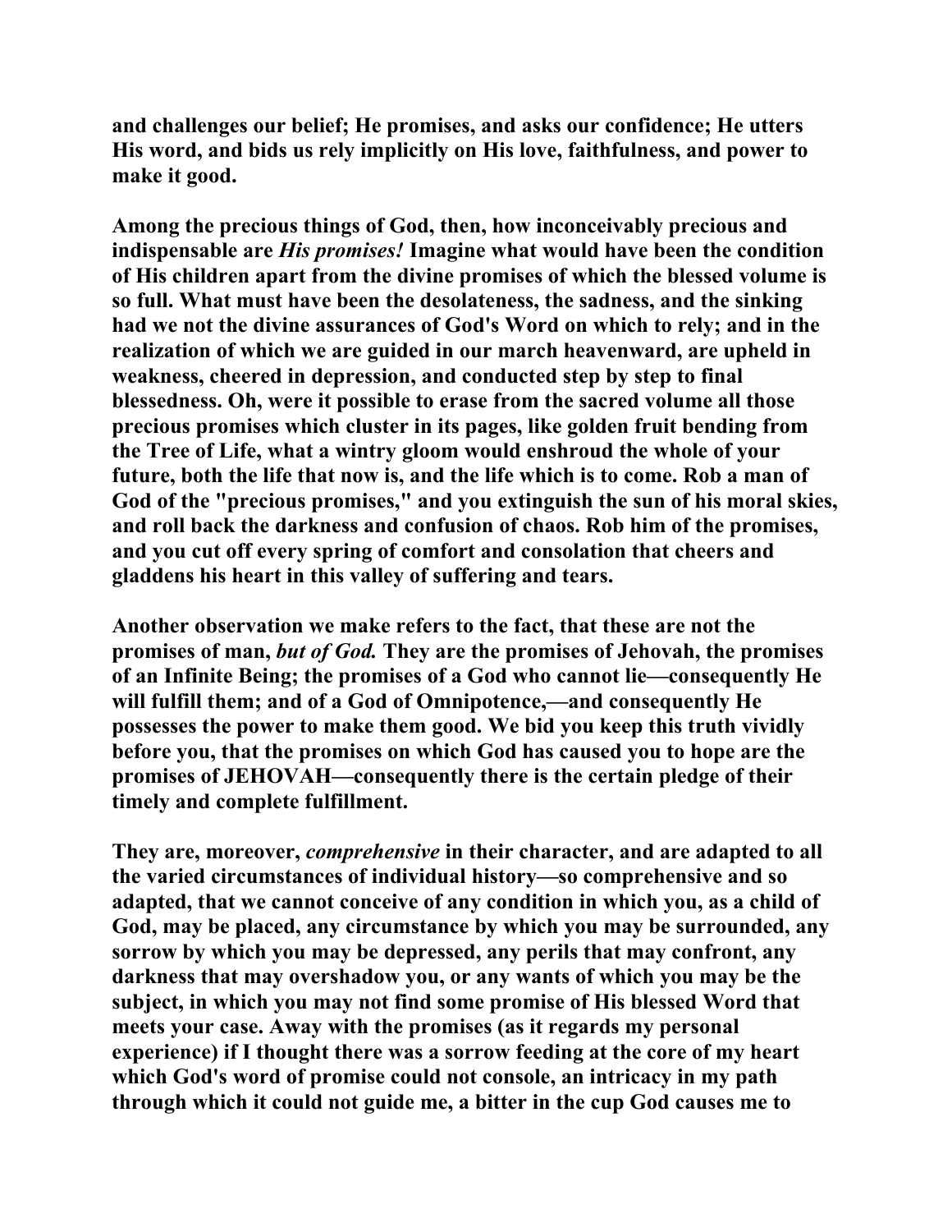and challenges our belief; He promises, and asks our confidence; He utters His word, and bids us rely implicitly on His love, faithfulness, and power to make it good.

Among the precious things of God, then, how inconceivably precious and indispensable are *His promises!* Imagine what would have been the condition of His children apart from the divine promises of which the blessed volume is so full. What must have been the desolateness, the sadness, and the sinking had we not the divine assurances of God's Word on which to rely; and in the realization of which we are guided in our march heavenward, are upheld in weakness, cheered in depression, and conducted step by step to final blessedness. Oh, were it possible to erase from the sacred volume all those precious promises which cluster in its pages, like golden fruit bending from the Tree of Life, what a wintry gloom would enshroud the whole of your future, both the life that now is, and the life which is to come. Rob a man of God of the "precious promises," and you extinguish the sun of his moral skies, and roll back the darkness and confusion of chaos. Rob him of the promises, and you cut off every spring of comfort and consolation that cheers and gladdens his heart in this valley of suffering and tears.

Another observation we make refers to the fact, that these are not the promises of man, *but of God.* They are the promises of Jehovah, the promises of an Infinite Being; the promises of a God who cannot lie—consequently He will fulfill them; and of a God of Omnipotence,—and consequently He possesses the power to make them good. We bid you keep this truth vividly before you, that the promises on which God has caused you to hope are the promises of JEHOVAH—consequently there is the certain pledge of their timely and complete fulfillment.

They are, moreover, *comprehensive* in their character, and are adapted to all the varied circumstances of individual history—so comprehensive and so adapted, that we cannot conceive of any condition in which you, as a child of God, may be placed, any circumstance by which you may be surrounded, any sorrow by which you may be depressed, any perils that may confront, any darkness that may overshadow you, or any wants of which you may be the subject, in which you may not find some promise of His blessed Word that meets your case. Away with the promises (as it regards my personal experience) if I thought there was a sorrow feeding at the core of my heart which God's word of promise could not console, an intricacy in my path through which it could not guide me, a bitter in the cup God causes me to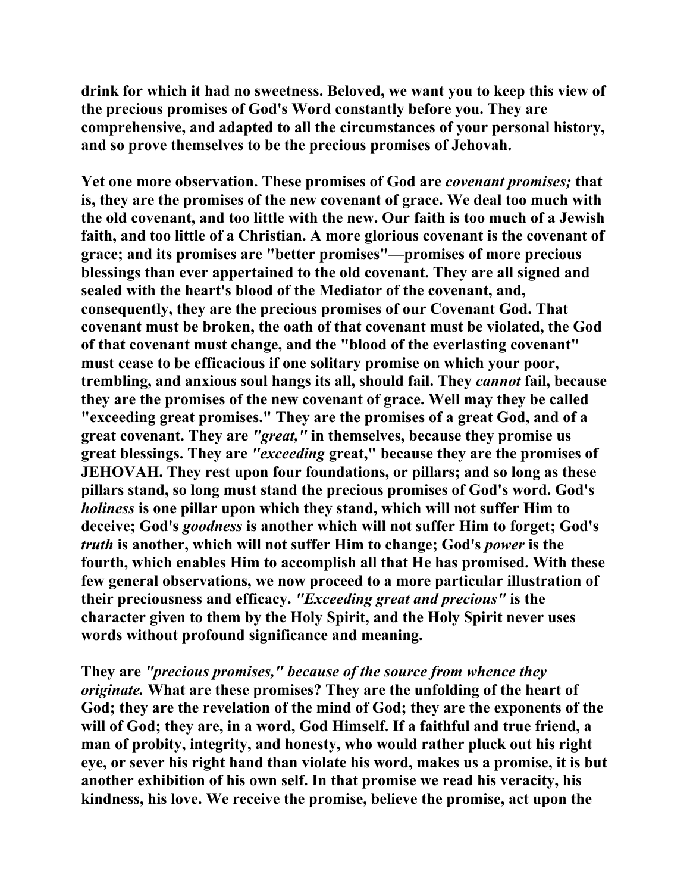**drink for which it had no sweetness. Beloved, we want you to keep this view of the precious promises of God's Word constantly before you. They are comprehensive, and adapted to all the circumstances of your personal history, and so prove themselves to be the precious promises of Jehovah.**

**Yet one more observation. These promises of God are *covenant promises;* that is, they are the promises of the new covenant of grace. We deal too much with the old covenant, and too little with the new. Our faith is too much of a Jewish faith, and too little of a Christian. A more glorious covenant is the covenant of grace; and its promises are "better promises"—promises of more precious blessings than ever appertained to the old covenant. They are all signed and sealed with the heart's blood of the Mediator of the covenant, and, consequently, they are the precious promises of our Covenant God. That covenant must be broken, the oath of that covenant must be violated, the God of that covenant must change, and the "blood of the everlasting covenant" must cease to be efficacious if one solitary promise on which your poor, trembling, and anxious soul hangs its all, should fail. They *cannot* fail, because they are the promises of the new covenant of grace. Well may they be called "exceeding great promises." They are the promises of a great God, and of a great covenant. They are *"great,"* in themselves, because they promise us great blessings. They are *"exceeding* great," because they are the promises of JEHOVAH. They rest upon four foundations, or pillars; and so long as these pillars stand, so long must stand the precious promises of God's word. God's *holiness* is one pillar upon which they stand, which will not suffer Him to deceive; God's *goodness* is another which will not suffer Him to forget; God's *truth* is another, which will not suffer Him to change; God's *power* is the fourth, which enables Him to accomplish all that He has promised. With these few general observations, we now proceed to a more particular illustration of their preciousness and efficacy. *"Exceeding great and precious"* is the character given to them by the Holy Spirit, and the Holy Spirit never uses words without profound significance and meaning.**

**They are *"precious promises," because of the source from whence they originate.* What are these promises? They are the unfolding of the heart of God; they are the revelation of the mind of God; they are the exponents of the will of God; they are, in a word, God Himself. If a faithful and true friend, a man of probity, integrity, and honesty, who would rather pluck out his right eye, or sever his right hand than violate his word, makes us a promise, it is but another exhibition of his own self. In that promise we read his veracity, his kindness, his love. We receive the promise, believe the promise, act upon the**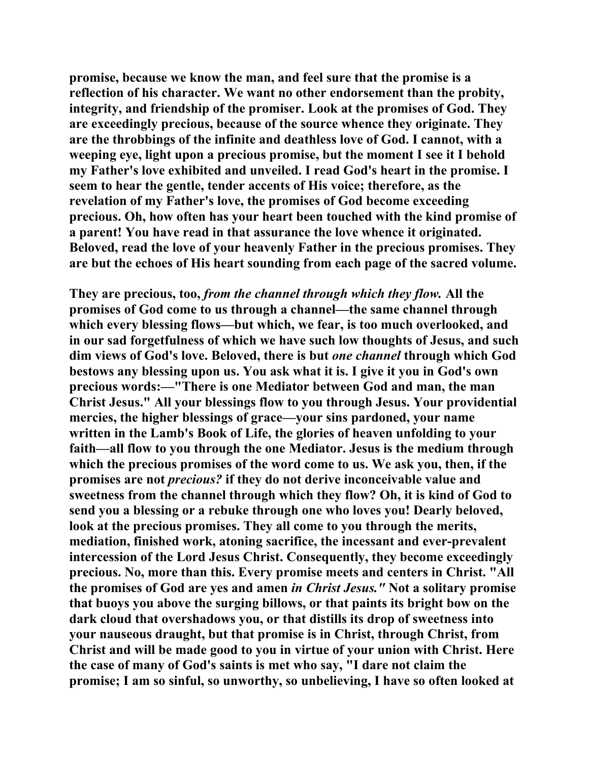promise, because we know the man, and feel sure that the promise is a reflection of his character. We want no other endorsement than the probity, integrity, and friendship of the promiser. Look at the promises of God. They are exceedingly precious, because of the source whence they originate. They are the throbbings of the infinite and deathless love of God. I cannot, with a weeping eye, light upon a precious promise, but the moment I see it I behold my Father's love exhibited and unveiled. I read God's heart in the promise. I seem to hear the gentle, tender accents of His voice; therefore, as the revelation of my Father's love, the promises of God become exceeding precious. Oh, how often has your heart been touched with the kind promise of a parent! You have read in that assurance the love whence it originated. Beloved, read the love of your heavenly Father in the precious promises. They are but the echoes of His heart sounding from each page of the sacred volume.

They are precious, too, *from the channel through which they flow.* All the promises of God come to us through a channel—the same channel through which every blessing flows—but which, we fear, is too much overlooked, and in our sad forgetfulness of which we have such low thoughts of Jesus, and such dim views of God's love. Beloved, there is but *one channel* through which God bestows any blessing upon us. You ask what it is. I give it you in God's own precious words:—"There is one Mediator between God and man, the man Christ Jesus." All your blessings flow to you through Jesus. Your providential mercies, the higher blessings of grace—your sins pardoned, your name written in the Lamb's Book of Life, the glories of heaven unfolding to your faith—all flow to you through the one Mediator. Jesus is the medium through which the precious promises of the word come to us. We ask you, then, if the promises are not *precious?* if they do not derive inconceivable value and sweetness from the channel through which they flow? Oh, it is kind of God to send you a blessing or a rebuke through one who loves you! Dearly beloved, look at the precious promises. They all come to you through the merits, mediation, finished work, atoning sacrifice, the incessant and ever-prevalent intercession of the Lord Jesus Christ. Consequently, they become exceedingly precious. No, more than this. Every promise meets and centers in Christ. "All the promises of God are yes and amen *in Christ Jesus."* Not a solitary promise that buoys you above the surging billows, or that paints its bright bow on the dark cloud that overshadows you, or that distills its drop of sweetness into your nauseous draught, but that promise is in Christ, through Christ, from Christ and will be made good to you in virtue of your union with Christ. Here the case of many of God's saints is met who say, "I dare not claim the promise; I am so sinful, so unworthy, so unbelieving, I have so often looked at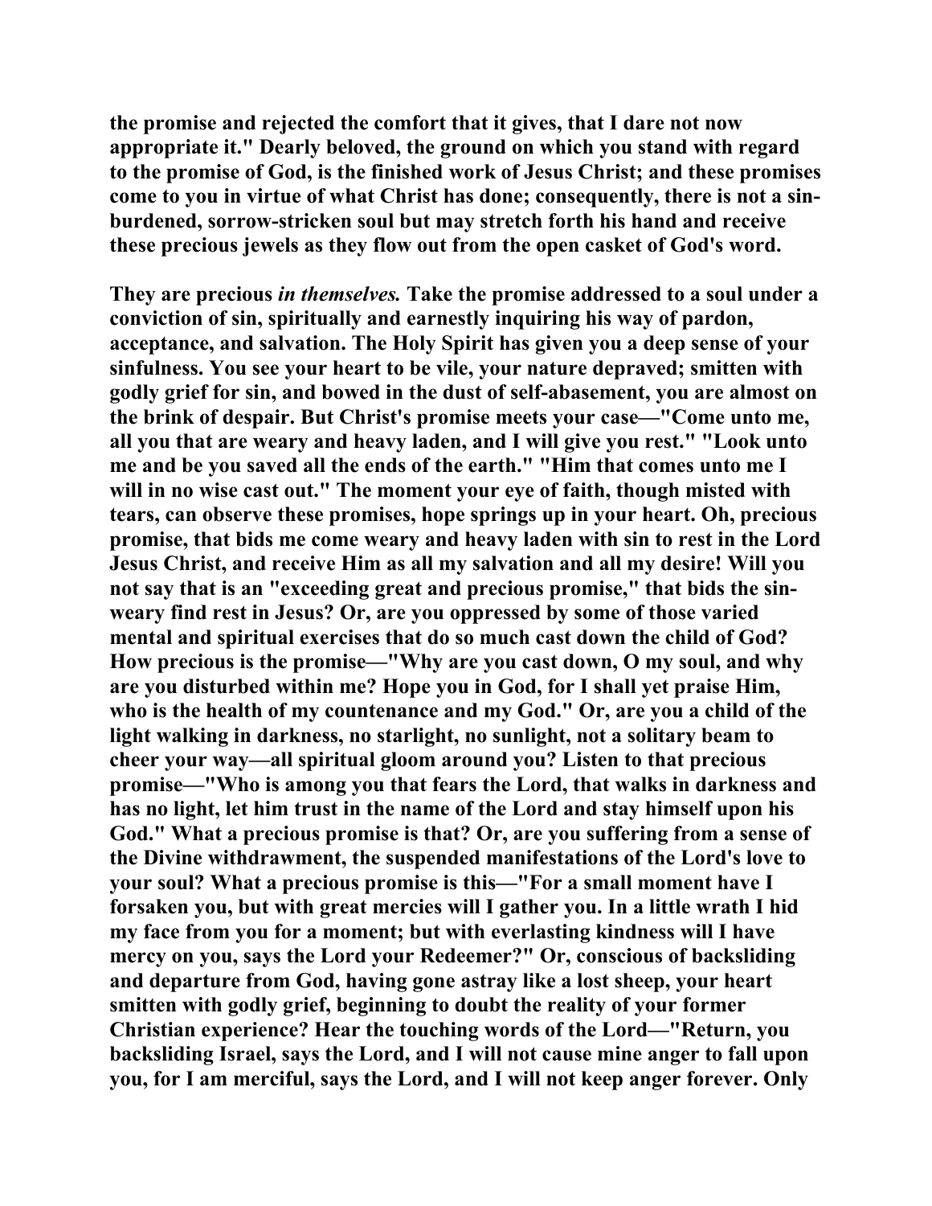the promise and rejected the comfort that it gives, that I dare not now appropriate it." Dearly beloved, the ground on which you stand with regard to the promise of God, is the finished work of Jesus Christ; and these promises come to you in virtue of what Christ has done; consequently, there is not a sin-burdened, sorrow-stricken soul but may stretch forth his hand and receive these precious jewels as they flow out from the open casket of God's word.

They are precious *in themselves.* Take the promise addressed to a soul under a conviction of sin, spiritually and earnestly inquiring his way of pardon, acceptance, and salvation. The Holy Spirit has given you a deep sense of your sinfulness. You see your heart to be vile, your nature depraved; smitten with godly grief for sin, and bowed in the dust of self-abasement, you are almost on the brink of despair. But Christ's promise meets your case—"Come unto me, all you that are weary and heavy laden, and I will give you rest." "Look unto me and be you saved all the ends of the earth." "Him that comes unto me I will in no wise cast out." The moment your eye of faith, though misted with tears, can observe these promises, hope springs up in your heart. Oh, precious promise, that bids me come weary and heavy laden with sin to rest in the Lord Jesus Christ, and receive Him as all my salvation and all my desire! Will you not say that is an "exceeding great and precious promise," that bids the sin-weary find rest in Jesus? Or, are you oppressed by some of those varied mental and spiritual exercises that do so much cast down the child of God? How precious is the promise—"Why are you cast down, O my soul, and why are you disturbed within me? Hope you in God, for I shall yet praise Him, who is the health of my countenance and my God." Or, are you a child of the light walking in darkness, no starlight, no sunlight, not a solitary beam to cheer your way—all spiritual gloom around you? Listen to that precious promise—"Who is among you that fears the Lord, that walks in darkness and has no light, let him trust in the name of the Lord and stay himself upon his God." What a precious promise is that? Or, are you suffering from a sense of the Divine withdrawment, the suspended manifestations of the Lord's love to your soul? What a precious promise is this—"For a small moment have I forsaken you, but with great mercies will I gather you. In a little wrath I hid my face from you for a moment; but with everlasting kindness will I have mercy on you, says the Lord your Redeemer?" Or, conscious of backsliding and departure from God, having gone astray like a lost sheep, your heart smitten with godly grief, beginning to doubt the reality of your former Christian experience? Hear the touching words of the Lord—"Return, you backsliding Israel, says the Lord, and I will not cause mine anger to fall upon you, for I am merciful, says the Lord, and I will not keep anger forever. Only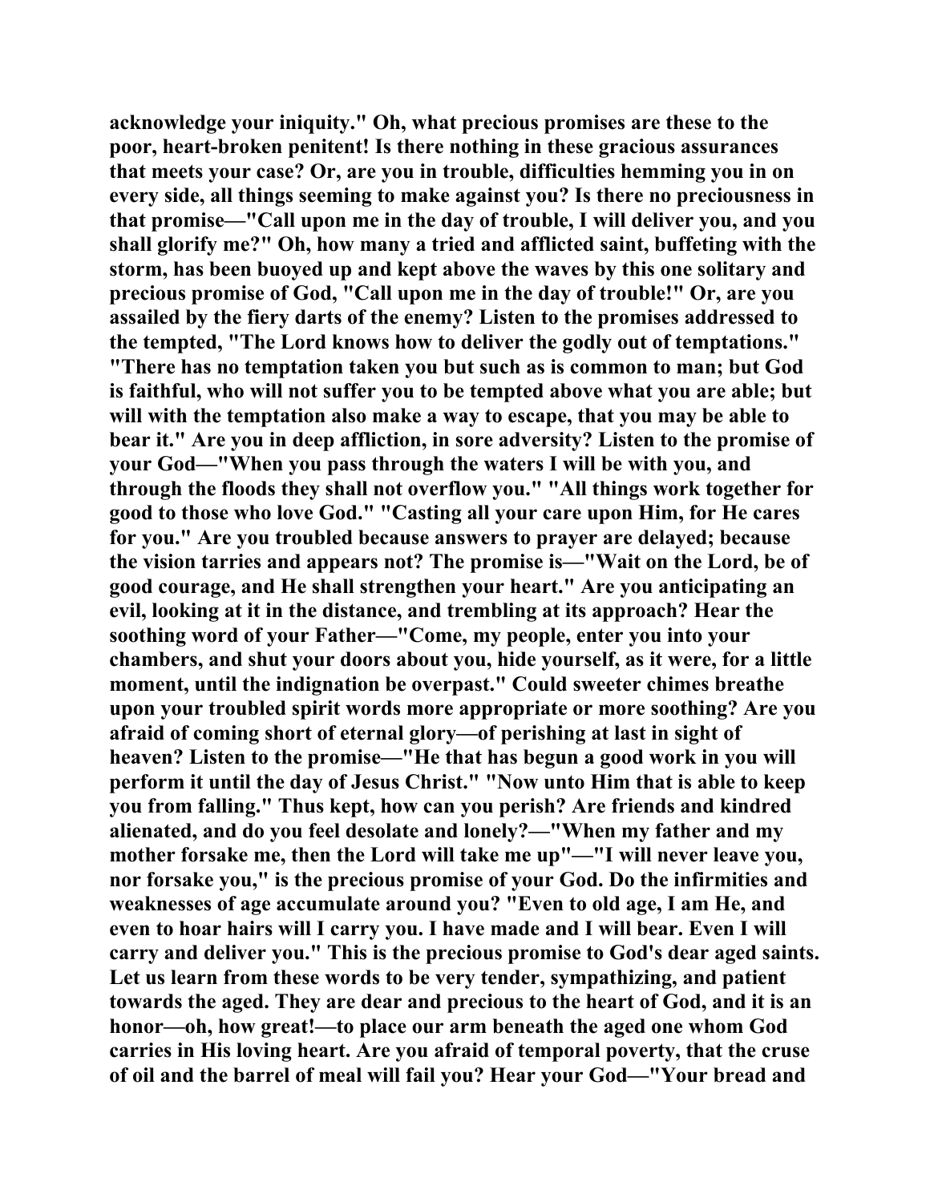**acknowledge your iniquity." Oh, what precious promises are these to the poor, heart-broken penitent! Is there nothing in these gracious assurances that meets your case? Or, are you in trouble, difficulties hemming you in on every side, all things seeming to make against you? Is there no preciousness in that promise—"Call upon me in the day of trouble, I will deliver you, and you shall glorify me?" Oh, how many a tried and afflicted saint, buffeting with the storm, has been buoyed up and kept above the waves by this one solitary and precious promise of God, "Call upon me in the day of trouble!" Or, are you assailed by the fiery darts of the enemy? Listen to the promises addressed to the tempted, "The Lord knows how to deliver the godly out of temptations." "There has no temptation taken you but such as is common to man; but God is faithful, who will not suffer you to be tempted above what you are able; but will with the temptation also make a way to escape, that you may be able to bear it." Are you in deep affliction, in sore adversity? Listen to the promise of your God—"When you pass through the waters I will be with you, and through the floods they shall not overflow you." "All things work together for good to those who love God." "Casting all your care upon Him, for He cares for you." Are you troubled because answers to prayer are delayed; because the vision tarries and appears not? The promise is—"Wait on the Lord, be of good courage, and He shall strengthen your heart." Are you anticipating an evil, looking at it in the distance, and trembling at its approach? Hear the soothing word of your Father—"Come, my people, enter you into your chambers, and shut your doors about you, hide yourself, as it were, for a little moment, until the indignation be overpast." Could sweeter chimes breathe upon your troubled spirit words more appropriate or more soothing? Are you afraid of coming short of eternal glory—of perishing at last in sight of heaven? Listen to the promise—"He that has begun a good work in you will perform it until the day of Jesus Christ." "Now unto Him that is able to keep you from falling." Thus kept, how can you perish? Are friends and kindred alienated, and do you feel desolate and lonely?—"When my father and my mother forsake me, then the Lord will take me up"—"I will never leave you, nor forsake you," is the precious promise of your God. Do the infirmities and weaknesses of age accumulate around you? "Even to old age, I am He, and even to hoar hairs will I carry you. I have made and I will bear. Even I will carry and deliver you." This is the precious promise to God's dear aged saints. Let us learn from these words to be very tender, sympathizing, and patient towards the aged. They are dear and precious to the heart of God, and it is an honor—oh, how great!—to place our arm beneath the aged one whom God carries in His loving heart. Are you afraid of temporal poverty, that the cruse of oil and the barrel of meal will fail you? Hear your God—"Your bread and**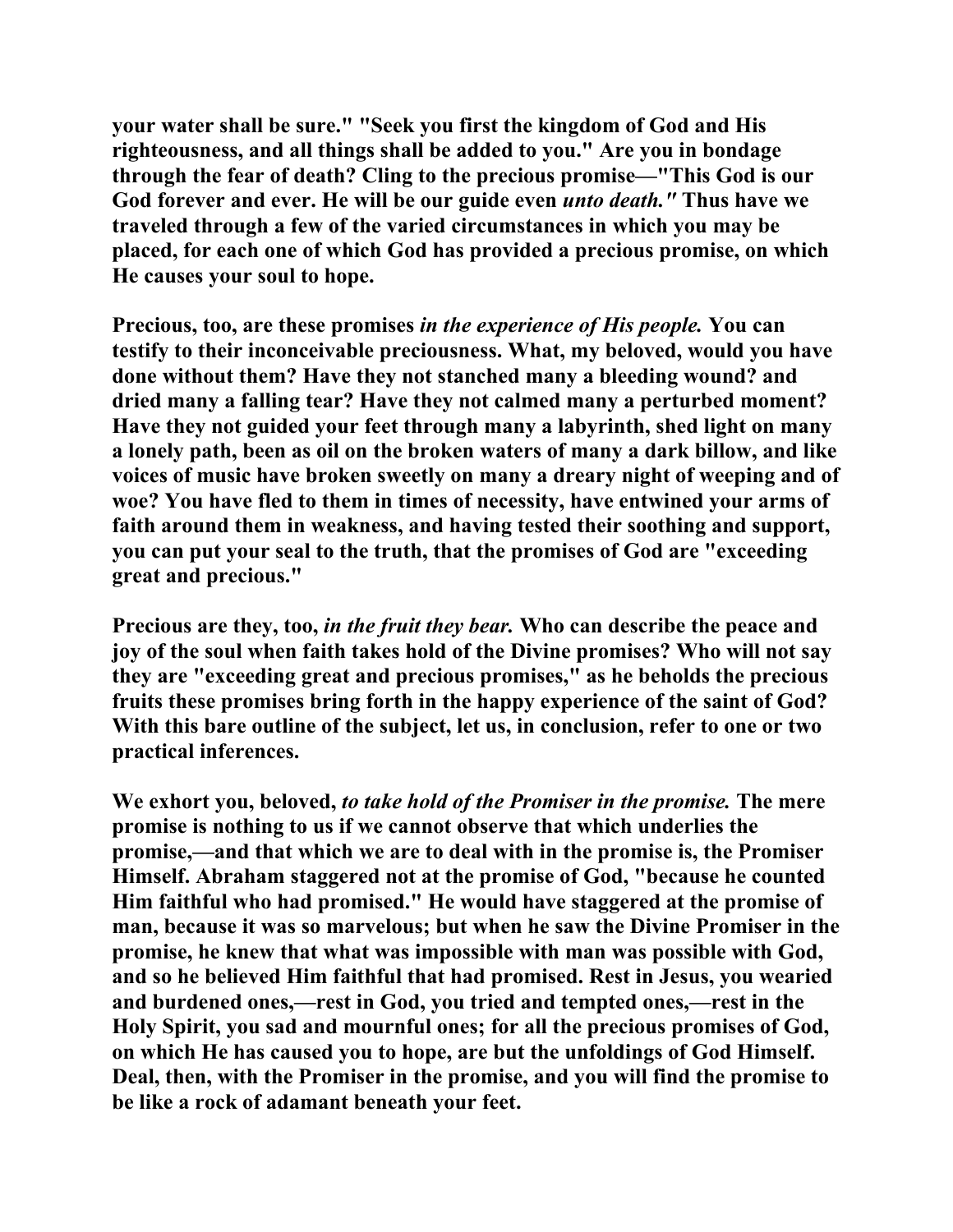your water shall be sure." "Seek you first the kingdom of God and His righteousness, and all things shall be added to you." Are you in bondage through the fear of death? Cling to the precious promise—"This God is our God forever and ever. He will be our guide even *unto death."* Thus have we traveled through a few of the varied circumstances in which you may be placed, for each one of which God has provided a precious promise, on which He causes your soul to hope.

Precious, too, are these promises *in the experience of His people.* You can testify to their inconceivable preciousness. What, my beloved, would you have done without them? Have they not stanched many a bleeding wound? and dried many a falling tear? Have they not calmed many a perturbed moment? Have they not guided your feet through many a labyrinth, shed light on many a lonely path, been as oil on the broken waters of many a dark billow, and like voices of music have broken sweetly on many a dreary night of weeping and of woe? You have fled to them in times of necessity, have entwined your arms of faith around them in weakness, and having tested their soothing and support, you can put your seal to the truth, that the promises of God are "exceeding great and precious."

Precious are they, too, *in the fruit they bear.* Who can describe the peace and joy of the soul when faith takes hold of the Divine promises? Who will not say they are "exceeding great and precious promises," as he beholds the precious fruits these promises bring forth in the happy experience of the saint of God? With this bare outline of the subject, let us, in conclusion, refer to one or two practical inferences.

We exhort you, beloved, *to take hold of the Promiser in the promise.* The mere promise is nothing to us if we cannot observe that which underlies the promise,—and that which we are to deal with in the promise is, the Promiser Himself. Abraham staggered not at the promise of God, "because he counted Him faithful who had promised." He would have staggered at the promise of man, because it was so marvelous; but when he saw the Divine Promiser in the promise, he knew that what was impossible with man was possible with God, and so he believed Him faithful that had promised. Rest in Jesus, you wearied and burdened ones,—rest in God, you tried and tempted ones,—rest in the Holy Spirit, you sad and mournful ones; for all the precious promises of God, on which He has caused you to hope, are but the unfoldings of God Himself. Deal, then, with the Promiser in the promise, and you will find the promise to be like a rock of adamant beneath your feet.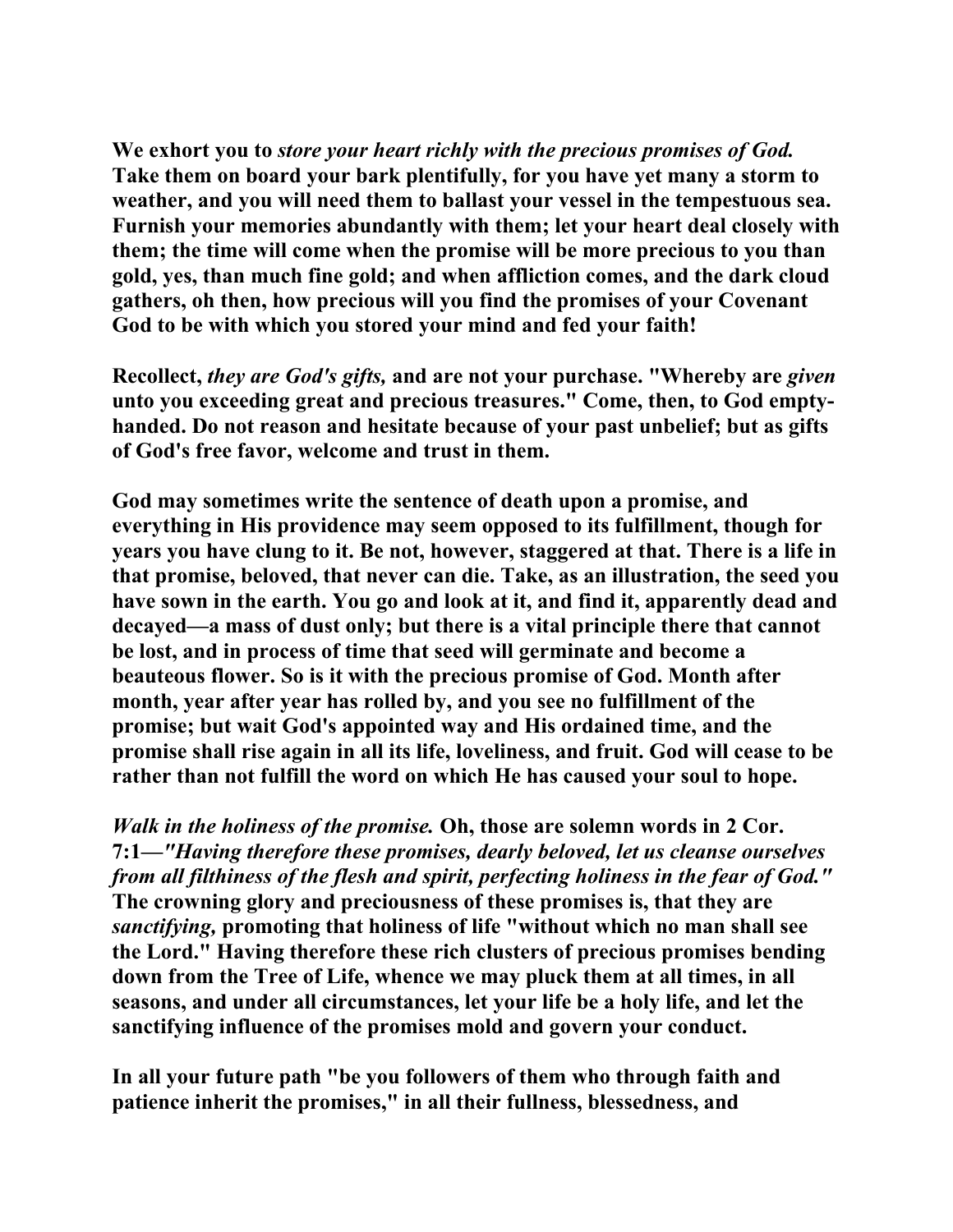**We exhort you to *store your heart richly with the precious promises of God.* Take them on board your bark plentifully, for you have yet many a storm to weather, and you will need them to ballast your vessel in the tempestuous sea. Furnish your memories abundantly with them; let your heart deal closely with them; the time will come when the promise will be more precious to you than gold, yes, than much fine gold; and when affliction comes, and the dark cloud gathers, oh then, how precious will you find the promises of your Covenant God to be with which you stored your mind and fed your faith!**

**Recollect, *they are God's gifts,* and are not your purchase. "Whereby are *given* unto you exceeding great and precious treasures." Come, then, to God empty-handed. Do not reason and hesitate because of your past unbelief; but as gifts of God's free favor, welcome and trust in them.**

**God may sometimes write the sentence of death upon a promise, and everything in His providence may seem opposed to its fulfillment, though for years you have clung to it. Be not, however, staggered at that. There is a life in that promise, beloved, that never can die. Take, as an illustration, the seed you have sown in the earth. You go and look at it, and find it, apparently dead and decayed—a mass of dust only; but there is a vital principle there that cannot be lost, and in process of time that seed will germinate and become a beauteous flower. So is it with the precious promise of God. Month after month, year after year has rolled by, and you see no fulfillment of the promise; but wait God's appointed way and His ordained time, and the promise shall rise again in all its life, loveliness, and fruit. God will cease to be rather than not fulfill the word on which He has caused your soul to hope.**

***Walk in the holiness of the promise.* Oh, those are solemn words in 2 Cor. 7:1—*"Having therefore these promises, dearly beloved, let us cleanse ourselves from all filthiness of the flesh and spirit, perfecting holiness in the fear of God."* The crowning glory and preciousness of these promises is, that they are *sanctifying,* promoting that holiness of life "without which no man shall see the Lord." Having therefore these rich clusters of precious promises bending down from the Tree of Life, whence we may pluck them at all times, in all seasons, and under all circumstances, let your life be a holy life, and let the sanctifying influence of the promises mold and govern your conduct.**

**In all your future path "be you followers of them who through faith and patience inherit the promises," in all their fullness, blessedness, and**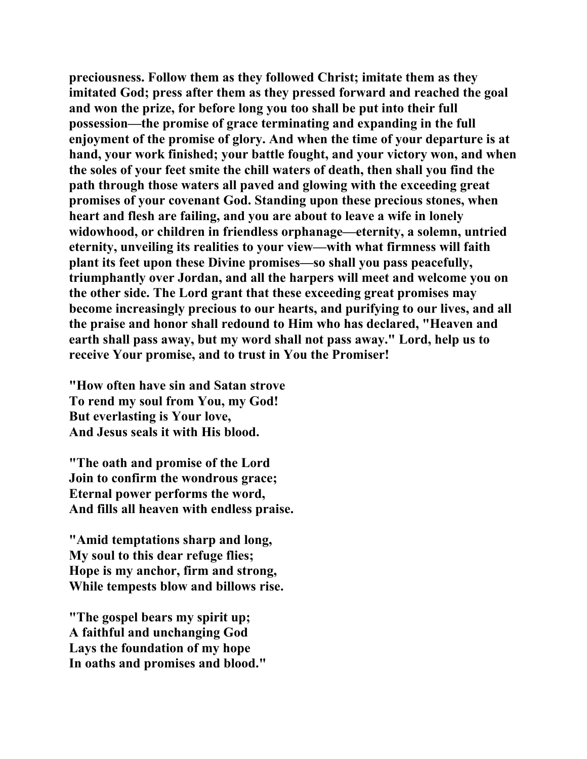**preciousness. Follow them as they followed Christ; imitate them as they imitated God; press after them as they pressed forward and reached the goal and won the prize, for before long you too shall be put into their full possession—the promise of grace terminating and expanding in the full enjoyment of the promise of glory. And when the time of your departure is at hand, your work finished; your battle fought, and your victory won, and when the soles of your feet smite the chill waters of death, then shall you find the path through those waters all paved and glowing with the exceeding great promises of your covenant God. Standing upon these precious stones, when heart and flesh are failing, and you are about to leave a wife in lonely widowhood, or children in friendless orphanage—eternity, a solemn, untried eternity, unveiling its realities to your view—with what firmness will faith plant its feet upon these Divine promises—so shall you pass peacefully, triumphantly over Jordan, and all the harpers will meet and welcome you on the other side. The Lord grant that these exceeding great promises may become increasingly precious to our hearts, and purifying to our lives, and all the praise and honor shall redound to Him who has declared, "Heaven and earth shall pass away, but my word shall not pass away." Lord, help us to receive Your promise, and to trust in You the Promiser!**

**"How often have sin and Satan strove**
**To rend my soul from You, my God!**
**But everlasting is Your love,**
**And Jesus seals it with His blood.**

**"The oath and promise of the Lord**
**Join to confirm the wondrous grace;**
**Eternal power performs the word,**
**And fills all heaven with endless praise.**

**"Amid temptations sharp and long,**
**My soul to this dear refuge flies;**
**Hope is my anchor, firm and strong,**
**While tempests blow and billows rise.**

**"The gospel bears my spirit up;**
**A faithful and unchanging God**
**Lays the foundation of my hope**
**In oaths and promises and blood."**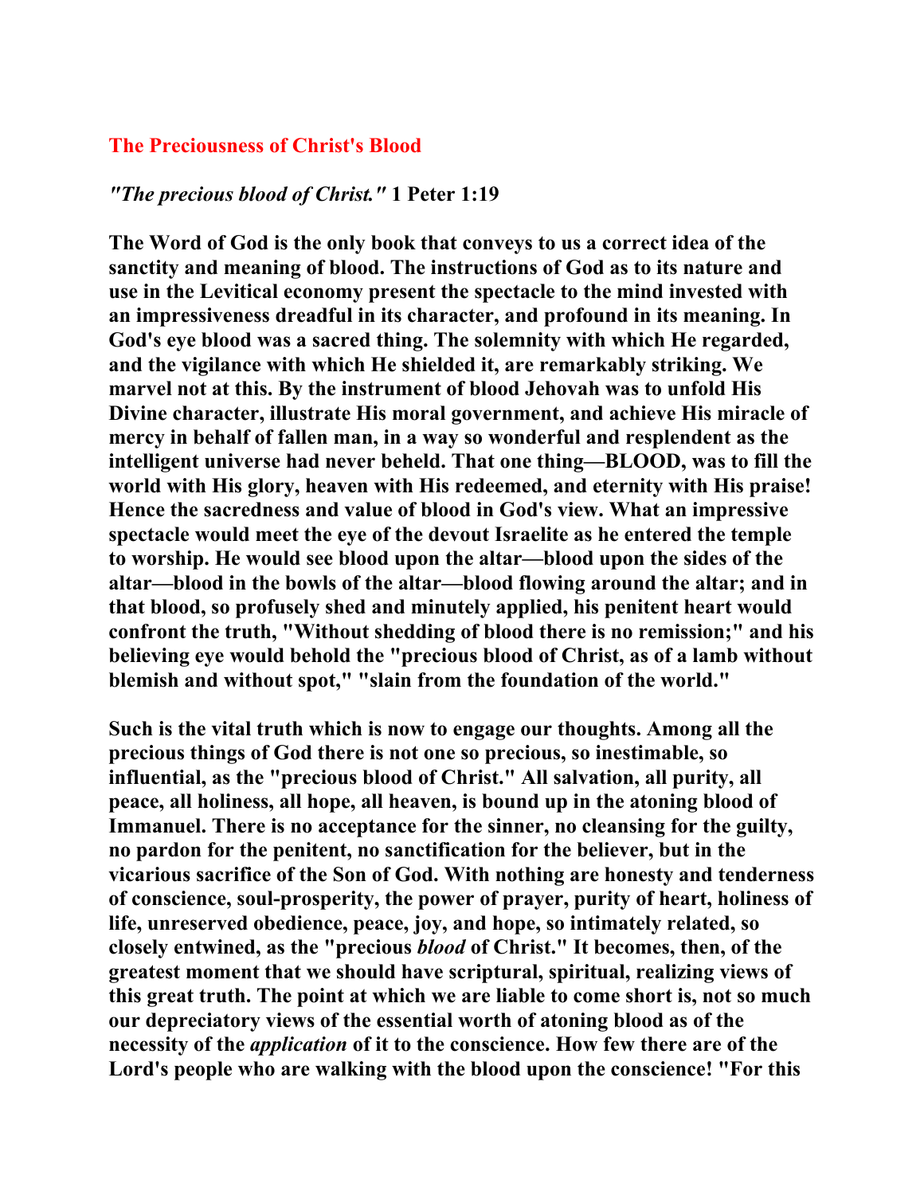## The Preciousness of Christ's Blood

*"The precious blood of Christ."* 1 Peter 1:19

The Word of God is the only book that conveys to us a correct idea of the sanctity and meaning of blood. The instructions of God as to its nature and use in the Levitical economy present the spectacle to the mind invested with an impressiveness dreadful in its character, and profound in its meaning. In God's eye blood was a sacred thing. The solemnity with which He regarded, and the vigilance with which He shielded it, are remarkably striking. We marvel not at this. By the instrument of blood Jehovah was to unfold His Divine character, illustrate His moral government, and achieve His miracle of mercy in behalf of fallen man, in a way so wonderful and resplendent as the intelligent universe had never beheld. That one thing—BLOOD, was to fill the world with His glory, heaven with His redeemed, and eternity with His praise! Hence the sacredness and value of blood in God's view. What an impressive spectacle would meet the eye of the devout Israelite as he entered the temple to worship. He would see blood upon the altar—blood upon the sides of the altar—blood in the bowls of the altar—blood flowing around the altar; and in that blood, so profusely shed and minutely applied, his penitent heart would confront the truth, "Without shedding of blood there is no remission;" and his believing eye would behold the "precious blood of Christ, as of a lamb without blemish and without spot," "slain from the foundation of the world."

Such is the vital truth which is now to engage our thoughts. Among all the precious things of God there is not one so precious, so inestimable, so influential, as the "precious blood of Christ." All salvation, all purity, all peace, all holiness, all hope, all heaven, is bound up in the atoning blood of Immanuel. There is no acceptance for the sinner, no cleansing for the guilty, no pardon for the penitent, no sanctification for the believer, but in the vicarious sacrifice of the Son of God. With nothing are honesty and tenderness of conscience, soul-prosperity, the power of prayer, purity of heart, holiness of life, unreserved obedience, peace, joy, and hope, so intimately related, so closely entwined, as the "precious *blood* of Christ." It becomes, then, of the greatest moment that we should have scriptural, spiritual, realizing views of this great truth. The point at which we are liable to come short is, not so much our depreciatory views of the essential worth of atoning blood as of the necessity of the *application* of it to the conscience. How few there are of the Lord's people who are walking with the blood upon the conscience! "For this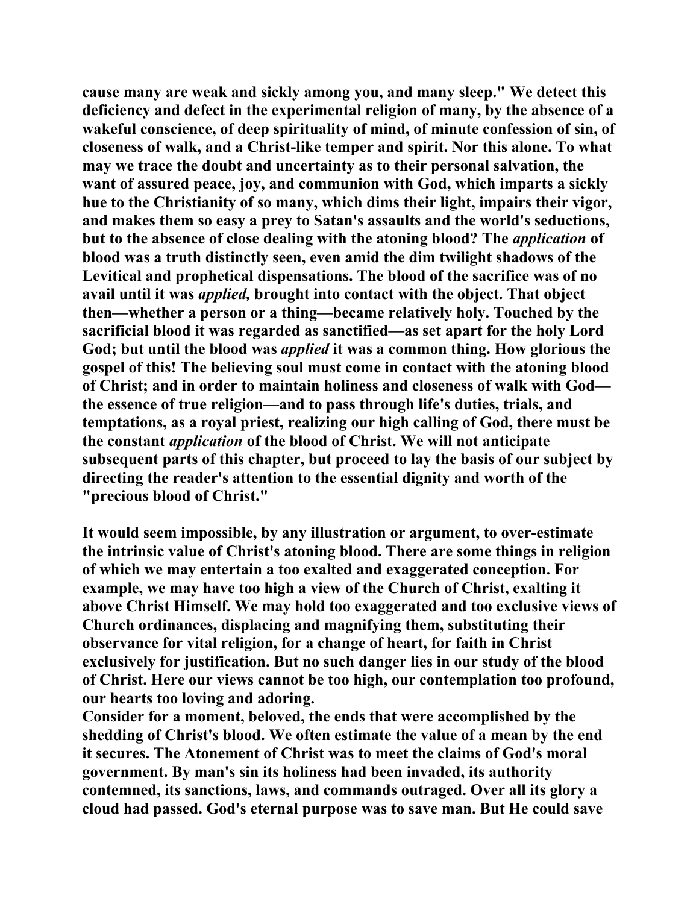cause many are weak and sickly among you, and many sleep." We detect this deficiency and defect in the experimental religion of many, by the absence of a wakeful conscience, of deep spirituality of mind, of minute confession of sin, of closeness of walk, and a Christ-like temper and spirit. Nor this alone. To what may we trace the doubt and uncertainty as to their personal salvation, the want of assured peace, joy, and communion with God, which imparts a sickly hue to the Christianity of so many, which dims their light, impairs their vigor, and makes them so easy a prey to Satan's assaults and the world's seductions, but to the absence of close dealing with the atoning blood? The *application* of blood was a truth distinctly seen, even amid the dim twilight shadows of the Levitical and prophetical dispensations. The blood of the sacrifice was of no avail until it was *applied,* brought into contact with the object. That object then—whether a person or a thing—became relatively holy. Touched by the sacrificial blood it was regarded as sanctified—as set apart for the holy Lord God; but until the blood was *applied* it was a common thing. How glorious the gospel of this! The believing soul must come in contact with the atoning blood of Christ; and in order to maintain holiness and closeness of walk with God—the essence of true religion—and to pass through life's duties, trials, and temptations, as a royal priest, realizing our high calling of God, there must be the constant *application* of the blood of Christ. We will not anticipate subsequent parts of this chapter, but proceed to lay the basis of our subject by directing the reader's attention to the essential dignity and worth of the "precious blood of Christ."

It would seem impossible, by any illustration or argument, to over-estimate the intrinsic value of Christ's atoning blood. There are some things in religion of which we may entertain a too exalted and exaggerated conception. For example, we may have too high a view of the Church of Christ, exalting it above Christ Himself. We may hold too exaggerated and too exclusive views of Church ordinances, displacing and magnifying them, substituting their observance for vital religion, for a change of heart, for faith in Christ exclusively for justification. But no such danger lies in our study of the blood of Christ. Here our views cannot be too high, our contemplation too profound, our hearts too loving and adoring.

Consider for a moment, beloved, the ends that were accomplished by the shedding of Christ's blood. We often estimate the value of a mean by the end it secures. The Atonement of Christ was to meet the claims of God's moral government. By man's sin its holiness had been invaded, its authority contemned, its sanctions, laws, and commands outraged. Over all its glory a cloud had passed. God's eternal purpose was to save man. But He could save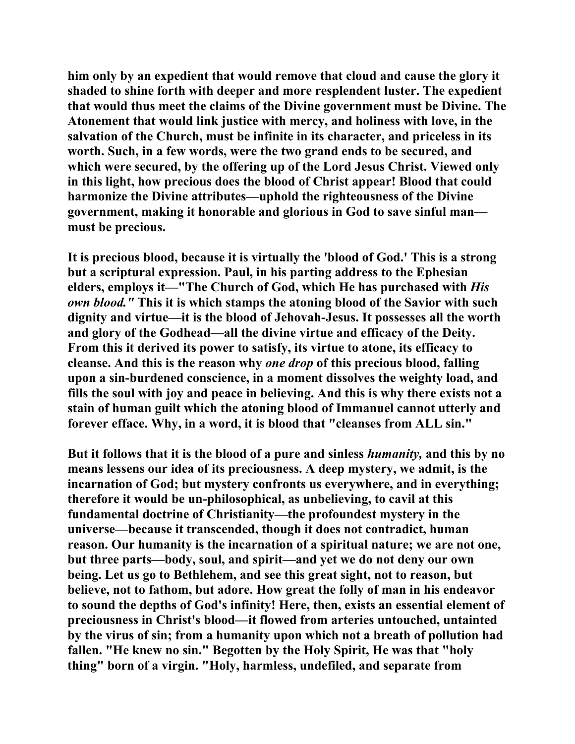him only by an expedient that would remove that cloud and cause the glory it shaded to shine forth with deeper and more resplendent luster. The expedient that would thus meet the claims of the Divine government must be Divine. The Atonement that would link justice with mercy, and holiness with love, in the salvation of the Church, must be infinite in its character, and priceless in its worth. Such, in a few words, were the two grand ends to be secured, and which were secured, by the offering up of the Lord Jesus Christ. Viewed only in this light, how precious does the blood of Christ appear! Blood that could harmonize the Divine attributes—uphold the righteousness of the Divine government, making it honorable and glorious in God to save sinful man—must be precious.

It is precious blood, because it is virtually the 'blood of God.' This is a strong but a scriptural expression. Paul, in his parting address to the Ephesian elders, employs it—"The Church of God, which He has purchased with *His own blood."* This it is which stamps the atoning blood of the Savior with such dignity and virtue—it is the blood of Jehovah-Jesus. It possesses all the worth and glory of the Godhead—all the divine virtue and efficacy of the Deity. From this it derived its power to satisfy, its virtue to atone, its efficacy to cleanse. And this is the reason why *one drop* of this precious blood, falling upon a sin-burdened conscience, in a moment dissolves the weighty load, and fills the soul with joy and peace in believing. And this is why there exists not a stain of human guilt which the atoning blood of Immanuel cannot utterly and forever efface. Why, in a word, it is blood that "cleanses from ALL sin."

But it follows that it is the blood of a pure and sinless *humanity,* and this by no means lessens our idea of its preciousness. A deep mystery, we admit, is the incarnation of God; but mystery confronts us everywhere, and in everything; therefore it would be un-philosophical, as unbelieving, to cavil at this fundamental doctrine of Christianity—the profoundest mystery in the universe—because it transcended, though it does not contradict, human reason. Our humanity is the incarnation of a spiritual nature; we are not one, but three parts—body, soul, and spirit—and yet we do not deny our own being. Let us go to Bethlehem, and see this great sight, not to reason, but believe, not to fathom, but adore. How great the folly of man in his endeavor to sound the depths of God's infinity! Here, then, exists an essential element of preciousness in Christ's blood—it flowed from arteries untouched, untainted by the virus of sin; from a humanity upon which not a breath of pollution had fallen. "He knew no sin." Begotten by the Holy Spirit, He was that "holy thing" born of a virgin. "Holy, harmless, undefiled, and separate from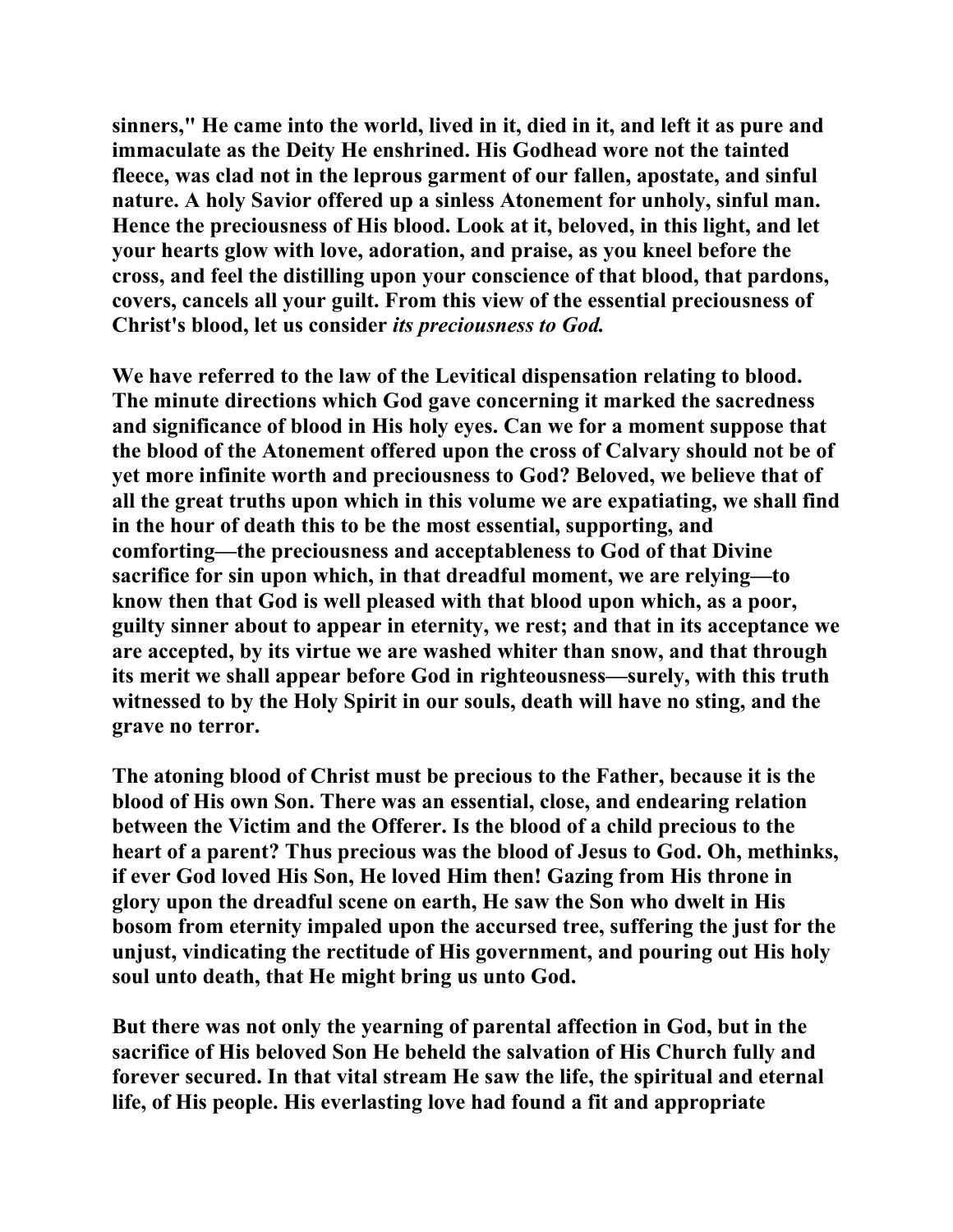sinners," He came into the world, lived in it, died in it, and left it as pure and immaculate as the Deity He enshrined. His Godhead wore not the tainted fleece, was clad not in the leprous garment of our fallen, apostate, and sinful nature. A holy Savior offered up a sinless Atonement for unholy, sinful man. Hence the preciousness of His blood. Look at it, beloved, in this light, and let your hearts glow with love, adoration, and praise, as you kneel before the cross, and feel the distilling upon your conscience of that blood, that pardons, covers, cancels all your guilt. From this view of the essential preciousness of Christ's blood, let us consider *its preciousness to God.*

We have referred to the law of the Levitical dispensation relating to blood. The minute directions which God gave concerning it marked the sacredness and significance of blood in His holy eyes. Can we for a moment suppose that the blood of the Atonement offered upon the cross of Calvary should not be of yet more infinite worth and preciousness to God? Beloved, we believe that of all the great truths upon which in this volume we are expatiating, we shall find in the hour of death this to be the most essential, supporting, and comforting—the preciousness and acceptableness to God of that Divine sacrifice for sin upon which, in that dreadful moment, we are relying—to know then that God is well pleased with that blood upon which, as a poor, guilty sinner about to appear in eternity, we rest; and that in its acceptance we are accepted, by its virtue we are washed whiter than snow, and that through its merit we shall appear before God in righteousness—surely, with this truth witnessed to by the Holy Spirit in our souls, death will have no sting, and the grave no terror.

The atoning blood of Christ must be precious to the Father, because it is the blood of His own Son. There was an essential, close, and endearing relation between the Victim and the Offerer. Is the blood of a child precious to the heart of a parent? Thus precious was the blood of Jesus to God. Oh, methinks, if ever God loved His Son, He loved Him then! Gazing from His throne in glory upon the dreadful scene on earth, He saw the Son who dwelt in His bosom from eternity impaled upon the accursed tree, suffering the just for the unjust, vindicating the rectitude of His government, and pouring out His holy soul unto death, that He might bring us unto God.

But there was not only the yearning of parental affection in God, but in the sacrifice of His beloved Son He beheld the salvation of His Church fully and forever secured. In that vital stream He saw the life, the spiritual and eternal life, of His people. His everlasting love had found a fit and appropriate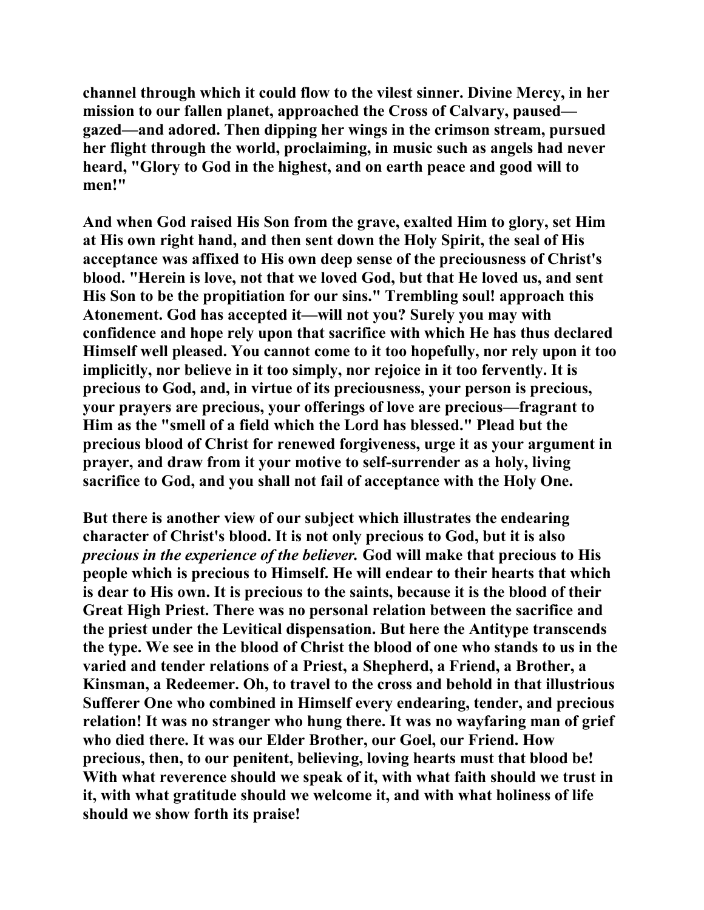**channel through which it could flow to the vilest sinner. Divine Mercy, in her mission to our fallen planet, approached the Cross of Calvary, paused—gazed—and adored. Then dipping her wings in the crimson stream, pursued her flight through the world, proclaiming, in music such as angels had never heard, "Glory to God in the highest, and on earth peace and good will to men!"**

**And when God raised His Son from the grave, exalted Him to glory, set Him at His own right hand, and then sent down the Holy Spirit, the seal of His acceptance was affixed to His own deep sense of the preciousness of Christ's blood. "Herein is love, not that we loved God, but that He loved us, and sent His Son to be the propitiation for our sins." Trembling soul! approach this Atonement. God has accepted it—will not you? Surely you may with confidence and hope rely upon that sacrifice with which He has thus declared Himself well pleased. You cannot come to it too hopefully, nor rely upon it too implicitly, nor believe in it too simply, nor rejoice in it too fervently. It is precious to God, and, in virtue of its preciousness, your person is precious, your prayers are precious, your offerings of love are precious—fragrant to Him as the "smell of a field which the Lord has blessed." Plead but the precious blood of Christ for renewed forgiveness, urge it as your argument in prayer, and draw from it your motive to self-surrender as a holy, living sacrifice to God, and you shall not fail of acceptance with the Holy One.**

**But there is another view of our subject which illustrates the endearing character of Christ's blood. It is not only precious to God, but it is also *precious in the experience of the believer.* God will make that precious to His people which is precious to Himself. He will endear to their hearts that which is dear to His own. It is precious to the saints, because it is the blood of their Great High Priest. There was no personal relation between the sacrifice and the priest under the Levitical dispensation. But here the Antitype transcends the type. We see in the blood of Christ the blood of one who stands to us in the varied and tender relations of a Priest, a Shepherd, a Friend, a Brother, a Kinsman, a Redeemer. Oh, to travel to the cross and behold in that illustrious Sufferer One who combined in Himself every endearing, tender, and precious relation! It was no stranger who hung there. It was no wayfaring man of grief who died there. It was our Elder Brother, our Goel, our Friend. How precious, then, to our penitent, believing, loving hearts must that blood be! With what reverence should we speak of it, with what faith should we trust in it, with what gratitude should we welcome it, and with what holiness of life should we show forth its praise!**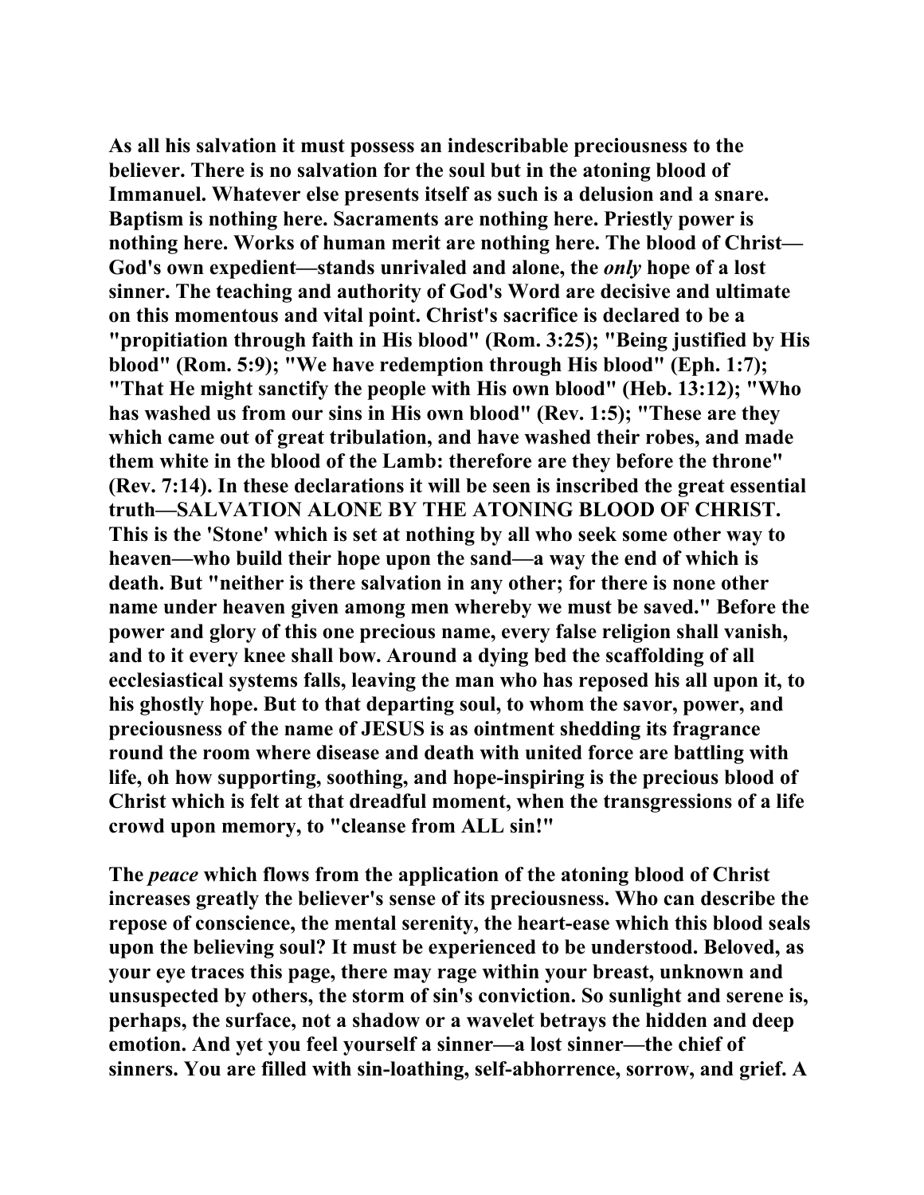As all his salvation it must possess an indescribable preciousness to the believer. There is no salvation for the soul but in the atoning blood of Immanuel. Whatever else presents itself as such is a delusion and a snare. Baptism is nothing here. Sacraments are nothing here. Priestly power is nothing here. Works of human merit are nothing here. The blood of Christ—God's own expedient—stands unrivaled and alone, the *only* hope of a lost sinner. The teaching and authority of God's Word are decisive and ultimate on this momentous and vital point. Christ's sacrifice is declared to be a "propitiation through faith in His blood" (Rom. 3:25); "Being justified by His blood" (Rom. 5:9); "We have redemption through His blood" (Eph. 1:7); "That He might sanctify the people with His own blood" (Heb. 13:12); "Who has washed us from our sins in His own blood" (Rev. 1:5); "These are they which came out of great tribulation, and have washed their robes, and made them white in the blood of the Lamb: therefore are they before the throne" (Rev. 7:14). In these declarations it will be seen is inscribed the great essential truth—SALVATION ALONE BY THE ATONING BLOOD OF CHRIST. This is the 'Stone' which is set at nothing by all who seek some other way to heaven—who build their hope upon the sand—a way the end of which is death. But "neither is there salvation in any other; for there is none other name under heaven given among men whereby we must be saved." Before the power and glory of this one precious name, every false religion shall vanish, and to it every knee shall bow. Around a dying bed the scaffolding of all ecclesiastical systems falls, leaving the man who has reposed his all upon it, to his ghostly hope. But to that departing soul, to whom the savor, power, and preciousness of the name of JESUS is as ointment shedding its fragrance round the room where disease and death with united force are battling with life, oh how supporting, soothing, and hope-inspiring is the precious blood of Christ which is felt at that dreadful moment, when the transgressions of a life crowd upon memory, to "cleanse from ALL sin!"

The *peace* which flows from the application of the atoning blood of Christ increases greatly the believer's sense of its preciousness. Who can describe the repose of conscience, the mental serenity, the heart-ease which this blood seals upon the believing soul? It must be experienced to be understood. Beloved, as your eye traces this page, there may rage within your breast, unknown and unsuspected by others, the storm of sin's conviction. So sunlight and serene is, perhaps, the surface, not a shadow or a wavelet betrays the hidden and deep emotion. And yet you feel yourself a sinner—a lost sinner—the chief of sinners. You are filled with sin-loathing, self-abhorrence, sorrow, and grief. A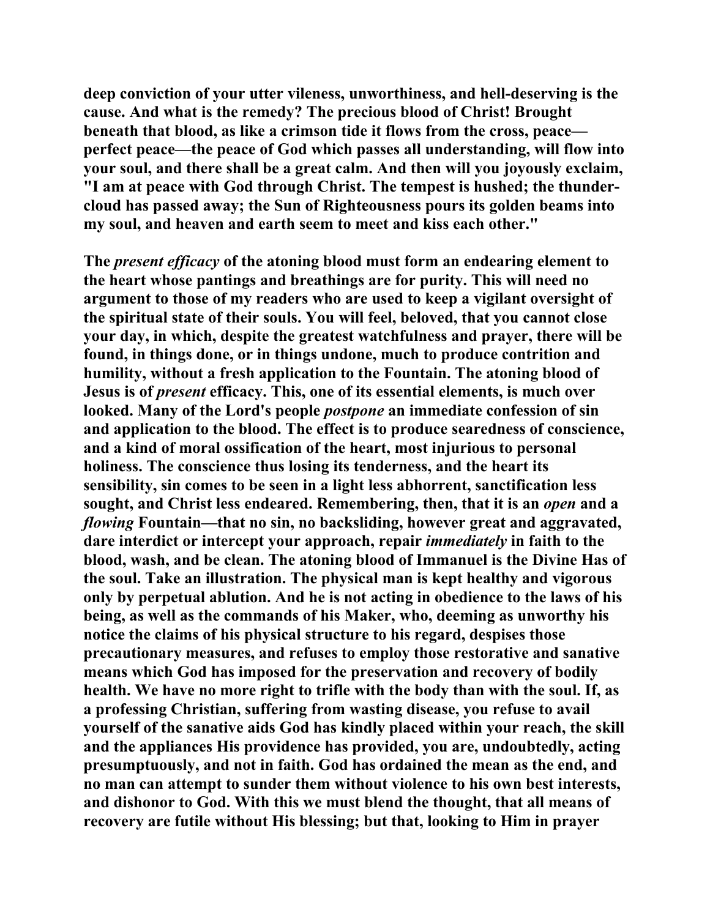**deep conviction of your utter vileness, unworthiness, and hell-deserving is the cause. And what is the remedy? The precious blood of Christ! Brought beneath that blood, as like a crimson tide it flows from the cross, peace—perfect peace—the peace of God which passes all understanding, will flow into your soul, and there shall be a great calm. And then will you joyously exclaim, "I am at peace with God through Christ. The tempest is hushed; the thunder-cloud has passed away; the Sun of Righteousness pours its golden beams into my soul, and heaven and earth seem to meet and kiss each other."**

**The *present efficacy* of the atoning blood must form an endearing element to the heart whose pantings and breathings are for purity. This will need no argument to those of my readers who are used to keep a vigilant oversight of the spiritual state of their souls. You will feel, beloved, that you cannot close your day, in which, despite the greatest watchfulness and prayer, there will be found, in things done, or in things undone, much to produce contrition and humility, without a fresh application to the Fountain. The atoning blood of Jesus is of *present* efficacy. This, one of its essential elements, is much over looked. Many of the Lord's people *postpone* an immediate confession of sin and application to the blood. The effect is to produce searedness of conscience, and a kind of moral ossification of the heart, most injurious to personal holiness. The conscience thus losing its tenderness, and the heart its sensibility, sin comes to be seen in a light less abhorrent, sanctification less sought, and Christ less endeared. Remembering, then, that it is an *open* and a *flowing* Fountain—that no sin, no backsliding, however great and aggravated, dare interdict or intercept your approach, repair *immediately* in faith to the blood, wash, and be clean. The atoning blood of Immanuel is the Divine Has of the soul. Take an illustration. The physical man is kept healthy and vigorous only by perpetual ablution. And he is not acting in obedience to the laws of his being, as well as the commands of his Maker, who, deeming as unworthy his notice the claims of his physical structure to his regard, despises those precautionary measures, and refuses to employ those restorative and sanative means which God has imposed for the preservation and recovery of bodily health. We have no more right to trifle with the body than with the soul. If, as a professing Christian, suffering from wasting disease, you refuse to avail yourself of the sanative aids God has kindly placed within your reach, the skill and the appliances His providence has provided, you are, undoubtedly, acting presumptuously, and not in faith. God has ordained the mean as the end, and no man can attempt to sunder them without violence to his own best interests, and dishonor to God. With this we must blend the thought, that all means of recovery are futile without His blessing; but that, looking to Him in prayer**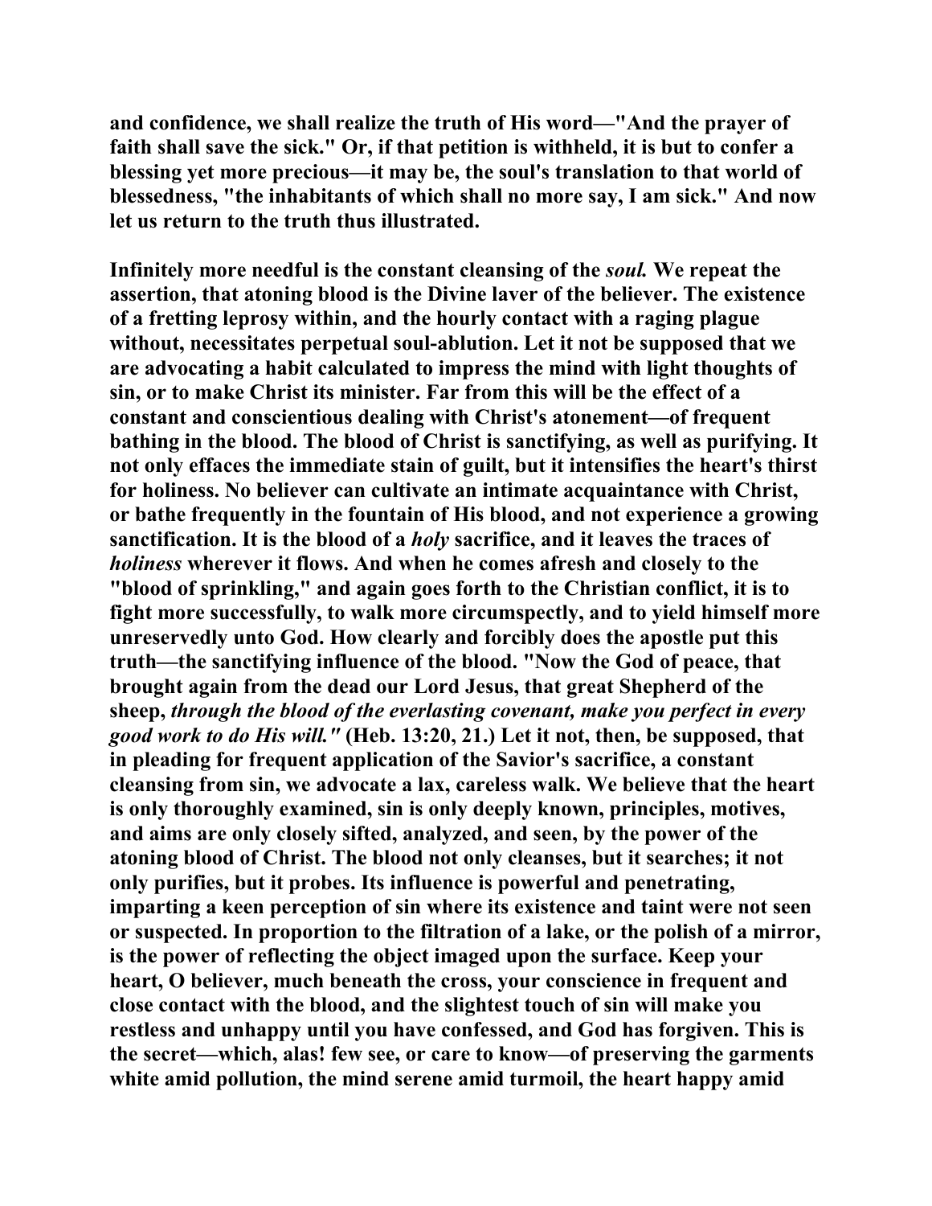and confidence, we shall realize the truth of His word—"And the prayer of faith shall save the sick." Or, if that petition is withheld, it is but to confer a blessing yet more precious—it may be, the soul's translation to that world of blessedness, "the inhabitants of which shall no more say, I am sick." And now let us return to the truth thus illustrated.

Infinitely more needful is the constant cleansing of the *soul.* We repeat the assertion, that atoning blood is the Divine laver of the believer. The existence of a fretting leprosy within, and the hourly contact with a raging plague without, necessitates perpetual soul-ablution. Let it not be supposed that we are advocating a habit calculated to impress the mind with light thoughts of sin, or to make Christ its minister. Far from this will be the effect of a constant and conscientious dealing with Christ's atonement—of frequent bathing in the blood. The blood of Christ is sanctifying, as well as purifying. It not only effaces the immediate stain of guilt, but it intensifies the heart's thirst for holiness. No believer can cultivate an intimate acquaintance with Christ, or bathe frequently in the fountain of His blood, and not experience a growing sanctification. It is the blood of a *holy* sacrifice, and it leaves the traces of *holiness* wherever it flows. And when he comes afresh and closely to the "blood of sprinkling," and again goes forth to the Christian conflict, it is to fight more successfully, to walk more circumspectly, and to yield himself more unreservedly unto God. How clearly and forcibly does the apostle put this truth—the sanctifying influence of the blood. "Now the God of peace, that brought again from the dead our Lord Jesus, that great Shepherd of the sheep, *through the blood of the everlasting covenant, make you perfect in every good work to do His will."* (Heb. 13:20, 21.) Let it not, then, be supposed, that in pleading for frequent application of the Savior's sacrifice, a constant cleansing from sin, we advocate a lax, careless walk. We believe that the heart is only thoroughly examined, sin is only deeply known, principles, motives, and aims are only closely sifted, analyzed, and seen, by the power of the atoning blood of Christ. The blood not only cleanses, but it searches; it not only purifies, but it probes. Its influence is powerful and penetrating, imparting a keen perception of sin where its existence and taint were not seen or suspected. In proportion to the filtration of a lake, or the polish of a mirror, is the power of reflecting the object imaged upon the surface. Keep your heart, O believer, much beneath the cross, your conscience in frequent and close contact with the blood, and the slightest touch of sin will make you restless and unhappy until you have confessed, and God has forgiven. This is the secret—which, alas! few see, or care to know—of preserving the garments white amid pollution, the mind serene amid turmoil, the heart happy amid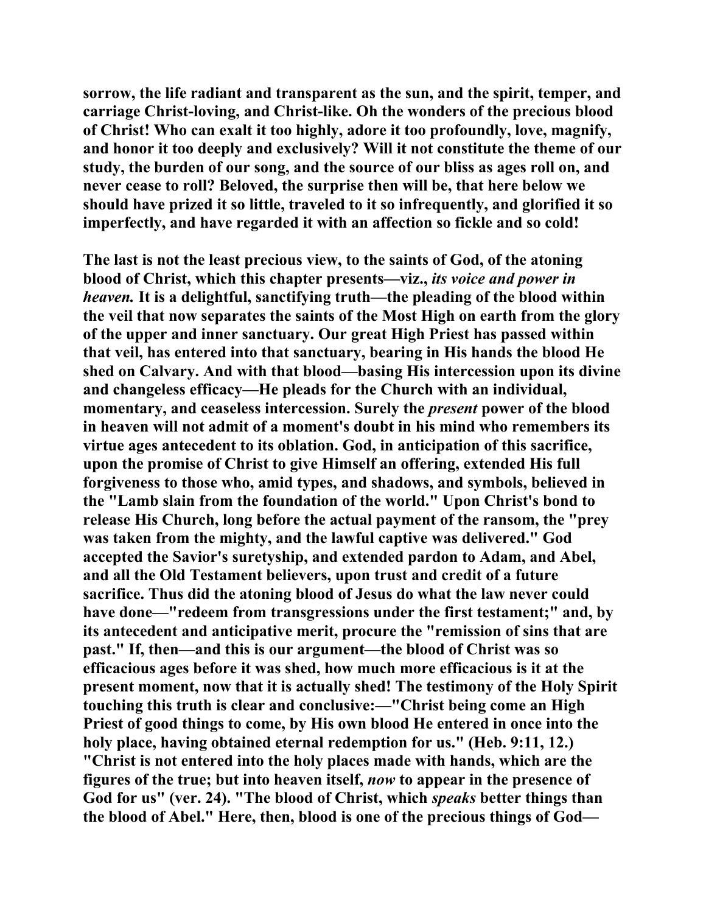sorrow, the life radiant and transparent as the sun, and the spirit, temper, and carriage Christ-loving, and Christ-like. Oh the wonders of the precious blood of Christ! Who can exalt it too highly, adore it too profoundly, love, magnify, and honor it too deeply and exclusively? Will it not constitute the theme of our study, the burden of our song, and the source of our bliss as ages roll on, and never cease to roll? Beloved, the surprise then will be, that here below we should have prized it so little, traveled to it so infrequently, and glorified it so imperfectly, and have regarded it with an affection so fickle and so cold!

The last is not the least precious view, to the saints of God, of the atoning blood of Christ, which this chapter presents—viz., *its voice and power in heaven.* It is a delightful, sanctifying truth—the pleading of the blood within the veil that now separates the saints of the Most High on earth from the glory of the upper and inner sanctuary. Our great High Priest has passed within that veil, has entered into that sanctuary, bearing in His hands the blood He shed on Calvary. And with that blood—basing His intercession upon its divine and changeless efficacy—He pleads for the Church with an individual, momentary, and ceaseless intercession. Surely the *present* power of the blood in heaven will not admit of a moment's doubt in his mind who remembers its virtue ages antecedent to its oblation. God, in anticipation of this sacrifice, upon the promise of Christ to give Himself an offering, extended His full forgiveness to those who, amid types, and shadows, and symbols, believed in the "Lamb slain from the foundation of the world." Upon Christ's bond to release His Church, long before the actual payment of the ransom, the "prey was taken from the mighty, and the lawful captive was delivered." God accepted the Savior's suretyship, and extended pardon to Adam, and Abel, and all the Old Testament believers, upon trust and credit of a future sacrifice. Thus did the atoning blood of Jesus do what the law never could have done—"redeem from transgressions under the first testament;" and, by its antecedent and anticipative merit, procure the "remission of sins that are past." If, then—and this is our argument—the blood of Christ was so efficacious ages before it was shed, how much more efficacious is it at the present moment, now that it is actually shed! The testimony of the Holy Spirit touching this truth is clear and conclusive:—"Christ being come an High Priest of good things to come, by His own blood He entered in once into the holy place, having obtained eternal redemption for us." (Heb. 9:11, 12.) "Christ is not entered into the holy places made with hands, which are the figures of the true; but into heaven itself, *now* to appear in the presence of God for us" (ver. 24). "The blood of Christ, which *speaks* better things than the blood of Abel." Here, then, blood is one of the precious things of God—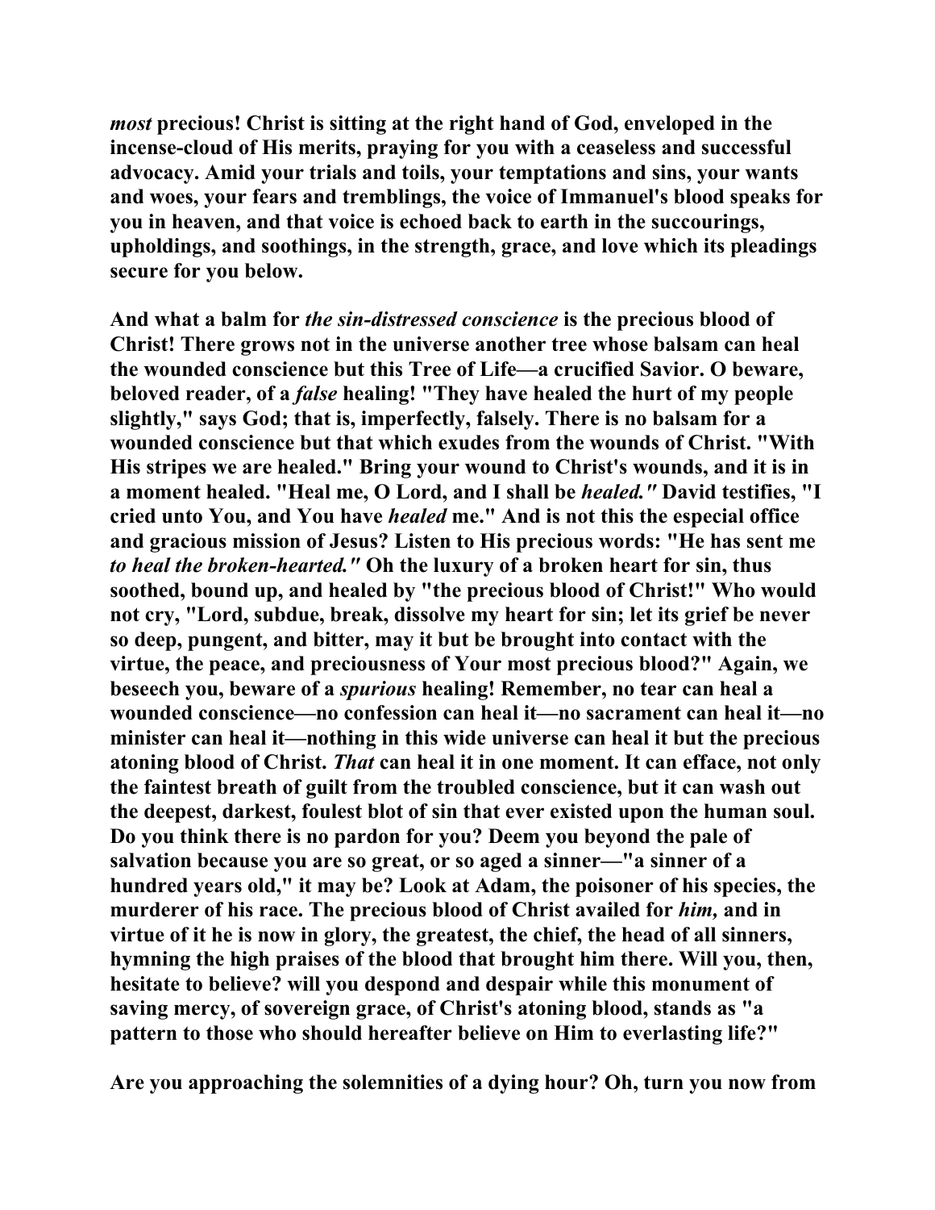***most*** **precious! Christ is sitting at the right hand of God, enveloped in the incense-cloud of His merits, praying for you with a ceaseless and successful advocacy. Amid your trials and toils, your temptations and sins, your wants and woes, your fears and tremblings, the voice of Immanuel's blood speaks for you in heaven, and that voice is echoed back to earth in the succourings, upholdings, and soothings, in the strength, grace, and love which its pleadings secure for you below.**

**And what a balm for** ***the sin-distressed conscience*** **is the precious blood of Christ! There grows not in the universe another tree whose balsam can heal the wounded conscience but this Tree of Life—a crucified Savior. O beware, beloved reader, of a** ***false*** **healing! "They have healed the hurt of my people slightly," says God; that is, imperfectly, falsely. There is no balsam for a wounded conscience but that which exudes from the wounds of Christ. "With His stripes we are healed." Bring your wound to Christ's wounds, and it is in a moment healed. "Heal me, O Lord, and I shall be** ***healed."*** **David testifies, "I cried unto You, and You have** ***healed*** **me." And is not this the especial office and gracious mission of Jesus? Listen to His precious words: "He has sent me** ***to heal the broken-hearted."*** **Oh the luxury of a broken heart for sin, thus soothed, bound up, and healed by "the precious blood of Christ!" Who would not cry, "Lord, subdue, break, dissolve my heart for sin; let its grief be never so deep, pungent, and bitter, may it but be brought into contact with the virtue, the peace, and preciousness of Your most precious blood?" Again, we beseech you, beware of a** ***spurious*** **healing! Remember, no tear can heal a wounded conscience—no confession can heal it—no sacrament can heal it—no minister can heal it—nothing in this wide universe can heal it but the precious atoning blood of Christ.** ***That*** **can heal it in one moment. It can efface, not only the faintest breath of guilt from the troubled conscience, but it can wash out the deepest, darkest, foulest blot of sin that ever existed upon the human soul. Do you think there is no pardon for you? Deem you beyond the pale of salvation because you are so great, or so aged a sinner—"a sinner of a hundred years old," it may be? Look at Adam, the poisoner of his species, the murderer of his race. The precious blood of Christ availed for** ***him,*** **and in virtue of it he is now in glory, the greatest, the chief, the head of all sinners, hymning the high praises of the blood that brought him there. Will you, then, hesitate to believe? will you despond and despair while this monument of saving mercy, of sovereign grace, of Christ's atoning blood, stands as "a pattern to those who should hereafter believe on Him to everlasting life?"**

**Are you approaching the solemnities of a dying hour? Oh, turn you now from**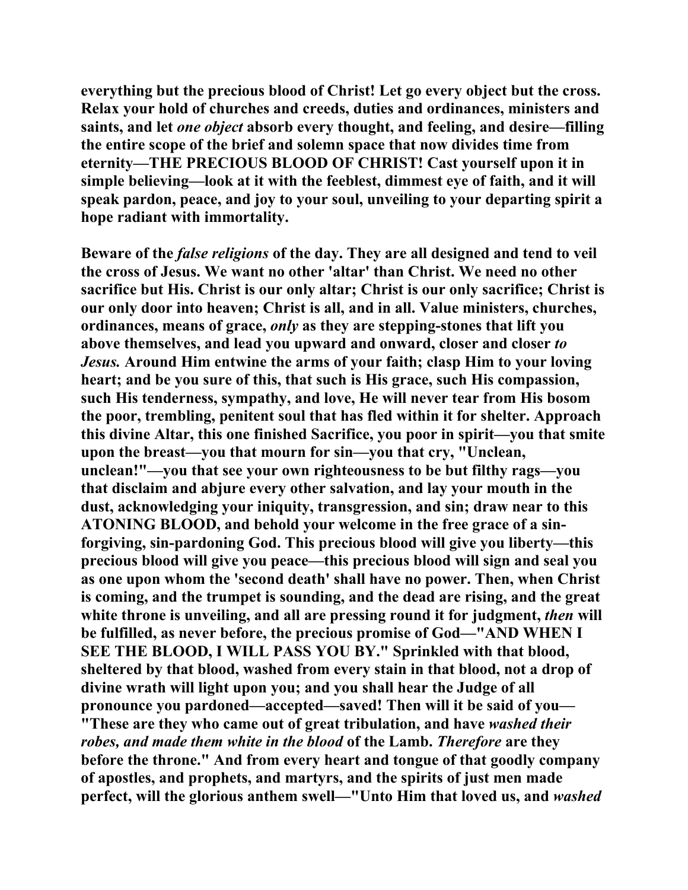**everything but the precious blood of Christ! Let go every object but the cross. Relax your hold of churches and creeds, duties and ordinances, ministers and saints, and let *one object* absorb every thought, and feeling, and desire—filling the entire scope of the brief and solemn space that now divides time from eternity—THE PRECIOUS BLOOD OF CHRIST! Cast yourself upon it in simple believing—look at it with the feeblest, dimmest eye of faith, and it will speak pardon, peace, and joy to your soul, unveiling to your departing spirit a hope radiant with immortality.**

**Beware of the *false religions* of the day. They are all designed and tend to veil the cross of Jesus. We want no other 'altar' than Christ. We need no other sacrifice but His. Christ is our only altar; Christ is our only sacrifice; Christ is our only door into heaven; Christ is all, and in all. Value ministers, churches, ordinances, means of grace, *only* as they are stepping-stones that lift you above themselves, and lead you upward and onward, closer and closer *to Jesus.* Around Him entwine the arms of your faith; clasp Him to your loving heart; and be you sure of this, that such is His grace, such His compassion, such His tenderness, sympathy, and love, He will never tear from His bosom the poor, trembling, penitent soul that has fled within it for shelter. Approach this divine Altar, this one finished Sacrifice, you poor in spirit—you that smite upon the breast—you that mourn for sin—you that cry, "Unclean, unclean!"—you that see your own righteousness to be but filthy rags—you that disclaim and abjure every other salvation, and lay your mouth in the dust, acknowledging your iniquity, transgression, and sin; draw near to this ATONING BLOOD, and behold your welcome in the free grace of a sin-forgiving, sin-pardoning God. This precious blood will give you liberty—this precious blood will give you peace—this precious blood will sign and seal you as one upon whom the 'second death' shall have no power. Then, when Christ is coming, and the trumpet is sounding, and the dead are rising, and the great white throne is unveiling, and all are pressing round it for judgment, *then* will be fulfilled, as never before, the precious promise of God—"AND WHEN I SEE THE BLOOD, I WILL PASS YOU BY." Sprinkled with that blood, sheltered by that blood, washed from every stain in that blood, not a drop of divine wrath will light upon you; and you shall hear the Judge of all pronounce you pardoned—accepted—saved! Then will it be said of you—"These are they who came out of great tribulation, and have *washed their robes, and made them white in the blood* of the Lamb. *Therefore* are they before the throne." And from every heart and tongue of that goodly company of apostles, and prophets, and martyrs, and the spirits of just men made perfect, will the glorious anthem swell—"Unto Him that loved us, and *washed***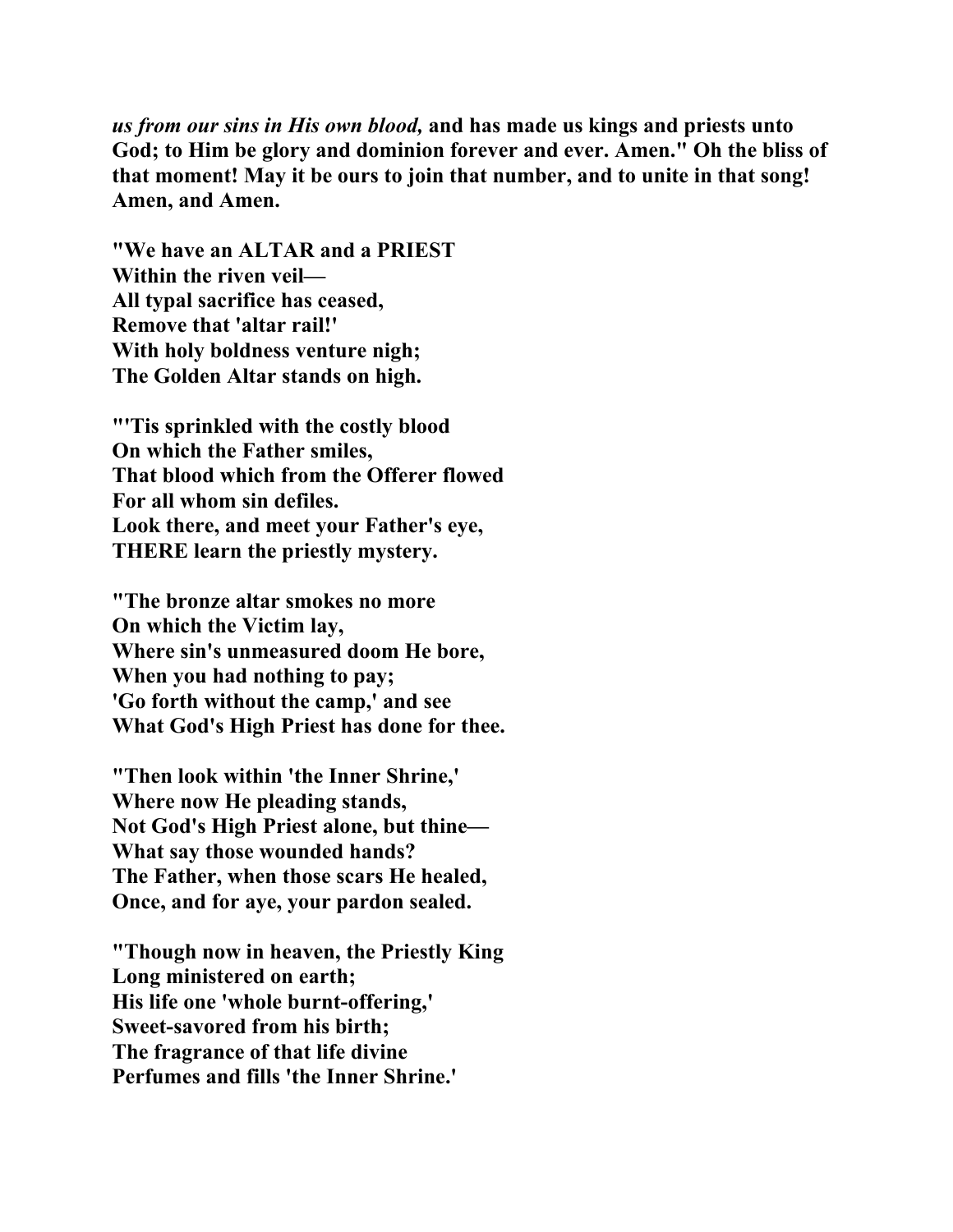***us from our sins in His own blood,* and has made us kings and priests unto God; to Him be glory and dominion forever and ever. Amen." Oh the bliss of that moment! May it be ours to join that number, and to unite in that song! Amen, and Amen.**

**"We have an ALTAR and a PRIEST**
**Within the riven veil—**
**All typal sacrifice has ceased,**
**Remove that 'altar rail!'**
**With holy boldness venture nigh;**
**The Golden Altar stands on high.**

**"'Tis sprinkled with the costly blood**
**On which the Father smiles,**
**That blood which from the Offerer flowed**
**For all whom sin defiles.**
**Look there, and meet your Father's eye,**
**THERE learn the priestly mystery.**

**"The bronze altar smokes no more**
**On which the Victim lay,**
**Where sin's unmeasured doom He bore,**
**When you had nothing to pay;**
**'Go forth without the camp,' and see**
**What God's High Priest has done for thee.**

**"Then look within 'the Inner Shrine,'**
**Where now He pleading stands,**
**Not God's High Priest alone, but thine—**
**What say those wounded hands?**
**The Father, when those scars He healed,**
**Once, and for aye, your pardon sealed.**

**"Though now in heaven, the Priestly King**
**Long ministered on earth;**
**His life one 'whole burnt-offering,'**
**Sweet-savored from his birth;**
**The fragrance of that life divine**
**Perfumes and fills 'the Inner Shrine.'**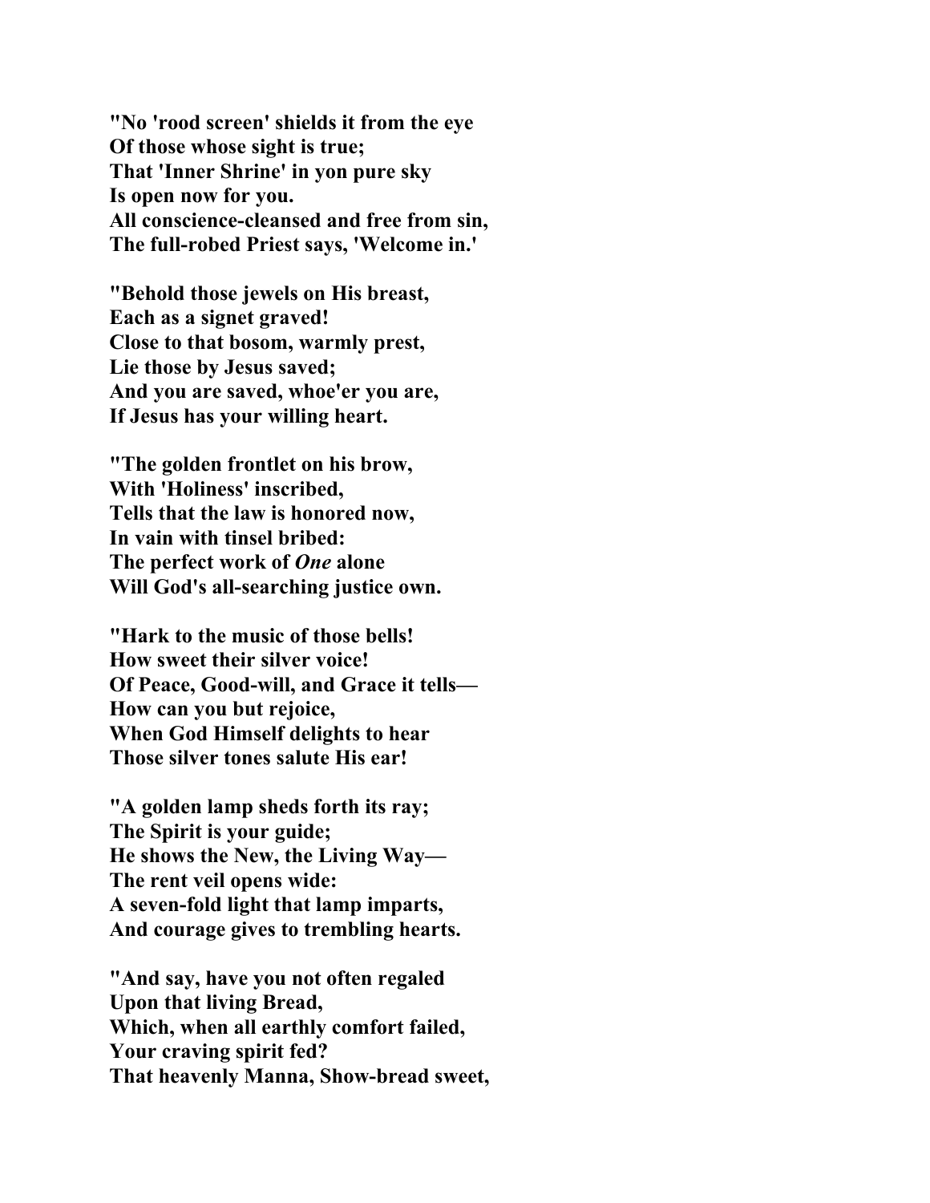**"No 'rood screen' shields it from the eye**
**Of those whose sight is true;**
**That 'Inner Shrine' in yon pure sky**
**Is open now for you.**
**All conscience-cleansed and free from sin,**
**The full-robed Priest says, 'Welcome in.'**

**"Behold those jewels on His breast,**
**Each as a signet graved!**
**Close to that bosom, warmly prest,**
**Lie those by Jesus saved;**
**And you are saved, whoe'er you are,**
**If Jesus has your willing heart.**

**"The golden frontlet on his brow,**
**With 'Holiness' inscribed,**
**Tells that the law is honored now,**
**In vain with tinsel bribed:**
**The perfect work of *One* alone**
**Will God's all-searching justice own.**

**"Hark to the music of those bells!**
**How sweet their silver voice!**
**Of Peace, Good-will, and Grace it tells—**
**How can you but rejoice,**
**When God Himself delights to hear**
**Those silver tones salute His ear!**

**"A golden lamp sheds forth its ray;**
**The Spirit is your guide;**
**He shows the New, the Living Way—**
**The rent veil opens wide:**
**A seven-fold light that lamp imparts,**
**And courage gives to trembling hearts.**

**"And say, have you not often regaled**
**Upon that living Bread,**
**Which, when all earthly comfort failed,**
**Your craving spirit fed?**
**That heavenly Manna, Show-bread sweet,**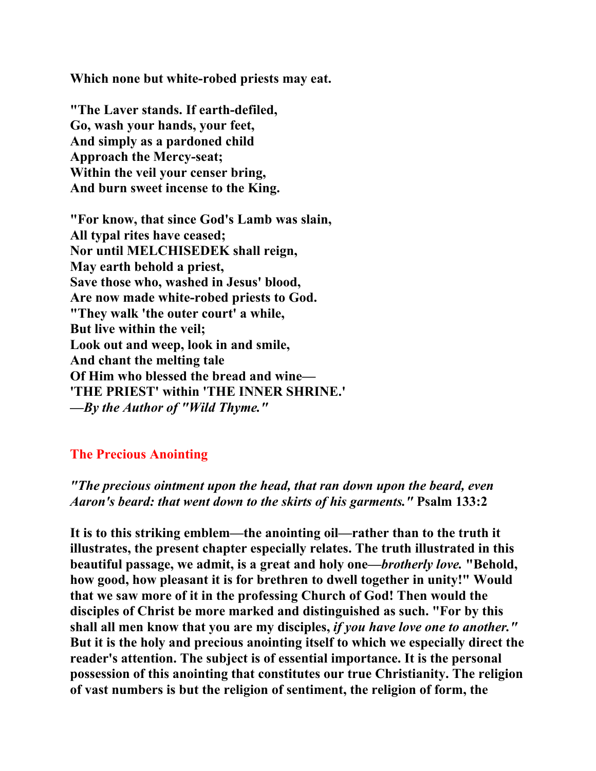**Which none but white-robed priests may eat.**

**"The Laver stands. If earth-defiled,**
**Go, wash your hands, your feet,**
**And simply as a pardoned child**
**Approach the Mercy-seat;**
**Within the veil your censer bring,**
**And burn sweet incense to the King.**

**"For know, that since God's Lamb was slain,**
**All typal rites have ceased;**
**Nor until MELCHISEDEK shall reign,**
**May earth behold a priest,**
**Save those who, washed in Jesus' blood,**
**Are now made white-robed priests to God.**
**"They walk 'the outer court' a while,**
**But live within the veil;**
**Look out and weep, look in and smile,**
**And chant the melting tale**
**Of Him who blessed the bread and wine—**
**'THE PRIEST' within 'THE INNER SHRINE.'**
***—By the Author of "Wild Thyme."***

## The Precious Anointing

***"The precious ointment upon the head, that ran down upon the beard, even Aaron's beard: that went down to the skirts of his garments."* Psalm 133:2**

**It is to this striking emblem—the anointing oil—rather than to the truth it illustrates, the present chapter especially relates. The truth illustrated in this beautiful passage, we admit, is a great and holy one—*brotherly love.* "Behold, how good, how pleasant it is for brethren to dwell together in unity!" Would that we saw more of it in the professing Church of God! Then would the disciples of Christ be more marked and distinguished as such. "For by this shall all men know that you are my disciples, *if you have love one to another."* But it is the holy and precious anointing itself to which we especially direct the reader's attention. The subject is of essential importance. It is the personal possession of this anointing that constitutes our true Christianity. The religion of vast numbers is but the religion of sentiment, the religion of form, the**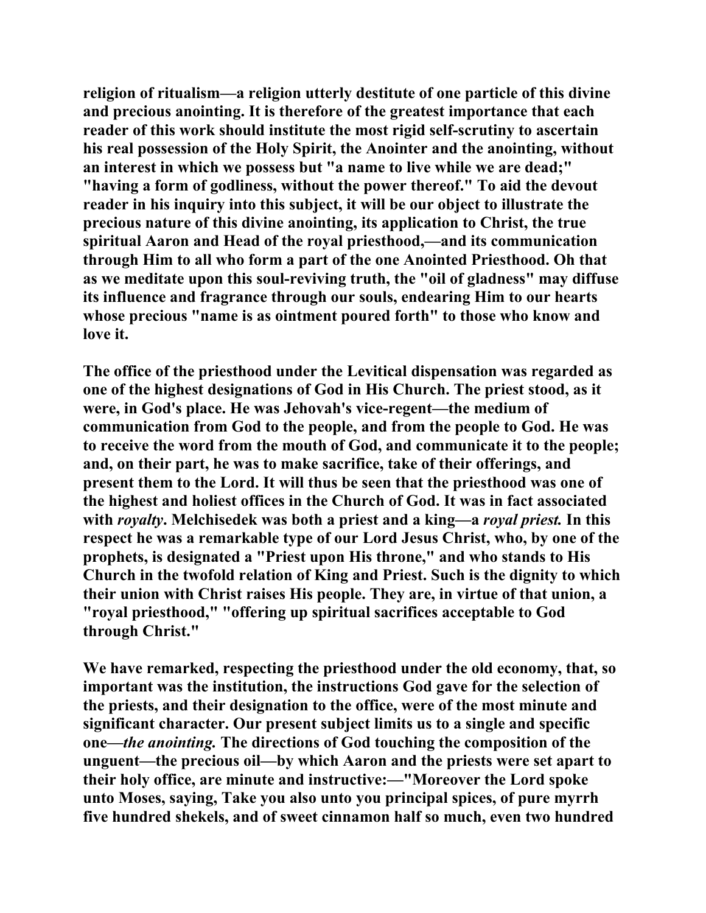religion of ritualism—a religion utterly destitute of one particle of this divine and precious anointing. It is therefore of the greatest importance that each reader of this work should institute the most rigid self-scrutiny to ascertain his real possession of the Holy Spirit, the Anointer and the anointing, without an interest in which we possess but "a name to live while we are dead;" "having a form of godliness, without the power thereof." To aid the devout reader in his inquiry into this subject, it will be our object to illustrate the precious nature of this divine anointing, its application to Christ, the true spiritual Aaron and Head of the royal priesthood,—and its communication through Him to all who form a part of the one Anointed Priesthood. Oh that as we meditate upon this soul-reviving truth, the "oil of gladness" may diffuse its influence and fragrance through our souls, endearing Him to our hearts whose precious "name is as ointment poured forth" to those who know and love it.

The office of the priesthood under the Levitical dispensation was regarded as one of the highest designations of God in His Church. The priest stood, as it were, in God's place. He was Jehovah's vice-regent—the medium of communication from God to the people, and from the people to God. He was to receive the word from the mouth of God, and communicate it to the people; and, on their part, he was to make sacrifice, take of their offerings, and present them to the Lord. It will thus be seen that the priesthood was one of the highest and holiest offices in the Church of God. It was in fact associated with *royalty*. Melchisedek was both a priest and a king—a *royal priest.* In this respect he was a remarkable type of our Lord Jesus Christ, who, by one of the prophets, is designated a "Priest upon His throne," and who stands to His Church in the twofold relation of King and Priest. Such is the dignity to which their union with Christ raises His people. They are, in virtue of that union, a "royal priesthood," "offering up spiritual sacrifices acceptable to God through Christ."

We have remarked, respecting the priesthood under the old economy, that, so important was the institution, the instructions God gave for the selection of the priests, and their designation to the office, were of the most minute and significant character. Our present subject limits us to a single and specific one—*the anointing.* The directions of God touching the composition of the unguent—the precious oil—by which Aaron and the priests were set apart to their holy office, are minute and instructive:—"Moreover the Lord spoke unto Moses, saying, Take you also unto you principal spices, of pure myrrh five hundred shekels, and of sweet cinnamon half so much, even two hundred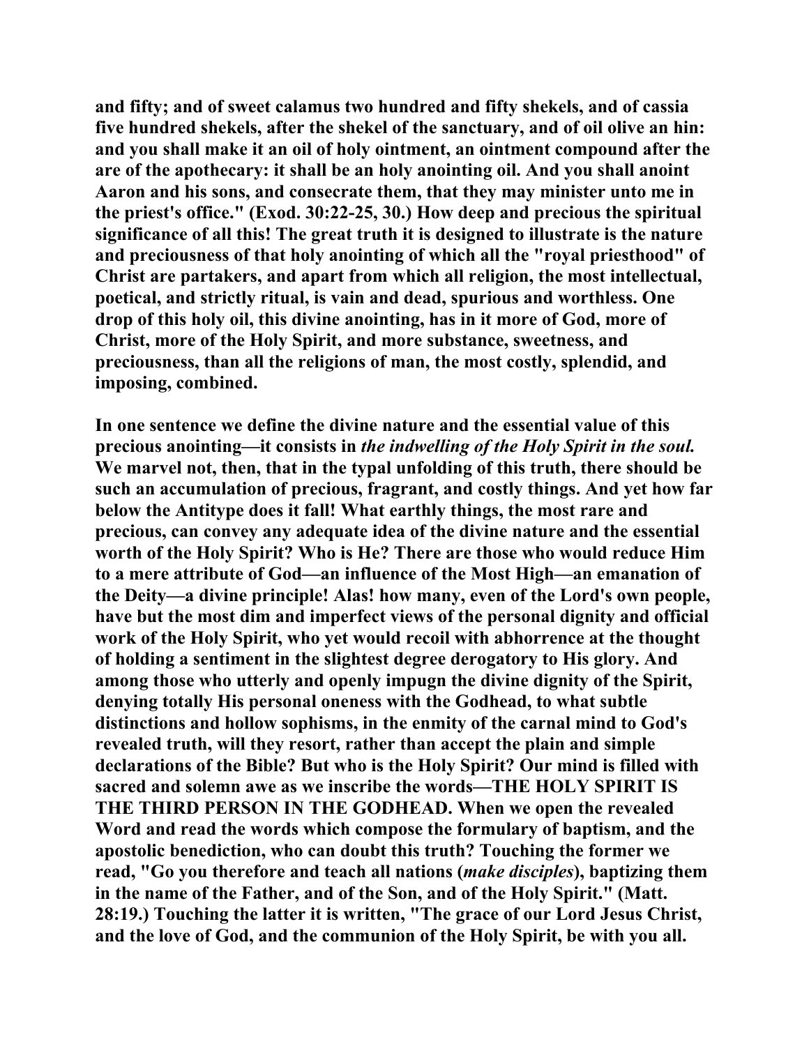**and fifty; and of sweet calamus two hundred and fifty shekels, and of cassia five hundred shekels, after the shekel of the sanctuary, and of oil olive an hin: and you shall make it an oil of holy ointment, an ointment compound after the are of the apothecary: it shall be an holy anointing oil. And you shall anoint Aaron and his sons, and consecrate them, that they may minister unto me in the priest's office." (Exod. 30:22-25, 30.) How deep and precious the spiritual significance of all this! The great truth it is designed to illustrate is the nature and preciousness of that holy anointing of which all the "royal priesthood" of Christ are partakers, and apart from which all religion, the most intellectual, poetical, and strictly ritual, is vain and dead, spurious and worthless. One drop of this holy oil, this divine anointing, has in it more of God, more of Christ, more of the Holy Spirit, and more substance, sweetness, and preciousness, than all the religions of man, the most costly, splendid, and imposing, combined.**

**In one sentence we define the divine nature and the essential value of this precious anointing—it consists in *the indwelling of the Holy Spirit in the soul.* We marvel not, then, that in the typal unfolding of this truth, there should be such an accumulation of precious, fragrant, and costly things. And yet how far below the Antitype does it fall! What earthly things, the most rare and precious, can convey any adequate idea of the divine nature and the essential worth of the Holy Spirit? Who is He? There are those who would reduce Him to a mere attribute of God—an influence of the Most High—an emanation of the Deity—a divine principle! Alas! how many, even of the Lord's own people, have but the most dim and imperfect views of the personal dignity and official work of the Holy Spirit, who yet would recoil with abhorrence at the thought of holding a sentiment in the slightest degree derogatory to His glory. And among those who utterly and openly impugn the divine dignity of the Spirit, denying totally His personal oneness with the Godhead, to what subtle distinctions and hollow sophisms, in the enmity of the carnal mind to God's revealed truth, will they resort, rather than accept the plain and simple declarations of the Bible? But who is the Holy Spirit? Our mind is filled with sacred and solemn awe as we inscribe the words—THE HOLY SPIRIT IS THE THIRD PERSON IN THE GODHEAD. When we open the revealed Word and read the words which compose the formulary of baptism, and the apostolic benediction, who can doubt this truth? Touching the former we read, "Go you therefore and teach all nations (*make disciples*), baptizing them in the name of the Father, and of the Son, and of the Holy Spirit." (Matt. 28:19.) Touching the latter it is written, "The grace of our Lord Jesus Christ, and the love of God, and the communion of the Holy Spirit, be with you all.**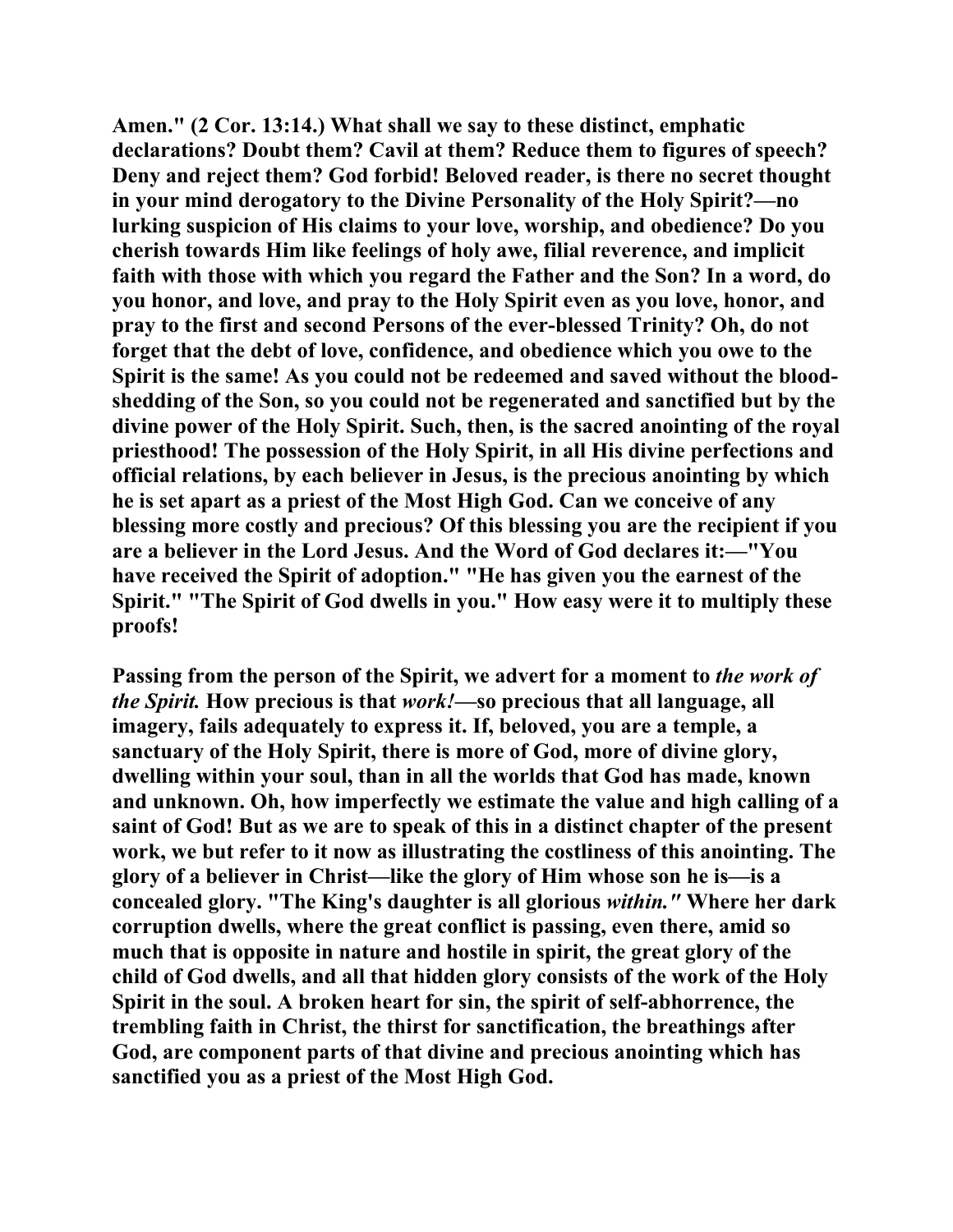Amen." (2 Cor. 13:14.) What shall we say to these distinct, emphatic declarations? Doubt them? Cavil at them? Reduce them to figures of speech? Deny and reject them? God forbid! Beloved reader, is there no secret thought in your mind derogatory to the Divine Personality of the Holy Spirit?—no lurking suspicion of His claims to your love, worship, and obedience? Do you cherish towards Him like feelings of holy awe, filial reverence, and implicit faith with those with which you regard the Father and the Son? In a word, do you honor, and love, and pray to the Holy Spirit even as you love, honor, and pray to the first and second Persons of the ever-blessed Trinity? Oh, do not forget that the debt of love, confidence, and obedience which you owe to the Spirit is the same! As you could not be redeemed and saved without the blood-shedding of the Son, so you could not be regenerated and sanctified but by the divine power of the Holy Spirit. Such, then, is the sacred anointing of the royal priesthood! The possession of the Holy Spirit, in all His divine perfections and official relations, by each believer in Jesus, is the precious anointing by which he is set apart as a priest of the Most High God. Can we conceive of any blessing more costly and precious? Of this blessing you are the recipient if you are a believer in the Lord Jesus. And the Word of God declares it:—"You have received the Spirit of adoption." "He has given you the earnest of the Spirit." "The Spirit of God dwells in you." How easy were it to multiply these proofs!

Passing from the person of the Spirit, we advert for a moment to *the work of the Spirit.* How precious is that *work!*—so precious that all language, all imagery, fails adequately to express it. If, beloved, you are a temple, a sanctuary of the Holy Spirit, there is more of God, more of divine glory, dwelling within your soul, than in all the worlds that God has made, known and unknown. Oh, how imperfectly we estimate the value and high calling of a saint of God! But as we are to speak of this in a distinct chapter of the present work, we but refer to it now as illustrating the costliness of this anointing. The glory of a believer in Christ—like the glory of Him whose son he is—is a concealed glory. "The King's daughter is all glorious *within."* Where her dark corruption dwells, where the great conflict is passing, even there, amid so much that is opposite in nature and hostile in spirit, the great glory of the child of God dwells, and all that hidden glory consists of the work of the Holy Spirit in the soul. A broken heart for sin, the spirit of self-abhorrence, the trembling faith in Christ, the thirst for sanctification, the breathings after God, are component parts of that divine and precious anointing which has sanctified you as a priest of the Most High God.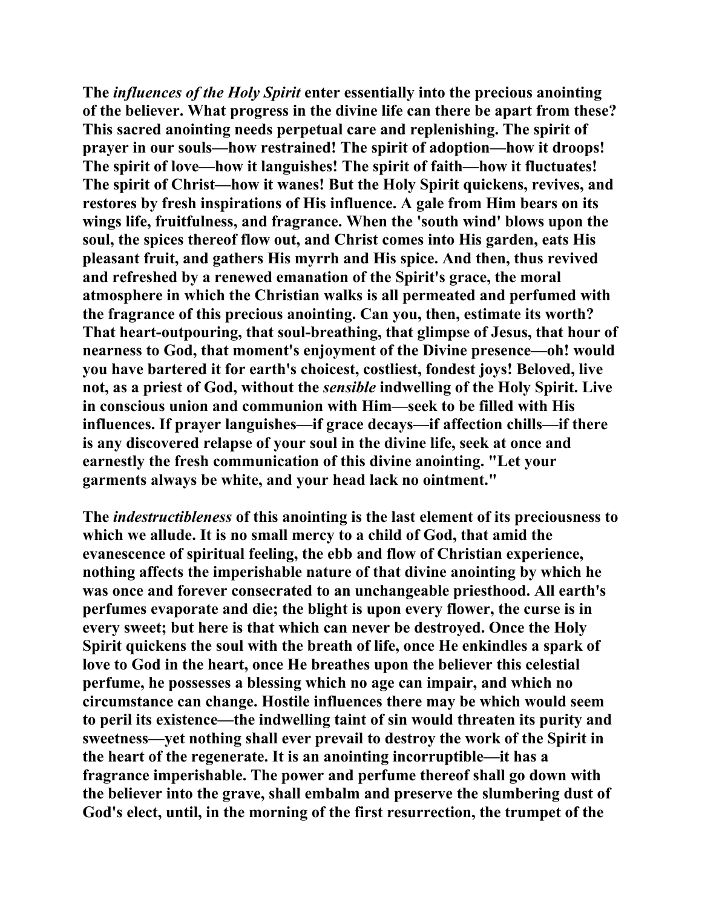**The *influences of the Holy Spirit* enter essentially into the precious anointing of the believer. What progress in the divine life can there be apart from these? This sacred anointing needs perpetual care and replenishing. The spirit of prayer in our souls—how restrained! The spirit of adoption—how it droops! The spirit of love—how it languishes! The spirit of faith—how it fluctuates! The spirit of Christ—how it wanes! But the Holy Spirit quickens, revives, and restores by fresh inspirations of His influence. A gale from Him bears on its wings life, fruitfulness, and fragrance. When the 'south wind' blows upon the soul, the spices thereof flow out, and Christ comes into His garden, eats His pleasant fruit, and gathers His myrrh and His spice. And then, thus revived and refreshed by a renewed emanation of the Spirit's grace, the moral atmosphere in which the Christian walks is all permeated and perfumed with the fragrance of this precious anointing. Can you, then, estimate its worth? That heart-outpouring, that soul-breathing, that glimpse of Jesus, that hour of nearness to God, that moment's enjoyment of the Divine presence—oh! would you have bartered it for earth's choicest, costliest, fondest joys! Beloved, live not, as a priest of God, without the *sensible* indwelling of the Holy Spirit. Live in conscious union and communion with Him—seek to be filled with His influences. If prayer languishes—if grace decays—if affection chills—if there is any discovered relapse of your soul in the divine life, seek at once and earnestly the fresh communication of this divine anointing. "Let your garments always be white, and your head lack no ointment."**

**The *indestructibleness* of this anointing is the last element of its preciousness to which we allude. It is no small mercy to a child of God, that amid the evanescence of spiritual feeling, the ebb and flow of Christian experience, nothing affects the imperishable nature of that divine anointing by which he was once and forever consecrated to an unchangeable priesthood. All earth's perfumes evaporate and die; the blight is upon every flower, the curse is in every sweet; but here is that which can never be destroyed. Once the Holy Spirit quickens the soul with the breath of life, once He enkindles a spark of love to God in the heart, once He breathes upon the believer this celestial perfume, he possesses a blessing which no age can impair, and which no circumstance can change. Hostile influences there may be which would seem to peril its existence—the indwelling taint of sin would threaten its purity and sweetness—yet nothing shall ever prevail to destroy the work of the Spirit in the heart of the regenerate. It is an anointing incorruptible—it has a fragrance imperishable. The power and perfume thereof shall go down with the believer into the grave, shall embalm and preserve the slumbering dust of God's elect, until, in the morning of the first resurrection, the trumpet of the**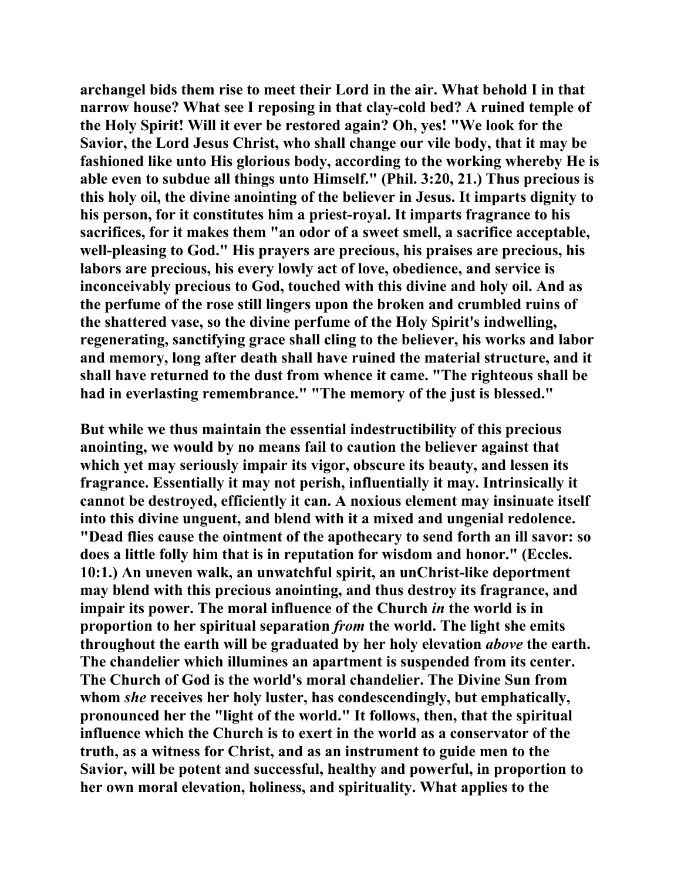**archangel bids them rise to meet their Lord in the air. What behold I in that narrow house? What see I reposing in that clay-cold bed? A ruined temple of the Holy Spirit! Will it ever be restored again? Oh, yes! "We look for the Savior, the Lord Jesus Christ, who shall change our vile body, that it may be fashioned like unto His glorious body, according to the working whereby He is able even to subdue all things unto Himself." (Phil. 3:20, 21.) Thus precious is this holy oil, the divine anointing of the believer in Jesus. It imparts dignity to his person, for it constitutes him a priest-royal. It imparts fragrance to his sacrifices, for it makes them "an odor of a sweet smell, a sacrifice acceptable, well-pleasing to God." His prayers are precious, his praises are precious, his labors are precious, his every lowly act of love, obedience, and service is inconceivably precious to God, touched with this divine and holy oil. And as the perfume of the rose still lingers upon the broken and crumbled ruins of the shattered vase, so the divine perfume of the Holy Spirit's indwelling, regenerating, sanctifying grace shall cling to the believer, his works and labor and memory, long after death shall have ruined the material structure, and it shall have returned to the dust from whence it came. "The righteous shall be had in everlasting remembrance." "The memory of the just is blessed."**

**But while we thus maintain the essential indestructibility of this precious anointing, we would by no means fail to caution the believer against that which yet may seriously impair its vigor, obscure its beauty, and lessen its fragrance. Essentially it may not perish, influentially it may. Intrinsically it cannot be destroyed, efficiently it can. A noxious element may insinuate itself into this divine unguent, and blend with it a mixed and ungenial redolence. "Dead flies cause the ointment of the apothecary to send forth an ill savor: so does a little folly him that is in reputation for wisdom and honor." (Eccles. 10:1.) An uneven walk, an unwatchful spirit, an unChrist-like deportment may blend with this precious anointing, and thus destroy its fragrance, and impair its power. The moral influence of the Church *in* the world is in proportion to her spiritual separation *from* the world. The light she emits throughout the earth will be graduated by her holy elevation *above* the earth. The chandelier which illumines an apartment is suspended from its center. The Church of God is the world's moral chandelier. The Divine Sun from whom *she* receives her holy luster, has condescendingly, but emphatically, pronounced her the "light of the world." It follows, then, that the spiritual influence which the Church is to exert in the world as a conservator of the truth, as a witness for Christ, and as an instrument to guide men to the Savior, will be potent and successful, healthy and powerful, in proportion to her own moral elevation, holiness, and spirituality. What applies to the**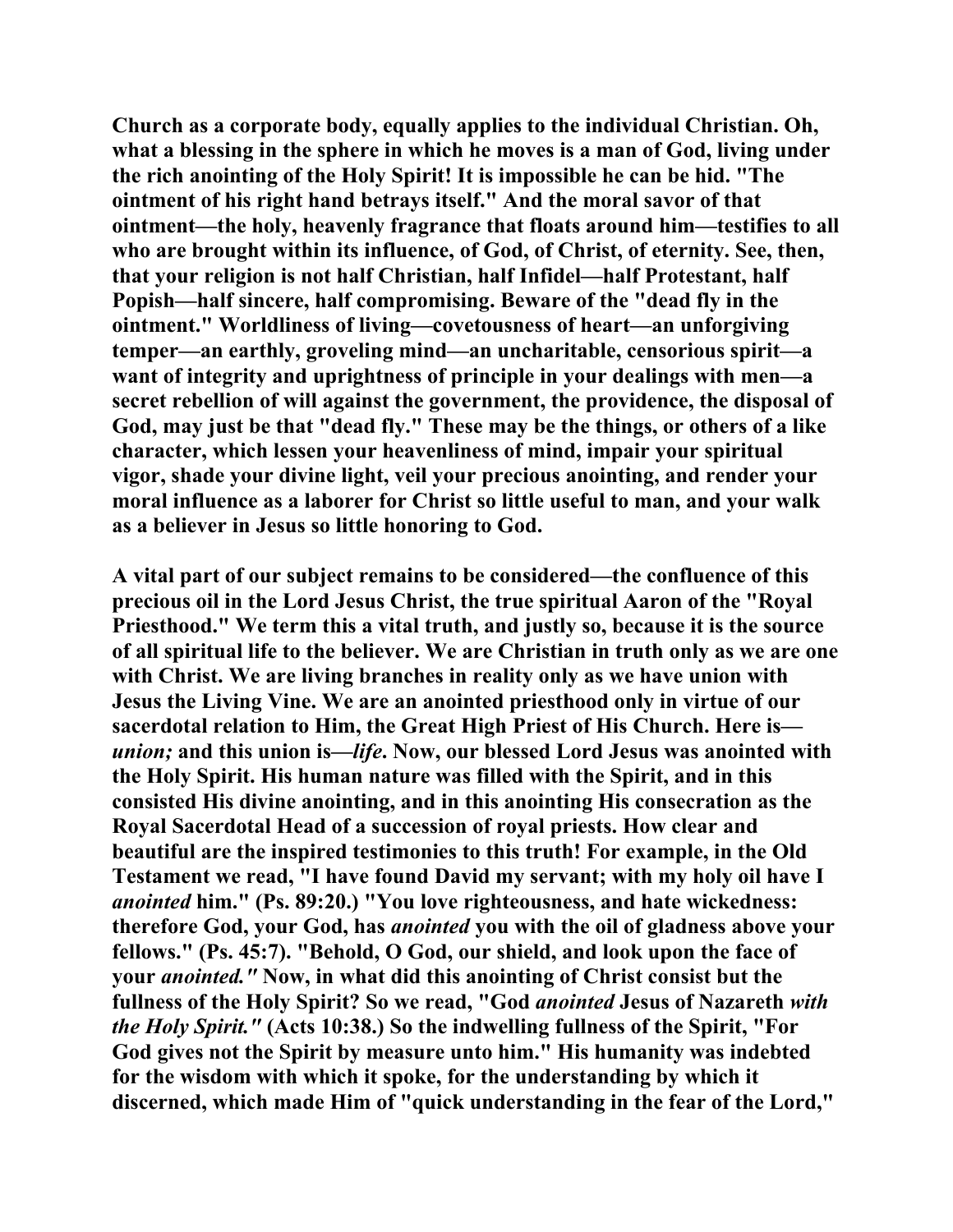Church as a corporate body, equally applies to the individual Christian. Oh, what a blessing in the sphere in which he moves is a man of God, living under the rich anointing of the Holy Spirit! It is impossible he can be hid. "The ointment of his right hand betrays itself." And the moral savor of that ointment—the holy, heavenly fragrance that floats around him—testifies to all who are brought within its influence, of God, of Christ, of eternity. See, then, that your religion is not half Christian, half Infidel—half Protestant, half Popish—half sincere, half compromising. Beware of the "dead fly in the ointment." Worldliness of living—covetousness of heart—an unforgiving temper—an earthly, groveling mind—an uncharitable, censorious spirit—a want of integrity and uprightness of principle in your dealings with men—a secret rebellion of will against the government, the providence, the disposal of God, may just be that "dead fly." These may be the things, or others of a like character, which lessen your heavenliness of mind, impair your spiritual vigor, shade your divine light, veil your precious anointing, and render your moral influence as a laborer for Christ so little useful to man, and your walk as a believer in Jesus so little honoring to God.

A vital part of our subject remains to be considered—the confluence of this precious oil in the Lord Jesus Christ, the true spiritual Aaron of the "Royal Priesthood." We term this a vital truth, and justly so, because it is the source of all spiritual life to the believer. We are Christian in truth only as we are one with Christ. We are living branches in reality only as we have union with Jesus the Living Vine. We are an anointed priesthood only in virtue of our sacerdotal relation to Him, the Great High Priest of His Church. Here is—*union;* and this union is—*life*. Now, our blessed Lord Jesus was anointed with the Holy Spirit. His human nature was filled with the Spirit, and in this consisted His divine anointing, and in this anointing His consecration as the Royal Sacerdotal Head of a succession of royal priests. How clear and beautiful are the inspired testimonies to this truth! For example, in the Old Testament we read, "I have found David my servant; with my holy oil have I *anointed* him." (Ps. 89:20.) "You love righteousness, and hate wickedness: therefore God, your God, has *anointed* you with the oil of gladness above your fellows." (Ps. 45:7). "Behold, O God, our shield, and look upon the face of your *anointed."* Now, in what did this anointing of Christ consist but the fullness of the Holy Spirit? So we read, "God *anointed* Jesus of Nazareth *with the Holy Spirit."* (Acts 10:38.) So the indwelling fullness of the Spirit, "For God gives not the Spirit by measure unto him." His humanity was indebted for the wisdom with which it spoke, for the understanding by which it discerned, which made Him of "quick understanding in the fear of the Lord,"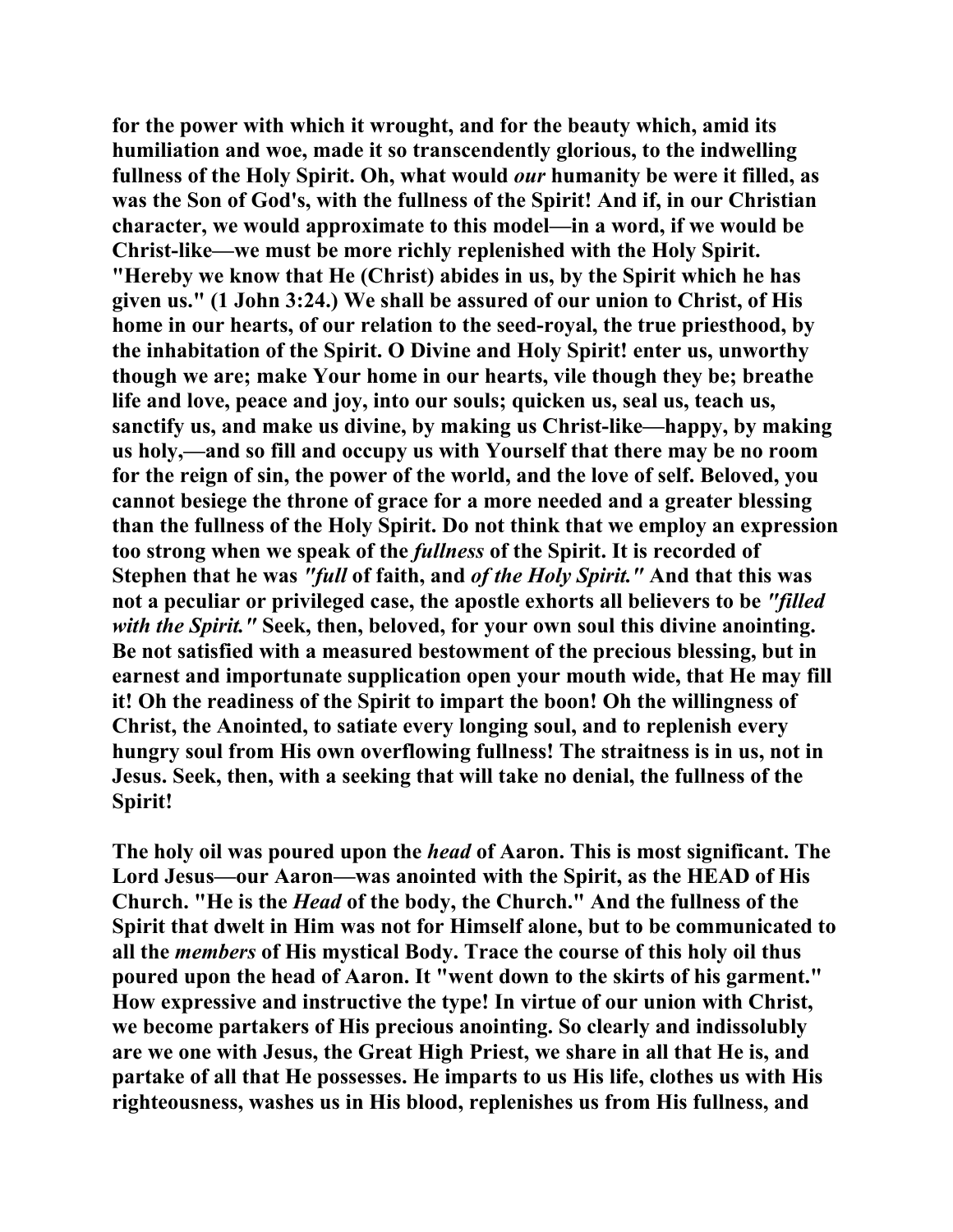**for the power with which it wrought, and for the beauty which, amid its humiliation and woe, made it so transcendently glorious, to the indwelling fullness of the Holy Spirit. Oh, what would *our* humanity be were it filled, as was the Son of God's, with the fullness of the Spirit! And if, in our Christian character, we would approximate to this model—in a word, if we would be Christ-like—we must be more richly replenished with the Holy Spirit. "Hereby we know that He (Christ) abides in us, by the Spirit which he has given us." (1 John 3:24.) We shall be assured of our union to Christ, of His home in our hearts, of our relation to the seed-royal, the true priesthood, by the inhabitation of the Spirit. O Divine and Holy Spirit! enter us, unworthy though we are; make Your home in our hearts, vile though they be; breathe life and love, peace and joy, into our souls; quicken us, seal us, teach us, sanctify us, and make us divine, by making us Christ-like—happy, by making us holy,—and so fill and occupy us with Yourself that there may be no room for the reign of sin, the power of the world, and the love of self. Beloved, you cannot besiege the throne of grace for a more needed and a greater blessing than the fullness of the Holy Spirit. Do not think that we employ an expression too strong when we speak of the *fullness* of the Spirit. It is recorded of Stephen that he was *"full* of faith, and *of the Holy Spirit."* And that this was not a peculiar or privileged case, the apostle exhorts all believers to be *"filled with the Spirit."* Seek, then, beloved, for your own soul this divine anointing. Be not satisfied with a measured bestowment of the precious blessing, but in earnest and importunate supplication open your mouth wide, that He may fill it! Oh the readiness of the Spirit to impart the boon! Oh the willingness of Christ, the Anointed, to satiate every longing soul, and to replenish every hungry soul from His own overflowing fullness! The straitness is in us, not in Jesus. Seek, then, with a seeking that will take no denial, the fullness of the Spirit!**

**The holy oil was poured upon the *head* of Aaron. This is most significant. The Lord Jesus—our Aaron—was anointed with the Spirit, as the HEAD of His Church. "He is the *Head* of the body, the Church." And the fullness of the Spirit that dwelt in Him was not for Himself alone, but to be communicated to all the *members* of His mystical Body. Trace the course of this holy oil thus poured upon the head of Aaron. It "went down to the skirts of his garment." How expressive and instructive the type! In virtue of our union with Christ, we become partakers of His precious anointing. So clearly and indissolubly are we one with Jesus, the Great High Priest, we share in all that He is, and partake of all that He possesses. He imparts to us His life, clothes us with His righteousness, washes us in His blood, replenishes us from His fullness, and**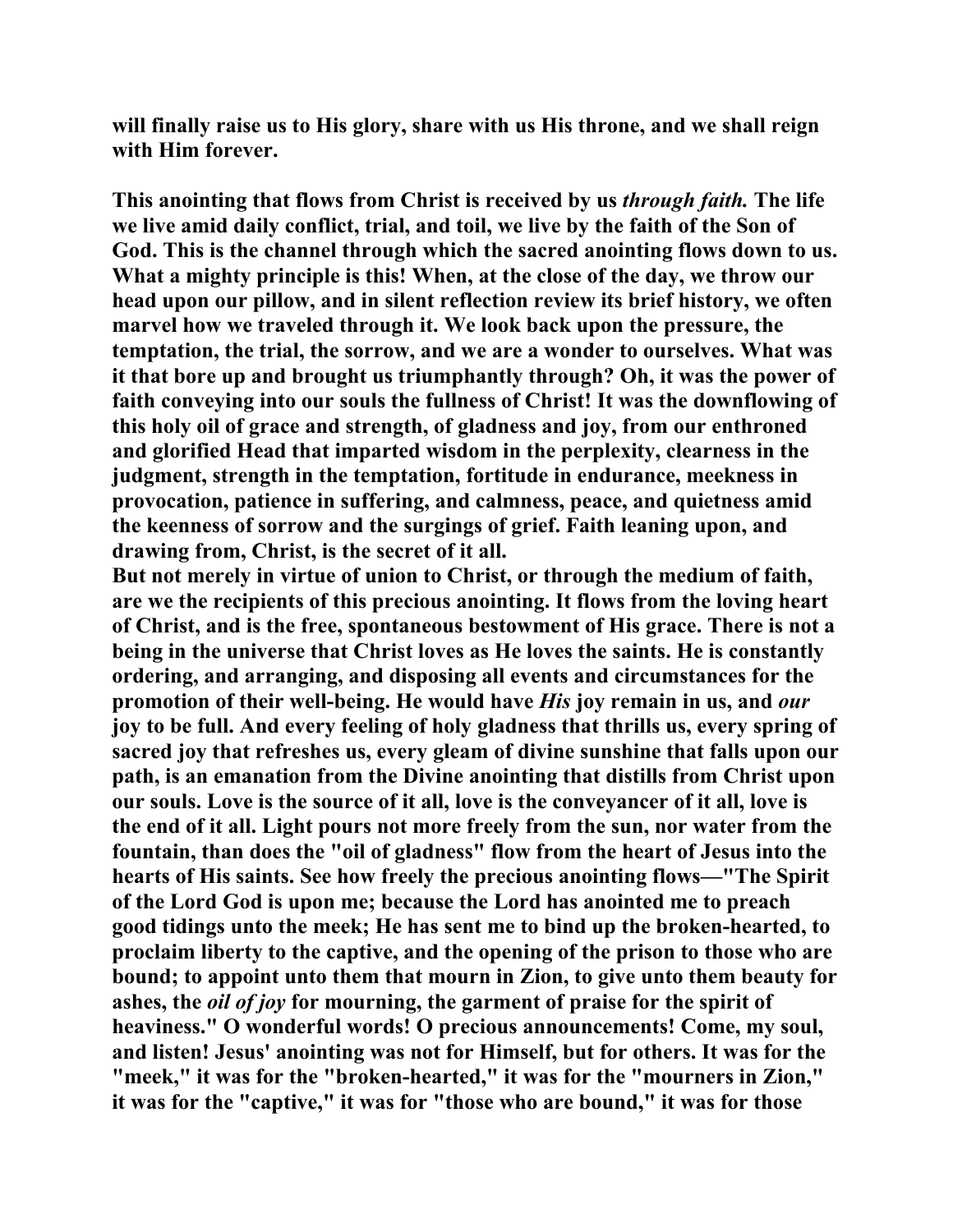will finally raise us to His glory, share with us His throne, and we shall reign with Him forever.

This anointing that flows from Christ is received by us *through faith.* The life we live amid daily conflict, trial, and toil, we live by the faith of the Son of God. This is the channel through which the sacred anointing flows down to us. What a mighty principle is this! When, at the close of the day, we throw our head upon our pillow, and in silent reflection review its brief history, we often marvel how we traveled through it. We look back upon the pressure, the temptation, the trial, the sorrow, and we are a wonder to ourselves. What was it that bore up and brought us triumphantly through? Oh, it was the power of faith conveying into our souls the fullness of Christ! It was the downflowing of this holy oil of grace and strength, of gladness and joy, from our enthroned and glorified Head that imparted wisdom in the perplexity, clearness in the judgment, strength in the temptation, fortitude in endurance, meekness in provocation, patience in suffering, and calmness, peace, and quietness amid the keenness of sorrow and the surgings of grief. Faith leaning upon, and drawing from, Christ, is the secret of it all.

But not merely in virtue of union to Christ, or through the medium of faith, are we the recipients of this precious anointing. It flows from the loving heart of Christ, and is the free, spontaneous bestowment of His grace. There is not a being in the universe that Christ loves as He loves the saints. He is constantly ordering, and arranging, and disposing all events and circumstances for the promotion of their well-being. He would have *His* joy remain in us, and *our* joy to be full. And every feeling of holy gladness that thrills us, every spring of sacred joy that refreshes us, every gleam of divine sunshine that falls upon our path, is an emanation from the Divine anointing that distills from Christ upon our souls. Love is the source of it all, love is the conveyancer of it all, love is the end of it all. Light pours not more freely from the sun, nor water from the fountain, than does the "oil of gladness" flow from the heart of Jesus into the hearts of His saints. See how freely the precious anointing flows—"The Spirit of the Lord God is upon me; because the Lord has anointed me to preach good tidings unto the meek; He has sent me to bind up the broken-hearted, to proclaim liberty to the captive, and the opening of the prison to those who are bound; to appoint unto them that mourn in Zion, to give unto them beauty for ashes, the *oil of joy* for mourning, the garment of praise for the spirit of heaviness." O wonderful words! O precious announcements! Come, my soul, and listen! Jesus' anointing was not for Himself, but for others. It was for the "meek," it was for the "broken-hearted," it was for the "mourners in Zion," it was for the "captive," it was for "those who are bound," it was for those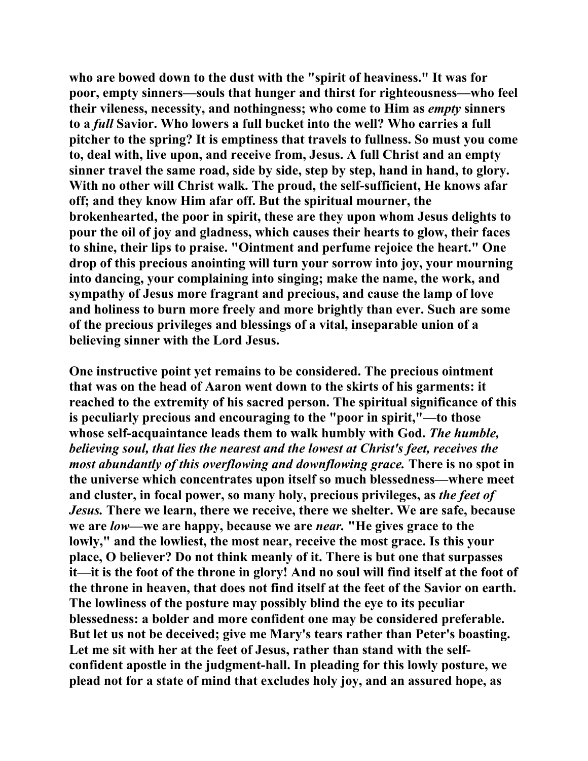who are bowed down to the dust with the "spirit of heaviness." It was for poor, empty sinners—souls that hunger and thirst for righteousness—who feel their vileness, necessity, and nothingness; who come to Him as *empty* sinners to a *full* Savior. Who lowers a full bucket into the well? Who carries a full pitcher to the spring? It is emptiness that travels to fullness. So must you come to, deal with, live upon, and receive from, Jesus. A full Christ and an empty sinner travel the same road, side by side, step by step, hand in hand, to glory. With no other will Christ walk. The proud, the self-sufficient, He knows afar off; and they know Him afar off. But the spiritual mourner, the brokenhearted, the poor in spirit, these are they upon whom Jesus delights to pour the oil of joy and gladness, which causes their hearts to glow, their faces to shine, their lips to praise. "Ointment and perfume rejoice the heart." One drop of this precious anointing will turn your sorrow into joy, your mourning into dancing, your complaining into singing; make the name, the work, and sympathy of Jesus more fragrant and precious, and cause the lamp of love and holiness to burn more freely and more brightly than ever. Such are some of the precious privileges and blessings of a vital, inseparable union of a believing sinner with the Lord Jesus.

One instructive point yet remains to be considered. The precious ointment that was on the head of Aaron went down to the skirts of his garments: it reached to the extremity of his sacred person. The spiritual significance of this is peculiarly precious and encouraging to the "poor in spirit,"—to those whose self-acquaintance leads them to walk humbly with God. *The humble, believing soul, that lies the nearest and the lowest at Christ's feet, receives the most abundantly of this overflowing and downflowing grace.* There is no spot in the universe which concentrates upon itself so much blessedness—where meet and cluster, in focal power, so many holy, precious privileges, as *the feet of Jesus.* There we learn, there we receive, there we shelter. We are safe, because we are *low*—we are happy, because we are *near.* "He gives grace to the lowly," and the lowliest, the most near, receive the most grace. Is this your place, O believer? Do not think meanly of it. There is but one that surpasses it—it is the foot of the throne in glory! And no soul will find itself at the foot of the throne in heaven, that does not find itself at the feet of the Savior on earth. The lowliness of the posture may possibly blind the eye to its peculiar blessedness: a bolder and more confident one may be considered preferable. But let us not be deceived; give me Mary's tears rather than Peter's boasting. Let me sit with her at the feet of Jesus, rather than stand with the self-confident apostle in the judgment-hall. In pleading for this lowly posture, we plead not for a state of mind that excludes holy joy, and an assured hope, as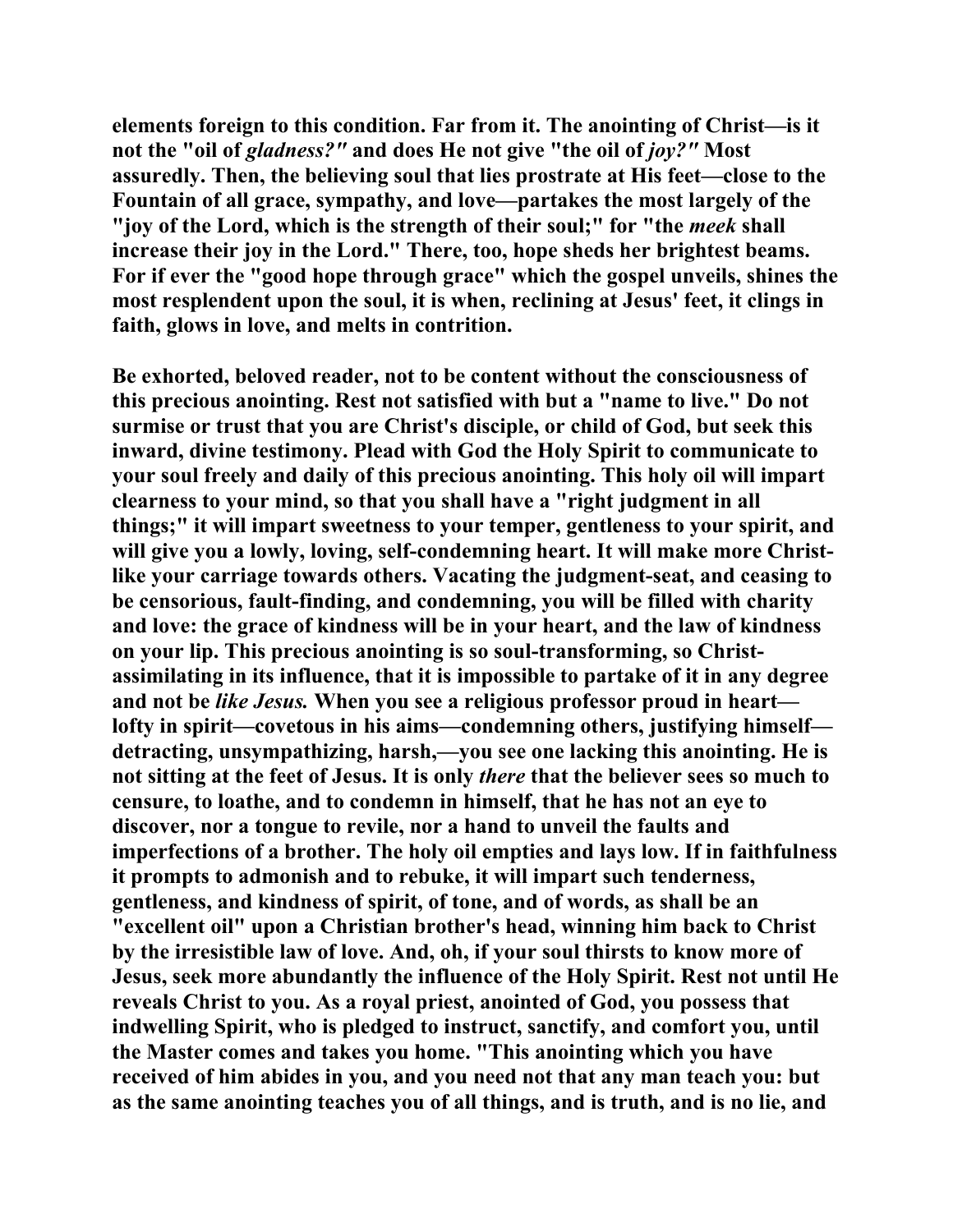**elements foreign to this condition. Far from it. The anointing of Christ—is it not the "oil of *gladness?"* and does He not give "the oil of *joy?"* Most assuredly. Then, the believing soul that lies prostrate at His feet—close to the Fountain of all grace, sympathy, and love—partakes the most largely of the "joy of the Lord, which is the strength of their soul;" for "the *meek* shall increase their joy in the Lord." There, too, hope sheds her brightest beams. For if ever the "good hope through grace" which the gospel unveils, shines the most resplendent upon the soul, it is when, reclining at Jesus' feet, it clings in faith, glows in love, and melts in contrition.**

**Be exhorted, beloved reader, not to be content without the consciousness of this precious anointing. Rest not satisfied with but a "name to live." Do not surmise or trust that you are Christ's disciple, or child of God, but seek this inward, divine testimony. Plead with God the Holy Spirit to communicate to your soul freely and daily of this precious anointing. This holy oil will impart clearness to your mind, so that you shall have a "right judgment in all things;" it will impart sweetness to your temper, gentleness to your spirit, and will give you a lowly, loving, self-condemning heart. It will make more Christ-like your carriage towards others. Vacating the judgment-seat, and ceasing to be censorious, fault-finding, and condemning, you will be filled with charity and love: the grace of kindness will be in your heart, and the law of kindness on your lip. This precious anointing is so soul-transforming, so Christ-assimilating in its influence, that it is impossible to partake of it in any degree and not be *like Jesus.* When you see a religious professor proud in heart—lofty in spirit—covetous in his aims—condemning others, justifying himself—detracting, unsympathizing, harsh,—you see one lacking this anointing. He is not sitting at the feet of Jesus. It is only *there* that the believer sees so much to censure, to loathe, and to condemn in himself, that he has not an eye to discover, nor a tongue to revile, nor a hand to unveil the faults and imperfections of a brother. The holy oil empties and lays low. If in faithfulness it prompts to admonish and to rebuke, it will impart such tenderness, gentleness, and kindness of spirit, of tone, and of words, as shall be an "excellent oil" upon a Christian brother's head, winning him back to Christ by the irresistible law of love. And, oh, if your soul thirsts to know more of Jesus, seek more abundantly the influence of the Holy Spirit. Rest not until He reveals Christ to you. As a royal priest, anointed of God, you possess that indwelling Spirit, who is pledged to instruct, sanctify, and comfort you, until the Master comes and takes you home. "This anointing which you have received of him abides in you, and you need not that any man teach you: but as the same anointing teaches you of all things, and is truth, and is no lie, and**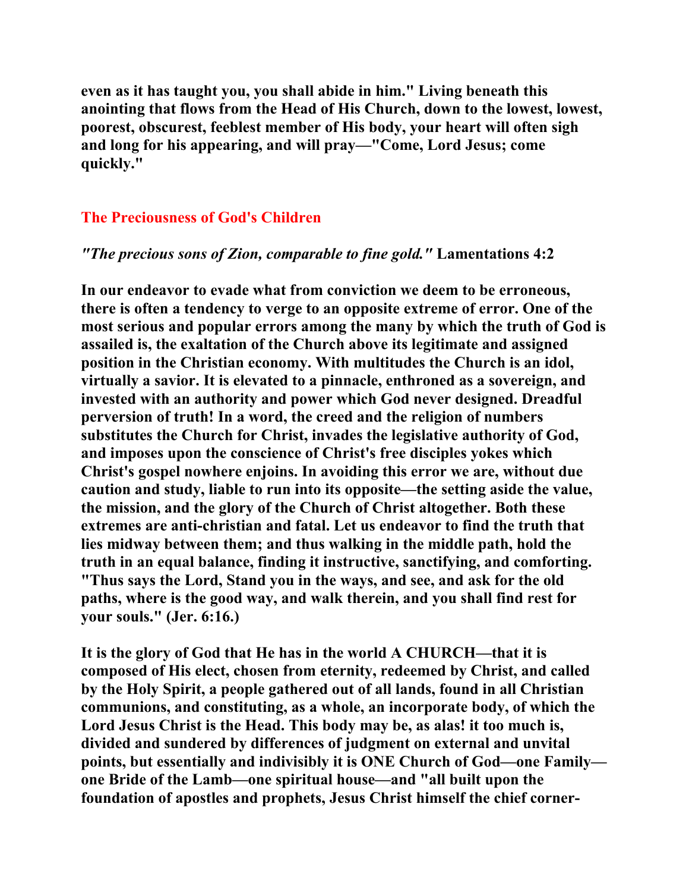**even as it has taught you, you shall abide in him." Living beneath this anointing that flows from the Head of His Church, down to the lowest, lowest, poorest, obscurest, feeblest member of His body, your heart will often sigh and long for his appearing, and will pray—"Come, Lord Jesus; come quickly."**

## The Preciousness of God's Children

***"The precious sons of Zion, comparable to fine gold."* Lamentations 4:2**

**In our endeavor to evade what from conviction we deem to be erroneous, there is often a tendency to verge to an opposite extreme of error. One of the most serious and popular errors among the many by which the truth of God is assailed is, the exaltation of the Church above its legitimate and assigned position in the Christian economy. With multitudes the Church is an idol, virtually a savior. It is elevated to a pinnacle, enthroned as a sovereign, and invested with an authority and power which God never designed. Dreadful perversion of truth! In a word, the creed and the religion of numbers substitutes the Church for Christ, invades the legislative authority of God, and imposes upon the conscience of Christ's free disciples yokes which Christ's gospel nowhere enjoins. In avoiding this error we are, without due caution and study, liable to run into its opposite—the setting aside the value, the mission, and the glory of the Church of Christ altogether. Both these extremes are anti-christian and fatal. Let us endeavor to find the truth that lies midway between them; and thus walking in the middle path, hold the truth in an equal balance, finding it instructive, sanctifying, and comforting. "Thus says the Lord, Stand you in the ways, and see, and ask for the old paths, where is the good way, and walk therein, and you shall find rest for your souls." (Jer. 6:16.)**

**It is the glory of God that He has in the world A CHURCH—that it is composed of His elect, chosen from eternity, redeemed by Christ, and called by the Holy Spirit, a people gathered out of all lands, found in all Christian communions, and constituting, as a whole, an incorporate body, of which the Lord Jesus Christ is the Head. This body may be, as alas! it too much is, divided and sundered by differences of judgment on external and unvital points, but essentially and indivisibly it is ONE Church of God—one Family—one Bride of the Lamb—one spiritual house—and "all built upon the foundation of apostles and prophets, Jesus Christ himself the chief corner-**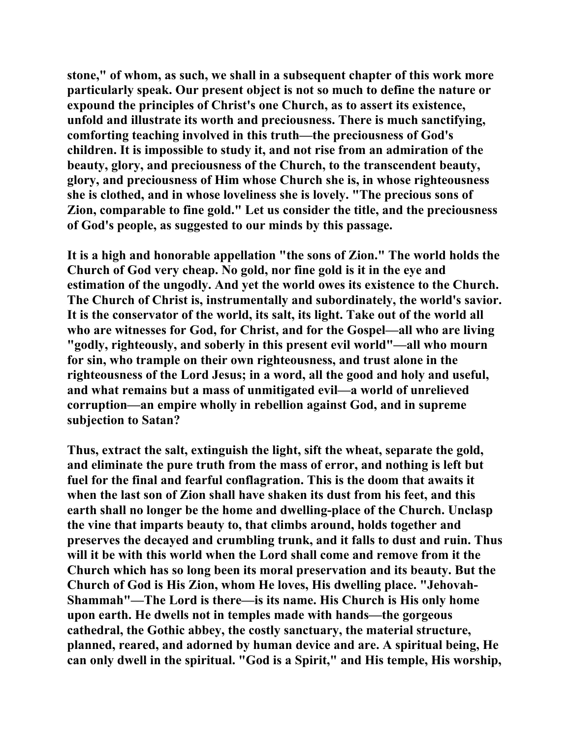stone," of whom, as such, we shall in a subsequent chapter of this work more particularly speak. Our present object is not so much to define the nature or expound the principles of Christ's one Church, as to assert its existence, unfold and illustrate its worth and preciousness. There is much sanctifying, comforting teaching involved in this truth—the preciousness of God's children. It is impossible to study it, and not rise from an admiration of the beauty, glory, and preciousness of the Church, to the transcendent beauty, glory, and preciousness of Him whose Church she is, in whose righteousness she is clothed, and in whose loveliness she is lovely. "The precious sons of Zion, comparable to fine gold." Let us consider the title, and the preciousness of God's people, as suggested to our minds by this passage.

It is a high and honorable appellation "the sons of Zion." The world holds the Church of God very cheap. No gold, nor fine gold is it in the eye and estimation of the ungodly. And yet the world owes its existence to the Church. The Church of Christ is, instrumentally and subordinately, the world's savior. It is the conservator of the world, its salt, its light. Take out of the world all who are witnesses for God, for Christ, and for the Gospel—all who are living "godly, righteously, and soberly in this present evil world"—all who mourn for sin, who trample on their own righteousness, and trust alone in the righteousness of the Lord Jesus; in a word, all the good and holy and useful, and what remains but a mass of unmitigated evil—a world of unrelieved corruption—an empire wholly in rebellion against God, and in supreme subjection to Satan?

Thus, extract the salt, extinguish the light, sift the wheat, separate the gold, and eliminate the pure truth from the mass of error, and nothing is left but fuel for the final and fearful conflagration. This is the doom that awaits it when the last son of Zion shall have shaken its dust from his feet, and this earth shall no longer be the home and dwelling-place of the Church. Unclasp the vine that imparts beauty to, that climbs around, holds together and preserves the decayed and crumbling trunk, and it falls to dust and ruin. Thus will it be with this world when the Lord shall come and remove from it the Church which has so long been its moral preservation and its beauty. But the Church of God is His Zion, whom He loves, His dwelling place. "Jehovah-Shammah"—The Lord is there—is its name. His Church is His only home upon earth. He dwells not in temples made with hands—the gorgeous cathedral, the Gothic abbey, the costly sanctuary, the material structure, planned, reared, and adorned by human device and are. A spiritual being, He can only dwell in the spiritual. "God is a Spirit," and His temple, His worship,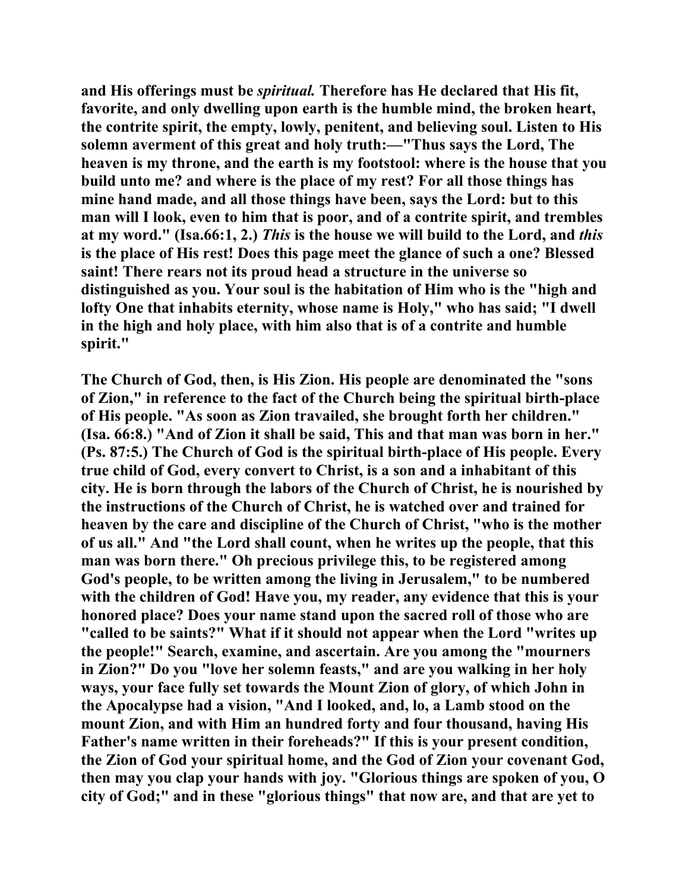**and His offerings must be *spiritual.* Therefore has He declared that His fit, favorite, and only dwelling upon earth is the humble mind, the broken heart, the contrite spirit, the empty, lowly, penitent, and believing soul. Listen to His solemn averment of this great and holy truth:—"Thus says the Lord, The heaven is my throne, and the earth is my footstool: where is the house that you build unto me? and where is the place of my rest? For all those things has mine hand made, and all those things have been, says the Lord: but to this man will I look, even to him that is poor, and of a contrite spirit, and trembles at my word." (Isa.66:1, 2.) *This* is the house we will build to the Lord, and *this* is the place of His rest! Does this page meet the glance of such a one? Blessed saint! There rears not its proud head a structure in the universe so distinguished as you. Your soul is the habitation of Him who is the "high and lofty One that inhabits eternity, whose name is Holy," who has said; "I dwell in the high and holy place, with him also that is of a contrite and humble spirit."**

**The Church of God, then, is His Zion. His people are denominated the "sons of Zion," in reference to the fact of the Church being the spiritual birth-place of His people. "As soon as Zion travailed, she brought forth her children." (Isa. 66:8.) "And of Zion it shall be said, This and that man was born in her." (Ps. 87:5.) The Church of God is the spiritual birth-place of His people. Every true child of God, every convert to Christ, is a son and a inhabitant of this city. He is born through the labors of the Church of Christ, he is nourished by the instructions of the Church of Christ, he is watched over and trained for heaven by the care and discipline of the Church of Christ, "who is the mother of us all." And "the Lord shall count, when he writes up the people, that this man was born there." Oh precious privilege this, to be registered among God's people, to be written among the living in Jerusalem," to be numbered with the children of God! Have you, my reader, any evidence that this is your honored place? Does your name stand upon the sacred roll of those who are "called to be saints?" What if it should not appear when the Lord "writes up the people!" Search, examine, and ascertain. Are you among the "mourners in Zion?" Do you "love her solemn feasts," and are you walking in her holy ways, your face fully set towards the Mount Zion of glory, of which John in the Apocalypse had a vision, "And I looked, and, lo, a Lamb stood on the mount Zion, and with Him an hundred forty and four thousand, having His Father's name written in their foreheads?" If this is your present condition, the Zion of God your spiritual home, and the God of Zion your covenant God, then may you clap your hands with joy. "Glorious things are spoken of you, O city of God;" and in these "glorious things" that now are, and that are yet to**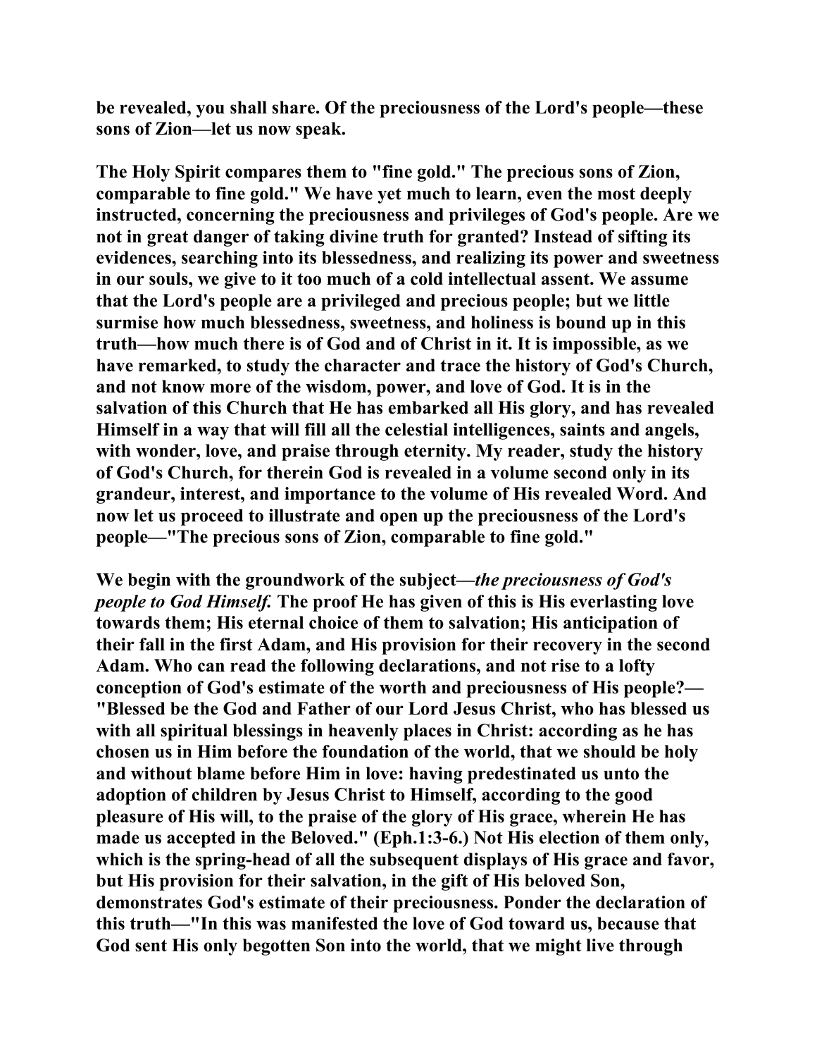be revealed, you shall share. Of the preciousness of the Lord's people—these sons of Zion—let us now speak.

The Holy Spirit compares them to "fine gold." The precious sons of Zion, comparable to fine gold." We have yet much to learn, even the most deeply instructed, concerning the preciousness and privileges of God's people. Are we not in great danger of taking divine truth for granted? Instead of sifting its evidences, searching into its blessedness, and realizing its power and sweetness in our souls, we give to it too much of a cold intellectual assent. We assume that the Lord's people are a privileged and precious people; but we little surmise how much blessedness, sweetness, and holiness is bound up in this truth—how much there is of God and of Christ in it. It is impossible, as we have remarked, to study the character and trace the history of God's Church, and not know more of the wisdom, power, and love of God. It is in the salvation of this Church that He has embarked all His glory, and has revealed Himself in a way that will fill all the celestial intelligences, saints and angels, with wonder, love, and praise through eternity. My reader, study the history of God's Church, for therein God is revealed in a volume second only in its grandeur, interest, and importance to the volume of His revealed Word. And now let us proceed to illustrate and open up the preciousness of the Lord's people—"The precious sons of Zion, comparable to fine gold."

We begin with the groundwork of the subject—*the preciousness of God's people to God Himself.* The proof He has given of this is His everlasting love towards them; His eternal choice of them to salvation; His anticipation of their fall in the first Adam, and His provision for their recovery in the second Adam. Who can read the following declarations, and not rise to a lofty conception of God's estimate of the worth and preciousness of His people?—"Blessed be the God and Father of our Lord Jesus Christ, who has blessed us with all spiritual blessings in heavenly places in Christ: according as he has chosen us in Him before the foundation of the world, that we should be holy and without blame before Him in love: having predestinated us unto the adoption of children by Jesus Christ to Himself, according to the good pleasure of His will, to the praise of the glory of His grace, wherein He has made us accepted in the Beloved." (Eph.1:3-6.) Not His election of them only, which is the spring-head of all the subsequent displays of His grace and favor, but His provision for their salvation, in the gift of His beloved Son, demonstrates God's estimate of their preciousness. Ponder the declaration of this truth—"In this was manifested the love of God toward us, because that God sent His only begotten Son into the world, that we might live through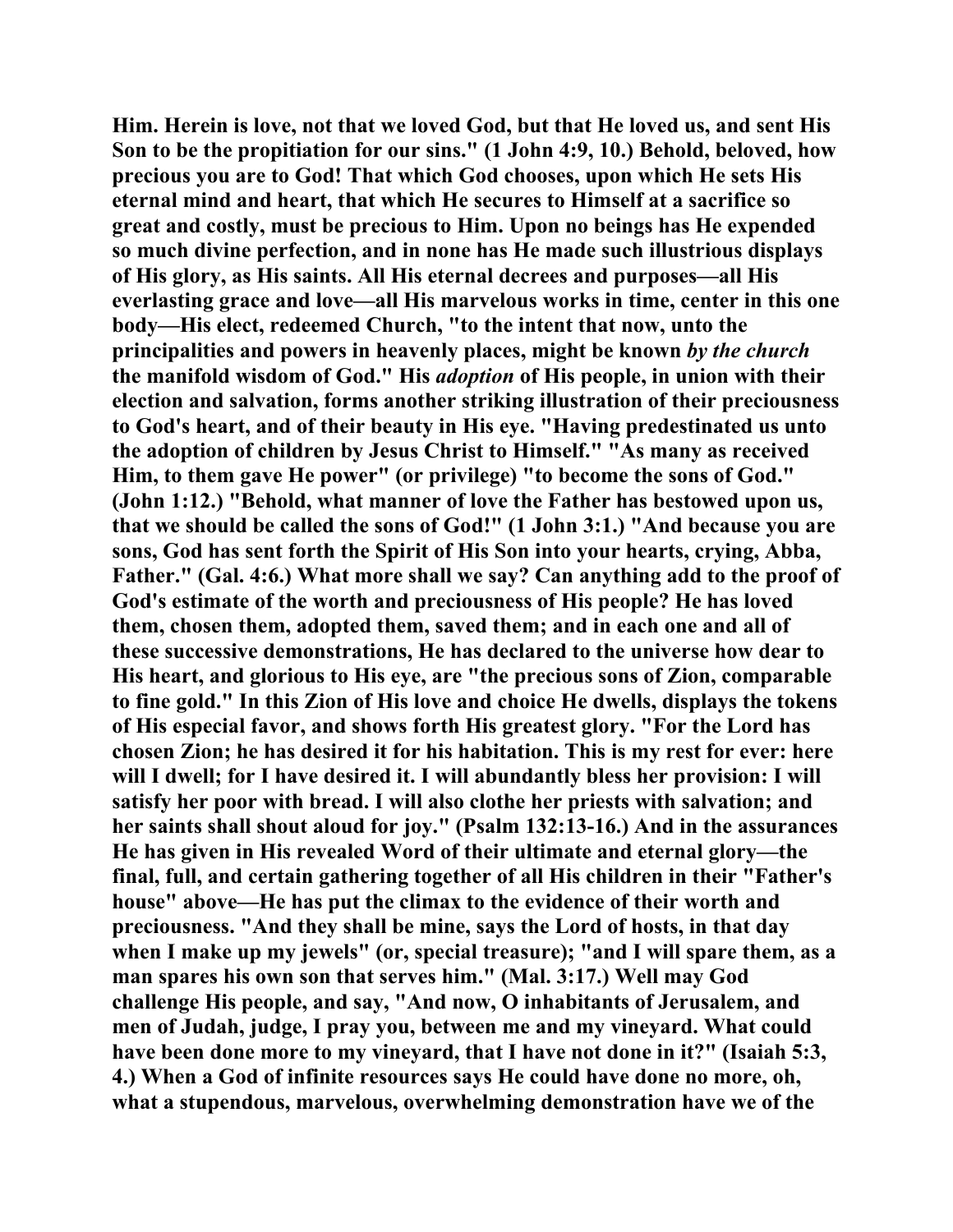**Him. Herein is love, not that we loved God, but that He loved us, and sent His Son to be the propitiation for our sins." (1 John 4:9, 10.) Behold, beloved, how precious you are to God! That which God chooses, upon which He sets His eternal mind and heart, that which He secures to Himself at a sacrifice so great and costly, must be precious to Him. Upon no beings has He expended so much divine perfection, and in none has He made such illustrious displays of His glory, as His saints. All His eternal decrees and purposes—all His everlasting grace and love—all His marvelous works in time, center in this one body—His elect, redeemed Church, "to the intent that now, unto the principalities and powers in heavenly places, might be known *by the church* the manifold wisdom of God." His *adoption* of His people, in union with their election and salvation, forms another striking illustration of their preciousness to God's heart, and of their beauty in His eye. "Having predestinated us unto the adoption of children by Jesus Christ to Himself." "As many as received Him, to them gave He power" (or privilege) "to become the sons of God." (John 1:12.) "Behold, what manner of love the Father has bestowed upon us, that we should be called the sons of God!" (1 John 3:1.) "And because you are sons, God has sent forth the Spirit of His Son into your hearts, crying, Abba, Father." (Gal. 4:6.) What more shall we say? Can anything add to the proof of God's estimate of the worth and preciousness of His people? He has loved them, chosen them, adopted them, saved them; and in each one and all of these successive demonstrations, He has declared to the universe how dear to His heart, and glorious to His eye, are "the precious sons of Zion, comparable to fine gold." In this Zion of His love and choice He dwells, displays the tokens of His especial favor, and shows forth His greatest glory. "For the Lord has chosen Zion; he has desired it for his habitation. This is my rest for ever: here will I dwell; for I have desired it. I will abundantly bless her provision: I will satisfy her poor with bread. I will also clothe her priests with salvation; and her saints shall shout aloud for joy." (Psalm 132:13-16.) And in the assurances He has given in His revealed Word of their ultimate and eternal glory—the final, full, and certain gathering together of all His children in their "Father's house" above—He has put the climax to the evidence of their worth and preciousness. "And they shall be mine, says the Lord of hosts, in that day when I make up my jewels" (or, special treasure); "and I will spare them, as a man spares his own son that serves him." (Mal. 3:17.) Well may God challenge His people, and say, "And now, O inhabitants of Jerusalem, and men of Judah, judge, I pray you, between me and my vineyard. What could have been done more to my vineyard, that I have not done in it?" (Isaiah 5:3, 4.) When a God of infinite resources says He could have done no more, oh, what a stupendous, marvelous, overwhelming demonstration have we of the**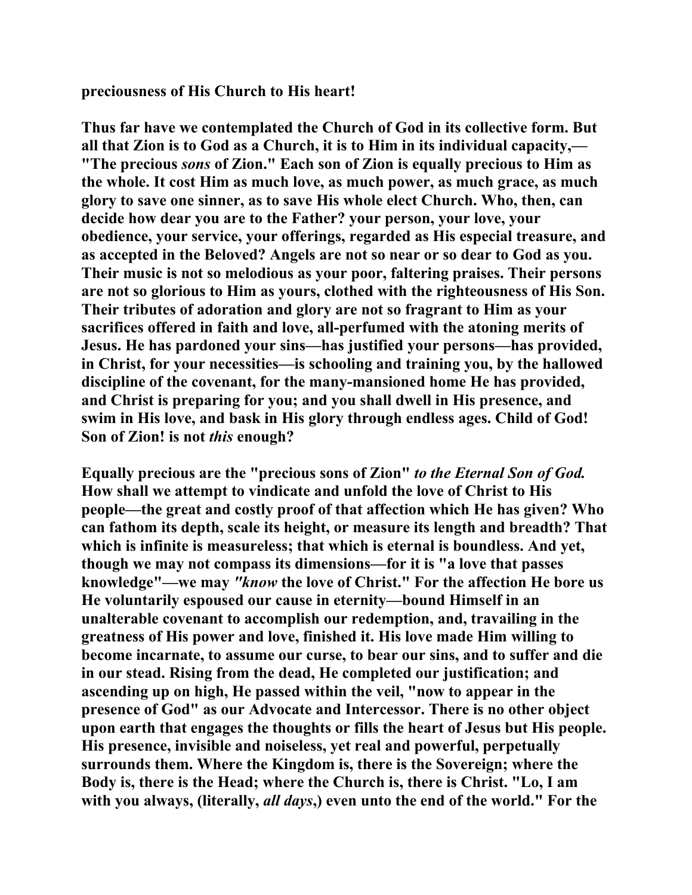**preciousness of His Church to His heart!**

**Thus far have we contemplated the Church of God in its collective form. But all that Zion is to God as a Church, it is to Him in its individual capacity,— "The precious *sons* of Zion." Each son of Zion is equally precious to Him as the whole. It cost Him as much love, as much power, as much grace, as much glory to save one sinner, as to save His whole elect Church. Who, then, can decide how dear you are to the Father? your person, your love, your obedience, your service, your offerings, regarded as His especial treasure, and as accepted in the Beloved? Angels are not so near or so dear to God as you. Their music is not so melodious as your poor, faltering praises. Their persons are not so glorious to Him as yours, clothed with the righteousness of His Son. Their tributes of adoration and glory are not so fragrant to Him as your sacrifices offered in faith and love, all-perfumed with the atoning merits of Jesus. He has pardoned your sins—has justified your persons—has provided, in Christ, for your necessities—is schooling and training you, by the hallowed discipline of the covenant, for the many-mansioned home He has provided, and Christ is preparing for you; and you shall dwell in His presence, and swim in His love, and bask in His glory through endless ages. Child of God! Son of Zion! is not *this* enough?**

**Equally precious are the "precious sons of Zion" *to the Eternal Son of God.* How shall we attempt to vindicate and unfold the love of Christ to His people—the great and costly proof of that affection which He has given? Who can fathom its depth, scale its height, or measure its length and breadth? That which is infinite is measureless; that which is eternal is boundless. And yet, though we may not compass its dimensions—for it is "a love that passes knowledge"—we may *"know* the love of Christ." For the affection He bore us He voluntarily espoused our cause in eternity—bound Himself in an unalterable covenant to accomplish our redemption, and, travailing in the greatness of His power and love, finished it. His love made Him willing to become incarnate, to assume our curse, to bear our sins, and to suffer and die in our stead. Rising from the dead, He completed our justification; and ascending up on high, He passed within the veil, "now to appear in the presence of God" as our Advocate and Intercessor. There is no other object upon earth that engages the thoughts or fills the heart of Jesus but His people. His presence, invisible and noiseless, yet real and powerful, perpetually surrounds them. Where the Kingdom is, there is the Sovereign; where the Body is, there is the Head; where the Church is, there is Christ. "Lo, I am with you always, (literally, *all days*,) even unto the end of the world." For the**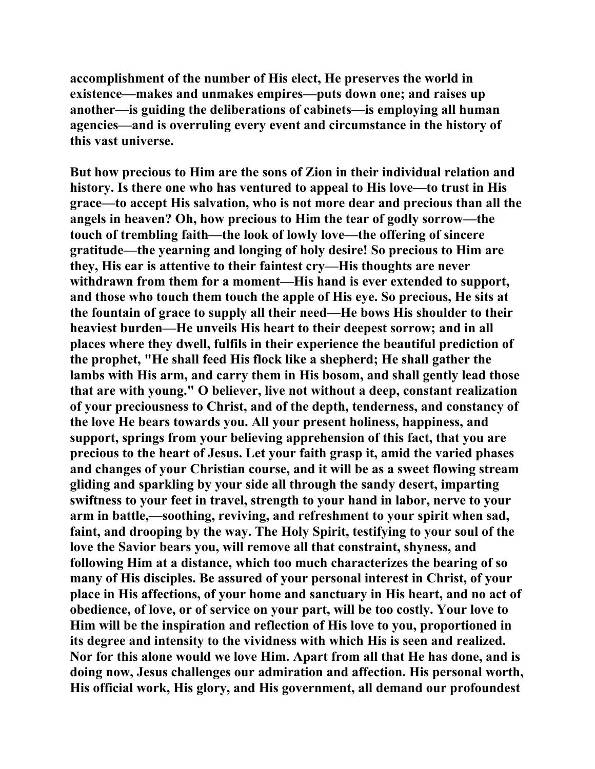**accomplishment of the number of His elect, He preserves the world in existence—makes and unmakes empires—puts down one; and raises up another—is guiding the deliberations of cabinets—is employing all human agencies—and is overruling every event and circumstance in the history of this vast universe.**

**But how precious to Him are the sons of Zion in their individual relation and history. Is there one who has ventured to appeal to His love—to trust in His grace—to accept His salvation, who is not more dear and precious than all the angels in heaven? Oh, how precious to Him the tear of godly sorrow—the touch of trembling faith—the look of lowly love—the offering of sincere gratitude—the yearning and longing of holy desire! So precious to Him are they, His ear is attentive to their faintest cry—His thoughts are never withdrawn from them for a moment—His hand is ever extended to support, and those who touch them touch the apple of His eye. So precious, He sits at the fountain of grace to supply all their need—He bows His shoulder to their heaviest burden—He unveils His heart to their deepest sorrow; and in all places where they dwell, fulfils in their experience the beautiful prediction of the prophet, "He shall feed His flock like a shepherd; He shall gather the lambs with His arm, and carry them in His bosom, and shall gently lead those that are with young." O believer, live not without a deep, constant realization of your preciousness to Christ, and of the depth, tenderness, and constancy of the love He bears towards you. All your present holiness, happiness, and support, springs from your believing apprehension of this fact, that you are precious to the heart of Jesus. Let your faith grasp it, amid the varied phases and changes of your Christian course, and it will be as a sweet flowing stream gliding and sparkling by your side all through the sandy desert, imparting swiftness to your feet in travel, strength to your hand in labor, nerve to your arm in battle,—soothing, reviving, and refreshment to your spirit when sad, faint, and drooping by the way. The Holy Spirit, testifying to your soul of the love the Savior bears you, will remove all that constraint, shyness, and following Him at a distance, which too much characterizes the bearing of so many of His disciples. Be assured of your personal interest in Christ, of your place in His affections, of your home and sanctuary in His heart, and no act of obedience, of love, or of service on your part, will be too costly. Your love to Him will be the inspiration and reflection of His love to you, proportioned in its degree and intensity to the vividness with which His is seen and realized. Nor for this alone would we love Him. Apart from all that He has done, and is doing now, Jesus challenges our admiration and affection. His personal worth, His official work, His glory, and His government, all demand our profoundest**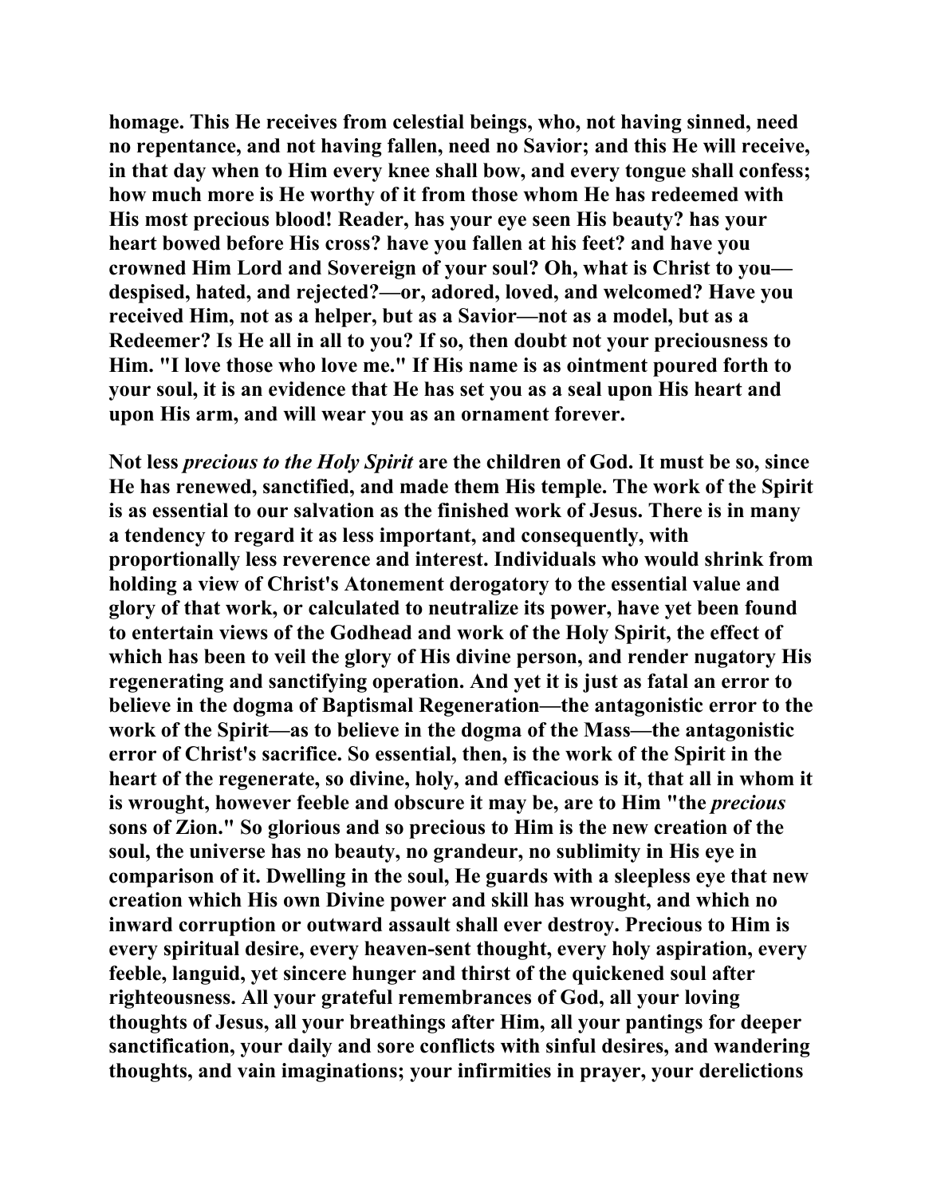homage. This He receives from celestial beings, who, not having sinned, need no repentance, and not having fallen, need no Savior; and this He will receive, in that day when to Him every knee shall bow, and every tongue shall confess; how much more is He worthy of it from those whom He has redeemed with His most precious blood! Reader, has your eye seen His beauty? has your heart bowed before His cross? have you fallen at his feet? and have you crowned Him Lord and Sovereign of your soul? Oh, what is Christ to you—despised, hated, and rejected?—or, adored, loved, and welcomed? Have you received Him, not as a helper, but as a Savior—not as a model, but as a Redeemer? Is He all in all to you? If so, then doubt not your preciousness to Him. "I love those who love me." If His name is as ointment poured forth to your soul, it is an evidence that He has set you as a seal upon His heart and upon His arm, and will wear you as an ornament forever.

Not less *precious to the Holy Spirit* are the children of God. It must be so, since He has renewed, sanctified, and made them His temple. The work of the Spirit is as essential to our salvation as the finished work of Jesus. There is in many a tendency to regard it as less important, and consequently, with proportionally less reverence and interest. Individuals who would shrink from holding a view of Christ's Atonement derogatory to the essential value and glory of that work, or calculated to neutralize its power, have yet been found to entertain views of the Godhead and work of the Holy Spirit, the effect of which has been to veil the glory of His divine person, and render nugatory His regenerating and sanctifying operation. And yet it is just as fatal an error to believe in the dogma of Baptismal Regeneration—the antagonistic error to the work of the Spirit—as to believe in the dogma of the Mass—the antagonistic error of Christ's sacrifice. So essential, then, is the work of the Spirit in the heart of the regenerate, so divine, holy, and efficacious is it, that all in whom it is wrought, however feeble and obscure it may be, are to Him "the *precious* sons of Zion." So glorious and so precious to Him is the new creation of the soul, the universe has no beauty, no grandeur, no sublimity in His eye in comparison of it. Dwelling in the soul, He guards with a sleepless eye that new creation which His own Divine power and skill has wrought, and which no inward corruption or outward assault shall ever destroy. Precious to Him is every spiritual desire, every heaven-sent thought, every holy aspiration, every feeble, languid, yet sincere hunger and thirst of the quickened soul after righteousness. All your grateful remembrances of God, all your loving thoughts of Jesus, all your breathings after Him, all your pantings for deeper sanctification, your daily and sore conflicts with sinful desires, and wandering thoughts, and vain imaginations; your infirmities in prayer, your derelictions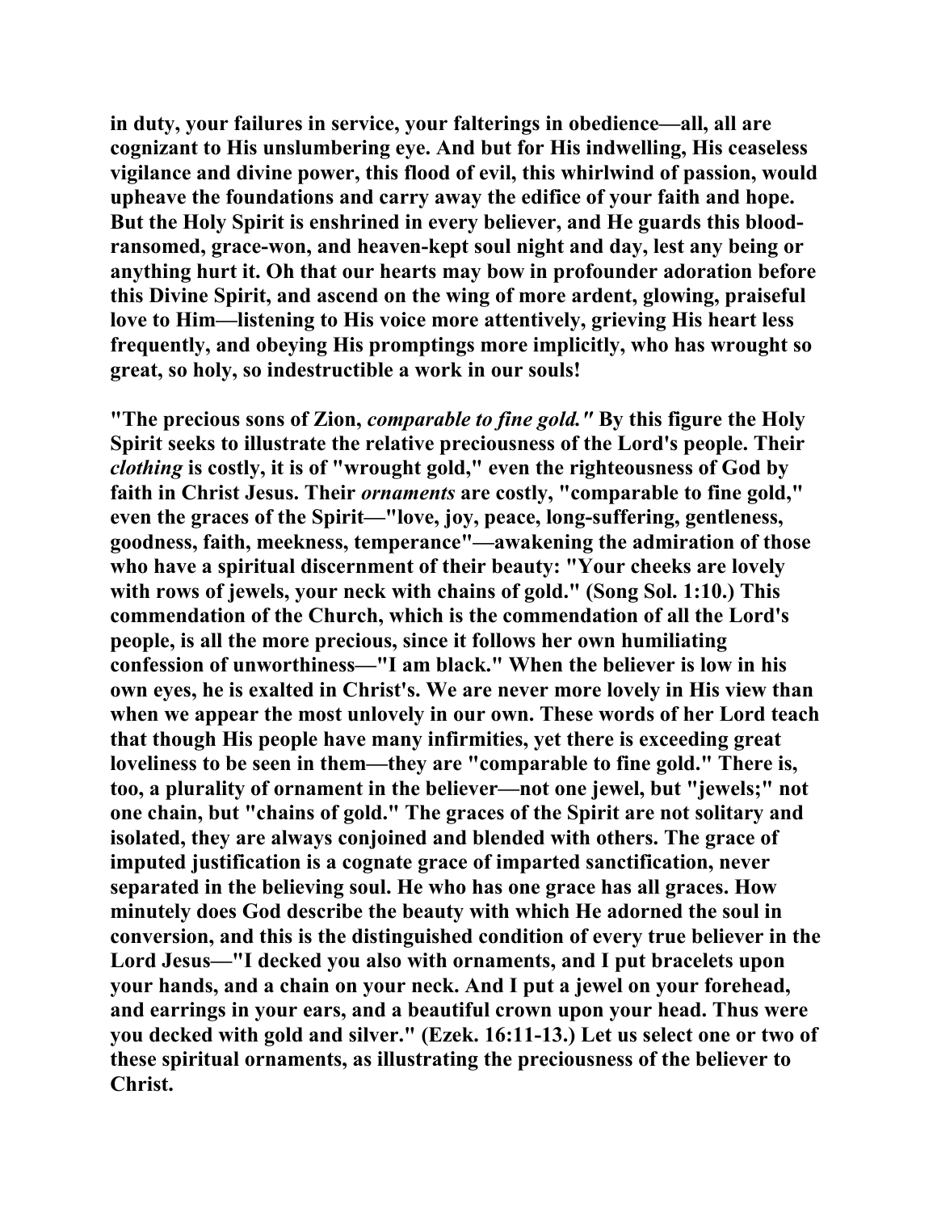**in duty, your failures in service, your falterings in obedience—all, all are cognizant to His unslumbering eye. And but for His indwelling, His ceaseless vigilance and divine power, this flood of evil, this whirlwind of passion, would upheave the foundations and carry away the edifice of your faith and hope. But the Holy Spirit is enshrined in every believer, and He guards this blood-ransomed, grace-won, and heaven-kept soul night and day, lest any being or anything hurt it. Oh that our hearts may bow in profounder adoration before this Divine Spirit, and ascend on the wing of more ardent, glowing, praiseful love to Him—listening to His voice more attentively, grieving His heart less frequently, and obeying His promptings more implicitly, who has wrought so great, so holy, so indestructible a work in our souls!**

**"The precious sons of Zion, *comparable to fine gold."* By this figure the Holy Spirit seeks to illustrate the relative preciousness of the Lord's people. Their *clothing* is costly, it is of "wrought gold," even the righteousness of God by faith in Christ Jesus. Their *ornaments* are costly, "comparable to fine gold," even the graces of the Spirit—"love, joy, peace, long-suffering, gentleness, goodness, faith, meekness, temperance"—awakening the admiration of those who have a spiritual discernment of their beauty: "Your cheeks are lovely with rows of jewels, your neck with chains of gold." (Song Sol. 1:10.) This commendation of the Church, which is the commendation of all the Lord's people, is all the more precious, since it follows her own humiliating confession of unworthiness—"I am black." When the believer is low in his own eyes, he is exalted in Christ's. We are never more lovely in His view than when we appear the most unlovely in our own. These words of her Lord teach that though His people have many infirmities, yet there is exceeding great loveliness to be seen in them—they are "comparable to fine gold." There is, too, a plurality of ornament in the believer—not one jewel, but "jewels;" not one chain, but "chains of gold." The graces of the Spirit are not solitary and isolated, they are always conjoined and blended with others. The grace of imputed justification is a cognate grace of imparted sanctification, never separated in the believing soul. He who has one grace has all graces. How minutely does God describe the beauty with which He adorned the soul in conversion, and this is the distinguished condition of every true believer in the Lord Jesus—"I decked you also with ornaments, and I put bracelets upon your hands, and a chain on your neck. And I put a jewel on your forehead, and earrings in your ears, and a beautiful crown upon your head. Thus were you decked with gold and silver." (Ezek. 16:11-13.) Let us select one or two of these spiritual ornaments, as illustrating the preciousness of the believer to Christ.**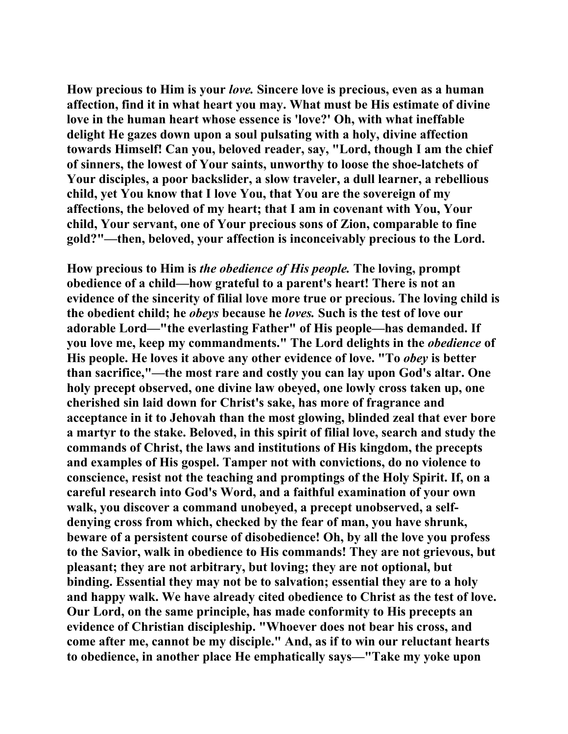How precious to Him is your *love.* Sincere love is precious, even as a human affection, find it in what heart you may. What must be His estimate of divine love in the human heart whose essence is 'love?' Oh, with what ineffable delight He gazes down upon a soul pulsating with a holy, divine affection towards Himself! Can you, beloved reader, say, "Lord, though I am the chief of sinners, the lowest of Your saints, unworthy to loose the shoe-latchets of Your disciples, a poor backslider, a slow traveler, a dull learner, a rebellious child, yet You know that I love You, that You are the sovereign of my affections, the beloved of my heart; that I am in covenant with You, Your child, Your servant, one of Your precious sons of Zion, comparable to fine gold?"—then, beloved, your affection is inconceivably precious to the Lord.

How precious to Him is *the obedience of His people.* The loving, prompt obedience of a child—how grateful to a parent's heart! There is not an evidence of the sincerity of filial love more true or precious. The loving child is the obedient child; he *obeys* because he *loves.* Such is the test of love our adorable Lord—"the everlasting Father" of His people—has demanded. If you love me, keep my commandments." The Lord delights in the *obedience* of His people. He loves it above any other evidence of love. "To *obey* is better than sacrifice,"—the most rare and costly you can lay upon God's altar. One holy precept observed, one divine law obeyed, one lowly cross taken up, one cherished sin laid down for Christ's sake, has more of fragrance and acceptance in it to Jehovah than the most glowing, blinded zeal that ever bore a martyr to the stake. Beloved, in this spirit of filial love, search and study the commands of Christ, the laws and institutions of His kingdom, the precepts and examples of His gospel. Tamper not with convictions, do no violence to conscience, resist not the teaching and promptings of the Holy Spirit. If, on a careful research into God's Word, and a faithful examination of your own walk, you discover a command unobeyed, a precept unobserved, a self-denying cross from which, checked by the fear of man, you have shrunk, beware of a persistent course of disobedience! Oh, by all the love you profess to the Savior, walk in obedience to His commands! They are not grievous, but pleasant; they are not arbitrary, but loving; they are not optional, but binding. Essential they may not be to salvation; essential they are to a holy and happy walk. We have already cited obedience to Christ as the test of love. Our Lord, on the same principle, has made conformity to His precepts an evidence of Christian discipleship. "Whoever does not bear his cross, and come after me, cannot be my disciple." And, as if to win our reluctant hearts to obedience, in another place He emphatically says—"Take my yoke upon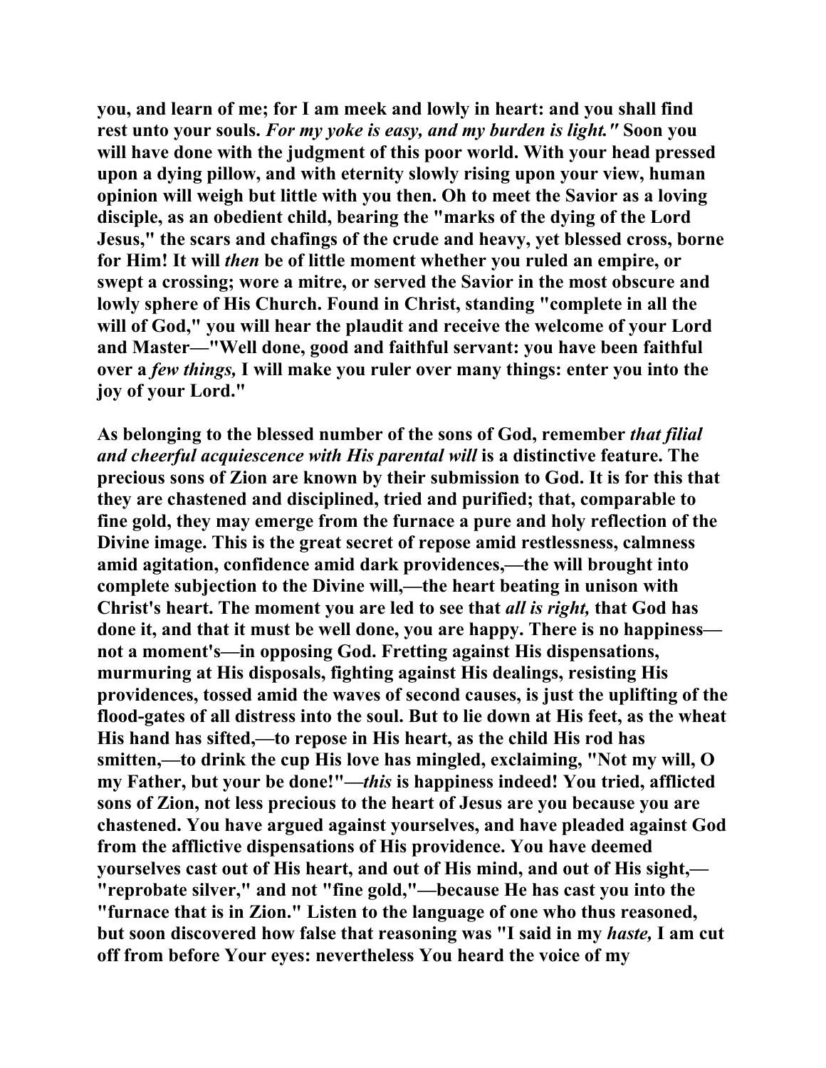**you, and learn of me; for I am meek and lowly in heart: and you shall find rest unto your souls.** ***For my yoke is easy, and my burden is light."*** **Soon you will have done with the judgment of this poor world. With your head pressed upon a dying pillow, and with eternity slowly rising upon your view, human opinion will weigh but little with you then. Oh to meet the Savior as a loving disciple, as an obedient child, bearing the "marks of the dying of the Lord Jesus," the scars and chafings of the crude and heavy, yet blessed cross, borne for Him! It will** ***then*** **be of little moment whether you ruled an empire, or swept a crossing; wore a mitre, or served the Savior in the most obscure and lowly sphere of His Church. Found in Christ, standing "complete in all the will of God," you will hear the plaudit and receive the welcome of your Lord and Master—"Well done, good and faithful servant: you have been faithful over a** ***few things,*** **I will make you ruler over many things: enter you into the joy of your Lord."**

**As belonging to the blessed number of the sons of God, remember** ***that filial and cheerful acquiescence with His parental will*** **is a distinctive feature. The precious sons of Zion are known by their submission to God. It is for this that they are chastened and disciplined, tried and purified; that, comparable to fine gold, they may emerge from the furnace a pure and holy reflection of the Divine image. This is the great secret of repose amid restlessness, calmness amid agitation, confidence amid dark providences,—the will brought into complete subjection to the Divine will,—the heart beating in unison with Christ's heart. The moment you are led to see that** ***all is right,*** **that God has done it, and that it must be well done, you are happy. There is no happiness—not a moment's—in opposing God. Fretting against His dispensations, murmuring at His disposals, fighting against His dealings, resisting His providences, tossed amid the waves of second causes, is just the uplifting of the flood-gates of all distress into the soul. But to lie down at His feet, as the wheat His hand has sifted,—to repose in His heart, as the child His rod has smitten,—to drink the cup His love has mingled, exclaiming, "Not my will, O my Father, but your be done!"—*****this*** **is happiness indeed! You tried, afflicted sons of Zion, not less precious to the heart of Jesus are you because you are chastened. You have argued against yourselves, and have pleaded against God from the afflictive dispensations of His providence. You have deemed yourselves cast out of His heart, and out of His mind, and out of His sight,—"reprobate silver," and not "fine gold,"—because He has cast you into the "furnace that is in Zion." Listen to the language of one who thus reasoned, but soon discovered how false that reasoning was "I said in my** ***haste,*** **I am cut off from before Your eyes: nevertheless You heard the voice of my**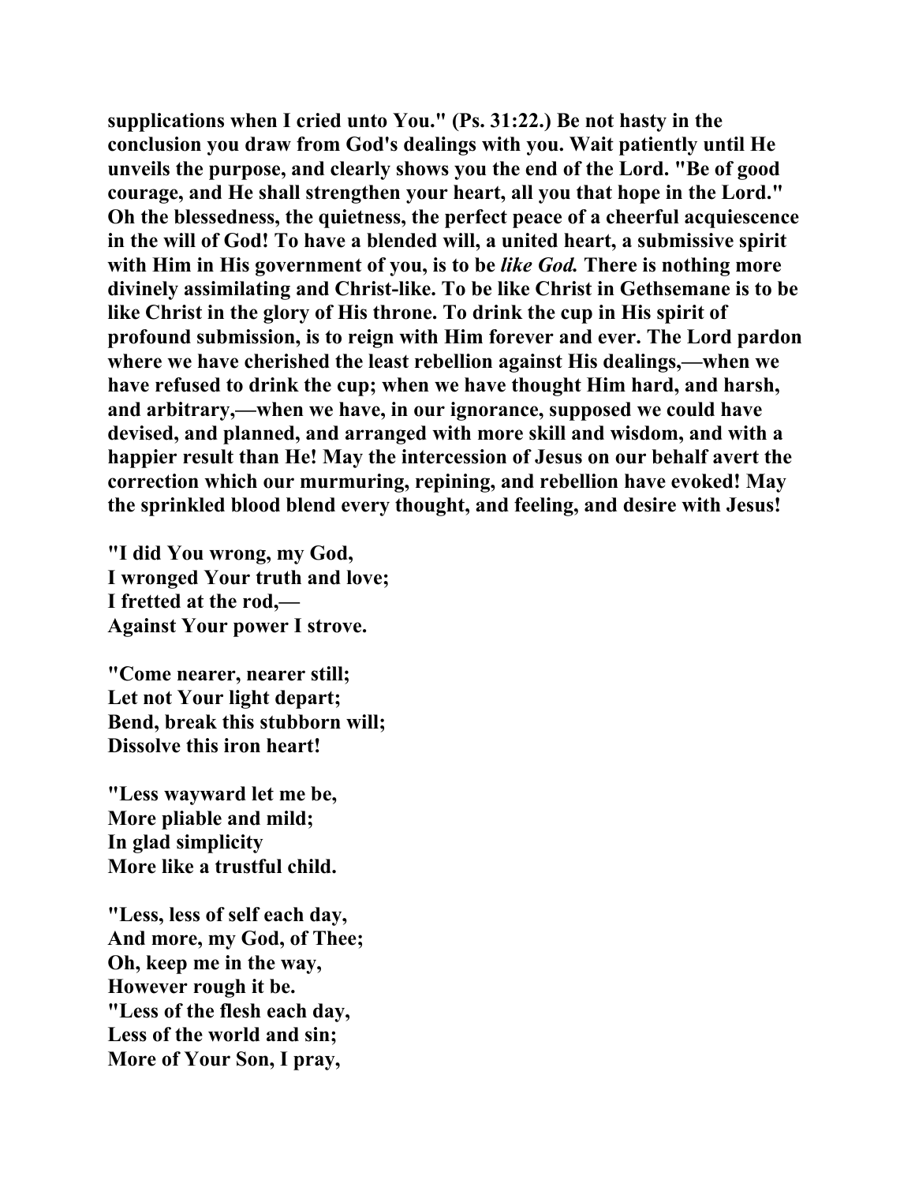**supplications when I cried unto You." (Ps. 31:22.) Be not hasty in the conclusion you draw from God's dealings with you. Wait patiently until He unveils the purpose, and clearly shows you the end of the Lord. "Be of good courage, and He shall strengthen your heart, all you that hope in the Lord." Oh the blessedness, the quietness, the perfect peace of a cheerful acquiescence in the will of God! To have a blended will, a united heart, a submissive spirit with Him in His government of you, is to be *like God.* There is nothing more divinely assimilating and Christ-like. To be like Christ in Gethsemane is to be like Christ in the glory of His throne. To drink the cup in His spirit of profound submission, is to reign with Him forever and ever. The Lord pardon where we have cherished the least rebellion against His dealings,—when we have refused to drink the cup; when we have thought Him hard, and harsh, and arbitrary,—when we have, in our ignorance, supposed we could have devised, and planned, and arranged with more skill and wisdom, and with a happier result than He! May the intercession of Jesus on our behalf avert the correction which our murmuring, repining, and rebellion have evoked! May the sprinkled blood blend every thought, and feeling, and desire with Jesus!**

**"I did You wrong, my God,  
I wronged Your truth and love;  
I fretted at the rod,—  
Against Your power I strove.**

**"Come nearer, nearer still;  
Let not Your light depart;  
Bend, break this stubborn will;  
Dissolve this iron heart!**

**"Less wayward let me be,  
More pliable and mild;  
In glad simplicity  
More like a trustful child.**

**"Less, less of self each day,  
And more, my God, of Thee;  
Oh, keep me in the way,  
However rough it be.  
"Less of the flesh each day,  
Less of the world and sin;  
More of Your Son, I pray,**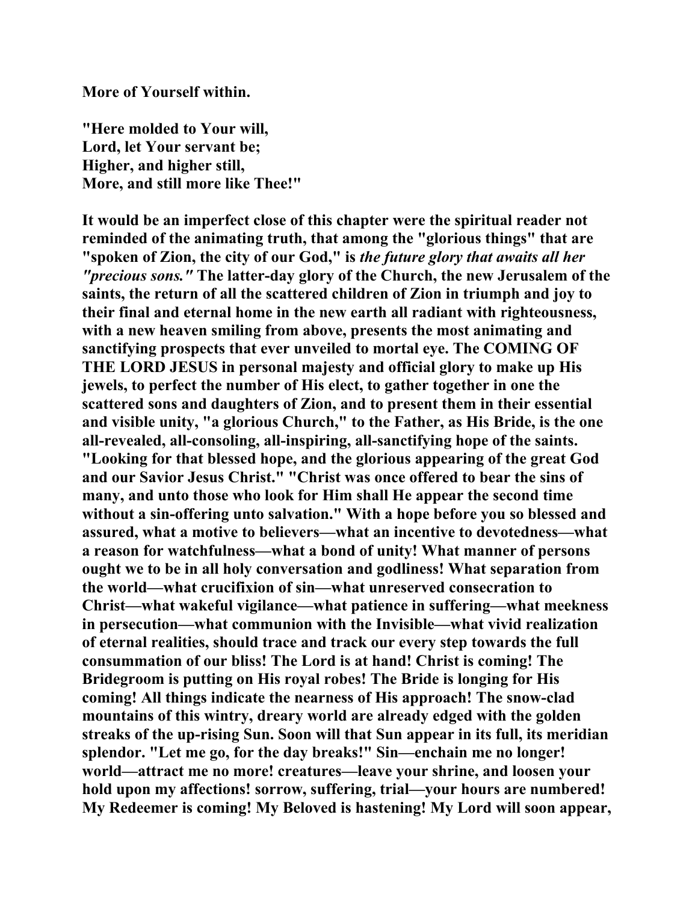**More of Yourself within.**

**"Here molded to Your will,**
**Lord, let Your servant be;**
**Higher, and higher still,**
**More, and still more like Thee!"**

**It would be an imperfect close of this chapter were the spiritual reader not reminded of the animating truth, that among the "glorious things" that are "spoken of Zion, the city of our God," is *the future glory that awaits all her "precious sons."* The latter-day glory of the Church, the new Jerusalem of the saints, the return of all the scattered children of Zion in triumph and joy to their final and eternal home in the new earth all radiant with righteousness, with a new heaven smiling from above, presents the most animating and sanctifying prospects that ever unveiled to mortal eye. The COMING OF THE LORD JESUS in personal majesty and official glory to make up His jewels, to perfect the number of His elect, to gather together in one the scattered sons and daughters of Zion, and to present them in their essential and visible unity, "a glorious Church," to the Father, as His Bride, is the one all-revealed, all-consoling, all-inspiring, all-sanctifying hope of the saints. "Looking for that blessed hope, and the glorious appearing of the great God and our Savior Jesus Christ." "Christ was once offered to bear the sins of many, and unto those who look for Him shall He appear the second time without a sin-offering unto salvation." With a hope before you so blessed and assured, what a motive to believers—what an incentive to devotedness—what a reason for watchfulness—what a bond of unity! What manner of persons ought we to be in all holy conversation and godliness! What separation from the world—what crucifixion of sin—what unreserved consecration to Christ—what wakeful vigilance—what patience in suffering—what meekness in persecution—what communion with the Invisible—what vivid realization of eternal realities, should trace and track our every step towards the full consummation of our bliss! The Lord is at hand! Christ is coming! The Bridegroom is putting on His royal robes! The Bride is longing for His coming! All things indicate the nearness of His approach! The snow-clad mountains of this wintry, dreary world are already edged with the golden streaks of the up-rising Sun. Soon will that Sun appear in its full, its meridian splendor. "Let me go, for the day breaks!" Sin—enchain me no longer! world—attract me no more! creatures—leave your shrine, and loosen your hold upon my affections! sorrow, suffering, trial—your hours are numbered! My Redeemer is coming! My Beloved is hastening! My Lord will soon appear,**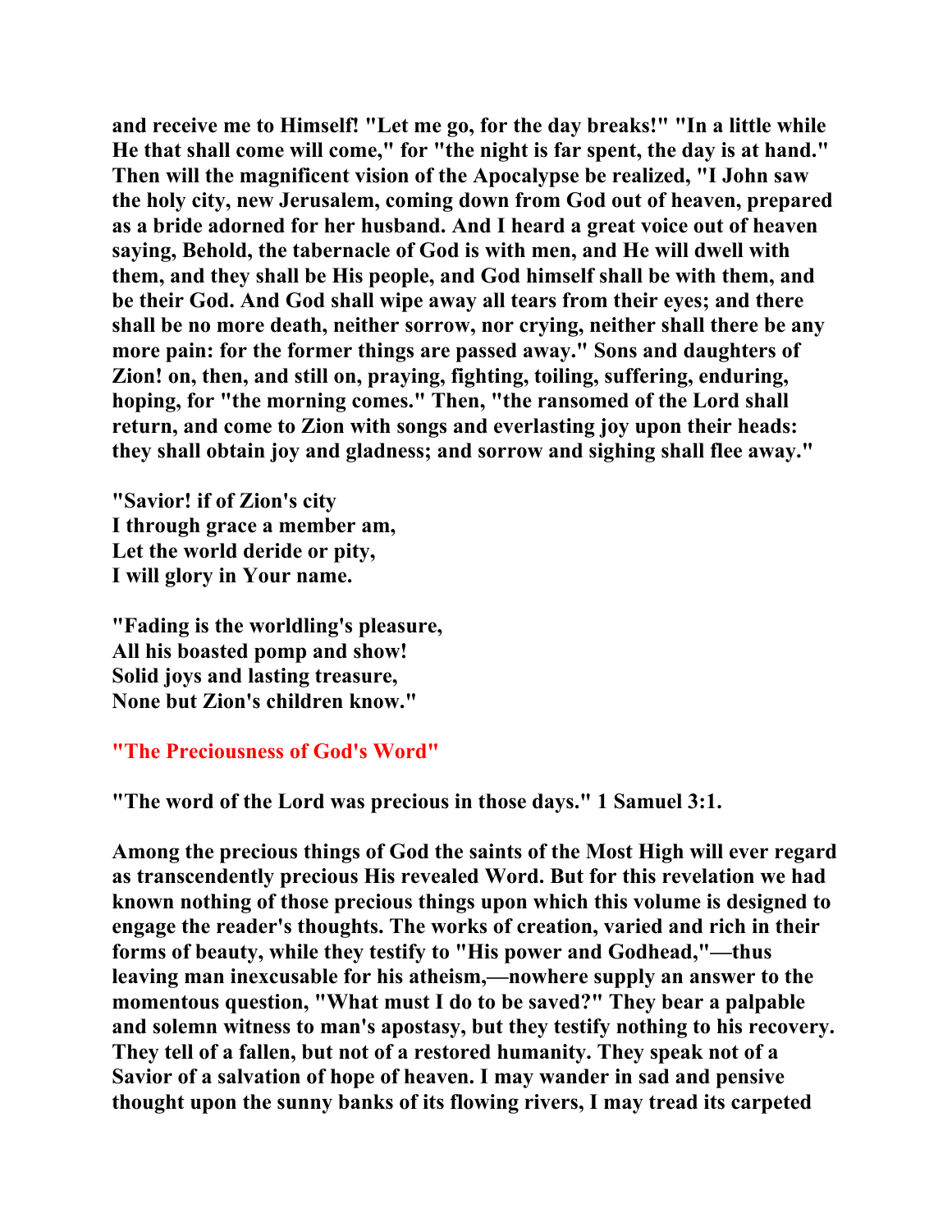**and receive me to Himself! "Let me go, for the day breaks!" "In a little while He that shall come will come," for "the night is far spent, the day is at hand." Then will the magnificent vision of the Apocalypse be realized, "I John saw the holy city, new Jerusalem, coming down from God out of heaven, prepared as a bride adorned for her husband. And I heard a great voice out of heaven saying, Behold, the tabernacle of God is with men, and He will dwell with them, and they shall be His people, and God himself shall be with them, and be their God. And God shall wipe away all tears from their eyes; and there shall be no more death, neither sorrow, nor crying, neither shall there be any more pain: for the former things are passed away." Sons and daughters of Zion! on, then, and still on, praying, fighting, toiling, suffering, enduring, hoping, for "the morning comes." Then, "the ransomed of the Lord shall return, and come to Zion with songs and everlasting joy upon their heads: they shall obtain joy and gladness; and sorrow and sighing shall flee away."**

**"Savior! if of Zion's city**
**I through grace a member am,**
**Let the world deride or pity,**
**I will glory in Your name.**

**"Fading is the worldling's pleasure,**
**All his boasted pomp and show!**
**Solid joys and lasting treasure,**
**None but Zion's children know."**

## "The Preciousness of God's Word"

**"The word of the Lord was precious in those days." 1 Samuel 3:1.**

**Among the precious things of God the saints of the Most High will ever regard as transcendently precious His revealed Word. But for this revelation we had known nothing of those precious things upon which this volume is designed to engage the reader's thoughts. The works of creation, varied and rich in their forms of beauty, while they testify to "His power and Godhead,"—thus leaving man inexcusable for his atheism,—nowhere supply an answer to the momentous question, "What must I do to be saved?" They bear a palpable and solemn witness to man's apostasy, but they testify nothing to his recovery. They tell of a fallen, but not of a restored humanity. They speak not of a Savior of a salvation of hope of heaven. I may wander in sad and pensive thought upon the sunny banks of its flowing rivers, I may tread its carpeted**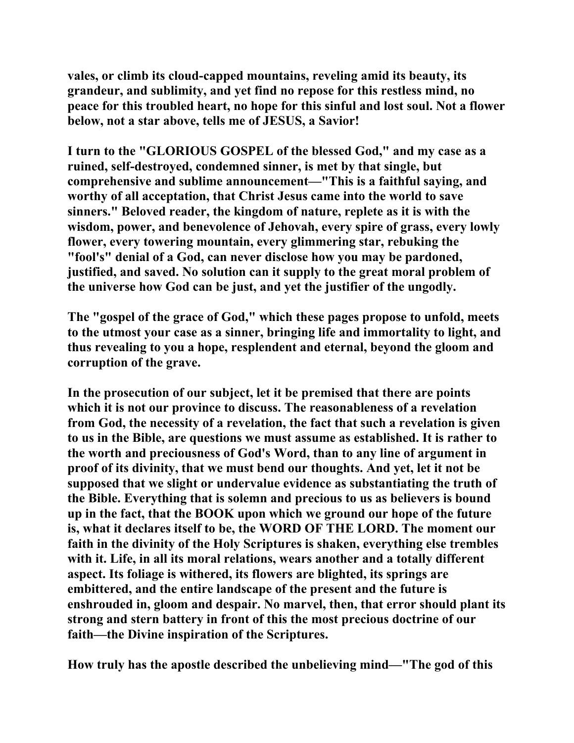**vales, or climb its cloud-capped mountains, reveling amid its beauty, its grandeur, and sublimity, and yet find no repose for this restless mind, no peace for this troubled heart, no hope for this sinful and lost soul. Not a flower below, not a star above, tells me of JESUS, a Savior!**

**I turn to the "GLORIOUS GOSPEL of the blessed God," and my case as a ruined, self-destroyed, condemned sinner, is met by that single, but comprehensive and sublime announcement—"This is a faithful saying, and worthy of all acceptation, that Christ Jesus came into the world to save sinners." Beloved reader, the kingdom of nature, replete as it is with the wisdom, power, and benevolence of Jehovah, every spire of grass, every lowly flower, every towering mountain, every glimmering star, rebuking the "fool's" denial of a God, can never disclose how you may be pardoned, justified, and saved. No solution can it supply to the great moral problem of the universe how God can be just, and yet the justifier of the ungodly.**

**The "gospel of the grace of God," which these pages propose to unfold, meets to the utmost your case as a sinner, bringing life and immortality to light, and thus revealing to you a hope, resplendent and eternal, beyond the gloom and corruption of the grave.**

**In the prosecution of our subject, let it be premised that there are points which it is not our province to discuss. The reasonableness of a revelation from God, the necessity of a revelation, the fact that such a revelation is given to us in the Bible, are questions we must assume as established. It is rather to the worth and preciousness of God's Word, than to any line of argument in proof of its divinity, that we must bend our thoughts. And yet, let it not be supposed that we slight or undervalue evidence as substantiating the truth of the Bible. Everything that is solemn and precious to us as believers is bound up in the fact, that the BOOK upon which we ground our hope of the future is, what it declares itself to be, the WORD OF THE LORD. The moment our faith in the divinity of the Holy Scriptures is shaken, everything else trembles with it. Life, in all its moral relations, wears another and a totally different aspect. Its foliage is withered, its flowers are blighted, its springs are embittered, and the entire landscape of the present and the future is enshrouded in, gloom and despair. No marvel, then, that error should plant its strong and stern battery in front of this the most precious doctrine of our faith—the Divine inspiration of the Scriptures.**

**How truly has the apostle described the unbelieving mind—"The god of this**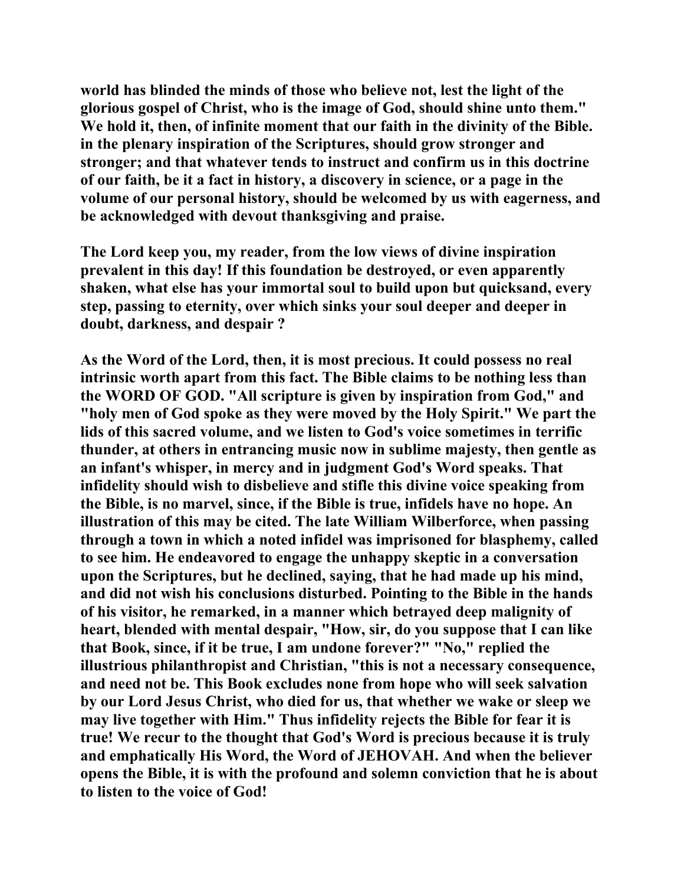world has blinded the minds of those who believe not, lest the light of the glorious gospel of Christ, who is the image of God, should shine unto them." We hold it, then, of infinite moment that our faith in the divinity of the Bible. in the plenary inspiration of the Scriptures, should grow stronger and stronger; and that whatever tends to instruct and confirm us in this doctrine of our faith, be it a fact in history, a discovery in science, or a page in the volume of our personal history, should be welcomed by us with eagerness, and be acknowledged with devout thanksgiving and praise.

The Lord keep you, my reader, from the low views of divine inspiration prevalent in this day! If this foundation be destroyed, or even apparently shaken, what else has your immortal soul to build upon but quicksand, every step, passing to eternity, over which sinks your soul deeper and deeper in doubt, darkness, and despair ?

As the Word of the Lord, then, it is most precious. It could possess no real intrinsic worth apart from this fact. The Bible claims to be nothing less than the WORD OF GOD. "All scripture is given by inspiration from God," and "holy men of God spoke as they were moved by the Holy Spirit." We part the lids of this sacred volume, and we listen to God's voice sometimes in terrific thunder, at others in entrancing music now in sublime majesty, then gentle as an infant's whisper, in mercy and in judgment God's Word speaks. That infidelity should wish to disbelieve and stifle this divine voice speaking from the Bible, is no marvel, since, if the Bible is true, infidels have no hope. An illustration of this may be cited. The late William Wilberforce, when passing through a town in which a noted infidel was imprisoned for blasphemy, called to see him. He endeavored to engage the unhappy skeptic in a conversation upon the Scriptures, but he declined, saying, that he had made up his mind, and did not wish his conclusions disturbed. Pointing to the Bible in the hands of his visitor, he remarked, in a manner which betrayed deep malignity of heart, blended with mental despair, "How, sir, do you suppose that I can like that Book, since, if it be true, I am undone forever?" "No," replied the illustrious philanthropist and Christian, "this is not a necessary consequence, and need not be. This Book excludes none from hope who will seek salvation by our Lord Jesus Christ, who died for us, that whether we wake or sleep we may live together with Him." Thus infidelity rejects the Bible for fear it is true! We recur to the thought that God's Word is precious because it is truly and emphatically His Word, the Word of JEHOVAH. And when the believer opens the Bible, it is with the profound and solemn conviction that he is about to listen to the voice of God!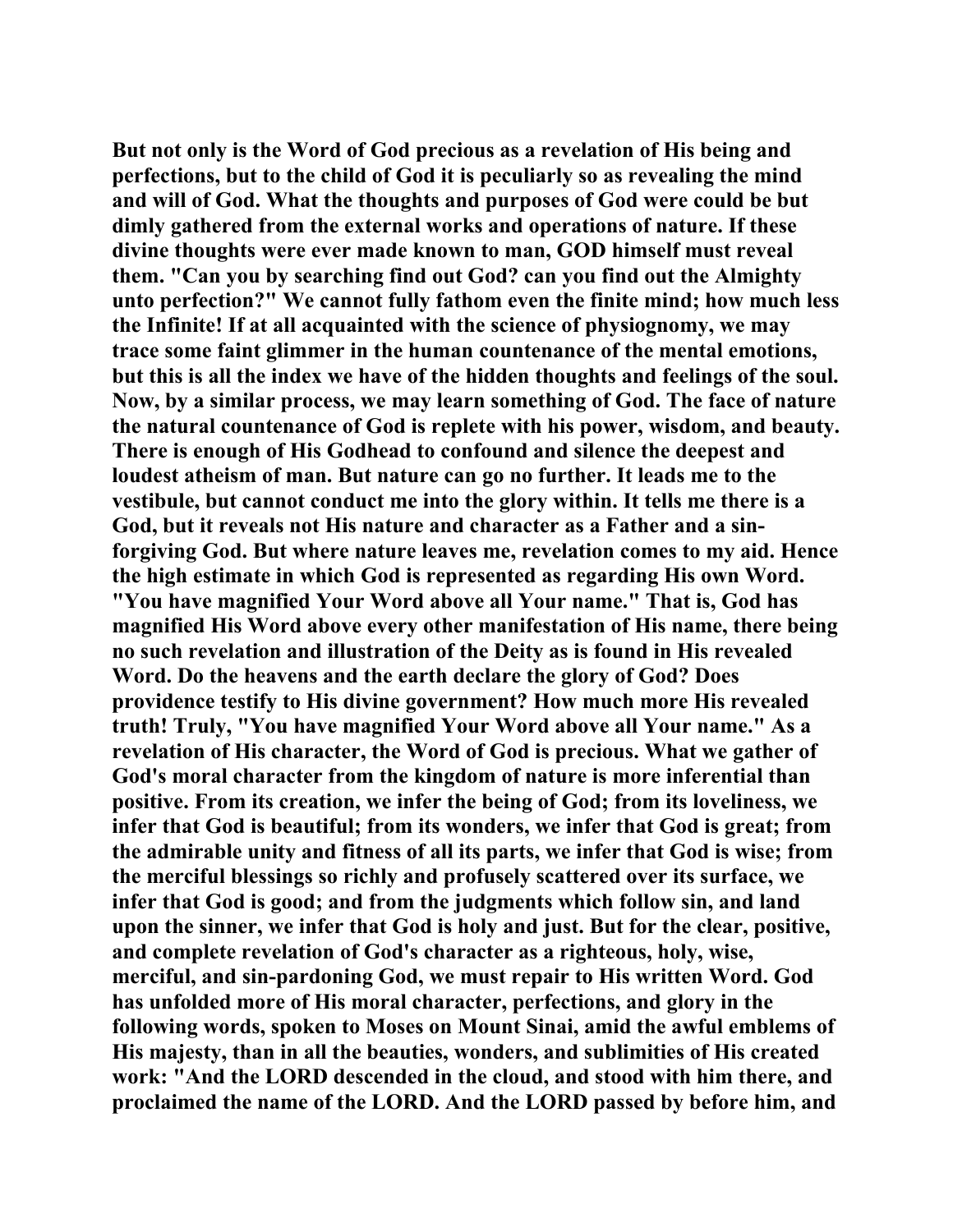But not only is the Word of God precious as a revelation of His being and perfections, but to the child of God it is peculiarly so as revealing the mind and will of God. What the thoughts and purposes of God were could be but dimly gathered from the external works and operations of nature. If these divine thoughts were ever made known to man, GOD himself must reveal them. "Can you by searching find out God? can you find out the Almighty unto perfection?" We cannot fully fathom even the finite mind; how much less the Infinite! If at all acquainted with the science of physiognomy, we may trace some faint glimmer in the human countenance of the mental emotions, but this is all the index we have of the hidden thoughts and feelings of the soul. Now, by a similar process, we may learn something of God. The face of nature the natural countenance of God is replete with his power, wisdom, and beauty. There is enough of His Godhead to confound and silence the deepest and loudest atheism of man. But nature can go no further. It leads me to the vestibule, but cannot conduct me into the glory within. It tells me there is a God, but it reveals not His nature and character as a Father and a sin-forgiving God. But where nature leaves me, revelation comes to my aid. Hence the high estimate in which God is represented as regarding His own Word. "You have magnified Your Word above all Your name." That is, God has magnified His Word above every other manifestation of His name, there being no such revelation and illustration of the Deity as is found in His revealed Word. Do the heavens and the earth declare the glory of God? Does providence testify to His divine government? How much more His revealed truth! Truly, "You have magnified Your Word above all Your name." As a revelation of His character, the Word of God is precious. What we gather of God's moral character from the kingdom of nature is more inferential than positive. From its creation, we infer the being of God; from its loveliness, we infer that God is beautiful; from its wonders, we infer that God is great; from the admirable unity and fitness of all its parts, we infer that God is wise; from the merciful blessings so richly and profusely scattered over its surface, we infer that God is good; and from the judgments which follow sin, and land upon the sinner, we infer that God is holy and just. But for the clear, positive, and complete revelation of God's character as a righteous, holy, wise, merciful, and sin-pardoning God, we must repair to His written Word. God has unfolded more of His moral character, perfections, and glory in the following words, spoken to Moses on Mount Sinai, amid the awful emblems of His majesty, than in all the beauties, wonders, and sublimities of His created work: "And the LORD descended in the cloud, and stood with him there, and proclaimed the name of the LORD. And the LORD passed by before him, and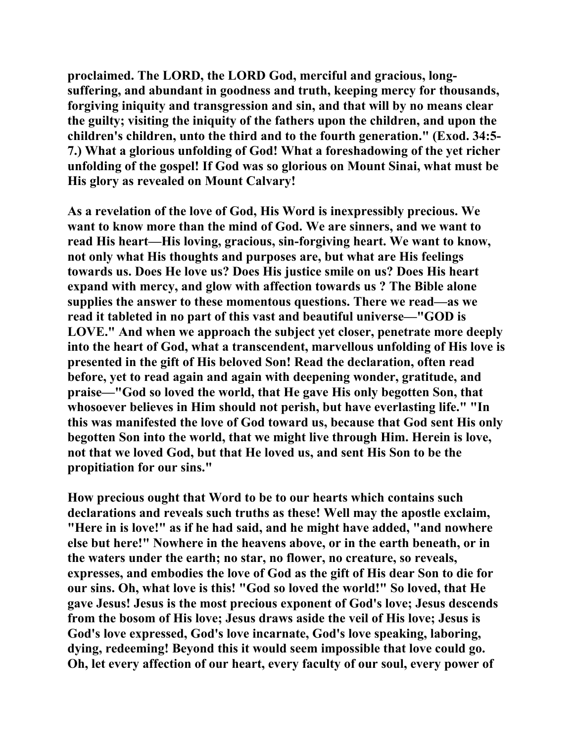proclaimed. The LORD, the LORD God, merciful and gracious, long-suffering, and abundant in goodness and truth, keeping mercy for thousands, forgiving iniquity and transgression and sin, and that will by no means clear the guilty; visiting the iniquity of the fathers upon the children, and upon the children's children, unto the third and to the fourth generation." (Exod. 34:5-7.) What a glorious unfolding of God! What a foreshadowing of the yet richer unfolding of the gospel! If God was so glorious on Mount Sinai, what must be His glory as revealed on Mount Calvary!

As a revelation of the love of God, His Word is inexpressibly precious. We want to know more than the mind of God. We are sinners, and we want to read His heart—His loving, gracious, sin-forgiving heart. We want to know, not only what His thoughts and purposes are, but what are His feelings towards us. Does He love us? Does His justice smile on us? Does His heart expand with mercy, and glow with affection towards us ? The Bible alone supplies the answer to these momentous questions. There we read—as we read it tableted in no part of this vast and beautiful universe—"GOD is LOVE." And when we approach the subject yet closer, penetrate more deeply into the heart of God, what a transcendent, marvellous unfolding of His love is presented in the gift of His beloved Son! Read the declaration, often read before, yet to read again and again with deepening wonder, gratitude, and praise—"God so loved the world, that He gave His only begotten Son, that whosoever believes in Him should not perish, but have everlasting life." "In this was manifested the love of God toward us, because that God sent His only begotten Son into the world, that we might live through Him. Herein is love, not that we loved God, but that He loved us, and sent His Son to be the propitiation for our sins."

How precious ought that Word to be to our hearts which contains such declarations and reveals such truths as these! Well may the apostle exclaim, "Here in is love!" as if he had said, and he might have added, "and nowhere else but here!" Nowhere in the heavens above, or in the earth beneath, or in the waters under the earth; no star, no flower, no creature, so reveals, expresses, and embodies the love of God as the gift of His dear Son to die for our sins. Oh, what love is this! "God so loved the world!" So loved, that He gave Jesus! Jesus is the most precious exponent of God's love; Jesus descends from the bosom of His love; Jesus draws aside the veil of His love; Jesus is God's love expressed, God's love incarnate, God's love speaking, laboring, dying, redeeming! Beyond this it would seem impossible that love could go. Oh, let every affection of our heart, every faculty of our soul, every power of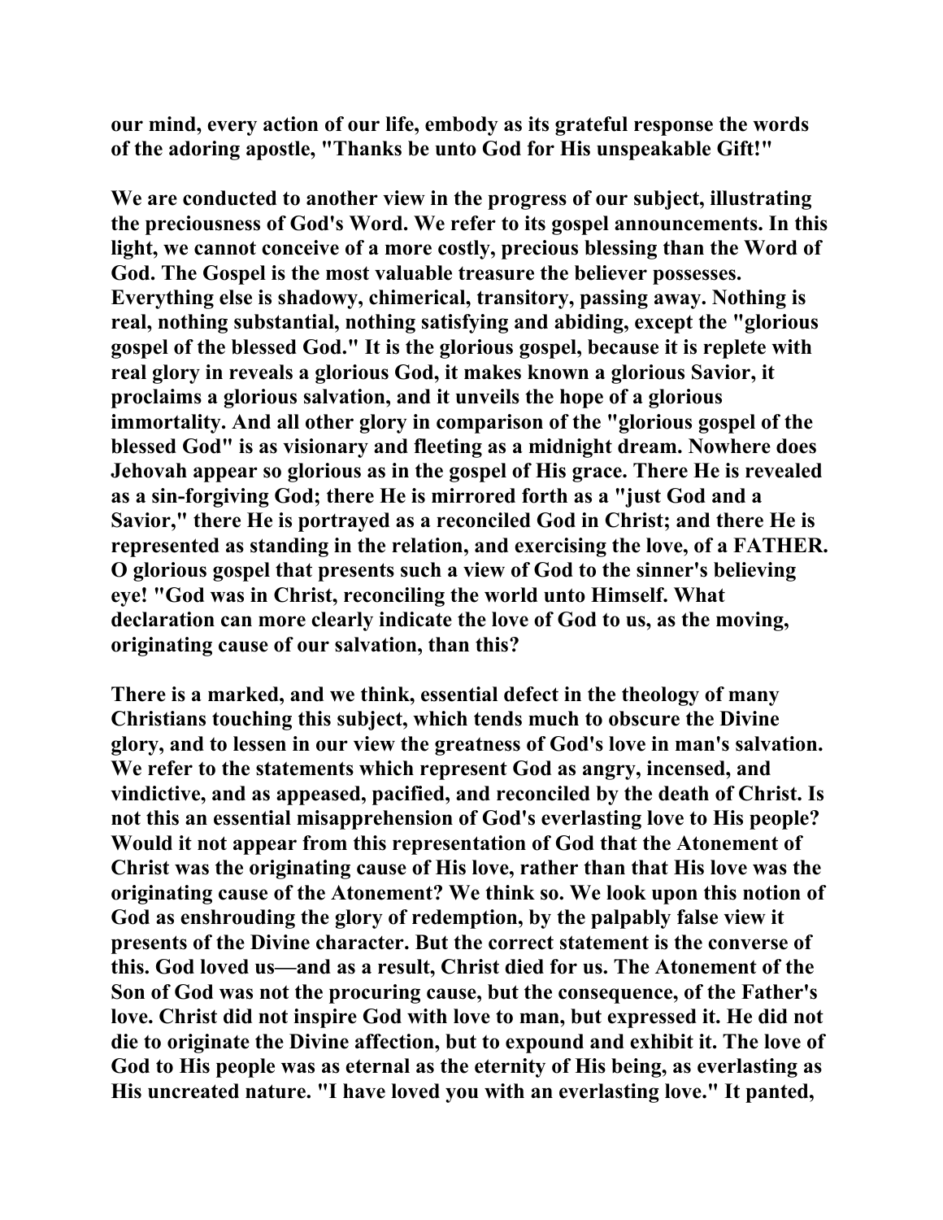our mind, every action of our life, embody as its grateful response the words of the adoring apostle, "Thanks be unto God for His unspeakable Gift!"

We are conducted to another view in the progress of our subject, illustrating the preciousness of God's Word. We refer to its gospel announcements. In this light, we cannot conceive of a more costly, precious blessing than the Word of God. The Gospel is the most valuable treasure the believer possesses. Everything else is shadowy, chimerical, transitory, passing away. Nothing is real, nothing substantial, nothing satisfying and abiding, except the "glorious gospel of the blessed God." It is the glorious gospel, because it is replete with real glory in reveals a glorious God, it makes known a glorious Savior, it proclaims a glorious salvation, and it unveils the hope of a glorious immortality. And all other glory in comparison of the "glorious gospel of the blessed God" is as visionary and fleeting as a midnight dream. Nowhere does Jehovah appear so glorious as in the gospel of His grace. There He is revealed as a sin-forgiving God; there He is mirrored forth as a "just God and a Savior," there He is portrayed as a reconciled God in Christ; and there He is represented as standing in the relation, and exercising the love, of a FATHER. O glorious gospel that presents such a view of God to the sinner's believing eye! "God was in Christ, reconciling the world unto Himself. What declaration can more clearly indicate the love of God to us, as the moving, originating cause of our salvation, than this?

There is a marked, and we think, essential defect in the theology of many Christians touching this subject, which tends much to obscure the Divine glory, and to lessen in our view the greatness of God's love in man's salvation. We refer to the statements which represent God as angry, incensed, and vindictive, and as appeased, pacified, and reconciled by the death of Christ. Is not this an essential misapprehension of God's everlasting love to His people? Would it not appear from this representation of God that the Atonement of Christ was the originating cause of His love, rather than that His love was the originating cause of the Atonement? We think so. We look upon this notion of God as enshrouding the glory of redemption, by the palpably false view it presents of the Divine character. But the correct statement is the converse of this. God loved us—and as a result, Christ died for us. The Atonement of the Son of God was not the procuring cause, but the consequence, of the Father's love. Christ did not inspire God with love to man, but expressed it. He did not die to originate the Divine affection, but to expound and exhibit it. The love of God to His people was as eternal as the eternity of His being, as everlasting as His uncreated nature. "I have loved you with an everlasting love." It panted,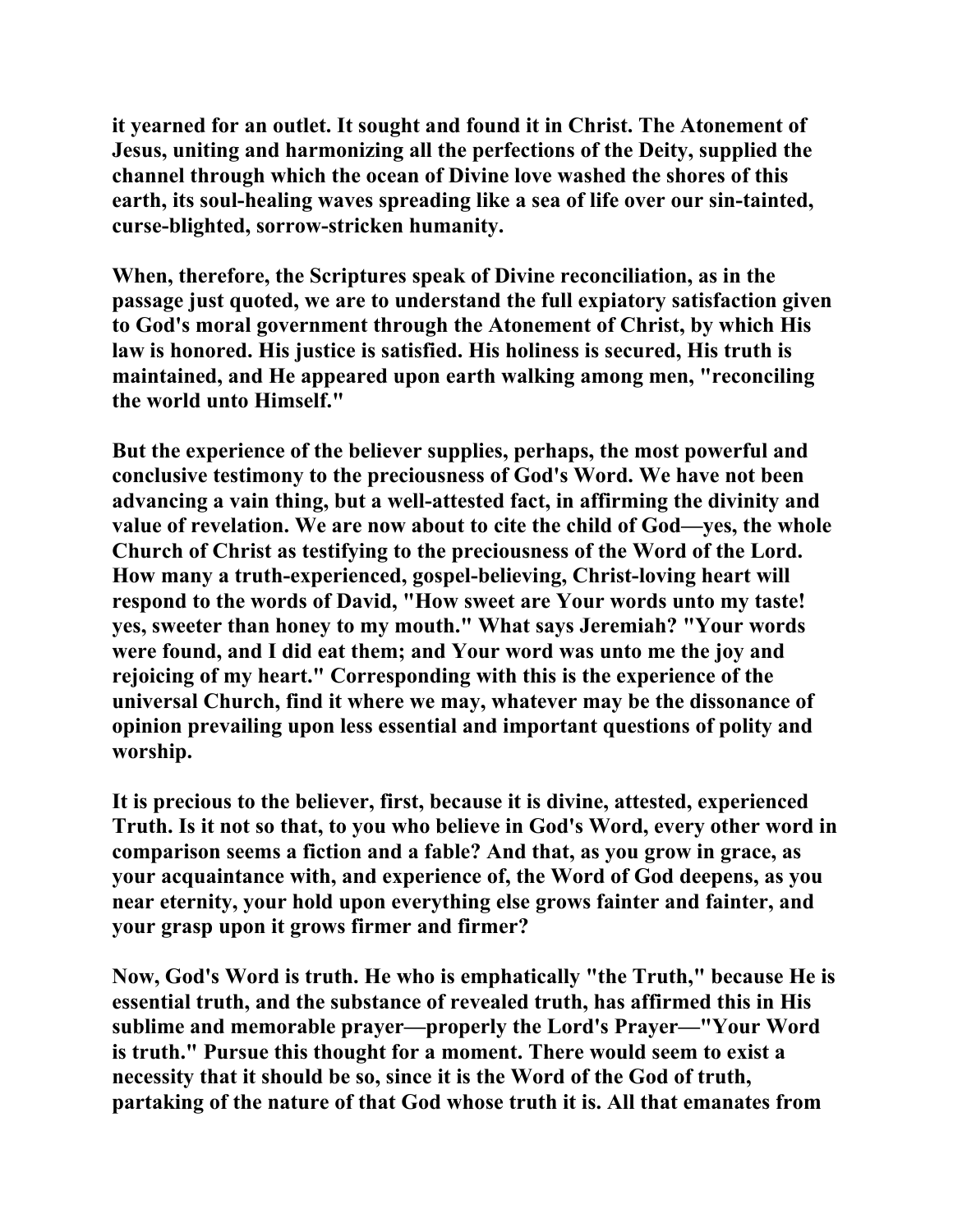it yearned for an outlet. It sought and found it in Christ. The Atonement of Jesus, uniting and harmonizing all the perfections of the Deity, supplied the channel through which the ocean of Divine love washed the shores of this earth, its soul-healing waves spreading like a sea of life over our sin-tainted, curse-blighted, sorrow-stricken humanity.

When, therefore, the Scriptures speak of Divine reconciliation, as in the passage just quoted, we are to understand the full expiatory satisfaction given to God's moral government through the Atonement of Christ, by which His law is honored. His justice is satisfied. His holiness is secured, His truth is maintained, and He appeared upon earth walking among men, "reconciling the world unto Himself."

But the experience of the believer supplies, perhaps, the most powerful and conclusive testimony to the preciousness of God's Word. We have not been advancing a vain thing, but a well-attested fact, in affirming the divinity and value of revelation. We are now about to cite the child of God—yes, the whole Church of Christ as testifying to the preciousness of the Word of the Lord. How many a truth-experienced, gospel-believing, Christ-loving heart will respond to the words of David, "How sweet are Your words unto my taste! yes, sweeter than honey to my mouth." What says Jeremiah? "Your words were found, and I did eat them; and Your word was unto me the joy and rejoicing of my heart." Corresponding with this is the experience of the universal Church, find it where we may, whatever may be the dissonance of opinion prevailing upon less essential and important questions of polity and worship.

It is precious to the believer, first, because it is divine, attested, experienced Truth. Is it not so that, to you who believe in God's Word, every other word in comparison seems a fiction and a fable? And that, as you grow in grace, as your acquaintance with, and experience of, the Word of God deepens, as you near eternity, your hold upon everything else grows fainter and fainter, and your grasp upon it grows firmer and firmer?

Now, God's Word is truth. He who is emphatically "the Truth," because He is essential truth, and the substance of revealed truth, has affirmed this in His sublime and memorable prayer—properly the Lord's Prayer—"Your Word is truth." Pursue this thought for a moment. There would seem to exist a necessity that it should be so, since it is the Word of the God of truth, partaking of the nature of that God whose truth it is. All that emanates from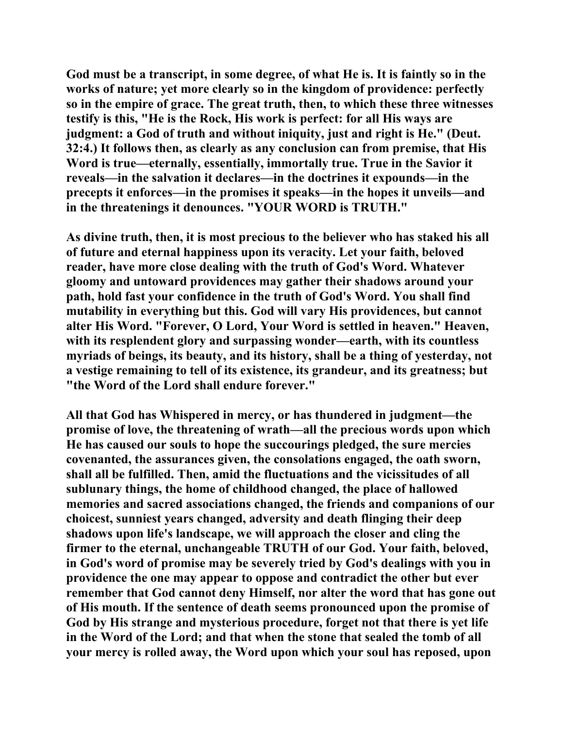God must be a transcript, in some degree, of what He is. It is faintly so in the works of nature; yet more clearly so in the kingdom of providence: perfectly so in the empire of grace. The great truth, then, to which these three witnesses testify is this, "He is the Rock, His work is perfect: for all His ways are judgment: a God of truth and without iniquity, just and right is He." (Deut. 32:4.) It follows then, as clearly as any conclusion can from premise, that His Word is true—eternally, essentially, immortally true. True in the Savior it reveals—in the salvation it declares—in the doctrines it expounds—in the precepts it enforces—in the promises it speaks—in the hopes it unveils—and in the threatenings it denounces. "YOUR WORD is TRUTH."

As divine truth, then, it is most precious to the believer who has staked his all of future and eternal happiness upon its veracity. Let your faith, beloved reader, have more close dealing with the truth of God's Word. Whatever gloomy and untoward providences may gather their shadows around your path, hold fast your confidence in the truth of God's Word. You shall find mutability in everything but this. God will vary His providences, but cannot alter His Word. "Forever, O Lord, Your Word is settled in heaven." Heaven, with its resplendent glory and surpassing wonder—earth, with its countless myriads of beings, its beauty, and its history, shall be a thing of yesterday, not a vestige remaining to tell of its existence, its grandeur, and its greatness; but "the Word of the Lord shall endure forever."

All that God has Whispered in mercy, or has thundered in judgment—the promise of love, the threatening of wrath—all the precious words upon which He has caused our souls to hope the succourings pledged, the sure mercies covenanted, the assurances given, the consolations engaged, the oath sworn, shall all be fulfilled. Then, amid the fluctuations and the vicissitudes of all sublunary things, the home of childhood changed, the place of hallowed memories and sacred associations changed, the friends and companions of our choicest, sunniest years changed, adversity and death flinging their deep shadows upon life's landscape, we will approach the closer and cling the firmer to the eternal, unchangeable TRUTH of our God. Your faith, beloved, in God's word of promise may be severely tried by God's dealings with you in providence the one may appear to oppose and contradict the other but ever remember that God cannot deny Himself, nor alter the word that has gone out of His mouth. If the sentence of death seems pronounced upon the promise of God by His strange and mysterious procedure, forget not that there is yet life in the Word of the Lord; and that when the stone that sealed the tomb of all your mercy is rolled away, the Word upon which your soul has reposed, upon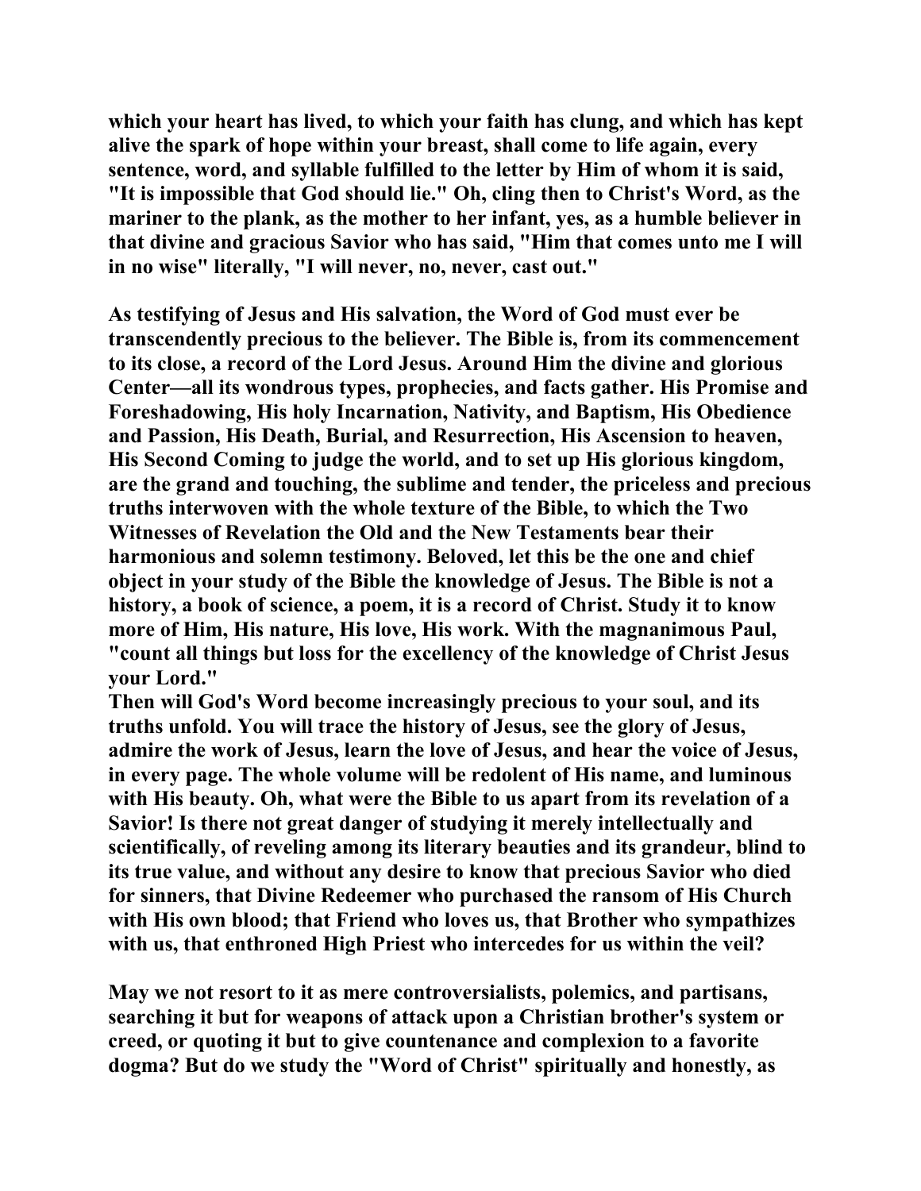which your heart has lived, to which your faith has clung, and which has kept alive the spark of hope within your breast, shall come to life again, every sentence, word, and syllable fulfilled to the letter by Him of whom it is said, "It is impossible that God should lie." Oh, cling then to Christ's Word, as the mariner to the plank, as the mother to her infant, yes, as a humble believer in that divine and gracious Savior who has said, "Him that comes unto me I will in no wise" literally, "I will never, no, never, cast out."

As testifying of Jesus and His salvation, the Word of God must ever be transcendently precious to the believer. The Bible is, from its commencement to its close, a record of the Lord Jesus. Around Him the divine and glorious Center—all its wondrous types, prophecies, and facts gather. His Promise and Foreshadowing, His holy Incarnation, Nativity, and Baptism, His Obedience and Passion, His Death, Burial, and Resurrection, His Ascension to heaven, His Second Coming to judge the world, and to set up His glorious kingdom, are the grand and touching, the sublime and tender, the priceless and precious truths interwoven with the whole texture of the Bible, to which the Two Witnesses of Revelation the Old and the New Testaments bear their harmonious and solemn testimony. Beloved, let this be the one and chief object in your study of the Bible the knowledge of Jesus. The Bible is not a history, a book of science, a poem, it is a record of Christ. Study it to know more of Him, His nature, His love, His work. With the magnanimous Paul, "count all things but loss for the excellency of the knowledge of Christ Jesus your Lord."

Then will God's Word become increasingly precious to your soul, and its truths unfold. You will trace the history of Jesus, see the glory of Jesus, admire the work of Jesus, learn the love of Jesus, and hear the voice of Jesus, in every page. The whole volume will be redolent of His name, and luminous with His beauty. Oh, what were the Bible to us apart from its revelation of a Savior! Is there not great danger of studying it merely intellectually and scientifically, of reveling among its literary beauties and its grandeur, blind to its true value, and without any desire to know that precious Savior who died for sinners, that Divine Redeemer who purchased the ransom of His Church with His own blood; that Friend who loves us, that Brother who sympathizes with us, that enthroned High Priest who intercedes for us within the veil?

May we not resort to it as mere controversialists, polemics, and partisans, searching it but for weapons of attack upon a Christian brother's system or creed, or quoting it but to give countenance and complexion to a favorite dogma? But do we study the "Word of Christ" spiritually and honestly, as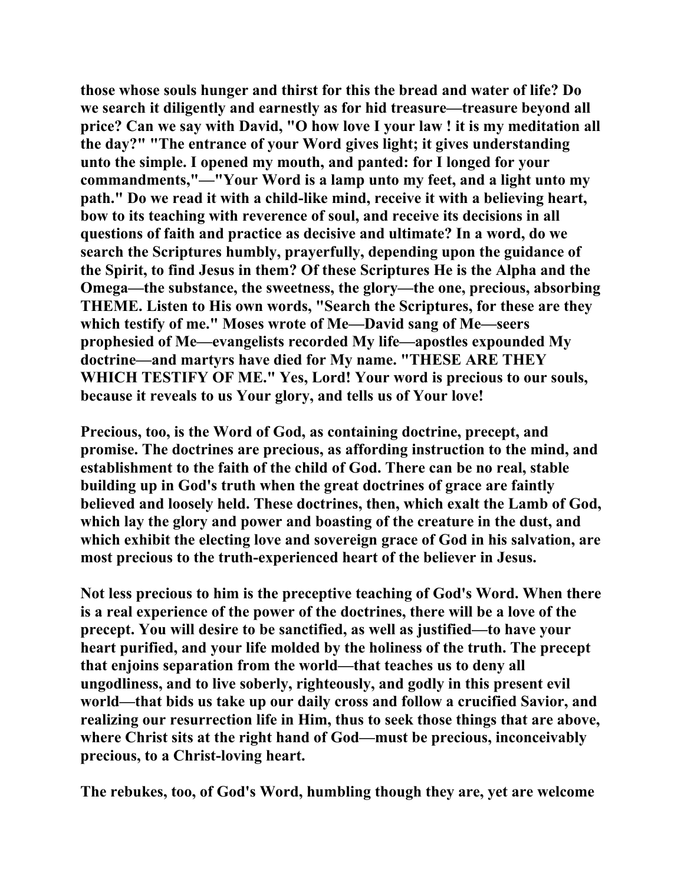**those whose souls hunger and thirst for this the bread and water of life? Do we search it diligently and earnestly as for hid treasure—treasure beyond all price? Can we say with David, "O how love I your law ! it is my meditation all the day?" "The entrance of your Word gives light; it gives understanding unto the simple. I opened my mouth, and panted: for I longed for your commandments,"—"Your Word is a lamp unto my feet, and a light unto my path." Do we read it with a child-like mind, receive it with a believing heart, bow to its teaching with reverence of soul, and receive its decisions in all questions of faith and practice as decisive and ultimate? In a word, do we search the Scriptures humbly, prayerfully, depending upon the guidance of the Spirit, to find Jesus in them? Of these Scriptures He is the Alpha and the Omega—the substance, the sweetness, the glory—the one, precious, absorbing THEME. Listen to His own words, "Search the Scriptures, for these are they which testify of me." Moses wrote of Me—David sang of Me—seers prophesied of Me—evangelists recorded My life—apostles expounded My doctrine—and martyrs have died for My name. "THESE ARE THEY WHICH TESTIFY OF ME." Yes, Lord! Your word is precious to our souls, because it reveals to us Your glory, and tells us of Your love!**

**Precious, too, is the Word of God, as containing doctrine, precept, and promise. The doctrines are precious, as affording instruction to the mind, and establishment to the faith of the child of God. There can be no real, stable building up in God's truth when the great doctrines of grace are faintly believed and loosely held. These doctrines, then, which exalt the Lamb of God, which lay the glory and power and boasting of the creature in the dust, and which exhibit the electing love and sovereign grace of God in his salvation, are most precious to the truth-experienced heart of the believer in Jesus.**

**Not less precious to him is the preceptive teaching of God's Word. When there is a real experience of the power of the doctrines, there will be a love of the precept. You will desire to be sanctified, as well as justified—to have your heart purified, and your life molded by the holiness of the truth. The precept that enjoins separation from the world—that teaches us to deny all ungodliness, and to live soberly, righteously, and godly in this present evil world—that bids us take up our daily cross and follow a crucified Savior, and realizing our resurrection life in Him, thus to seek those things that are above, where Christ sits at the right hand of God—must be precious, inconceivably precious, to a Christ-loving heart.**

**The rebukes, too, of God's Word, humbling though they are, yet are welcome**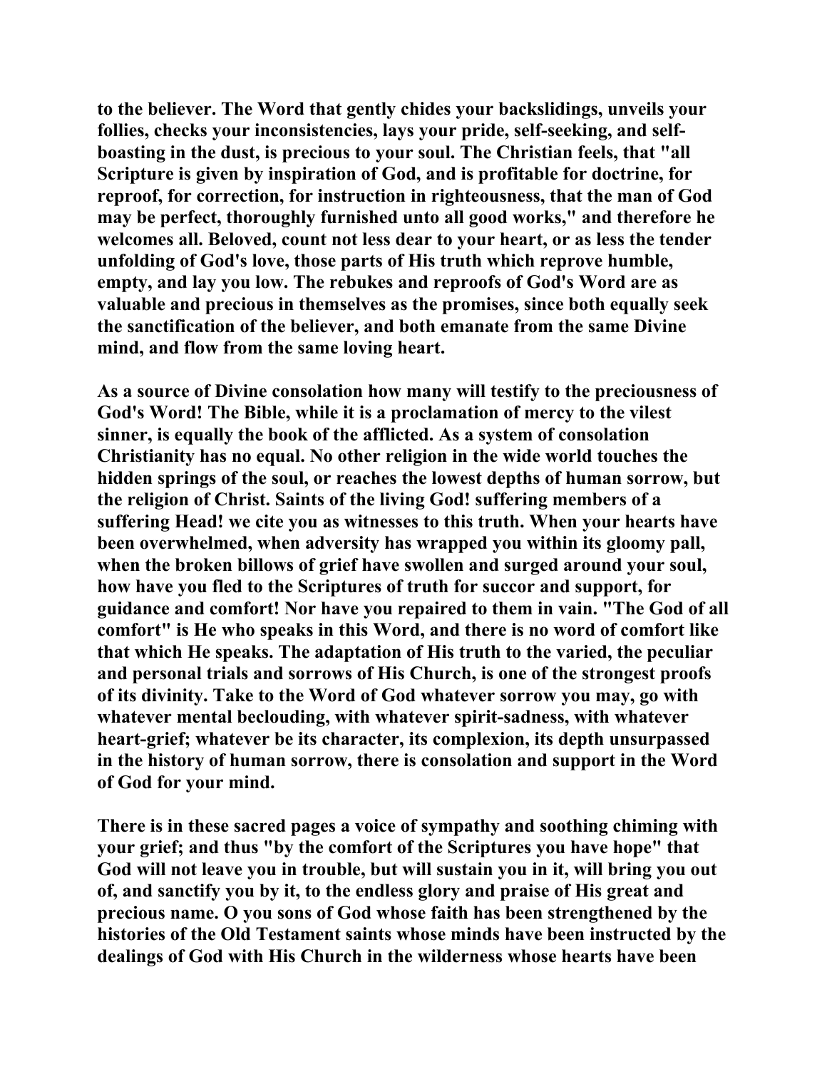to the believer. The Word that gently chides your backslidings, unveils your follies, checks your inconsistencies, lays your pride, self-seeking, and self-boasting in the dust, is precious to your soul. The Christian feels, that "all Scripture is given by inspiration of God, and is profitable for doctrine, for reproof, for correction, for instruction in righteousness, that the man of God may be perfect, thoroughly furnished unto all good works," and therefore he welcomes all. Beloved, count not less dear to your heart, or as less the tender unfolding of God's love, those parts of His truth which reprove humble, empty, and lay you low. The rebukes and reproofs of God's Word are as valuable and precious in themselves as the promises, since both equally seek the sanctification of the believer, and both emanate from the same Divine mind, and flow from the same loving heart.

As a source of Divine consolation how many will testify to the preciousness of God's Word! The Bible, while it is a proclamation of mercy to the vilest sinner, is equally the book of the afflicted. As a system of consolation Christianity has no equal. No other religion in the wide world touches the hidden springs of the soul, or reaches the lowest depths of human sorrow, but the religion of Christ. Saints of the living God! suffering members of a suffering Head! we cite you as witnesses to this truth. When your hearts have been overwhelmed, when adversity has wrapped you within its gloomy pall, when the broken billows of grief have swollen and surged around your soul, how have you fled to the Scriptures of truth for succor and support, for guidance and comfort! Nor have you repaired to them in vain. "The God of all comfort" is He who speaks in this Word, and there is no word of comfort like that which He speaks. The adaptation of His truth to the varied, the peculiar and personal trials and sorrows of His Church, is one of the strongest proofs of its divinity. Take to the Word of God whatever sorrow you may, go with whatever mental beclouding, with whatever spirit-sadness, with whatever heart-grief; whatever be its character, its complexion, its depth unsurpassed in the history of human sorrow, there is consolation and support in the Word of God for your mind.

There is in these sacred pages a voice of sympathy and soothing chiming with your grief; and thus "by the comfort of the Scriptures you have hope" that God will not leave you in trouble, but will sustain you in it, will bring you out of, and sanctify you by it, to the endless glory and praise of His great and precious name. O you sons of God whose faith has been strengthened by the histories of the Old Testament saints whose minds have been instructed by the dealings of God with His Church in the wilderness whose hearts have been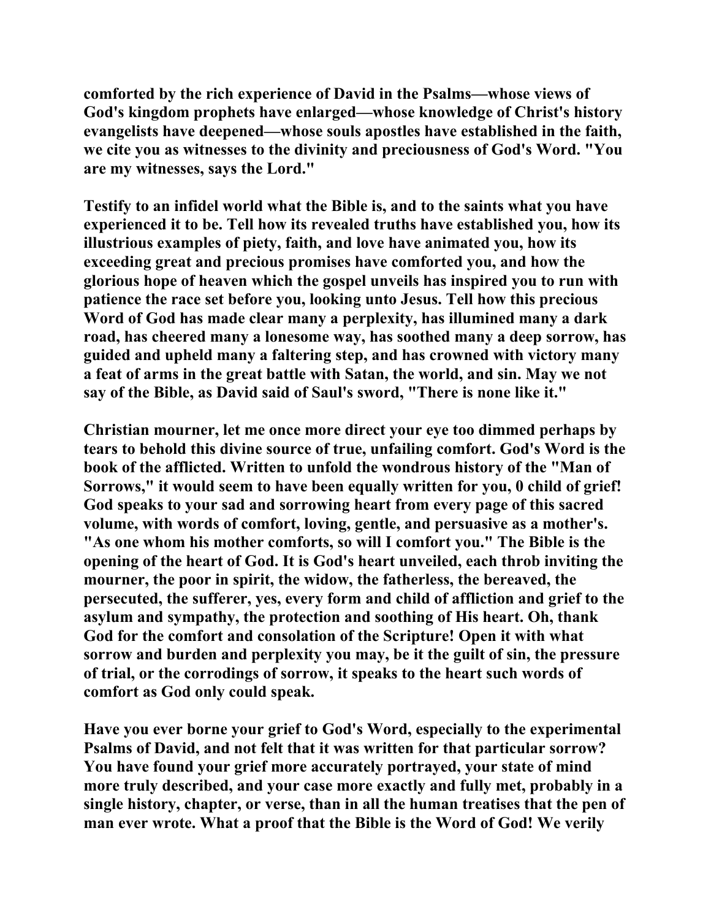comforted by the rich experience of David in the Psalms—whose views of God's kingdom prophets have enlarged—whose knowledge of Christ's history evangelists have deepened—whose souls apostles have established in the faith, we cite you as witnesses to the divinity and preciousness of God's Word. "You are my witnesses, says the Lord."

Testify to an infidel world what the Bible is, and to the saints what you have experienced it to be. Tell how its revealed truths have established you, how its illustrious examples of piety, faith, and love have animated you, how its exceeding great and precious promises have comforted you, and how the glorious hope of heaven which the gospel unveils has inspired you to run with patience the race set before you, looking unto Jesus. Tell how this precious Word of God has made clear many a perplexity, has illumined many a dark road, has cheered many a lonesome way, has soothed many a deep sorrow, has guided and upheld many a faltering step, and has crowned with victory many a feat of arms in the great battle with Satan, the world, and sin. May we not say of the Bible, as David said of Saul's sword, "There is none like it."

Christian mourner, let me once more direct your eye too dimmed perhaps by tears to behold this divine source of true, unfailing comfort. God's Word is the book of the afflicted. Written to unfold the wondrous history of the "Man of Sorrows," it would seem to have been equally written for you, 0 child of grief! God speaks to your sad and sorrowing heart from every page of this sacred volume, with words of comfort, loving, gentle, and persuasive as a mother's. "As one whom his mother comforts, so will I comfort you." The Bible is the opening of the heart of God. It is God's heart unveiled, each throb inviting the mourner, the poor in spirit, the widow, the fatherless, the bereaved, the persecuted, the sufferer, yes, every form and child of affliction and grief to the asylum and sympathy, the protection and soothing of His heart. Oh, thank God for the comfort and consolation of the Scripture! Open it with what sorrow and burden and perplexity you may, be it the guilt of sin, the pressure of trial, or the corrodings of sorrow, it speaks to the heart such words of comfort as God only could speak.

Have you ever borne your grief to God's Word, especially to the experimental Psalms of David, and not felt that it was written for that particular sorrow? You have found your grief more accurately portrayed, your state of mind more truly described, and your case more exactly and fully met, probably in a single history, chapter, or verse, than in all the human treatises that the pen of man ever wrote. What a proof that the Bible is the Word of God! We verily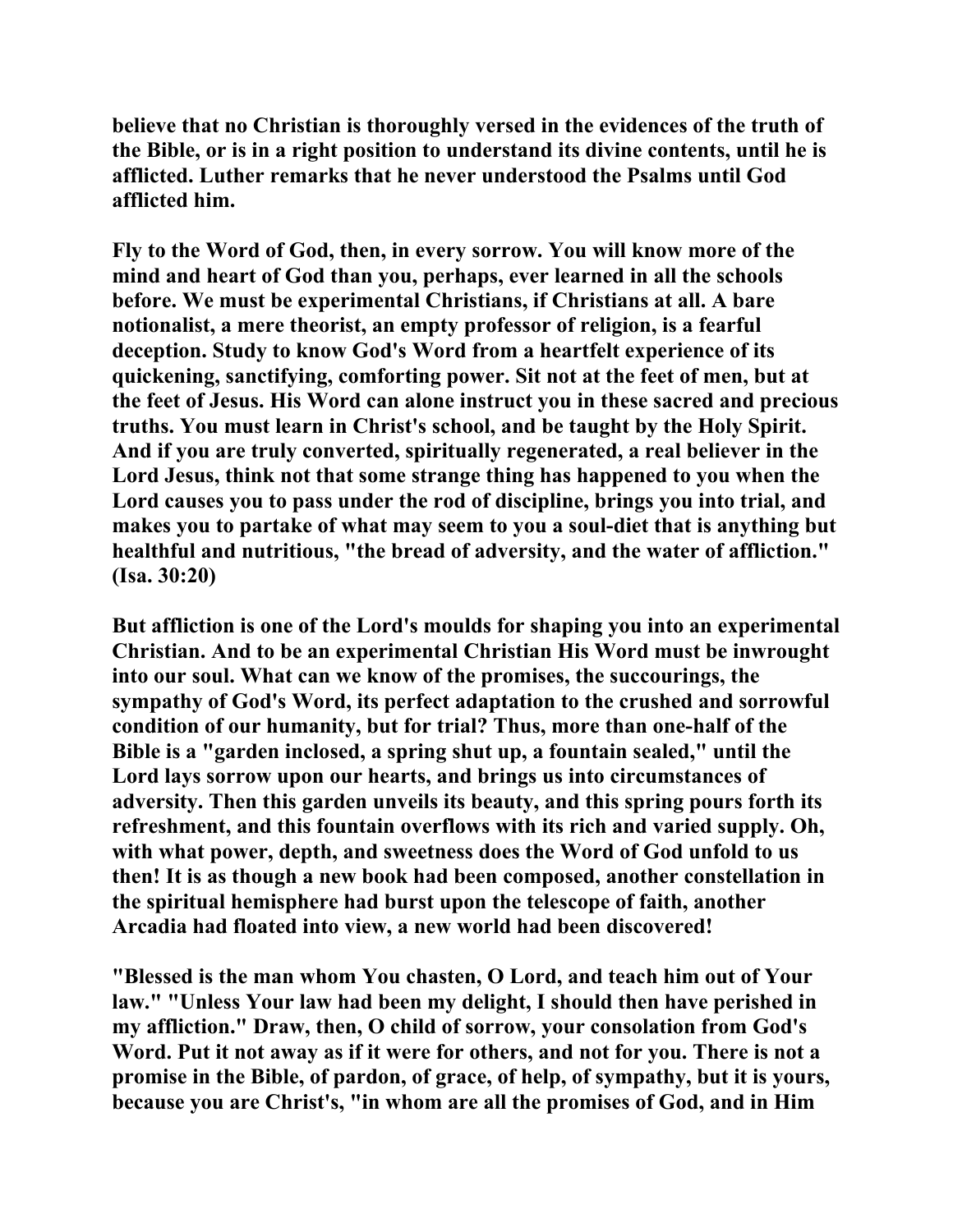believe that no Christian is thoroughly versed in the evidences of the truth of the Bible, or is in a right position to understand its divine contents, until he is afflicted. Luther remarks that he never understood the Psalms until God afflicted him.

Fly to the Word of God, then, in every sorrow. You will know more of the mind and heart of God than you, perhaps, ever learned in all the schools before. We must be experimental Christians, if Christians at all. A bare notionalist, a mere theorist, an empty professor of religion, is a fearful deception. Study to know God's Word from a heartfelt experience of its quickening, sanctifying, comforting power. Sit not at the feet of men, but at the feet of Jesus. His Word can alone instruct you in these sacred and precious truths. You must learn in Christ's school, and be taught by the Holy Spirit. And if you are truly converted, spiritually regenerated, a real believer in the Lord Jesus, think not that some strange thing has happened to you when the Lord causes you to pass under the rod of discipline, brings you into trial, and makes you to partake of what may seem to you a soul-diet that is anything but healthful and nutritious, "the bread of adversity, and the water of affliction." (Isa. 30:20)

But affliction is one of the Lord's moulds for shaping you into an experimental Christian. And to be an experimental Christian His Word must be inwrought into our soul. What can we know of the promises, the succourings, the sympathy of God's Word, its perfect adaptation to the crushed and sorrowful condition of our humanity, but for trial? Thus, more than one-half of the Bible is a "garden inclosed, a spring shut up, a fountain sealed," until the Lord lays sorrow upon our hearts, and brings us into circumstances of adversity. Then this garden unveils its beauty, and this spring pours forth its refreshment, and this fountain overflows with its rich and varied supply. Oh, with what power, depth, and sweetness does the Word of God unfold to us then! It is as though a new book had been composed, another constellation in the spiritual hemisphere had burst upon the telescope of faith, another Arcadia had floated into view, a new world had been discovered!

"Blessed is the man whom You chasten, O Lord, and teach him out of Your law." "Unless Your law had been my delight, I should then have perished in my affliction." Draw, then, O child of sorrow, your consolation from God's Word. Put it not away as if it were for others, and not for you. There is not a promise in the Bible, of pardon, of grace, of help, of sympathy, but it is yours, because you are Christ's, "in whom are all the promises of God, and in Him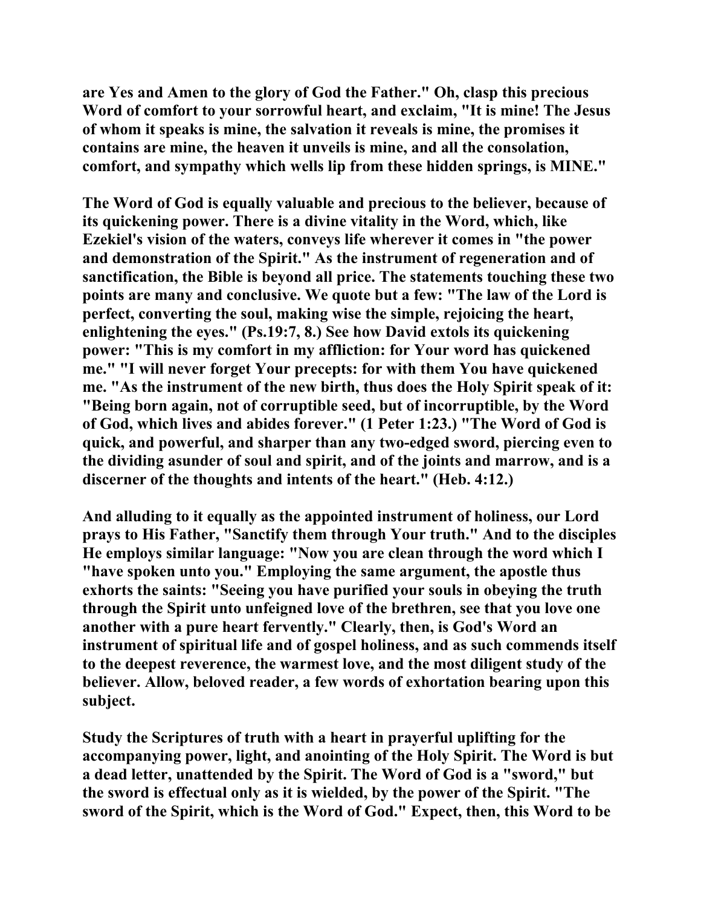**are Yes and Amen to the glory of God the Father." Oh, clasp this precious Word of comfort to your sorrowful heart, and exclaim, "It is mine! The Jesus of whom it speaks is mine, the salvation it reveals is mine, the promises it contains are mine, the heaven it unveils is mine, and all the consolation, comfort, and sympathy which wells lip from these hidden springs, is MINE."**

**The Word of God is equally valuable and precious to the believer, because of its quickening power. There is a divine vitality in the Word, which, like Ezekiel's vision of the waters, conveys life wherever it comes in "the power and demonstration of the Spirit." As the instrument of regeneration and of sanctification, the Bible is beyond all price. The statements touching these two points are many and conclusive. We quote but a few: "The law of the Lord is perfect, converting the soul, making wise the simple, rejoicing the heart, enlightening the eyes." (Ps.19:7, 8.) See how David extols its quickening power: "This is my comfort in my affliction: for Your word has quickened me." "I will never forget Your precepts: for with them You have quickened me. "As the instrument of the new birth, thus does the Holy Spirit speak of it: "Being born again, not of corruptible seed, but of incorruptible, by the Word of God, which lives and abides forever." (1 Peter 1:23.) "The Word of God is quick, and powerful, and sharper than any two-edged sword, piercing even to the dividing asunder of soul and spirit, and of the joints and marrow, and is a discerner of the thoughts and intents of the heart." (Heb. 4:12.)**

**And alluding to it equally as the appointed instrument of holiness, our Lord prays to His Father, "Sanctify them through Your truth." And to the disciples He employs similar language: "Now you are clean through the word which I "have spoken unto you." Employing the same argument, the apostle thus exhorts the saints: "Seeing you have purified your souls in obeying the truth through the Spirit unto unfeigned love of the brethren, see that you love one another with a pure heart fervently." Clearly, then, is God's Word an instrument of spiritual life and of gospel holiness, and as such commends itself to the deepest reverence, the warmest love, and the most diligent study of the believer. Allow, beloved reader, a few words of exhortation bearing upon this subject.**

**Study the Scriptures of truth with a heart in prayerful uplifting for the accompanying power, light, and anointing of the Holy Spirit. The Word is but a dead letter, unattended by the Spirit. The Word of God is a "sword," but the sword is effectual only as it is wielded, by the power of the Spirit. "The sword of the Spirit, which is the Word of God." Expect, then, this Word to be**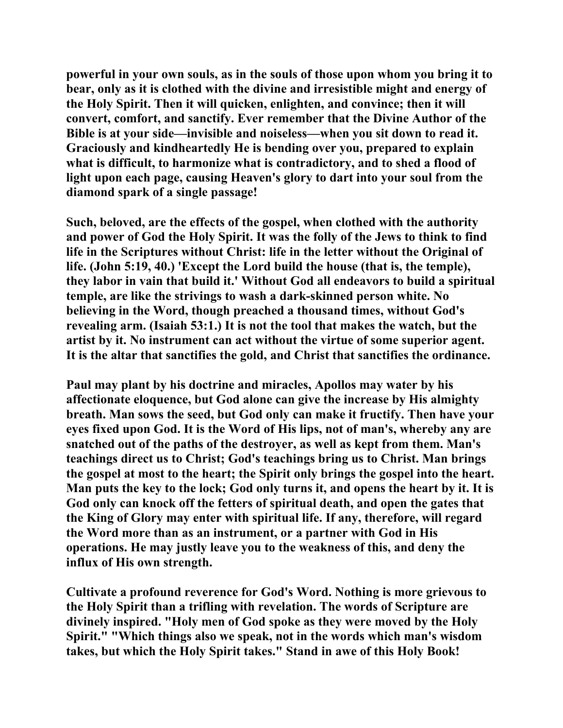powerful in your own souls, as in the souls of those upon whom you bring it to bear, only as it is clothed with the divine and irresistible might and energy of the Holy Spirit. Then it will quicken, enlighten, and convince; then it will convert, comfort, and sanctify. Ever remember that the Divine Author of the Bible is at your side—invisible and noiseless—when you sit down to read it. Graciously and kindheartedly He is bending over you, prepared to explain what is difficult, to harmonize what is contradictory, and to shed a flood of light upon each page, causing Heaven's glory to dart into your soul from the diamond spark of a single passage!

Such, beloved, are the effects of the gospel, when clothed with the authority and power of God the Holy Spirit. It was the folly of the Jews to think to find life in the Scriptures without Christ: life in the letter without the Original of life. (John 5:19, 40.) 'Except the Lord build the house (that is, the temple), they labor in vain that build it.' Without God all endeavors to build a spiritual temple, are like the strivings to wash a dark-skinned person white. No believing in the Word, though preached a thousand times, without God's revealing arm. (Isaiah 53:1.) It is not the tool that makes the watch, but the artist by it. No instrument can act without the virtue of some superior agent. It is the altar that sanctifies the gold, and Christ that sanctifies the ordinance.

Paul may plant by his doctrine and miracles, Apollos may water by his affectionate eloquence, but God alone can give the increase by His almighty breath. Man sows the seed, but God only can make it fructify. Then have your eyes fixed upon God. It is the Word of His lips, not of man's, whereby any are snatched out of the paths of the destroyer, as well as kept from them. Man's teachings direct us to Christ; God's teachings bring us to Christ. Man brings the gospel at most to the heart; the Spirit only brings the gospel into the heart. Man puts the key to the lock; God only turns it, and opens the heart by it. It is God only can knock off the fetters of spiritual death, and open the gates that the King of Glory may enter with spiritual life. If any, therefore, will regard the Word more than as an instrument, or a partner with God in His operations. He may justly leave you to the weakness of this, and deny the influx of His own strength.

Cultivate a profound reverence for God's Word. Nothing is more grievous to the Holy Spirit than a trifling with revelation. The words of Scripture are divinely inspired. "Holy men of God spoke as they were moved by the Holy Spirit." "Which things also we speak, not in the words which man's wisdom takes, but which the Holy Spirit takes." Stand in awe of this Holy Book!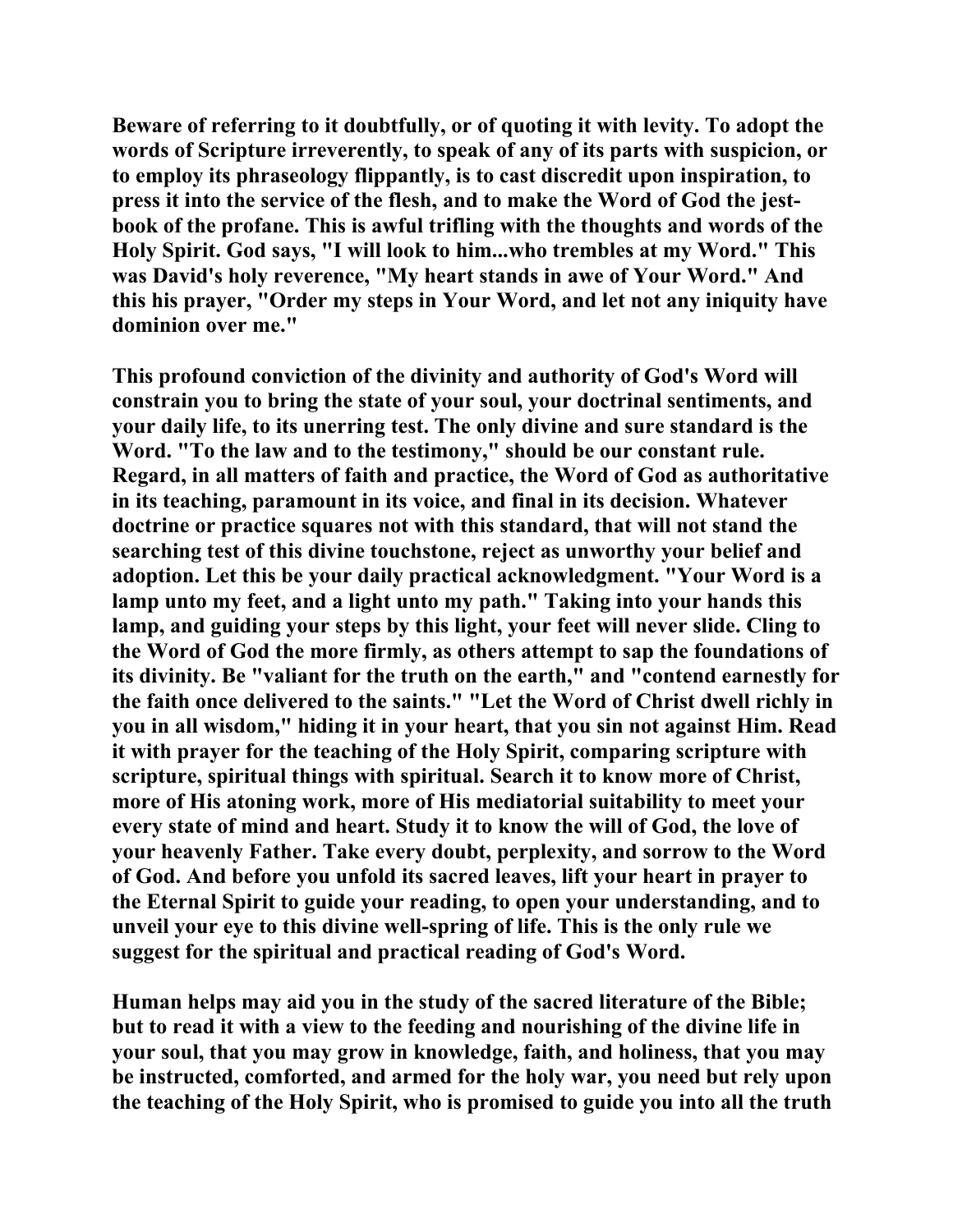Beware of referring to it doubtfully, or of quoting it with levity. To adopt the words of Scripture irreverently, to speak of any of its parts with suspicion, or to employ its phraseology flippantly, is to cast discredit upon inspiration, to press it into the service of the flesh, and to make the Word of God the jest-book of the profane. This is awful trifling with the thoughts and words of the Holy Spirit. God says, "I will look to him...who trembles at my Word." This was David's holy reverence, "My heart stands in awe of Your Word." And this his prayer, "Order my steps in Your Word, and let not any iniquity have dominion over me."

This profound conviction of the divinity and authority of God's Word will constrain you to bring the state of your soul, your doctrinal sentiments, and your daily life, to its unerring test. The only divine and sure standard is the Word. "To the law and to the testimony," should be our constant rule. Regard, in all matters of faith and practice, the Word of God as authoritative in its teaching, paramount in its voice, and final in its decision. Whatever doctrine or practice squares not with this standard, that will not stand the searching test of this divine touchstone, reject as unworthy your belief and adoption. Let this be your daily practical acknowledgment. "Your Word is a lamp unto my feet, and a light unto my path." Taking into your hands this lamp, and guiding your steps by this light, your feet will never slide. Cling to the Word of God the more firmly, as others attempt to sap the foundations of its divinity. Be "valiant for the truth on the earth," and "contend earnestly for the faith once delivered to the saints." "Let the Word of Christ dwell richly in you in all wisdom," hiding it in your heart, that you sin not against Him. Read it with prayer for the teaching of the Holy Spirit, comparing scripture with scripture, spiritual things with spiritual. Search it to know more of Christ, more of His atoning work, more of His mediatorial suitability to meet your every state of mind and heart. Study it to know the will of God, the love of your heavenly Father. Take every doubt, perplexity, and sorrow to the Word of God. And before you unfold its sacred leaves, lift your heart in prayer to the Eternal Spirit to guide your reading, to open your understanding, and to unveil your eye to this divine well-spring of life. This is the only rule we suggest for the spiritual and practical reading of God's Word.

Human helps may aid you in the study of the sacred literature of the Bible; but to read it with a view to the feeding and nourishing of the divine life in your soul, that you may grow in knowledge, faith, and holiness, that you may be instructed, comforted, and armed for the holy war, you need but rely upon the teaching of the Holy Spirit, who is promised to guide you into all the truth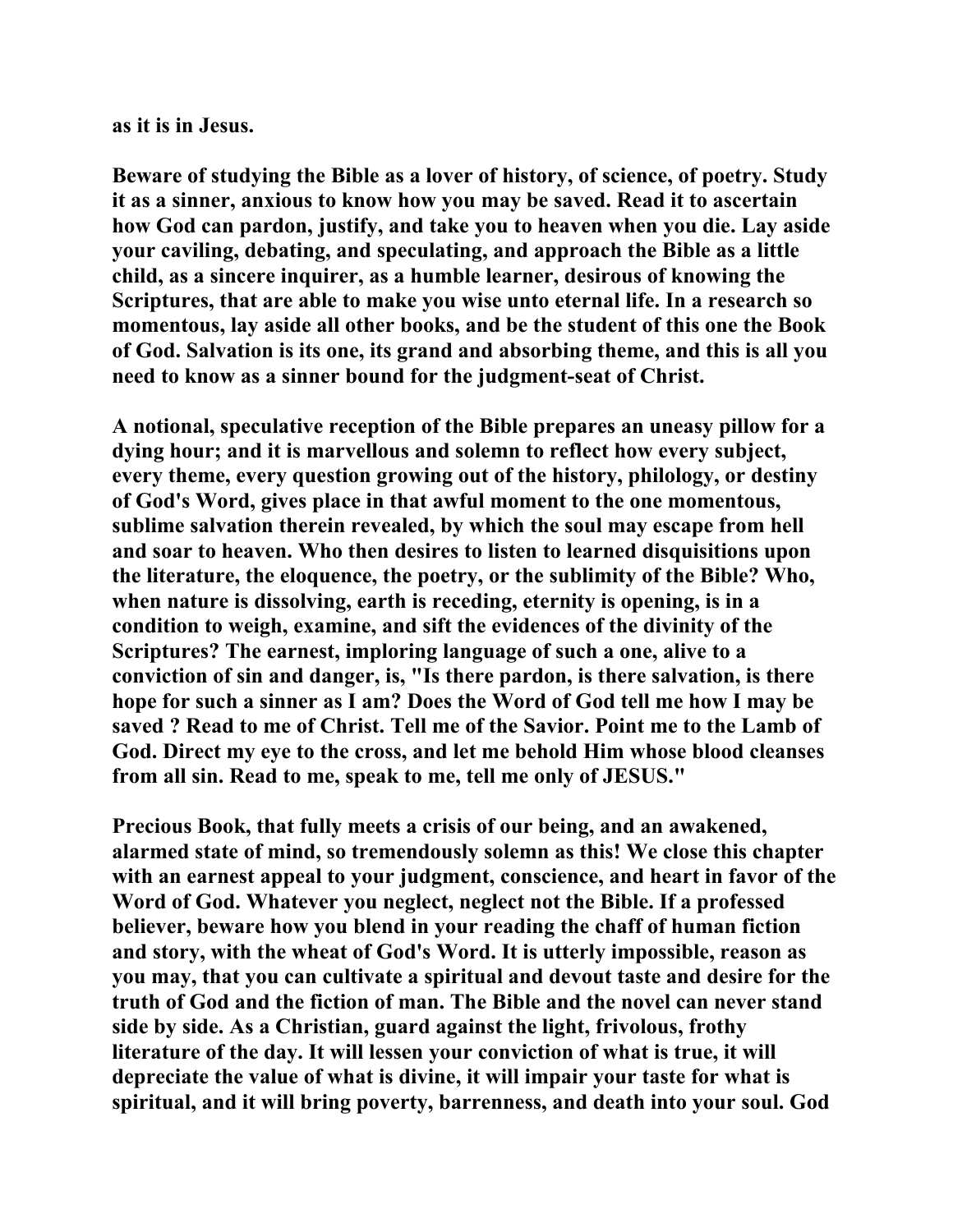as it is in Jesus.

Beware of studying the Bible as a lover of history, of science, of poetry. Study it as a sinner, anxious to know how you may be saved. Read it to ascertain how God can pardon, justify, and take you to heaven when you die. Lay aside your caviling, debating, and speculating, and approach the Bible as a little child, as a sincere inquirer, as a humble learner, desirous of knowing the Scriptures, that are able to make you wise unto eternal life. In a research so momentous, lay aside all other books, and be the student of this one the Book of God. Salvation is its one, its grand and absorbing theme, and this is all you need to know as a sinner bound for the judgment-seat of Christ.

A notional, speculative reception of the Bible prepares an uneasy pillow for a dying hour; and it is marvellous and solemn to reflect how every subject, every theme, every question growing out of the history, philology, or destiny of God's Word, gives place in that awful moment to the one momentous, sublime salvation therein revealed, by which the soul may escape from hell and soar to heaven. Who then desires to listen to learned disquisitions upon the literature, the eloquence, the poetry, or the sublimity of the Bible? Who, when nature is dissolving, earth is receding, eternity is opening, is in a condition to weigh, examine, and sift the evidences of the divinity of the Scriptures? The earnest, imploring language of such a one, alive to a conviction of sin and danger, is, "Is there pardon, is there salvation, is there hope for such a sinner as I am? Does the Word of God tell me how I may be saved ? Read to me of Christ. Tell me of the Savior. Point me to the Lamb of God. Direct my eye to the cross, and let me behold Him whose blood cleanses from all sin. Read to me, speak to me, tell me only of JESUS."

Precious Book, that fully meets a crisis of our being, and an awakened, alarmed state of mind, so tremendously solemn as this! We close this chapter with an earnest appeal to your judgment, conscience, and heart in favor of the Word of God. Whatever you neglect, neglect not the Bible. If a professed believer, beware how you blend in your reading the chaff of human fiction and story, with the wheat of God's Word. It is utterly impossible, reason as you may, that you can cultivate a spiritual and devout taste and desire for the truth of God and the fiction of man. The Bible and the novel can never stand side by side. As a Christian, guard against the light, frivolous, frothy literature of the day. It will lessen your conviction of what is true, it will depreciate the value of what is divine, it will impair your taste for what is spiritual, and it will bring poverty, barrenness, and death into your soul. God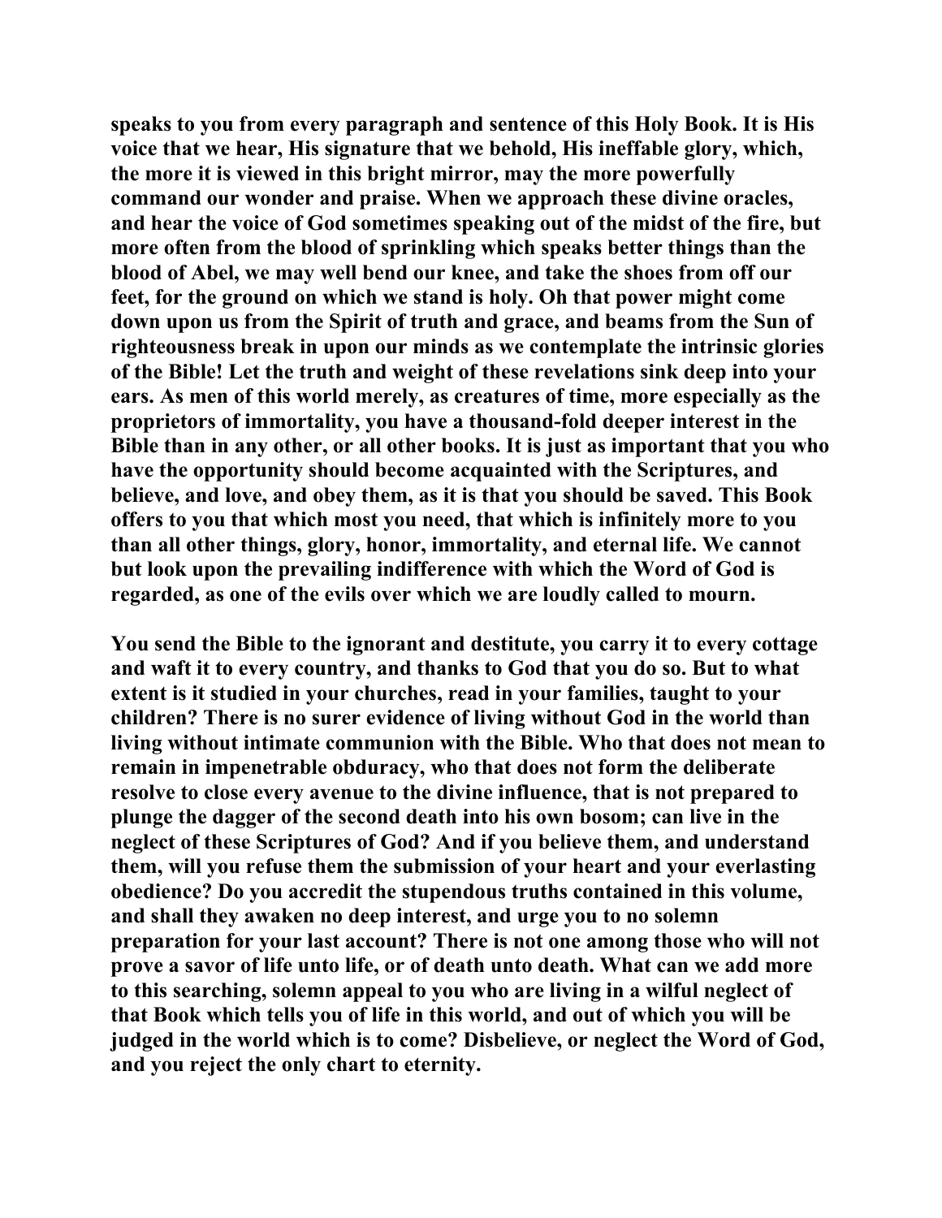**speaks to you from every paragraph and sentence of this Holy Book. It is His voice that we hear, His signature that we behold, His ineffable glory, which, the more it is viewed in this bright mirror, may the more powerfully command our wonder and praise. When we approach these divine oracles, and hear the voice of God sometimes speaking out of the midst of the fire, but more often from the blood of sprinkling which speaks better things than the blood of Abel, we may well bend our knee, and take the shoes from off our feet, for the ground on which we stand is holy. Oh that power might come down upon us from the Spirit of truth and grace, and beams from the Sun of righteousness break in upon our minds as we contemplate the intrinsic glories of the Bible! Let the truth and weight of these revelations sink deep into your ears. As men of this world merely, as creatures of time, more especially as the proprietors of immortality, you have a thousand-fold deeper interest in the Bible than in any other, or all other books. It is just as important that you who have the opportunity should become acquainted with the Scriptures, and believe, and love, and obey them, as it is that you should be saved. This Book offers to you that which most you need, that which is infinitely more to you than all other things, glory, honor, immortality, and eternal life. We cannot but look upon the prevailing indifference with which the Word of God is regarded, as one of the evils over which we are loudly called to mourn.**

**You send the Bible to the ignorant and destitute, you carry it to every cottage and waft it to every country, and thanks to God that you do so. But to what extent is it studied in your churches, read in your families, taught to your children? There is no surer evidence of living without God in the world than living without intimate communion with the Bible. Who that does not mean to remain in impenetrable obduracy, who that does not form the deliberate resolve to close every avenue to the divine influence, that is not prepared to plunge the dagger of the second death into his own bosom; can live in the neglect of these Scriptures of God? And if you believe them, and understand them, will you refuse them the submission of your heart and your everlasting obedience? Do you accredit the stupendous truths contained in this volume, and shall they awaken no deep interest, and urge you to no solemn preparation for your last account? There is not one among those who will not prove a savor of life unto life, or of death unto death. What can we add more to this searching, solemn appeal to you who are living in a wilful neglect of that Book which tells you of life in this world, and out of which you will be judged in the world which is to come? Disbelieve, or neglect the Word of God, and you reject the only chart to eternity.**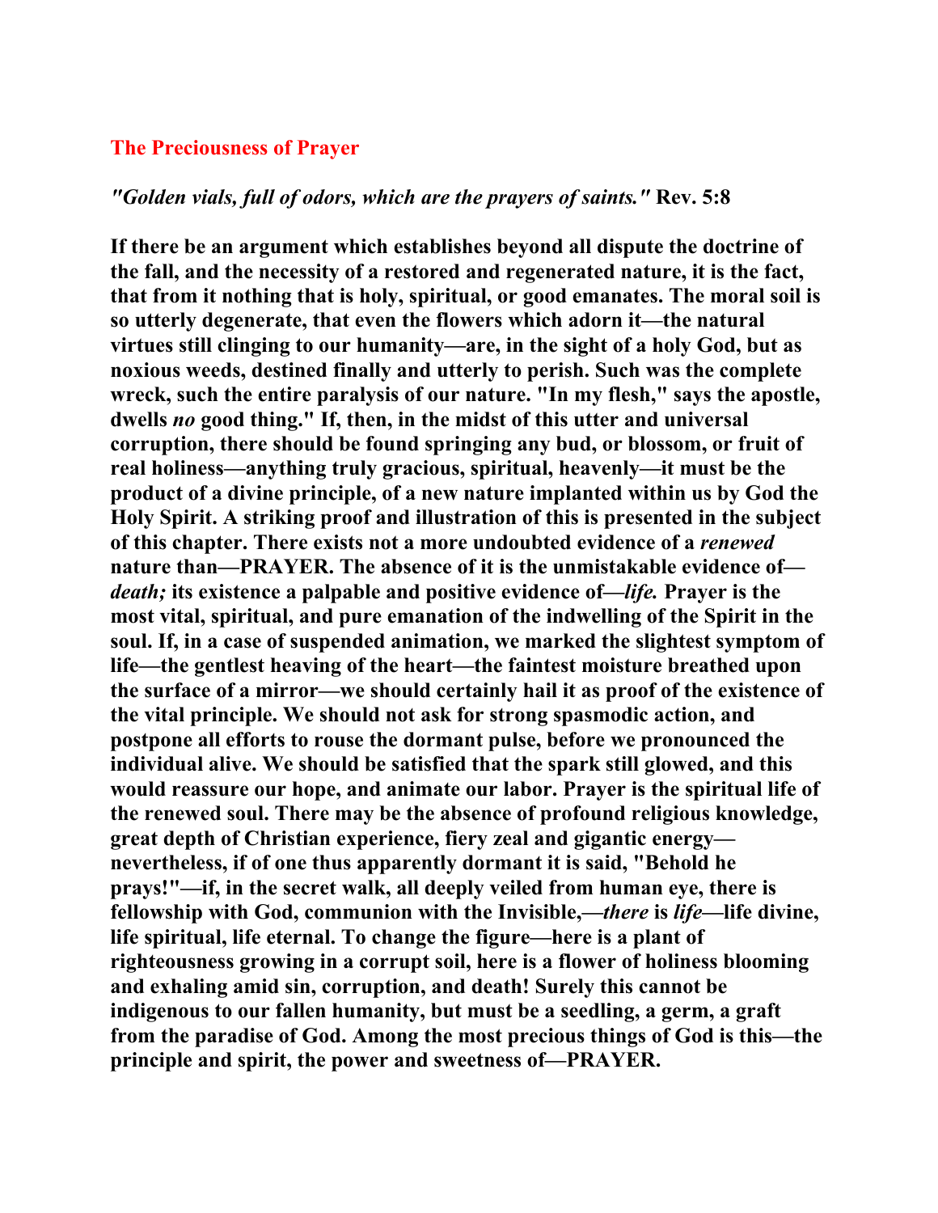## The Preciousness of Prayer

***"Golden vials, full of odors, which are the prayers of saints."*** **Rev. 5:8**

**If there be an argument which establishes beyond all dispute the doctrine of the fall, and the necessity of a restored and regenerated nature, it is the fact, that from it nothing that is holy, spiritual, or good emanates. The moral soil is so utterly degenerate, that even the flowers which adorn it—the natural virtues still clinging to our humanity—are, in the sight of a holy God, but as noxious weeds, destined finally and utterly to perish. Such was the complete wreck, such the entire paralysis of our nature. "In my flesh," says the apostle, dwells *no* good thing." If, then, in the midst of this utter and universal corruption, there should be found springing any bud, or blossom, or fruit of real holiness—anything truly gracious, spiritual, heavenly—it must be the product of a divine principle, of a new nature implanted within us by God the Holy Spirit. A striking proof and illustration of this is presented in the subject of this chapter. There exists not a more undoubted evidence of a *renewed* nature than—PRAYER. The absence of it is the unmistakable evidence of—*death;* its existence a palpable and positive evidence of—*life.* Prayer is the most vital, spiritual, and pure emanation of the indwelling of the Spirit in the soul. If, in a case of suspended animation, we marked the slightest symptom of life—the gentlest heaving of the heart—the faintest moisture breathed upon the surface of a mirror—we should certainly hail it as proof of the existence of the vital principle. We should not ask for strong spasmodic action, and postpone all efforts to rouse the dormant pulse, before we pronounced the individual alive. We should be satisfied that the spark still glowed, and this would reassure our hope, and animate our labor. Prayer is the spiritual life of the renewed soul. There may be the absence of profound religious knowledge, great depth of Christian experience, fiery zeal and gigantic energy—nevertheless, if of one thus apparently dormant it is said, "Behold he prays!"—if, in the secret walk, all deeply veiled from human eye, there is fellowship with God, communion with the Invisible,—*there* is *life*—life divine, life spiritual, life eternal. To change the figure—here is a plant of righteousness growing in a corrupt soil, here is a flower of holiness blooming and exhaling amid sin, corruption, and death! Surely this cannot be indigenous to our fallen humanity, but must be a seedling, a germ, a graft from the paradise of God. Among the most precious things of God is this—the principle and spirit, the power and sweetness of—PRAYER.**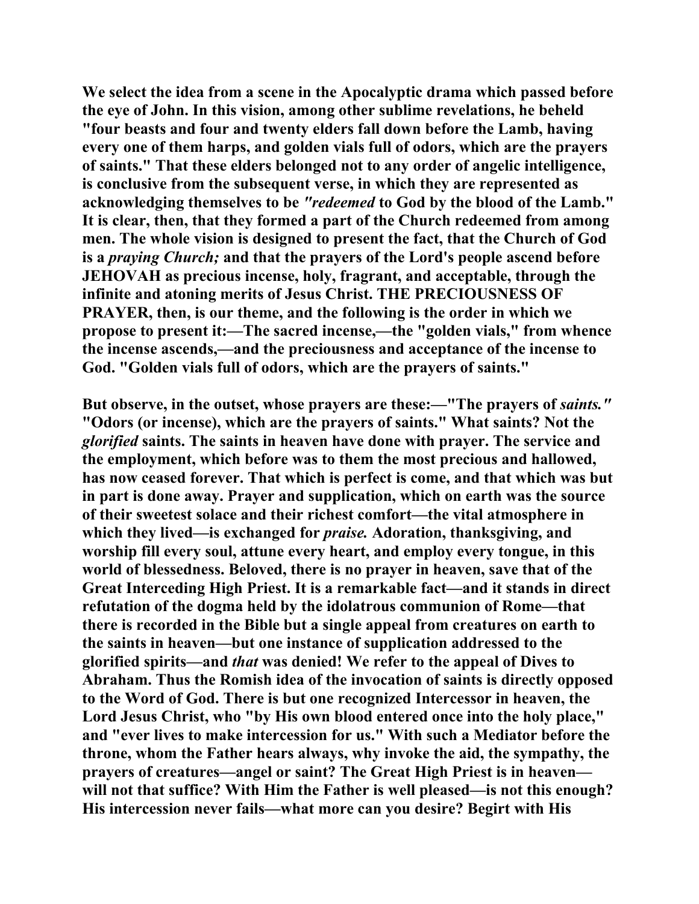We select the idea from a scene in the Apocalyptic drama which passed before the eye of John. In this vision, among other sublime revelations, he beheld "four beasts and four and twenty elders fall down before the Lamb, having every one of them harps, and golden vials full of odors, which are the prayers of saints." That these elders belonged not to any order of angelic intelligence, is conclusive from the subsequent verse, in which they are represented as acknowledging themselves to be *"redeemed* to God by the blood of the Lamb." It is clear, then, that they formed a part of the Church redeemed from among men. The whole vision is designed to present the fact, that the Church of God is a *praying Church;* and that the prayers of the Lord's people ascend before JEHOVAH as precious incense, holy, fragrant, and acceptable, through the infinite and atoning merits of Jesus Christ. THE PRECIOUSNESS OF PRAYER, then, is our theme, and the following is the order in which we propose to present it:—The sacred incense,—the "golden vials," from whence the incense ascends,—and the preciousness and acceptance of the incense to God. "Golden vials full of odors, which are the prayers of saints."

But observe, in the outset, whose prayers are these:—"The prayers of *saints."* "Odors (or incense), which are the prayers of saints." What saints? Not the *glorified* saints. The saints in heaven have done with prayer. The service and the employment, which before was to them the most precious and hallowed, has now ceased forever. That which is perfect is come, and that which was but in part is done away. Prayer and supplication, which on earth was the source of their sweetest solace and their richest comfort—the vital atmosphere in which they lived—is exchanged for *praise.* Adoration, thanksgiving, and worship fill every soul, attune every heart, and employ every tongue, in this world of blessedness. Beloved, there is no prayer in heaven, save that of the Great Interceding High Priest. It is a remarkable fact—and it stands in direct refutation of the dogma held by the idolatrous communion of Rome—that there is recorded in the Bible but a single appeal from creatures on earth to the saints in heaven—but one instance of supplication addressed to the glorified spirits—and *that* was denied! We refer to the appeal of Dives to Abraham. Thus the Romish idea of the invocation of saints is directly opposed to the Word of God. There is but one recognized Intercessor in heaven, the Lord Jesus Christ, who "by His own blood entered once into the holy place," and "ever lives to make intercession for us." With such a Mediator before the throne, whom the Father hears always, why invoke the aid, the sympathy, the prayers of creatures—angel or saint? The Great High Priest is in heaven—will not that suffice? With Him the Father is well pleased—is not this enough? His intercession never fails—what more can you desire? Begirt with His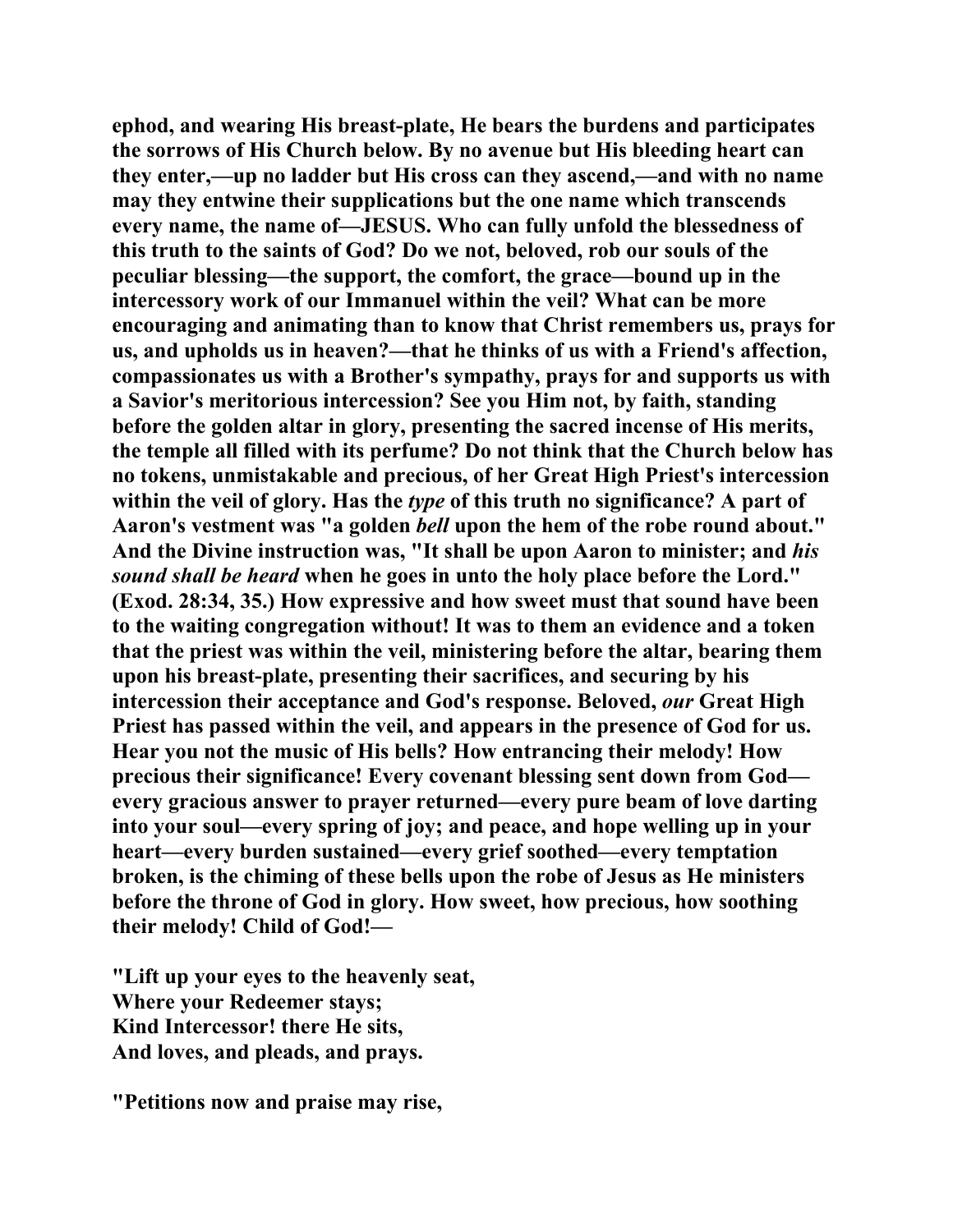ephod, and wearing His breast-plate, He bears the burdens and participates the sorrows of His Church below. By no avenue but His bleeding heart can they enter,—up no ladder but His cross can they ascend,—and with no name may they entwine their supplications but the one name which transcends every name, the name of—JESUS. Who can fully unfold the blessedness of this truth to the saints of God? Do we not, beloved, rob our souls of the peculiar blessing—the support, the comfort, the grace—bound up in the intercessory work of our Immanuel within the veil? What can be more encouraging and animating than to know that Christ remembers us, prays for us, and upholds us in heaven?—that he thinks of us with a Friend's affection, compassionates us with a Brother's sympathy, prays for and supports us with a Savior's meritorious intercession? See you Him not, by faith, standing before the golden altar in glory, presenting the sacred incense of His merits, the temple all filled with its perfume? Do not think that the Church below has no tokens, unmistakable and precious, of her Great High Priest's intercession within the veil of glory. Has the *type* of this truth no significance? A part of Aaron's vestment was "a golden *bell* upon the hem of the robe round about." And the Divine instruction was, "It shall be upon Aaron to minister; and *his sound shall be heard* when he goes in unto the holy place before the Lord." (Exod. 28:34, 35.) How expressive and how sweet must that sound have been to the waiting congregation without! It was to them an evidence and a token that the priest was within the veil, ministering before the altar, bearing them upon his breast-plate, presenting their sacrifices, and securing by his intercession their acceptance and God's response. Beloved, *our* Great High Priest has passed within the veil, and appears in the presence of God for us. Hear you not the music of His bells? How entrancing their melody! How precious their significance! Every covenant blessing sent down from God—every gracious answer to prayer returned—every pure beam of love darting into your soul—every spring of joy; and peace, and hope welling up in your heart—every burden sustained—every grief soothed—every temptation broken, is the chiming of these bells upon the robe of Jesus as He ministers before the throne of God in glory. How sweet, how precious, how soothing their melody! Child of God!—

"Lift up your eyes to the heavenly seat,
Where your Redeemer stays;
Kind Intercessor! there He sits,
And loves, and pleads, and prays.

"Petitions now and praise may rise,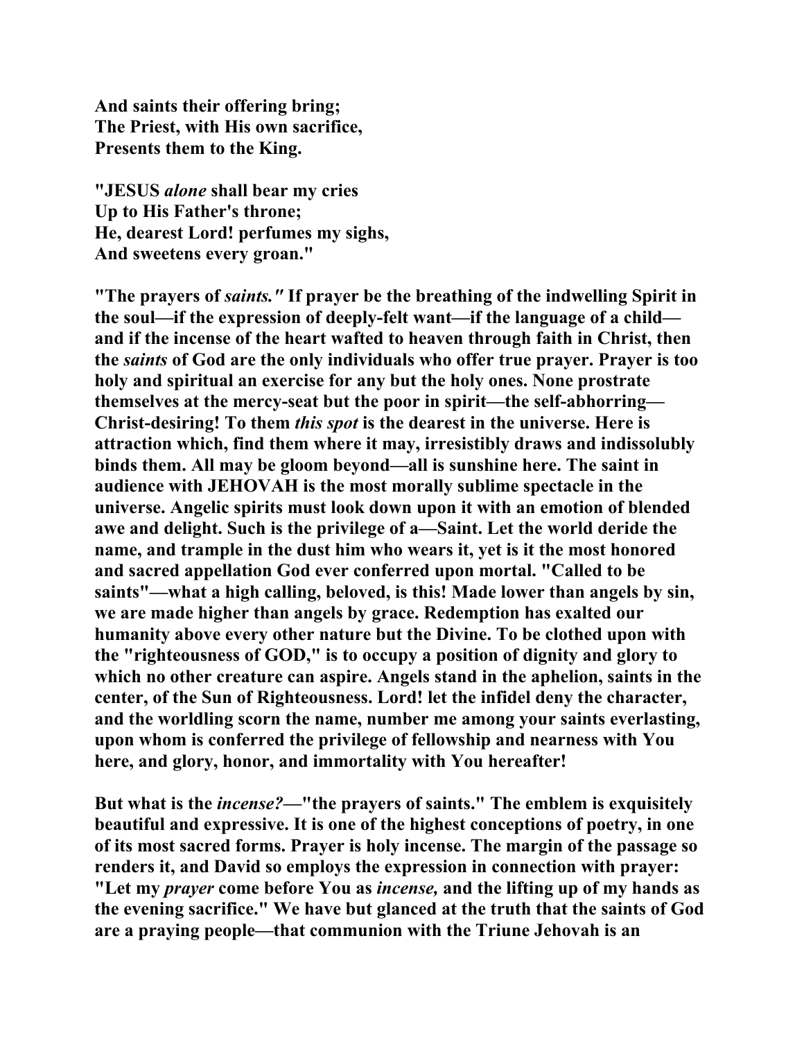**And saints their offering bring;**
**The Priest, with His own sacrifice,**
**Presents them to the King.**

**"JESUS *alone* shall bear my cries**
**Up to His Father's throne;**
**He, dearest Lord! perfumes my sighs,**
**And sweetens every groan."**

**"The prayers of *saints."* If prayer be the breathing of the indwelling Spirit in the soul—if the expression of deeply-felt want—if the language of a child—and if the incense of the heart wafted to heaven through faith in Christ, then the *saints* of God are the only individuals who offer true prayer. Prayer is too holy and spiritual an exercise for any but the holy ones. None prostrate themselves at the mercy-seat but the poor in spirit—the self-abhorring—Christ-desiring! To them *this spot* is the dearest in the universe. Here is attraction which, find them where it may, irresistibly draws and indissolubly binds them. All may be gloom beyond—all is sunshine here. The saint in audience with JEHOVAH is the most morally sublime spectacle in the universe. Angelic spirits must look down upon it with an emotion of blended awe and delight. Such is the privilege of a—Saint. Let the world deride the name, and trample in the dust him who wears it, yet is it the most honored and sacred appellation God ever conferred upon mortal. "Called to be saints"—what a high calling, beloved, is this! Made lower than angels by sin, we are made higher than angels by grace. Redemption has exalted our humanity above every other nature but the Divine. To be clothed upon with the "righteousness of GOD," is to occupy a position of dignity and glory to which no other creature can aspire. Angels stand in the aphelion, saints in the center, of the Sun of Righteousness. Lord! let the infidel deny the character, and the worldling scorn the name, number me among your saints everlasting, upon whom is conferred the privilege of fellowship and nearness with You here, and glory, honor, and immortality with You hereafter!**

**But what is the *incense?*—"the prayers of saints." The emblem is exquisitely beautiful and expressive. It is one of the highest conceptions of poetry, in one of its most sacred forms. Prayer is holy incense. The margin of the passage so renders it, and David so employs the expression in connection with prayer: "Let my *prayer* come before You as *incense,* and the lifting up of my hands as the evening sacrifice." We have but glanced at the truth that the saints of God are a praying people—that communion with the Triune Jehovah is an**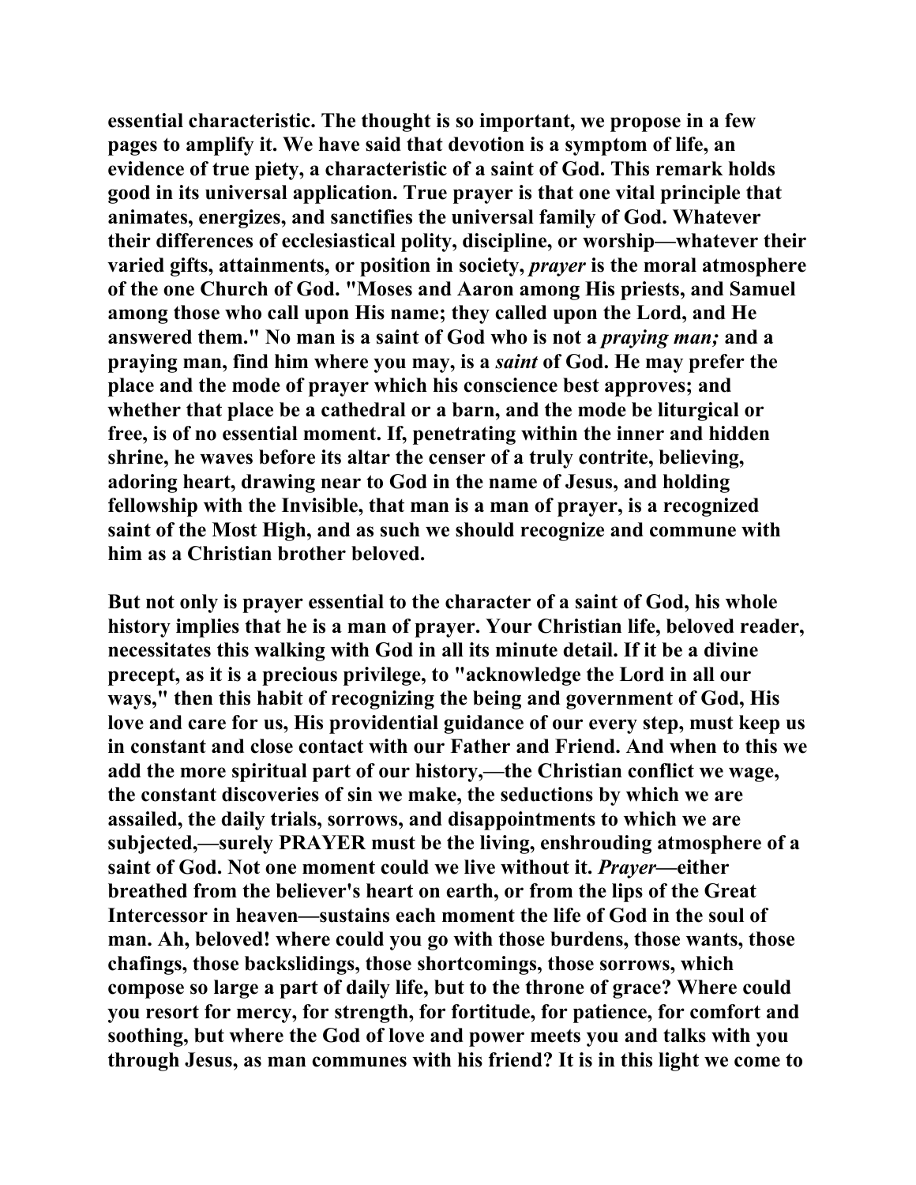essential characteristic. The thought is so important, we propose in a few pages to amplify it. We have said that devotion is a symptom of life, an evidence of true piety, a characteristic of a saint of God. This remark holds good in its universal application. True prayer is that one vital principle that animates, energizes, and sanctifies the universal family of God. Whatever their differences of ecclesiastical polity, discipline, or worship—whatever their varied gifts, attainments, or position in society, *prayer* is the moral atmosphere of the one Church of God. "Moses and Aaron among His priests, and Samuel among those who call upon His name; they called upon the Lord, and He answered them." No man is a saint of God who is not a *praying man;* and a praying man, find him where you may, is a *saint* of God. He may prefer the place and the mode of prayer which his conscience best approves; and whether that place be a cathedral or a barn, and the mode be liturgical or free, is of no essential moment. If, penetrating within the inner and hidden shrine, he waves before its altar the censer of a truly contrite, believing, adoring heart, drawing near to God in the name of Jesus, and holding fellowship with the Invisible, that man is a man of prayer, is a recognized saint of the Most High, and as such we should recognize and commune with him as a Christian brother beloved.

But not only is prayer essential to the character of a saint of God, his whole history implies that he is a man of prayer. Your Christian life, beloved reader, necessitates this walking with God in all its minute detail. If it be a divine precept, as it is a precious privilege, to "acknowledge the Lord in all our ways," then this habit of recognizing the being and government of God, His love and care for us, His providential guidance of our every step, must keep us in constant and close contact with our Father and Friend. And when to this we add the more spiritual part of our history,—the Christian conflict we wage, the constant discoveries of sin we make, the seductions by which we are assailed, the daily trials, sorrows, and disappointments to which we are subjected,—surely PRAYER must be the living, enshrouding atmosphere of a saint of God. Not one moment could we live without it. *Prayer*—either breathed from the believer's heart on earth, or from the lips of the Great Intercessor in heaven—sustains each moment the life of God in the soul of man. Ah, beloved! where could you go with those burdens, those wants, those chafings, those backslidings, those shortcomings, those sorrows, which compose so large a part of daily life, but to the throne of grace? Where could you resort for mercy, for strength, for fortitude, for patience, for comfort and soothing, but where the God of love and power meets you and talks with you through Jesus, as man communes with his friend? It is in this light we come to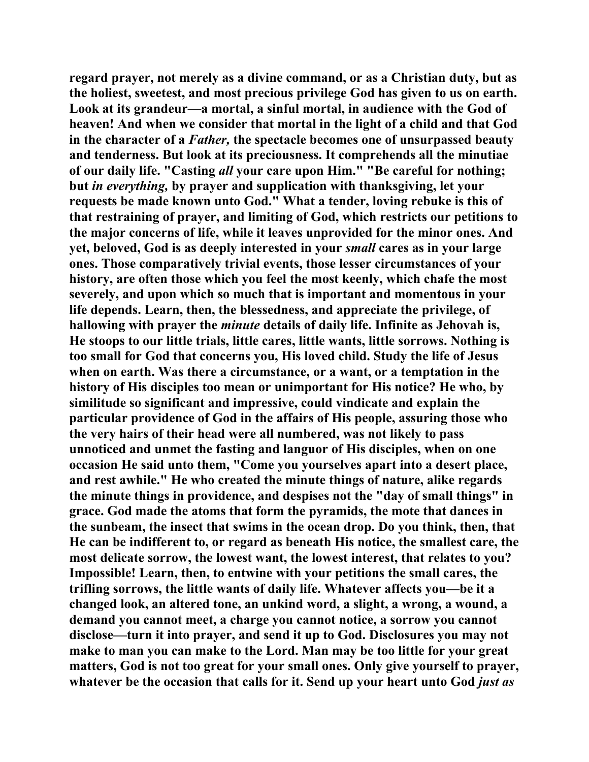**regard prayer, not merely as a divine command, or as a Christian duty, but as the holiest, sweetest, and most precious privilege God has given to us on earth. Look at its grandeur—a mortal, a sinful mortal, in audience with the God of heaven! And when we consider that mortal in the light of a child and that God in the character of a *Father,* the spectacle becomes one of unsurpassed beauty and tenderness. But look at its preciousness. It comprehends all the minutiae of our daily life. "Casting *all* your care upon Him." "Be careful for nothing; but *in everything,* by prayer and supplication with thanksgiving, let your requests be made known unto God." What a tender, loving rebuke is this of that restraining of prayer, and limiting of God, which restricts our petitions to the major concerns of life, while it leaves unprovided for the minor ones. And yet, beloved, God is as deeply interested in your *small* cares as in your large ones. Those comparatively trivial events, those lesser circumstances of your history, are often those which you feel the most keenly, which chafe the most severely, and upon which so much that is important and momentous in your life depends. Learn, then, the blessedness, and appreciate the privilege, of hallowing with prayer the *minute* details of daily life. Infinite as Jehovah is, He stoops to our little trials, little cares, little wants, little sorrows. Nothing is too small for God that concerns you, His loved child. Study the life of Jesus when on earth. Was there a circumstance, or a want, or a temptation in the history of His disciples too mean or unimportant for His notice? He who, by similitude so significant and impressive, could vindicate and explain the particular providence of God in the affairs of His people, assuring those who the very hairs of their head were all numbered, was not likely to pass unnoticed and unmet the fasting and languor of His disciples, when on one occasion He said unto them, "Come you yourselves apart into a desert place, and rest awhile." He who created the minute things of nature, alike regards the minute things in providence, and despises not the "day of small things" in grace. God made the atoms that form the pyramids, the mote that dances in the sunbeam, the insect that swims in the ocean drop. Do you think, then, that He can be indifferent to, or regard as beneath His notice, the smallest care, the most delicate sorrow, the lowest want, the lowest interest, that relates to you? Impossible! Learn, then, to entwine with your petitions the small cares, the trifling sorrows, the little wants of daily life. Whatever affects you—be it a changed look, an altered tone, an unkind word, a slight, a wrong, a wound, a demand you cannot meet, a charge you cannot notice, a sorrow you cannot disclose—turn it into prayer, and send it up to God. Disclosures you may not make to man you can make to the Lord. Man may be too little for your great matters, God is not too great for your small ones. Only give yourself to prayer, whatever be the occasion that calls for it. Send up your heart unto God *just as***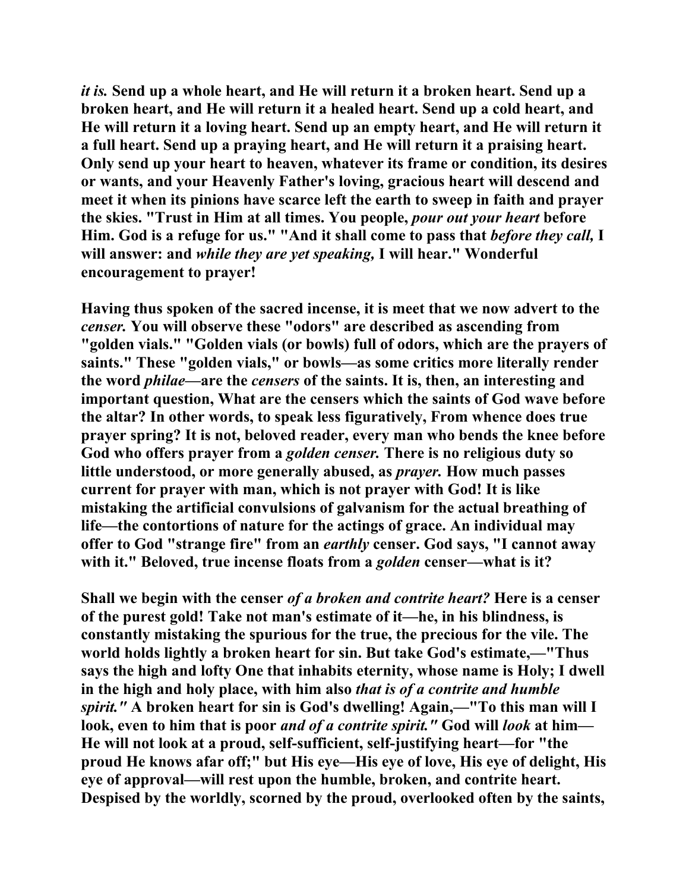*it is.* Send up a whole heart, and He will return it a broken heart. Send up a broken heart, and He will return it a healed heart. Send up a cold heart, and He will return it a loving heart. Send up an empty heart, and He will return it a full heart. Send up a praying heart, and He will return it a praising heart. Only send up your heart to heaven, whatever its frame or condition, its desires or wants, and your Heavenly Father's loving, gracious heart will descend and meet it when its pinions have scarce left the earth to sweep in faith and prayer the skies. "Trust in Him at all times. You people, *pour out your heart* before Him. God is a refuge for us." "And it shall come to pass that *before they call,* I will answer: and *while they are yet speaking,* I will hear." Wonderful encouragement to prayer!

Having thus spoken of the sacred incense, it is meet that we now advert to the *censer.* You will observe these "odors" are described as ascending from "golden vials." "Golden vials (or bowls) full of odors, which are the prayers of saints." These "golden vials," or bowls—as some critics more literally render the word *philae*—are the *censers* of the saints. It is, then, an interesting and important question, What are the censers which the saints of God wave before the altar? In other words, to speak less figuratively, From whence does true prayer spring? It is not, beloved reader, every man who bends the knee before God who offers prayer from a *golden censer.* There is no religious duty so little understood, or more generally abused, as *prayer.* How much passes current for prayer with man, which is not prayer with God! It is like mistaking the artificial convulsions of galvanism for the actual breathing of life—the contortions of nature for the actings of grace. An individual may offer to God "strange fire" from an *earthly* censer. God says, "I cannot away with it." Beloved, true incense floats from a *golden* censer—what is it?

Shall we begin with the censer *of a broken and contrite heart?* Here is a censer of the purest gold! Take not man's estimate of it—he, in his blindness, is constantly mistaking the spurious for the true, the precious for the vile. The world holds lightly a broken heart for sin. But take God's estimate,—"Thus says the high and lofty One that inhabits eternity, whose name is Holy; I dwell in the high and holy place, with him also *that is of a contrite and humble spirit."* A broken heart for sin is God's dwelling! Again,—"To this man will I look, even to him that is poor *and of a contrite spirit."* God will *look* at him—He will not look at a proud, self-sufficient, self-justifying heart—for "the proud He knows afar off;" but His eye—His eye of love, His eye of delight, His eye of approval—will rest upon the humble, broken, and contrite heart. Despised by the worldly, scorned by the proud, overlooked often by the saints,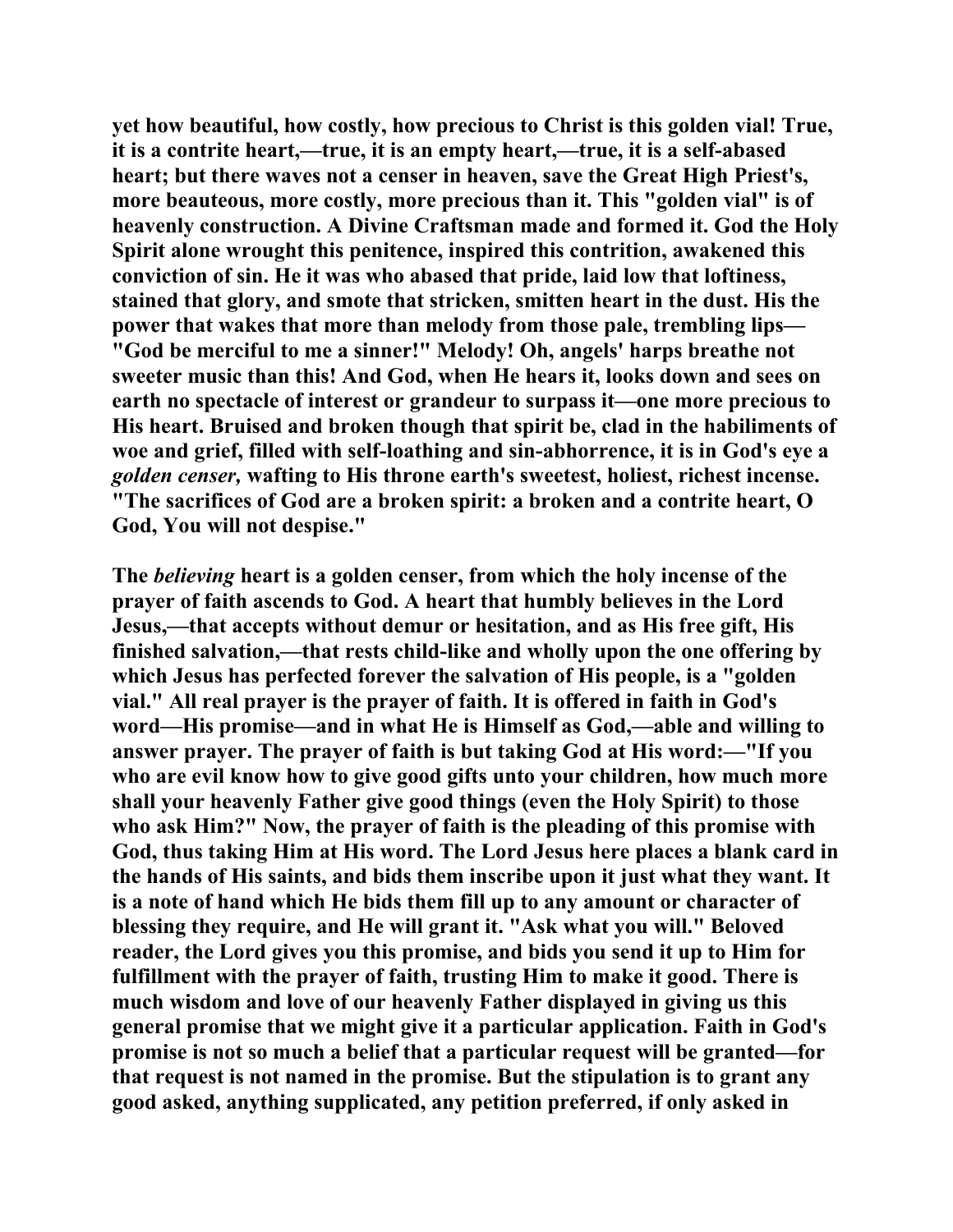**yet how beautiful, how costly, how precious to Christ is this golden vial! True, it is a contrite heart,—true, it is an empty heart,—true, it is a self-abased heart; but there waves not a censer in heaven, save the Great High Priest's, more beauteous, more costly, more precious than it. This "golden vial" is of heavenly construction. A Divine Craftsman made and formed it. God the Holy Spirit alone wrought this penitence, inspired this contrition, awakened this conviction of sin. He it was who abased that pride, laid low that loftiness, stained that glory, and smote that stricken, smitten heart in the dust. His the power that wakes that more than melody from those pale, trembling lips—"God be merciful to me a sinner!" Melody! Oh, angels' harps breathe not sweeter music than this! And God, when He hears it, looks down and sees on earth no spectacle of interest or grandeur to surpass it—one more precious to His heart. Bruised and broken though that spirit be, clad in the habiliments of woe and grief, filled with self-loathing and sin-abhorrence, it is in God's eye a *golden censer,* wafting to His throne earth's sweetest, holiest, richest incense. "The sacrifices of God are a broken spirit: a broken and a contrite heart, O God, You will not despise."**

**The *believing* heart is a golden censer, from which the holy incense of the prayer of faith ascends to God. A heart that humbly believes in the Lord Jesus,—that accepts without demur or hesitation, and as His free gift, His finished salvation,—that rests child-like and wholly upon the one offering by which Jesus has perfected forever the salvation of His people, is a "golden vial." All real prayer is the prayer of faith. It is offered in faith in God's word—His promise—and in what He is Himself as God,—able and willing to answer prayer. The prayer of faith is but taking God at His word:—"If you who are evil know how to give good gifts unto your children, how much more shall your heavenly Father give good things (even the Holy Spirit) to those who ask Him?" Now, the prayer of faith is the pleading of this promise with God, thus taking Him at His word. The Lord Jesus here places a blank card in the hands of His saints, and bids them inscribe upon it just what they want. It is a note of hand which He bids them fill up to any amount or character of blessing they require, and He will grant it. "Ask what you will." Beloved reader, the Lord gives you this promise, and bids you send it up to Him for fulfillment with the prayer of faith, trusting Him to make it good. There is much wisdom and love of our heavenly Father displayed in giving us this general promise that we might give it a particular application. Faith in God's promise is not so much a belief that a particular request will be granted—for that request is not named in the promise. But the stipulation is to grant any good asked, anything supplicated, any petition preferred, if only asked in**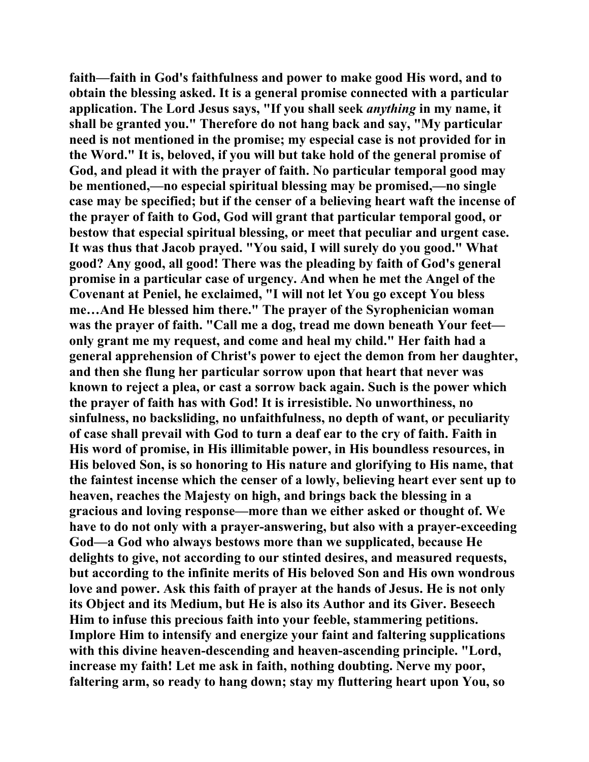faith—faith in God's faithfulness and power to make good His word, and to obtain the blessing asked. It is a general promise connected with a particular application. The Lord Jesus says, "If you shall seek *anything* in my name, it shall be granted you." Therefore do not hang back and say, "My particular need is not mentioned in the promise; my especial case is not provided for in the Word." It is, beloved, if you will but take hold of the general promise of God, and plead it with the prayer of faith. No particular temporal good may be mentioned,—no especial spiritual blessing may be promised,—no single case may be specified; but if the censer of a believing heart waft the incense of the prayer of faith to God, God will grant that particular temporal good, or bestow that especial spiritual blessing, or meet that peculiar and urgent case. It was thus that Jacob prayed. "You said, I will surely do you good." What good? Any good, all good! There was the pleading by faith of God's general promise in a particular case of urgency. And when he met the Angel of the Covenant at Peniel, he exclaimed, "I will not let You go except You bless me…And He blessed him there." The prayer of the Syrophenician woman was the prayer of faith. "Call me a dog, tread me down beneath Your feet—only grant me my request, and come and heal my child." Her faith had a general apprehension of Christ's power to eject the demon from her daughter, and then she flung her particular sorrow upon that heart that never was known to reject a plea, or cast a sorrow back again. Such is the power which the prayer of faith has with God! It is irresistible. No unworthiness, no sinfulness, no backsliding, no unfaithfulness, no depth of want, or peculiarity of case shall prevail with God to turn a deaf ear to the cry of faith. Faith in His word of promise, in His illimitable power, in His boundless resources, in His beloved Son, is so honoring to His nature and glorifying to His name, that the faintest incense which the censer of a lowly, believing heart ever sent up to heaven, reaches the Majesty on high, and brings back the blessing in a gracious and loving response—more than we either asked or thought of. We have to do not only with a prayer-answering, but also with a prayer-exceeding God—a God who always bestows more than we supplicated, because He delights to give, not according to our stinted desires, and measured requests, but according to the infinite merits of His beloved Son and His own wondrous love and power. Ask this faith of prayer at the hands of Jesus. He is not only its Object and its Medium, but He is also its Author and its Giver. Beseech Him to infuse this precious faith into your feeble, stammering petitions. Implore Him to intensify and energize your faint and faltering supplications with this divine heaven-descending and heaven-ascending principle. "Lord, increase my faith! Let me ask in faith, nothing doubting. Nerve my poor, faltering arm, so ready to hang down; stay my fluttering heart upon You, so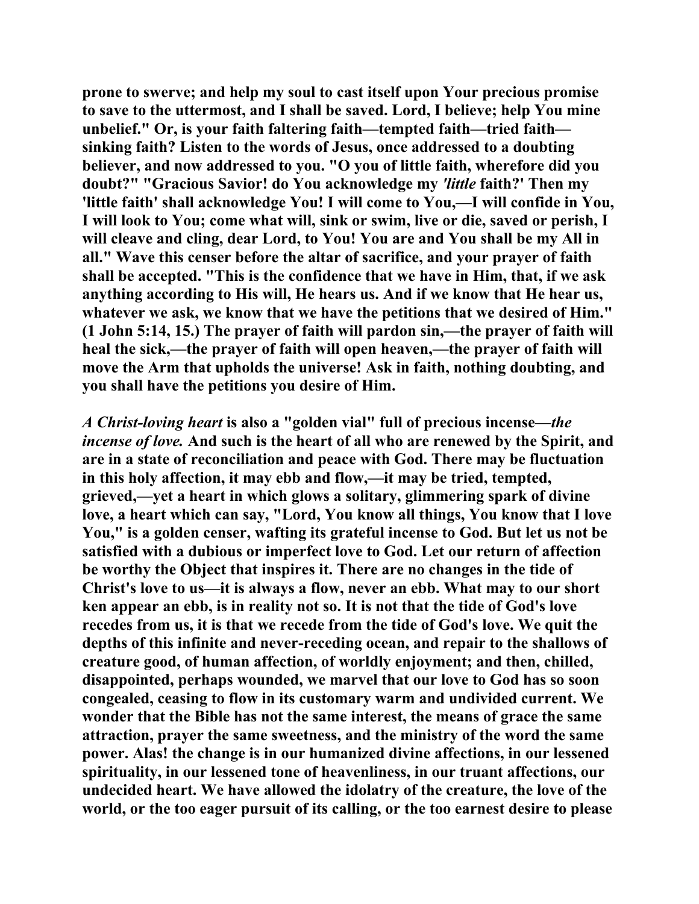**prone to swerve; and help my soul to cast itself upon Your precious promise to save to the uttermost, and I shall be saved. Lord, I believe; help You mine unbelief." Or, is your faith faltering faith—tempted faith—tried faith—sinking faith? Listen to the words of Jesus, once addressed to a doubting believer, and now addressed to you. "O you of little faith, wherefore did you doubt?" "Gracious Savior! do You acknowledge my *'little* faith?' Then my 'little faith' shall acknowledge You! I will come to You,—I will confide in You, I will look to You; come what will, sink or swim, live or die, saved or perish, I will cleave and cling, dear Lord, to You! You are and You shall be my All in all." Wave this censer before the altar of sacrifice, and your prayer of faith shall be accepted. "This is the confidence that we have in Him, that, if we ask anything according to His will, He hears us. And if we know that He hear us, whatever we ask, we know that we have the petitions that we desired of Him." (1 John 5:14, 15.) The prayer of faith will pardon sin,—the prayer of faith will heal the sick,—the prayer of faith will open heaven,—the prayer of faith will move the Arm that upholds the universe! Ask in faith, nothing doubting, and you shall have the petitions you desire of Him.**

***A Christ-loving heart* is also a "golden vial" full of precious incense—*the incense of love.* And such is the heart of all who are renewed by the Spirit, and are in a state of reconciliation and peace with God. There may be fluctuation in this holy affection, it may ebb and flow,—it may be tried, tempted, grieved,—yet a heart in which glows a solitary, glimmering spark of divine love, a heart which can say, "Lord, You know all things, You know that I love You," is a golden censer, wafting its grateful incense to God. But let us not be satisfied with a dubious or imperfect love to God. Let our return of affection be worthy the Object that inspires it. There are no changes in the tide of Christ's love to us—it is always a flow, never an ebb. What may to our short ken appear an ebb, is in reality not so. It is not that the tide of God's love recedes from us, it is that we recede from the tide of God's love. We quit the depths of this infinite and never-receding ocean, and repair to the shallows of creature good, of human affection, of worldly enjoyment; and then, chilled, disappointed, perhaps wounded, we marvel that our love to God has so soon congealed, ceasing to flow in its customary warm and undivided current. We wonder that the Bible has not the same interest, the means of grace the same attraction, prayer the same sweetness, and the ministry of the word the same power. Alas! the change is in our humanized divine affections, in our lessened spirituality, in our lessened tone of heavenliness, in our truant affections, our undecided heart. We have allowed the idolatry of the creature, the love of the world, or the too eager pursuit of its calling, or the too earnest desire to please**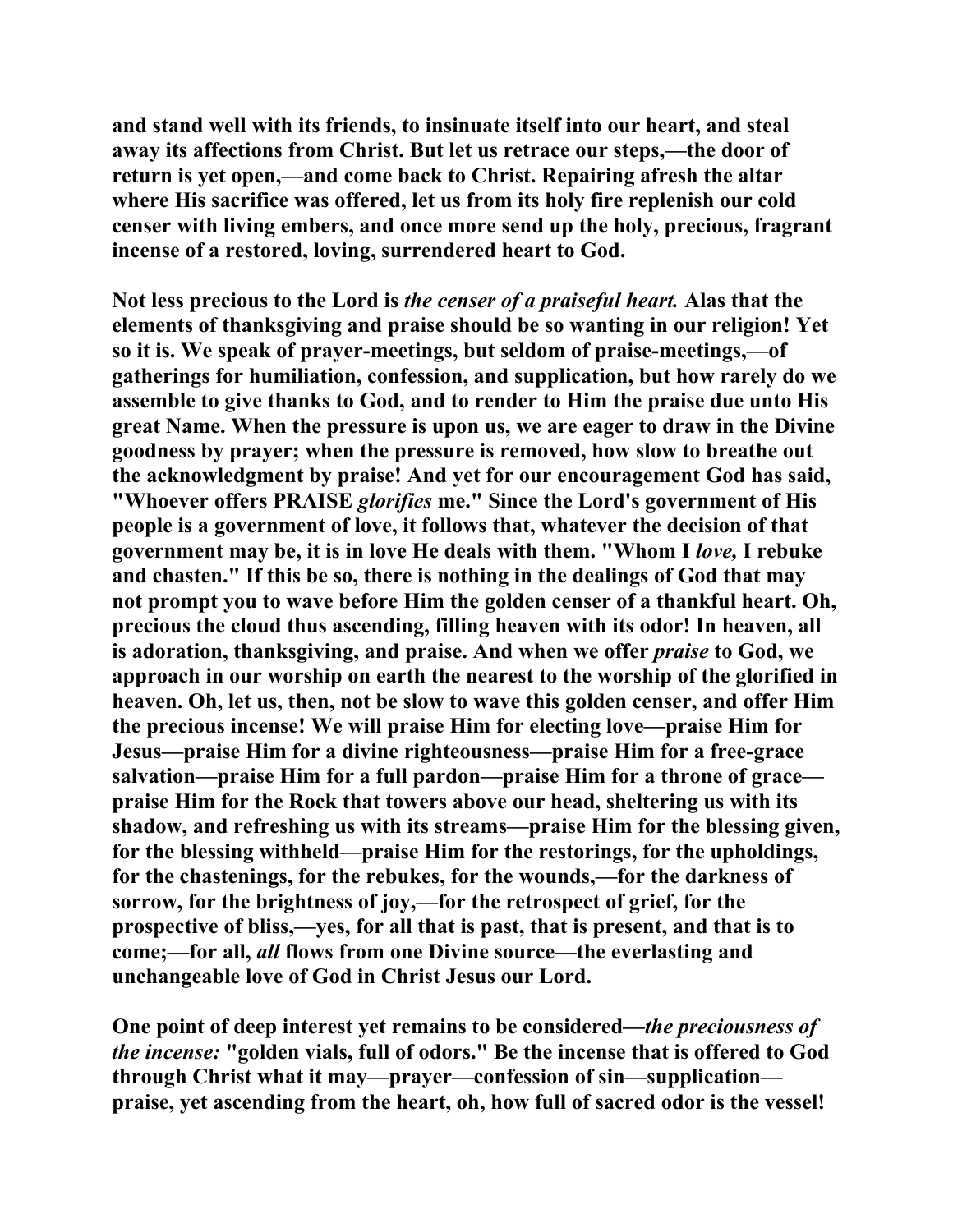**and stand well with its friends, to insinuate itself into our heart, and steal away its affections from Christ. But let us retrace our steps,—the door of return is yet open,—and come back to Christ. Repairing afresh the altar where His sacrifice was offered, let us from its holy fire replenish our cold censer with living embers, and once more send up the holy, precious, fragrant incense of a restored, loving, surrendered heart to God.**

**Not less precious to the Lord is *the censer of a praiseful heart.* Alas that the elements of thanksgiving and praise should be so wanting in our religion! Yet so it is. We speak of prayer-meetings, but seldom of praise-meetings,—of gatherings for humiliation, confession, and supplication, but how rarely do we assemble to give thanks to God, and to render to Him the praise due unto His great Name. When the pressure is upon us, we are eager to draw in the Divine goodness by prayer; when the pressure is removed, how slow to breathe out the acknowledgment by praise! And yet for our encouragement God has said, "Whoever offers PRAISE *glorifies* me." Since the Lord's government of His people is a government of love, it follows that, whatever the decision of that government may be, it is in love He deals with them. "Whom I *love,* I rebuke and chasten." If this be so, there is nothing in the dealings of God that may not prompt you to wave before Him the golden censer of a thankful heart. Oh, precious the cloud thus ascending, filling heaven with its odor! In heaven, all is adoration, thanksgiving, and praise. And when we offer *praise* to God, we approach in our worship on earth the nearest to the worship of the glorified in heaven. Oh, let us, then, not be slow to wave this golden censer, and offer Him the precious incense! We will praise Him for electing love—praise Him for Jesus—praise Him for a divine righteousness—praise Him for a free-grace salvation—praise Him for a full pardon—praise Him for a throne of grace—praise Him for the Rock that towers above our head, sheltering us with its shadow, and refreshing us with its streams—praise Him for the blessing given, for the blessing withheld—praise Him for the restorings, for the upholdings, for the chastenings, for the rebukes, for the wounds,—for the darkness of sorrow, for the brightness of joy,—for the retrospect of grief, for the prospective of bliss,—yes, for all that is past, that is present, and that is to come;—for all, *all* flows from one Divine source—the everlasting and unchangeable love of God in Christ Jesus our Lord.**

**One point of deep interest yet remains to be considered—*the preciousness of the incense:* "golden vials, full of odors." Be the incense that is offered to God through Christ what it may—prayer—confession of sin—supplication—praise, yet ascending from the heart, oh, how full of sacred odor is the vessel!**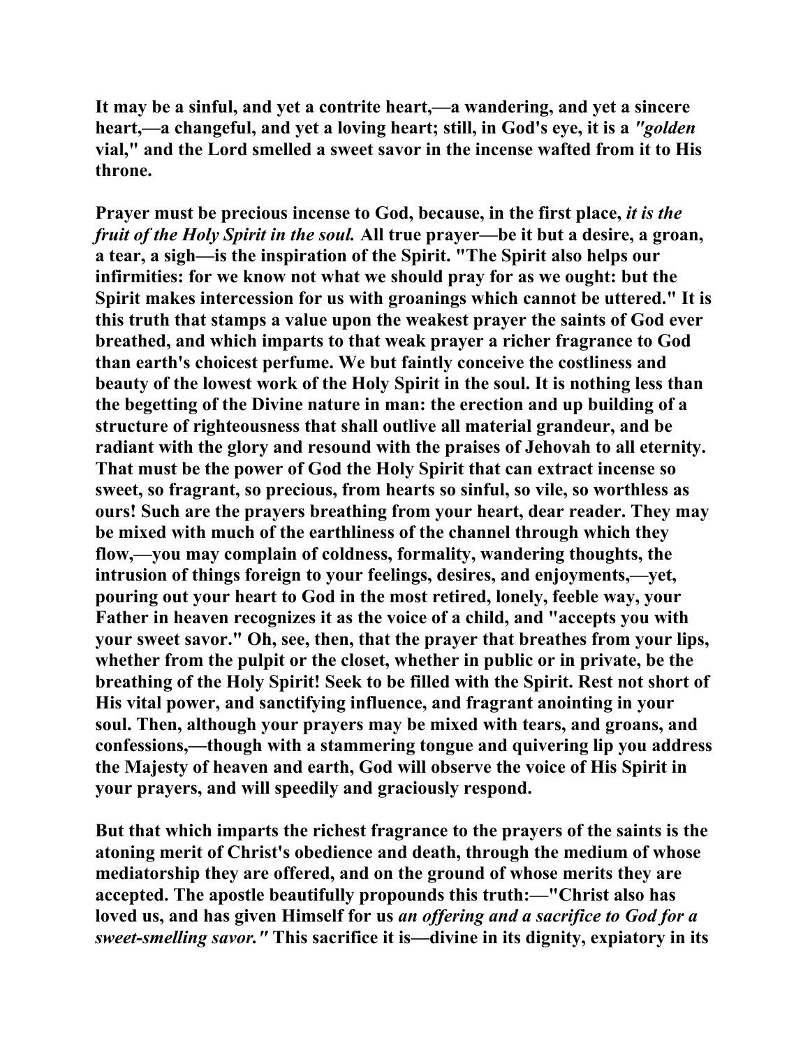It may be a sinful, and yet a contrite heart,—a wandering, and yet a sincere heart,—a changeful, and yet a loving heart; still, in God's eye, it is a *"golden* vial," and the Lord smelled a sweet savor in the incense wafted from it to His throne.

Prayer must be precious incense to God, because, in the first place, *it is the fruit of the Holy Spirit in the soul.* All true prayer—be it but a desire, a groan, a tear, a sigh—is the inspiration of the Spirit. "The Spirit also helps our infirmities: for we know not what we should pray for as we ought: but the Spirit makes intercession for us with groanings which cannot be uttered." It is this truth that stamps a value upon the weakest prayer the saints of God ever breathed, and which imparts to that weak prayer a richer fragrance to God than earth's choicest perfume. We but faintly conceive the costliness and beauty of the lowest work of the Holy Spirit in the soul. It is nothing less than the begetting of the Divine nature in man: the erection and up building of a structure of righteousness that shall outlive all material grandeur, and be radiant with the glory and resound with the praises of Jehovah to all eternity. That must be the power of God the Holy Spirit that can extract incense so sweet, so fragrant, so precious, from hearts so sinful, so vile, so worthless as ours! Such are the prayers breathing from your heart, dear reader. They may be mixed with much of the earthliness of the channel through which they flow,—you may complain of coldness, formality, wandering thoughts, the intrusion of things foreign to your feelings, desires, and enjoyments,—yet, pouring out your heart to God in the most retired, lonely, feeble way, your Father in heaven recognizes it as the voice of a child, and "accepts you with your sweet savor." Oh, see, then, that the prayer that breathes from your lips, whether from the pulpit or the closet, whether in public or in private, be the breathing of the Holy Spirit! Seek to be filled with the Spirit. Rest not short of His vital power, and sanctifying influence, and fragrant anointing in your soul. Then, although your prayers may be mixed with tears, and groans, and confessions,—though with a stammering tongue and quivering lip you address the Majesty of heaven and earth, God will observe the voice of His Spirit in your prayers, and will speedily and graciously respond.

But that which imparts the richest fragrance to the prayers of the saints is the atoning merit of Christ's obedience and death, through the medium of whose mediatorship they are offered, and on the ground of whose merits they are accepted. The apostle beautifully propounds this truth:—"Christ also has loved us, and has given Himself for us *an offering and a sacrifice to God for a sweet-smelling savor."* This sacrifice it is—divine in its dignity, expiatory in its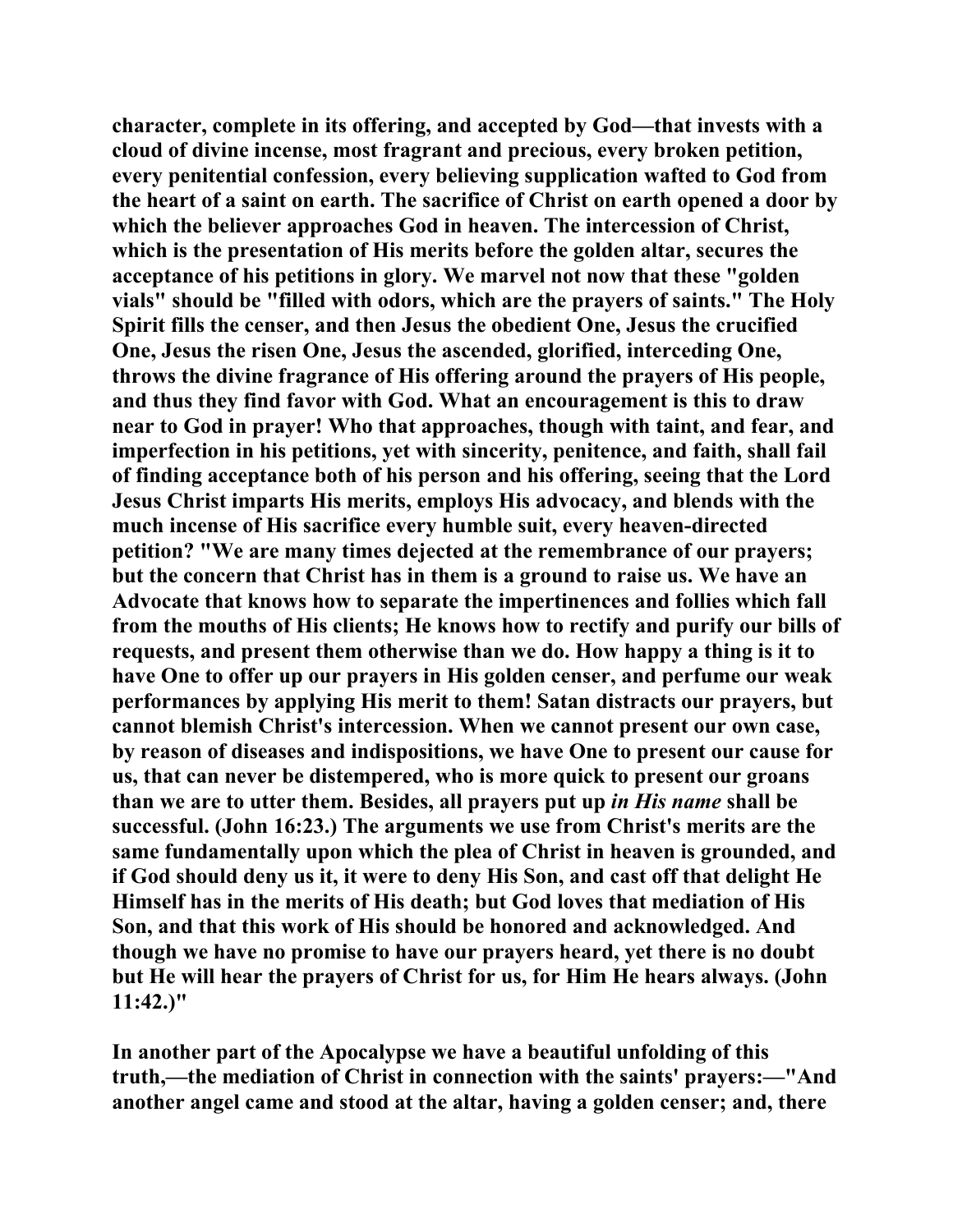**character, complete in its offering, and accepted by God—that invests with a cloud of divine incense, most fragrant and precious, every broken petition, every penitential confession, every believing supplication wafted to God from the heart of a saint on earth. The sacrifice of Christ on earth opened a door by which the believer approaches God in heaven. The intercession of Christ, which is the presentation of His merits before the golden altar, secures the acceptance of his petitions in glory. We marvel not now that these "golden vials" should be "filled with odors, which are the prayers of saints." The Holy Spirit fills the censer, and then Jesus the obedient One, Jesus the crucified One, Jesus the risen One, Jesus the ascended, glorified, interceding One, throws the divine fragrance of His offering around the prayers of His people, and thus they find favor with God. What an encouragement is this to draw near to God in prayer! Who that approaches, though with taint, and fear, and imperfection in his petitions, yet with sincerity, penitence, and faith, shall fail of finding acceptance both of his person and his offering, seeing that the Lord Jesus Christ imparts His merits, employs His advocacy, and blends with the much incense of His sacrifice every humble suit, every heaven-directed petition? "We are many times dejected at the remembrance of our prayers; but the concern that Christ has in them is a ground to raise us. We have an Advocate that knows how to separate the impertinences and follies which fall from the mouths of His clients; He knows how to rectify and purify our bills of requests, and present them otherwise than we do. How happy a thing is it to have One to offer up our prayers in His golden censer, and perfume our weak performances by applying His merit to them! Satan distracts our prayers, but cannot blemish Christ's intercession. When we cannot present our own case, by reason of diseases and indispositions, we have One to present our cause for us, that can never be distempered, who is more quick to present our groans than we are to utter them. Besides, all prayers put up *in His name* shall be successful. (John 16:23.) The arguments we use from Christ's merits are the same fundamentally upon which the plea of Christ in heaven is grounded, and if God should deny us it, it were to deny His Son, and cast off that delight He Himself has in the merits of His death; but God loves that mediation of His Son, and that this work of His should be honored and acknowledged. And though we have no promise to have our prayers heard, yet there is no doubt but He will hear the prayers of Christ for us, for Him He hears always. (John 11:42.)"**

**In another part of the Apocalypse we have a beautiful unfolding of this truth,—the mediation of Christ in connection with the saints' prayers:—"And another angel came and stood at the altar, having a golden censer; and, there**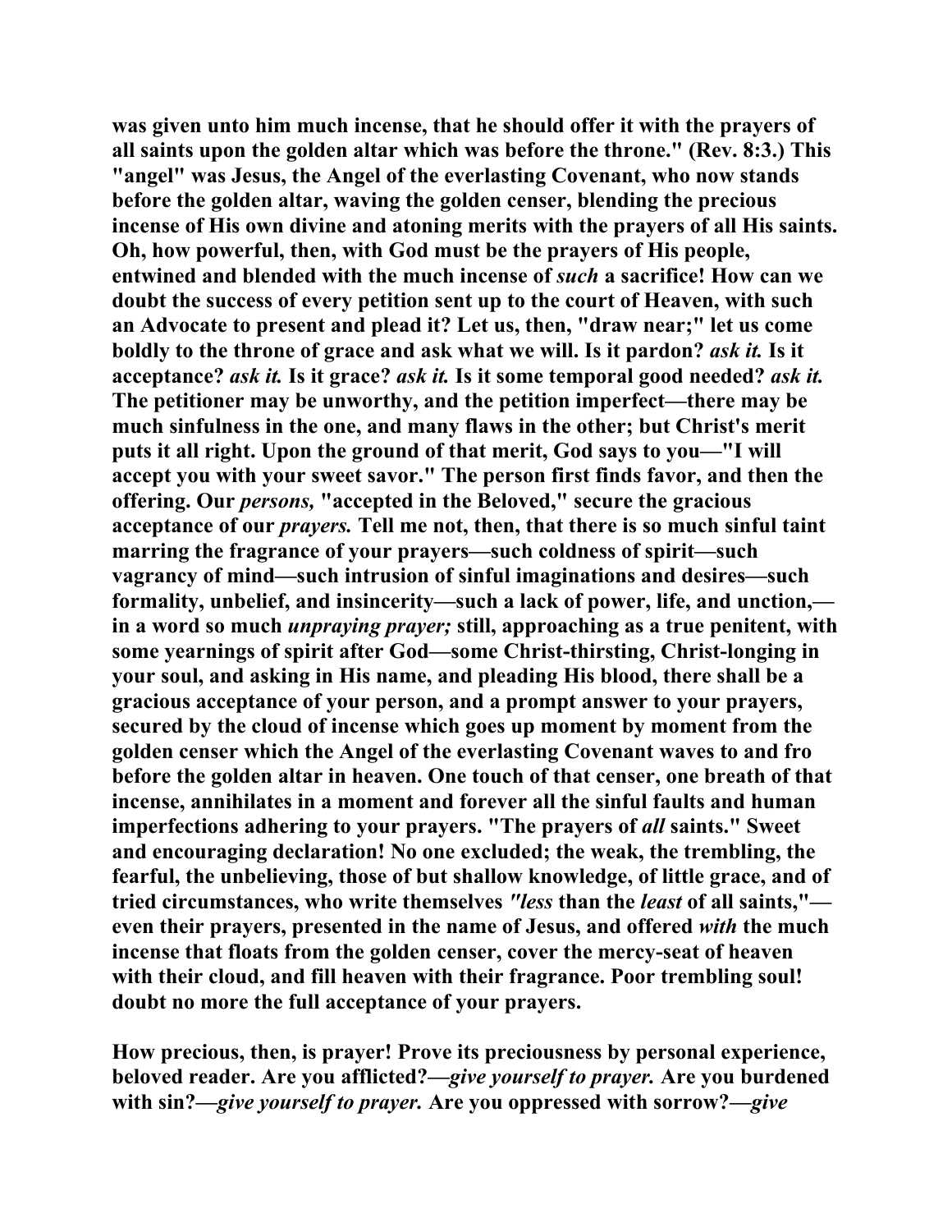**was given unto him much incense, that he should offer it with the prayers of all saints upon the golden altar which was before the throne." (Rev. 8:3.) This "angel" was Jesus, the Angel of the everlasting Covenant, who now stands before the golden altar, waving the golden censer, blending the precious incense of His own divine and atoning merits with the prayers of all His saints. Oh, how powerful, then, with God must be the prayers of His people, entwined and blended with the much incense of *such* a sacrifice! How can we doubt the success of every petition sent up to the court of Heaven, with such an Advocate to present and plead it? Let us, then, "draw near;" let us come boldly to the throne of grace and ask what we will. Is it pardon? *ask it.* Is it acceptance? *ask it.* Is it grace? *ask it.* Is it some temporal good needed? *ask it.* The petitioner may be unworthy, and the petition imperfect—there may be much sinfulness in the one, and many flaws in the other; but Christ's merit puts it all right. Upon the ground of that merit, God says to you—"I will accept you with your sweet savor." The person first finds favor, and then the offering. Our *persons,* "accepted in the Beloved," secure the gracious acceptance of our *prayers.* Tell me not, then, that there is so much sinful taint marring the fragrance of your prayers—such coldness of spirit—such vagrancy of mind—such intrusion of sinful imaginations and desires—such formality, unbelief, and insincerity—such a lack of power, life, and unction,—in a word so much *unpraying prayer;* still, approaching as a true penitent, with some yearnings of spirit after God—some Christ-thirsting, Christ-longing in your soul, and asking in His name, and pleading His blood, there shall be a gracious acceptance of your person, and a prompt answer to your prayers, secured by the cloud of incense which goes up moment by moment from the golden censer which the Angel of the everlasting Covenant waves to and fro before the golden altar in heaven. One touch of that censer, one breath of that incense, annihilates in a moment and forever all the sinful faults and human imperfections adhering to your prayers. "The prayers of *all* saints." Sweet and encouraging declaration! No one excluded; the weak, the trembling, the fearful, the unbelieving, those of but shallow knowledge, of little grace, and of tried circumstances, who write themselves *"less* than the *least* of all saints,"—even their prayers, presented in the name of Jesus, and offered *with* the much incense that floats from the golden censer, cover the mercy-seat of heaven with their cloud, and fill heaven with their fragrance. Poor trembling soul! doubt no more the full acceptance of your prayers.**

**How precious, then, is prayer! Prove its preciousness by personal experience, beloved reader. Are you afflicted?—*give yourself to prayer.* Are you burdened with sin?—*give yourself to prayer.* Are you oppressed with sorrow?—*give***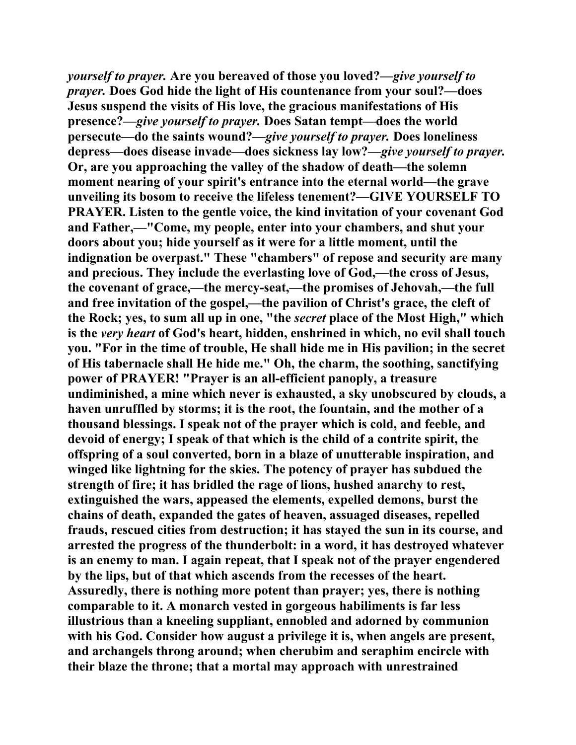*yourself to prayer.* **Are you bereaved of those you loved?—*give yourself to prayer.* Does God hide the light of His countenance from your soul?—does Jesus suspend the visits of His love, the gracious manifestations of His presence?—*give yourself to prayer.* Does Satan tempt—does the world persecute—do the saints wound?—*give yourself to prayer.* Does loneliness depress—does disease invade—does sickness lay low?—*give yourself to prayer.* Or, are you approaching the valley of the shadow of death—the solemn moment nearing of your spirit's entrance into the eternal world—the grave unveiling its bosom to receive the lifeless tenement?—GIVE YOURSELF TO PRAYER. Listen to the gentle voice, the kind invitation of your covenant God and Father,—"Come, my people, enter into your chambers, and shut your doors about you; hide yourself as it were for a little moment, until the indignation be overpast." These "chambers" of repose and security are many and precious. They include the everlasting love of God,—the cross of Jesus, the covenant of grace,—the mercy-seat,—the promises of Jehovah,—the full and free invitation of the gospel,—the pavilion of Christ's grace, the cleft of the Rock; yes, to sum all up in one, "the *secret* place of the Most High," which is the *very heart* of God's heart, hidden, enshrined in which, no evil shall touch you. "For in the time of trouble, He shall hide me in His pavilion; in the secret of His tabernacle shall He hide me." Oh, the charm, the soothing, sanctifying power of PRAYER! "Prayer is an all-efficient panoply, a treasure undiminished, a mine which never is exhausted, a sky unobscured by clouds, a haven unruffled by storms; it is the root, the fountain, and the mother of a thousand blessings. I speak not of the prayer which is cold, and feeble, and devoid of energy; I speak of that which is the child of a contrite spirit, the offspring of a soul converted, born in a blaze of unutterable inspiration, and winged like lightning for the skies. The potency of prayer has subdued the strength of fire; it has bridled the rage of lions, hushed anarchy to rest, extinguished the wars, appeased the elements, expelled demons, burst the chains of death, expanded the gates of heaven, assuaged diseases, repelled frauds, rescued cities from destruction; it has stayed the sun in its course, and arrested the progress of the thunderbolt: in a word, it has destroyed whatever is an enemy to man. I again repeat, that I speak not of the prayer engendered by the lips, but of that which ascends from the recesses of the heart. Assuredly, there is nothing more potent than prayer; yes, there is nothing comparable to it. A monarch vested in gorgeous habiliments is far less illustrious than a kneeling suppliant, ennobled and adorned by communion with his God. Consider how august a privilege it is, when angels are present, and archangels throng around; when cherubim and seraphim encircle with their blaze the throne; that a mortal may approach with unrestrained**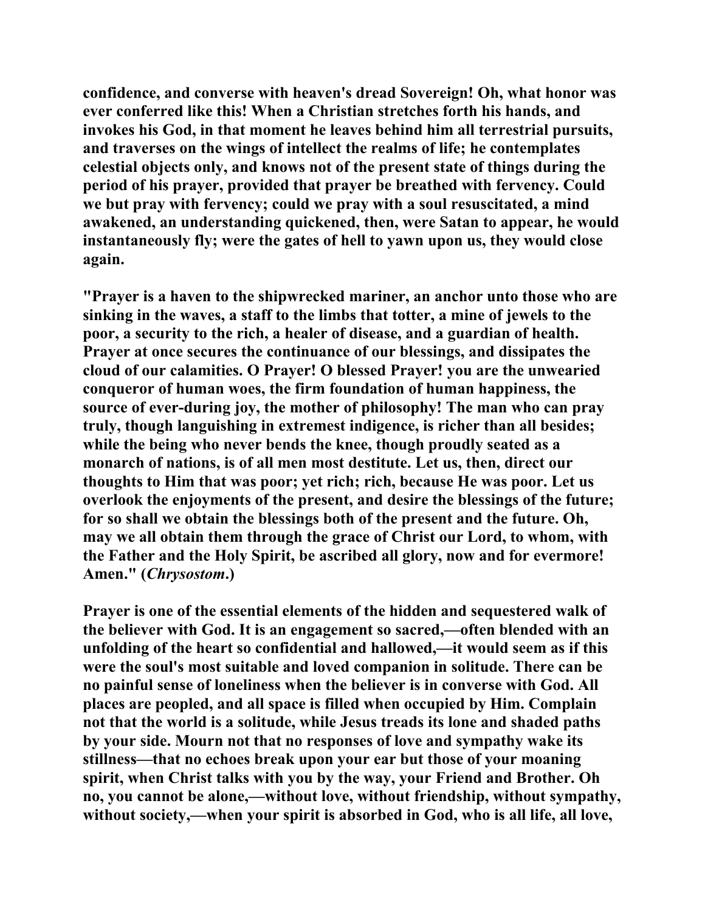**confidence, and converse with heaven's dread Sovereign! Oh, what honor was ever conferred like this! When a Christian stretches forth his hands, and invokes his God, in that moment he leaves behind him all terrestrial pursuits, and traverses on the wings of intellect the realms of life; he contemplates celestial objects only, and knows not of the present state of things during the period of his prayer, provided that prayer be breathed with fervency. Could we but pray with fervency; could we pray with a soul resuscitated, a mind awakened, an understanding quickened, then, were Satan to appear, he would instantaneously fly; were the gates of hell to yawn upon us, they would close again.**

**"Prayer is a haven to the shipwrecked mariner, an anchor unto those who are sinking in the waves, a staff to the limbs that totter, a mine of jewels to the poor, a security to the rich, a healer of disease, and a guardian of health. Prayer at once secures the continuance of our blessings, and dissipates the cloud of our calamities. O Prayer! O blessed Prayer! you are the unwearied conqueror of human woes, the firm foundation of human happiness, the source of ever-during joy, the mother of philosophy! The man who can pray truly, though languishing in extremest indigence, is richer than all besides; while the being who never bends the knee, though proudly seated as a monarch of nations, is of all men most destitute. Let us, then, direct our thoughts to Him that was poor; yet rich; rich, because He was poor. Let us overlook the enjoyments of the present, and desire the blessings of the future; for so shall we obtain the blessings both of the present and the future. Oh, may we all obtain them through the grace of Christ our Lord, to whom, with the Father and the Holy Spirit, be ascribed all glory, now and for evermore! Amen." (*Chrysostom*.)**

**Prayer is one of the essential elements of the hidden and sequestered walk of the believer with God. It is an engagement so sacred,—often blended with an unfolding of the heart so confidential and hallowed,—it would seem as if this were the soul's most suitable and loved companion in solitude. There can be no painful sense of loneliness when the believer is in converse with God. All places are peopled, and all space is filled when occupied by Him. Complain not that the world is a solitude, while Jesus treads its lone and shaded paths by your side. Mourn not that no responses of love and sympathy wake its stillness—that no echoes break upon your ear but those of your moaning spirit, when Christ talks with you by the way, your Friend and Brother. Oh no, you cannot be alone,—without love, without friendship, without sympathy, without society,—when your spirit is absorbed in God, who is all life, all love,**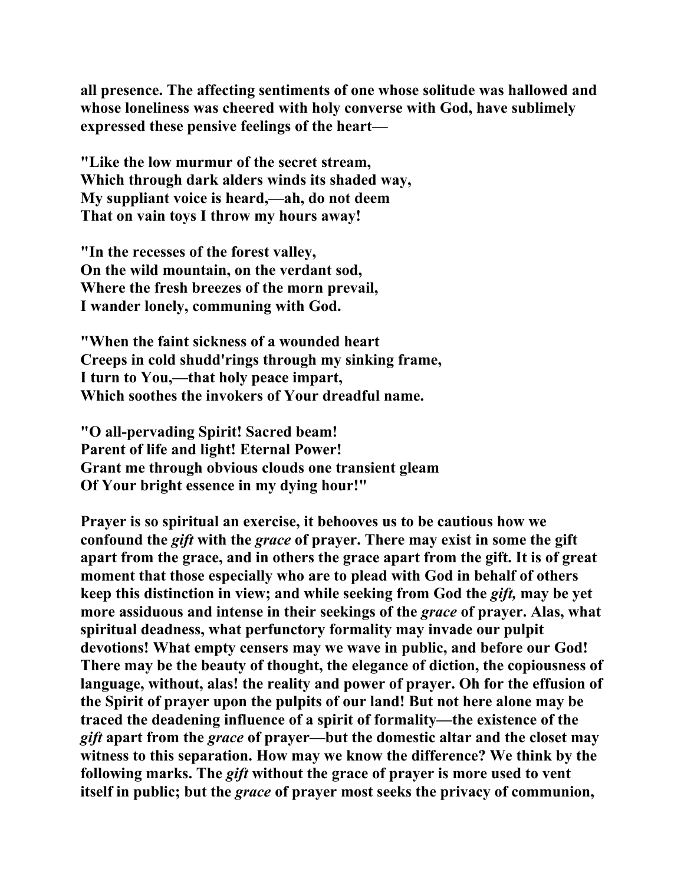all presence. The affecting sentiments of one whose solitude was hallowed and whose loneliness was cheered with holy converse with God, have sublimely expressed these pensive feelings of the heart—

"Like the low murmur of the secret stream,
Which through dark alders winds its shaded way,
My suppliant voice is heard,—ah, do not deem
That on vain toys I throw my hours away!

"In the recesses of the forest valley,
On the wild mountain, on the verdant sod,
Where the fresh breezes of the morn prevail,
I wander lonely, communing with God.

"When the faint sickness of a wounded heart
Creeps in cold shudd'rings through my sinking frame,
I turn to You,—that holy peace impart,
Which soothes the invokers of Your dreadful name.

"O all-pervading Spirit! Sacred beam!
Parent of life and light! Eternal Power!
Grant me through obvious clouds one transient gleam
Of Your bright essence in my dying hour!"

Prayer is so spiritual an exercise, it behooves us to be cautious how we confound the *gift* with the *grace* of prayer. There may exist in some the gift apart from the grace, and in others the grace apart from the gift. It is of great moment that those especially who are to plead with God in behalf of others keep this distinction in view; and while seeking from God the *gift,* may be yet more assiduous and intense in their seekings of the *grace* of prayer. Alas, what spiritual deadness, what perfunctory formality may invade our pulpit devotions! What empty censers may we wave in public, and before our God! There may be the beauty of thought, the elegance of diction, the copiousness of language, without, alas! the reality and power of prayer. Oh for the effusion of the Spirit of prayer upon the pulpits of our land! But not here alone may be traced the deadening influence of a spirit of formality—the existence of the *gift* apart from the *grace* of prayer—but the domestic altar and the closet may witness to this separation. How may we know the difference? We think by the following marks. The *gift* without the grace of prayer is more used to vent itself in public; but the *grace* of prayer most seeks the privacy of communion,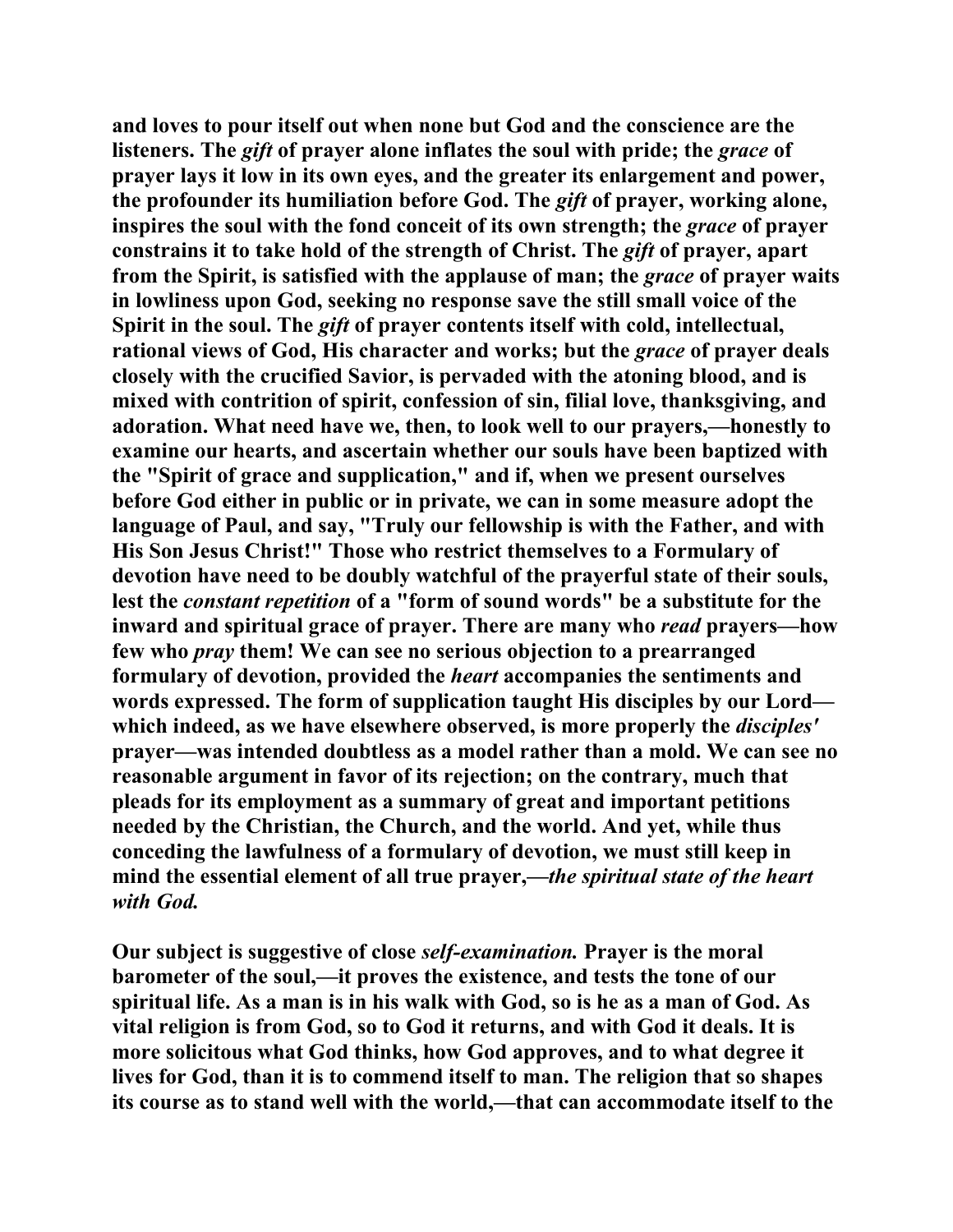**and loves to pour itself out when none but God and the conscience are the listeners. The *gift* of prayer alone inflates the soul with pride; the *grace* of prayer lays it low in its own eyes, and the greater its enlargement and power, the profounder its humiliation before God. The *gift* of prayer, working alone, inspires the soul with the fond conceit of its own strength; the *grace* of prayer constrains it to take hold of the strength of Christ. The *gift* of prayer, apart from the Spirit, is satisfied with the applause of man; the *grace* of prayer waits in lowliness upon God, seeking no response save the still small voice of the Spirit in the soul. The *gift* of prayer contents itself with cold, intellectual, rational views of God, His character and works; but the *grace* of prayer deals closely with the crucified Savior, is pervaded with the atoning blood, and is mixed with contrition of spirit, confession of sin, filial love, thanksgiving, and adoration. What need have we, then, to look well to our prayers,—honestly to examine our hearts, and ascertain whether our souls have been baptized with the "Spirit of grace and supplication," and if, when we present ourselves before God either in public or in private, we can in some measure adopt the language of Paul, and say, "Truly our fellowship is with the Father, and with His Son Jesus Christ!" Those who restrict themselves to a Formulary of devotion have need to be doubly watchful of the prayerful state of their souls, lest the *constant repetition* of a "form of sound words" be a substitute for the inward and spiritual grace of prayer. There are many who *read* prayers—how few who *pray* them! We can see no serious objection to a prearranged formulary of devotion, provided the *heart* accompanies the sentiments and words expressed. The form of supplication taught His disciples by our Lord—which indeed, as we have elsewhere observed, is more properly the *disciples'* prayer—was intended doubtless as a model rather than a mold. We can see no reasonable argument in favor of its rejection; on the contrary, much that pleads for its employment as a summary of great and important petitions needed by the Christian, the Church, and the world. And yet, while thus conceding the lawfulness of a formulary of devotion, we must still keep in mind the essential element of all true prayer,—*the spiritual state of the heart with God.***

**Our subject is suggestive of close *self-examination.* Prayer is the moral barometer of the soul,—it proves the existence, and tests the tone of our spiritual life. As a man is in his walk with God, so is he as a man of God. As vital religion is from God, so to God it returns, and with God it deals. It is more solicitous what God thinks, how God approves, and to what degree it lives for God, than it is to commend itself to man. The religion that so shapes its course as to stand well with the world,—that can accommodate itself to the**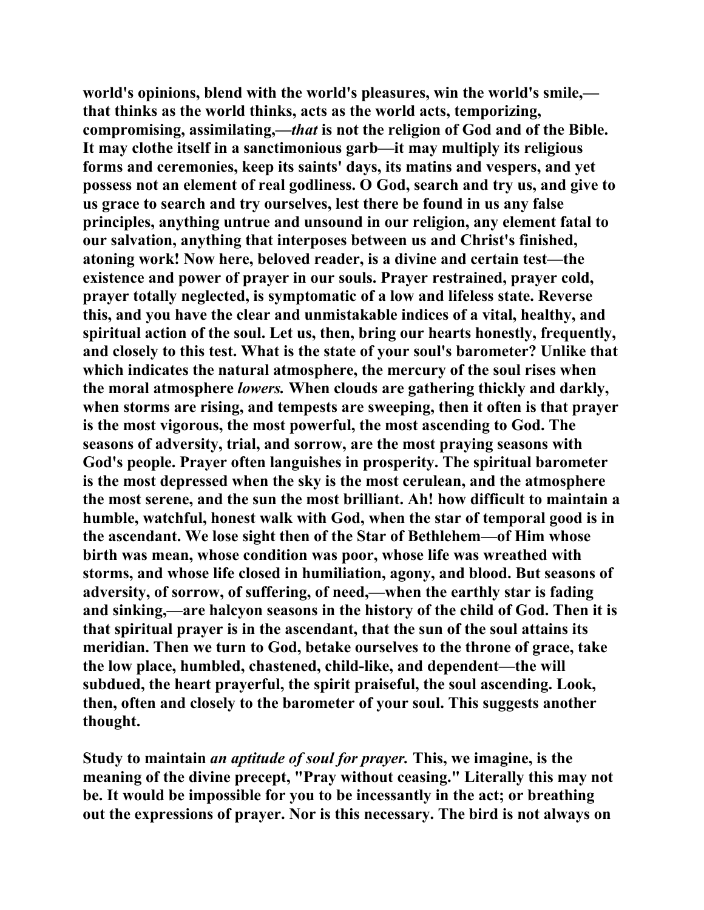world's opinions, blend with the world's pleasures, win the world's smile,—that thinks as the world thinks, acts as the world acts, temporizing, compromising, assimilating,—*that* is not the religion of God and of the Bible. It may clothe itself in a sanctimonious garb—it may multiply its religious forms and ceremonies, keep its saints' days, its matins and vespers, and yet possess not an element of real godliness. O God, search and try us, and give to us grace to search and try ourselves, lest there be found in us any false principles, anything untrue and unsound in our religion, any element fatal to our salvation, anything that interposes between us and Christ's finished, atoning work! Now here, beloved reader, is a divine and certain test—the existence and power of prayer in our souls. Prayer restrained, prayer cold, prayer totally neglected, is symptomatic of a low and lifeless state. Reverse this, and you have the clear and unmistakable indices of a vital, healthy, and spiritual action of the soul. Let us, then, bring our hearts honestly, frequently, and closely to this test. What is the state of your soul's barometer? Unlike that which indicates the natural atmosphere, the mercury of the soul rises when the moral atmosphere *lowers.* When clouds are gathering thickly and darkly, when storms are rising, and tempests are sweeping, then it often is that prayer is the most vigorous, the most powerful, the most ascending to God. The seasons of adversity, trial, and sorrow, are the most praying seasons with God's people. Prayer often languishes in prosperity. The spiritual barometer is the most depressed when the sky is the most cerulean, and the atmosphere the most serene, and the sun the most brilliant. Ah! how difficult to maintain a humble, watchful, honest walk with God, when the star of temporal good is in the ascendant. We lose sight then of the Star of Bethlehem—of Him whose birth was mean, whose condition was poor, whose life was wreathed with storms, and whose life closed in humiliation, agony, and blood. But seasons of adversity, of sorrow, of suffering, of need,—when the earthly star is fading and sinking,—are halcyon seasons in the history of the child of God. Then it is that spiritual prayer is in the ascendant, that the sun of the soul attains its meridian. Then we turn to God, betake ourselves to the throne of grace, take the low place, humbled, chastened, child-like, and dependent—the will subdued, the heart prayerful, the spirit praiseful, the soul ascending. Look, then, often and closely to the barometer of your soul. This suggests another thought.

Study to maintain *an aptitude of soul for prayer.* This, we imagine, is the meaning of the divine precept, "Pray without ceasing." Literally this may not be. It would be impossible for you to be incessantly in the act; or breathing out the expressions of prayer. Nor is this necessary. The bird is not always on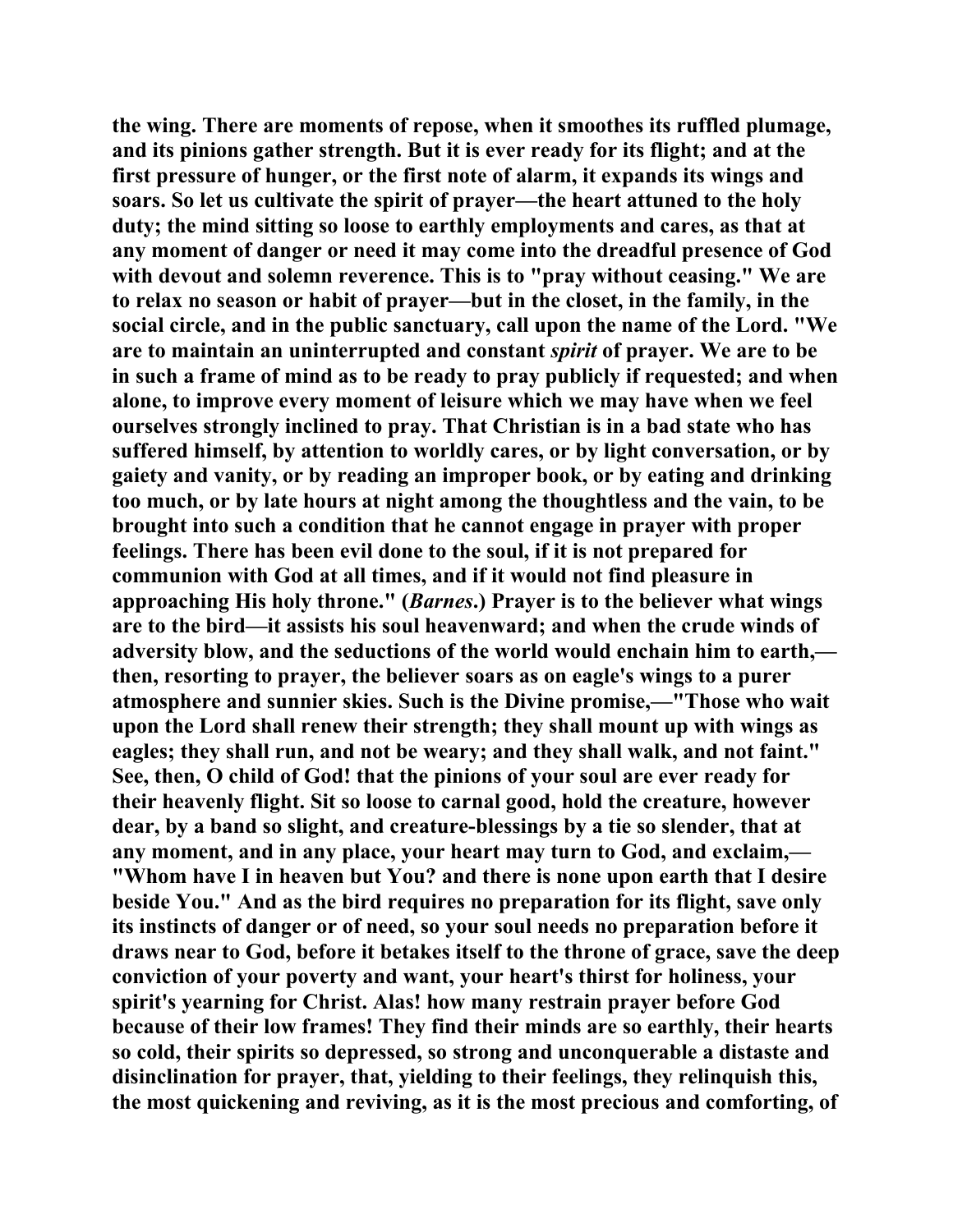**the wing. There are moments of repose, when it smoothes its ruffled plumage, and its pinions gather strength. But it is ever ready for its flight; and at the first pressure of hunger, or the first note of alarm, it expands its wings and soars. So let us cultivate the spirit of prayer—the heart attuned to the holy duty; the mind sitting so loose to earthly employments and cares, as that at any moment of danger or need it may come into the dreadful presence of God with devout and solemn reverence. This is to "pray without ceasing." We are to relax no season or habit of prayer—but in the closet, in the family, in the social circle, and in the public sanctuary, call upon the name of the Lord. "We are to maintain an uninterrupted and constant *spirit* of prayer. We are to be in such a frame of mind as to be ready to pray publicly if requested; and when alone, to improve every moment of leisure which we may have when we feel ourselves strongly inclined to pray. That Christian is in a bad state who has suffered himself, by attention to worldly cares, or by light conversation, or by gaiety and vanity, or by reading an improper book, or by eating and drinking too much, or by late hours at night among the thoughtless and the vain, to be brought into such a condition that he cannot engage in prayer with proper feelings. There has been evil done to the soul, if it is not prepared for communion with God at all times, and if it would not find pleasure in approaching His holy throne." (*Barnes*.) Prayer is to the believer what wings are to the bird—it assists his soul heavenward; and when the crude winds of adversity blow, and the seductions of the world would enchain him to earth,—then, resorting to prayer, the believer soars as on eagle's wings to a purer atmosphere and sunnier skies. Such is the Divine promise,—"Those who wait upon the Lord shall renew their strength; they shall mount up with wings as eagles; they shall run, and not be weary; and they shall walk, and not faint." See, then, O child of God! that the pinions of your soul are ever ready for their heavenly flight. Sit so loose to carnal good, hold the creature, however dear, by a band so slight, and creature-blessings by a tie so slender, that at any moment, and in any place, your heart may turn to God, and exclaim,— "Whom have I in heaven but You? and there is none upon earth that I desire beside You." And as the bird requires no preparation for its flight, save only its instincts of danger or of need, so your soul needs no preparation before it draws near to God, before it betakes itself to the throne of grace, save the deep conviction of your poverty and want, your heart's thirst for holiness, your spirit's yearning for Christ. Alas! how many restrain prayer before God because of their low frames! They find their minds are so earthly, their hearts so cold, their spirits so depressed, so strong and unconquerable a distaste and disinclination for prayer, that, yielding to their feelings, they relinquish this, the most quickening and reviving, as it is the most precious and comforting, of**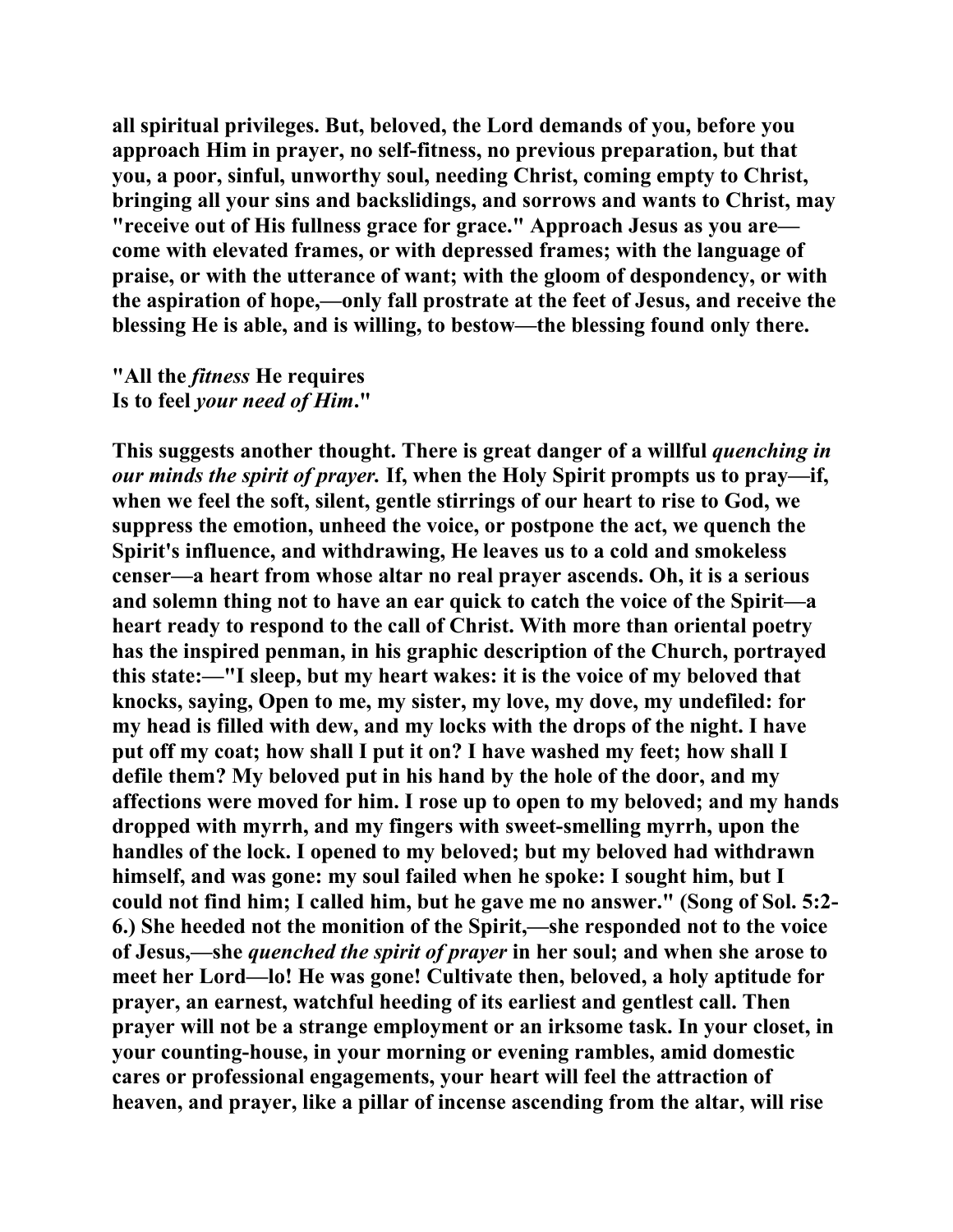**all spiritual privileges. But, beloved, the Lord demands of you, before you approach Him in prayer, no self-fitness, no previous preparation, but that you, a poor, sinful, unworthy soul, needing Christ, coming empty to Christ, bringing all your sins and backslidings, and sorrows and wants to Christ, may "receive out of His fullness grace for grace." Approach Jesus as you are—come with elevated frames, or with depressed frames; with the language of praise, or with the utterance of want; with the gloom of despondency, or with the aspiration of hope,—only fall prostrate at the feet of Jesus, and receive the blessing He is able, and is willing, to bestow—the blessing found only there.**

**"All the *fitness* He requires**
**Is to feel *your need of Him*."**

**This suggests another thought. There is great danger of a willful *quenching in our minds the spirit of prayer.* If, when the Holy Spirit prompts us to pray—if, when we feel the soft, silent, gentle stirrings of our heart to rise to God, we suppress the emotion, unheed the voice, or postpone the act, we quench the Spirit's influence, and withdrawing, He leaves us to a cold and smokeless censer—a heart from whose altar no real prayer ascends. Oh, it is a serious and solemn thing not to have an ear quick to catch the voice of the Spirit—a heart ready to respond to the call of Christ. With more than oriental poetry has the inspired penman, in his graphic description of the Church, portrayed this state:—"I sleep, but my heart wakes: it is the voice of my beloved that knocks, saying, Open to me, my sister, my love, my dove, my undefiled: for my head is filled with dew, and my locks with the drops of the night. I have put off my coat; how shall I put it on? I have washed my feet; how shall I defile them? My beloved put in his hand by the hole of the door, and my affections were moved for him. I rose up to open to my beloved; and my hands dropped with myrrh, and my fingers with sweet-smelling myrrh, upon the handles of the lock. I opened to my beloved; but my beloved had withdrawn himself, and was gone: my soul failed when he spoke: I sought him, but I could not find him; I called him, but he gave me no answer." (Song of Sol. 5:2-6.) She heeded not the monition of the Spirit,—she responded not to the voice of Jesus,—she *quenched the spirit of prayer* in her soul; and when she arose to meet her Lord—lo! He was gone! Cultivate then, beloved, a holy aptitude for prayer, an earnest, watchful heeding of its earliest and gentlest call. Then prayer will not be a strange employment or an irksome task. In your closet, in your counting-house, in your morning or evening rambles, amid domestic cares or professional engagements, your heart will feel the attraction of heaven, and prayer, like a pillar of incense ascending from the altar, will rise**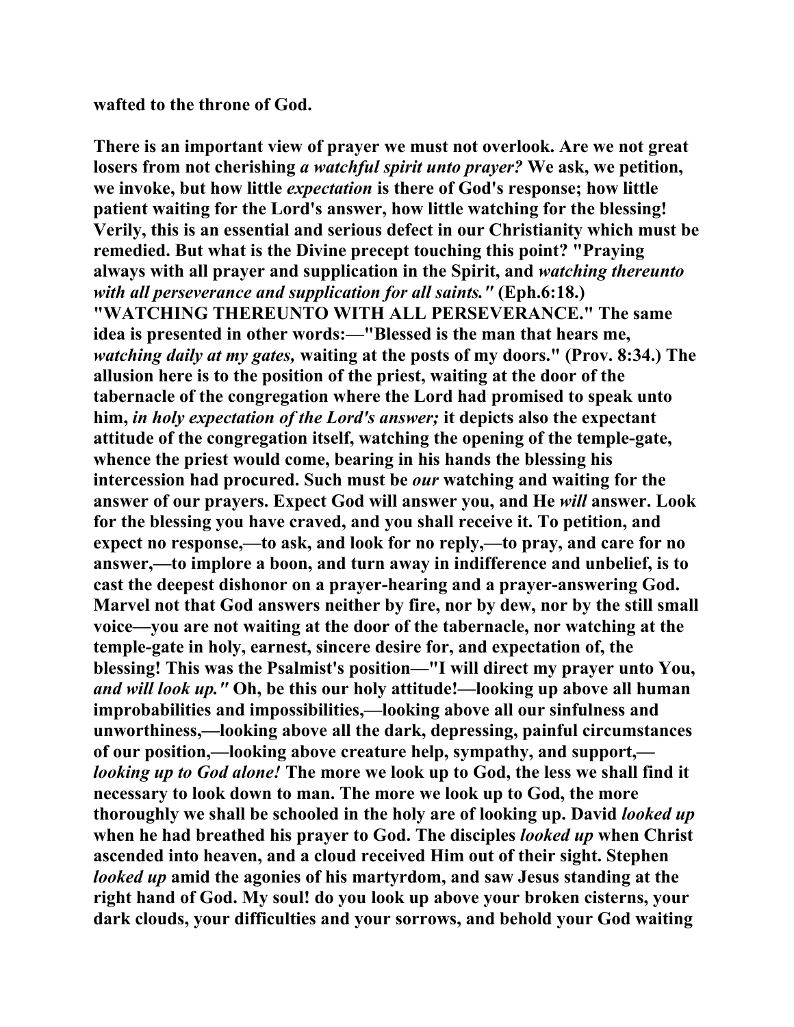**wafted to the throne of God.**

**There is an important view of prayer we must not overlook. Are we not great losers from not cherishing *a watchful spirit unto prayer?* We ask, we petition, we invoke, but how little *expectation* is there of God's response; how little patient waiting for the Lord's answer, how little watching for the blessing! Verily, this is an essential and serious defect in our Christianity which must be remedied. But what is the Divine precept touching this point? "Praying always with all prayer and supplication in the Spirit, and *watching thereunto with all perseverance and supplication for all saints."* (Eph.6:18.) "WATCHING THEREUNTO WITH ALL PERSEVERANCE." The same idea is presented in other words:—"Blessed is the man that hears me, *watching daily at my gates,* waiting at the posts of my doors." (Prov. 8:34.) The allusion here is to the position of the priest, waiting at the door of the tabernacle of the congregation where the Lord had promised to speak unto him, *in holy expectation of the Lord's answer;* it depicts also the expectant attitude of the congregation itself, watching the opening of the temple-gate, whence the priest would come, bearing in his hands the blessing his intercession had procured. Such must be *our* watching and waiting for the answer of our prayers. Expect God will answer you, and He *will* answer. Look for the blessing you have craved, and you shall receive it. To petition, and expect no response,—to ask, and look for no reply,—to pray, and care for no answer,—to implore a boon, and turn away in indifference and unbelief, is to cast the deepest dishonor on a prayer-hearing and a prayer-answering God. Marvel not that God answers neither by fire, nor by dew, nor by the still small voice—you are not waiting at the door of the tabernacle, nor watching at the temple-gate in holy, earnest, sincere desire for, and expectation of, the blessing! This was the Psalmist's position—"I will direct my prayer unto You, *and will look up."* Oh, be this our holy attitude!—looking up above all human improbabilities and impossibilities,—looking above all our sinfulness and unworthiness,—looking above all the dark, depressing, painful circumstances of our position,—looking above creature help, sympathy, and support,—*looking up to God alone!* The more we look up to God, the less we shall find it necessary to look down to man. The more we look up to God, the more thoroughly we shall be schooled in the holy are of looking up. David *looked up* when he had breathed his prayer to God. The disciples *looked up* when Christ ascended into heaven, and a cloud received Him out of their sight. Stephen *looked up* amid the agonies of his martyrdom, and saw Jesus standing at the right hand of God. My soul! do you look up above your broken cisterns, your dark clouds, your difficulties and your sorrows, and behold your God waiting**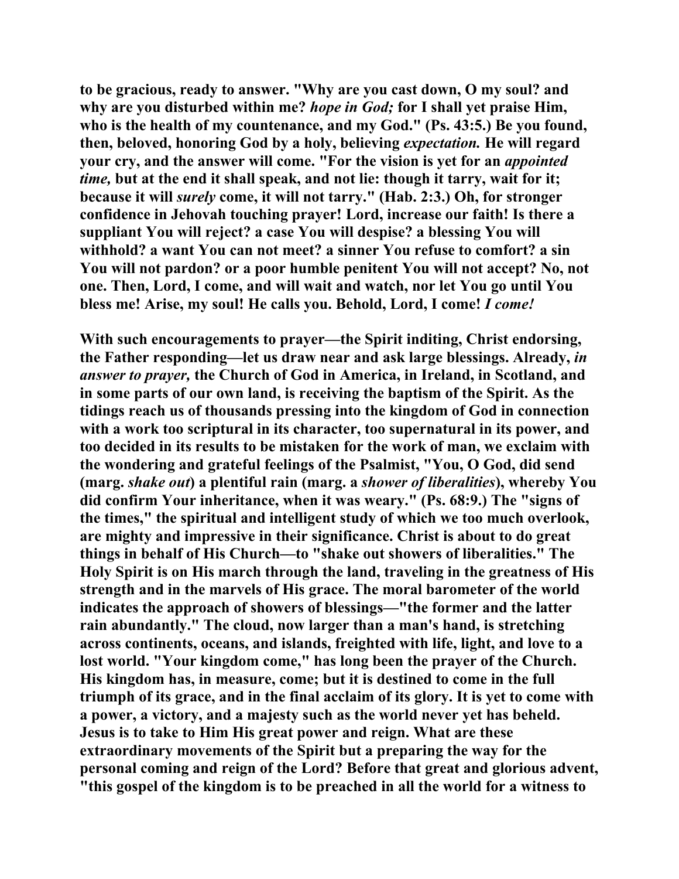**to be gracious, ready to answer. "Why are you cast down, O my soul? and why are you disturbed within me? *hope in God;* for I shall yet praise Him, who is the health of my countenance, and my God." (Ps. 43:5.) Be you found, then, beloved, honoring God by a holy, believing *expectation.* He will regard your cry, and the answer will come. "For the vision is yet for an *appointed time,* but at the end it shall speak, and not lie: though it tarry, wait for it; because it will *surely* come, it will not tarry." (Hab. 2:3.) Oh, for stronger confidence in Jehovah touching prayer! Lord, increase our faith! Is there a suppliant You will reject? a case You will despise? a blessing You will withhold? a want You can not meet? a sinner You refuse to comfort? a sin You will not pardon? or a poor humble penitent You will not accept? No, not one. Then, Lord, I come, and will wait and watch, nor let You go until You bless me! Arise, my soul! He calls you. Behold, Lord, I come! *I come!***

**With such encouragements to prayer—the Spirit inditing, Christ endorsing, the Father responding—let us draw near and ask large blessings. Already, *in answer to prayer,* the Church of God in America, in Ireland, in Scotland, and in some parts of our own land, is receiving the baptism of the Spirit. As the tidings reach us of thousands pressing into the kingdom of God in connection with a work too scriptural in its character, too supernatural in its power, and too decided in its results to be mistaken for the work of man, we exclaim with the wondering and grateful feelings of the Psalmist, "You, O God, did send (marg. *shake out*) a plentiful rain (marg. a *shower of liberalities*), whereby You did confirm Your inheritance, when it was weary." (Ps. 68:9.) The "signs of the times," the spiritual and intelligent study of which we too much overlook, are mighty and impressive in their significance. Christ is about to do great things in behalf of His Church—to "shake out showers of liberalities." The Holy Spirit is on His march through the land, traveling in the greatness of His strength and in the marvels of His grace. The moral barometer of the world indicates the approach of showers of blessings—"the former and the latter rain abundantly." The cloud, now larger than a man's hand, is stretching across continents, oceans, and islands, freighted with life, light, and love to a lost world. "Your kingdom come," has long been the prayer of the Church. His kingdom has, in measure, come; but it is destined to come in the full triumph of its grace, and in the final acclaim of its glory. It is yet to come with a power, a victory, and a majesty such as the world never yet has beheld. Jesus is to take to Him His great power and reign. What are these extraordinary movements of the Spirit but a preparing the way for the personal coming and reign of the Lord? Before that great and glorious advent, "this gospel of the kingdom is to be preached in all the world for a witness to**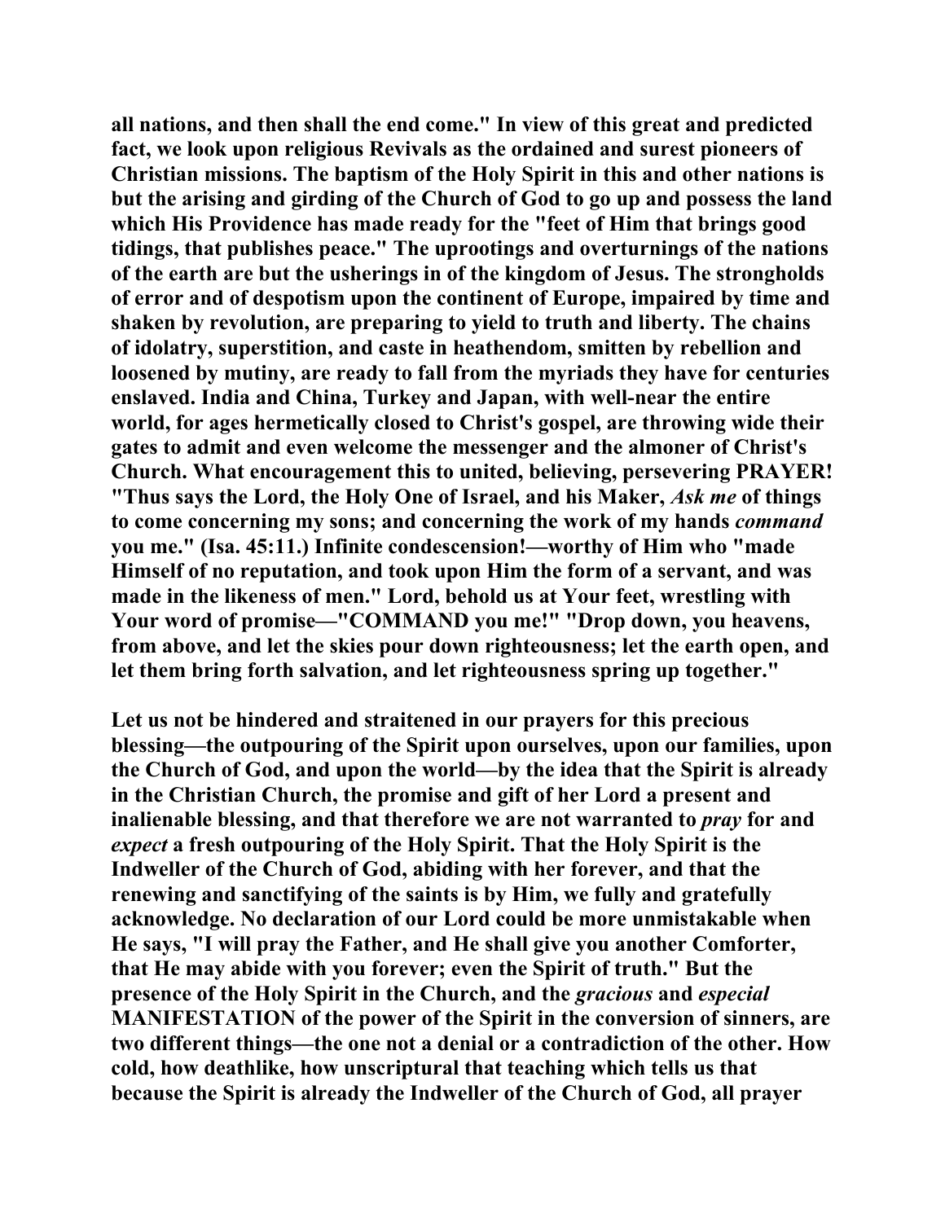**all nations, and then shall the end come." In view of this great and predicted fact, we look upon religious Revivals as the ordained and surest pioneers of Christian missions. The baptism of the Holy Spirit in this and other nations is but the arising and girding of the Church of God to go up and possess the land which His Providence has made ready for the "feet of Him that brings good tidings, that publishes peace." The uprootings and overturnings of the nations of the earth are but the usherings in of the kingdom of Jesus. The strongholds of error and of despotism upon the continent of Europe, impaired by time and shaken by revolution, are preparing to yield to truth and liberty. The chains of idolatry, superstition, and caste in heathendom, smitten by rebellion and loosened by mutiny, are ready to fall from the myriads they have for centuries enslaved. India and China, Turkey and Japan, with well-near the entire world, for ages hermetically closed to Christ's gospel, are throwing wide their gates to admit and even welcome the messenger and the almoner of Christ's Church. What encouragement this to united, believing, persevering PRAYER! "Thus says the Lord, the Holy One of Israel, and his Maker, *Ask me* of things to come concerning my sons; and concerning the work of my hands *command* you me." (Isa. 45:11.) Infinite condescension!—worthy of Him who "made Himself of no reputation, and took upon Him the form of a servant, and was made in the likeness of men." Lord, behold us at Your feet, wrestling with Your word of promise—"COMMAND you me!" "Drop down, you heavens, from above, and let the skies pour down righteousness; let the earth open, and let them bring forth salvation, and let righteousness spring up together."**

**Let us not be hindered and straitened in our prayers for this precious blessing—the outpouring of the Spirit upon ourselves, upon our families, upon the Church of God, and upon the world—by the idea that the Spirit is already in the Christian Church, the promise and gift of her Lord a present and inalienable blessing, and that therefore we are not warranted to *pray* for and *expect* a fresh outpouring of the Holy Spirit. That the Holy Spirit is the Indweller of the Church of God, abiding with her forever, and that the renewing and sanctifying of the saints is by Him, we fully and gratefully acknowledge. No declaration of our Lord could be more unmistakable when He says, "I will pray the Father, and He shall give you another Comforter, that He may abide with you forever; even the Spirit of truth." But the presence of the Holy Spirit in the Church, and the *gracious* and *especial* MANIFESTATION of the power of the Spirit in the conversion of sinners, are two different things—the one not a denial or a contradiction of the other. How cold, how deathlike, how unscriptural that teaching which tells us that because the Spirit is already the Indweller of the Church of God, all prayer**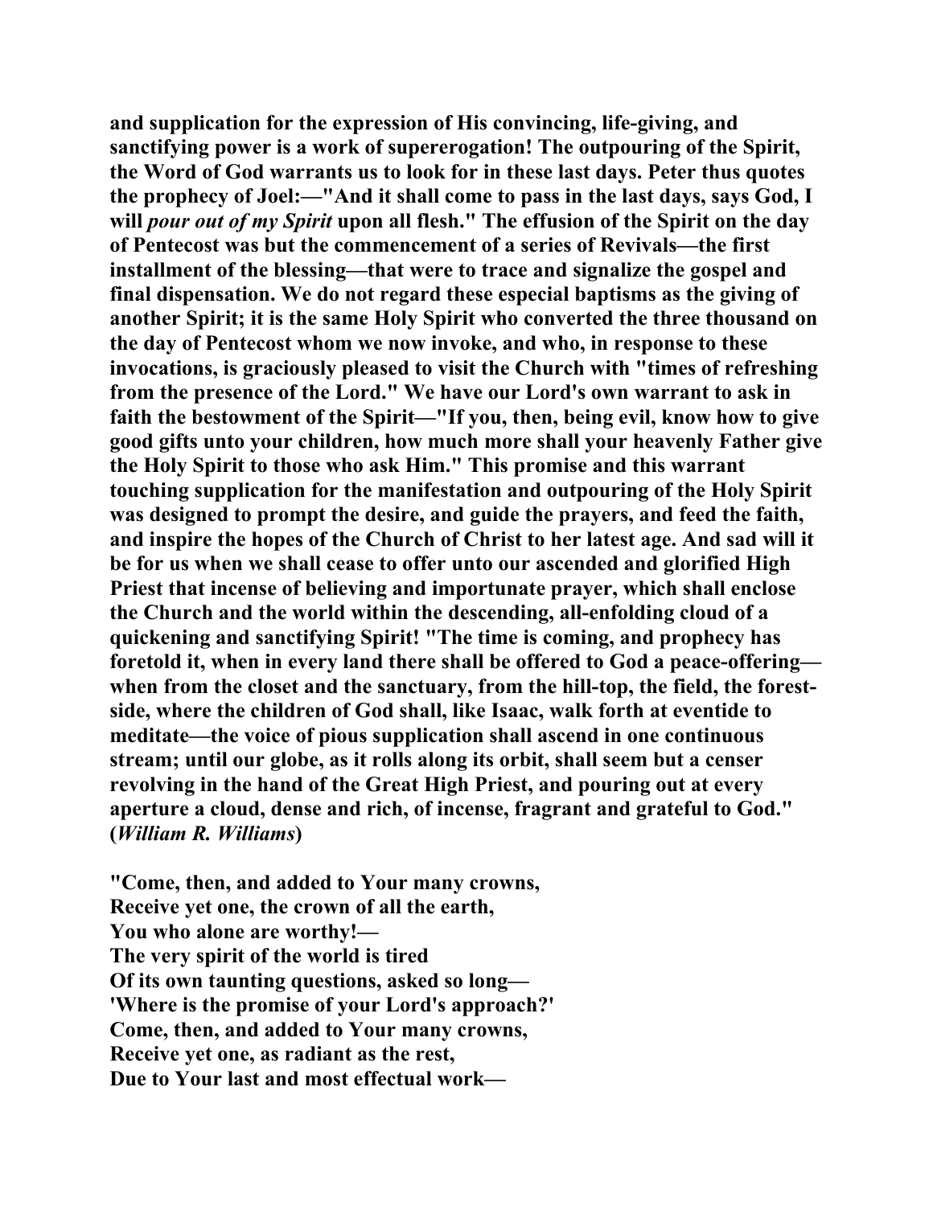**and supplication for the expression of His convincing, life-giving, and sanctifying power is a work of supererogation! The outpouring of the Spirit, the Word of God warrants us to look for in these last days. Peter thus quotes the prophecy of Joel:—"And it shall come to pass in the last days, says God, I will *pour out of my Spirit* upon all flesh." The effusion of the Spirit on the day of Pentecost was but the commencement of a series of Revivals—the first installment of the blessing—that were to trace and signalize the gospel and final dispensation. We do not regard these especial baptisms as the giving of another Spirit; it is the same Holy Spirit who converted the three thousand on the day of Pentecost whom we now invoke, and who, in response to these invocations, is graciously pleased to visit the Church with "times of refreshing from the presence of the Lord." We have our Lord's own warrant to ask in faith the bestowment of the Spirit—"If you, then, being evil, know how to give good gifts unto your children, how much more shall your heavenly Father give the Holy Spirit to those who ask Him." This promise and this warrant touching supplication for the manifestation and outpouring of the Holy Spirit was designed to prompt the desire, and guide the prayers, and feed the faith, and inspire the hopes of the Church of Christ to her latest age. And sad will it be for us when we shall cease to offer unto our ascended and glorified High Priest that incense of believing and importunate prayer, which shall enclose the Church and the world within the descending, all-enfolding cloud of a quickening and sanctifying Spirit! "The time is coming, and prophecy has foretold it, when in every land there shall be offered to God a peace-offering—when from the closet and the sanctuary, from the hill-top, the field, the forest-side, where the children of God shall, like Isaac, walk forth at eventide to meditate—the voice of pious supplication shall ascend in one continuous stream; until our globe, as it rolls along its orbit, shall seem but a censer revolving in the hand of the Great High Priest, and pouring out at every aperture a cloud, dense and rich, of incense, fragrant and grateful to God." (*William R. Williams*)**

**"Come, then, and added to Your many crowns,
Receive yet one, the crown of all the earth,
You who alone are worthy!—
The very spirit of the world is tired
Of its own taunting questions, asked so long—
'Where is the promise of your Lord's approach?'
Come, then, and added to Your many crowns,
Receive yet one, as radiant as the rest,
Due to Your last and most effectual work—**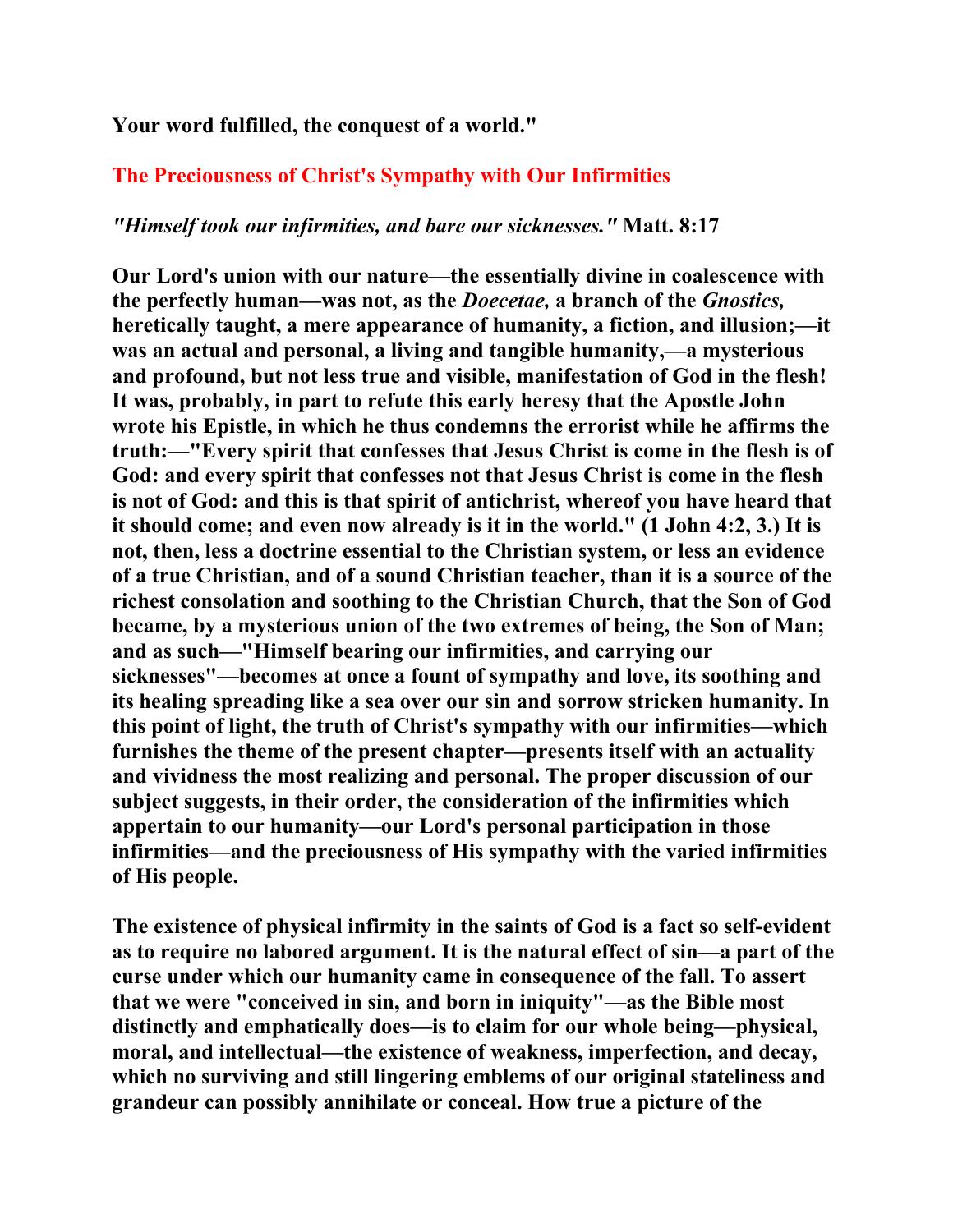**Your word fulfilled, the conquest of a world."**

## The Preciousness of Christ's Sympathy with Our Infirmities

***"Himself took our infirmities, and bare our sicknesses."*** **Matt. 8:17**

**Our Lord's union with our nature—the essentially divine in coalescence with the perfectly human—was not, as the *Doecetae,* a branch of the *Gnostics,* heretically taught, a mere appearance of humanity, a fiction, and illusion;—it was an actual and personal, a living and tangible humanity,—a mysterious and profound, but not less true and visible, manifestation of God in the flesh! It was, probably, in part to refute this early heresy that the Apostle John wrote his Epistle, in which he thus condemns the errorist while he affirms the truth:—"Every spirit that confesses that Jesus Christ is come in the flesh is of God: and every spirit that confesses not that Jesus Christ is come in the flesh is not of God: and this is that spirit of antichrist, whereof you have heard that it should come; and even now already is it in the world." (1 John 4:2, 3.) It is not, then, less a doctrine essential to the Christian system, or less an evidence of a true Christian, and of a sound Christian teacher, than it is a source of the richest consolation and soothing to the Christian Church, that the Son of God became, by a mysterious union of the two extremes of being, the Son of Man; and as such—"Himself bearing our infirmities, and carrying our sicknesses"—becomes at once a fount of sympathy and love, its soothing and its healing spreading like a sea over our sin and sorrow stricken humanity. In this point of light, the truth of Christ's sympathy with our infirmities—which furnishes the theme of the present chapter—presents itself with an actuality and vividness the most realizing and personal. The proper discussion of our subject suggests, in their order, the consideration of the infirmities which appertain to our humanity—our Lord's personal participation in those infirmities—and the preciousness of His sympathy with the varied infirmities of His people.**

**The existence of physical infirmity in the saints of God is a fact so self-evident as to require no labored argument. It is the natural effect of sin—a part of the curse under which our humanity came in consequence of the fall. To assert that we were "conceived in sin, and born in iniquity"—as the Bible most distinctly and emphatically does—is to claim for our whole being—physical, moral, and intellectual—the existence of weakness, imperfection, and decay, which no surviving and still lingering emblems of our original stateliness and grandeur can possibly annihilate or conceal. How true a picture of the**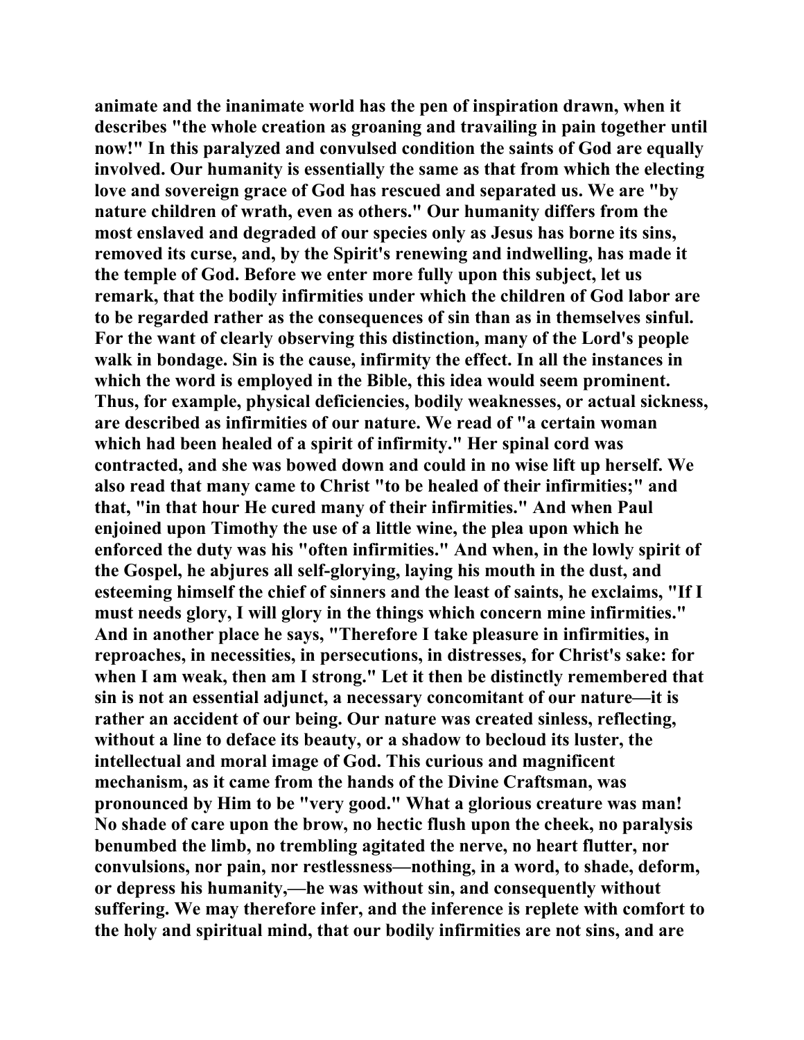animate and the inanimate world has the pen of inspiration drawn, when it describes "the whole creation as groaning and travailing in pain together until now!" In this paralyzed and convulsed condition the saints of God are equally involved. Our humanity is essentially the same as that from which the electing love and sovereign grace of God has rescued and separated us. We are "by nature children of wrath, even as others." Our humanity differs from the most enslaved and degraded of our species only as Jesus has borne its sins, removed its curse, and, by the Spirit's renewing and indwelling, has made it the temple of God. Before we enter more fully upon this subject, let us remark, that the bodily infirmities under which the children of God labor are to be regarded rather as the consequences of sin than as in themselves sinful. For the want of clearly observing this distinction, many of the Lord's people walk in bondage. Sin is the cause, infirmity the effect. In all the instances in which the word is employed in the Bible, this idea would seem prominent. Thus, for example, physical deficiencies, bodily weaknesses, or actual sickness, are described as infirmities of our nature. We read of "a certain woman which had been healed of a spirit of infirmity." Her spinal cord was contracted, and she was bowed down and could in no wise lift up herself. We also read that many came to Christ "to be healed of their infirmities;" and that, "in that hour He cured many of their infirmities." And when Paul enjoined upon Timothy the use of a little wine, the plea upon which he enforced the duty was his "often infirmities." And when, in the lowly spirit of the Gospel, he abjures all self-glorying, laying his mouth in the dust, and esteeming himself the chief of sinners and the least of saints, he exclaims, "If I must needs glory, I will glory in the things which concern mine infirmities." And in another place he says, "Therefore I take pleasure in infirmities, in reproaches, in necessities, in persecutions, in distresses, for Christ's sake: for when I am weak, then am I strong." Let it then be distinctly remembered that sin is not an essential adjunct, a necessary concomitant of our nature—it is rather an accident of our being. Our nature was created sinless, reflecting, without a line to deface its beauty, or a shadow to becloud its luster, the intellectual and moral image of God. This curious and magnificent mechanism, as it came from the hands of the Divine Craftsman, was pronounced by Him to be "very good." What a glorious creature was man! No shade of care upon the brow, no hectic flush upon the cheek, no paralysis benumbed the limb, no trembling agitated the nerve, no heart flutter, nor convulsions, nor pain, nor restlessness—nothing, in a word, to shade, deform, or depress his humanity,—he was without sin, and consequently without suffering. We may therefore infer, and the inference is replete with comfort to the holy and spiritual mind, that our bodily infirmities are not sins, and are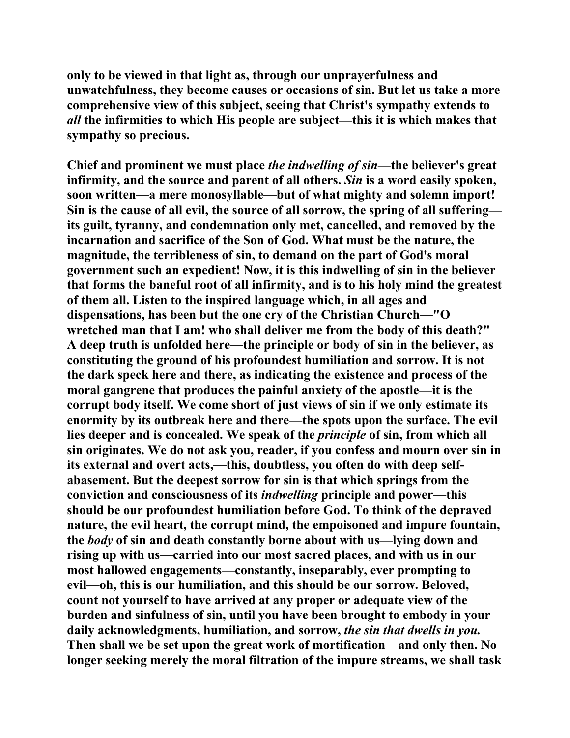only to be viewed in that light as, through our unprayerfulness and unwatchfulness, they become causes or occasions of sin. But let us take a more comprehensive view of this subject, seeing that Christ's sympathy extends to *all* the infirmities to which His people are subject—this it is which makes that sympathy so precious.

Chief and prominent we must place *the indwelling of sin*—the believer's great infirmity, and the source and parent of all others. *Sin* is a word easily spoken, soon written—a mere monosyllable—but of what mighty and solemn import! Sin is the cause of all evil, the source of all sorrow, the spring of all suffering—its guilt, tyranny, and condemnation only met, cancelled, and removed by the incarnation and sacrifice of the Son of God. What must be the nature, the magnitude, the terribleness of sin, to demand on the part of God's moral government such an expedient! Now, it is this indwelling of sin in the believer that forms the baneful root of all infirmity, and is to his holy mind the greatest of them all. Listen to the inspired language which, in all ages and dispensations, has been but the one cry of the Christian Church—"O wretched man that I am! who shall deliver me from the body of this death?" A deep truth is unfolded here—the principle or body of sin in the believer, as constituting the ground of his profoundest humiliation and sorrow. It is not the dark speck here and there, as indicating the existence and process of the moral gangrene that produces the painful anxiety of the apostle—it is the corrupt body itself. We come short of just views of sin if we only estimate its enormity by its outbreak here and there—the spots upon the surface. The evil lies deeper and is concealed. We speak of the *principle* of sin, from which all sin originates. We do not ask you, reader, if you confess and mourn over sin in its external and overt acts,—this, doubtless, you often do with deep self-abasement. But the deepest sorrow for sin is that which springs from the conviction and consciousness of its *indwelling* principle and power—this should be our profoundest humiliation before God. To think of the depraved nature, the evil heart, the corrupt mind, the empoisoned and impure fountain, the *body* of sin and death constantly borne about with us—lying down and rising up with us—carried into our most sacred places, and with us in our most hallowed engagements—constantly, inseparably, ever prompting to evil—oh, this is our humiliation, and this should be our sorrow. Beloved, count not yourself to have arrived at any proper or adequate view of the burden and sinfulness of sin, until you have been brought to embody in your daily acknowledgments, humiliation, and sorrow, *the sin that dwells in you.* Then shall we be set upon the great work of mortification—and only then. No longer seeking merely the moral filtration of the impure streams, we shall task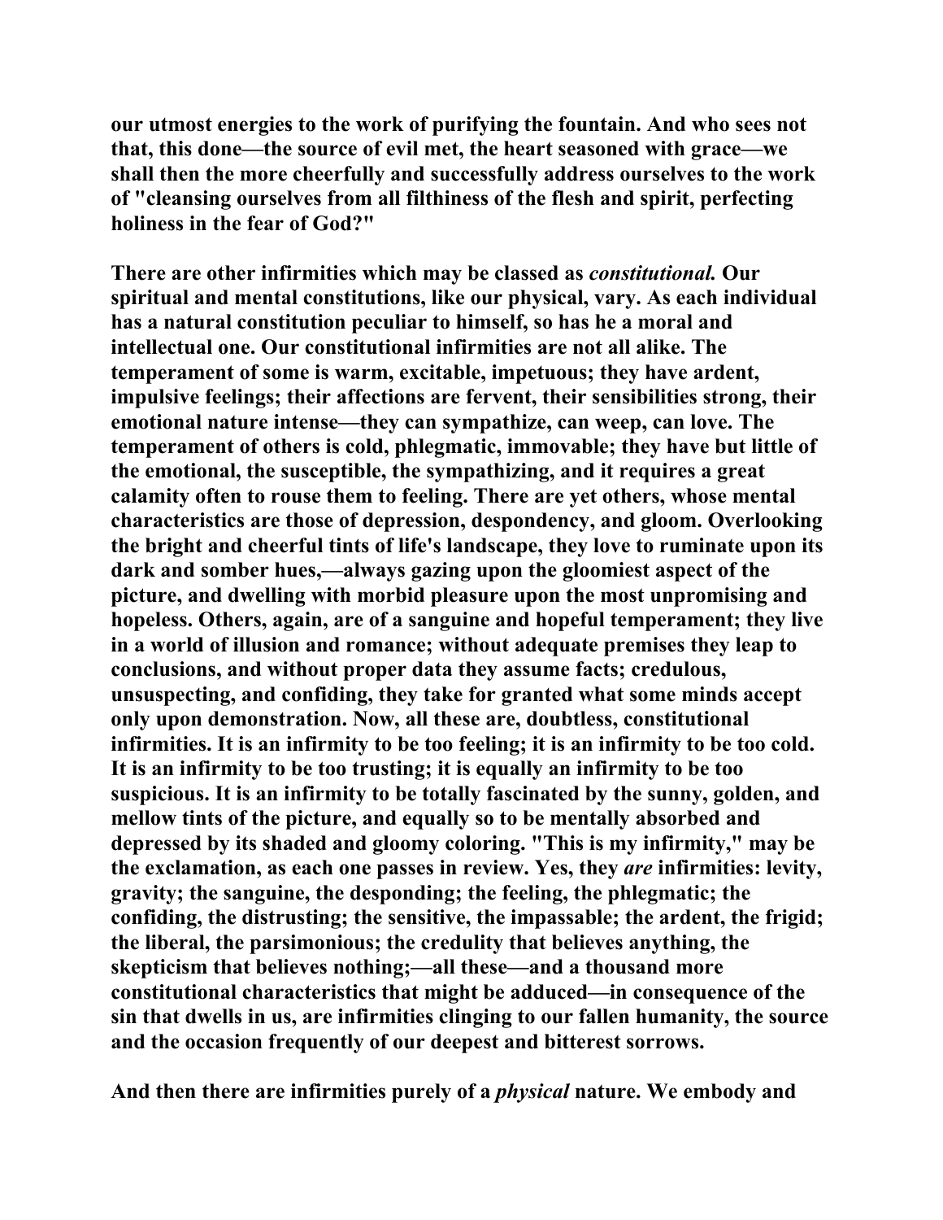**our utmost energies to the work of purifying the fountain. And who sees not that, this done—the source of evil met, the heart seasoned with grace—we shall then the more cheerfully and successfully address ourselves to the work of "cleansing ourselves from all filthiness of the flesh and spirit, perfecting holiness in the fear of God?"**

**There are other infirmities which may be classed as *constitutional.* Our spiritual and mental constitutions, like our physical, vary. As each individual has a natural constitution peculiar to himself, so has he a moral and intellectual one. Our constitutional infirmities are not all alike. The temperament of some is warm, excitable, impetuous; they have ardent, impulsive feelings; their affections are fervent, their sensibilities strong, their emotional nature intense—they can sympathize, can weep, can love. The temperament of others is cold, phlegmatic, immovable; they have but little of the emotional, the susceptible, the sympathizing, and it requires a great calamity often to rouse them to feeling. There are yet others, whose mental characteristics are those of depression, despondency, and gloom. Overlooking the bright and cheerful tints of life's landscape, they love to ruminate upon its dark and somber hues,—always gazing upon the gloomiest aspect of the picture, and dwelling with morbid pleasure upon the most unpromising and hopeless. Others, again, are of a sanguine and hopeful temperament; they live in a world of illusion and romance; without adequate premises they leap to conclusions, and without proper data they assume facts; credulous, unsuspecting, and confiding, they take for granted what some minds accept only upon demonstration. Now, all these are, doubtless, constitutional infirmities. It is an infirmity to be too feeling; it is an infirmity to be too cold. It is an infirmity to be too trusting; it is equally an infirmity to be too suspicious. It is an infirmity to be totally fascinated by the sunny, golden, and mellow tints of the picture, and equally so to be mentally absorbed and depressed by its shaded and gloomy coloring. "This is my infirmity," may be the exclamation, as each one passes in review. Yes, they *are* infirmities: levity, gravity; the sanguine, the desponding; the feeling, the phlegmatic; the confiding, the distrusting; the sensitive, the impassable; the ardent, the frigid; the liberal, the parsimonious; the credulity that believes anything, the skepticism that believes nothing;—all these—and a thousand more constitutional characteristics that might be adduced—in consequence of the sin that dwells in us, are infirmities clinging to our fallen humanity, the source and the occasion frequently of our deepest and bitterest sorrows.**

**And then there are infirmities purely of a *physical* nature. We embody and**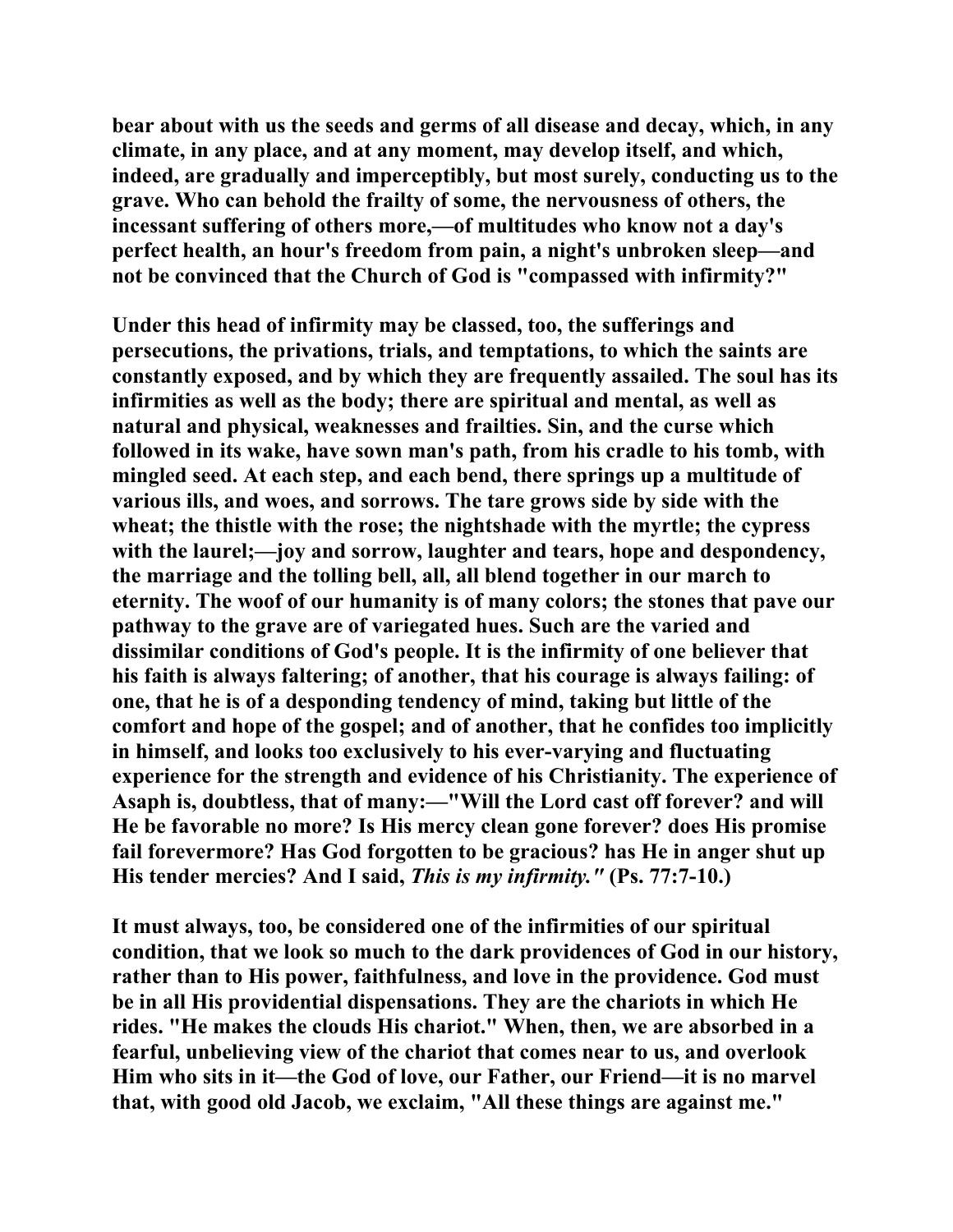bear about with us the seeds and germs of all disease and decay, which, in any climate, in any place, and at any moment, may develop itself, and which, indeed, are gradually and imperceptibly, but most surely, conducting us to the grave. Who can behold the frailty of some, the nervousness of others, the incessant suffering of others more,—of multitudes who know not a day's perfect health, an hour's freedom from pain, a night's unbroken sleep—and not be convinced that the Church of God is "compassed with infirmity?"

Under this head of infirmity may be classed, too, the sufferings and persecutions, the privations, trials, and temptations, to which the saints are constantly exposed, and by which they are frequently assailed. The soul has its infirmities as well as the body; there are spiritual and mental, as well as natural and physical, weaknesses and frailties. Sin, and the curse which followed in its wake, have sown man's path, from his cradle to his tomb, with mingled seed. At each step, and each bend, there springs up a multitude of various ills, and woes, and sorrows. The tare grows side by side with the wheat; the thistle with the rose; the nightshade with the myrtle; the cypress with the laurel;—joy and sorrow, laughter and tears, hope and despondency, the marriage and the tolling bell, all, all blend together in our march to eternity. The woof of our humanity is of many colors; the stones that pave our pathway to the grave are of variegated hues. Such are the varied and dissimilar conditions of God's people. It is the infirmity of one believer that his faith is always faltering; of another, that his courage is always failing: of one, that he is of a desponding tendency of mind, taking but little of the comfort and hope of the gospel; and of another, that he confides too implicitly in himself, and looks too exclusively to his ever-varying and fluctuating experience for the strength and evidence of his Christianity. The experience of Asaph is, doubtless, that of many:—"Will the Lord cast off forever? and will He be favorable no more? Is His mercy clean gone forever? does His promise fail forevermore? Has God forgotten to be gracious? has He in anger shut up His tender mercies? And I said, *This is my infirmity."* (Ps. 77:7-10.)

It must always, too, be considered one of the infirmities of our spiritual condition, that we look so much to the dark providences of God in our history, rather than to His power, faithfulness, and love in the providence. God must be in all His providential dispensations. They are the chariots in which He rides. "He makes the clouds His chariot." When, then, we are absorbed in a fearful, unbelieving view of the chariot that comes near to us, and overlook Him who sits in it—the God of love, our Father, our Friend—it is no marvel that, with good old Jacob, we exclaim, "All these things are against me."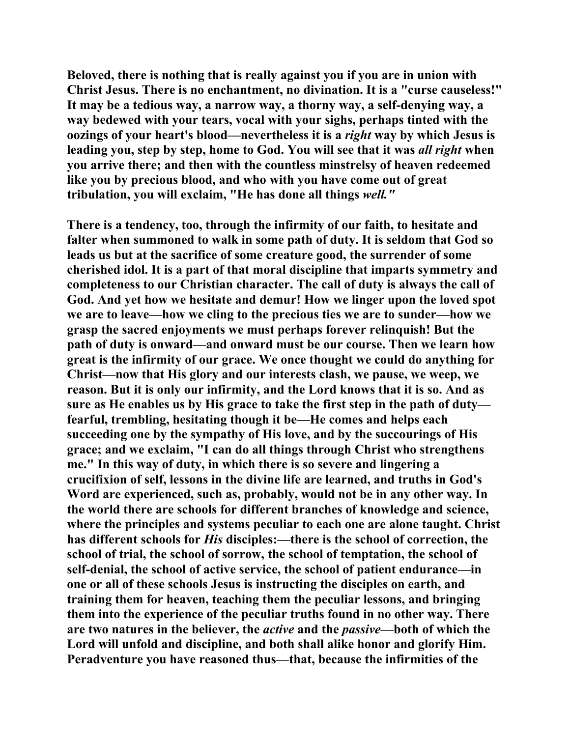**Beloved, there is nothing that is really against you if you are in union with Christ Jesus. There is no enchantment, no divination. It is a "curse causeless!" It may be a tedious way, a narrow way, a thorny way, a self-denying way, a way bedewed with your tears, vocal with your sighs, perhaps tinted with the oozings of your heart's blood—nevertheless it is a *right* way by which Jesus is leading you, step by step, home to God. You will see that it was *all right* when you arrive there; and then with the countless minstrelsy of heaven redeemed like you by precious blood, and who with you have come out of great tribulation, you will exclaim, "He has done all things *well."***

**There is a tendency, too, through the infirmity of our faith, to hesitate and falter when summoned to walk in some path of duty. It is seldom that God so leads us but at the sacrifice of some creature good, the surrender of some cherished idol. It is a part of that moral discipline that imparts symmetry and completeness to our Christian character. The call of duty is always the call of God. And yet how we hesitate and demur! How we linger upon the loved spot we are to leave—how we cling to the precious ties we are to sunder—how we grasp the sacred enjoyments we must perhaps forever relinquish! But the path of duty is onward—and onward must be our course. Then we learn how great is the infirmity of our grace. We once thought we could do anything for Christ—now that His glory and our interests clash, we pause, we weep, we reason. But it is only our infirmity, and the Lord knows that it is so. And as sure as He enables us by His grace to take the first step in the path of duty—fearful, trembling, hesitating though it be—He comes and helps each succeeding one by the sympathy of His love, and by the succourings of His grace; and we exclaim, "I can do all things through Christ who strengthens me." In this way of duty, in which there is so severe and lingering a crucifixion of self, lessons in the divine life are learned, and truths in God's Word are experienced, such as, probably, would not be in any other way. In the world there are schools for different branches of knowledge and science, where the principles and systems peculiar to each one are alone taught. Christ has different schools for *His* disciples:—there is the school of correction, the school of trial, the school of sorrow, the school of temptation, the school of self-denial, the school of active service, the school of patient endurance—in one or all of these schools Jesus is instructing the disciples on earth, and training them for heaven, teaching them the peculiar lessons, and bringing them into the experience of the peculiar truths found in no other way. There are two natures in the believer, the *active* and the *passive*—both of which the Lord will unfold and discipline, and both shall alike honor and glorify Him. Peradventure you have reasoned thus—that, because the infirmities of the**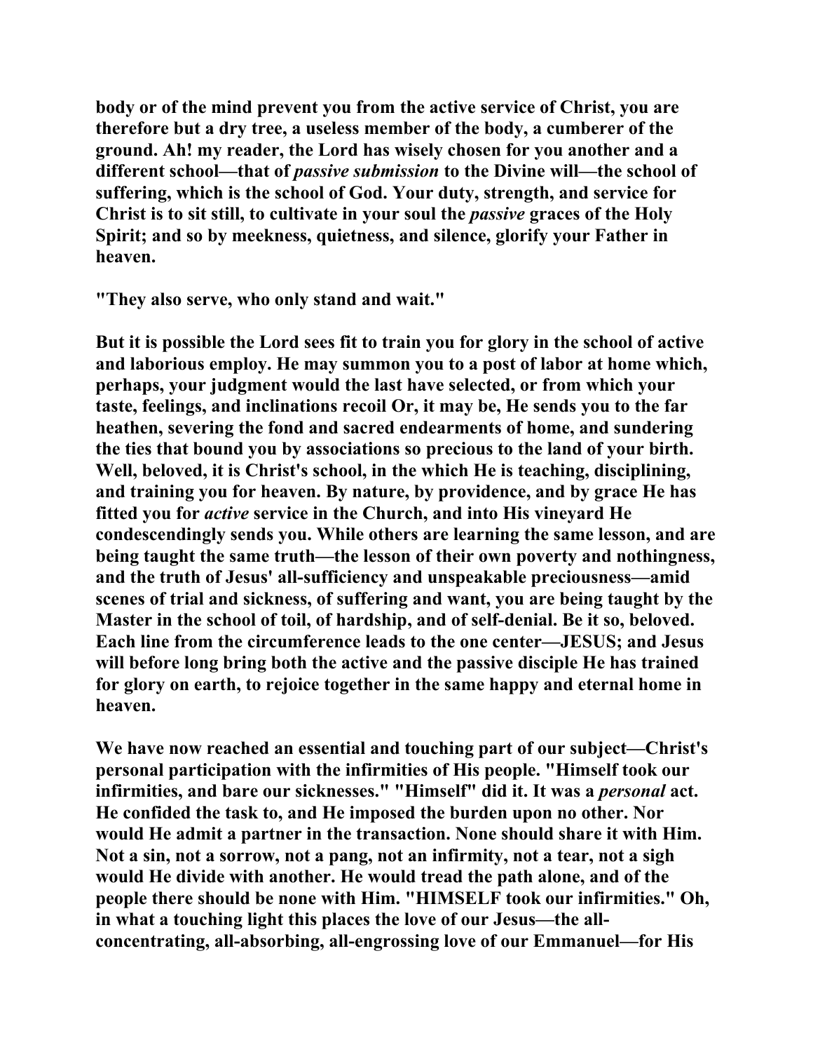body or of the mind prevent you from the active service of Christ, you are therefore but a dry tree, a useless member of the body, a cumberer of the ground. Ah! my reader, the Lord has wisely chosen for you another and a different school—that of *passive submission* to the Divine will—the school of suffering, which is the school of God. Your duty, strength, and service for Christ is to sit still, to cultivate in your soul the *passive* graces of the Holy Spirit; and so by meekness, quietness, and silence, glorify your Father in heaven.

"They also serve, who only stand and wait."

But it is possible the Lord sees fit to train you for glory in the school of active and laborious employ. He may summon you to a post of labor at home which, perhaps, your judgment would the last have selected, or from which your taste, feelings, and inclinations recoil Or, it may be, He sends you to the far heathen, severing the fond and sacred endearments of home, and sundering the ties that bound you by associations so precious to the land of your birth. Well, beloved, it is Christ's school, in the which He is teaching, disciplining, and training you for heaven. By nature, by providence, and by grace He has fitted you for *active* service in the Church, and into His vineyard He condescendingly sends you. While others are learning the same lesson, and are being taught the same truth—the lesson of their own poverty and nothingness, and the truth of Jesus' all-sufficiency and unspeakable preciousness—amid scenes of trial and sickness, of suffering and want, you are being taught by the Master in the school of toil, of hardship, and of self-denial. Be it so, beloved. Each line from the circumference leads to the one center—JESUS; and Jesus will before long bring both the active and the passive disciple He has trained for glory on earth, to rejoice together in the same happy and eternal home in heaven.

We have now reached an essential and touching part of our subject—Christ's personal participation with the infirmities of His people. "Himself took our infirmities, and bare our sicknesses." "Himself" did it. It was a *personal* act. He confided the task to, and He imposed the burden upon no other. Nor would He admit a partner in the transaction. None should share it with Him. Not a sin, not a sorrow, not a pang, not an infirmity, not a tear, not a sigh would He divide with another. He would tread the path alone, and of the people there should be none with Him. "HIMSELF took our infirmities." Oh, in what a touching light this places the love of our Jesus—the all-concentrating, all-absorbing, all-engrossing love of our Emmanuel—for His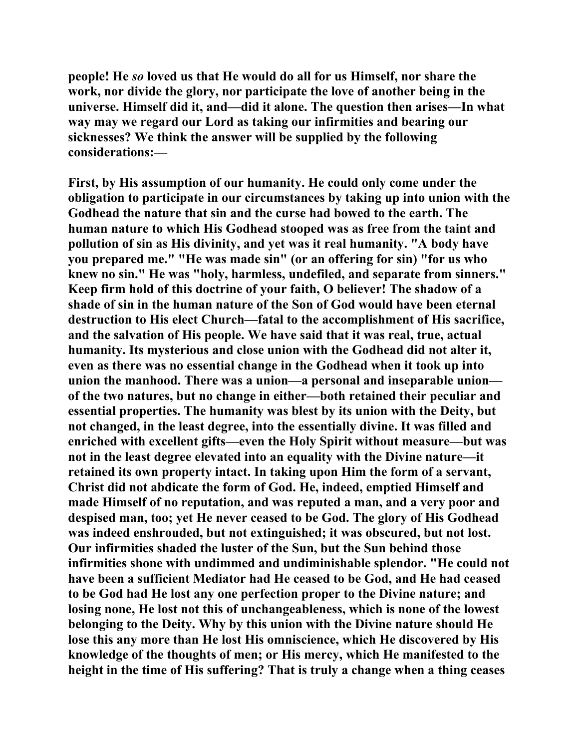people! He *so* loved us that He would do all for us Himself, nor share the work, nor divide the glory, nor participate the love of another being in the universe. Himself did it, and—did it alone. The question then arises—In what way may we regard our Lord as taking our infirmities and bearing our sicknesses? We think the answer will be supplied by the following considerations:—

First, by His assumption of our humanity. He could only come under the obligation to participate in our circumstances by taking up into union with the Godhead the nature that sin and the curse had bowed to the earth. The human nature to which His Godhead stooped was as free from the taint and pollution of sin as His divinity, and yet was it real humanity. "A body have you prepared me." "He was made sin" (or an offering for sin) "for us who knew no sin." He was "holy, harmless, undefiled, and separate from sinners." Keep firm hold of this doctrine of your faith, O believer! The shadow of a shade of sin in the human nature of the Son of God would have been eternal destruction to His elect Church—fatal to the accomplishment of His sacrifice, and the salvation of His people. We have said that it was real, true, actual humanity. Its mysterious and close union with the Godhead did not alter it, even as there was no essential change in the Godhead when it took up into union the manhood. There was a union—a personal and inseparable union—of the two natures, but no change in either—both retained their peculiar and essential properties. The humanity was blest by its union with the Deity, but not changed, in the least degree, into the essentially divine. It was filled and enriched with excellent gifts—even the Holy Spirit without measure—but was not in the least degree elevated into an equality with the Divine nature—it retained its own property intact. In taking upon Him the form of a servant, Christ did not abdicate the form of God. He, indeed, emptied Himself and made Himself of no reputation, and was reputed a man, and a very poor and despised man, too; yet He never ceased to be God. The glory of His Godhead was indeed enshrouded, but not extinguished; it was obscured, but not lost. Our infirmities shaded the luster of the Sun, but the Sun behind those infirmities shone with undimmed and undiminishable splendor. "He could not have been a sufficient Mediator had He ceased to be God, and He had ceased to be God had He lost any one perfection proper to the Divine nature; and losing none, He lost not this of unchangeableness, which is none of the lowest belonging to the Deity. Why by this union with the Divine nature should He lose this any more than He lost His omniscience, which He discovered by His knowledge of the thoughts of men; or His mercy, which He manifested to the height in the time of His suffering? That is truly a change when a thing ceases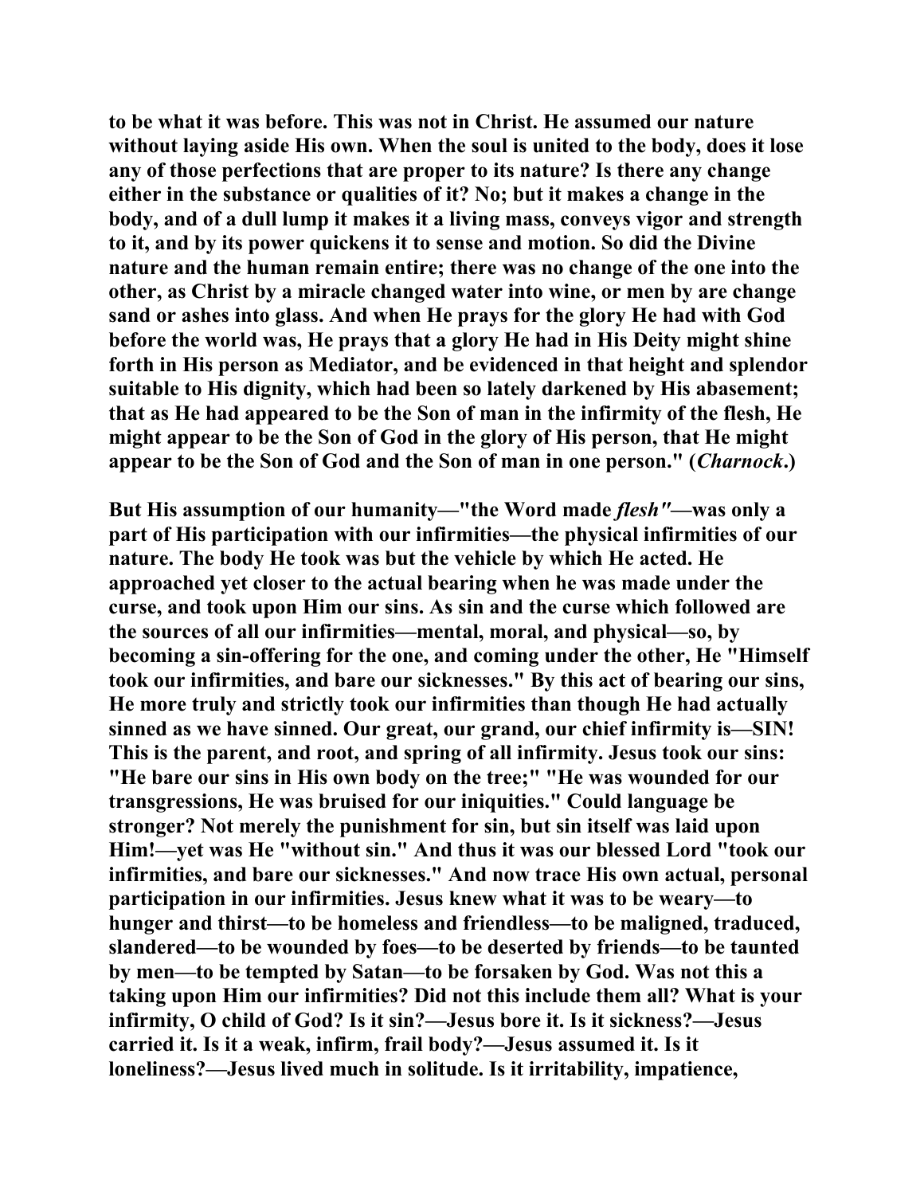to be what it was before. This was not in Christ. He assumed our nature without laying aside His own. When the soul is united to the body, does it lose any of those perfections that are proper to its nature? Is there any change either in the substance or qualities of it? No; but it makes a change in the body, and of a dull lump it makes it a living mass, conveys vigor and strength to it, and by its power quickens it to sense and motion. So did the Divine nature and the human remain entire; there was no change of the one into the other, as Christ by a miracle changed water into wine, or men by are change sand or ashes into glass. And when He prays for the glory He had with God before the world was, He prays that a glory He had in His Deity might shine forth in His person as Mediator, and be evidenced in that height and splendor suitable to His dignity, which had been so lately darkened by His abasement; that as He had appeared to be the Son of man in the infirmity of the flesh, He might appear to be the Son of God in the glory of His person, that He might appear to be the Son of God and the Son of man in one person." (*Charnock*.)

But His assumption of our humanity—"the Word made *flesh"*—was only a part of His participation with our infirmities—the physical infirmities of our nature. The body He took was but the vehicle by which He acted. He approached yet closer to the actual bearing when he was made under the curse, and took upon Him our sins. As sin and the curse which followed are the sources of all our infirmities—mental, moral, and physical—so, by becoming a sin-offering for the one, and coming under the other, He "Himself took our infirmities, and bare our sicknesses." By this act of bearing our sins, He more truly and strictly took our infirmities than though He had actually sinned as we have sinned. Our great, our grand, our chief infirmity is—SIN! This is the parent, and root, and spring of all infirmity. Jesus took our sins: "He bare our sins in His own body on the tree;" "He was wounded for our transgressions, He was bruised for our iniquities." Could language be stronger? Not merely the punishment for sin, but sin itself was laid upon Him!—yet was He "without sin." And thus it was our blessed Lord "took our infirmities, and bare our sicknesses." And now trace His own actual, personal participation in our infirmities. Jesus knew what it was to be weary—to hunger and thirst—to be homeless and friendless—to be maligned, traduced, slandered—to be wounded by foes—to be deserted by friends—to be taunted by men—to be tempted by Satan—to be forsaken by God. Was not this a taking upon Him our infirmities? Did not this include them all? What is your infirmity, O child of God? Is it sin?—Jesus bore it. Is it sickness?—Jesus carried it. Is it a weak, infirm, frail body?—Jesus assumed it. Is it loneliness?—Jesus lived much in solitude. Is it irritability, impatience,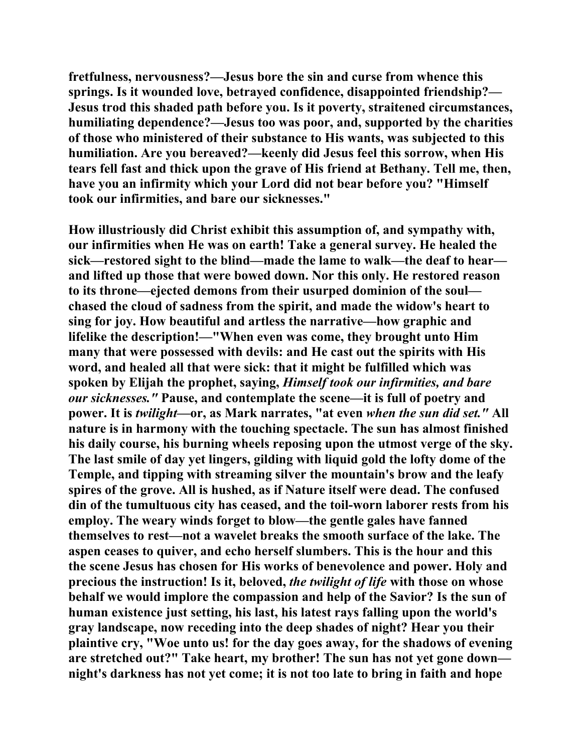**fretfulness, nervousness?—Jesus bore the sin and curse from whence this springs. Is it wounded love, betrayed confidence, disappointed friendship?—Jesus trod this shaded path before you. Is it poverty, straitened circumstances, humiliating dependence?—Jesus too was poor, and, supported by the charities of those who ministered of their substance to His wants, was subjected to this humiliation. Are you bereaved?—keenly did Jesus feel this sorrow, when His tears fell fast and thick upon the grave of His friend at Bethany. Tell me, then, have you an infirmity which your Lord did not bear before you? "Himself took our infirmities, and bare our sicknesses."**

**How illustriously did Christ exhibit this assumption of, and sympathy with, our infirmities when He was on earth! Take a general survey. He healed the sick—restored sight to the blind—made the lame to walk—the deaf to hear—and lifted up those that were bowed down. Nor this only. He restored reason to its throne—ejected demons from their usurped dominion of the soul—chased the cloud of sadness from the spirit, and made the widow's heart to sing for joy. How beautiful and artless the narrative—how graphic and lifelike the description!—"When even was come, they brought unto Him many that were possessed with devils: and He cast out the spirits with His word, and healed all that were sick: that it might be fulfilled which was spoken by Elijah the prophet, saying, *Himself took our infirmities, and bare our sicknesses."* Pause, and contemplate the scene—it is full of poetry and power. It is *twilight*—or, as Mark narrates, "at even *when the sun did set."* All nature is in harmony with the touching spectacle. The sun has almost finished his daily course, his burning wheels reposing upon the utmost verge of the sky. The last smile of day yet lingers, gilding with liquid gold the lofty dome of the Temple, and tipping with streaming silver the mountain's brow and the leafy spires of the grove. All is hushed, as if Nature itself were dead. The confused din of the tumultuous city has ceased, and the toil-worn laborer rests from his employ. The weary winds forget to blow—the gentle gales have fanned themselves to rest—not a wavelet breaks the smooth surface of the lake. The aspen ceases to quiver, and echo herself slumbers. This is the hour and this the scene Jesus has chosen for His works of benevolence and power. Holy and precious the instruction! Is it, beloved, *the twilight of life* with those on whose behalf we would implore the compassion and help of the Savior? Is the sun of human existence just setting, his last, his latest rays falling upon the world's gray landscape, now receding into the deep shades of night? Hear you their plaintive cry, "Woe unto us! for the day goes away, for the shadows of evening are stretched out?" Take heart, my brother! The sun has not yet gone down—night's darkness has not yet come; it is not too late to bring in faith and hope**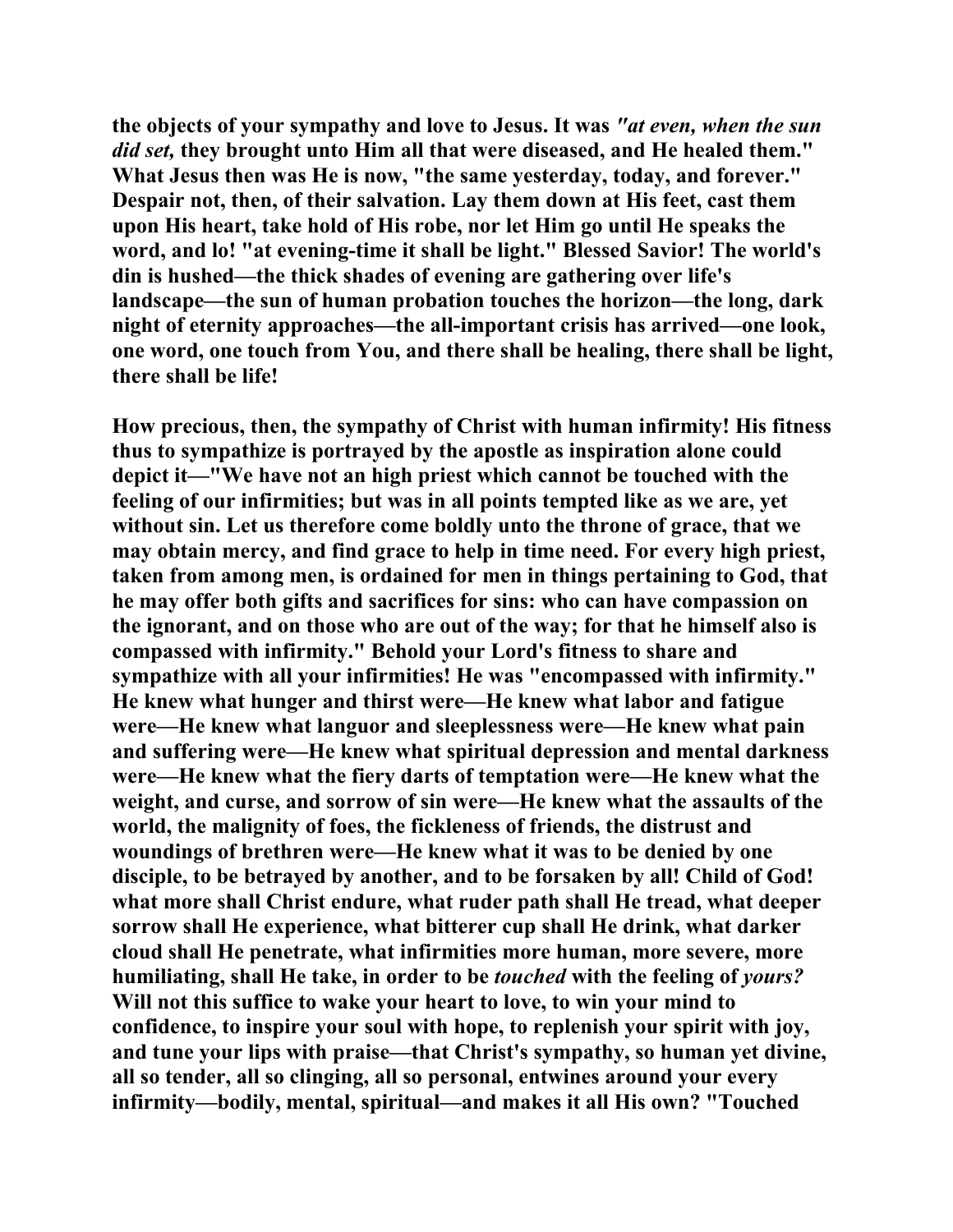**the objects of your sympathy and love to Jesus. It was *"at even, when the sun did set,* they brought unto Him all that were diseased, and He healed them." What Jesus then was He is now, "the same yesterday, today, and forever." Despair not, then, of their salvation. Lay them down at His feet, cast them upon His heart, take hold of His robe, nor let Him go until He speaks the word, and lo! "at evening-time it shall be light." Blessed Savior! The world's din is hushed—the thick shades of evening are gathering over life's landscape—the sun of human probation touches the horizon—the long, dark night of eternity approaches—the all-important crisis has arrived—one look, one word, one touch from You, and there shall be healing, there shall be light, there shall be life!**

**How precious, then, the sympathy of Christ with human infirmity! His fitness thus to sympathize is portrayed by the apostle as inspiration alone could depict it—"We have not an high priest which cannot be touched with the feeling of our infirmities; but was in all points tempted like as we are, yet without sin. Let us therefore come boldly unto the throne of grace, that we may obtain mercy, and find grace to help in time need. For every high priest, taken from among men, is ordained for men in things pertaining to God, that he may offer both gifts and sacrifices for sins: who can have compassion on the ignorant, and on those who are out of the way; for that he himself also is compassed with infirmity." Behold your Lord's fitness to share and sympathize with all your infirmities! He was "encompassed with infirmity." He knew what hunger and thirst were—He knew what labor and fatigue were—He knew what languor and sleeplessness were—He knew what pain and suffering were—He knew what spiritual depression and mental darkness were—He knew what the fiery darts of temptation were—He knew what the weight, and curse, and sorrow of sin were—He knew what the assaults of the world, the malignity of foes, the fickleness of friends, the distrust and woundings of brethren were—He knew what it was to be denied by one disciple, to be betrayed by another, and to be forsaken by all! Child of God! what more shall Christ endure, what ruder path shall He tread, what deeper sorrow shall He experience, what bitterer cup shall He drink, what darker cloud shall He penetrate, what infirmities more human, more severe, more humiliating, shall He take, in order to be *touched* with the feeling of *yours?* Will not this suffice to wake your heart to love, to win your mind to confidence, to inspire your soul with hope, to replenish your spirit with joy, and tune your lips with praise—that Christ's sympathy, so human yet divine, all so tender, all so clinging, all so personal, entwines around your every infirmity—bodily, mental, spiritual—and makes it all His own? "Touched**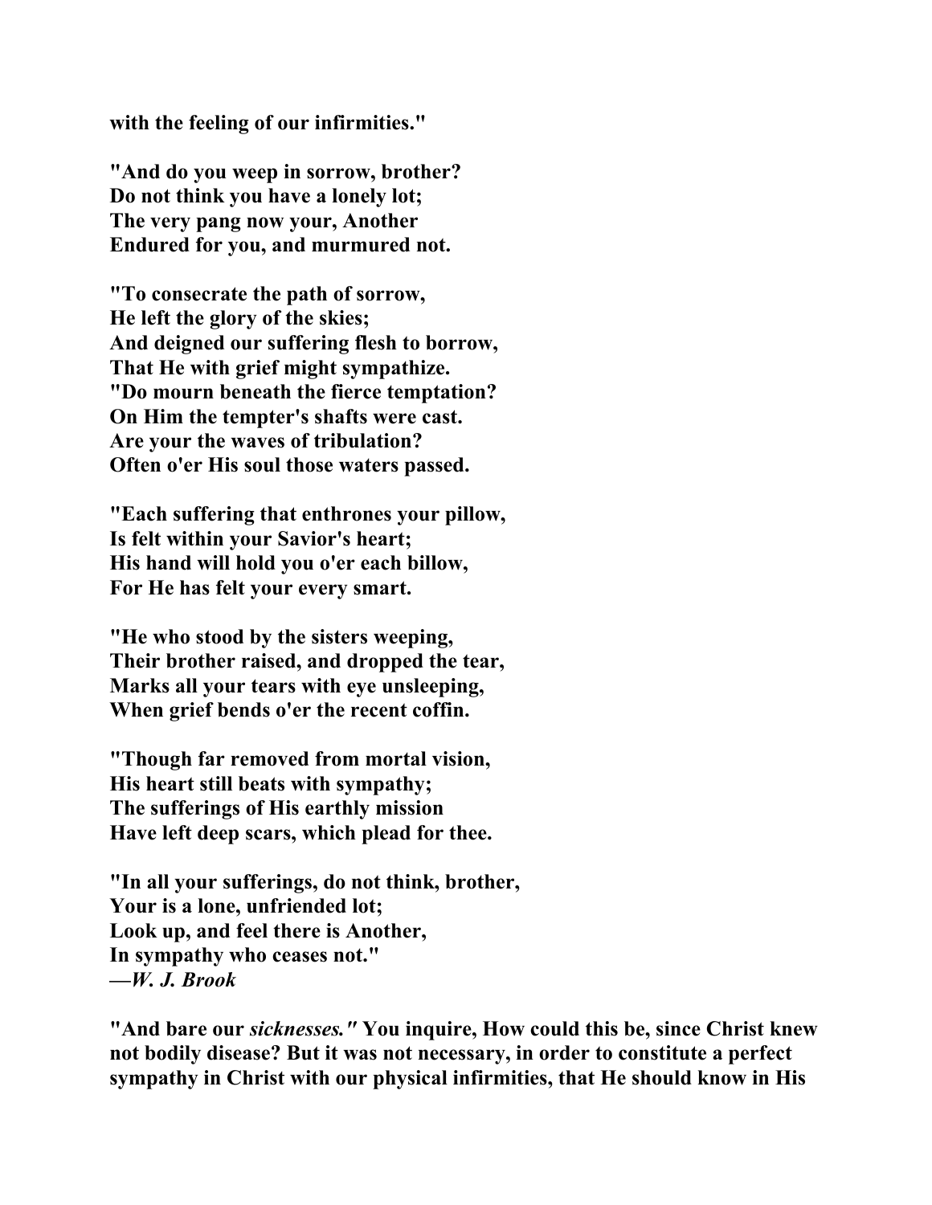**with the feeling of our infirmities."**

**"And do you weep in sorrow, brother?**
**Do not think you have a lonely lot;**
**The very pang now your, Another**
**Endured for you, and murmured not.**

**"To consecrate the path of sorrow,**
**He left the glory of the skies;**
**And deigned our suffering flesh to borrow,**
**That He with grief might sympathize.**
**"Do mourn beneath the fierce temptation?**
**On Him the tempter's shafts were cast.**
**Are your the waves of tribulation?**
**Often o'er His soul those waters passed.**

**"Each suffering that enthrones your pillow,**
**Is felt within your Savior's heart;**
**His hand will hold you o'er each billow,**
**For He has felt your every smart.**

**"He who stood by the sisters weeping,**
**Their brother raised, and dropped the tear,**
**Marks all your tears with eye unsleeping,**
**When grief bends o'er the recent coffin.**

**"Though far removed from mortal vision,**
**His heart still beats with sympathy;**
**The sufferings of His earthly mission**
**Have left deep scars, which plead for thee.**

**"In all your sufferings, do not think, brother,**
**Your is a lone, unfriended lot;**
**Look up, and feel there is Another,**
**In sympathy who ceases not."**
**—*W. J. Brook***

**"And bare our *sicknesses."* You inquire, How could this be, since Christ knew not bodily disease? But it was not necessary, in order to constitute a perfect sympathy in Christ with our physical infirmities, that He should know in His**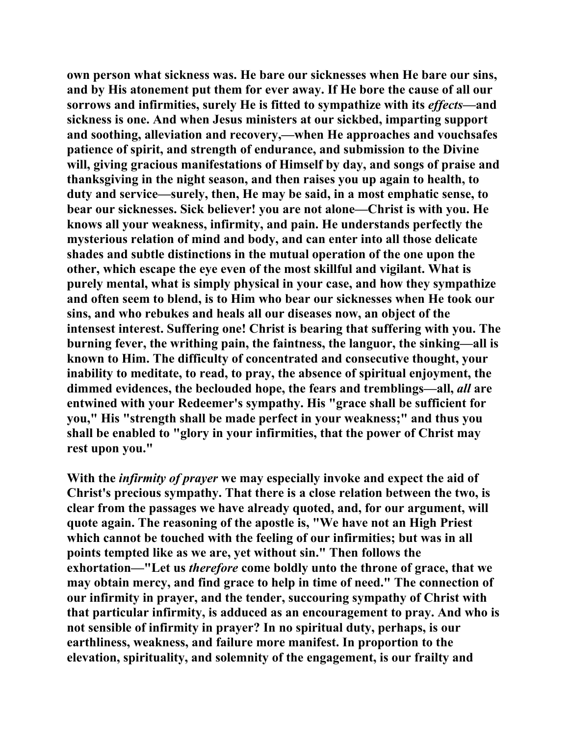own person what sickness was. He bare our sicknesses when He bare our sins, and by His atonement put them for ever away. If He bore the cause of all our sorrows and infirmities, surely He is fitted to sympathize with its *effects*—and sickness is one. And when Jesus ministers at our sickbed, imparting support and soothing, alleviation and recovery,—when He approaches and vouchsafes patience of spirit, and strength of endurance, and submission to the Divine will, giving gracious manifestations of Himself by day, and songs of praise and thanksgiving in the night season, and then raises you up again to health, to duty and service—surely, then, He may be said, in a most emphatic sense, to bear our sicknesses. Sick believer! you are not alone—Christ is with you. He knows all your weakness, infirmity, and pain. He understands perfectly the mysterious relation of mind and body, and can enter into all those delicate shades and subtle distinctions in the mutual operation of the one upon the other, which escape the eye even of the most skillful and vigilant. What is purely mental, what is simply physical in your case, and how they sympathize and often seem to blend, is to Him who bear our sicknesses when He took our sins, and who rebukes and heals all our diseases now, an object of the intensest interest. Suffering one! Christ is bearing that suffering with you. The burning fever, the writhing pain, the faintness, the languor, the sinking—all is known to Him. The difficulty of concentrated and consecutive thought, your inability to meditate, to read, to pray, the absence of spiritual enjoyment, the dimmed evidences, the beclouded hope, the fears and tremblings—all, *all* are entwined with your Redeemer's sympathy. His "grace shall be sufficient for you," His "strength shall be made perfect in your weakness;" and thus you shall be enabled to "glory in your infirmities, that the power of Christ may rest upon you."

With the *infirmity of prayer* we may especially invoke and expect the aid of Christ's precious sympathy. That there is a close relation between the two, is clear from the passages we have already quoted, and, for our argument, will quote again. The reasoning of the apostle is, "We have not an High Priest which cannot be touched with the feeling of our infirmities; but was in all points tempted like as we are, yet without sin." Then follows the exhortation—"Let us *therefore* come boldly unto the throne of grace, that we may obtain mercy, and find grace to help in time of need." The connection of our infirmity in prayer, and the tender, succouring sympathy of Christ with that particular infirmity, is adduced as an encouragement to pray. And who is not sensible of infirmity in prayer? In no spiritual duty, perhaps, is our earthliness, weakness, and failure more manifest. In proportion to the elevation, spirituality, and solemnity of the engagement, is our frailty and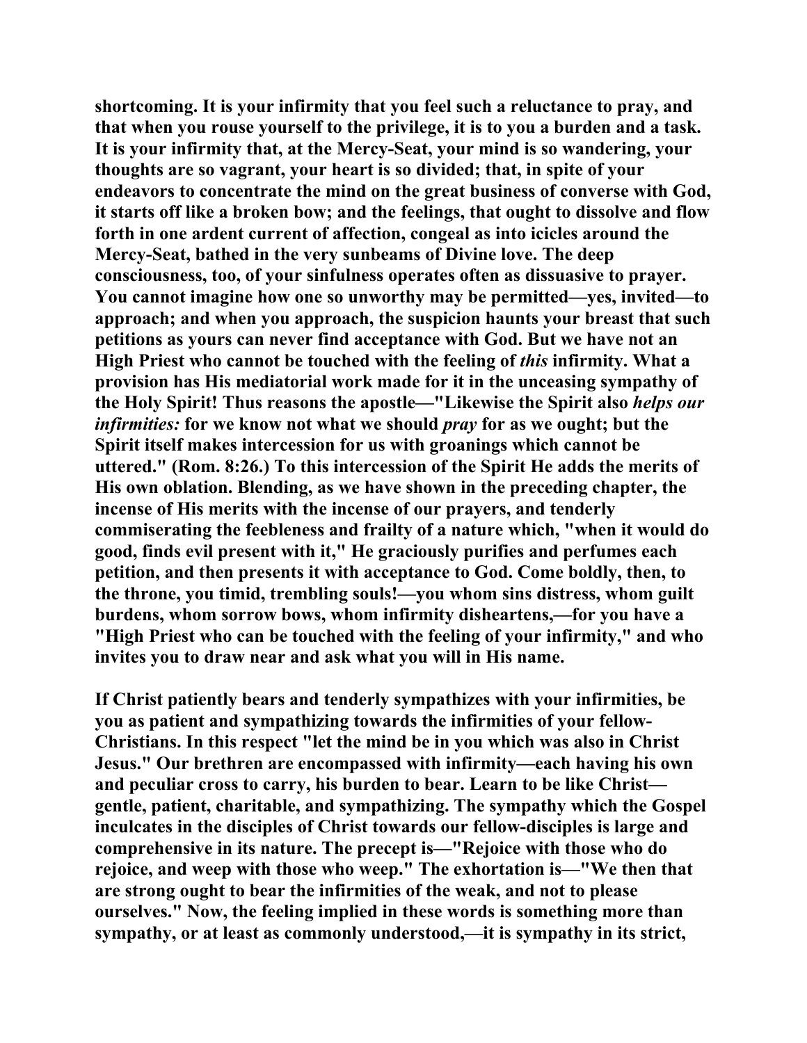shortcoming. It is your infirmity that you feel such a reluctance to pray, and that when you rouse yourself to the privilege, it is to you a burden and a task. It is your infirmity that, at the Mercy-Seat, your mind is so wandering, your thoughts are so vagrant, your heart is so divided; that, in spite of your endeavors to concentrate the mind on the great business of converse with God, it starts off like a broken bow; and the feelings, that ought to dissolve and flow forth in one ardent current of affection, congeal as into icicles around the Mercy-Seat, bathed in the very sunbeams of Divine love. The deep consciousness, too, of your sinfulness operates often as dissuasive to prayer. You cannot imagine how one so unworthy may be permitted—yes, invited—to approach; and when you approach, the suspicion haunts your breast that such petitions as yours can never find acceptance with God. But we have not an High Priest who cannot be touched with the feeling of *this* infirmity. What a provision has His mediatorial work made for it in the unceasing sympathy of the Holy Spirit! Thus reasons the apostle—"Likewise the Spirit also *helps our infirmities:* for we know not what we should *pray* for as we ought; but the Spirit itself makes intercession for us with groanings which cannot be uttered." (Rom. 8:26.) To this intercession of the Spirit He adds the merits of His own oblation. Blending, as we have shown in the preceding chapter, the incense of His merits with the incense of our prayers, and tenderly commiserating the feebleness and frailty of a nature which, "when it would do good, finds evil present with it," He graciously purifies and perfumes each petition, and then presents it with acceptance to God. Come boldly, then, to the throne, you timid, trembling souls!—you whom sins distress, whom guilt burdens, whom sorrow bows, whom infirmity disheartens,—for you have a "High Priest who can be touched with the feeling of your infirmity," and who invites you to draw near and ask what you will in His name.

If Christ patiently bears and tenderly sympathizes with your infirmities, be you as patient and sympathizing towards the infirmities of your fellow-Christians. In this respect "let the mind be in you which was also in Christ Jesus." Our brethren are encompassed with infirmity—each having his own and peculiar cross to carry, his burden to bear. Learn to be like Christ—gentle, patient, charitable, and sympathizing. The sympathy which the Gospel inculcates in the disciples of Christ towards our fellow-disciples is large and comprehensive in its nature. The precept is—"Rejoice with those who do rejoice, and weep with those who weep." The exhortation is—"We then that are strong ought to bear the infirmities of the weak, and not to please ourselves." Now, the feeling implied in these words is something more than sympathy, or at least as commonly understood,—it is sympathy in its strict,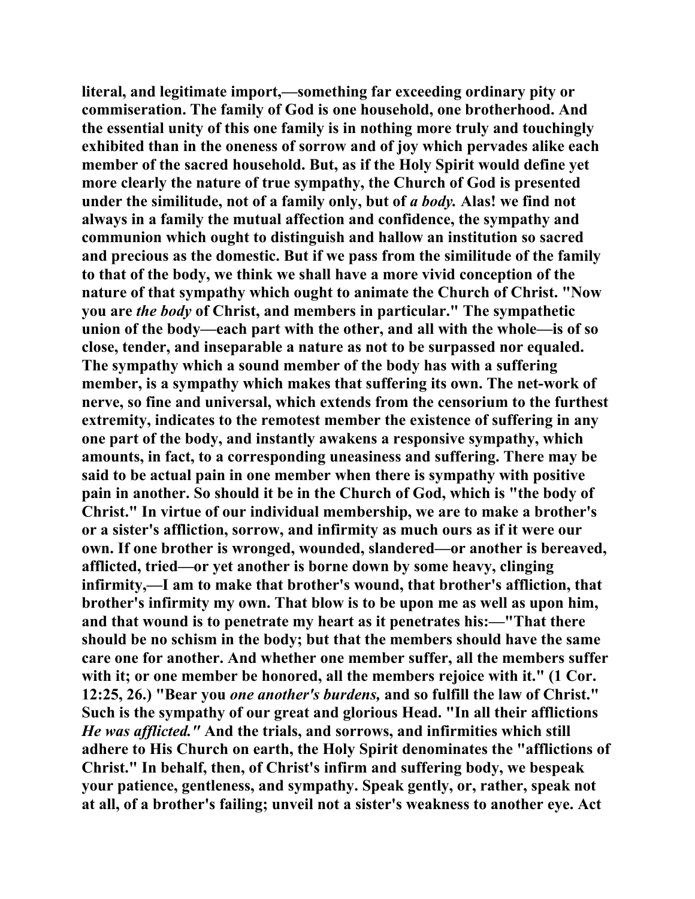literal, and legitimate import,—something far exceeding ordinary pity or commiseration. The family of God is one household, one brotherhood. And the essential unity of this one family is in nothing more truly and touchingly exhibited than in the oneness of sorrow and of joy which pervades alike each member of the sacred household. But, as if the Holy Spirit would define yet more clearly the nature of true sympathy, the Church of God is presented under the similitude, not of a family only, but of *a body.* Alas! we find not always in a family the mutual affection and confidence, the sympathy and communion which ought to distinguish and hallow an institution so sacred and precious as the domestic. But if we pass from the similitude of the family to that of the body, we think we shall have a more vivid conception of the nature of that sympathy which ought to animate the Church of Christ. "Now you are *the body* of Christ, and members in particular." The sympathetic union of the body—each part with the other, and all with the whole—is of so close, tender, and inseparable a nature as not to be surpassed nor equaled. The sympathy which a sound member of the body has with a suffering member, is a sympathy which makes that suffering its own. The net-work of nerve, so fine and universal, which extends from the censorium to the furthest extremity, indicates to the remotest member the existence of suffering in any one part of the body, and instantly awakens a responsive sympathy, which amounts, in fact, to a corresponding uneasiness and suffering. There may be said to be actual pain in one member when there is sympathy with positive pain in another. So should it be in the Church of God, which is "the body of Christ." In virtue of our individual membership, we are to make a brother's or a sister's affliction, sorrow, and infirmity as much ours as if it were our own. If one brother is wronged, wounded, slandered—or another is bereaved, afflicted, tried—or yet another is borne down by some heavy, clinging infirmity,—I am to make that brother's wound, that brother's affliction, that brother's infirmity my own. That blow is to be upon me as well as upon him, and that wound is to penetrate my heart as it penetrates his:—"That there should be no schism in the body; but that the members should have the same care one for another. And whether one member suffer, all the members suffer with it; or one member be honored, all the members rejoice with it." (1 Cor. 12:25, 26.) "Bear you *one another's burdens,* and so fulfill the law of Christ." Such is the sympathy of our great and glorious Head. "In all their afflictions *He was afflicted."* And the trials, and sorrows, and infirmities which still adhere to His Church on earth, the Holy Spirit denominates the "afflictions of Christ." In behalf, then, of Christ's infirm and suffering body, we bespeak your patience, gentleness, and sympathy. Speak gently, or, rather, speak not at all, of a brother's failing; unveil not a sister's weakness to another eye. Act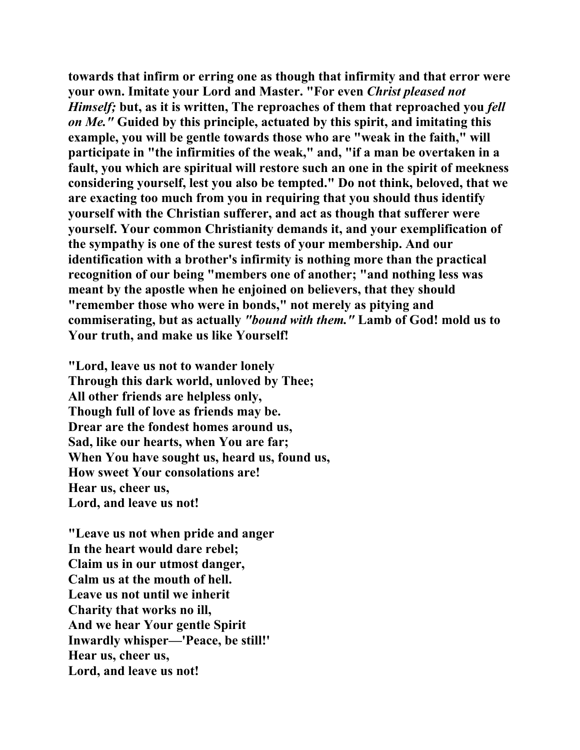**towards that infirm or erring one as though that infirmity and that error were your own. Imitate your Lord and Master. "For even *Christ pleased not Himself;* but, as it is written, The reproaches of them that reproached you *fell on Me."* Guided by this principle, actuated by this spirit, and imitating this example, you will be gentle towards those who are "weak in the faith," will participate in "the infirmities of the weak," and, "if a man be overtaken in a fault, you which are spiritual will restore such an one in the spirit of meekness considering yourself, lest you also be tempted." Do not think, beloved, that we are exacting too much from you in requiring that you should thus identify yourself with the Christian sufferer, and act as though that sufferer were yourself. Your common Christianity demands it, and your exemplification of the sympathy is one of the surest tests of your membership. And our identification with a brother's infirmity is nothing more than the practical recognition of our being "members one of another; "and nothing less was meant by the apostle when he enjoined on believers, that they should "remember those who were in bonds," not merely as pitying and commiserating, but as actually *"bound with them."* Lamb of God! mold us to Your truth, and make us like Yourself!**

**"Lord, leave us not to wander lonely  
Through this dark world, unloved by Thee;  
All other friends are helpless only,  
Though full of love as friends may be.  
Drear are the fondest homes around us,  
Sad, like our hearts, when You are far;  
When You have sought us, heard us, found us,  
How sweet Your consolations are!  
Hear us, cheer us,  
Lord, and leave us not!**

**"Leave us not when pride and anger  
In the heart would dare rebel;  
Claim us in our utmost danger,  
Calm us at the mouth of hell.  
Leave us not until we inherit  
Charity that works no ill,  
And we hear Your gentle Spirit  
Inwardly whisper—'Peace, be still!'  
Hear us, cheer us,  
Lord, and leave us not!**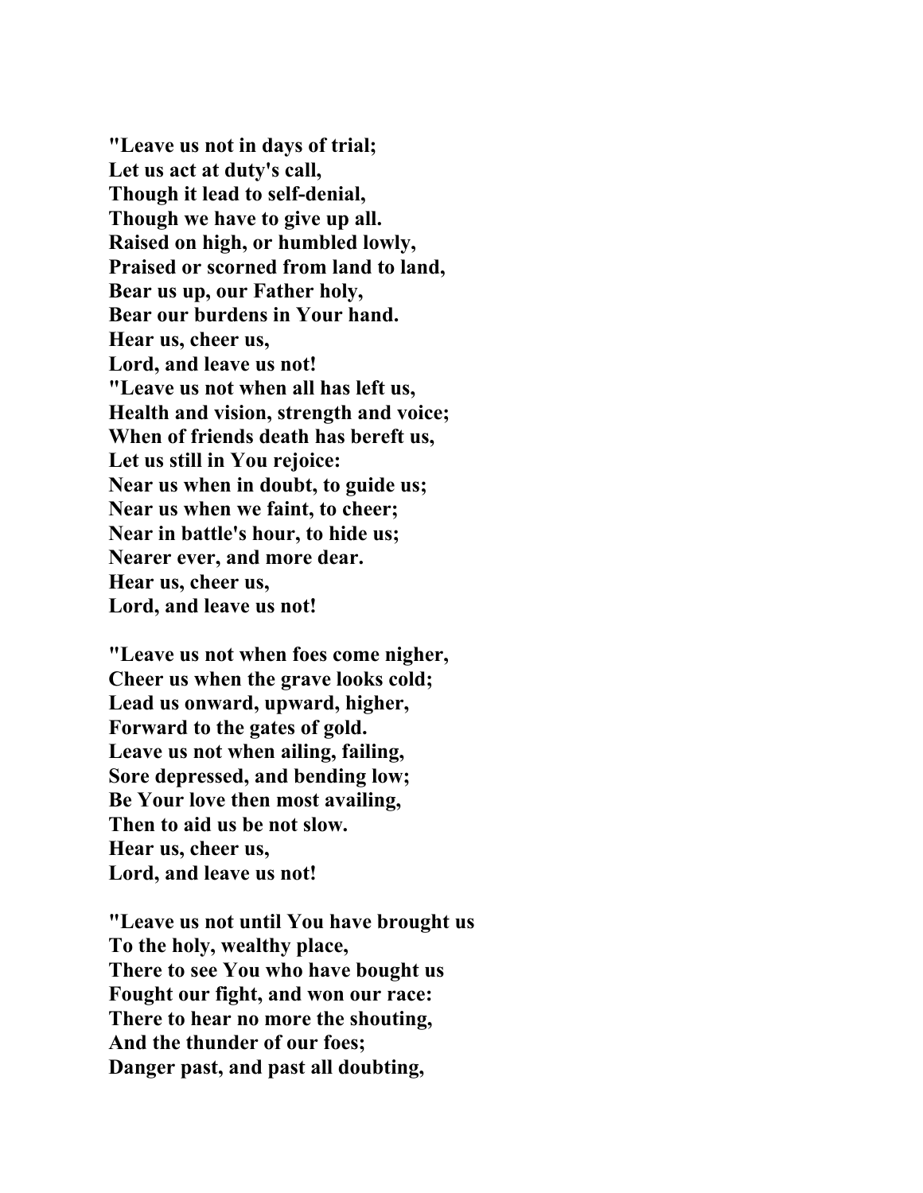**"Leave us not in days of trial;**
**Let us act at duty's call,**
**Though it lead to self-denial,**
**Though we have to give up all.**
**Raised on high, or humbled lowly,**
**Praised or scorned from land to land,**
**Bear us up, our Father holy,**
**Bear our burdens in Your hand.**
**Hear us, cheer us,**
**Lord, and leave us not!**
**"Leave us not when all has left us,**
**Health and vision, strength and voice;**
**When of friends death has bereft us,**
**Let us still in You rejoice:**
**Near us when in doubt, to guide us;**
**Near us when we faint, to cheer;**
**Near in battle's hour, to hide us;**
**Nearer ever, and more dear.**
**Hear us, cheer us,**
**Lord, and leave us not!**

**"Leave us not when foes come nigher,**
**Cheer us when the grave looks cold;**
**Lead us onward, upward, higher,**
**Forward to the gates of gold.**
**Leave us not when ailing, failing,**
**Sore depressed, and bending low;**
**Be Your love then most availing,**
**Then to aid us be not slow.**
**Hear us, cheer us,**
**Lord, and leave us not!**

**"Leave us not until You have brought us**
**To the holy, wealthy place,**
**There to see You who have bought us**
**Fought our fight, and won our race:**
**There to hear no more the shouting,**
**And the thunder of our foes;**
**Danger past, and past all doubting,**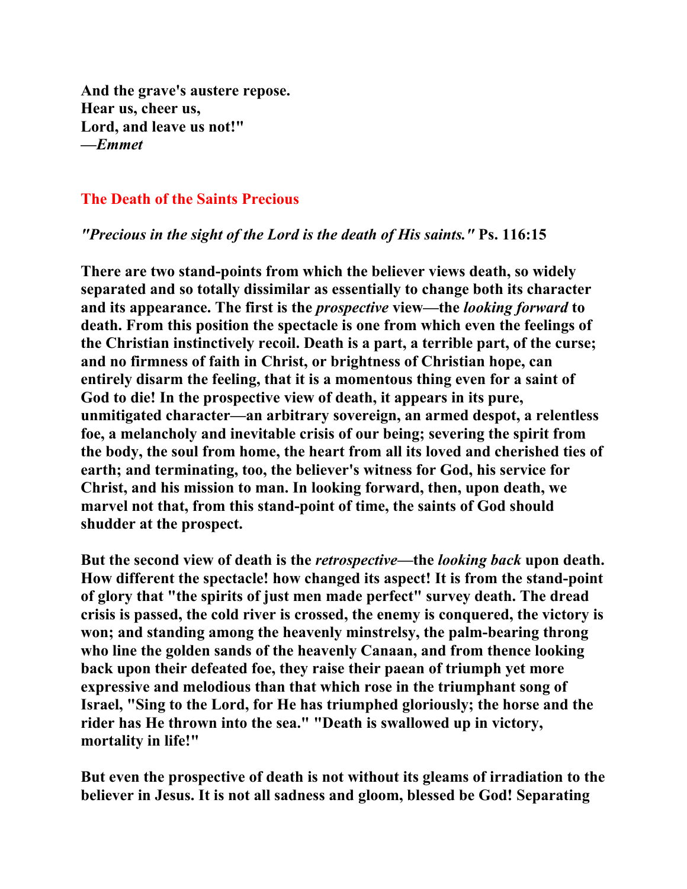**And the grave's austere repose.**
**Hear us, cheer us,**
**Lord, and leave us not!"**
**—*Emmet***

## The Death of the Saints Precious

***"Precious in the sight of the Lord is the death of His saints."* Ps. 116:15**

**There are two stand-points from which the believer views death, so widely separated and so totally dissimilar as essentially to change both its character and its appearance. The first is the *prospective* view—the *looking forward* to death. From this position the spectacle is one from which even the feelings of the Christian instinctively recoil. Death is a part, a terrible part, of the curse; and no firmness of faith in Christ, or brightness of Christian hope, can entirely disarm the feeling, that it is a momentous thing even for a saint of God to die! In the prospective view of death, it appears in its pure, unmitigated character—an arbitrary sovereign, an armed despot, a relentless foe, a melancholy and inevitable crisis of our being; severing the spirit from the body, the soul from home, the heart from all its loved and cherished ties of earth; and terminating, too, the believer's witness for God, his service for Christ, and his mission to man. In looking forward, then, upon death, we marvel not that, from this stand-point of time, the saints of God should shudder at the prospect.**

**But the second view of death is the *retrospective*—the *looking back* upon death. How different the spectacle! how changed its aspect! It is from the stand-point of glory that "the spirits of just men made perfect" survey death. The dread crisis is passed, the cold river is crossed, the enemy is conquered, the victory is won; and standing among the heavenly minstrelsy, the palm-bearing throng who line the golden sands of the heavenly Canaan, and from thence looking back upon their defeated foe, they raise their paean of triumph yet more expressive and melodious than that which rose in the triumphant song of Israel, "Sing to the Lord, for He has triumphed gloriously; the horse and the rider has He thrown into the sea." "Death is swallowed up in victory, mortality in life!"**

**But even the prospective of death is not without its gleams of irradiation to the believer in Jesus. It is not all sadness and gloom, blessed be God! Separating**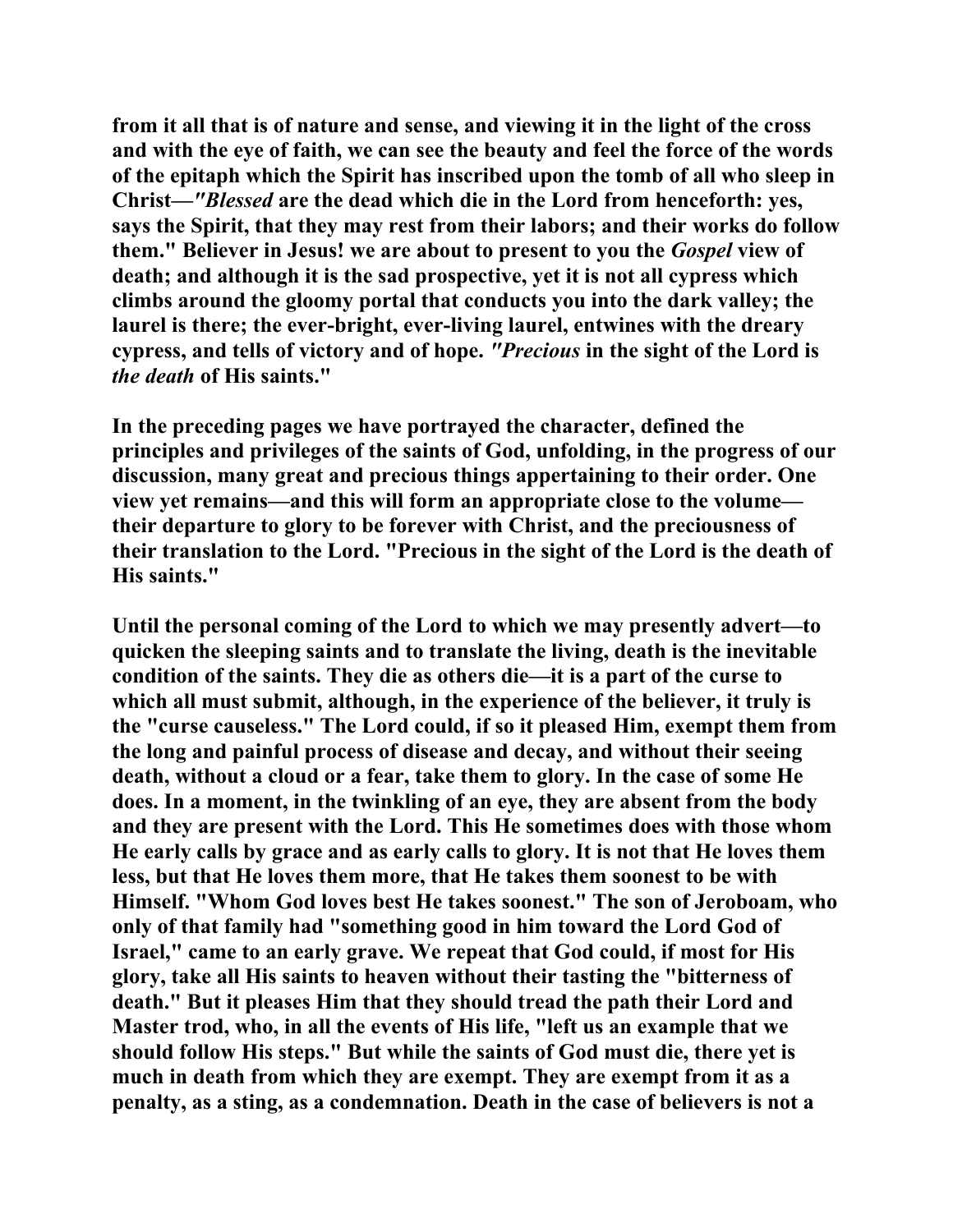from it all that is of nature and sense, and viewing it in the light of the cross and with the eye of faith, we can see the beauty and feel the force of the words of the epitaph which the Spirit has inscribed upon the tomb of all who sleep in Christ—*"Blessed* are the dead which die in the Lord from henceforth: yes, says the Spirit, that they may rest from their labors; and their works do follow them." Believer in Jesus! we are about to present to you the *Gospel* view of death; and although it is the sad prospective, yet it is not all cypress which climbs around the gloomy portal that conducts you into the dark valley; the laurel is there; the ever-bright, ever-living laurel, entwines with the dreary cypress, and tells of victory and of hope. *"Precious* in the sight of the Lord is *the death* of His saints."

In the preceding pages we have portrayed the character, defined the principles and privileges of the saints of God, unfolding, in the progress of our discussion, many great and precious things appertaining to their order. One view yet remains—and this will form an appropriate close to the volume—their departure to glory to be forever with Christ, and the preciousness of their translation to the Lord. "Precious in the sight of the Lord is the death of His saints."

Until the personal coming of the Lord to which we may presently advert—to quicken the sleeping saints and to translate the living, death is the inevitable condition of the saints. They die as others die—it is a part of the curse to which all must submit, although, in the experience of the believer, it truly is the "curse causeless." The Lord could, if so it pleased Him, exempt them from the long and painful process of disease and decay, and without their seeing death, without a cloud or a fear, take them to glory. In the case of some He does. In a moment, in the twinkling of an eye, they are absent from the body and they are present with the Lord. This He sometimes does with those whom He early calls by grace and as early calls to glory. It is not that He loves them less, but that He loves them more, that He takes them soonest to be with Himself. "Whom God loves best He takes soonest." The son of Jeroboam, who only of that family had "something good in him toward the Lord God of Israel," came to an early grave. We repeat that God could, if most for His glory, take all His saints to heaven without their tasting the "bitterness of death." But it pleases Him that they should tread the path their Lord and Master trod, who, in all the events of His life, "left us an example that we should follow His steps." But while the saints of God must die, there yet is much in death from which they are exempt. They are exempt from it as a penalty, as a sting, as a condemnation. Death in the case of believers is not a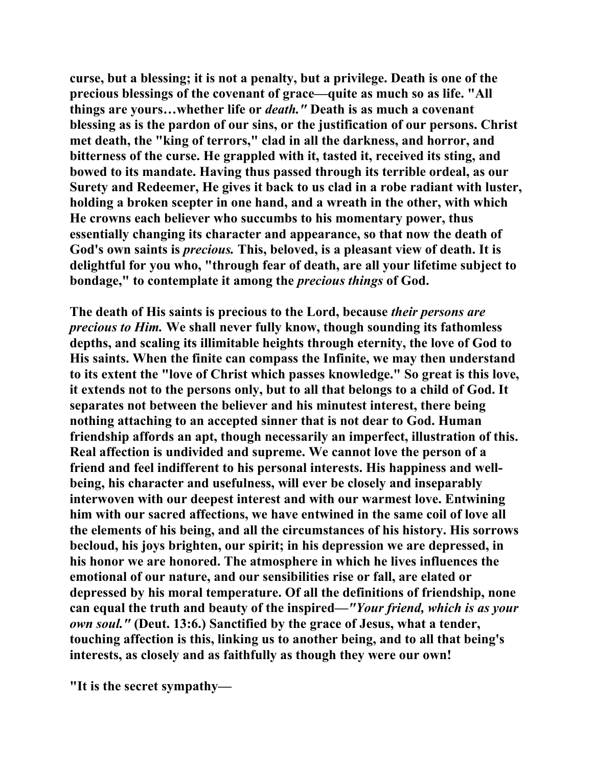curse, but a blessing; it is not a penalty, but a privilege. Death is one of the precious blessings of the covenant of grace—quite as much so as life. "All things are yours…whether life or *death."* Death is as much a covenant blessing as is the pardon of our sins, or the justification of our persons. Christ met death, the "king of terrors," clad in all the darkness, and horror, and bitterness of the curse. He grappled with it, tasted it, received its sting, and bowed to its mandate. Having thus passed through its terrible ordeal, as our Surety and Redeemer, He gives it back to us clad in a robe radiant with luster, holding a broken scepter in one hand, and a wreath in the other, with which He crowns each believer who succumbs to his momentary power, thus essentially changing its character and appearance, so that now the death of God's own saints is *precious.* This, beloved, is a pleasant view of death. It is delightful for you who, "through fear of death, are all your lifetime subject to bondage," to contemplate it among the *precious things* of God.

The death of His saints is precious to the Lord, because *their persons are precious to Him.* We shall never fully know, though sounding its fathomless depths, and scaling its illimitable heights through eternity, the love of God to His saints. When the finite can compass the Infinite, we may then understand to its extent the "love of Christ which passes knowledge." So great is this love, it extends not to the persons only, but to all that belongs to a child of God. It separates not between the believer and his minutest interest, there being nothing attaching to an accepted sinner that is not dear to God. Human friendship affords an apt, though necessarily an imperfect, illustration of this. Real affection is undivided and supreme. We cannot love the person of a friend and feel indifferent to his personal interests. His happiness and well-being, his character and usefulness, will ever be closely and inseparably interwoven with our deepest interest and with our warmest love. Entwining him with our sacred affections, we have entwined in the same coil of love all the elements of his being, and all the circumstances of his history. His sorrows becloud, his joys brighten, our spirit; in his depression we are depressed, in his honor we are honored. The atmosphere in which he lives influences the emotional of our nature, and our sensibilities rise or fall, are elated or depressed by his moral temperature. Of all the definitions of friendship, none can equal the truth and beauty of the inspired—*"Your friend, which is as your own soul."* (Deut. 13:6.) Sanctified by the grace of Jesus, what a tender, touching affection is this, linking us to another being, and to all that being's interests, as closely and as faithfully as though they were our own!

"It is the secret sympathy—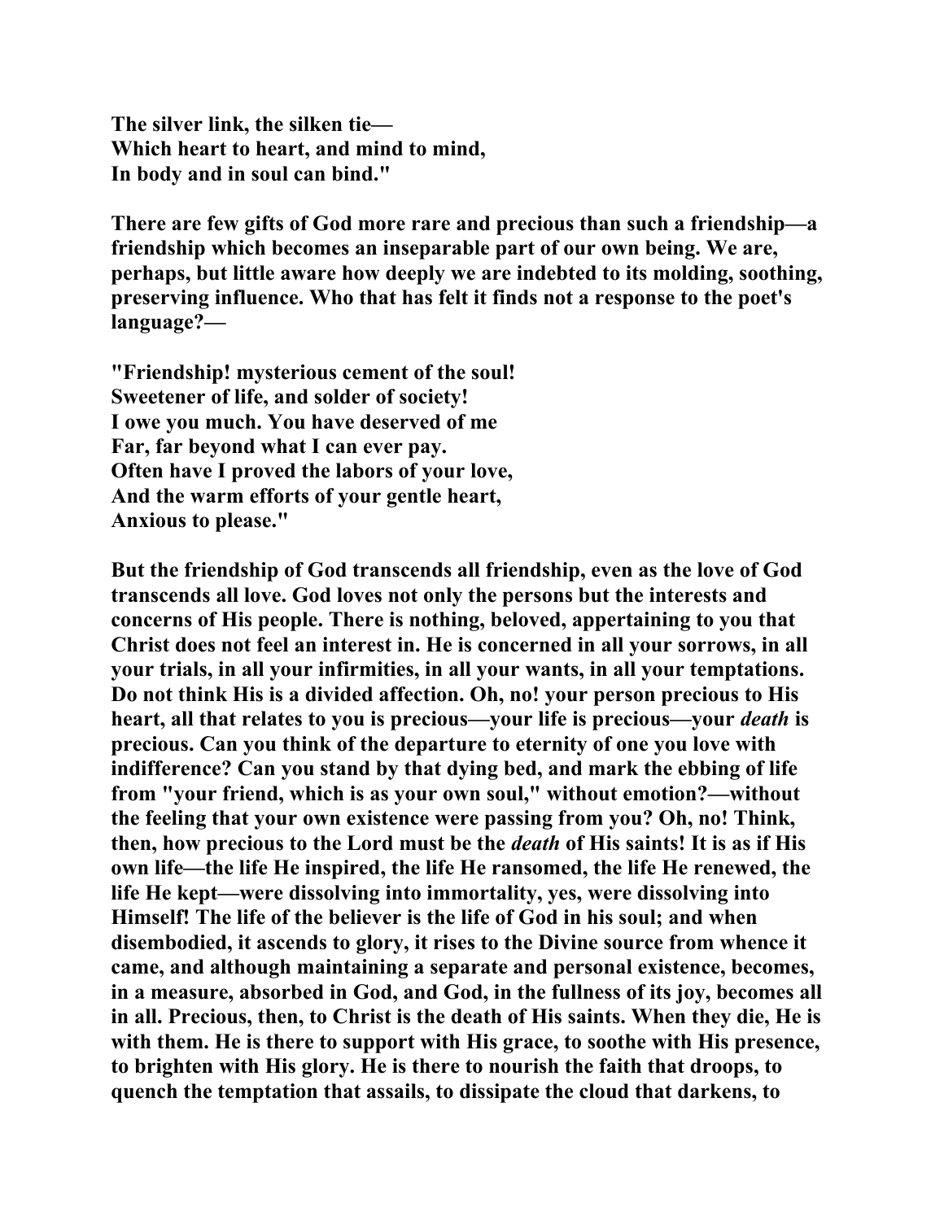**The silver link, the silken tie—**
**Which heart to heart, and mind to mind,**
**In body and in soul can bind."**

**There are few gifts of God more rare and precious than such a friendship—a friendship which becomes an inseparable part of our own being. We are, perhaps, but little aware how deeply we are indebted to its molding, soothing, preserving influence. Who that has felt it finds not a response to the poet's language?—**

**"Friendship! mysterious cement of the soul!**
**Sweetener of life, and solder of society!**
**I owe you much. You have deserved of me**
**Far, far beyond what I can ever pay.**
**Often have I proved the labors of your love,**
**And the warm efforts of your gentle heart,**
**Anxious to please."**

**But the friendship of God transcends all friendship, even as the love of God transcends all love. God loves not only the persons but the interests and concerns of His people. There is nothing, beloved, appertaining to you that Christ does not feel an interest in. He is concerned in all your sorrows, in all your trials, in all your infirmities, in all your wants, in all your temptations. Do not think His is a divided affection. Oh, no! your person precious to His heart, all that relates to you is precious—your life is precious—your *death* is precious. Can you think of the departure to eternity of one you love with indifference? Can you stand by that dying bed, and mark the ebbing of life from "your friend, which is as your own soul," without emotion?—without the feeling that your own existence were passing from you? Oh, no! Think, then, how precious to the Lord must be the *death* of His saints! It is as if His own life—the life He inspired, the life He ransomed, the life He renewed, the life He kept—were dissolving into immortality, yes, were dissolving into Himself! The life of the believer is the life of God in his soul; and when disembodied, it ascends to glory, it rises to the Divine source from whence it came, and although maintaining a separate and personal existence, becomes, in a measure, absorbed in God, and God, in the fullness of its joy, becomes all in all. Precious, then, to Christ is the death of His saints. When they die, He is with them. He is there to support with His grace, to soothe with His presence, to brighten with His glory. He is there to nourish the faith that droops, to quench the temptation that assails, to dissipate the cloud that darkens, to**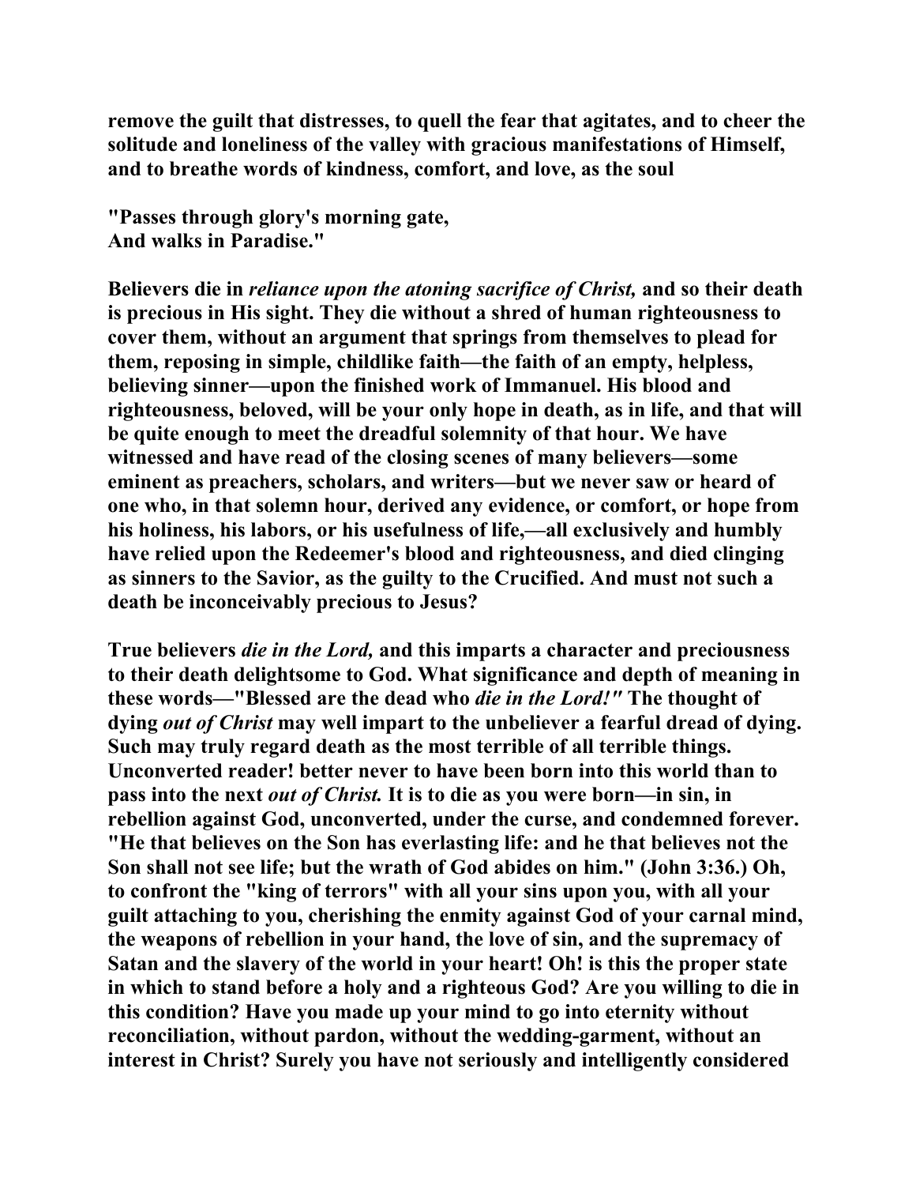remove the guilt that distresses, to quell the fear that agitates, and to cheer the solitude and loneliness of the valley with gracious manifestations of Himself, and to breathe words of kindness, comfort, and love, as the soul

"Passes through glory's morning gate,
And walks in Paradise."

Believers die in *reliance upon the atoning sacrifice of Christ,* and so their death is precious in His sight. They die without a shred of human righteousness to cover them, without an argument that springs from themselves to plead for them, reposing in simple, childlike faith—the faith of an empty, helpless, believing sinner—upon the finished work of Immanuel. His blood and righteousness, beloved, will be your only hope in death, as in life, and that will be quite enough to meet the dreadful solemnity of that hour. We have witnessed and have read of the closing scenes of many believers—some eminent as preachers, scholars, and writers—but we never saw or heard of one who, in that solemn hour, derived any evidence, or comfort, or hope from his holiness, his labors, or his usefulness of life,—all exclusively and humbly have relied upon the Redeemer's blood and righteousness, and died clinging as sinners to the Savior, as the guilty to the Crucified. And must not such a death be inconceivably precious to Jesus?

True believers *die in the Lord,* and this imparts a character and preciousness to their death delightsome to God. What significance and depth of meaning in these words—"Blessed are the dead who *die in the Lord!"* The thought of dying *out of Christ* may well impart to the unbeliever a fearful dread of dying. Such may truly regard death as the most terrible of all terrible things. Unconverted reader! better never to have been born into this world than to pass into the next *out of Christ.* It is to die as you were born—in sin, in rebellion against God, unconverted, under the curse, and condemned forever. "He that believes on the Son has everlasting life: and he that believes not the Son shall not see life; but the wrath of God abides on him." (John 3:36.) Oh, to confront the "king of terrors" with all your sins upon you, with all your guilt attaching to you, cherishing the enmity against God of your carnal mind, the weapons of rebellion in your hand, the love of sin, and the supremacy of Satan and the slavery of the world in your heart! Oh! is this the proper state in which to stand before a holy and a righteous God? Are you willing to die in this condition? Have you made up your mind to go into eternity without reconciliation, without pardon, without the wedding-garment, without an interest in Christ? Surely you have not seriously and intelligently considered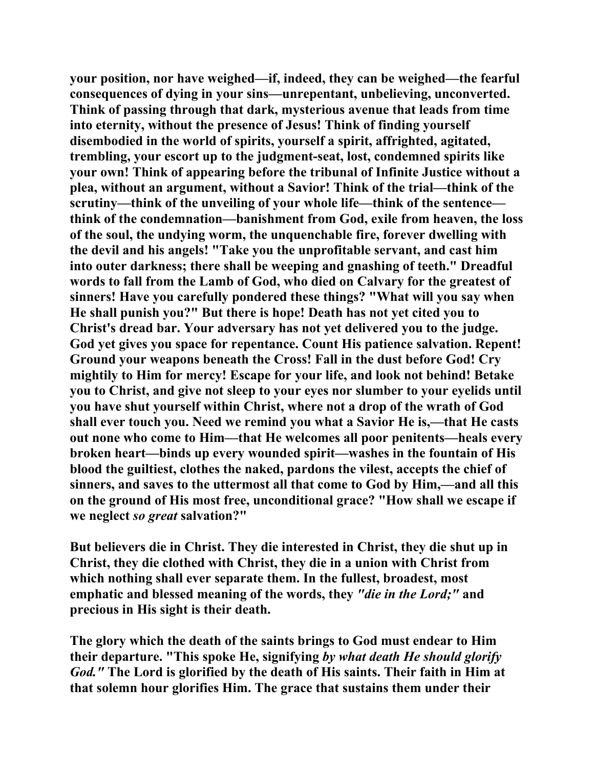**your position, nor have weighed—if, indeed, they can be weighed—the fearful consequences of dying in your sins—unrepentant, unbelieving, unconverted. Think of passing through that dark, mysterious avenue that leads from time into eternity, without the presence of Jesus! Think of finding yourself disembodied in the world of spirits, yourself a spirit, affrighted, agitated, trembling, your escort up to the judgment-seat, lost, condemned spirits like your own! Think of appearing before the tribunal of Infinite Justice without a plea, without an argument, without a Savior! Think of the trial—think of the scrutiny—think of the unveiling of your whole life—think of the sentence—think of the condemnation—banishment from God, exile from heaven, the loss of the soul, the undying worm, the unquenchable fire, forever dwelling with the devil and his angels! "Take you the unprofitable servant, and cast him into outer darkness; there shall be weeping and gnashing of teeth." Dreadful words to fall from the Lamb of God, who died on Calvary for the greatest of sinners! Have you carefully pondered these things? "What will you say when He shall punish you?" But there is hope! Death has not yet cited you to Christ's dread bar. Your adversary has not yet delivered you to the judge. God yet gives you space for repentance. Count His patience salvation. Repent! Ground your weapons beneath the Cross! Fall in the dust before God! Cry mightily to Him for mercy! Escape for your life, and look not behind! Betake you to Christ, and give not sleep to your eyes nor slumber to your eyelids until you have shut yourself within Christ, where not a drop of the wrath of God shall ever touch you. Need we remind you what a Savior He is,—that He casts out none who come to Him—that He welcomes all poor penitents—heals every broken heart—binds up every wounded spirit—washes in the fountain of His blood the guiltiest, clothes the naked, pardons the vilest, accepts the chief of sinners, and saves to the uttermost all that come to God by Him,—and all this on the ground of His most free, unconditional grace? "How shall we escape if we neglect *so great* salvation?"**

**But believers die in Christ. They die interested in Christ, they die shut up in Christ, they die clothed with Christ, they die in a union with Christ from which nothing shall ever separate them. In the fullest, broadest, most emphatic and blessed meaning of the words, they *"die in the Lord;"* and precious in His sight is their death.**

**The glory which the death of the saints brings to God must endear to Him their departure. "This spoke He, signifying *by what death He should glorify God."* The Lord is glorified by the death of His saints. Their faith in Him at that solemn hour glorifies Him. The grace that sustains them under their**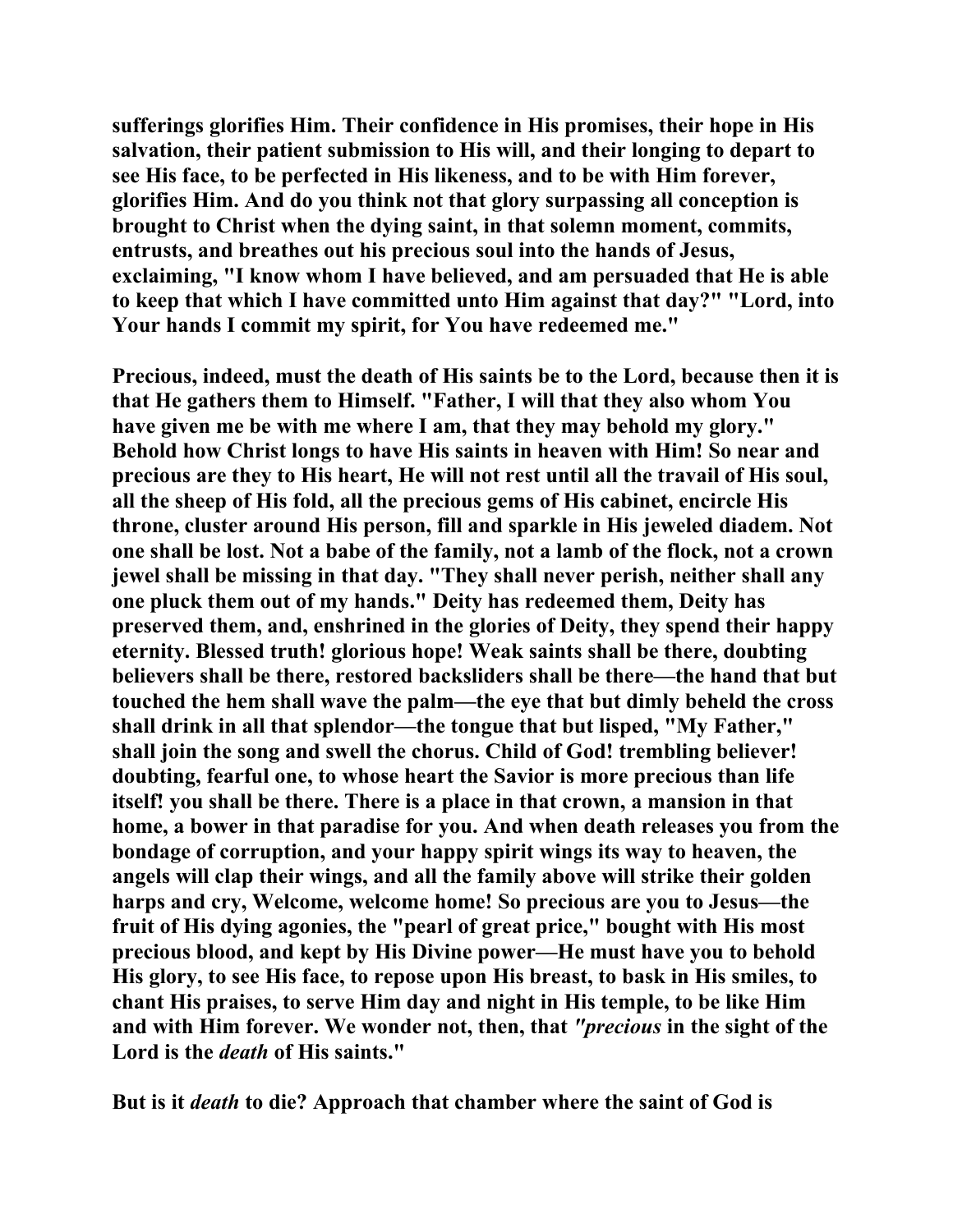**sufferings glorifies Him. Their confidence in His promises, their hope in His salvation, their patient submission to His will, and their longing to depart to see His face, to be perfected in His likeness, and to be with Him forever, glorifies Him. And do you think not that glory surpassing all conception is brought to Christ when the dying saint, in that solemn moment, commits, entrusts, and breathes out his precious soul into the hands of Jesus, exclaiming, "I know whom I have believed, and am persuaded that He is able to keep that which I have committed unto Him against that day?" "Lord, into Your hands I commit my spirit, for You have redeemed me."**

**Precious, indeed, must the death of His saints be to the Lord, because then it is that He gathers them to Himself. "Father, I will that they also whom You have given me be with me where I am, that they may behold my glory." Behold how Christ longs to have His saints in heaven with Him! So near and precious are they to His heart, He will not rest until all the travail of His soul, all the sheep of His fold, all the precious gems of His cabinet, encircle His throne, cluster around His person, fill and sparkle in His jeweled diadem. Not one shall be lost. Not a babe of the family, not a lamb of the flock, not a crown jewel shall be missing in that day. "They shall never perish, neither shall any one pluck them out of my hands." Deity has redeemed them, Deity has preserved them, and, enshrined in the glories of Deity, they spend their happy eternity. Blessed truth! glorious hope! Weak saints shall be there, doubting believers shall be there, restored backsliders shall be there—the hand that but touched the hem shall wave the palm—the eye that but dimly beheld the cross shall drink in all that splendor—the tongue that but lisped, "My Father," shall join the song and swell the chorus. Child of God! trembling believer! doubting, fearful one, to whose heart the Savior is more precious than life itself! you shall be there. There is a place in that crown, a mansion in that home, a bower in that paradise for you. And when death releases you from the bondage of corruption, and your happy spirit wings its way to heaven, the angels will clap their wings, and all the family above will strike their golden harps and cry, Welcome, welcome home! So precious are you to Jesus—the fruit of His dying agonies, the "pearl of great price," bought with His most precious blood, and kept by His Divine power—He must have you to behold His glory, to see His face, to repose upon His breast, to bask in His smiles, to chant His praises, to serve Him day and night in His temple, to be like Him and with Him forever. We wonder not, then, that *"precious* in the sight of the Lord is the *death* of His saints."**

**But is it *death* to die? Approach that chamber where the saint of God is**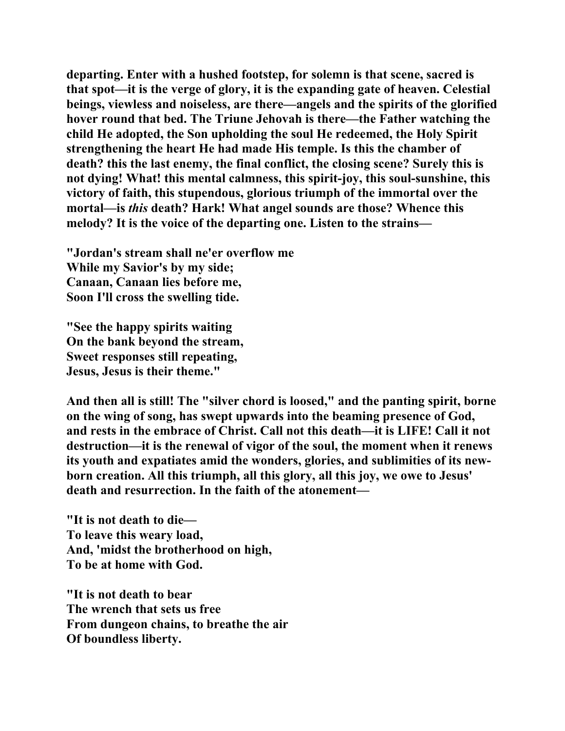**departing. Enter with a hushed footstep, for solemn is that scene, sacred is that spot—it is the verge of glory, it is the expanding gate of heaven. Celestial beings, viewless and noiseless, are there—angels and the spirits of the glorified hover round that bed. The Triune Jehovah is there—the Father watching the child He adopted, the Son upholding the soul He redeemed, the Holy Spirit strengthening the heart He had made His temple. Is this the chamber of death? this the last enemy, the final conflict, the closing scene? Surely this is not dying! What! this mental calmness, this spirit-joy, this soul-sunshine, this victory of faith, this stupendous, glorious triumph of the immortal over the mortal—is *this* death? Hark! What angel sounds are those? Whence this melody? It is the voice of the departing one. Listen to the strains—**

**"Jordan's stream shall ne'er overflow me
While my Savior's by my side;
Canaan, Canaan lies before me,
Soon I'll cross the swelling tide.**

**"See the happy spirits waiting
On the bank beyond the stream,
Sweet responses still repeating,
Jesus, Jesus is their theme."**

**And then all is still! The "silver chord is loosed," and the panting spirit, borne on the wing of song, has swept upwards into the beaming presence of God, and rests in the embrace of Christ. Call not this death—it is LIFE! Call it not destruction—it is the renewal of vigor of the soul, the moment when it renews its youth and expatiates amid the wonders, glories, and sublimities of its new-born creation. All this triumph, all this glory, all this joy, we owe to Jesus' death and resurrection. In the faith of the atonement—**

**"It is not death to die—
To leave this weary load,
And, 'midst the brotherhood on high,
To be at home with God.**

**"It is not death to bear
The wrench that sets us free
From dungeon chains, to breathe the air
Of boundless liberty.**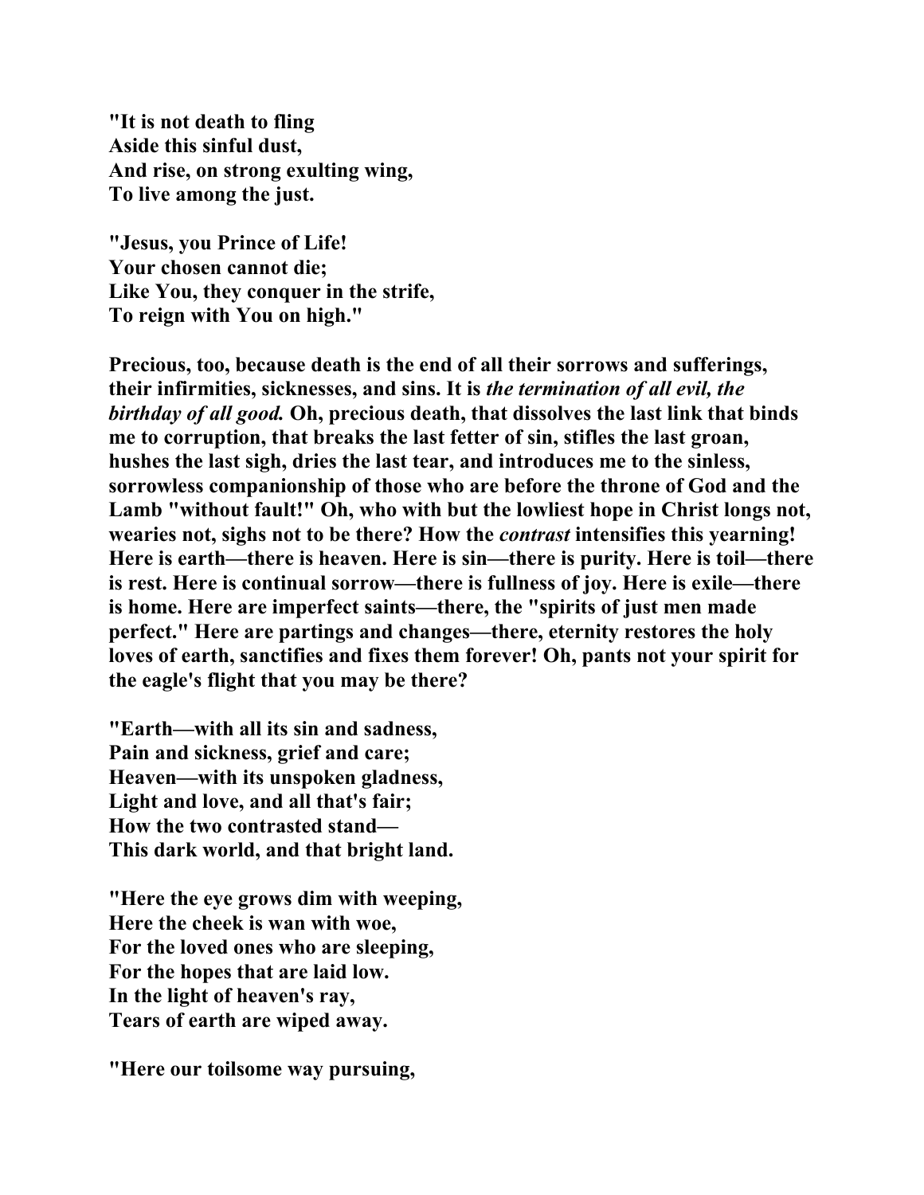**"It is not death to fling**
**Aside this sinful dust,**
**And rise, on strong exulting wing,**
**To live among the just.**

**"Jesus, you Prince of Life!**
**Your chosen cannot die;**
**Like You, they conquer in the strife,**
**To reign with You on high."**

**Precious, too, because death is the end of all their sorrows and sufferings, their infirmities, sicknesses, and sins. It is *the termination of all evil, the birthday of all good.* Oh, precious death, that dissolves the last link that binds me to corruption, that breaks the last fetter of sin, stifles the last groan, hushes the last sigh, dries the last tear, and introduces me to the sinless, sorrowless companionship of those who are before the throne of God and the Lamb "without fault!" Oh, who with but the lowliest hope in Christ longs not, wearies not, sighs not to be there? How the *contrast* intensifies this yearning! Here is earth—there is heaven. Here is sin—there is purity. Here is toil—there is rest. Here is continual sorrow—there is fullness of joy. Here is exile—there is home. Here are imperfect saints—there, the "spirits of just men made perfect." Here are partings and changes—there, eternity restores the holy loves of earth, sanctifies and fixes them forever! Oh, pants not your spirit for the eagle's flight that you may be there?**

**"Earth—with all its sin and sadness,**
**Pain and sickness, grief and care;**
**Heaven—with its unspoken gladness,**
**Light and love, and all that's fair;**
**How the two contrasted stand—**
**This dark world, and that bright land.**

**"Here the eye grows dim with weeping,**
**Here the cheek is wan with woe,**
**For the loved ones who are sleeping,**
**For the hopes that are laid low.**
**In the light of heaven's ray,**
**Tears of earth are wiped away.**

**"Here our toilsome way pursuing,**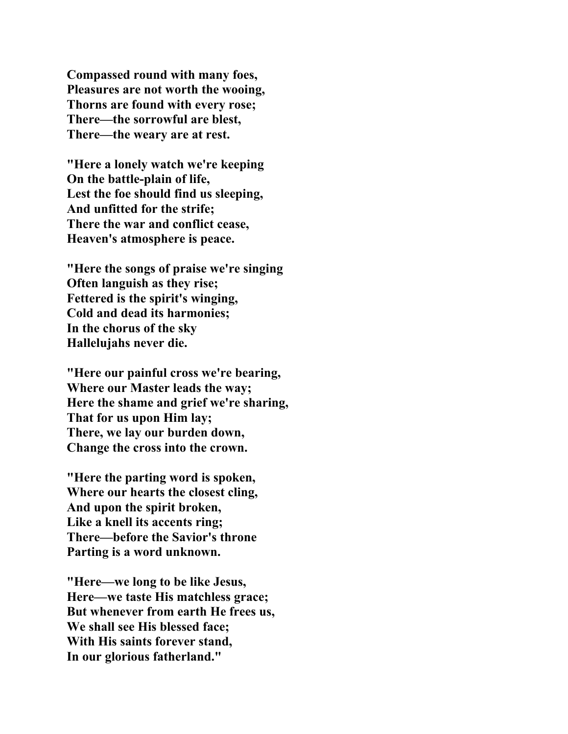**Compassed round with many foes,**
**Pleasures are not worth the wooing,**
**Thorns are found with every rose;**
**There—the sorrowful are blest,**
**There—the weary are at rest.**

**"Here a lonely watch we're keeping**
**On the battle-plain of life,**
**Lest the foe should find us sleeping,**
**And unfitted for the strife;**
**There the war and conflict cease,**
**Heaven's atmosphere is peace.**

**"Here the songs of praise we're singing**
**Often languish as they rise;**
**Fettered is the spirit's winging,**
**Cold and dead its harmonies;**
**In the chorus of the sky**
**Hallelujahs never die.**

**"Here our painful cross we're bearing,**
**Where our Master leads the way;**
**Here the shame and grief we're sharing,**
**That for us upon Him lay;**
**There, we lay our burden down,**
**Change the cross into the crown.**

**"Here the parting word is spoken,**
**Where our hearts the closest cling,**
**And upon the spirit broken,**
**Like a knell its accents ring;**
**There—before the Savior's throne**
**Parting is a word unknown.**

**"Here—we long to be like Jesus,**
**Here—we taste His matchless grace;**
**But whenever from earth He frees us,**
**We shall see His blessed face;**
**With His saints forever stand,**
**In our glorious fatherland."**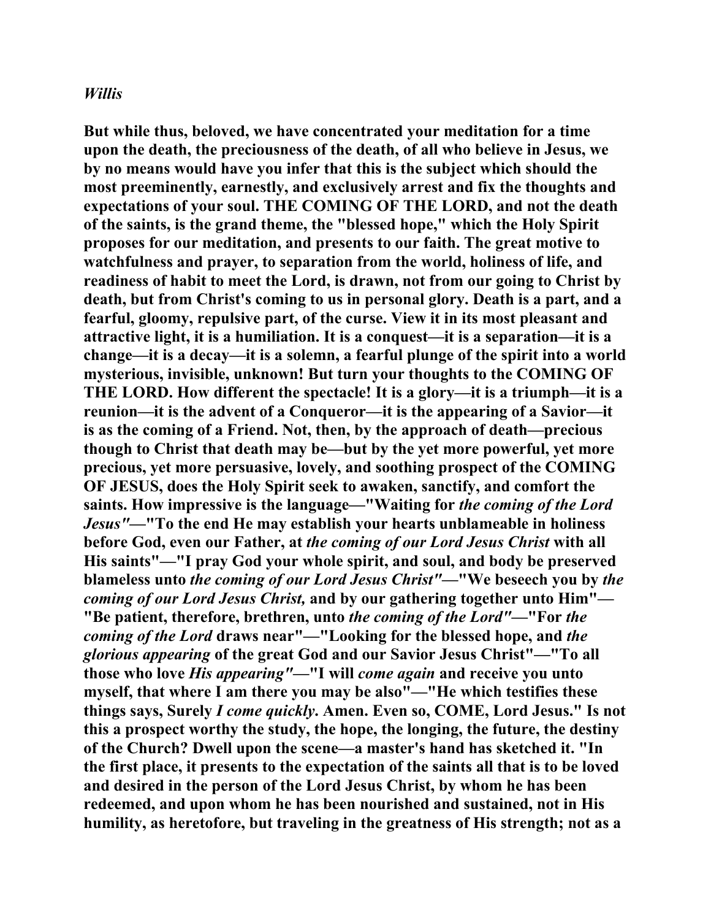**But while thus, beloved, we have concentrated your meditation for a time upon the death, the preciousness of the death, of all who believe in Jesus, we by no means would have you infer that this is the subject which should the most preeminently, earnestly, and exclusively arrest and fix the thoughts and expectations of your soul. THE COMING OF THE LORD, and not the death of the saints, is the grand theme, the "blessed hope," which the Holy Spirit proposes for our meditation, and presents to our faith. The great motive to watchfulness and prayer, to separation from the world, holiness of life, and readiness of habit to meet the Lord, is drawn, not from our going to Christ by death, but from Christ's coming to us in personal glory. Death is a part, and a fearful, gloomy, repulsive part, of the curse. View it in its most pleasant and attractive light, it is a humiliation. It is a conquest—it is a separation—it is a change—it is a decay—it is a solemn, a fearful plunge of the spirit into a world mysterious, invisible, unknown! But turn your thoughts to the COMING OF THE LORD. How different the spectacle! It is a glory—it is a triumph—it is a reunion—it is the advent of a Conqueror—it is the appearing of a Savior—it is as the coming of a Friend. Not, then, by the approach of death—precious though to Christ that death may be—but by the yet more powerful, yet more precious, yet more persuasive, lovely, and soothing prospect of the COMING OF JESUS, does the Holy Spirit seek to awaken, sanctify, and comfort the saints. How impressive is the language—"Waiting for *the coming of the Lord Jesus"*—"To the end He may establish your hearts unblameable in holiness before God, even our Father, at *the coming of our Lord Jesus Christ* with all His saints"—"I pray God your whole spirit, and soul, and body be preserved blameless unto *the coming of our Lord Jesus Christ"*—"We beseech you by *the coming of our Lord Jesus Christ,* and by our gathering together unto Him"—"Be patient, therefore, brethren, unto *the coming of the Lord"*—"For *the coming of the Lord* draws near"—"Looking for the blessed hope, and *the glorious appearing* of the great God and our Savior Jesus Christ"—"To all those who love *His appearing"*—"I will *come again* and receive you unto myself, that where I am there you may be also"—"He which testifies these things says, Surely *I come quickly.* Amen. Even so, COME, Lord Jesus." Is not this a prospect worthy the study, the hope, the longing, the future, the destiny of the Church? Dwell upon the scene—a master's hand has sketched it. "In the first place, it presents to the expectation of the saints all that is to be loved and desired in the person of the Lord Jesus Christ, by whom he has been redeemed, and upon whom he has been nourished and sustained, not in His humility, as heretofore, but traveling in the greatness of His strength; not as a**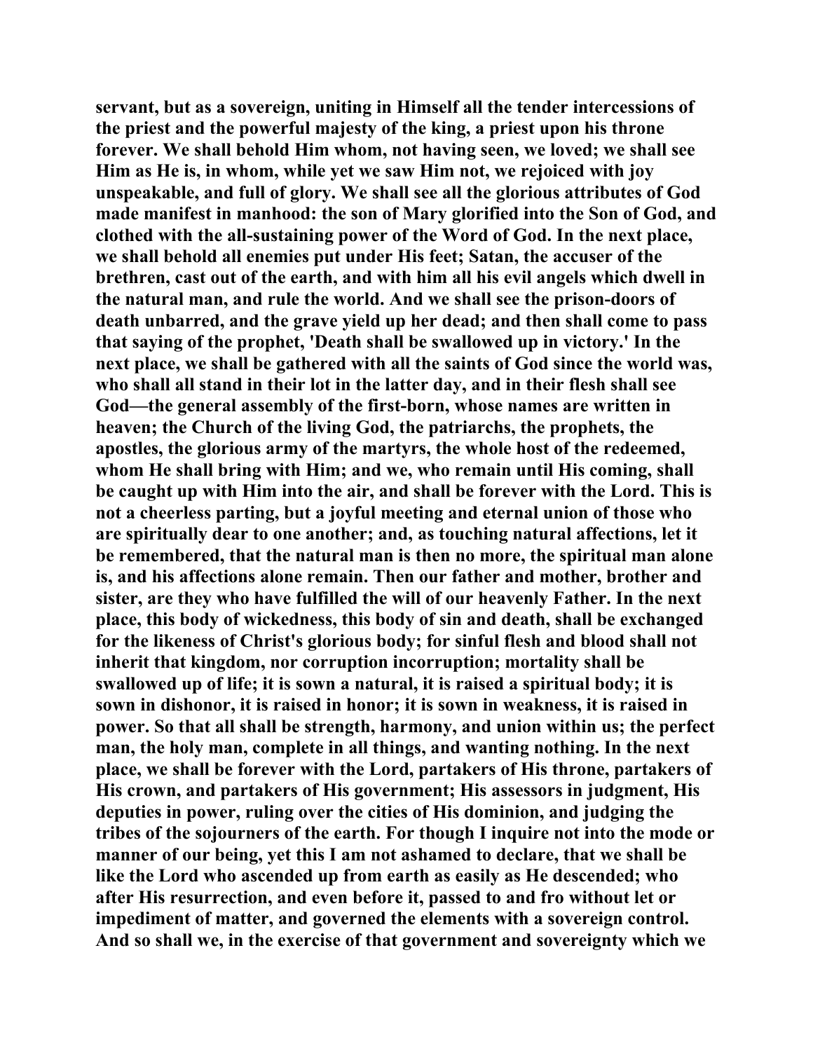servant, but as a sovereign, uniting in Himself all the tender intercessions of the priest and the powerful majesty of the king, a priest upon his throne forever. We shall behold Him whom, not having seen, we loved; we shall see Him as He is, in whom, while yet we saw Him not, we rejoiced with joy unspeakable, and full of glory. We shall see all the glorious attributes of God made manifest in manhood: the son of Mary glorified into the Son of God, and clothed with the all-sustaining power of the Word of God. In the next place, we shall behold all enemies put under His feet; Satan, the accuser of the brethren, cast out of the earth, and with him all his evil angels which dwell in the natural man, and rule the world. And we shall see the prison-doors of death unbarred, and the grave yield up her dead; and then shall come to pass that saying of the prophet, 'Death shall be swallowed up in victory.' In the next place, we shall be gathered with all the saints of God since the world was, who shall all stand in their lot in the latter day, and in their flesh shall see God—the general assembly of the first-born, whose names are written in heaven; the Church of the living God, the patriarchs, the prophets, the apostles, the glorious army of the martyrs, the whole host of the redeemed, whom He shall bring with Him; and we, who remain until His coming, shall be caught up with Him into the air, and shall be forever with the Lord. This is not a cheerless parting, but a joyful meeting and eternal union of those who are spiritually dear to one another; and, as touching natural affections, let it be remembered, that the natural man is then no more, the spiritual man alone is, and his affections alone remain. Then our father and mother, brother and sister, are they who have fulfilled the will of our heavenly Father. In the next place, this body of wickedness, this body of sin and death, shall be exchanged for the likeness of Christ's glorious body; for sinful flesh and blood shall not inherit that kingdom, nor corruption incorruption; mortality shall be swallowed up of life; it is sown a natural, it is raised a spiritual body; it is sown in dishonor, it is raised in honor; it is sown in weakness, it is raised in power. So that all shall be strength, harmony, and union within us; the perfect man, the holy man, complete in all things, and wanting nothing. In the next place, we shall be forever with the Lord, partakers of His throne, partakers of His crown, and partakers of His government; His assessors in judgment, His deputies in power, ruling over the cities of His dominion, and judging the tribes of the sojourners of the earth. For though I inquire not into the mode or manner of our being, yet this I am not ashamed to declare, that we shall be like the Lord who ascended up from earth as easily as He descended; who after His resurrection, and even before it, passed to and fro without let or impediment of matter, and governed the elements with a sovereign control. And so shall we, in the exercise of that government and sovereignty which we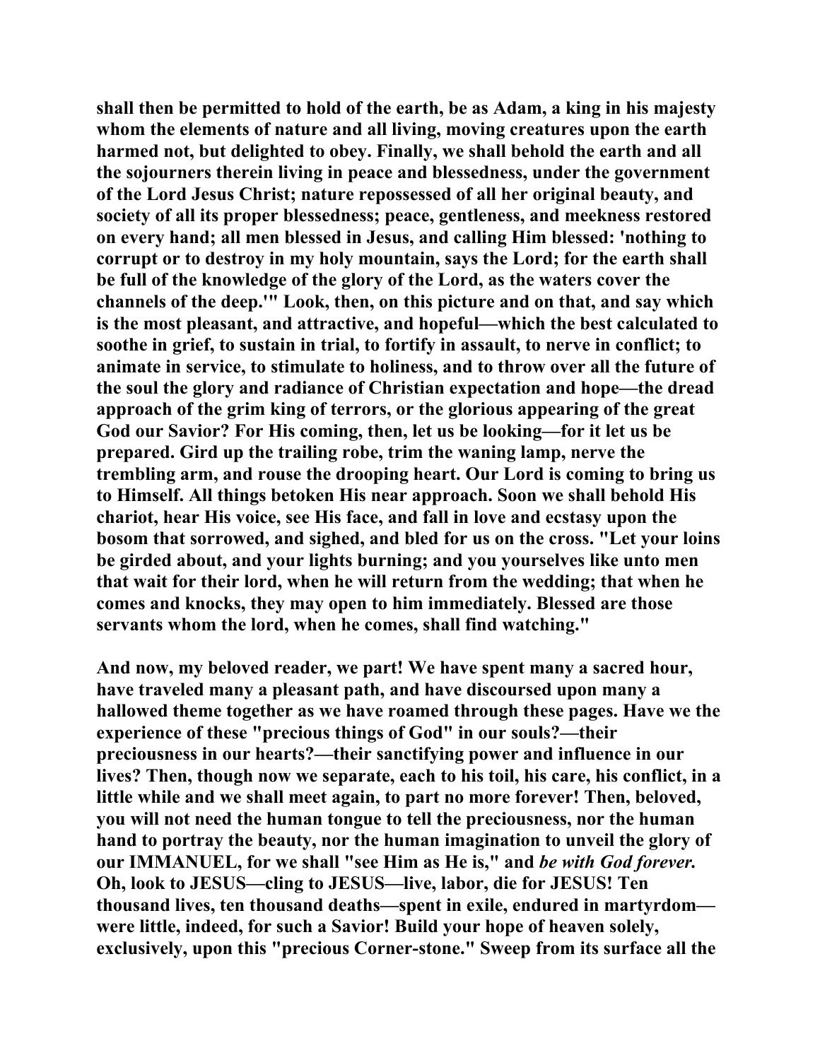**shall then be permitted to hold of the earth, be as Adam, a king in his majesty whom the elements of nature and all living, moving creatures upon the earth harmed not, but delighted to obey. Finally, we shall behold the earth and all the sojourners therein living in peace and blessedness, under the government of the Lord Jesus Christ; nature repossessed of all her original beauty, and society of all its proper blessedness; peace, gentleness, and meekness restored on every hand; all men blessed in Jesus, and calling Him blessed: 'nothing to corrupt or to destroy in my holy mountain, says the Lord; for the earth shall be full of the knowledge of the glory of the Lord, as the waters cover the channels of the deep.'" Look, then, on this picture and on that, and say which is the most pleasant, and attractive, and hopeful—which the best calculated to soothe in grief, to sustain in trial, to fortify in assault, to nerve in conflict; to animate in service, to stimulate to holiness, and to throw over all the future of the soul the glory and radiance of Christian expectation and hope—the dread approach of the grim king of terrors, or the glorious appearing of the great God our Savior? For His coming, then, let us be looking—for it let us be prepared. Gird up the trailing robe, trim the waning lamp, nerve the trembling arm, and rouse the drooping heart. Our Lord is coming to bring us to Himself. All things betoken His near approach. Soon we shall behold His chariot, hear His voice, see His face, and fall in love and ecstasy upon the bosom that sorrowed, and sighed, and bled for us on the cross. "Let your loins be girded about, and your lights burning; and you yourselves like unto men that wait for their lord, when he will return from the wedding; that when he comes and knocks, they may open to him immediately. Blessed are those servants whom the lord, when he comes, shall find watching."**

**And now, my beloved reader, we part! We have spent many a sacred hour, have traveled many a pleasant path, and have discoursed upon many a hallowed theme together as we have roamed through these pages. Have we the experience of these "precious things of God" in our souls?—their preciousness in our hearts?—their sanctifying power and influence in our lives? Then, though now we separate, each to his toil, his care, his conflict, in a little while and we shall meet again, to part no more forever! Then, beloved, you will not need the human tongue to tell the preciousness, nor the human hand to portray the beauty, nor the human imagination to unveil the glory of our IMMANUEL, for we shall "see Him as He is," and *be with God forever.* Oh, look to JESUS—cling to JESUS—live, labor, die for JESUS! Ten thousand lives, ten thousand deaths—spent in exile, endured in martyrdom—were little, indeed, for such a Savior! Build your hope of heaven solely, exclusively, upon this "precious Corner-stone." Sweep from its surface all the**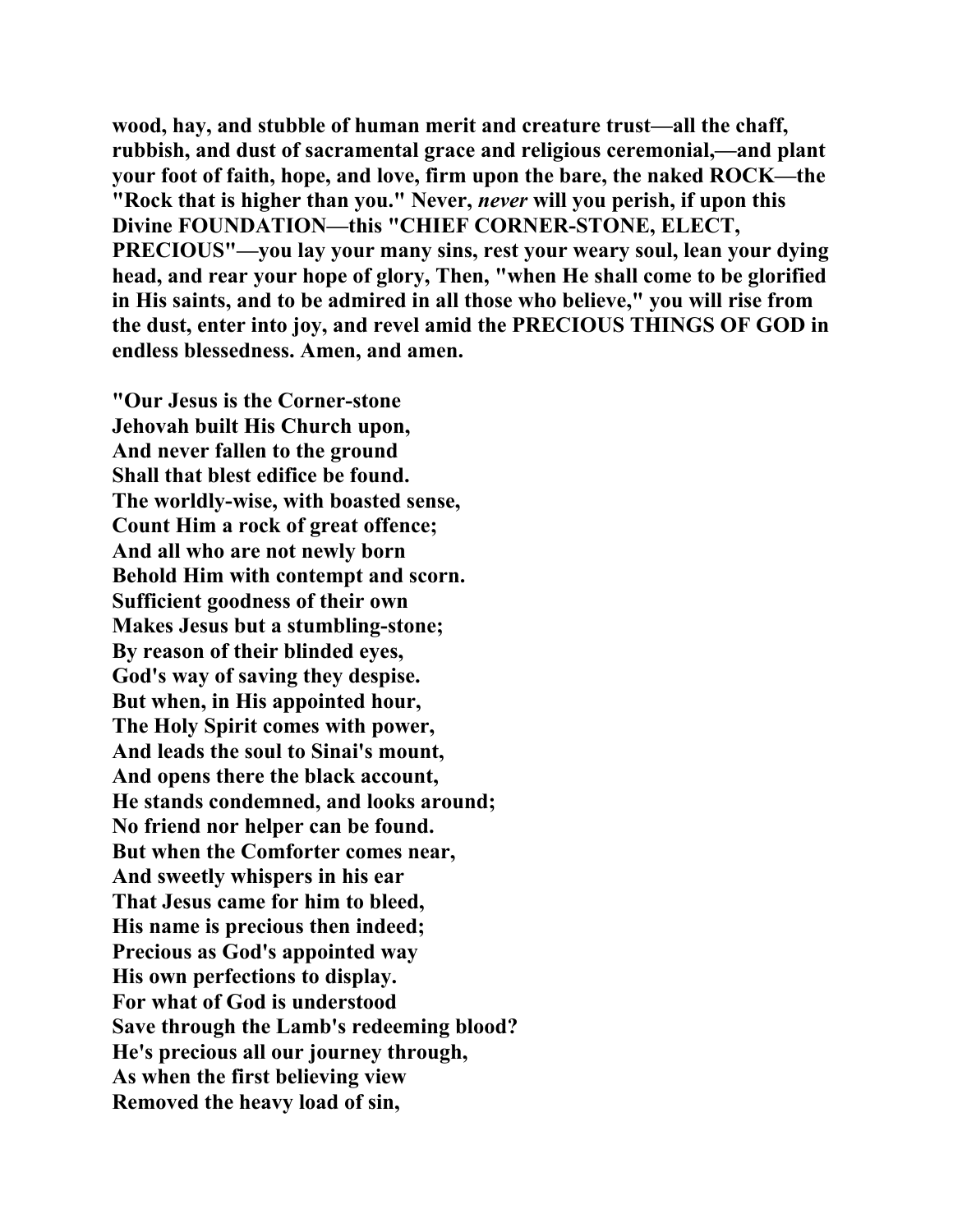**wood, hay, and stubble of human merit and creature trust—all the chaff, rubbish, and dust of sacramental grace and religious ceremonial,—and plant your foot of faith, hope, and love, firm upon the bare, the naked ROCK—the "Rock that is higher than you." Never, *never* will you perish, if upon this Divine FOUNDATION—this "CHIEF CORNER-STONE, ELECT, PRECIOUS"—you lay your many sins, rest your weary soul, lean your dying head, and rear your hope of glory, Then, "when He shall come to be glorified in His saints, and to be admired in all those who believe," you will rise from the dust, enter into joy, and revel amid the PRECIOUS THINGS OF GOD in endless blessedness. Amen, and amen.**

**"Our Jesus is the Corner-stone**
**Jehovah built His Church upon,**
**And never fallen to the ground**
**Shall that blest edifice be found.**
**The worldly-wise, with boasted sense,**
**Count Him a rock of great offence;**
**And all who are not newly born**
**Behold Him with contempt and scorn.**
**Sufficient goodness of their own**
**Makes Jesus but a stumbling-stone;**
**By reason of their blinded eyes,**
**God's way of saving they despise.**
**But when, in His appointed hour,**
**The Holy Spirit comes with power,**
**And leads the soul to Sinai's mount,**
**And opens there the black account,**
**He stands condemned, and looks around;**
**No friend nor helper can be found.**
**But when the Comforter comes near,**
**And sweetly whispers in his ear**
**That Jesus came for him to bleed,**
**His name is precious then indeed;**
**Precious as God's appointed way**
**His own perfections to display.**
**For what of God is understood**
**Save through the Lamb's redeeming blood?**
**He's precious all our journey through,**
**As when the first believing view**
**Removed the heavy load of sin,**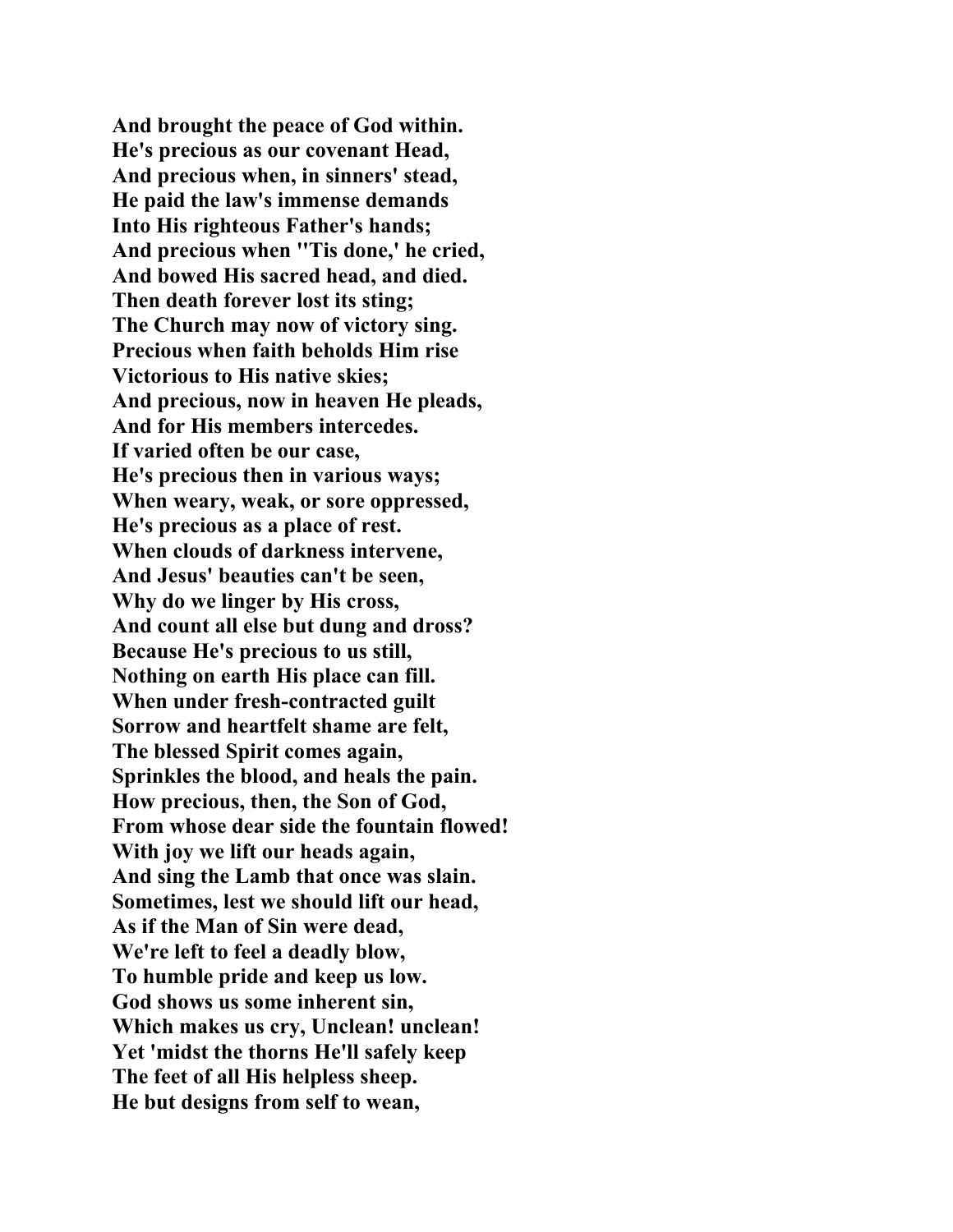**And brought the peace of God within.**
**He's precious as our covenant Head,**
**And precious when, in sinners' stead,**
**He paid the law's immense demands**
**Into His righteous Father's hands;**
**And precious when ''Tis done,' he cried,**
**And bowed His sacred head, and died.**
**Then death forever lost its sting;**
**The Church may now of victory sing.**
**Precious when faith beholds Him rise**
**Victorious to His native skies;**
**And precious, now in heaven He pleads,**
**And for His members intercedes.**
**If varied often be our case,**
**He's precious then in various ways;**
**When weary, weak, or sore oppressed,**
**He's precious as a place of rest.**
**When clouds of darkness intervene,**
**And Jesus' beauties can't be seen,**
**Why do we linger by His cross,**
**And count all else but dung and dross?**
**Because He's precious to us still,**
**Nothing on earth His place can fill.**
**When under fresh-contracted guilt**
**Sorrow and heartfelt shame are felt,**
**The blessed Spirit comes again,**
**Sprinkles the blood, and heals the pain.**
**How precious, then, the Son of God,**
**From whose dear side the fountain flowed!**
**With joy we lift our heads again,**
**And sing the Lamb that once was slain.**
**Sometimes, lest we should lift our head,**
**As if the Man of Sin were dead,**
**We're left to feel a deadly blow,**
**To humble pride and keep us low.**
**God shows us some inherent sin,**
**Which makes us cry, Unclean! unclean!**
**Yet 'midst the thorns He'll safely keep**
**The feet of all His helpless sheep.**
**He but designs from self to wean,**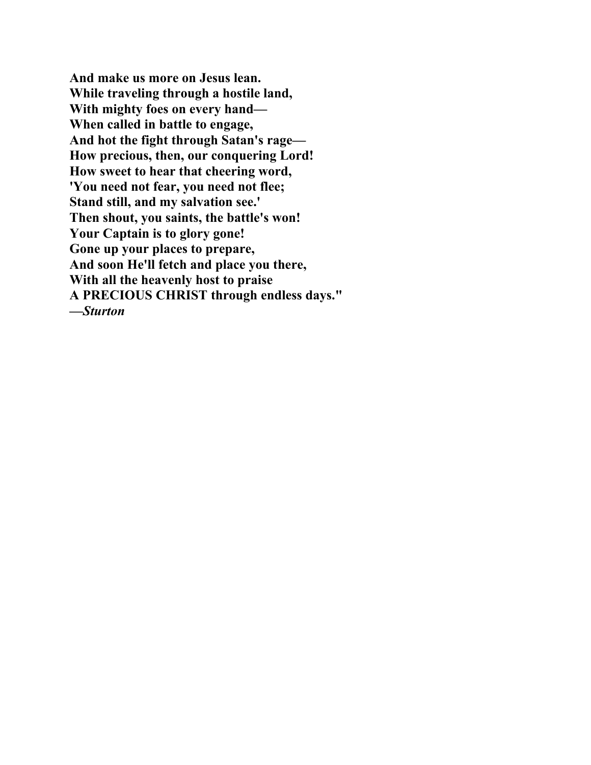**And make us more on Jesus lean.**
**While traveling through a hostile land,**
**With mighty foes on every hand—**
**When called in battle to engage,**
**And hot the fight through Satan's rage—**
**How precious, then, our conquering Lord!**
**How sweet to hear that cheering word,**
**'You need not fear, you need not flee;**
**Stand still, and my salvation see.'**
**Then shout, you saints, the battle's won!**
**Your Captain is to glory gone!**
**Gone up your places to prepare,**
**And soon He'll fetch and place you there,**
**With all the heavenly host to praise**
**A PRECIOUS CHRIST through endless days."**
**—*Sturton***